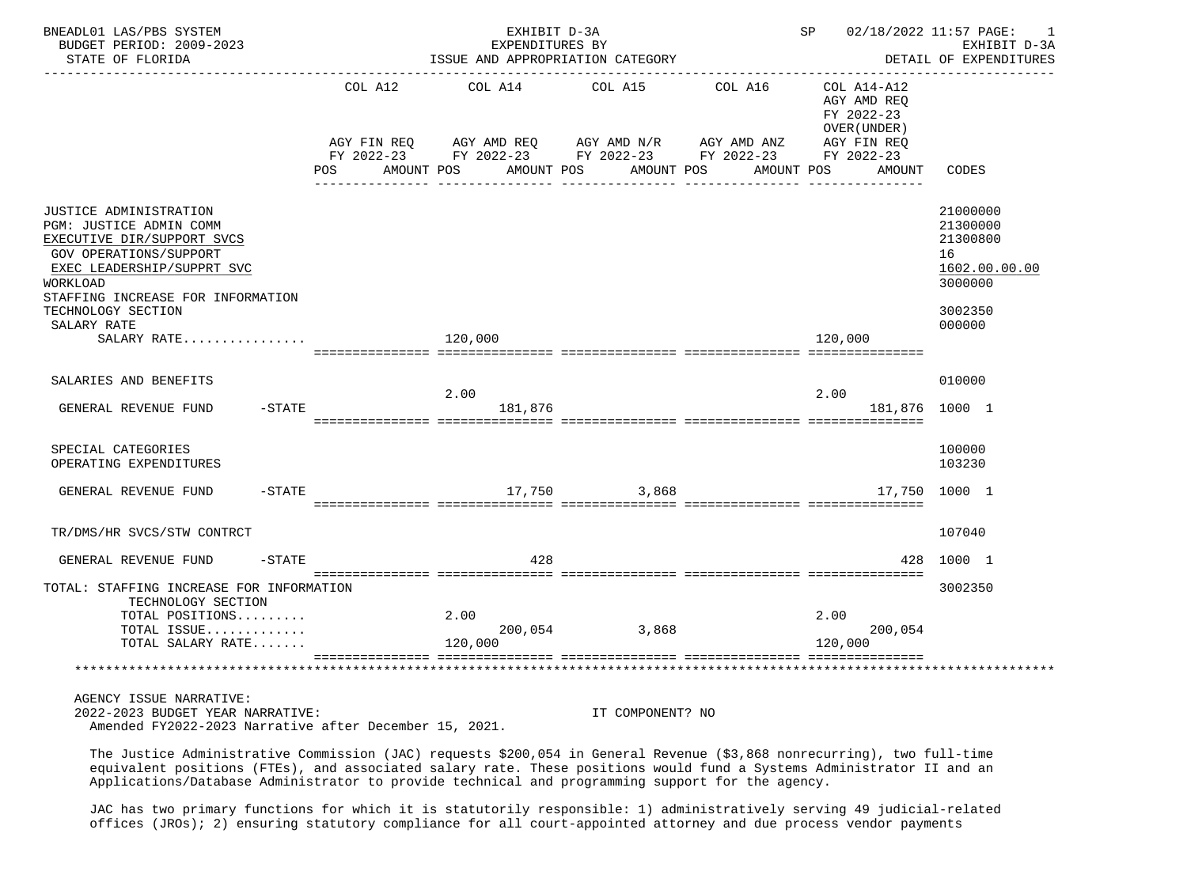BNEADL01 LAS/PBS SYSTEM — EXHIBIT D-3A — EXPENDITURES BY ISSUE AND APPROPRIATION CATEGORY — SP 02/18/2022 11:57 PAGE: 1
BUDGET PERIOD: 2009-2023 — EXHIBIT D-3A
STATE OF FLORIDA — DETAIL OF EXPENDITURES

| | COL A12 AGY FIN REQ FY 2022-23 POS | COL A12 AMOUNT | COL A14 AGY AMD REQ FY 2022-23 POS | COL A14 AMOUNT | COL A15 AGY AMD N/R FY 2022-23 POS | COL A15 AMOUNT | COL A16 AGY AMD ANZ FY 2022-23 POS | COL A16 AMOUNT | COL A14-A12 AGY AMD REQ FY 2022-23 OVER(UNDER) AGY FIN REQ FY 2022-23 POS | COL A14-A12 AMOUNT | CODES |
|---|---|---|---|---|---|---|---|---|---|---|---|
| JUSTICE ADMINISTRATION | | | | | | | | | | | 21000000 |
| PGM: JUSTICE ADMIN COMM | | | | | | | | | | | 21300000 |
| EXECUTIVE DIR/SUPPORT SVCS | | | | | | | | | | | 21300800 |
| GOV OPERATIONS/SUPPORT | | | | | | | | | | | 16 |
| EXEC LEADERSHIP/SUPPRT SVC | | | | | | | | | | | 1602.00.00.00 |
| WORKLOAD | | | | | | | | | | | 3000000 |
| STAFFING INCREASE FOR INFORMATION TECHNOLOGY SECTION | | | | | | | | | | | 3002350 |
| SALARY RATE | | | | | | | | | | | 000000 |
| SALARY RATE................ | | | 120,000 | | | | | | 120,000 | | |
| SALARIES AND BENEFITS | | | | | | | | | | | 010000 |
| GENERAL REVENUE FUND -STATE | | | 2.00 | 181,876 | | | | | 2.00 | 181,876 | 1000 1 |
| SPECIAL CATEGORIES | | | | | | | | | | | 100000 |
| OPERATING EXPENDITURES | | | | | | | | | | | 103230 |
| GENERAL REVENUE FUND -STATE | | | | 17,750 | | 3,868 | | | | 17,750 | 1000 1 |
| TR/DMS/HR SVCS/STW CONTRCT | | | | | | | | | | | 107040 |
| GENERAL REVENUE FUND -STATE | | | | 428 | | | | | | 428 | 1000 1 |
| TOTAL: STAFFING INCREASE FOR INFORMATION TECHNOLOGY SECTION | | | | | | | | | | | 3002350 |
| TOTAL POSITIONS......... | | | 2.00 | | | | | | 2.00 | | |
| TOTAL ISSUE............. | | | | 200,054 | | 3,868 | | | | 200,054 | |
| TOTAL SALARY RATE....... | | | 120,000 | | | | | | 120,000 | | |

AGENCY ISSUE NARRATIVE:
2022-2023 BUDGET YEAR NARRATIVE: IT COMPONENT? NO
Amended FY2022-2023 Narrative after December 15, 2021.

The Justice Administrative Commission (JAC) requests $200,054 in General Revenue ($3,868 nonrecurring), two full-time equivalent positions (FTEs), and associated salary rate. These positions would fund a Systems Administrator II and an Applications/Database Administrator to provide technical and programming support for the agency.

JAC has two primary functions for which it is statutorily responsible: 1) administratively serving 49 judicial-related offices (JROs); 2) ensuring statutory compliance for all court-appointed attorney and due process vendor payments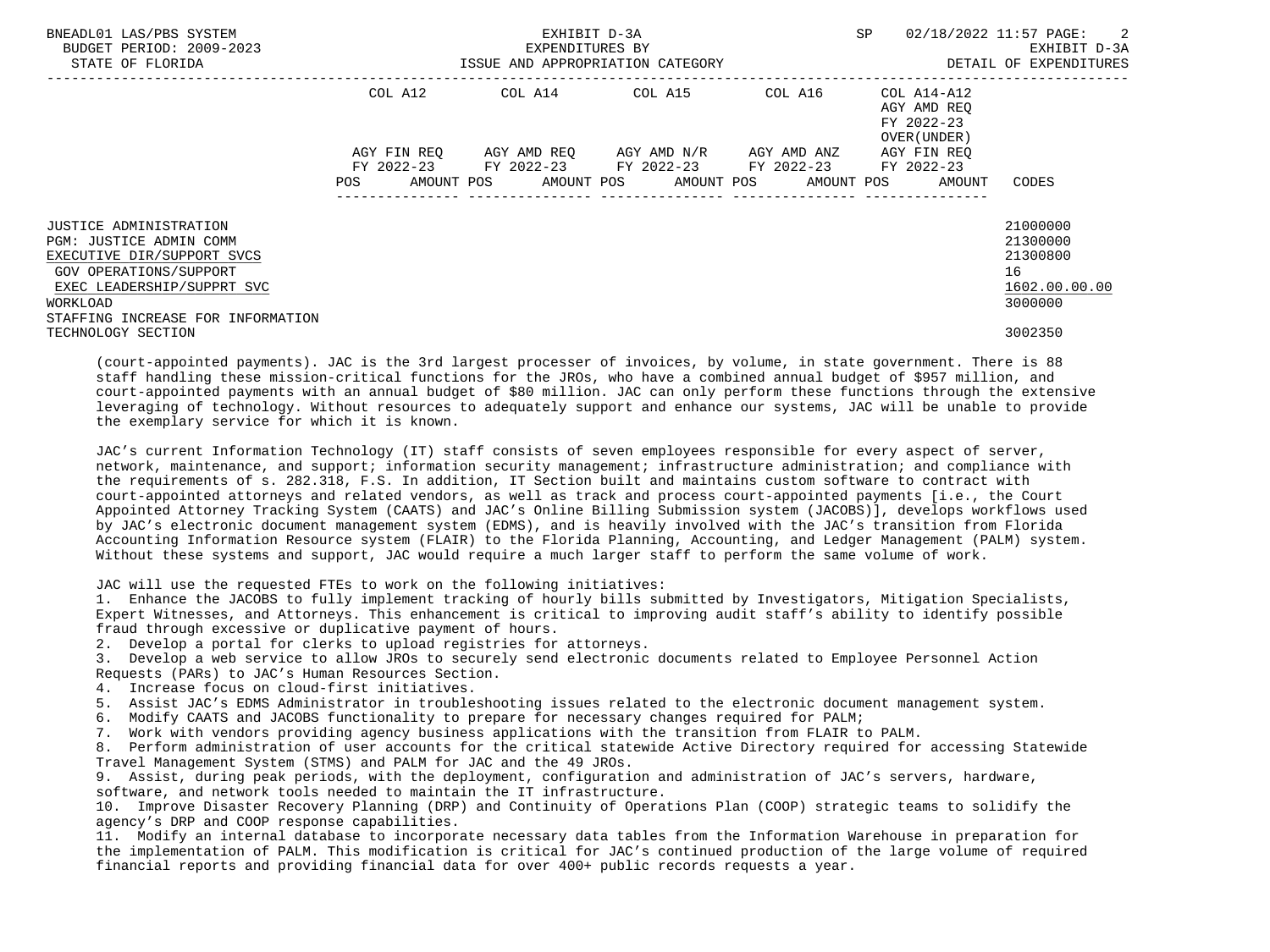| | COL A12 | COL A14 | COL A15 | COL A16 | COL A14-A12 AGY AMD REQ FY 2022-23 OVER(UNDER) | |
|---|---|---|---|---|---|---|
| | AGY FIN REQ FY 2022-23 | AGY AMD REQ FY 2022-23 | AGY AMD N/R FY 2022-23 | AGY AMD ANZ FY 2022-23 | AGY FIN REQ FY 2022-23 | |
| | POS AMOUNT | POS AMOUNT | POS AMOUNT | POS AMOUNT | POS AMOUNT | CODES |
| JUSTICE ADMINISTRATION | | | | | | 21000000 |
| PGM: JUSTICE ADMIN COMM | | | | | | 21300000 |
| EXECUTIVE DIR/SUPPORT SVCS | | | | | | 21300800 |
| GOV OPERATIONS/SUPPORT | | | | | | 16 |
| EXEC LEADERSHIP/SUPPRT SVC | | | | | | 1602.00.00.00 |
| WORKLOAD | | | | | | 3000000 |
| STAFFING INCREASE FOR INFORMATION TECHNOLOGY SECTION | | | | | | 3002350 |

(court-appointed payments). JAC is the 3rd largest processer of invoices, by volume, in state government. There is 88 staff handling these mission-critical functions for the JROs, who have a combined annual budget of $957 million, and court-appointed payments with an annual budget of $80 million. JAC can only perform these functions through the extensive leveraging of technology. Without resources to adequately support and enhance our systems, JAC will be unable to provide the exemplary service for which it is known.

JAC's current Information Technology (IT) staff consists of seven employees responsible for every aspect of server, network, maintenance, and support; information security management; infrastructure administration; and compliance with the requirements of s. 282.318, F.S. In addition, IT Section built and maintains custom software to contract with court-appointed attorneys and related vendors, as well as track and process court-appointed payments [i.e., the Court Appointed Attorney Tracking System (CAATS) and JAC's Online Billing Submission system (JACOBS)], develops workflows used by JAC's electronic document management system (EDMS), and is heavily involved with the JAC's transition from Florida Accounting Information Resource system (FLAIR) to the Florida Planning, Accounting, and Ledger Management (PALM) system. Without these systems and support, JAC would require a much larger staff to perform the same volume of work.

JAC will use the requested FTEs to work on the following initiatives:

1. Enhance the JACOBS to fully implement tracking of hourly bills submitted by Investigators, Mitigation Specialists, Expert Witnesses, and Attorneys. This enhancement is critical to improving audit staff's ability to identify possible fraud through excessive or duplicative payment of hours.
2. Develop a portal for clerks to upload registries for attorneys.
3. Develop a web service to allow JROs to securely send electronic documents related to Employee Personnel Action Requests (PARs) to JAC's Human Resources Section.
4. Increase focus on cloud-first initiatives.
5. Assist JAC's EDMS Administrator in troubleshooting issues related to the electronic document management system.
6. Modify CAATS and JACOBS functionality to prepare for necessary changes required for PALM;
7. Work with vendors providing agency business applications with the transition from FLAIR to PALM.
8. Perform administration of user accounts for the critical statewide Active Directory required for accessing Statewide Travel Management System (STMS) and PALM for JAC and the 49 JROs.
9. Assist, during peak periods, with the deployment, configuration and administration of JAC's servers, hardware, software, and network tools needed to maintain the IT infrastructure.
10. Improve Disaster Recovery Planning (DRP) and Continuity of Operations Plan (COOP) strategic teams to solidify the agency's DRP and COOP response capabilities.
11. Modify an internal database to incorporate necessary data tables from the Information Warehouse in preparation for the implementation of PALM. This modification is critical for JAC's continued production of the large volume of required financial reports and providing financial data for over 400+ public records requests a year.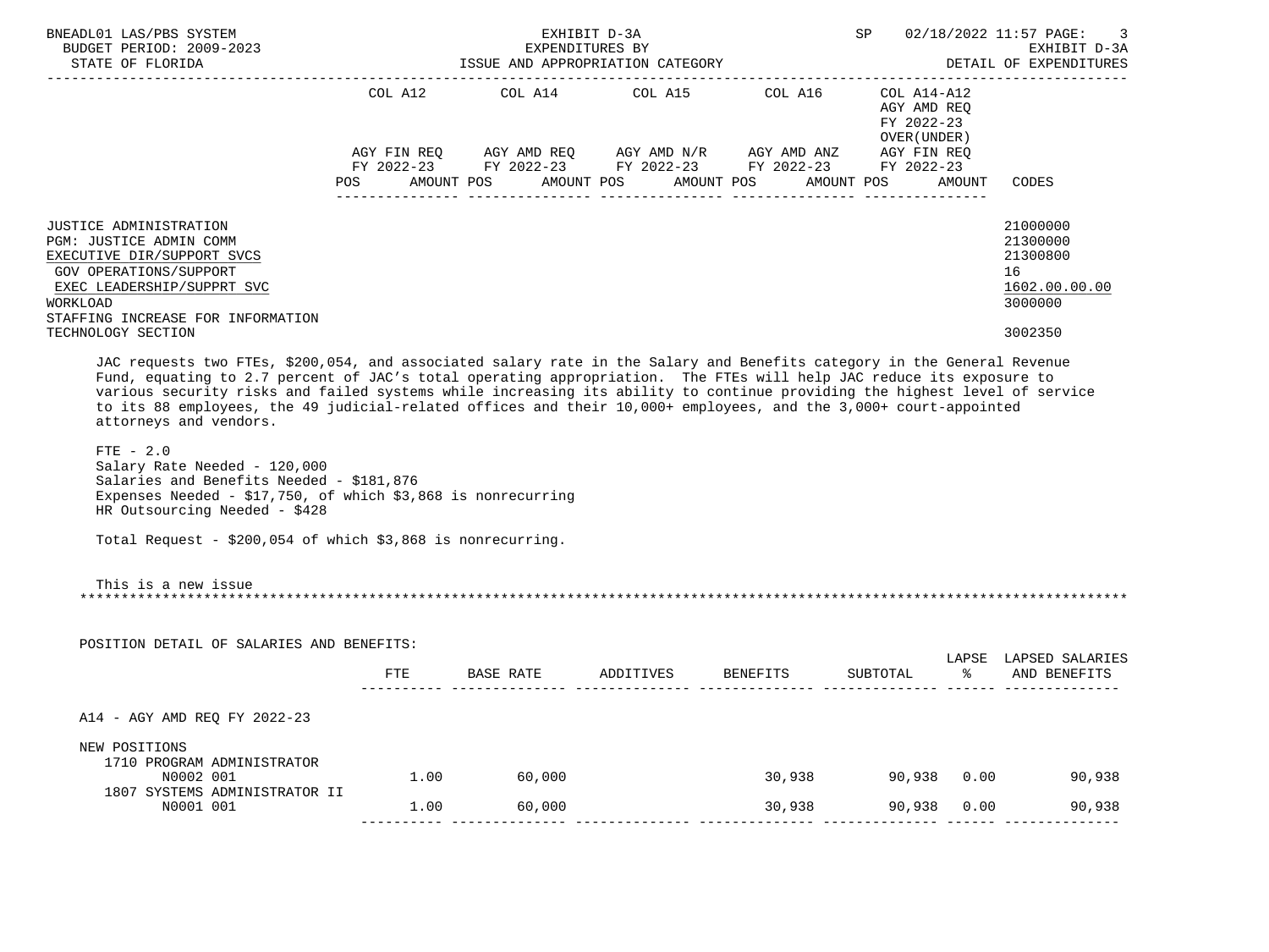| | COL A12 | COL A14 | COL A15 | COL A16 | COL A14-A12 AGY AMD REQ FY 2022-23 OVER(UNDER) | |
|---|---|---|---|---|---|---|
| | AGY FIN REQ FY 2022-23 | AGY AMD REQ FY 2022-23 | AGY AMD N/R FY 2022-23 | AGY AMD ANZ FY 2022-23 | AGY FIN REQ FY 2022-23 | |
| | POS AMOUNT | POS AMOUNT | POS AMOUNT | POS AMOUNT | POS AMOUNT | CODES |

JUSTICE ADMINISTRATION — 21000000
PGM: JUSTICE ADMIN COMM — 21300000
EXECUTIVE DIR/SUPPORT SVCS — 21300800
GOV OPERATIONS/SUPPORT — 16
EXEC LEADERSHIP/SUPPRT SVC — 1602.00.00.00
WORKLOAD — 3000000
STAFFING INCREASE FOR INFORMATION TECHNOLOGY SECTION — 3002350

JAC requests two FTEs, $200,054, and associated salary rate in the Salary and Benefits category in the General Revenue Fund, equating to 2.7 percent of JAC's total operating appropriation. The FTEs will help JAC reduce its exposure to various security risks and failed systems while increasing its ability to continue providing the highest level of service to its 88 employees, the 49 judicial-related offices and their 10,000+ employees, and the 3,000+ court-appointed attorneys and vendors.

FTE - 2.0
Salary Rate Needed - 120,000
Salaries and Benefits Needed - $181,876
Expenses Needed - $17,750, of which $3,868 is nonrecurring
HR Outsourcing Needed - $428

Total Request - $200,054 of which $3,868 is nonrecurring.

This is a new issue

POSITION DETAIL OF SALARIES AND BENEFITS:

| | FTE | BASE RATE | ADDITIVES | BENEFITS | SUBTOTAL | LAPSE % | LAPSED SALARIES AND BENEFITS |
|---|---|---|---|---|---|---|---|
| A14 - AGY AMD REQ FY 2022-23 | | | | | | | |
| NEW POSITIONS | | | | | | | |
| 1710 PROGRAM ADMINISTRATOR N0002 001 | 1.00 | 60,000 | | 30,938 | 90,938 | 0.00 | 90,938 |
| 1807 SYSTEMS ADMINISTRATOR II N0001 001 | 1.00 | 60,000 | | 30,938 | 90,938 | 0.00 | 90,938 |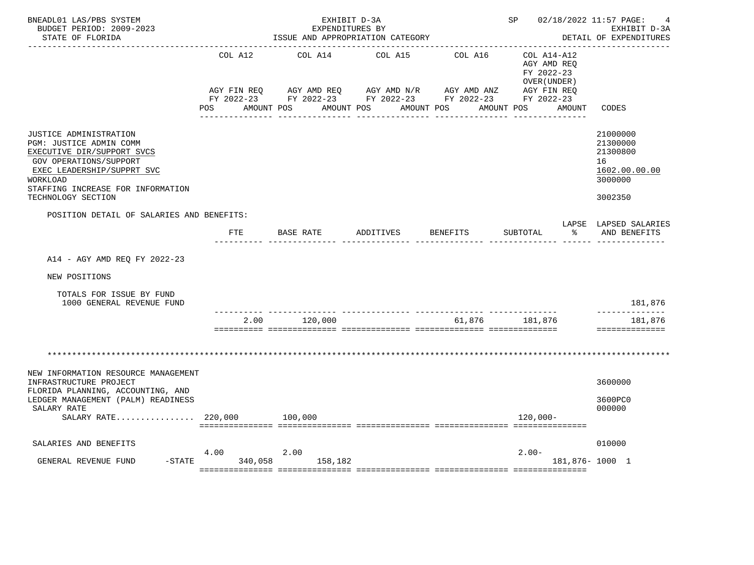BNEADL01 LAS/PBS SYSTEM — EXHIBIT D-3A — EXPENDITURES BY ISSUE AND APPROPRIATION CATEGORY
BUDGET PERIOD: 2009-2023 — STATE OF FLORIDA — SP 02/18/2022 11:57 — EXHIBIT D-3A DETAIL OF EXPENDITURES

| | COL A12 AGY FIN REQ FY 2022-23 POS AMOUNT | COL A14 AGY AMD REQ FY 2022-23 POS AMOUNT | COL A15 AGY AMD N/R FY 2022-23 POS AMOUNT | COL A16 AGY AMD ANZ FY 2022-23 POS AMOUNT | COL A14-A12 AGY AMD REQ FY 2022-23 OVER(UNDER) AGY FIN REQ FY 2022-23 POS AMOUNT | CODES |
|---|---|---|---|---|---|---|
| JUSTICE ADMINISTRATION | | | | | | 21000000 |
| PGM: JUSTICE ADMIN COMM | | | | | | 21300000 |
| EXECUTIVE DIR/SUPPORT SVCS | | | | | | 21300800 |
| GOV OPERATIONS/SUPPORT | | | | | | 16 |
| EXEC LEADERSHIP/SUPPRT SVC | | | | | | 1602.00.00.00 |
| WORKLOAD | | | | | | 3000000 |
| STAFFING INCREASE FOR INFORMATION TECHNOLOGY SECTION | | | | | | 3002350 |

POSITION DETAIL OF SALARIES AND BENEFITS:

| | FTE | BASE RATE | ADDITIVES | BENEFITS | SUBTOTAL | LAPSE % | LAPSED SALARIES AND BENEFITS |
|---|---|---|---|---|---|---|---|
| A14 - AGY AMD REQ FY 2022-23 | | | | | | | |
| NEW POSITIONS | | | | | | | |
| TOTALS FOR ISSUE BY FUND | | | | | | | |
| 1000 GENERAL REVENUE FUND | | | | | | | 181,876 |
| | 2.00 | 120,000 | | 61,876 | 181,876 | | 181,876 |

********************************************************************************

| | COL A12 POS AMOUNT | COL A14 POS AMOUNT | COL A15 POS AMOUNT | COL A16 POS AMOUNT | COL A14-A12 POS AMOUNT | CODES |
|---|---|---|---|---|---|---|
| NEW INFORMATION RESOURCE MANAGEMENT INFRASTRUCTURE PROJECT | | | | | | 3600000 |
| FLORIDA PLANNING, ACCOUNTING, AND LEDGER MANAGEMENT (PALM) READINESS | | | | | | 3600PC0 |
| SALARY RATE | | | | | | 000000 |
| SALARY RATE................ | 220,000 | 100,000 | | | 120,000- | |
| SALARIES AND BENEFITS | | | | | | 010000 |
| GENERAL REVENUE FUND -STATE | 4.00 340,058 | 2.00 158,182 | | | 2.00- 181,876- | 1000 1 |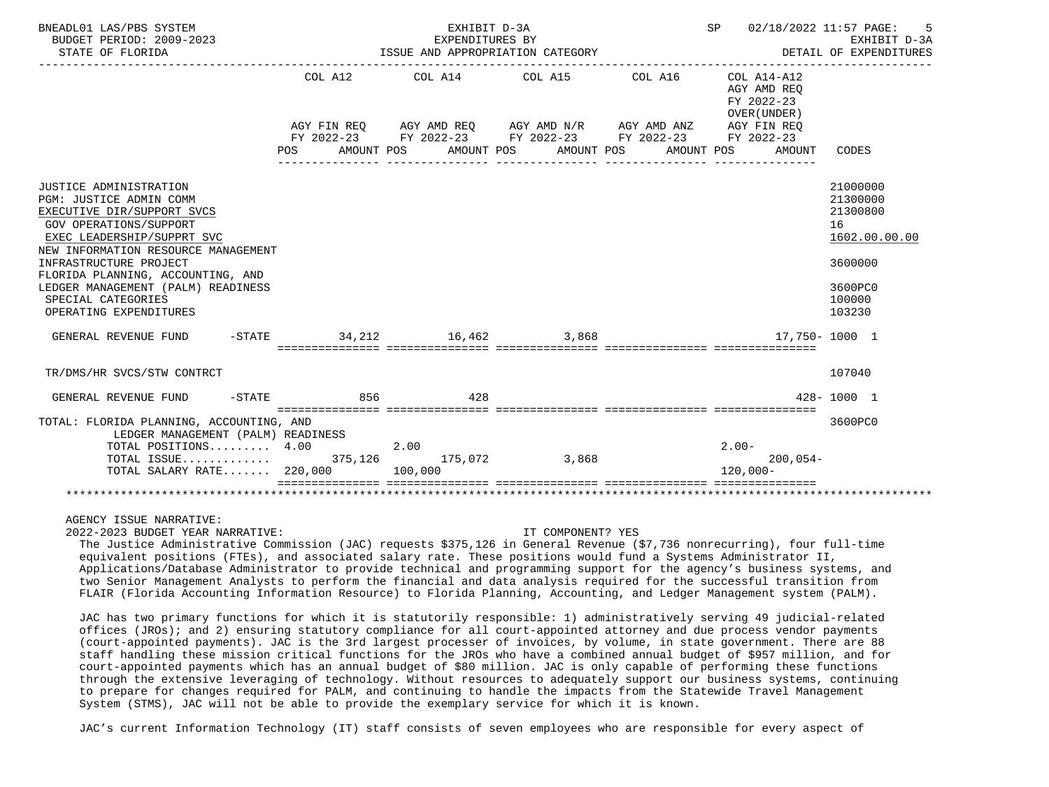BNEADL01 LAS/PBS SYSTEM — EXHIBIT D-3A — SP 02/18/2022 11:57

BUDGET PERIOD: 2009-2023 — EXPENDITURES BY ISSUE AND APPROPRIATION CATEGORY — EXHIBIT D-3A

STATE OF FLORIDA — DETAIL OF EXPENDITURES

| | COL A12 AGY FIN REQ FY 2022-23 POS AMOUNT | COL A14 AGY AMD REQ FY 2022-23 POS AMOUNT | COL A15 AGY AMD N/R FY 2022-23 POS AMOUNT | COL A16 AGY AMD ANZ FY 2022-23 POS AMOUNT | COL A14-A12 AGY AMD REQ FY 2022-23 OVER(UNDER) AGY FIN REQ FY 2022-23 POS AMOUNT | CODES |
|---|---|---|---|---|---|---|
| JUSTICE ADMINISTRATION | | | | | | 21000000 |
| PGM: JUSTICE ADMIN COMM | | | | | | 21300000 |
| EXECUTIVE DIR/SUPPORT SVCS | | | | | | 21300800 |
| GOV OPERATIONS/SUPPORT | | | | | | 16 |
| EXEC LEADERSHIP/SUPPRT SVC | | | | | | 1602.00.00.00 |
| NEW INFORMATION RESOURCE MANAGEMENT INFRASTRUCTURE PROJECT | | | | | | 3600000 |
| FLORIDA PLANNING, ACCOUNTING, AND LEDGER MANAGEMENT (PALM) READINESS | | | | | | 3600PC0 |
| SPECIAL CATEGORIES | | | | | | 100000 |
| OPERATING EXPENDITURES | | | | | | 103230 |
| GENERAL REVENUE FUND -STATE | 34,212 | 16,462 | 3,868 | | 17,750- | 1000 1 |
| TR/DMS/HR SVCS/STW CONTRCT | | | | | | 107040 |
| GENERAL REVENUE FUND -STATE | 856 | 428 | | | 428- | 1000 1 |
| TOTAL: FLORIDA PLANNING, ACCOUNTING, AND LEDGER MANAGEMENT (PALM) READINESS | | | | | | 3600PC0 |
| TOTAL POSITIONS......... | 4.00 | 2.00 | | | 2.00- | |
| TOTAL ISSUE............. | 375,126 | 175,072 | 3,868 | | 200,054- | |
| TOTAL SALARY RATE....... | 220,000 | 100,000 | | | 120,000- | |

AGENCY ISSUE NARRATIVE:

2022-2023 BUDGET YEAR NARRATIVE: IT COMPONENT? YES

The Justice Administrative Commission (JAC) requests $375,126 in General Revenue ($7,736 nonrecurring), four full-time equivalent positions (FTEs), and associated salary rate. These positions would fund a Systems Administrator II, Applications/Database Administrator to provide technical and programming support for the agency's business systems, and two Senior Management Analysts to perform the financial and data analysis required for the successful transition from FLAIR (Florida Accounting Information Resource) to Florida Planning, Accounting, and Ledger Management system (PALM).

JAC has two primary functions for which it is statutorily responsible: 1) administratively serving 49 judicial-related offices (JROs); and 2) ensuring statutory compliance for all court-appointed attorney and due process vendor payments (court-appointed payments). JAC is the 3rd largest processer of invoices, by volume, in state government. There are 88 staff handling these mission critical functions for the JROs who have a combined annual budget of $957 million, and for court-appointed payments which has an annual budget of $80 million. JAC is only capable of performing these functions through the extensive leveraging of technology. Without resources to adequately support our business systems, continuing to prepare for changes required for PALM, and continuing to handle the impacts from the Statewide Travel Management System (STMS), JAC will not be able to provide the exemplary service for which it is known.

JAC's current Information Technology (IT) staff consists of seven employees who are responsible for every aspect of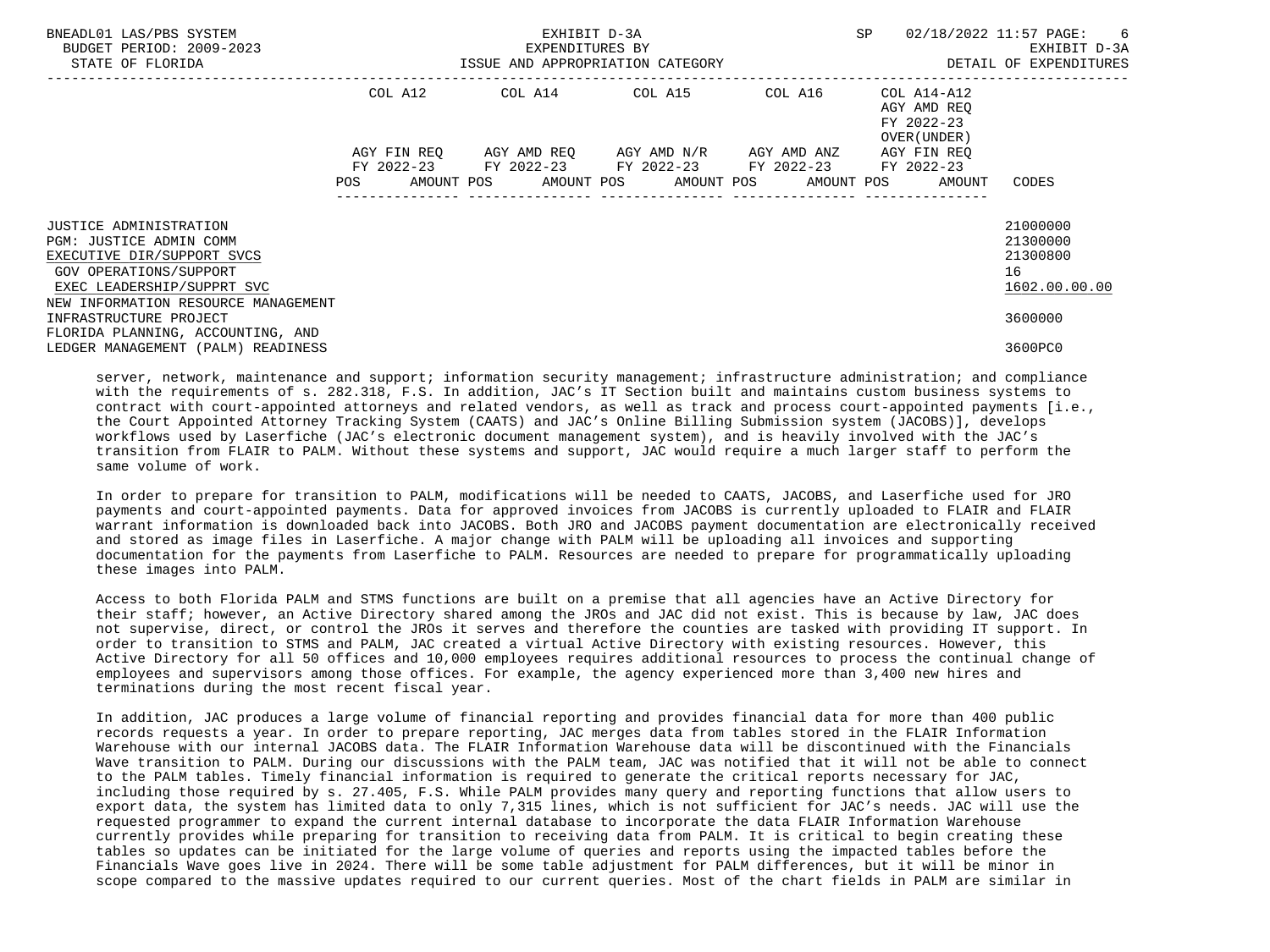| | COL A12 | COL A14 | COL A15 | COL A16 | COL A14-A12 AGY AMD REQ FY 2022-23 OVER(UNDER) | |
|---|---|---|---|---|---|---|
| | AGY FIN REQ FY 2022-23 | AGY AMD REQ FY 2022-23 | AGY AMD N/R FY 2022-23 | AGY AMD ANZ FY 2022-23 | AGY FIN REQ FY 2022-23 | |
| | POS AMOUNT | POS AMOUNT | POS AMOUNT | POS AMOUNT | POS AMOUNT | CODES |
| JUSTICE ADMINISTRATION | | | | | | 21000000 |
| PGM: JUSTICE ADMIN COMM | | | | | | 21300000 |
| EXECUTIVE DIR/SUPPORT SVCS | | | | | | 21300800 |
| GOV OPERATIONS/SUPPORT | | | | | | 16 |
| EXEC LEADERSHIP/SUPPRT SVC | | | | | | 1602.00.00.00 |
| NEW INFORMATION RESOURCE MANAGEMENT INFRASTRUCTURE PROJECT | | | | | | 3600000 |
| FLORIDA PLANNING, ACCOUNTING, AND LEDGER MANAGEMENT (PALM) READINESS | | | | | | 3600PC0 |

server, network, maintenance and support; information security management; infrastructure administration; and compliance with the requirements of s. 282.318, F.S. In addition, JAC's IT Section built and maintains custom business systems to contract with court-appointed attorneys and related vendors, as well as track and process court-appointed payments [i.e., the Court Appointed Attorney Tracking System (CAATS) and JAC's Online Billing Submission system (JACOBS)], develops workflows used by Laserfiche (JAC's electronic document management system), and is heavily involved with the JAC's transition from FLAIR to PALM. Without these systems and support, JAC would require a much larger staff to perform the same volume of work.

In order to prepare for transition to PALM, modifications will be needed to CAATS, JACOBS, and Laserfiche used for JRO payments and court-appointed payments. Data for approved invoices from JACOBS is currently uploaded to FLAIR and FLAIR warrant information is downloaded back into JACOBS. Both JRO and JACOBS payment documentation are electronically received and stored as image files in Laserfiche. A major change with PALM will be uploading all invoices and supporting documentation for the payments from Laserfiche to PALM. Resources are needed to prepare for programmatically uploading these images into PALM.

Access to both Florida PALM and STMS functions are built on a premise that all agencies have an Active Directory for their staff; however, an Active Directory shared among the JROs and JAC did not exist. This is because by law, JAC does not supervise, direct, or control the JROs it serves and therefore the counties are tasked with providing IT support. In order to transition to STMS and PALM, JAC created a virtual Active Directory with existing resources. However, this Active Directory for all 50 offices and 10,000 employees requires additional resources to process the continual change of employees and supervisors among those offices. For example, the agency experienced more than 3,400 new hires and terminations during the most recent fiscal year.

In addition, JAC produces a large volume of financial reporting and provides financial data for more than 400 public records requests a year. In order to prepare reporting, JAC merges data from tables stored in the FLAIR Information Warehouse with our internal JACOBS data. The FLAIR Information Warehouse data will be discontinued with the Financials Wave transition to PALM. During our discussions with the PALM team, JAC was notified that it will not be able to connect to the PALM tables. Timely financial information is required to generate the critical reports necessary for JAC, including those required by s. 27.405, F.S. While PALM provides many query and reporting functions that allow users to export data, the system has limited data to only 7,315 lines, which is not sufficient for JAC's needs. JAC will use the requested programmer to expand the current internal database to incorporate the data FLAIR Information Warehouse currently provides while preparing for transition to receiving data from PALM. It is critical to begin creating these tables so updates can be initiated for the large volume of queries and reports using the impacted tables before the Financials Wave goes live in 2024. There will be some table adjustment for PALM differences, but it will be minor in scope compared to the massive updates required to our current queries. Most of the chart fields in PALM are similar in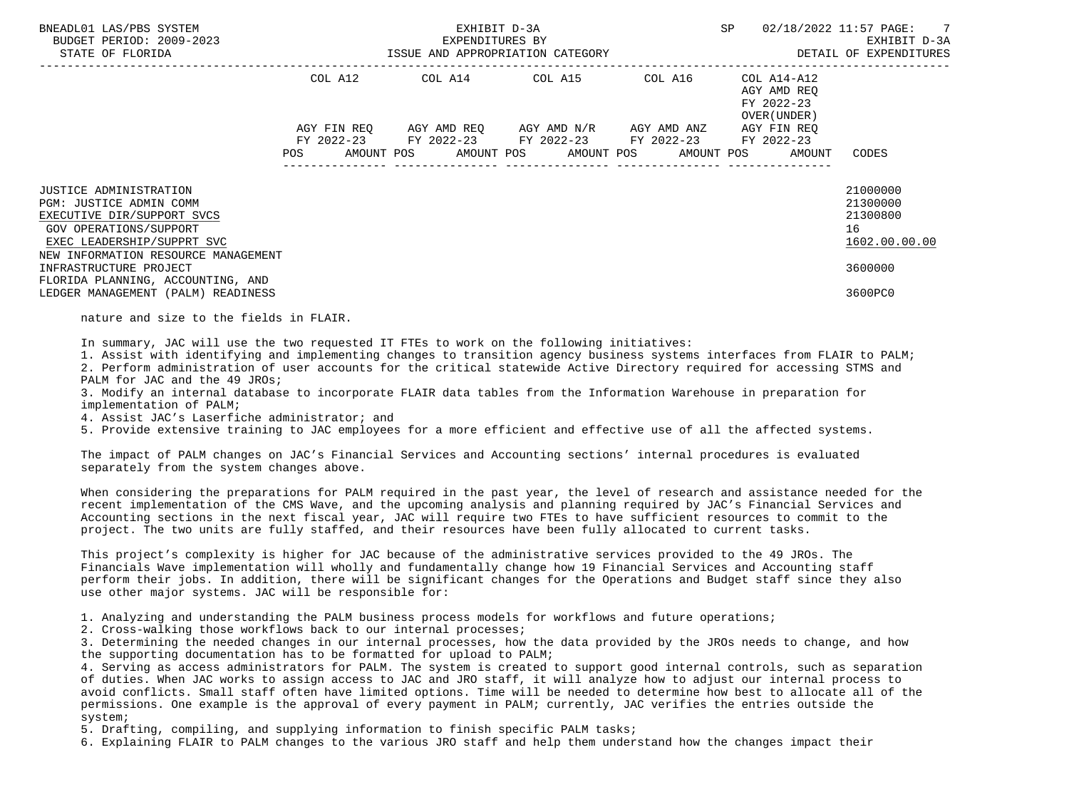| | COL A12 | COL A14 | COL A15 | COL A16 | COL A14-A12 AGY AMD REQ FY 2022-23 OVER(UNDER) | |
|---|---|---|---|---|---|---|
| | AGY FIN REQ FY 2022-23 POS AMOUNT | AGY AMD REQ FY 2022-23 POS AMOUNT | AGY AMD N/R FY 2022-23 POS AMOUNT | AGY AMD ANZ FY 2022-23 POS AMOUNT | AGY FIN REQ FY 2022-23 POS AMOUNT | CODES |
| JUSTICE ADMINISTRATION | | | | | | 21000000 |
| PGM: JUSTICE ADMIN COMM | | | | | | 21300000 |
| EXECUTIVE DIR/SUPPORT SVCS | | | | | | 21300800 |
| GOV OPERATIONS/SUPPORT | | | | | | 16 |
| EXEC LEADERSHIP/SUPPRT SVC | | | | | | 1602.00.00.00 |
| NEW INFORMATION RESOURCE MANAGEMENT INFRASTRUCTURE PROJECT | | | | | | 3600000 |
| FLORIDA PLANNING, ACCOUNTING, AND LEDGER MANAGEMENT (PALM) READINESS | | | | | | 3600PC0 |

nature and size to the fields in FLAIR.

In summary, JAC will use the two requested IT FTEs to work on the following initiatives:

1. Assist with identifying and implementing changes to transition agency business systems interfaces from FLAIR to PALM;
2. Perform administration of user accounts for the critical statewide Active Directory required for accessing STMS and PALM for JAC and the 49 JROs;
3. Modify an internal database to incorporate FLAIR data tables from the Information Warehouse in preparation for implementation of PALM;
4. Assist JAC's Laserfiche administrator; and
5. Provide extensive training to JAC employees for a more efficient and effective use of all the affected systems.

The impact of PALM changes on JAC's Financial Services and Accounting sections' internal procedures is evaluated separately from the system changes above.

When considering the preparations for PALM required in the past year, the level of research and assistance needed for the recent implementation of the CMS Wave, and the upcoming analysis and planning required by JAC's Financial Services and Accounting sections in the next fiscal year, JAC will require two FTEs to have sufficient resources to commit to the project. The two units are fully staffed, and their resources have been fully allocated to current tasks.

This project's complexity is higher for JAC because of the administrative services provided to the 49 JROs. The Financials Wave implementation will wholly and fundamentally change how 19 Financial Services and Accounting staff perform their jobs. In addition, there will be significant changes for the Operations and Budget staff since they also use other major systems. JAC will be responsible for:

1. Analyzing and understanding the PALM business process models for workflows and future operations;
2. Cross-walking those workflows back to our internal processes;
3. Determining the needed changes in our internal processes, how the data provided by the JROs needs to change, and how the supporting documentation has to be formatted for upload to PALM;
4. Serving as access administrators for PALM. The system is created to support good internal controls, such as separation of duties. When JAC works to assign access to JAC and JRO staff, it will analyze how to adjust our internal process to avoid conflicts. Small staff often have limited options. Time will be needed to determine how best to allocate all of the permissions. One example is the approval of every payment in PALM; currently, JAC verifies the entries outside the system;
5. Drafting, compiling, and supplying information to finish specific PALM tasks;
6. Explaining FLAIR to PALM changes to the various JRO staff and help them understand how the changes impact their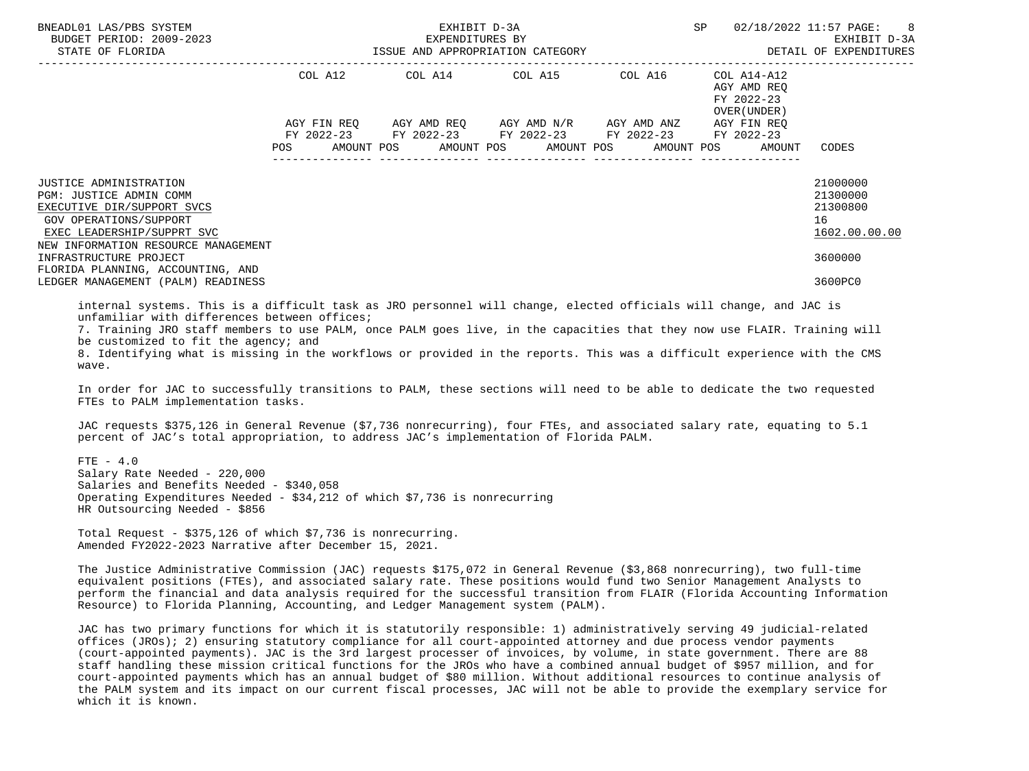| | COL A12 | COL A14 | COL A15 | COL A16 | COL A14-A12 AGY AMD REQ FY 2022-23 OVER(UNDER) | |
|---|---|---|---|---|---|---|
| | AGY FIN REQ FY 2022-23 | AGY AMD REQ FY 2022-23 | AGY AMD N/R FY 2022-23 | AGY AMD ANZ FY 2022-23 | AGY FIN REQ FY 2022-23 | |
| | POS AMOUNT | POS AMOUNT | POS AMOUNT | POS AMOUNT | POS AMOUNT | CODES |
| JUSTICE ADMINISTRATION | | | | | | 21000000 |
| PGM: JUSTICE ADMIN COMM | | | | | | 21300000 |
| EXECUTIVE DIR/SUPPORT SVCS | | | | | | 21300800 |
| GOV OPERATIONS/SUPPORT | | | | | | 16 |
| EXEC LEADERSHIP/SUPPRT SVC | | | | | | 1602.00.00.00 |
| NEW INFORMATION RESOURCE MANAGEMENT INFRASTRUCTURE PROJECT | | | | | | 3600000 |
| FLORIDA PLANNING, ACCOUNTING, AND LEDGER MANAGEMENT (PALM) READINESS | | | | | | 3600PC0 |

internal systems. This is a difficult task as JRO personnel will change, elected officials will change, and JAC is unfamiliar with differences between offices;

7. Training JRO staff members to use PALM, once PALM goes live, in the capacities that they now use FLAIR. Training will be customized to fit the agency; and

8. Identifying what is missing in the workflows or provided in the reports. This was a difficult experience with the CMS wave.

In order for JAC to successfully transitions to PALM, these sections will need to be able to dedicate the two requested FTEs to PALM implementation tasks.

JAC requests $375,126 in General Revenue ($7,736 nonrecurring), four FTEs, and associated salary rate, equating to 5.1 percent of JAC's total appropriation, to address JAC's implementation of Florida PALM.

FTE - 4.0
Salary Rate Needed - 220,000
Salaries and Benefits Needed - $340,058
Operating Expenditures Needed - $34,212 of which $7,736 is nonrecurring
HR Outsourcing Needed - $856

Total Request - $375,126 of which $7,736 is nonrecurring.
Amended FY2022-2023 Narrative after December 15, 2021.

The Justice Administrative Commission (JAC) requests $175,072 in General Revenue ($3,868 nonrecurring), two full-time equivalent positions (FTEs), and associated salary rate. These positions would fund two Senior Management Analysts to perform the financial and data analysis required for the successful transition from FLAIR (Florida Accounting Information Resource) to Florida Planning, Accounting, and Ledger Management system (PALM).

JAC has two primary functions for which it is statutorily responsible: 1) administratively serving 49 judicial-related offices (JROs); 2) ensuring statutory compliance for all court-appointed attorney and due process vendor payments (court-appointed payments). JAC is the 3rd largest processer of invoices, by volume, in state government. There are 88 staff handling these mission critical functions for the JROs who have a combined annual budget of $957 million, and for court-appointed payments which has an annual budget of $80 million. Without additional resources to continue analysis of the PALM system and its impact on our current fiscal processes, JAC will not be able to provide the exemplary service for which it is known.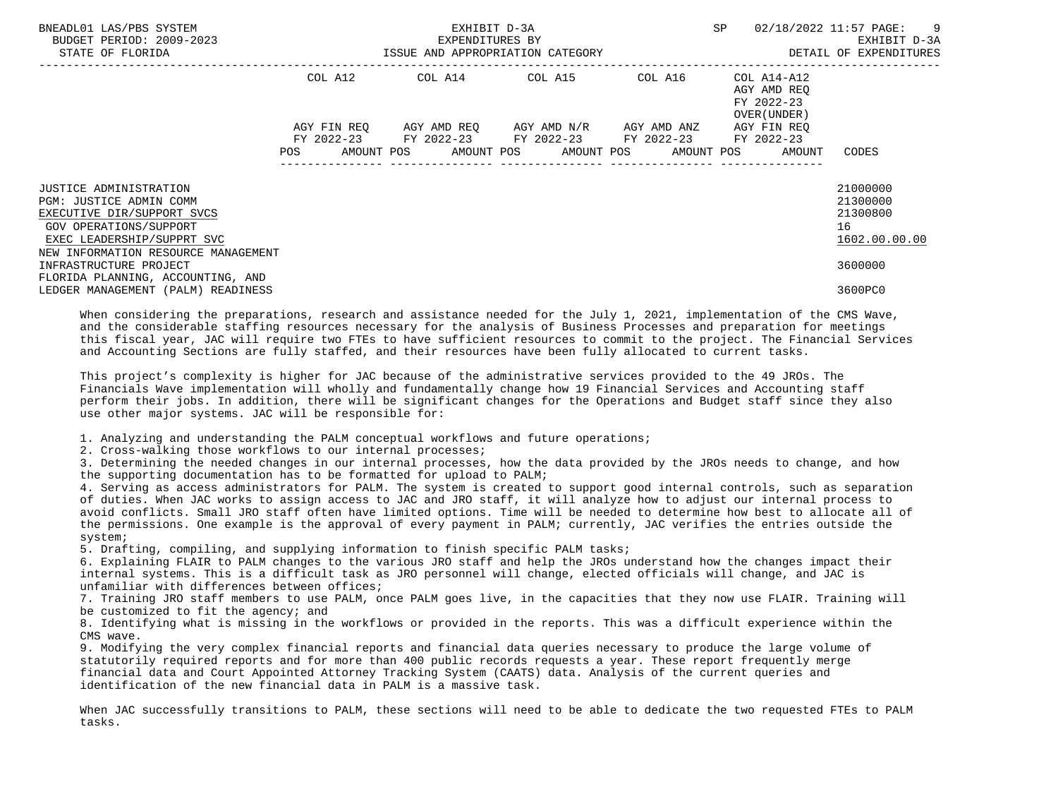| | COL A12 | COL A14 | COL A15 | COL A16 | COL A14-A12 AGY AMD REQ FY 2022-23 OVER(UNDER) | |
|---|---|---|---|---|---|---|
| | AGY FIN REQ FY 2022-23 | AGY AMD REQ FY 2022-23 | AGY AMD N/R FY 2022-23 | AGY AMD ANZ FY 2022-23 | AGY FIN REQ FY 2022-23 | |
| | POS AMOUNT | POS AMOUNT | POS AMOUNT | POS AMOUNT | POS AMOUNT | CODES |
| JUSTICE ADMINISTRATION | | | | | | 21000000 |
| PGM: JUSTICE ADMIN COMM | | | | | | 21300000 |
| EXECUTIVE DIR/SUPPORT SVCS | | | | | | 21300800 |
| GOV OPERATIONS/SUPPORT | | | | | | 16 |
| EXEC LEADERSHIP/SUPPRT SVC | | | | | | 1602.00.00.00 |
| NEW INFORMATION RESOURCE MANAGEMENT INFRASTRUCTURE PROJECT | | | | | | 3600000 |
| FLORIDA PLANNING, ACCOUNTING, AND LEDGER MANAGEMENT (PALM) READINESS | | | | | | 3600PC0 |

When considering the preparations, research and assistance needed for the July 1, 2021, implementation of the CMS Wave, and the considerable staffing resources necessary for the analysis of Business Processes and preparation for meetings this fiscal year, JAC will require two FTEs to have sufficient resources to commit to the project. The Financial Services and Accounting Sections are fully staffed, and their resources have been fully allocated to current tasks.

This project's complexity is higher for JAC because of the administrative services provided to the 49 JROs. The Financials Wave implementation will wholly and fundamentally change how 19 Financial Services and Accounting staff perform their jobs. In addition, there will be significant changes for the Operations and Budget staff since they also use other major systems. JAC will be responsible for:

1. Analyzing and understanding the PALM conceptual workflows and future operations;
2. Cross-walking those workflows to our internal processes;
3. Determining the needed changes in our internal processes, how the data provided by the JROs needs to change, and how the supporting documentation has to be formatted for upload to PALM;
4. Serving as access administrators for PALM. The system is created to support good internal controls, such as separation of duties. When JAC works to assign access to JAC and JRO staff, it will analyze how to adjust our internal process to avoid conflicts. Small JRO staff often have limited options. Time will be needed to determine how best to allocate all of the permissions. One example is the approval of every payment in PALM; currently, JAC verifies the entries outside the system;
5. Drafting, compiling, and supplying information to finish specific PALM tasks;
6. Explaining FLAIR to PALM changes to the various JRO staff and help the JROs understand how the changes impact their internal systems. This is a difficult task as JRO personnel will change, elected officials will change, and JAC is unfamiliar with differences between offices;
7. Training JRO staff members to use PALM, once PALM goes live, in the capacities that they now use FLAIR. Training will be customized to fit the agency; and
8. Identifying what is missing in the workflows or provided in the reports. This was a difficult experience within the CMS wave.
9. Modifying the very complex financial reports and financial data queries necessary to produce the large volume of statutorily required reports and for more than 400 public records requests a year. These report frequently merge financial data and Court Appointed Attorney Tracking System (CAATS) data. Analysis of the current queries and identification of the new financial data in PALM is a massive task.

When JAC successfully transitions to PALM, these sections will need to be able to dedicate the two requested FTEs to PALM tasks.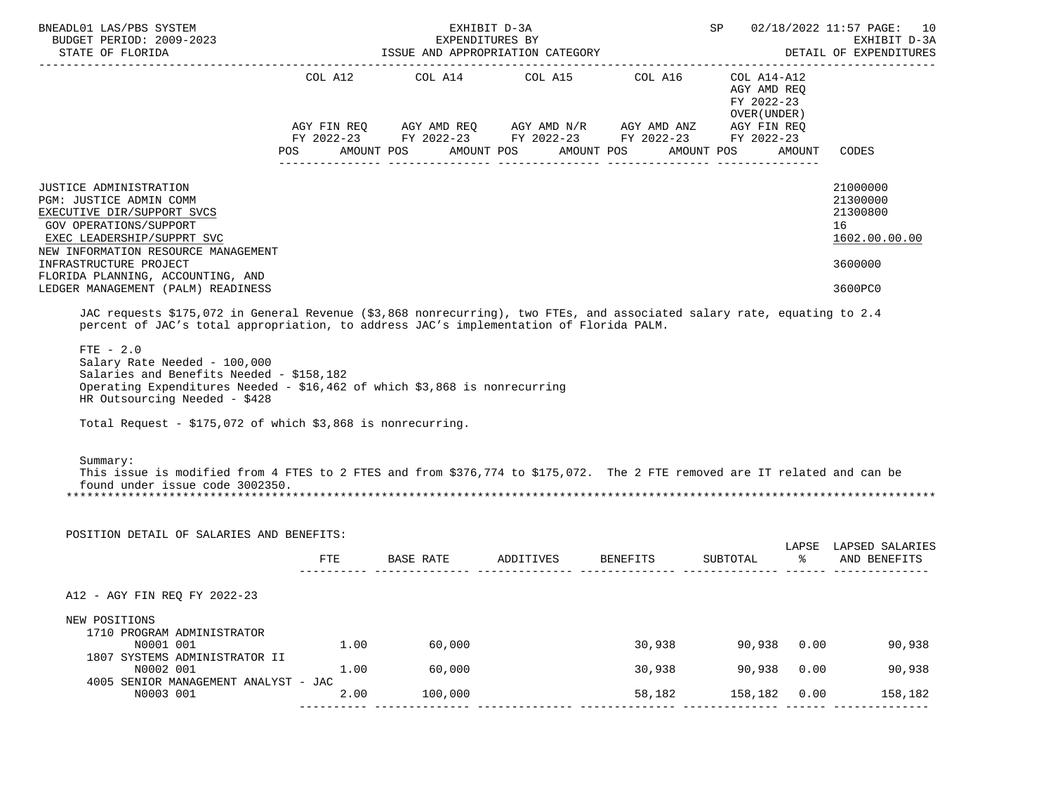BNEADL01 LAS/PBS SYSTEM | EXHIBIT D-3A | SP 02/18/2022 11:57
BUDGET PERIOD: 2009-2023 | EXPENDITURES BY | EXHIBIT D-3A
STATE OF FLORIDA | ISSUE AND APPROPRIATION CATEGORY | DETAIL OF EXPENDITURES

| | COL A12 AGY FIN REQ FY 2022-23 POS AMOUNT | COL A14 AGY AMD REQ FY 2022-23 POS AMOUNT | COL A15 AGY AMD N/R FY 2022-23 POS AMOUNT | COL A16 AGY AMD ANZ FY 2022-23 POS AMOUNT | COL A14-A12 AGY AMD REQ FY 2022-23 OVER(UNDER) AGY FIN REQ FY 2022-23 POS AMOUNT | CODES |
|---|---|---|---|---|---|---|
| JUSTICE ADMINISTRATION | | | | | | 21000000 |
| PGM: JUSTICE ADMIN COMM | | | | | | 21300000 |
| EXECUTIVE DIR/SUPPORT SVCS | | | | | | 21300800 |
| GOV OPERATIONS/SUPPORT | | | | | | 16 |
| EXEC LEADERSHIP/SUPPRT SVC | | | | | | 1602.00.00.00 |
| NEW INFORMATION RESOURCE MANAGEMENT INFRASTRUCTURE PROJECT | | | | | | 3600000 |
| FLORIDA PLANNING, ACCOUNTING, AND LEDGER MANAGEMENT (PALM) READINESS | | | | | | 3600PC0 |

JAC requests $175,072 in General Revenue ($3,868 nonrecurring), two FTEs, and associated salary rate, equating to 2.4 percent of JAC's total appropriation, to address JAC's implementation of Florida PALM.

FTE - 2.0
Salary Rate Needed - 100,000
Salaries and Benefits Needed - $158,182
Operating Expenditures Needed - $16,462 of which $3,868 is nonrecurring
HR Outsourcing Needed - $428

Total Request - $175,072 of which $3,868 is nonrecurring.

Summary:
This issue is modified from 4 FTES to 2 FTES and from $376,774 to $175,072. The 2 FTE removed are IT related and can be found under issue code 3002350.

POSITION DETAIL OF SALARIES AND BENEFITS:

| | FTE | BASE RATE | ADDITIVES | BENEFITS | SUBTOTAL | LAPSE % | LAPSED SALARIES AND BENEFITS |
|---|---|---|---|---|---|---|---|
| A12 - AGY FIN REQ FY 2022-23 | | | | | | | |
| NEW POSITIONS | | | | | | | |
| 1710 PROGRAM ADMINISTRATOR N0001 001 | 1.00 | 60,000 | | 30,938 | 90,938 | 0.00 | 90,938 |
| 1807 SYSTEMS ADMINISTRATOR II N0002 001 | 1.00 | 60,000 | | 30,938 | 90,938 | 0.00 | 90,938 |
| 4005 SENIOR MANAGEMENT ANALYST - JAC N0003 001 | 2.00 | 100,000 | | 58,182 | 158,182 | 0.00 | 158,182 |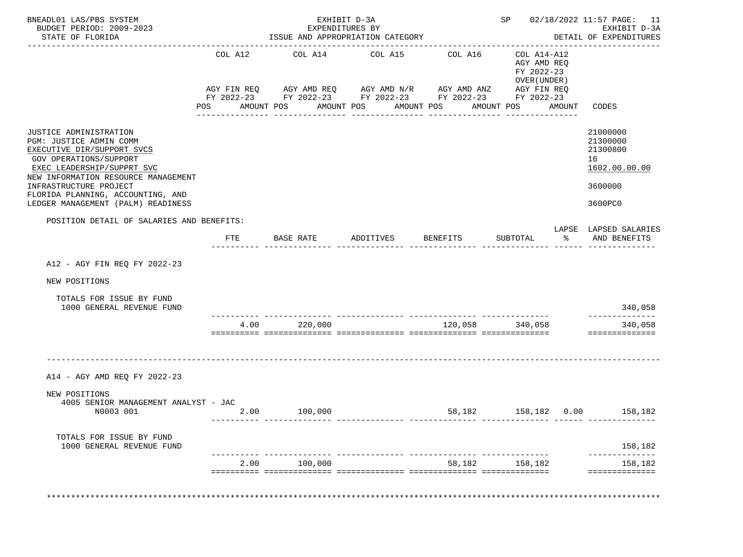BNEADL01 LAS/PBS SYSTEM — EXHIBIT D-3A — EXPENDITURES BY ISSUE AND APPROPRIATION CATEGORY — SP 02/18/2022 11:57

BUDGET PERIOD: 2009-2023 — EXHIBIT D-3A

STATE OF FLORIDA — DETAIL OF EXPENDITURES

| | COL A12 | COL A14 | COL A15 | COL A16 | COL A14-A12 | |
|---|---|---|---|---|---|---|
| | AGY FIN REQ FY 2022-23 | AGY AMD REQ FY 2022-23 | AGY AMD N/R FY 2022-23 | AGY AMD ANZ FY 2022-23 | AGY AMD REQ FY 2022-23 OVER(UNDER) AGY FIN REQ FY 2022-23 | |
| | POS AMOUNT | POS AMOUNT | POS AMOUNT | POS AMOUNT | POS AMOUNT | CODES |

JUSTICE ADMINISTRATION — 21000000

PGM: JUSTICE ADMIN COMM — 21300000

EXECUTIVE DIR/SUPPORT SVCS — 21300800

GOV OPERATIONS/SUPPORT — 16

EXEC LEADERSHIP/SUPPRT SVC — 1602.00.00.00

NEW INFORMATION RESOURCE MANAGEMENT INFRASTRUCTURE PROJECT — 3600000

FLORIDA PLANNING, ACCOUNTING, AND LEDGER MANAGEMENT (PALM) READINESS — 3600PC0

POSITION DETAIL OF SALARIES AND BENEFITS:

| | FTE | BASE RATE | ADDITIVES | BENEFITS | SUBTOTAL | LAPSE % | LAPSED SALARIES AND BENEFITS |
|---|---|---|---|---|---|---|---|
| **A12 - AGY FIN REQ FY 2022-23** | | | | | | | |
| NEW POSITIONS | | | | | | | |
| TOTALS FOR ISSUE BY FUND | | | | | | | |
| 1000 GENERAL REVENUE FUND | | | | | | | 340,058 |
| | 4.00 | 220,000 | | 120,058 | 340,058 | | 340,058 |
| **A14 - AGY AMD REQ FY 2022-23** | | | | | | | |
| NEW POSITIONS | | | | | | | |
| 4005 SENIOR MANAGEMENT ANALYST - JAC N0003 001 | 2.00 | 100,000 | | 58,182 | 158,182 | 0.00 | 158,182 |
| TOTALS FOR ISSUE BY FUND | | | | | | | |
| 1000 GENERAL REVENUE FUND | | | | | | | 158,182 |
| | 2.00 | 100,000 | | 58,182 | 158,182 | | 158,182 |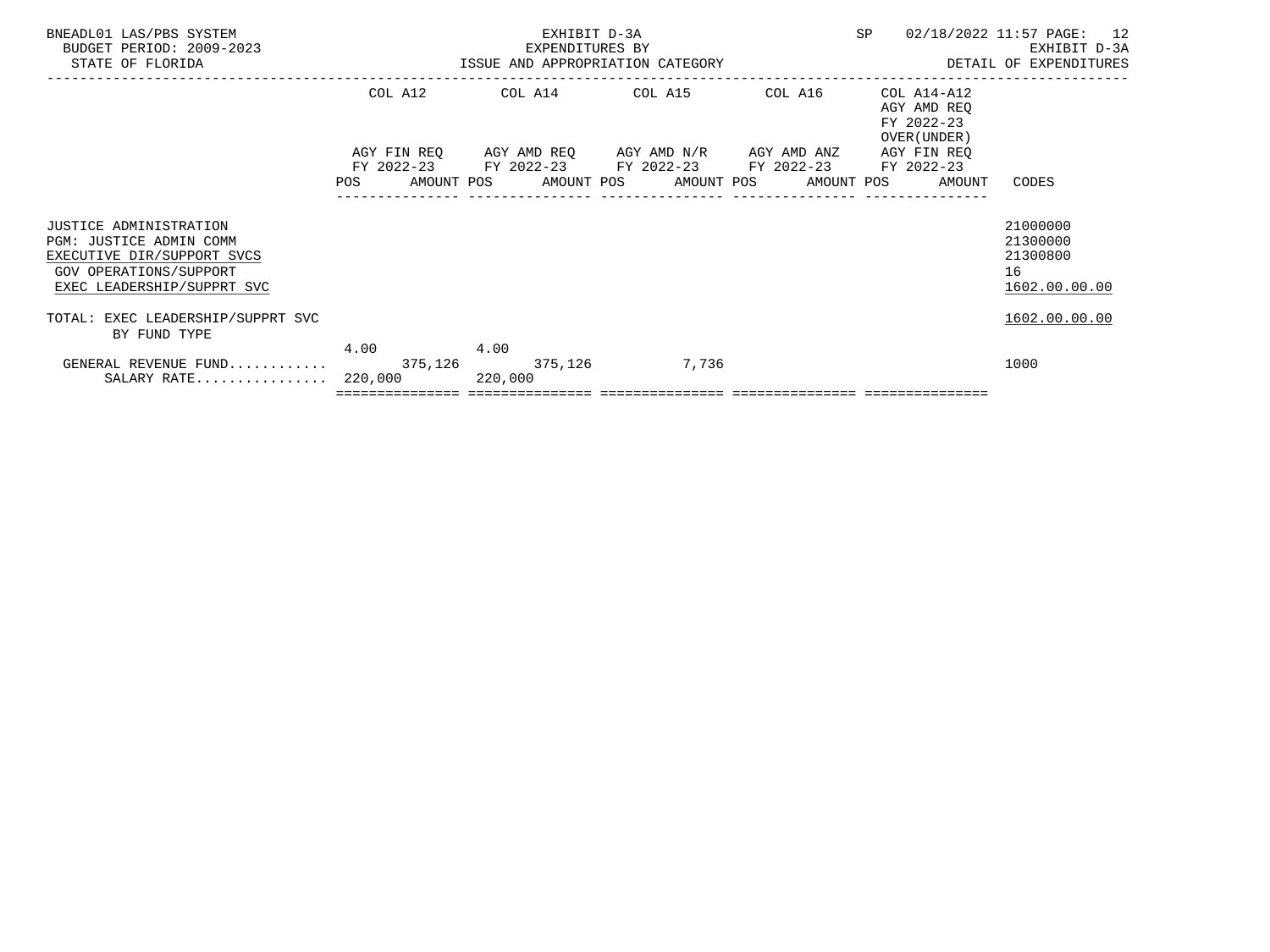BNEADL01 LAS/PBS SYSTEM
BUDGET PERIOD: 2009-2023
STATE OF FLORIDA

EXHIBIT D-3A
EXPENDITURES BY
ISSUE AND APPROPRIATION CATEGORY

SP 02/18/2022 11:57

EXHIBIT D-3A
DETAIL OF EXPENDITURES

| | COL A12 AGY FIN REQ FY 2022-23 POS | AMOUNT | COL A14 AGY AMD REQ FY 2022-23 POS | AMOUNT | COL A15 AGY AMD N/R FY 2022-23 POS | AMOUNT | COL A16 AGY AMD ANZ FY 2022-23 POS | AMOUNT | COL A14-A12 AGY AMD REQ FY 2022-23 OVER(UNDER) AGY FIN REQ FY 2022-23 POS | AMOUNT | CODES |
|---|---|---|---|---|---|---|---|---|---|---|---|
| JUSTICE ADMINISTRATION | | | | | | | | | | | 21000000 |
| PGM: JUSTICE ADMIN COMM | | | | | | | | | | | 21300000 |
| EXECUTIVE DIR/SUPPORT SVCS | | | | | | | | | | | 21300800 |
| GOV OPERATIONS/SUPPORT | | | | | | | | | | | 16 |
| EXEC LEADERSHIP/SUPPRT SVC | | | | | | | | | | | 1602.00.00.00 |
| TOTAL: EXEC LEADERSHIP/SUPPRT SVC | | | | | | | | | | | 1602.00.00.00 |
| BY FUND TYPE | | | | | | | | | | | |
| GENERAL REVENUE FUND............ | 4.00 | 375,126 | 4.00 | 375,126 | | 7,736 | | | | | 1000 |
| SALARY RATE................ | 220,000 | | 220,000 | | | | | | | | |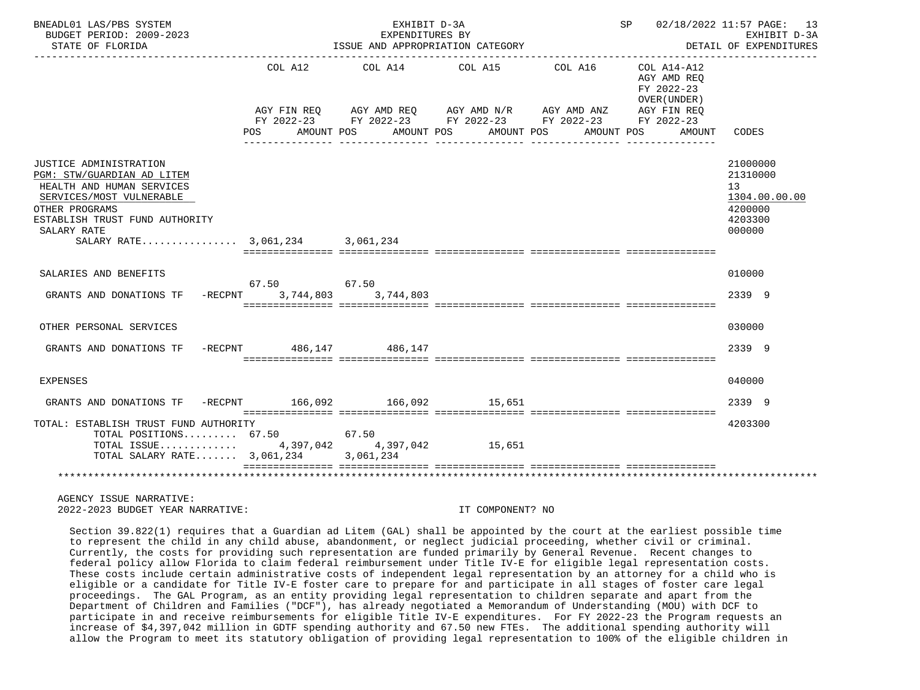BNEADL01 LAS/PBS SYSTEM — BUDGET PERIOD: 2009-2023 — STATE OF FLORIDA

EXHIBIT D-3A — EXPENDITURES BY ISSUE AND APPROPRIATION CATEGORY

SP 02/18/2022 11:57 — EXHIBIT D-3A — DETAIL OF EXPENDITURES

| | COL A12 AGY FIN REQ FY 2022-23 POS AMOUNT | COL A14 AGY AMD REQ FY 2022-23 POS AMOUNT | COL A15 AGY AMD N/R FY 2022-23 POS AMOUNT | COL A16 AGY AMD ANZ FY 2022-23 POS AMOUNT | COL A14-A12 AGY AMD REQ FY 2022-23 OVER(UNDER) AGY FIN REQ FY 2022-23 POS AMOUNT | CODES |
|---|---|---|---|---|---|---|
| JUSTICE ADMINISTRATION | | | | | | 21000000 |
| PGM: STW/GUARDIAN AD LITEM | | | | | | 21310000 |
| HEALTH AND HUMAN SERVICES | | | | | | 13 |
| SERVICES/MOST VULNERABLE | | | | | | 1304.00.00.00 |
| OTHER PROGRAMS | | | | | | 4200000 |
| ESTABLISH TRUST FUND AUTHORITY | | | | | | 4203300 |
| SALARY RATE | | | | | | 000000 |
| SALARY RATE................ | 3,061,234 | 3,061,234 | | | | |
| SALARIES AND BENEFITS | | | | | | 010000 |
| | 67.50 | 67.50 | | | | |
| GRANTS AND DONATIONS TF -RECPNT | 3,744,803 | 3,744,803 | | | | 2339 9 |
| OTHER PERSONAL SERVICES | | | | | | 030000 |
| GRANTS AND DONATIONS TF -RECPNT | 486,147 | 486,147 | | | | 2339 9 |
| EXPENSES | | | | | | 040000 |
| GRANTS AND DONATIONS TF -RECPNT | 166,092 | 166,092 | 15,651 | | | 2339 9 |
| TOTAL: ESTABLISH TRUST FUND AUTHORITY | | | | | | 4203300 |
| TOTAL POSITIONS......... | 67.50 | 67.50 | | | | |
| TOTAL ISSUE............. | 4,397,042 | 4,397,042 | 15,651 | | | |
| TOTAL SALARY RATE....... | 3,061,234 | 3,061,234 | | | | |

AGENCY ISSUE NARRATIVE:
2022-2023 BUDGET YEAR NARRATIVE: IT COMPONENT? NO

Section 39.822(1) requires that a Guardian ad Litem (GAL) shall be appointed by the court at the earliest possible time to represent the child in any child abuse, abandonment, or neglect judicial proceeding, whether civil or criminal. Currently, the costs for providing such representation are funded primarily by General Revenue. Recent changes to federal policy allow Florida to claim federal reimbursement under Title IV-E for eligible legal representation costs. These costs include certain administrative costs of independent legal representation by an attorney for a child who is eligible or a candidate for Title IV-E foster care to prepare for and participate in all stages of foster care legal proceedings. The GAL Program, as an entity providing legal representation to children separate and apart from the Department of Children and Families ("DCF"), has already negotiated a Memorandum of Understanding (MOU) with DCF to participate in and receive reimbursements for eligible Title IV-E expenditures. For FY 2022-23 the Program requests an increase of $4,397,042 million in GDTF spending authority and 67.50 new FTEs. The additional spending authority will allow the Program to meet its statutory obligation of providing legal representation to 100% of the eligible children in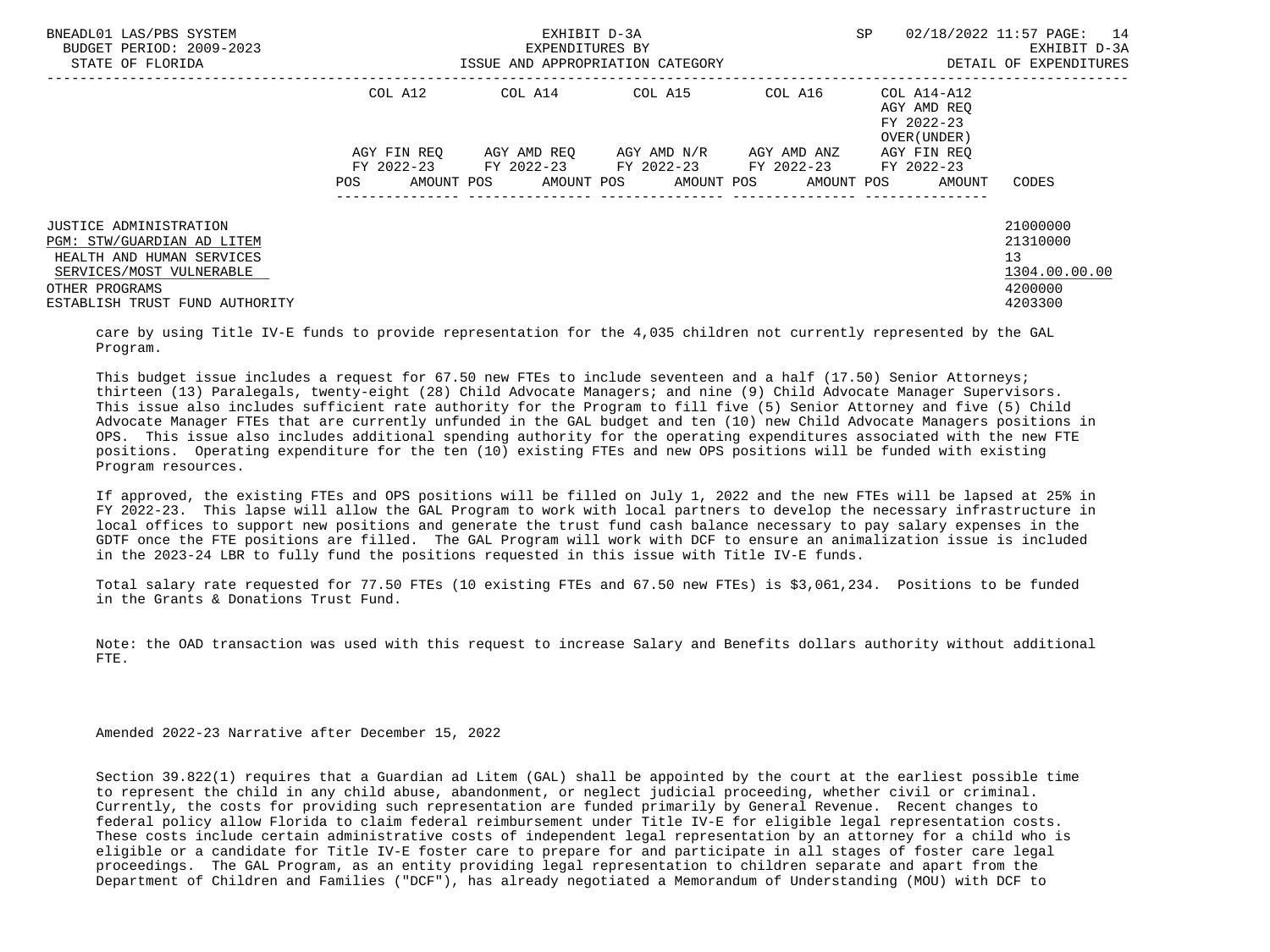| | COL A12 | COL A14 | COL A15 | COL A16 | COL A14-A12 AGY AMD REQ FY 2022-23 OVER(UNDER) | |
|---|---|---|---|---|---|---|
| | AGY FIN REQ FY 2022-23 | AGY AMD REQ FY 2022-23 | AGY AMD N/R FY 2022-23 | AGY AMD ANZ FY 2022-23 | AGY FIN REQ FY 2022-23 | |
| | POS AMOUNT | POS AMOUNT | POS AMOUNT | POS AMOUNT | POS AMOUNT | CODES |
| JUSTICE ADMINISTRATION | | | | | | 21000000 |
| PGM: STW/GUARDIAN AD LITEM | | | | | | 21310000 |
| HEALTH AND HUMAN SERVICES | | | | | | 13 |
| SERVICES/MOST VULNERABLE | | | | | | 1304.00.00.00 |
| OTHER PROGRAMS | | | | | | 4200000 |
| ESTABLISH TRUST FUND AUTHORITY | | | | | | 4203300 |

care by using Title IV-E funds to provide representation for the 4,035 children not currently represented by the GAL Program.

This budget issue includes a request for 67.50 new FTEs to include seventeen and a half (17.50) Senior Attorneys; thirteen (13) Paralegals, twenty-eight (28) Child Advocate Managers; and nine (9) Child Advocate Manager Supervisors. This issue also includes sufficient rate authority for the Program to fill five (5) Senior Attorney and five (5) Child Advocate Manager FTEs that are currently unfunded in the GAL budget and ten (10) new Child Advocate Managers positions in OPS. This issue also includes additional spending authority for the operating expenditures associated with the new FTE positions. Operating expenditure for the ten (10) existing FTEs and new OPS positions will be funded with existing Program resources.

If approved, the existing FTEs and OPS positions will be filled on July 1, 2022 and the new FTEs will be lapsed at 25% in FY 2022-23. This lapse will allow the GAL Program to work with local partners to develop the necessary infrastructure in local offices to support new positions and generate the trust fund cash balance necessary to pay salary expenses in the GDTF once the FTE positions are filled. The GAL Program will work with DCF to ensure an animalization issue is included in the 2023-24 LBR to fully fund the positions requested in this issue with Title IV-E funds.

Total salary rate requested for 77.50 FTEs (10 existing FTEs and 67.50 new FTEs) is $3,061,234. Positions to be funded in the Grants & Donations Trust Fund.

Note: the OAD transaction was used with this request to increase Salary and Benefits dollars authority without additional FTE.

Amended 2022-23 Narrative after December 15, 2022

Section 39.822(1) requires that a Guardian ad Litem (GAL) shall be appointed by the court at the earliest possible time to represent the child in any child abuse, abandonment, or neglect judicial proceeding, whether civil or criminal. Currently, the costs for providing such representation are funded primarily by General Revenue. Recent changes to federal policy allow Florida to claim federal reimbursement under Title IV-E for eligible legal representation costs. These costs include certain administrative costs of independent legal representation by an attorney for a child who is eligible or a candidate for Title IV-E foster care to prepare for and participate in all stages of foster care legal proceedings. The GAL Program, as an entity providing legal representation to children separate and apart from the Department of Children and Families ("DCF"), has already negotiated a Memorandum of Understanding (MOU) with DCF to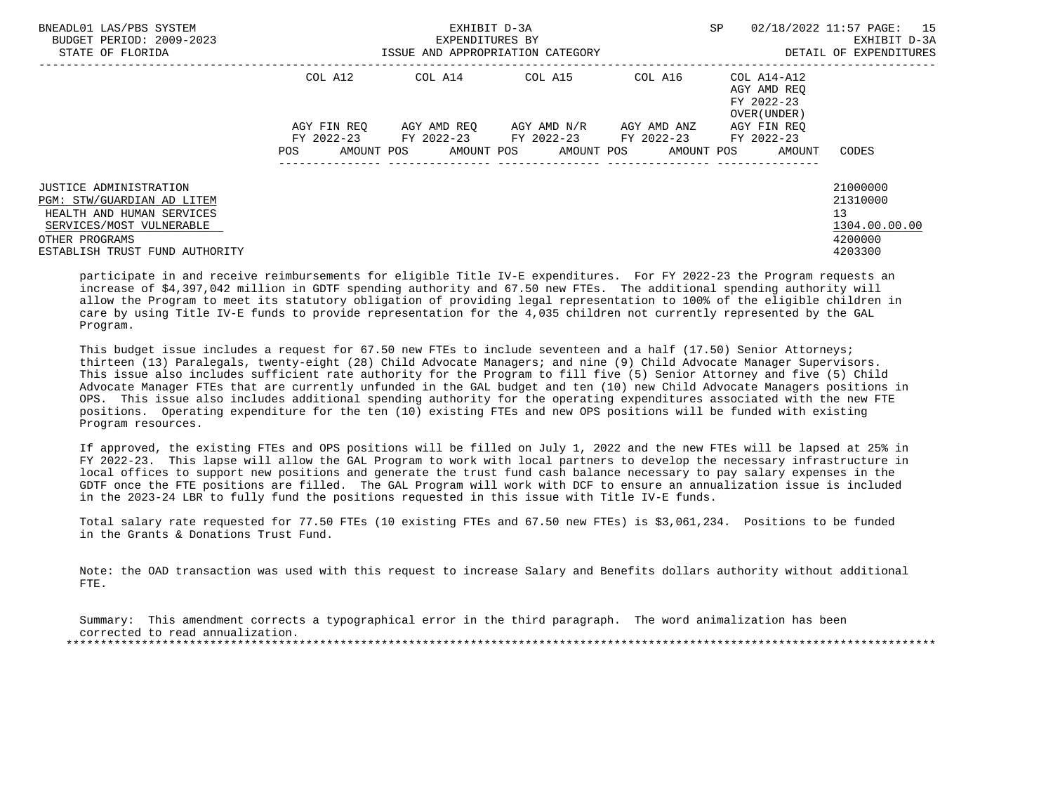| | COL A12 | COL A14 | COL A15 | COL A16 | COL A14-A12 AGY AMD REQ FY 2022-23 OVER(UNDER) | |
|---|---|---|---|---|---|---|
| | AGY FIN REQ FY 2022-23 | AGY AMD REQ FY 2022-23 | AGY AMD N/R FY 2022-23 | AGY AMD ANZ FY 2022-23 | AGY FIN REQ FY 2022-23 | |
| | POS AMOUNT | POS AMOUNT | POS AMOUNT | POS AMOUNT | POS AMOUNT | CODES |
| JUSTICE ADMINISTRATION | | | | | | 21000000 |
| PGM: STW/GUARDIAN AD LITEM | | | | | | 21310000 |
| HEALTH AND HUMAN SERVICES | | | | | | 13 |
| SERVICES/MOST VULNERABLE | | | | | | 1304.00.00.00 |
| OTHER PROGRAMS | | | | | | 4200000 |
| ESTABLISH TRUST FUND AUTHORITY | | | | | | 4203300 |

participate in and receive reimbursements for eligible Title IV-E expenditures. For FY 2022-23 the Program requests an increase of $4,397,042 million in GDTF spending authority and 67.50 new FTEs. The additional spending authority will allow the Program to meet its statutory obligation of providing legal representation to 100% of the eligible children in care by using Title IV-E funds to provide representation for the 4,035 children not currently represented by the GAL Program.

This budget issue includes a request for 67.50 new FTEs to include seventeen and a half (17.50) Senior Attorneys; thirteen (13) Paralegals, twenty-eight (28) Child Advocate Managers; and nine (9) Child Advocate Manager Supervisors. This issue also includes sufficient rate authority for the Program to fill five (5) Senior Attorney and five (5) Child Advocate Manager FTEs that are currently unfunded in the GAL budget and ten (10) new Child Advocate Managers positions in OPS. This issue also includes additional spending authority for the operating expenditures associated with the new FTE positions. Operating expenditure for the ten (10) existing FTEs and new OPS positions will be funded with existing Program resources.

If approved, the existing FTEs and OPS positions will be filled on July 1, 2022 and the new FTEs will be lapsed at 25% in FY 2022-23. This lapse will allow the GAL Program to work with local partners to develop the necessary infrastructure in local offices to support new positions and generate the trust fund cash balance necessary to pay salary expenses in the GDTF once the FTE positions are filled. The GAL Program will work with DCF to ensure an annualization issue is included in the 2023-24 LBR to fully fund the positions requested in this issue with Title IV-E funds.

Total salary rate requested for 77.50 FTEs (10 existing FTEs and 67.50 new FTEs) is $3,061,234. Positions to be funded in the Grants & Donations Trust Fund.

Note: the OAD transaction was used with this request to increase Salary and Benefits dollars authority without additional FTE.

Summary: This amendment corrects a typographical error in the third paragraph. The word animalization has been corrected to read annualization.

*******************************************************************************************************************************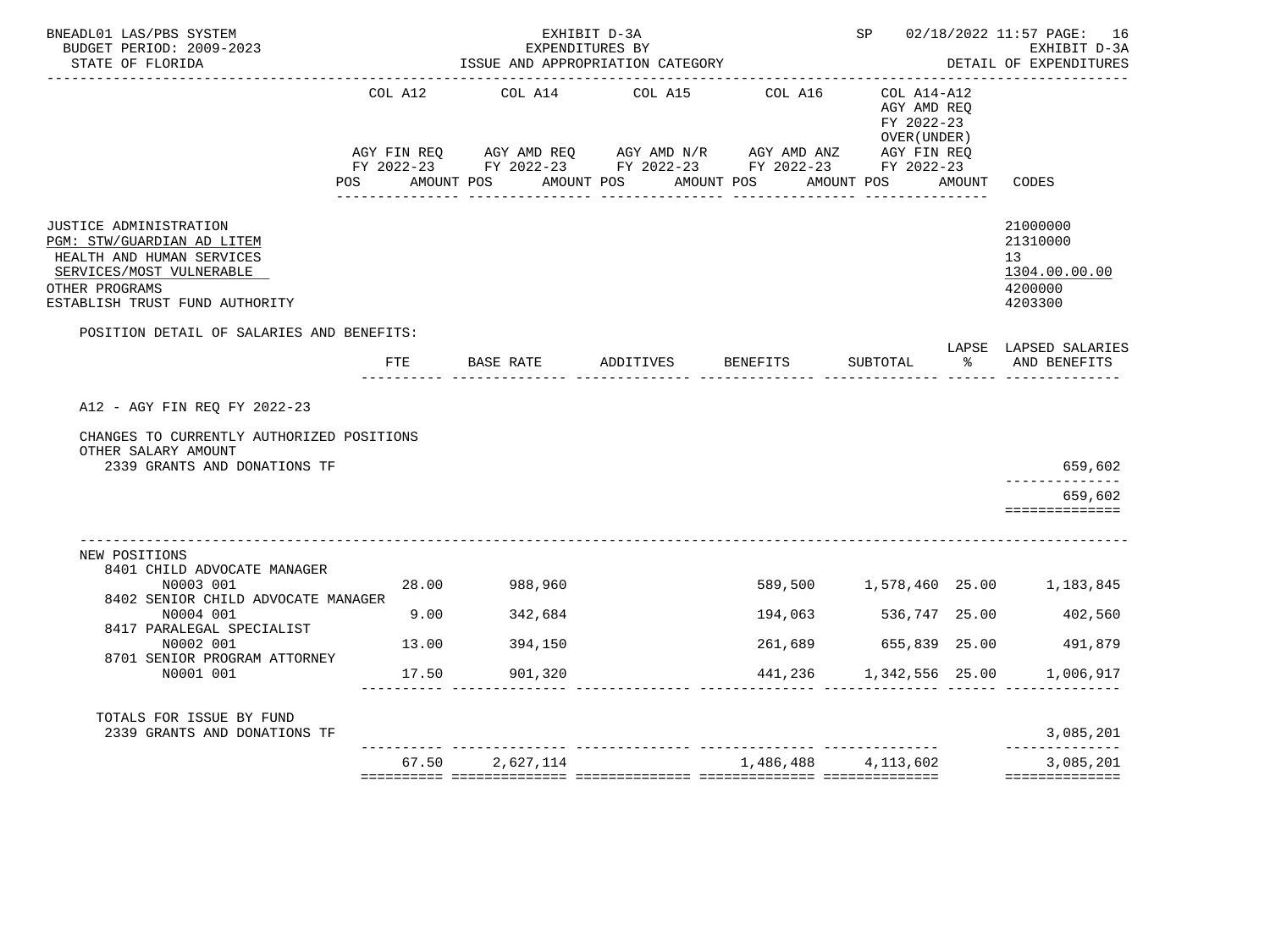BNEADL01 LAS/PBS SYSTEM
BUDGET PERIOD: 2009-2023
STATE OF FLORIDA

EXHIBIT D-3A
EXPENDITURES BY
ISSUE AND APPROPRIATION CATEGORY

SP 02/18/2022 11:57

EXHIBIT D-3A
DETAIL OF EXPENDITURES

| | COL A12 AGY FIN REQ FY 2022-23 POS AMOUNT | COL A14 AGY AMD REQ FY 2022-23 POS AMOUNT | COL A15 AGY AMD N/R FY 2022-23 POS AMOUNT | COL A16 AGY AMD ANZ FY 2022-23 POS AMOUNT | COL A14-A12 AGY AMD REQ FY 2022-23 OVER(UNDER) AGY FIN REQ FY 2022-23 POS AMOUNT | CODES |
|---|---|---|---|---|---|---|
| JUSTICE ADMINISTRATION | | | | | | 21000000 |
| PGM: STW/GUARDIAN AD LITEM | | | | | | 21310000 |
| HEALTH AND HUMAN SERVICES | | | | | | 13 |
| SERVICES/MOST VULNERABLE | | | | | | 1304.00.00.00 |
| OTHER PROGRAMS | | | | | | 4200000 |
| ESTABLISH TRUST FUND AUTHORITY | | | | | | 4203300 |

POSITION DETAIL OF SALARIES AND BENEFITS:

| | FTE | BASE RATE | ADDITIVES | BENEFITS | SUBTOTAL | LAPSE % | LAPSED SALARIES AND BENEFITS |
|---|---|---|---|---|---|---|---|
| A12 - AGY FIN REQ FY 2022-23 | | | | | | | |
| CHANGES TO CURRENTLY AUTHORIZED POSITIONS | | | | | | | |
| OTHER SALARY AMOUNT | | | | | | | |
| 2339 GRANTS AND DONATIONS TF | | | | | | | 659,602 |
| | | | | | | | 659,602 |
| NEW POSITIONS | | | | | | | |
| 8401 CHILD ADVOCATE MANAGER N0003 001 | 28.00 | 988,960 | | 589,500 | 1,578,460 | 25.00 | 1,183,845 |
| 8402 SENIOR CHILD ADVOCATE MANAGER N0004 001 | 9.00 | 342,684 | | 194,063 | 536,747 | 25.00 | 402,560 |
| 8417 PARALEGAL SPECIALIST N0002 001 | 13.00 | 394,150 | | 261,689 | 655,839 | 25.00 | 491,879 |
| 8701 SENIOR PROGRAM ATTORNEY N0001 001 | 17.50 | 901,320 | | 441,236 | 1,342,556 | 25.00 | 1,006,917 |
| TOTALS FOR ISSUE BY FUND | | | | | | | |
| 2339 GRANTS AND DONATIONS TF | | | | | | | 3,085,201 |
| | 67.50 | 2,627,114 | | 1,486,488 | 4,113,602 | | 3,085,201 |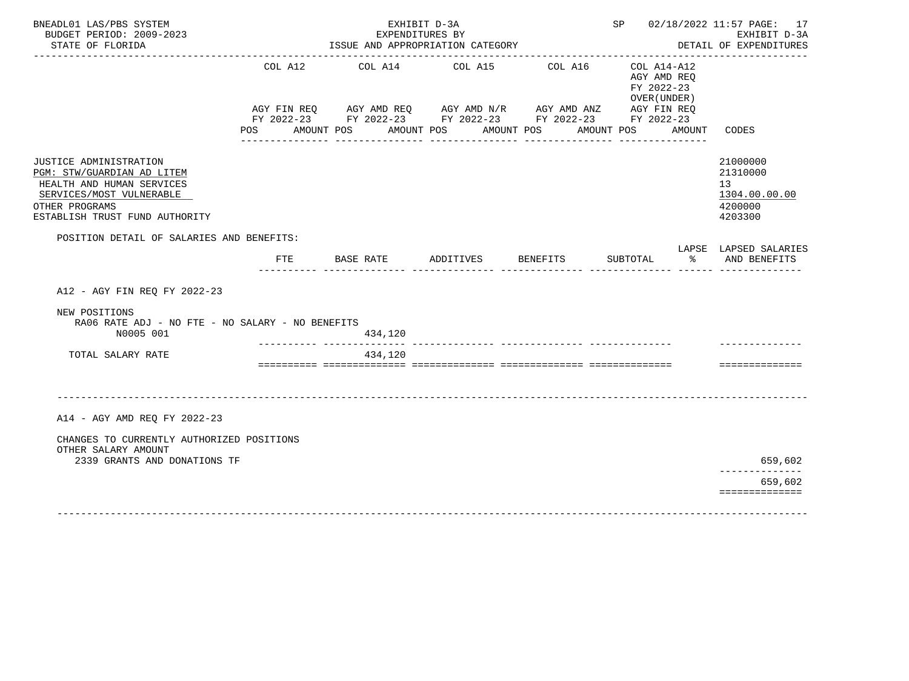BNEADL01 LAS/PBS SYSTEM
BUDGET PERIOD: 2009-2023
STATE OF FLORIDA

EXHIBIT D-3A
EXPENDITURES BY
ISSUE AND APPROPRIATION CATEGORY

SP 02/18/2022 11:57

EXHIBIT D-3A
DETAIL OF EXPENDITURES

| | COL A12 AGY FIN REQ FY 2022-23 POS AMOUNT | COL A14 AGY AMD REQ FY 2022-23 POS AMOUNT | COL A15 AGY AMD N/R FY 2022-23 POS AMOUNT | COL A16 AGY AMD ANZ FY 2022-23 POS AMOUNT | COL A14-A12 AGY AMD REQ FY 2022-23 OVER(UNDER) AGY FIN REQ FY 2022-23 POS AMOUNT | CODES |
|---|---|---|---|---|---|---|
| JUSTICE ADMINISTRATION | | | | | | 21000000 |
| PGM: STW/GUARDIAN AD LITEM | | | | | | 21310000 |
| HEALTH AND HUMAN SERVICES | | | | | | 13 |
| SERVICES/MOST VULNERABLE | | | | | | 1304.00.00.00 |
| OTHER PROGRAMS | | | | | | 4200000 |
| ESTABLISH TRUST FUND AUTHORITY | | | | | | 4203300 |

POSITION DETAIL OF SALARIES AND BENEFITS:

| | FTE | BASE RATE | ADDITIVES | BENEFITS | SUBTOTAL | LAPSE % | LAPSED SALARIES AND BENEFITS |
|---|---|---|---|---|---|---|---|
| A12 - AGY FIN REQ FY 2022-23 | | | | | | | |
| NEW POSITIONS | | | | | | | |
| RA06 RATE ADJ - NO FTE - NO SALARY - NO BENEFITS | | | | | | | |
| N0005 001 | | 434,120 | | | | | |
| TOTAL SALARY RATE | | 434,120 | | | | | |
| A14 - AGY AMD REQ FY 2022-23 | | | | | | | |
| CHANGES TO CURRENTLY AUTHORIZED POSITIONS | | | | | | | |
| OTHER SALARY AMOUNT | | | | | | | |
| 2339 GRANTS AND DONATIONS TF | | | | | | | 659,602 |
| | | | | | | | 659,602 |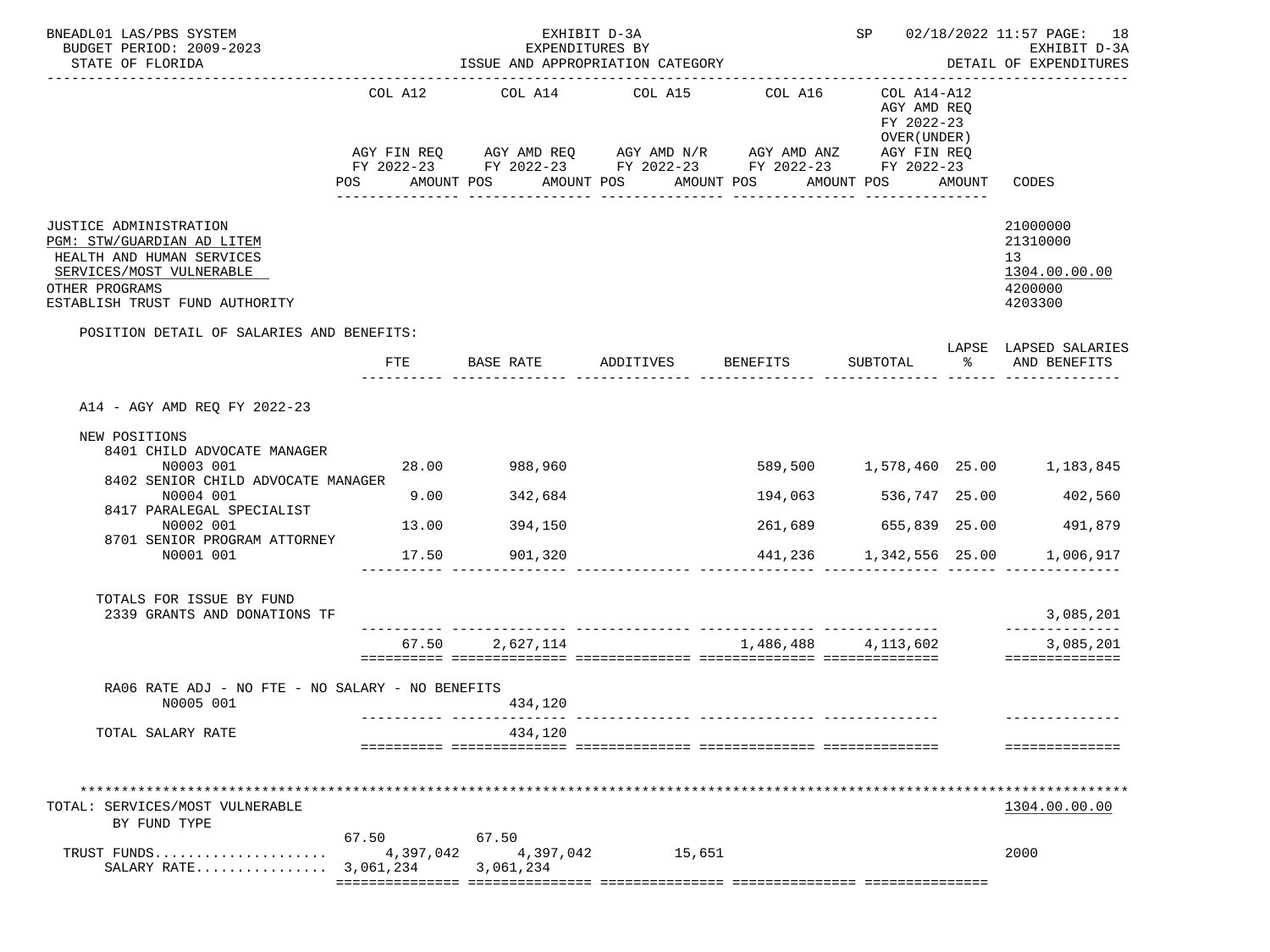BNEADL01 LAS/PBS SYSTEM — EXHIBIT D-3A — SP 02/18/2022 11:57

BUDGET PERIOD: 2009-2023 — EXPENDITURES BY — EXHIBIT D-3A

STATE OF FLORIDA — ISSUE AND APPROPRIATION CATEGORY — DETAIL OF EXPENDITURES

| | COL A12 AGY FIN REQ FY 2022-23 POS AMOUNT | COL A14 AGY AMD REQ FY 2022-23 POS AMOUNT | COL A15 AGY AMD N/R FY 2022-23 POS AMOUNT | COL A16 AGY AMD ANZ FY 2022-23 POS AMOUNT | COL A14-A12 AGY AMD REQ FY 2022-23 OVER(UNDER) AGY FIN REQ FY 2022-23 POS AMOUNT | CODES |
|---|---|---|---|---|---|---|

JUSTICE ADMINISTRATION — 21000000
PGM: STW/GUARDIAN AD LITEM — 21310000
HEALTH AND HUMAN SERVICES — 13
SERVICES/MOST VULNERABLE — 1304.00.00.00
OTHER PROGRAMS — 4200000
ESTABLISH TRUST FUND AUTHORITY — 4203300

POSITION DETAIL OF SALARIES AND BENEFITS:

| | FTE | BASE RATE | ADDITIVES | BENEFITS | SUBTOTAL | LAPSE % | LAPSED SALARIES AND BENEFITS |
|---|---|---|---|---|---|---|---|
| **A14 - AGY AMD REQ FY 2022-23** | | | | | | | |
| NEW POSITIONS | | | | | | | |
| 8401 CHILD ADVOCATE MANAGER N0003 001 | 28.00 | 988,960 | | 589,500 | 1,578,460 | 25.00 | 1,183,845 |
| 8402 SENIOR CHILD ADVOCATE MANAGER N0004 001 | 9.00 | 342,684 | | 194,063 | 536,747 | 25.00 | 402,560 |
| 8417 PARALEGAL SPECIALIST N0002 001 | 13.00 | 394,150 | | 261,689 | 655,839 | 25.00 | 491,879 |
| 8701 SENIOR PROGRAM ATTORNEY N0001 001 | 17.50 | 901,320 | | 441,236 | 1,342,556 | 25.00 | 1,006,917 |
| TOTALS FOR ISSUE BY FUND | | | | | | | |
| 2339 GRANTS AND DONATIONS TF | | | | | | | 3,085,201 |
| | 67.50 | 2,627,114 | | 1,486,488 | 4,113,602 | | 3,085,201 |
| RA06 RATE ADJ - NO FTE - NO SALARY - NO BENEFITS N0005 001 | | 434,120 | | | | | |
| TOTAL SALARY RATE | | 434,120 | | | | | |

TOTAL: SERVICES/MOST VULNERABLE — 1304.00.00.00

| BY FUND TYPE | COL A12 | COL A14 | COL A15 | COL A16 | COL A14-A12 | CODES |
|---|---|---|---|---|---|---|
| | 67.50 | 67.50 | | | | |
| TRUST FUNDS.................... | 4,397,042 | 4,397,042 | 15,651 | | | 2000 |
| SALARY RATE................ | 3,061,234 | 3,061,234 | | | | |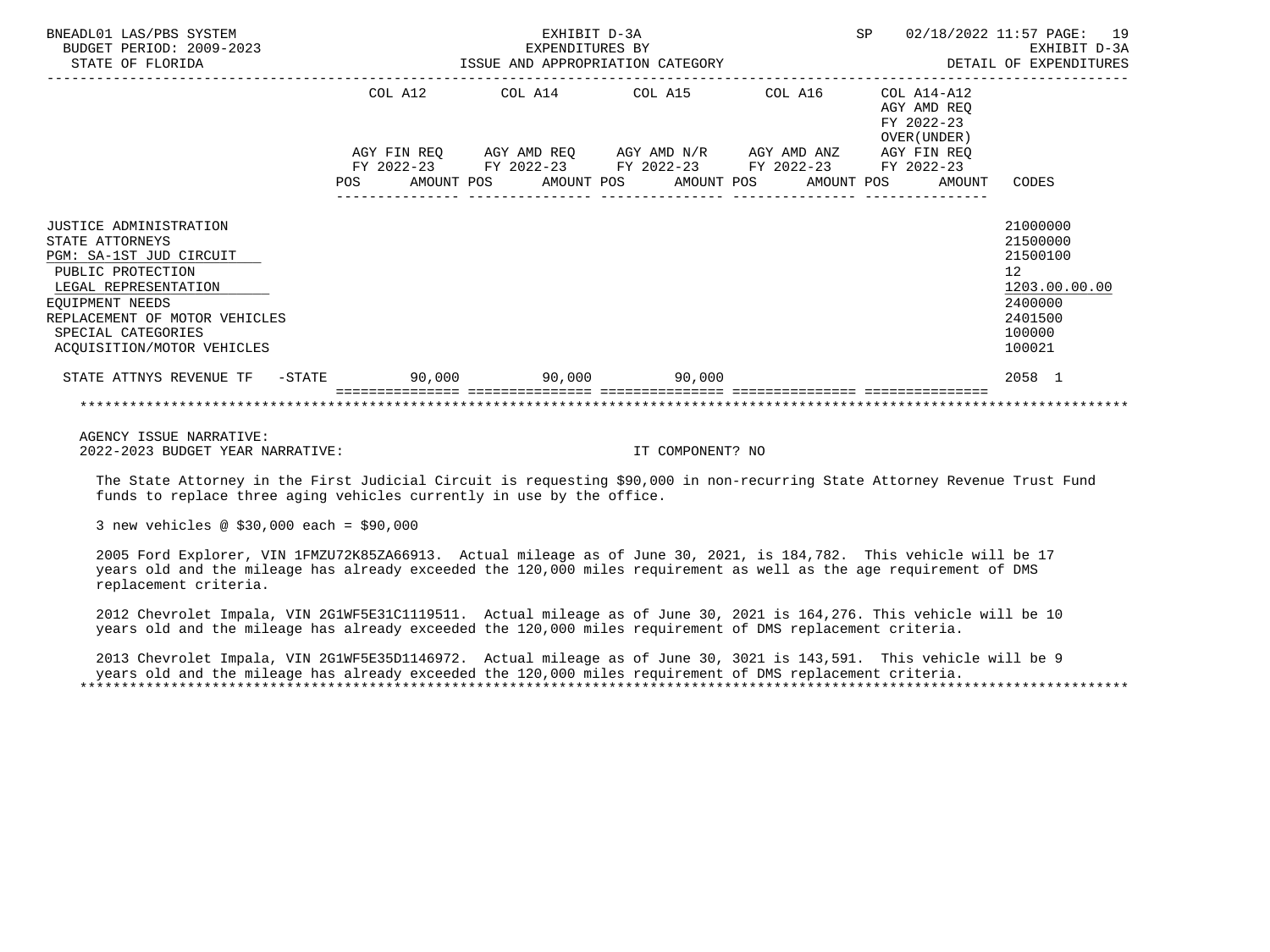BNEADL01 LAS/PBS SYSTEM | EXHIBIT D-3A | SP 02/18/2022 11:57

BUDGET PERIOD: 2009-2023 | EXPENDITURES BY | EXHIBIT D-3A

STATE OF FLORIDA | ISSUE AND APPROPRIATION CATEGORY | DETAIL OF EXPENDITURES

| | COL A12 AGY FIN REQ FY 2022-23 POS AMOUNT | COL A14 AGY AMD REQ FY 2022-23 POS AMOUNT | COL A15 AGY AMD N/R FY 2022-23 POS AMOUNT | COL A16 AGY AMD ANZ FY 2022-23 POS AMOUNT | COL A14-A12 AGY AMD REQ FY 2022-23 OVER(UNDER) AGY FIN REQ FY 2022-23 POS AMOUNT | CODES |
|---|---|---|---|---|---|---|
| JUSTICE ADMINISTRATION | | | | | | 21000000 |
| STATE ATTORNEYS | | | | | | 21500000 |
| PGM: SA-1ST JUD CIRCUIT | | | | | | 21500100 |
| PUBLIC PROTECTION | | | | | | 12 |
| LEGAL REPRESENTATION | | | | | | 1203.00.00.00 |
| EQUIPMENT NEEDS | | | | | | 2400000 |
| REPLACEMENT OF MOTOR VEHICLES | | | | | | 2401500 |
| SPECIAL CATEGORIES | | | | | | 100000 |
| ACQUISITION/MOTOR VEHICLES | | | | | | 100021 |
| STATE ATTNYS REVENUE TF -STATE | 90,000 | 90,000 | 90,000 | | | 2058 1 |

AGENCY ISSUE NARRATIVE:

2022-2023 BUDGET YEAR NARRATIVE: IT COMPONENT? NO

The State Attorney in the First Judicial Circuit is requesting $90,000 in non-recurring State Attorney Revenue Trust Fund funds to replace three aging vehicles currently in use by the office.

3 new vehicles @ $30,000 each = $90,000

2005 Ford Explorer, VIN 1FMZU72K85ZA66913. Actual mileage as of June 30, 2021, is 184,782. This vehicle will be 17 years old and the mileage has already exceeded the 120,000 miles requirement as well as the age requirement of DMS replacement criteria.

2012 Chevrolet Impala, VIN 2G1WF5E31C1119511. Actual mileage as of June 30, 2021 is 164,276. This vehicle will be 10 years old and the mileage has already exceeded the 120,000 miles requirement of DMS replacement criteria.

2013 Chevrolet Impala, VIN 2G1WF5E35D1146972. Actual mileage as of June 30, 3021 is 143,591. This vehicle will be 9 years old and the mileage has already exceeded the 120,000 miles requirement of DMS replacement criteria.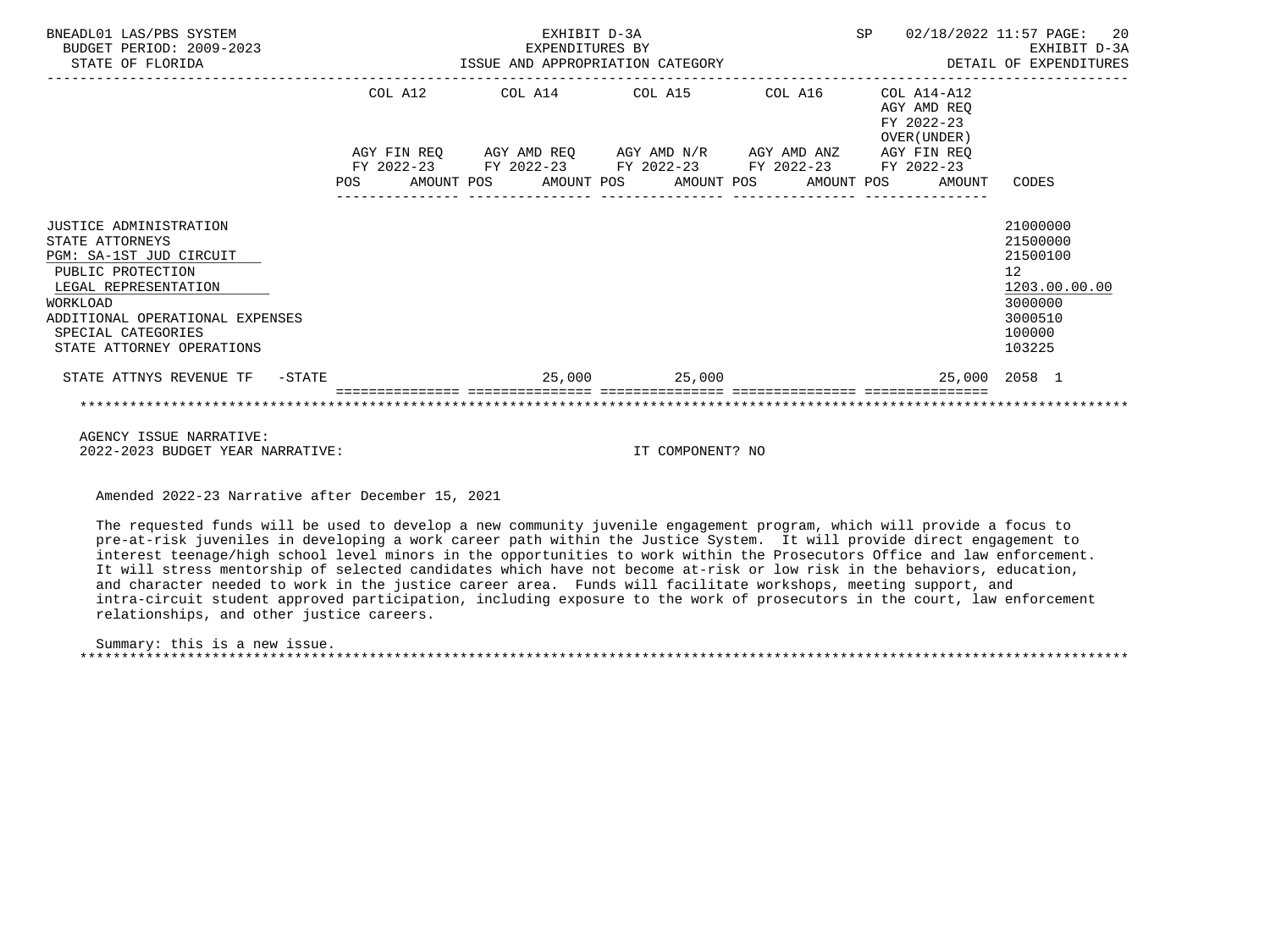BNEADL01 LAS/PBS SYSTEM — EXHIBIT D-3A — EXPENDITURES BY ISSUE AND APPROPRIATION CATEGORY — SP 02/18/2022 11:57
BUDGET PERIOD: 2009-2023 — STATE OF FLORIDA — EXHIBIT D-3A DETAIL OF EXPENDITURES

| | COL A12 AGY FIN REQ FY 2022-23 POS | AMOUNT | COL A14 AGY AMD REQ FY 2022-23 POS | AMOUNT | COL A15 AGY AMD N/R FY 2022-23 POS | AMOUNT | COL A16 AGY AMD ANZ FY 2022-23 POS | AMOUNT | COL A14-A12 AGY AMD REQ FY 2022-23 OVER(UNDER) AGY FIN REQ FY 2022-23 POS | AMOUNT | CODES |
|---|---|---|---|---|---|---|---|---|---|---|---|
| JUSTICE ADMINISTRATION | | | | | | | | | | | 21000000 |
| STATE ATTORNEYS | | | | | | | | | | | 21500000 |
| PGM: SA-1ST JUD CIRCUIT | | | | | | | | | | | 21500100 |
| PUBLIC PROTECTION | | | | | | | | | | | 12 |
| LEGAL REPRESENTATION | | | | | | | | | | | 1203.00.00.00 |
| WORKLOAD | | | | | | | | | | | 3000000 |
| ADDITIONAL OPERATIONAL EXPENSES | | | | | | | | | | | 3000510 |
| SPECIAL CATEGORIES | | | | | | | | | | | 100000 |
| STATE ATTORNEY OPERATIONS | | | | | | | | | | | 103225 |
| STATE ATTNYS REVENUE TF -STATE | | | | 25,000 | | 25,000 | | | | 25,000 | 2058 1 |

AGENCY ISSUE NARRATIVE:
2022-2023 BUDGET YEAR NARRATIVE: IT COMPONENT? NO

Amended 2022-23 Narrative after December 15, 2021

The requested funds will be used to develop a new community juvenile engagement program, which will provide a focus to pre-at-risk juveniles in developing a work career path within the Justice System. It will provide direct engagement to interest teenage/high school level minors in the opportunities to work within the Prosecutors Office and law enforcement. It will stress mentorship of selected candidates which have not become at-risk or low risk in the behaviors, education, and character needed to work in the justice career area. Funds will facilitate workshops, meeting support, and intra-circuit student approved participation, including exposure to the work of prosecutors in the court, law enforcement relationships, and other justice careers.

Summary: this is a new issue.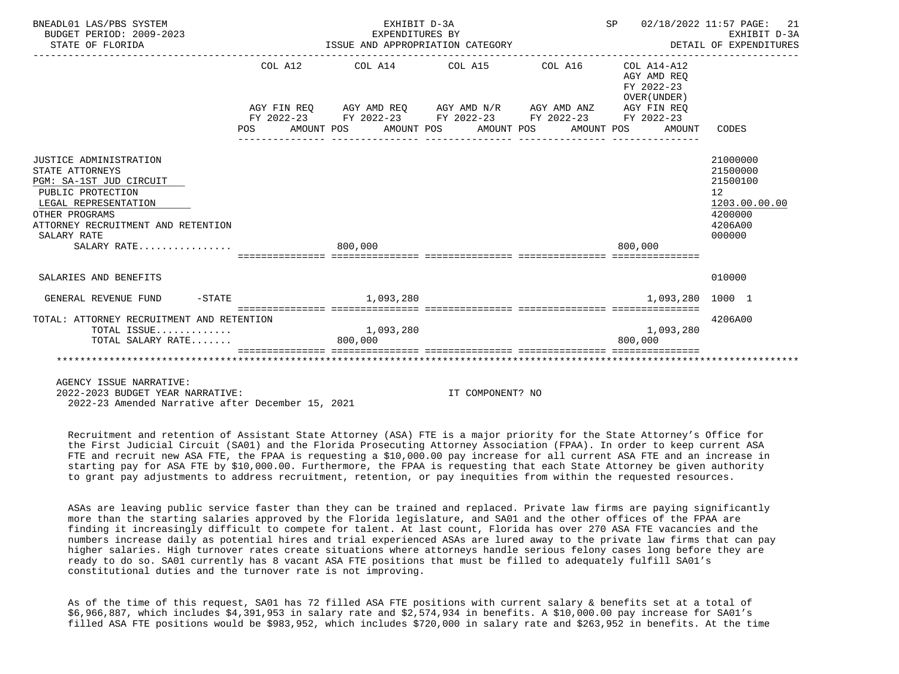BNEADL01 LAS/PBS SYSTEM — EXHIBIT D-3A — EXPENDITURES BY ISSUE AND APPROPRIATION CATEGORY — SP 02/18/2022 11:57

BUDGET PERIOD: 2009-2023 — STATE OF FLORIDA — EXHIBIT D-3A DETAIL OF EXPENDITURES

| | COL A12 AGY FIN REQ FY 2022-23 POS | AMOUNT | COL A14 AGY AMD REQ FY 2022-23 POS | AMOUNT | COL A15 AGY AMD N/R FY 2022-23 POS | AMOUNT | COL A16 AGY AMD ANZ FY 2022-23 POS | AMOUNT | COL A14-A12 AGY AMD REQ FY 2022-23 OVER(UNDER) AGY FIN REQ FY 2022-23 POS | AMOUNT | CODES |
|---|---|---|---|---|---|---|---|---|---|---|---|
| JUSTICE ADMINISTRATION | | | | | | | | | | | 21000000 |
| STATE ATTORNEYS | | | | | | | | | | | 21500000 |
| PGM: SA-1ST JUD CIRCUIT | | | | | | | | | | | 21500100 |
| PUBLIC PROTECTION | | | | | | | | | | | 12 |
| LEGAL REPRESENTATION | | | | | | | | | | | 1203.00.00.00 |
| OTHER PROGRAMS | | | | | | | | | | | 4200000 |
| ATTORNEY RECRUITMENT AND RETENTION | | | | | | | | | | | 4206A00 |
| SALARY RATE | | | | | | | | | | | 000000 |
| SALARY RATE................ | | | 800,000 | | | | | | 800,000 | | |
| SALARIES AND BENEFITS | | | | | | | | | | | 010000 |
| GENERAL REVENUE FUND -STATE | | | | 1,093,280 | | | | | | 1,093,280 | 1000 1 |
| TOTAL: ATTORNEY RECRUITMENT AND RETENTION | | | | | | | | | | | 4206A00 |
| TOTAL ISSUE............. | | | | 1,093,280 | | | | | | 1,093,280 | |
| TOTAL SALARY RATE....... | | | 800,000 | | | | | | 800,000 | | |

AGENCY ISSUE NARRATIVE:

2022-2023 BUDGET YEAR NARRATIVE: IT COMPONENT? NO

2022-23 Amended Narrative after December 15, 2021

Recruitment and retention of Assistant State Attorney (ASA) FTE is a major priority for the State Attorney's Office for the First Judicial Circuit (SA01) and the Florida Prosecuting Attorney Association (FPAA). In order to keep current ASA FTE and recruit new ASA FTE, the FPAA is requesting a $10,000.00 pay increase for all current ASA FTE and an increase in starting pay for ASA FTE by $10,000.00. Furthermore, the FPAA is requesting that each State Attorney be given authority to grant pay adjustments to address recruitment, retention, or pay inequities from within the requested resources.

ASAs are leaving public service faster than they can be trained and replaced. Private law firms are paying significantly more than the starting salaries approved by the Florida legislature, and SA01 and the other offices of the FPAA are finding it increasingly difficult to compete for talent. At last count, Florida has over 270 ASA FTE vacancies and the numbers increase daily as potential hires and trial experienced ASAs are lured away to the private law firms that can pay higher salaries. High turnover rates create situations where attorneys handle serious felony cases long before they are ready to do so. SA01 currently has 8 vacant ASA FTE positions that must be filled to adequately fulfill SA01's constitutional duties and the turnover rate is not improving.

As of the time of this request, SA01 has 72 filled ASA FTE positions with current salary & benefits set at a total of $6,966,887, which includes $4,391,953 in salary rate and $2,574,934 in benefits. A $10,000.00 pay increase for SA01's filled ASA FTE positions would be $983,952, which includes $720,000 in salary rate and $263,952 in benefits. At the time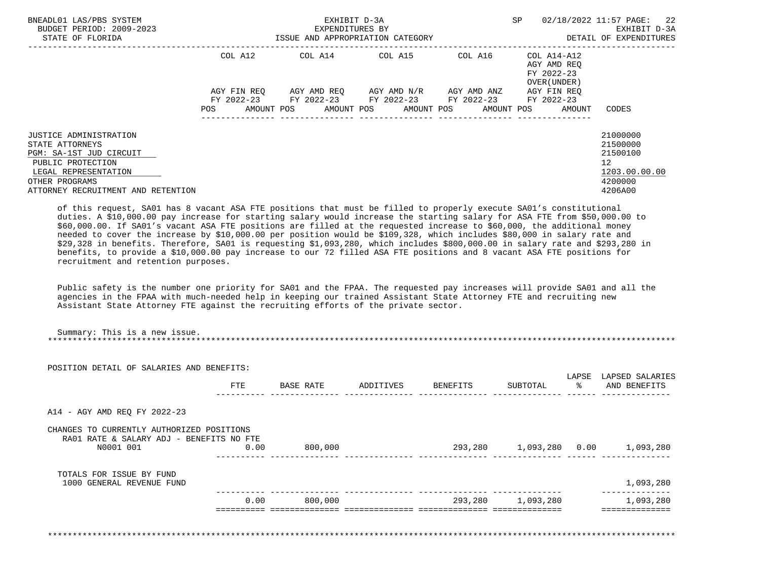| | | |
|---|---|---|
| JUSTICE ADMINISTRATION | | 21000000 |
| STATE ATTORNEYS | | 21500000 |
| PGM: SA-1ST JUD CIRCUIT | | 21500100 |
| PUBLIC PROTECTION | | 12 |
| LEGAL REPRESENTATION | | 1203.00.00.00 |
| OTHER PROGRAMS | | 4200000 |
| ATTORNEY RECRUITMENT AND RETENTION | | 4206A00 |

of this request, SA01 has 8 vacant ASA FTE positions that must be filled to properly execute SA01's constitutional duties. A $10,000.00 pay increase for starting salary would increase the starting salary for ASA FTE from $50,000.00 to $60,000.00. If SA01's vacant ASA FTE positions are filled at the requested increase to $60,000, the additional money needed to cover the increase by $10,000.00 per position would be $109,328, which includes $80,000 in salary rate and $29,328 in benefits. Therefore, SA01 is requesting $1,093,280, which includes $800,000.00 in salary rate and $293,280 in benefits, to provide a $10,000.00 pay increase to our 72 filled ASA FTE positions and 8 vacant ASA FTE positions for recruitment and retention purposes.

Public safety is the number one priority for SA01 and the FPAA. The requested pay increases will provide SA01 and all the agencies in the FPAA with much-needed help in keeping our trained Assistant State Attorney FTE and recruiting new Assistant State Attorney FTE against the recruiting efforts of the private sector.

Summary: This is a new issue.

POSITION DETAIL OF SALARIES AND BENEFITS:

| | FTE | BASE RATE | ADDITIVES | BENEFITS | SUBTOTAL | LAPSE % | LAPSED SALARIES AND BENEFITS |
|---|---|---|---|---|---|---|---|
| A14 - AGY AMD REQ FY 2022-23 | | | | | | | |
| CHANGES TO CURRENTLY AUTHORIZED POSITIONS | | | | | | | |
| RA01 RATE & SALARY ADJ - BENEFITS NO FTE | | | | | | | |
| N0001 001 | 0.00 | 800,000 | | 293,280 | 1,093,280 | 0.00 | 1,093,280 |
| TOTALS FOR ISSUE BY FUND | | | | | | | |
| 1000 GENERAL REVENUE FUND | | | | | | | 1,093,280 |
| | 0.00 | 800,000 | | 293,280 | 1,093,280 | | 1,093,280 |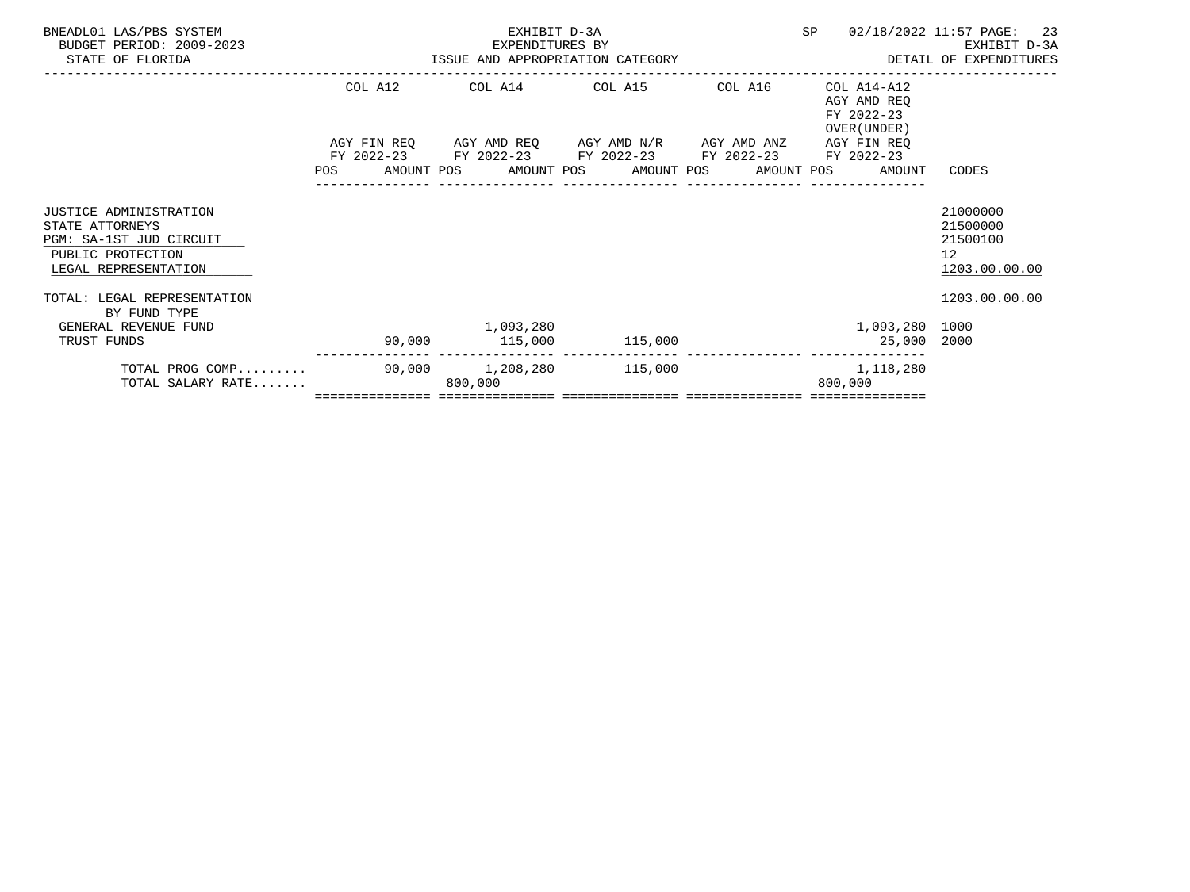BNEADL01 LAS/PBS SYSTEM — EXHIBIT D-3A — SP 02/18/2022 11:57
BUDGET PERIOD: 2009-2023 — EXPENDITURES BY — EXHIBIT D-3A
STATE OF FLORIDA — ISSUE AND APPROPRIATION CATEGORY — DETAIL OF EXPENDITURES

| | COL A12 AGY FIN REQ FY 2022-23 POS AMOUNT | COL A14 AGY AMD REQ FY 2022-23 POS AMOUNT | COL A15 AGY AMD N/R FY 2022-23 POS AMOUNT | COL A16 AGY AMD ANZ FY 2022-23 POS AMOUNT | COL A14-A12 AGY AMD REQ FY 2022-23 OVER(UNDER) AGY FIN REQ FY 2022-23 POS AMOUNT | CODES |
|---|---|---|---|---|---|---|
| JUSTICE ADMINISTRATION | | | | | | 21000000 |
| STATE ATTORNEYS | | | | | | 21500000 |
| PGM: SA-1ST JUD CIRCUIT | | | | | | 21500100 |
| PUBLIC PROTECTION | | | | | | 12 |
| LEGAL REPRESENTATION | | | | | | 1203.00.00.00 |
| TOTAL: LEGAL REPRESENTATION | | | | | | 1203.00.00.00 |
| BY FUND TYPE | | | | | | |
| GENERAL REVENUE FUND | | 1,093,280 | | | 1,093,280 | 1000 |
| TRUST FUNDS | 90,000 | 115,000 | 115,000 | | 25,000 | 2000 |
| TOTAL PROG COMP......... | 90,000 | 1,208,280 | 115,000 | | 1,118,280 | |
| TOTAL SALARY RATE....... | | 800,000 | | | 800,000 | |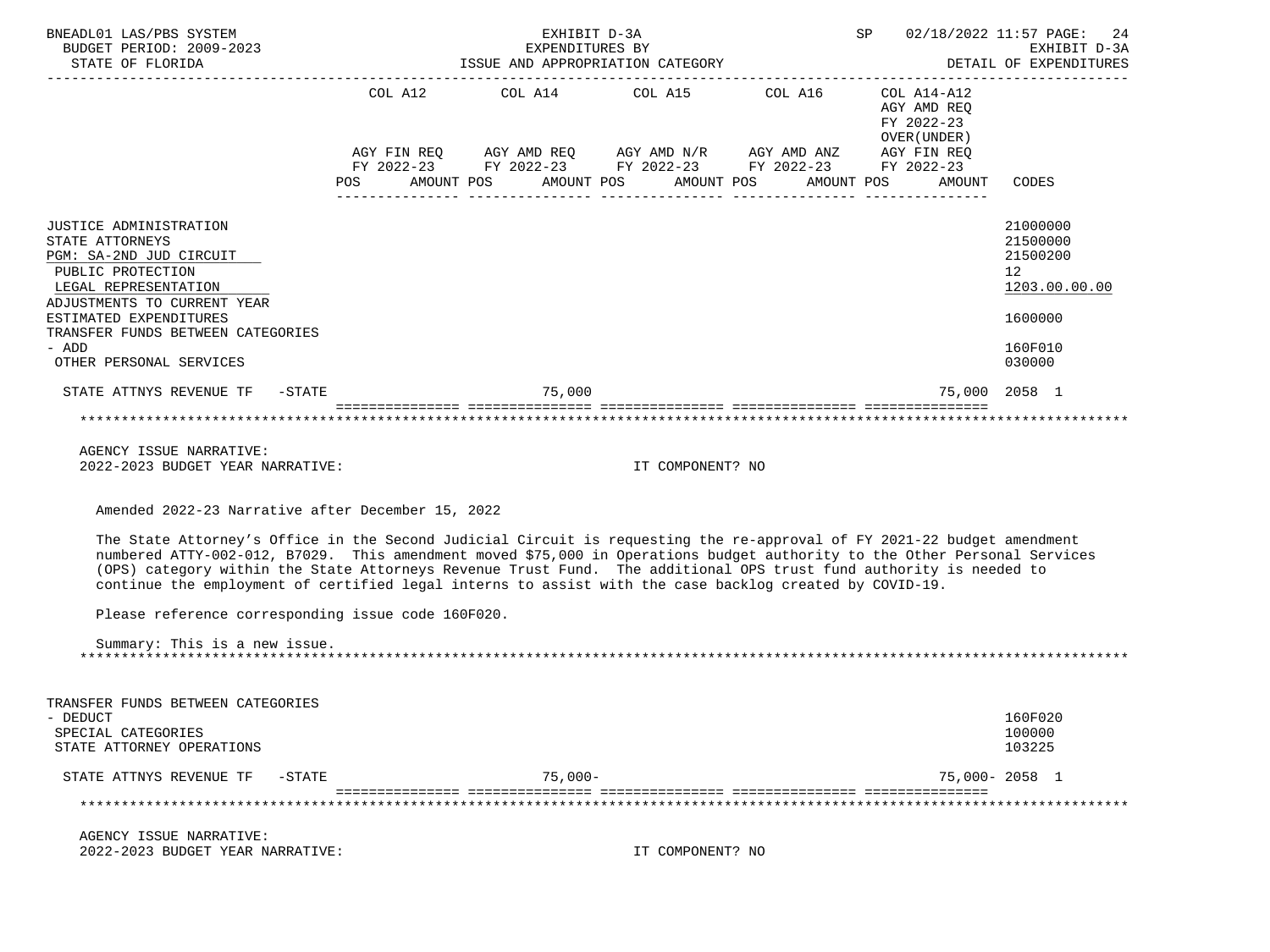BNEADL01 LAS/PBS SYSTEM | BUDGET PERIOD: 2009-2023 | STATE OF FLORIDA

EXHIBIT D-3A — EXPENDITURES BY ISSUE AND APPROPRIATION CATEGORY

SP 02/18/2022 11:57 — EXHIBIT D-3A — DETAIL OF EXPENDITURES

| | COL A12 AGY FIN REQ FY 2022-23 POS AMOUNT | COL A14 AGY AMD REQ FY 2022-23 POS AMOUNT | COL A15 AGY AMD N/R FY 2022-23 POS AMOUNT | COL A16 AGY AMD ANZ FY 2022-23 POS AMOUNT | COL A14-A12 AGY AMD REQ FY 2022-23 OVER(UNDER) AGY FIN REQ FY 2022-23 POS AMOUNT | CODES |
|---|---|---|---|---|---|---|
| JUSTICE ADMINISTRATION | | | | | | 21000000 |
| STATE ATTORNEYS | | | | | | 21500000 |
| PGM: SA-2ND JUD CIRCUIT | | | | | | 21500200 |
| PUBLIC PROTECTION | | | | | | 12 |
| LEGAL REPRESENTATION | | | | | | 1203.00.00.00 |
| ADJUSTMENTS TO CURRENT YEAR ESTIMATED EXPENDITURES | | | | | | 1600000 |
| TRANSFER FUNDS BETWEEN CATEGORIES - ADD | | | | | | 160F010 |
| OTHER PERSONAL SERVICES | | | | | | 030000 |
| STATE ATTNYS REVENUE TF -STATE | | 75,000 | | | 75,000 | 2058 1 |

AGENCY ISSUE NARRATIVE:
2022-2023 BUDGET YEAR NARRATIVE: IT COMPONENT? NO

Amended 2022-23 Narrative after December 15, 2022

The State Attorney's Office in the Second Judicial Circuit is requesting the re-approval of FY 2021-22 budget amendment numbered ATTY-002-012, B7029. This amendment moved $75,000 in Operations budget authority to the Other Personal Services (OPS) category within the State Attorneys Revenue Trust Fund. The additional OPS trust fund authority is needed to continue the employment of certified legal interns to assist with the case backlog created by COVID-19.

Please reference corresponding issue code 160F020.

Summary: This is a new issue.

| | COL A12 | COL A14 | COL A15 | COL A16 | COL A14-A12 | CODES |
|---|---|---|---|---|---|---|
| TRANSFER FUNDS BETWEEN CATEGORIES - DEDUCT | | | | | | 160F020 |
| SPECIAL CATEGORIES | | | | | | 100000 |
| STATE ATTORNEY OPERATIONS | | | | | | 103225 |
| STATE ATTNYS REVENUE TF -STATE | | 75,000- | | | 75,000- | 2058 1 |

AGENCY ISSUE NARRATIVE:
2022-2023 BUDGET YEAR NARRATIVE: IT COMPONENT? NO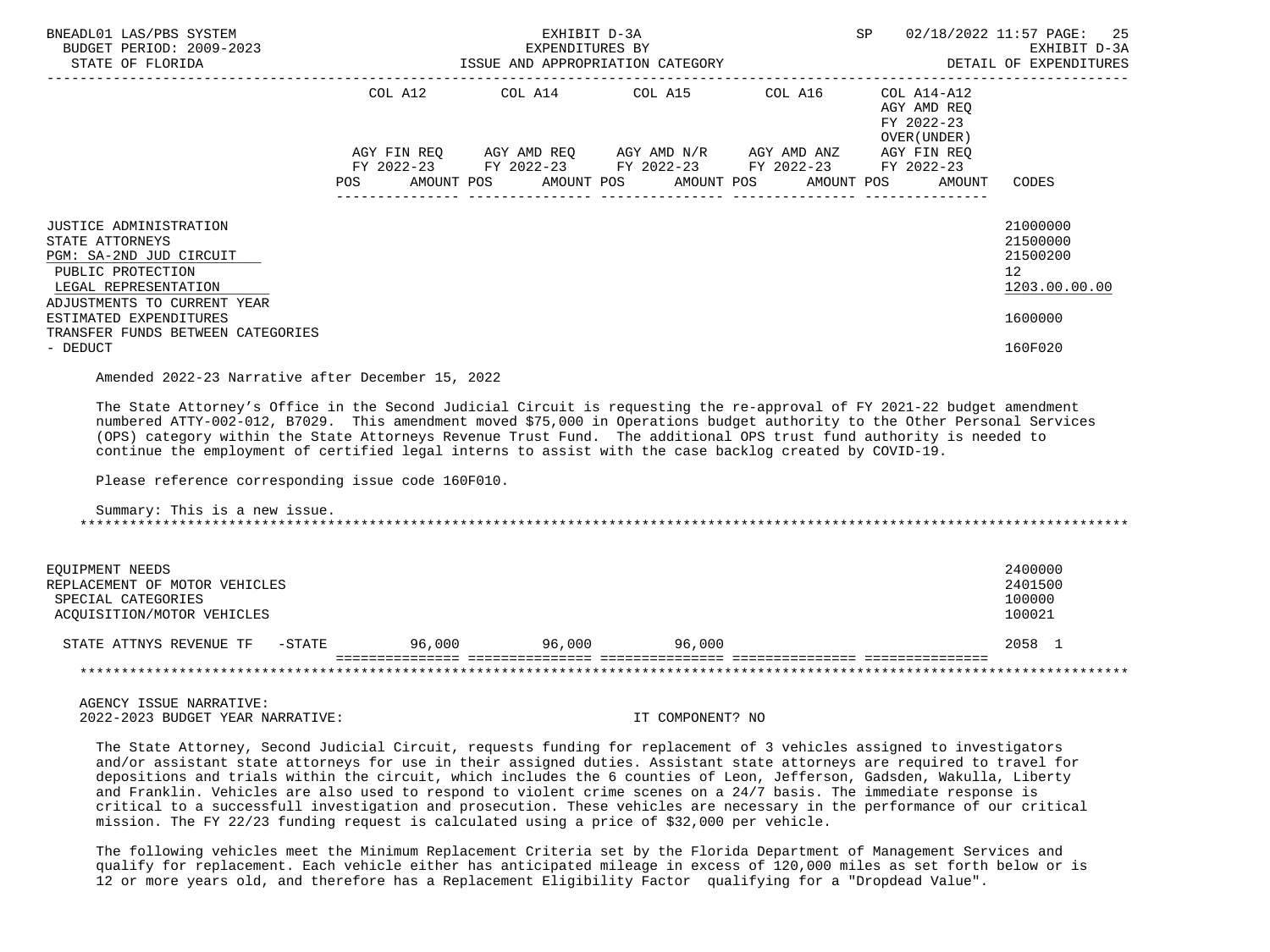BNEADL01 LAS/PBS SYSTEM — EXHIBIT D-3A — EXPENDITURES BY ISSUE AND APPROPRIATION CATEGORY — BUDGET PERIOD: 2009-2023 — STATE OF FLORIDA — SP 02/18/2022 11:57 — EXHIBIT D-3A DETAIL OF EXPENDITURES

| | COL A12 AGY FIN REQ FY 2022-23 POS AMOUNT | COL A14 AGY AMD REQ FY 2022-23 POS AMOUNT | COL A15 AGY AMD N/R FY 2022-23 POS AMOUNT | COL A16 AGY AMD ANZ FY 2022-23 POS AMOUNT | COL A14-A12 AGY AMD REQ FY 2022-23 OVER(UNDER) AGY FIN REQ FY 2022-23 POS AMOUNT | CODES |
|---|---|---|---|---|---|---|
| JUSTICE ADMINISTRATION | | | | | | 21000000 |
| STATE ATTORNEYS | | | | | | 21500000 |
| PGM: SA-2ND JUD CIRCUIT | | | | | | 21500200 |
| PUBLIC PROTECTION | | | | | | 12 |
| LEGAL REPRESENTATION | | | | | | 1203.00.00.00 |
| ADJUSTMENTS TO CURRENT YEAR ESTIMATED EXPENDITURES | | | | | | 1600000 |
| TRANSFER FUNDS BETWEEN CATEGORIES - DEDUCT | | | | | | 160F020 |

Amended 2022-23 Narrative after December 15, 2022

The State Attorney's Office in the Second Judicial Circuit is requesting the re-approval of FY 2021-22 budget amendment numbered ATTY-002-012, B7029. This amendment moved $75,000 in Operations budget authority to the Other Personal Services (OPS) category within the State Attorneys Revenue Trust Fund. The additional OPS trust fund authority is needed to continue the employment of certified legal interns to assist with the case backlog created by COVID-19.

Please reference corresponding issue code 160F010.

Summary: This is a new issue.

| | COL A12 | COL A14 | COL A15 | COL A16 | COL A14-A12 | CODES |
|---|---|---|---|---|---|---|
| EQUIPMENT NEEDS | | | | | | 2400000 |
| REPLACEMENT OF MOTOR VEHICLES | | | | | | 2401500 |
| SPECIAL CATEGORIES | | | | | | 100000 |
| ACQUISITION/MOTOR VEHICLES | | | | | | 100021 |
| STATE ATTNYS REVENUE TF -STATE | 96,000 | 96,000 | 96,000 | | | 2058 1 |

AGENCY ISSUE NARRATIVE:
2022-2023 BUDGET YEAR NARRATIVE: IT COMPONENT? NO

The State Attorney, Second Judicial Circuit, requests funding for replacement of 3 vehicles assigned to investigators and/or assistant state attorneys for use in their assigned duties. Assistant state attorneys are required to travel for depositions and trials within the circuit, which includes the 6 counties of Leon, Jefferson, Gadsden, Wakulla, Liberty and Franklin. Vehicles are also used to respond to violent crime scenes on a 24/7 basis. The immediate response is critical to a successfull investigation and prosecution. These vehicles are necessary in the performance of our critical mission. The FY 22/23 funding request is calculated using a price of $32,000 per vehicle.

The following vehicles meet the Minimum Replacement Criteria set by the Florida Department of Management Services and qualify for replacement. Each vehicle either has anticipated mileage in excess of 120,000 miles as set forth below or is 12 or more years old, and therefore has a Replacement Eligibility Factor qualifying for a "Dropdead Value".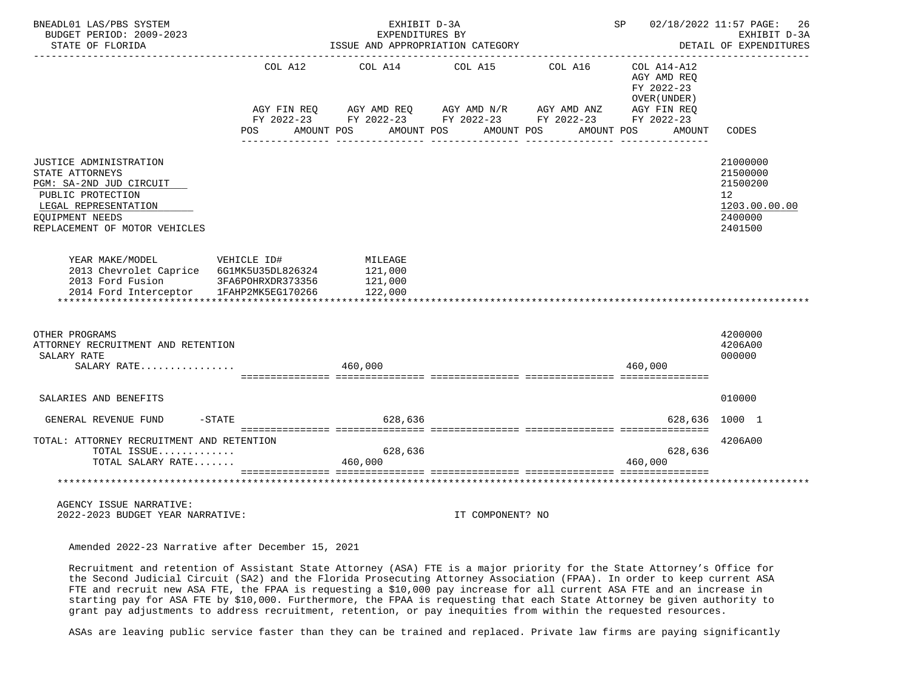| | COL A12 AGY FIN REQ FY 2022-23 POS AMOUNT | COL A14 AGY AMD REQ FY 2022-23 POS AMOUNT | COL A15 AGY AMD N/R FY 2022-23 POS AMOUNT | COL A16 AGY AMD ANZ FY 2022-23 POS AMOUNT | COL A14-A12 AGY AMD REQ FY 2022-23 OVER(UNDER) AGY FIN REQ FY 2022-23 POS AMOUNT | CODES |
|---|---|---|---|---|---|---|
| JUSTICE ADMINISTRATION | | | | | | 21000000 |
| STATE ATTORNEYS | | | | | | 21500000 |
| PGM: SA-2ND JUD CIRCUIT | | | | | | 21500200 |
| PUBLIC PROTECTION | | | | | | 12 |
| LEGAL REPRESENTATION | | | | | | 1203.00.00.00 |
| EQUIPMENT NEEDS | | | | | | 2400000 |
| REPLACEMENT OF MOTOR VEHICLES | | | | | | 2401500 |

| YEAR MAKE/MODEL | VEHICLE ID# | MILEAGE |
|---|---|---|
| 2013 Chevrolet Caprice | 6G1MK5U35DL826324 | 121,000 |
| 2013 Ford Fusion | 3FA6POHRXDR373356 | 121,000 |
| 2014 Ford Interceptor | 1FAHP2MK5EG170266 | 122,000 |

| | COL A12 | COL A14 | COL A15 | COL A16 | COL A14-A12 | CODES |
|---|---|---|---|---|---|---|
| OTHER PROGRAMS | | | | | | 4200000 |
| ATTORNEY RECRUITMENT AND RETENTION | | | | | | 4206A00 |
| SALARY RATE | | | | | | 000000 |
| SALARY RATE................ | | 460,000 | | | 460,000 | |
| SALARIES AND BENEFITS | | | | | | 010000 |
| GENERAL REVENUE FUND -STATE | | 628,636 | | | 628,636 | 1000 1 |
| TOTAL: ATTORNEY RECRUITMENT AND RETENTION | | | | | | 4206A00 |
| TOTAL ISSUE............. | | 628,636 | | | 628,636 | |
| TOTAL SALARY RATE....... | | 460,000 | | | 460,000 | |

AGENCY ISSUE NARRATIVE:
2022-2023 BUDGET YEAR NARRATIVE: IT COMPONENT? NO

Amended 2022-23 Narrative after December 15, 2021

Recruitment and retention of Assistant State Attorney (ASA) FTE is a major priority for the State Attorney's Office for the Second Judicial Circuit (SA2) and the Florida Prosecuting Attorney Association (FPAA). In order to keep current ASA FTE and recruit new ASA FTE, the FPAA is requesting a $10,000 pay increase for all current ASA FTE and an increase in starting pay for ASA FTE by $10,000. Furthermore, the FPAA is requesting that each State Attorney be given authority to grant pay adjustments to address recruitment, retention, or pay inequities from within the requested resources.

ASAs are leaving public service faster than they can be trained and replaced. Private law firms are paying significantly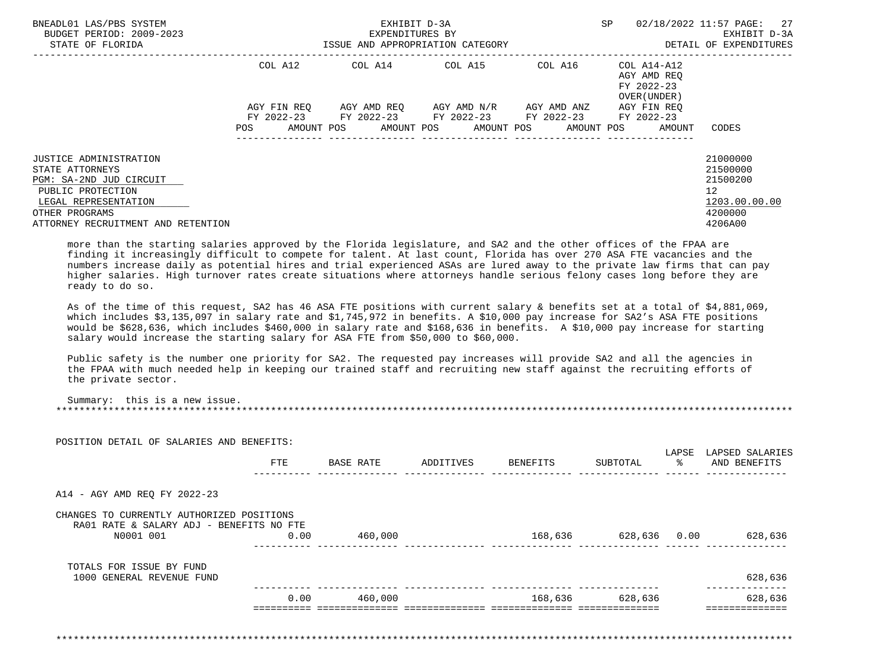BNEADL01 LAS/PBS SYSTEM | EXHIBIT D-3A | SP 02/18/2022 11:57

BUDGET PERIOD: 2009-2023 | EXPENDITURES BY | EXHIBIT D-3A

STATE OF FLORIDA | ISSUE AND APPROPRIATION CATEGORY | DETAIL OF EXPENDITURES

| | COL A12 AGY FIN REQ FY 2022-23 | | COL A14 AGY AMD REQ FY 2022-23 | | COL A15 AGY AMD N/R FY 2022-23 | | COL A16 AGY AMD ANZ FY 2022-23 | | COL A14-A12 AGY AMD REQ FY 2022-23 OVER(UNDER) AGY FIN REQ FY 2022-23 | | |
|---|---|---|---|---|---|---|---|---|---|---|---|
| | POS | AMOUNT | POS | AMOUNT | POS | AMOUNT | POS | AMOUNT | POS | AMOUNT | CODES |

JUSTICE ADMINISTRATION 21000000
STATE ATTORNEYS 21500000
PGM: SA-2ND JUD CIRCUIT 21500200
PUBLIC PROTECTION 12
LEGAL REPRESENTATION 1203.00.00.00
OTHER PROGRAMS 4200000
ATTORNEY RECRUITMENT AND RETENTION 4206A00

more than the starting salaries approved by the Florida legislature, and SA2 and the other offices of the FPAA are finding it increasingly difficult to compete for talent. At last count, Florida has over 270 ASA FTE vacancies and the numbers increase daily as potential hires and trial experienced ASAs are lured away to the private law firms that can pay higher salaries. High turnover rates create situations where attorneys handle serious felony cases long before they are ready to do so.

As of the time of this request, SA2 has 46 ASA FTE positions with current salary & benefits set at a total of $4,881,069, which includes $3,135,097 in salary rate and $1,745,972 in benefits. A $10,000 pay increase for SA2's ASA FTE positions would be $628,636, which includes $460,000 in salary rate and $168,636 in benefits. A $10,000 pay increase for starting salary would increase the starting salary for ASA FTE from $50,000 to $60,000.

Public safety is the number one priority for SA2. The requested pay increases will provide SA2 and all the agencies in the FPAA with much needed help in keeping our trained staff and recruiting new staff against the recruiting efforts of the private sector.

Summary: this is a new issue.

*******************************************************************************************************************

POSITION DETAIL OF SALARIES AND BENEFITS:

| | FTE | BASE RATE | ADDITIVES | BENEFITS | SUBTOTAL | LAPSE % | LAPSED SALARIES AND BENEFITS |
|---|---|---|---|---|---|---|---|
| A14 - AGY AMD REQ FY 2022-23 | | | | | | | |
| CHANGES TO CURRENTLY AUTHORIZED POSITIONS | | | | | | | |
| RA01 RATE & SALARY ADJ - BENEFITS NO FTE | | | | | | | |
| N0001 001 | 0.00 | 460,000 | | 168,636 | 628,636 | 0.00 | 628,636 |
| TOTALS FOR ISSUE BY FUND | | | | | | | |
| 1000 GENERAL REVENUE FUND | | | | | | | 628,636 |
| | 0.00 | 460,000 | | 168,636 | 628,636 | | 628,636 |

*******************************************************************************************************************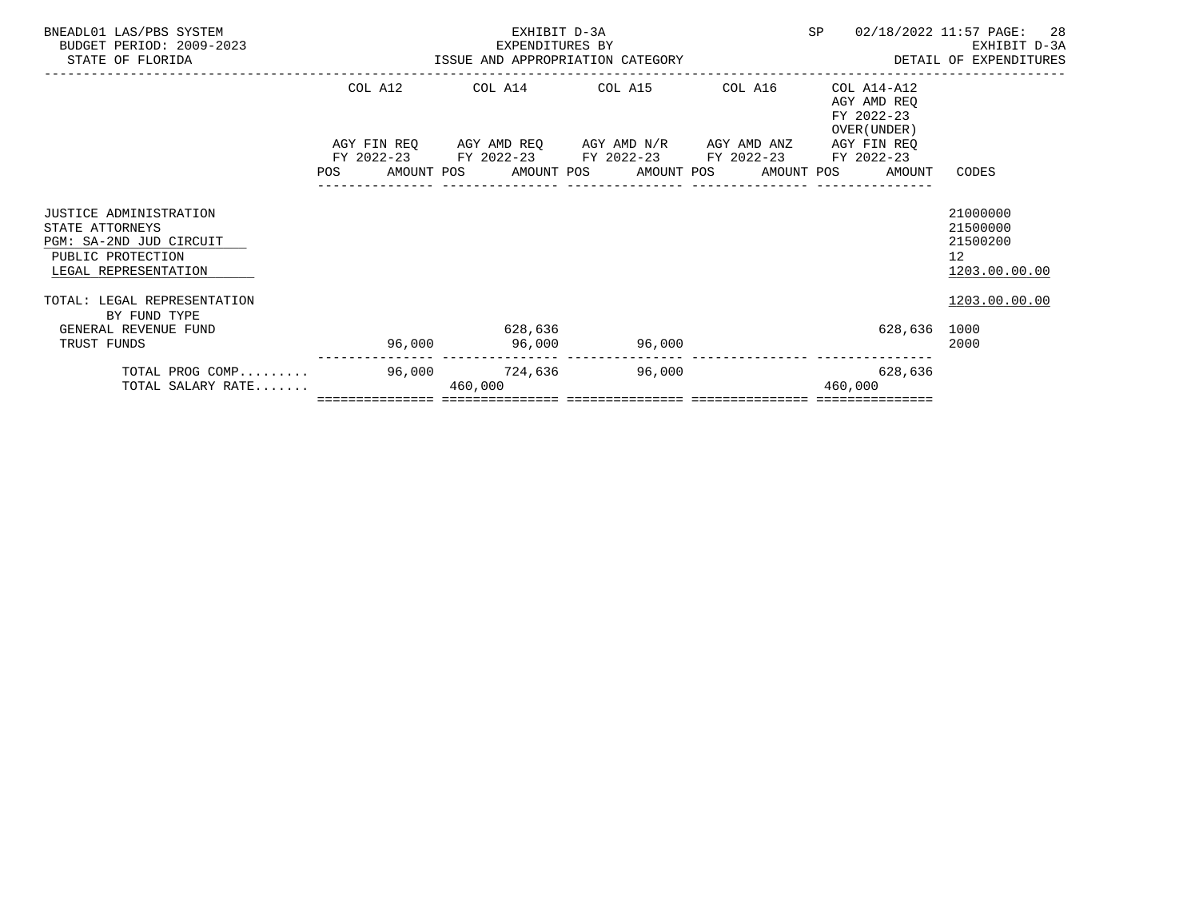BNEADL01 LAS/PBS SYSTEM
BUDGET PERIOD: 2009-2023
STATE OF FLORIDA

EXHIBIT D-3A
EXPENDITURES BY
ISSUE AND APPROPRIATION CATEGORY

SP 02/18/2022 11:57

EXHIBIT D-3A
DETAIL OF EXPENDITURES

| | COL A12 AGY FIN REQ FY 2022-23 POS | AMOUNT | COL A14 AGY AMD REQ FY 2022-23 POS | AMOUNT | COL A15 AGY AMD N/R FY 2022-23 POS | AMOUNT | COL A16 AGY AMD ANZ FY 2022-23 POS | AMOUNT | COL A14-A12 AGY AMD REQ FY 2022-23 OVER(UNDER) AGY FIN REQ FY 2022-23 POS | AMOUNT | CODES |
|---|---|---|---|---|---|---|---|---|---|---|---|
| JUSTICE ADMINISTRATION | | | | | | | | | | | 21000000 |
| STATE ATTORNEYS | | | | | | | | | | | 21500000 |
| PGM: SA-2ND JUD CIRCUIT | | | | | | | | | | | 21500200 |
| PUBLIC PROTECTION | | | | | | | | | | | 12 |
| LEGAL REPRESENTATION | | | | | | | | | | | 1203.00.00.00 |
| TOTAL: LEGAL REPRESENTATION | | | | | | | | | | | 1203.00.00.00 |
| BY FUND TYPE | | | | | | | | | | | |
| GENERAL REVENUE FUND | | | | 628,636 | | | | | | 628,636 | 1000 |
| TRUST FUNDS | | 96,000 | | 96,000 | | 96,000 | | | | | 2000 |
| TOTAL PROG COMP......... | | 96,000 | | 724,636 | | 96,000 | | | | 628,636 | |
| TOTAL SALARY RATE....... | | | 460,000 | | | | | | 460,000 | | |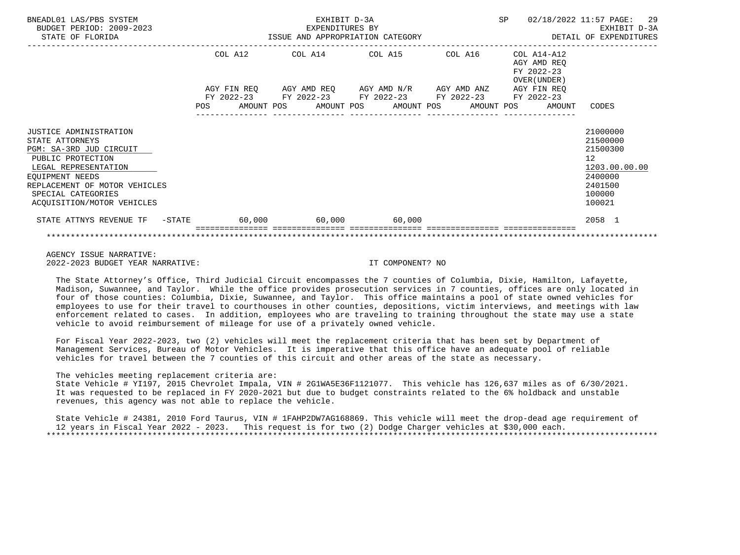BNEADL01 LAS/PBS SYSTEM — EXHIBIT D-3A — EXPENDITURES BY ISSUE AND APPROPRIATION CATEGORY
BUDGET PERIOD: 2009-2023 — STATE OF FLORIDA — SP 02/18/2022 11:57 — EXHIBIT D-3A DETAIL OF EXPENDITURES

| | COL A12 AGY FIN REQ FY 2022-23 POS AMOUNT | COL A14 AGY AMD REQ FY 2022-23 POS AMOUNT | COL A15 AGY AMD N/R FY 2022-23 POS AMOUNT | COL A16 AGY AMD ANZ FY 2022-23 POS AMOUNT | COL A14-A12 AGY AMD REQ FY 2022-23 OVER(UNDER) AGY FIN REQ FY 2022-23 POS AMOUNT | CODES |
|---|---|---|---|---|---|---|
| JUSTICE ADMINISTRATION | | | | | | 21000000 |
| STATE ATTORNEYS | | | | | | 21500000 |
| PGM: SA-3RD JUD CIRCUIT | | | | | | 21500300 |
| PUBLIC PROTECTION | | | | | | 12 |
| LEGAL REPRESENTATION | | | | | | 1203.00.00.00 |
| EQUIPMENT NEEDS | | | | | | 2400000 |
| REPLACEMENT OF MOTOR VEHICLES | | | | | | 2401500 |
| SPECIAL CATEGORIES | | | | | | 100000 |
| ACQUISITION/MOTOR VEHICLES | | | | | | 100021 |
| STATE ATTNYS REVENUE TF -STATE | 60,000 | 60,000 | 60,000 | | | 2058 1 |

AGENCY ISSUE NARRATIVE:
2022-2023 BUDGET YEAR NARRATIVE: IT COMPONENT? NO

The State Attorney's Office, Third Judicial Circuit encompasses the 7 counties of Columbia, Dixie, Hamilton, Lafayette, Madison, Suwannee, and Taylor. While the office provides prosecution services in 7 counties, offices are only located in four of those counties: Columbia, Dixie, Suwannee, and Taylor. This office maintains a pool of state owned vehicles for employees to use for their travel to courthouses in other counties, depositions, victim interviews, and meetings with law enforcement related to cases. In addition, employees who are traveling to training throughout the state may use a state vehicle to avoid reimbursement of mileage for use of a privately owned vehicle.

For Fiscal Year 2022-2023, two (2) vehicles will meet the replacement criteria that has been set by Department of Management Services, Bureau of Motor Vehicles. It is imperative that this office have an adequate pool of reliable vehicles for travel between the 7 counties of this circuit and other areas of the state as necessary.

The vehicles meeting replacement criteria are:
State Vehicle # YI197, 2015 Chevrolet Impala, VIN # 2G1WA5E36F1121077. This vehicle has 126,637 miles as of 6/30/2021. It was requested to be replaced in FY 2020-2021 but due to budget constraints related to the 6% holdback and unstable revenues, this agency was not able to replace the vehicle.

State Vehicle # 24381, 2010 Ford Taurus, VIN # 1FAHP2DW7AG168869. This vehicle will meet the drop-dead age requirement of 12 years in Fiscal Year 2022 - 2023. This request is for two (2) Dodge Charger vehicles at $30,000 each.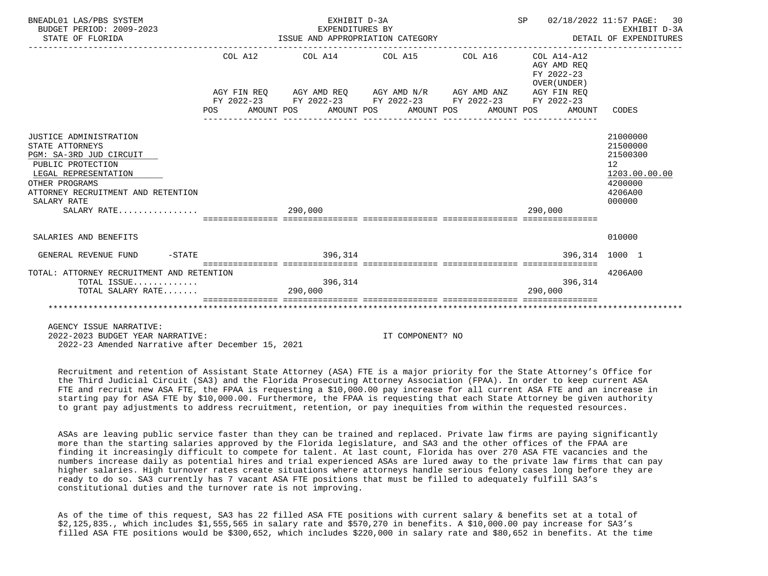BNEADL01 LAS/PBS SYSTEM — EXHIBIT D-3A — EXPENDITURES BY ISSUE AND APPROPRIATION CATEGORY — SP 02/18/2022 11:57 — BUDGET PERIOD: 2009-2023 — STATE OF FLORIDA — EXHIBIT D-3A DETAIL OF EXPENDITURES

| | COL A12 AGY FIN REQ FY 2022-23 POS AMOUNT | COL A14 AGY AMD REQ FY 2022-23 POS AMOUNT | COL A15 AGY AMD N/R FY 2022-23 POS AMOUNT | COL A16 AGY AMD ANZ FY 2022-23 POS AMOUNT | COL A14-A12 AGY AMD REQ FY 2022-23 OVER(UNDER) AGY FIN REQ FY 2022-23 POS AMOUNT | CODES |
|---|---|---|---|---|---|---|
| JUSTICE ADMINISTRATION | | | | | | 21000000 |
| STATE ATTORNEYS | | | | | | 21500000 |
| PGM: SA-3RD JUD CIRCUIT | | | | | | 21500300 |
| PUBLIC PROTECTION | | | | | | 12 |
| LEGAL REPRESENTATION | | | | | | 1203.00.00.00 |
| OTHER PROGRAMS | | | | | | 4200000 |
| ATTORNEY RECRUITMENT AND RETENTION | | | | | | 4206A00 |
| SALARY RATE | | | | | | 000000 |
| SALARY RATE................ | | 290,000 | | | 290,000 | |
| SALARIES AND BENEFITS | | | | | | 010000 |
| GENERAL REVENUE FUND -STATE | | 396,314 | | | 396,314 | 1000 1 |
| TOTAL: ATTORNEY RECRUITMENT AND RETENTION | | | | | | 4206A00 |
| TOTAL ISSUE............. | | 396,314 | | | 396,314 | |
| TOTAL SALARY RATE....... | | 290,000 | | | 290,000 | |

AGENCY ISSUE NARRATIVE:
2022-2023 BUDGET YEAR NARRATIVE: IT COMPONENT? NO
2022-23 Amended Narrative after December 15, 2021

Recruitment and retention of Assistant State Attorney (ASA) FTE is a major priority for the State Attorney's Office for the Third Judicial Circuit (SA3) and the Florida Prosecuting Attorney Association (FPAA). In order to keep current ASA FTE and recruit new ASA FTE, the FPAA is requesting a $10,000.00 pay increase for all current ASA FTE and an increase in starting pay for ASA FTE by $10,000.00. Furthermore, the FPAA is requesting that each State Attorney be given authority to grant pay adjustments to address recruitment, retention, or pay inequities from within the requested resources.

ASAs are leaving public service faster than they can be trained and replaced. Private law firms are paying significantly more than the starting salaries approved by the Florida legislature, and SA3 and the other offices of the FPAA are finding it increasingly difficult to compete for talent. At last count, Florida has over 270 ASA FTE vacancies and the numbers increase daily as potential hires and trial experienced ASAs are lured away to the private law firms that can pay higher salaries. High turnover rates create situations where attorneys handle serious felony cases long before they are ready to do so. SA3 currently has 7 vacant ASA FTE positions that must be filled to adequately fulfill SA3's constitutional duties and the turnover rate is not improving.

As of the time of this request, SA3 has 22 filled ASA FTE positions with current salary & benefits set at a total of $2,125,835., which includes $1,555,565 in salary rate and $570,270 in benefits. A $10,000.00 pay increase for SA3's filled ASA FTE positions would be $300,652, which includes $220,000 in salary rate and $80,652 in benefits. At the time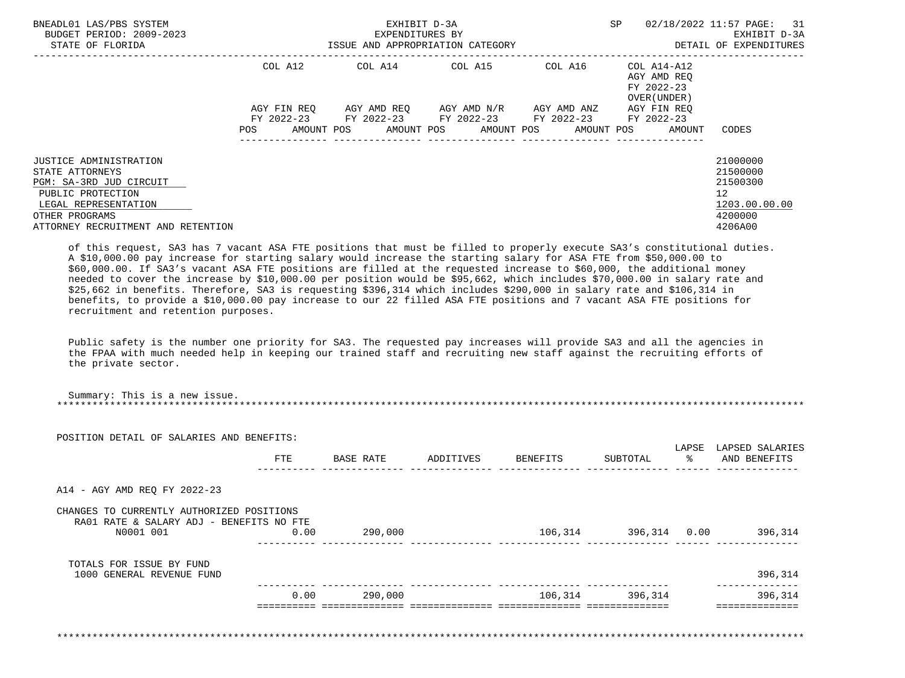| | COL A12 | COL A14 | COL A15 | COL A16 | COL A14-A12 AGY AMD REQ FY 2022-23 OVER(UNDER) | |
|---|---|---|---|---|---|---|
| | AGY FIN REQ FY 2022-23 | AGY AMD REQ FY 2022-23 | AGY AMD N/R FY 2022-23 | AGY AMD ANZ FY 2022-23 | AGY FIN REQ FY 2022-23 | |
| | POS AMOUNT | POS AMOUNT | POS AMOUNT | POS AMOUNT | POS AMOUNT | CODES |

JUSTICE ADMINISTRATION — 21000000
STATE ATTORNEYS — 21500000
PGM: SA-3RD JUD CIRCUIT — 21500300
PUBLIC PROTECTION — 12
LEGAL REPRESENTATION — 1203.00.00.00
OTHER PROGRAMS — 4200000
ATTORNEY RECRUITMENT AND RETENTION — 4206A00

of this request, SA3 has 7 vacant ASA FTE positions that must be filled to properly execute SA3's constitutional duties. A $10,000.00 pay increase for starting salary would increase the starting salary for ASA FTE from $50,000.00 to $60,000.00. If SA3's vacant ASA FTE positions are filled at the requested increase to $60,000, the additional money needed to cover the increase by $10,000.00 per position would be $95,662, which includes $70,000.00 in salary rate and $25,662 in benefits. Therefore, SA3 is requesting $396,314 which includes $290,000 in salary rate and $106,314 in benefits, to provide a $10,000.00 pay increase to our 22 filled ASA FTE positions and 7 vacant ASA FTE positions for recruitment and retention purposes.

Public safety is the number one priority for SA3. The requested pay increases will provide SA3 and all the agencies in the FPAA with much needed help in keeping our trained staff and recruiting new staff against the recruiting efforts of the private sector.

Summary: This is a new issue.

POSITION DETAIL OF SALARIES AND BENEFITS:

| | FTE | BASE RATE | ADDITIVES | BENEFITS | SUBTOTAL | LAPSE % | LAPSED SALARIES AND BENEFITS |
|---|---|---|---|---|---|---|---|
| A14 - AGY AMD REQ FY 2022-23 | | | | | | | |
| CHANGES TO CURRENTLY AUTHORIZED POSITIONS | | | | | | | |
| RA01 RATE & SALARY ADJ - BENEFITS NO FTE | | | | | | | |
| N0001 001 | 0.00 | 290,000 | | 106,314 | 396,314 | 0.00 | 396,314 |
| TOTALS FOR ISSUE BY FUND | | | | | | | |
| 1000 GENERAL REVENUE FUND | | | | | | | 396,314 |
| | 0.00 | 290,000 | | 106,314 | 396,314 | | 396,314 |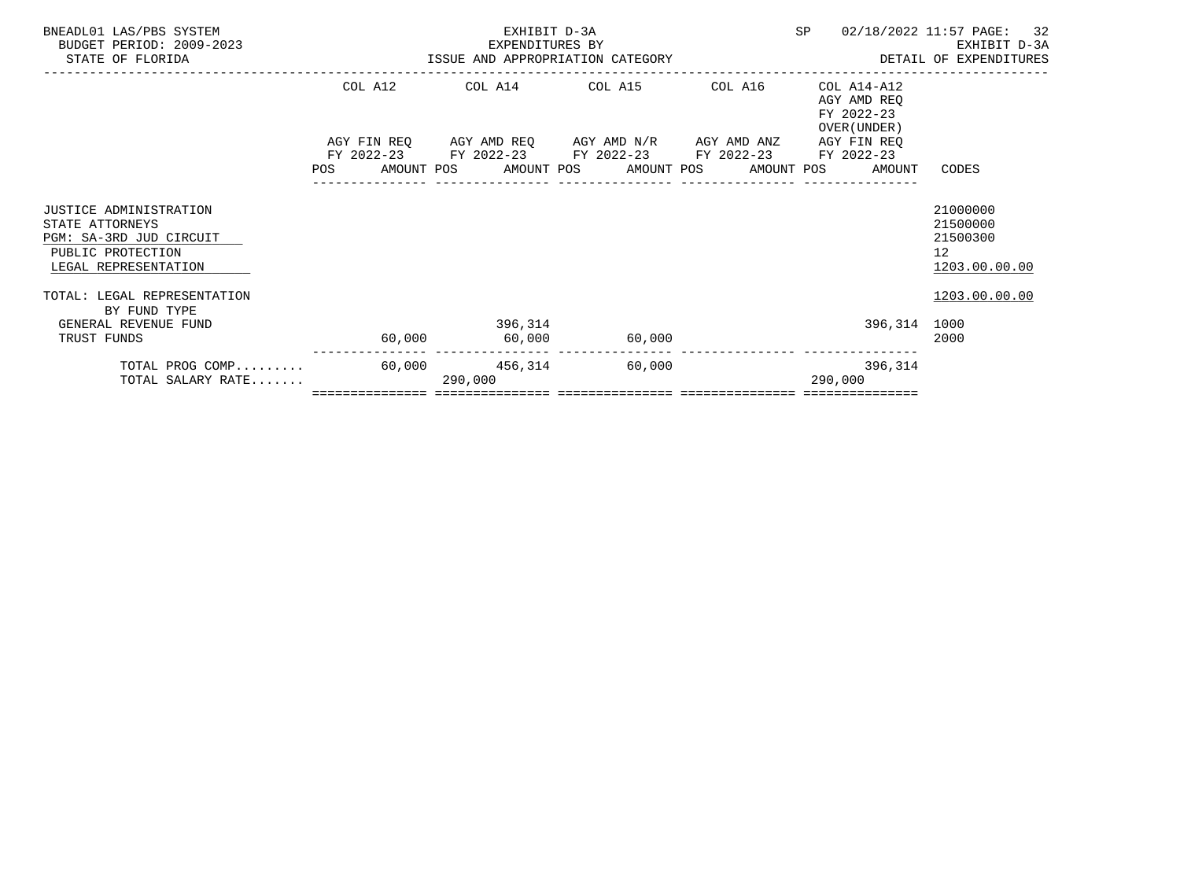BNEADL01 LAS/PBS SYSTEM
BUDGET PERIOD: 2009-2023
STATE OF FLORIDA

EXHIBIT D-3A
EXPENDITURES BY
ISSUE AND APPROPRIATION CATEGORY

SP 02/18/2022 11:57
EXHIBIT D-3A
DETAIL OF EXPENDITURES

| | COL A12 AGY FIN REQ FY 2022-23 POS AMOUNT | COL A14 AGY AMD REQ FY 2022-23 POS AMOUNT | COL A15 AGY AMD N/R FY 2022-23 POS AMOUNT | COL A16 AGY AMD ANZ FY 2022-23 POS AMOUNT | COL A14-A12 AGY AMD REQ FY 2022-23 OVER(UNDER) AGY FIN REQ FY 2022-23 POS AMOUNT | CODES |
|---|---|---|---|---|---|---|
| JUSTICE ADMINISTRATION | | | | | | 21000000 |
| STATE ATTORNEYS | | | | | | 21500000 |
| PGM: SA-3RD JUD CIRCUIT | | | | | | 21500300 |
| PUBLIC PROTECTION | | | | | | 12 |
| LEGAL REPRESENTATION | | | | | | 1203.00.00.00 |
| TOTAL: LEGAL REPRESENTATION | | | | | | 1203.00.00.00 |
| BY FUND TYPE | | | | | | |
| GENERAL REVENUE FUND | | 396,314 | | | 396,314 | 1000 |
| TRUST FUNDS | 60,000 | 60,000 | 60,000 | | | 2000 |
| TOTAL PROG COMP......... | 60,000 | 456,314 | 60,000 | | 396,314 | |
| TOTAL SALARY RATE....... | | 290,000 | | | 290,000 | |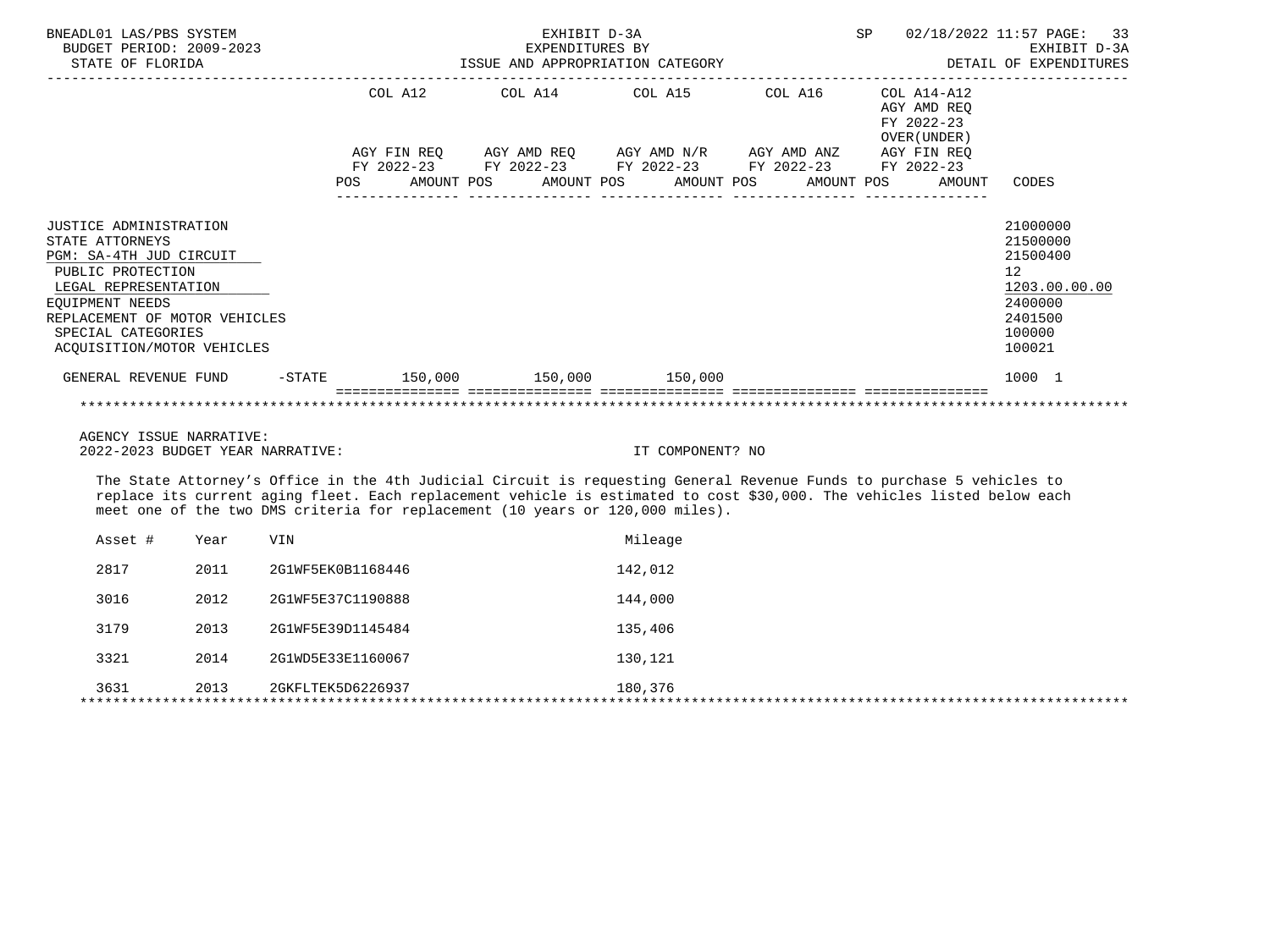BNEADL01 LAS/PBS SYSTEM — EXHIBIT D-3A — EXPENDITURES BY ISSUE AND APPROPRIATION CATEGORY — SP 02/18/2022 11:57
BUDGET PERIOD: 2009-2023 — EXHIBIT D-3A
STATE OF FLORIDA — DETAIL OF EXPENDITURES

| | COL A12 AGY FIN REQ FY 2022-23 POS AMOUNT | COL A14 AGY AMD REQ FY 2022-23 POS AMOUNT | COL A15 AGY AMD N/R FY 2022-23 POS AMOUNT | COL A16 AGY AMD ANZ FY 2022-23 POS AMOUNT | COL A14-A12 AGY AMD REQ FY 2022-23 OVER(UNDER) AGY FIN REQ FY 2022-23 POS AMOUNT | CODES |
|---|---|---|---|---|---|---|
| JUSTICE ADMINISTRATION | | | | | | 21000000 |
| STATE ATTORNEYS | | | | | | 21500000 |
| PGM: SA-4TH JUD CIRCUIT | | | | | | 21500400 |
| PUBLIC PROTECTION | | | | | | 12 |
| LEGAL REPRESENTATION | | | | | | 1203.00.00.00 |
| EQUIPMENT NEEDS | | | | | | 2400000 |
| REPLACEMENT OF MOTOR VEHICLES | | | | | | 2401500 |
| SPECIAL CATEGORIES | | | | | | 100000 |
| ACQUISITION/MOTOR VEHICLES | | | | | | 100021 |
| GENERAL REVENUE FUND -STATE | 150,000 | 150,000 | 150,000 | | | 1000 1 |

AGENCY ISSUE NARRATIVE:

2022-2023 BUDGET YEAR NARRATIVE: IT COMPONENT? NO

The State Attorney's Office in the 4th Judicial Circuit is requesting General Revenue Funds to purchase 5 vehicles to replace its current aging fleet. Each replacement vehicle is estimated to cost $30,000. The vehicles listed below each meet one of the two DMS criteria for replacement (10 years or 120,000 miles).

| Asset # | Year | VIN | Mileage |
|---|---|---|---|
| 2817 | 2011 | 2G1WF5EK0B1168446 | 142,012 |
| 3016 | 2012 | 2G1WF5E37C1190888 | 144,000 |
| 3179 | 2013 | 2G1WF5E39D1145484 | 135,406 |
| 3321 | 2014 | 2G1WD5E33E1160067 | 130,121 |
| 3631 | 2013 | 2GKFLTEK5D6226937 | 180,376 |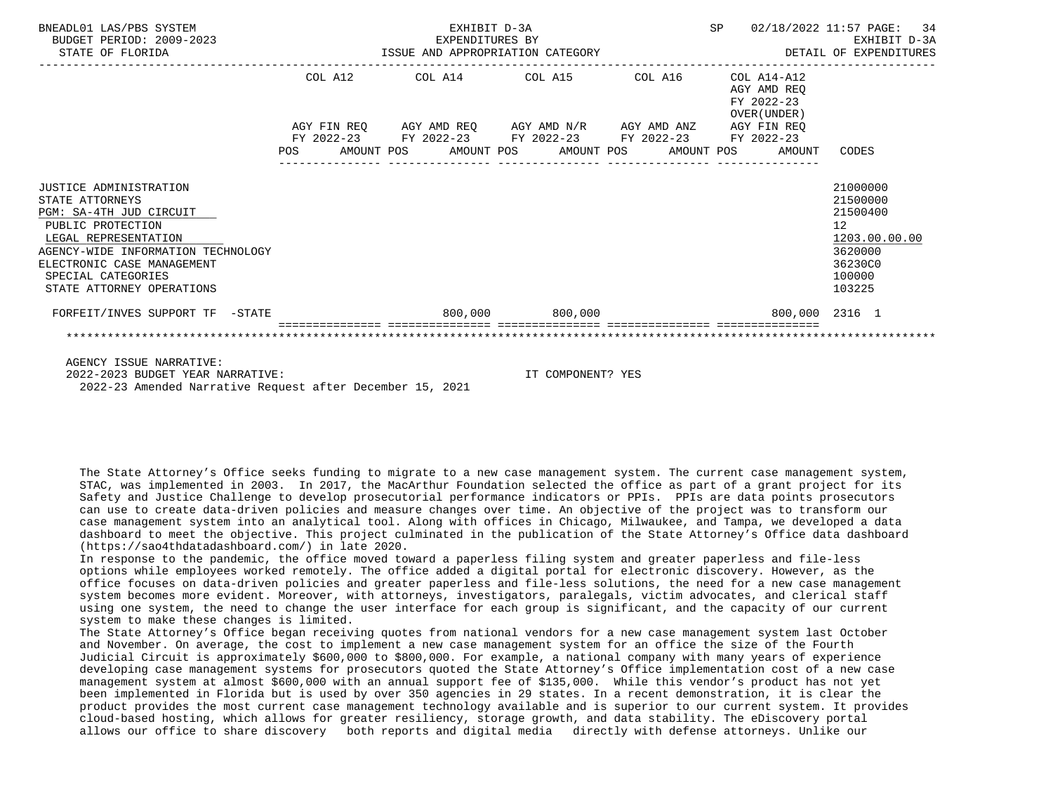BNEADL01 LAS/PBS SYSTEM — EXHIBIT D-3A — SP 02/18/2022 11:57

BUDGET PERIOD: 2009-2023 — EXPENDITURES BY — EXHIBIT D-3A

STATE OF FLORIDA — ISSUE AND APPROPRIATION CATEGORY — DETAIL OF EXPENDITURES

| | COL A12 AGY FIN REQ FY 2022-23 POS AMOUNT | COL A14 AGY AMD REQ FY 2022-23 POS AMOUNT | COL A15 AGY AMD N/R FY 2022-23 POS AMOUNT | COL A16 AGY AMD ANZ FY 2022-23 POS AMOUNT | COL A14-A12 AGY AMD REQ FY 2022-23 OVER(UNDER) AGY FIN REQ FY 2022-23 POS AMOUNT | CODES |
|---|---|---|---|---|---|---|
| JUSTICE ADMINISTRATION | | | | | | 21000000 |
| STATE ATTORNEYS | | | | | | 21500000 |
| PGM: SA-4TH JUD CIRCUIT | | | | | | 21500400 |
| PUBLIC PROTECTION | | | | | | 12 |
| LEGAL REPRESENTATION | | | | | | 1203.00.00.00 |
| AGENCY-WIDE INFORMATION TECHNOLOGY | | | | | | 3620000 |
| ELECTRONIC CASE MANAGEMENT | | | | | | 36230C0 |
| SPECIAL CATEGORIES | | | | | | 100000 |
| STATE ATTORNEY OPERATIONS | | | | | | 103225 |
| FORFEIT/INVES SUPPORT TF -STATE | | 800,000 | 800,000 | | 800,000 | 2316 1 |

AGENCY ISSUE NARRATIVE:

2022-2023 BUDGET YEAR NARRATIVE: IT COMPONENT? YES

2022-23 Amended Narrative Request after December 15, 2021

The State Attorney's Office seeks funding to migrate to a new case management system. The current case management system, STAC, was implemented in 2003. In 2017, the MacArthur Foundation selected the office as part of a grant project for its Safety and Justice Challenge to develop prosecutorial performance indicators or PPIs. PPIs are data points prosecutors can use to create data-driven policies and measure changes over time. An objective of the project was to transform our case management system into an analytical tool. Along with offices in Chicago, Milwaukee, and Tampa, we developed a data dashboard to meet the objective. This project culminated in the publication of the State Attorney's Office data dashboard (https://sao4thdatadashboard.com/) in late 2020.

In response to the pandemic, the office moved toward a paperless filing system and greater paperless and file-less options while employees worked remotely. The office added a digital portal for electronic discovery. However, as the office focuses on data-driven policies and greater paperless and file-less solutions, the need for a new case management system becomes more evident. Moreover, with attorneys, investigators, paralegals, victim advocates, and clerical staff using one system, the need to change the user interface for each group is significant, and the capacity of our current system to make these changes is limited.

The State Attorney's Office began receiving quotes from national vendors for a new case management system last October and November. On average, the cost to implement a new case management system for an office the size of the Fourth Judicial Circuit is approximately $600,000 to $800,000. For example, a national company with many years of experience developing case management systems for prosecutors quoted the State Attorney's Office implementation cost of a new case management system at almost $600,000 with an annual support fee of $135,000. While this vendor's product has not yet been implemented in Florida but is used by over 350 agencies in 29 states. In a recent demonstration, it is clear the product provides the most current case management technology available and is superior to our current system. It provides cloud-based hosting, which allows for greater resiliency, storage growth, and data stability. The eDiscovery portal allows our office to share discovery both reports and digital media directly with defense attorneys. Unlike our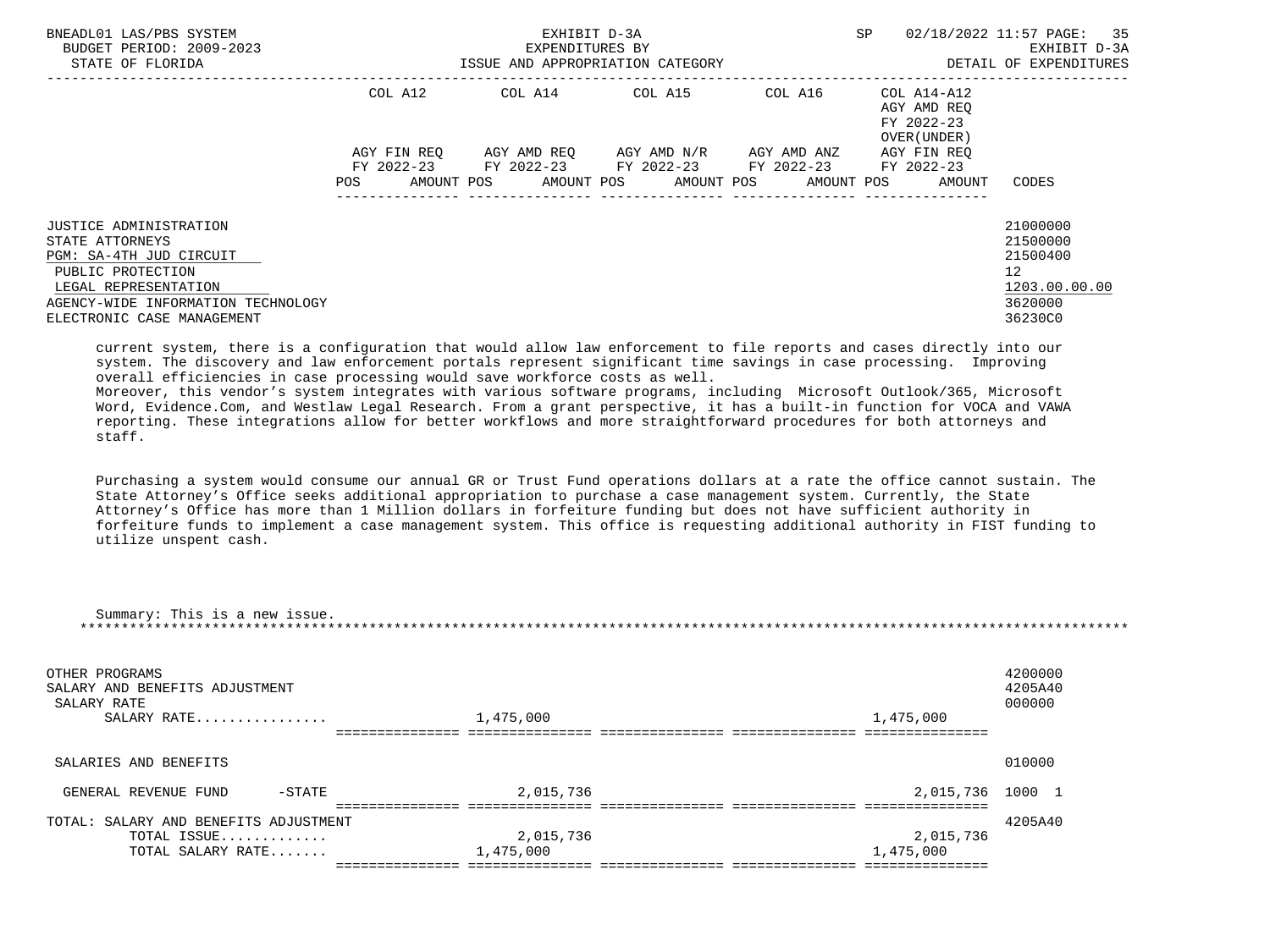| | COL A12 AGY FIN REQ FY 2022-23 POS AMOUNT | COL A14 AGY AMD REQ FY 2022-23 POS AMOUNT | COL A15 AGY AMD N/R FY 2022-23 POS AMOUNT | COL A16 AGY AMD ANZ FY 2022-23 POS AMOUNT | COL A14-A12 AGY AMD REQ FY 2022-23 OVER(UNDER) AGY FIN REQ FY 2022-23 POS AMOUNT | CODES |
|---|---|---|---|---|---|---|
| JUSTICE ADMINISTRATION | | | | | | 21000000 |
| STATE ATTORNEYS | | | | | | 21500000 |
| PGM: SA-4TH JUD CIRCUIT | | | | | | 21500400 |
| PUBLIC PROTECTION | | | | | | 12 |
| LEGAL REPRESENTATION | | | | | | 1203.00.00.00 |
| AGENCY-WIDE INFORMATION TECHNOLOGY | | | | | | 3620000 |
| ELECTRONIC CASE MANAGEMENT | | | | | | 36230C0 |

current system, there is a configuration that would allow law enforcement to file reports and cases directly into our system. The discovery and law enforcement portals represent significant time savings in case processing. Improving overall efficiencies in case processing would save workforce costs as well.
Moreover, this vendor's system integrates with various software programs, including Microsoft Outlook/365, Microsoft Word, Evidence.Com, and Westlaw Legal Research. From a grant perspective, it has a built-in function for VOCA and VAWA reporting. These integrations allow for better workflows and more straightforward procedures for both attorneys and staff.

Purchasing a system would consume our annual GR or Trust Fund operations dollars at a rate the office cannot sustain. The State Attorney's Office seeks additional appropriation to purchase a case management system. Currently, the State Attorney's Office has more than 1 Million dollars in forfeiture funding but does not have sufficient authority in forfeiture funds to implement a case management system. This office is requesting additional authority in FIST funding to utilize unspent cash.

Summary: This is a new issue.

*******************************************************************************************************************

| | COL A12 | COL A14 | COL A15 | COL A16 | COL A14-A12 | CODES |
|---|---|---|---|---|---|---|
| OTHER PROGRAMS | | | | | | 4200000 |
| SALARY AND BENEFITS ADJUSTMENT | | | | | | 4205A40 |
| SALARY RATE | | | | | | 000000 |
| SALARY RATE................ | | 1,475,000 | | | 1,475,000 | |
| SALARIES AND BENEFITS | | | | | | 010000 |
| GENERAL REVENUE FUND -STATE | | 2,015,736 | | | 2,015,736 | 1000 1 |
| TOTAL: SALARY AND BENEFITS ADJUSTMENT | | | | | | 4205A40 |
| TOTAL ISSUE............. | | 2,015,736 | | | 2,015,736 | |
| TOTAL SALARY RATE....... | | 1,475,000 | | | 1,475,000 | |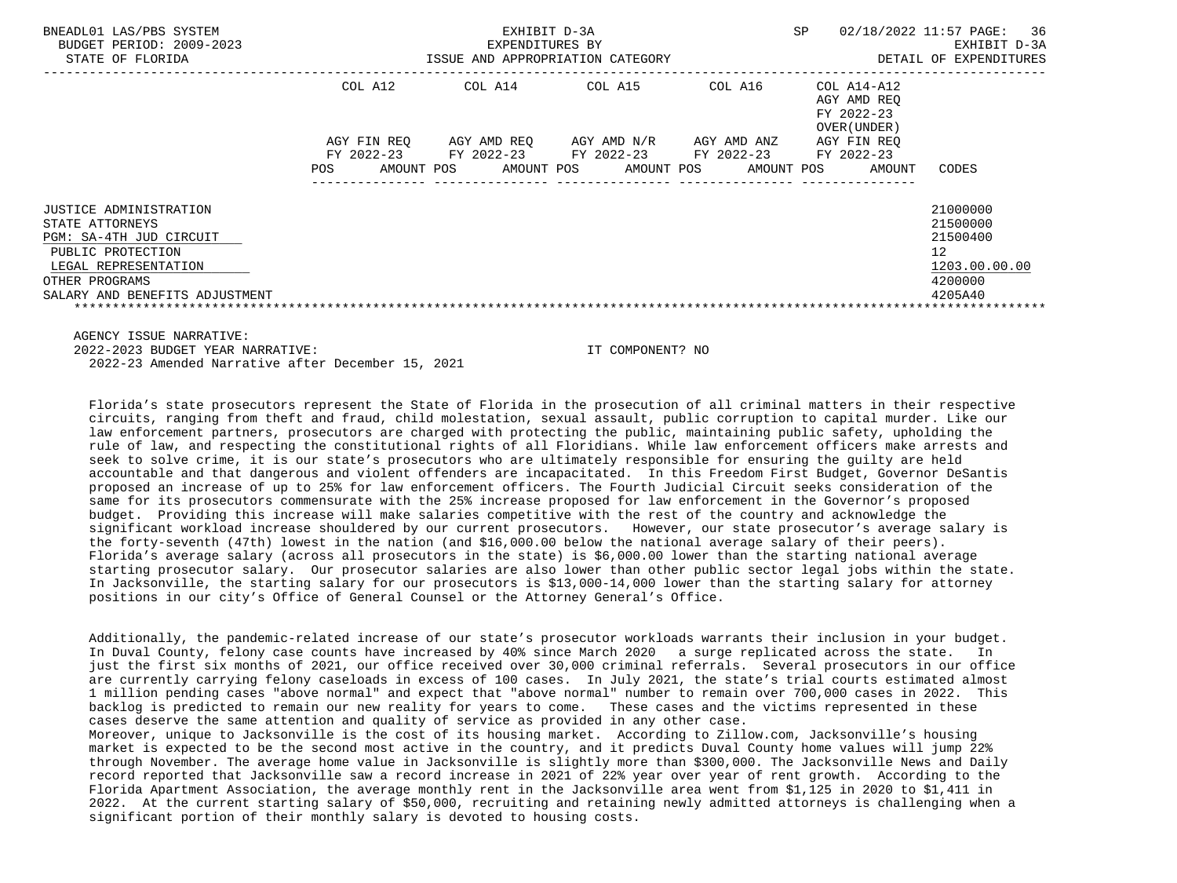BNEADL01 LAS/PBS SYSTEM — EXHIBIT D-3A — SP 02/18/2022 11:57

BUDGET PERIOD: 2009-2023 — EXPENDITURES BY — EXHIBIT D-3A

STATE OF FLORIDA — ISSUE AND APPROPRIATION CATEGORY — DETAIL OF EXPENDITURES

| | COL A12 | COL A14 | COL A15 | COL A16 | COL A14-A12 AGY AMD REQ FY 2022-23 OVER(UNDER) | |
|---|---|---|---|---|---|---|
| | AGY FIN REQ FY 2022-23 | AGY AMD REQ FY 2022-23 | AGY AMD N/R FY 2022-23 | AGY AMD ANZ FY 2022-23 | AGY FIN REQ FY 2022-23 | |
| | POS AMOUNT | POS AMOUNT | POS AMOUNT | POS AMOUNT | POS AMOUNT | CODES |
| JUSTICE ADMINISTRATION | | | | | | 21000000 |
| STATE ATTORNEYS | | | | | | 21500000 |
| PGM: SA-4TH JUD CIRCUIT | | | | | | 21500400 |
| PUBLIC PROTECTION | | | | | | 12 |
| LEGAL REPRESENTATION | | | | | | 1203.00.00.00 |
| OTHER PROGRAMS | | | | | | 4200000 |
| SALARY AND BENEFITS ADJUSTMENT | | | | | | 4205A40 |

AGENCY ISSUE NARRATIVE:
2022-2023 BUDGET YEAR NARRATIVE: IT COMPONENT? NO
2022-23 Amended Narrative after December 15, 2021

Florida's state prosecutors represent the State of Florida in the prosecution of all criminal matters in their respective circuits, ranging from theft and fraud, child molestation, sexual assault, public corruption to capital murder. Like our law enforcement partners, prosecutors are charged with protecting the public, maintaining public safety, upholding the rule of law, and respecting the constitutional rights of all Floridians. While law enforcement officers make arrests and seek to solve crime, it is our state's prosecutors who are ultimately responsible for ensuring the guilty are held accountable and that dangerous and violent offenders are incapacitated. In this Freedom First Budget, Governor DeSantis proposed an increase of up to 25% for law enforcement officers. The Fourth Judicial Circuit seeks consideration of the same for its prosecutors commensurate with the 25% increase proposed for law enforcement in the Governor's proposed budget. Providing this increase will make salaries competitive with the rest of the country and acknowledge the significant workload increase shouldered by our current prosecutors. However, our state prosecutor's average salary is the forty-seventh (47th) lowest in the nation (and $16,000.00 below the national average salary of their peers). Florida's average salary (across all prosecutors in the state) is $6,000.00 lower than the starting national average starting prosecutor salary. Our prosecutor salaries are also lower than other public sector legal jobs within the state. In Jacksonville, the starting salary for our prosecutors is $13,000-14,000 lower than the starting salary for attorney positions in our city's Office of General Counsel or the Attorney General's Office.

Additionally, the pandemic-related increase of our state's prosecutor workloads warrants their inclusion in your budget. In Duval County, felony case counts have increased by 40% since March 2020 a surge replicated across the state. In just the first six months of 2021, our office received over 30,000 criminal referrals. Several prosecutors in our office are currently carrying felony caseloads in excess of 100 cases. In July 2021, the state's trial courts estimated almost 1 million pending cases "above normal" and expect that "above normal" number to remain over 700,000 cases in 2022. This backlog is predicted to remain our new reality for years to come. These cases and the victims represented in these cases deserve the same attention and quality of service as provided in any other case.
Moreover, unique to Jacksonville is the cost of its housing market. According to Zillow.com, Jacksonville's housing market is expected to be the second most active in the country, and it predicts Duval County home values will jump 22% through November. The average home value in Jacksonville is slightly more than $300,000. The Jacksonville News and Daily record reported that Jacksonville saw a record increase in 2021 of 22% year over year of rent growth. According to the Florida Apartment Association, the average monthly rent in the Jacksonville area went from $1,125 in 2020 to $1,411 in 2022. At the current starting salary of $50,000, recruiting and retaining newly admitted attorneys is challenging when a significant portion of their monthly salary is devoted to housing costs.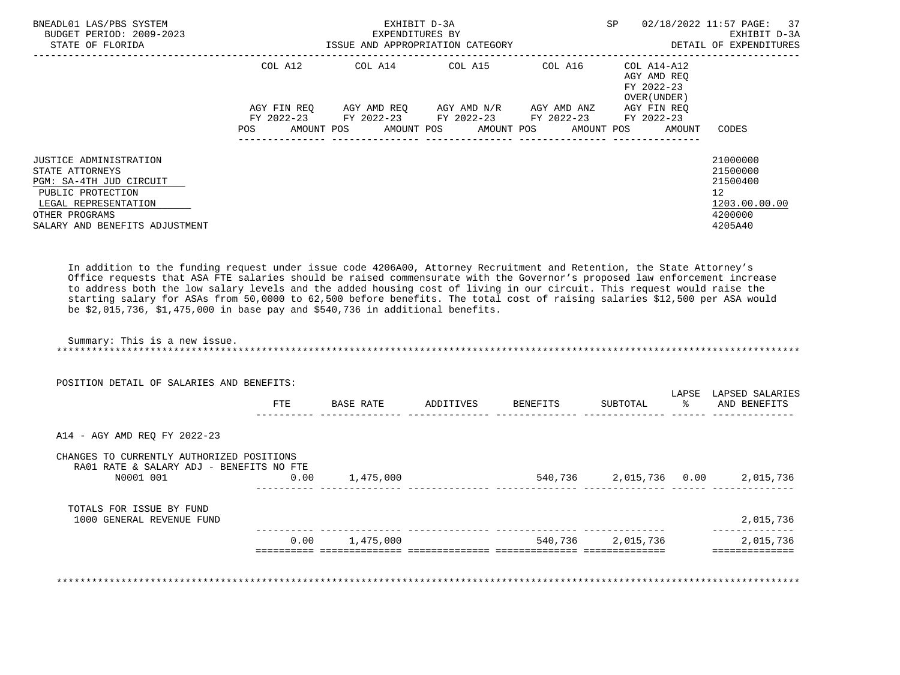BNEADL01 LAS/PBS SYSTEM — EXHIBIT D-3A — SP 02/18/2022 11:57

BUDGET PERIOD: 2009-2023 — EXPENDITURES BY — EXHIBIT D-3A

STATE OF FLORIDA — ISSUE AND APPROPRIATION CATEGORY — DETAIL OF EXPENDITURES

| | COL A12 AGY FIN REQ FY 2022-23 POS AMOUNT | COL A14 AGY AMD REQ FY 2022-23 POS AMOUNT | COL A15 AGY AMD N/R FY 2022-23 POS AMOUNT | COL A16 AGY AMD ANZ FY 2022-23 POS AMOUNT | COL A14-A12 AGY AMD REQ FY 2022-23 OVER(UNDER) AGY FIN REQ FY 2022-23 POS AMOUNT | CODES |
|---|---|---|---|---|---|---|
| JUSTICE ADMINISTRATION | | | | | | 21000000 |
| STATE ATTORNEYS | | | | | | 21500000 |
| PGM: SA-4TH JUD CIRCUIT | | | | | | 21500400 |
| PUBLIC PROTECTION | | | | | | 12 |
| LEGAL REPRESENTATION | | | | | | 1203.00.00.00 |
| OTHER PROGRAMS | | | | | | 4200000 |
| SALARY AND BENEFITS ADJUSTMENT | | | | | | 4205A40 |

In addition to the funding request under issue code 4206A00, Attorney Recruitment and Retention, the State Attorney's Office requests that ASA FTE salaries should be raised commensurate with the Governor's proposed law enforcement increase to address both the low salary levels and the added housing cost of living in our circuit. This request would raise the starting salary for ASAs from 50,0000 to 62,500 before benefits. The total cost of raising salaries $12,500 per ASA would be $2,015,736, $1,475,000 in base pay and $540,736 in additional benefits.

Summary: This is a new issue.

POSITION DETAIL OF SALARIES AND BENEFITS:

| | FTE | BASE RATE | ADDITIVES | BENEFITS | SUBTOTAL | LAPSE % | LAPSED SALARIES AND BENEFITS |
|---|---|---|---|---|---|---|---|
| A14 - AGY AMD REQ FY 2022-23 | | | | | | | |
| CHANGES TO CURRENTLY AUTHORIZED POSITIONS | | | | | | | |
| RA01 RATE & SALARY ADJ - BENEFITS NO FTE | | | | | | | |
| N0001 001 | 0.00 | 1,475,000 | | 540,736 | 2,015,736 | 0.00 | 2,015,736 |
| TOTALS FOR ISSUE BY FUND | | | | | | | |
| 1000 GENERAL REVENUE FUND | | | | | | | 2,015,736 |
| | 0.00 | 1,475,000 | | 540,736 | 2,015,736 | | 2,015,736 |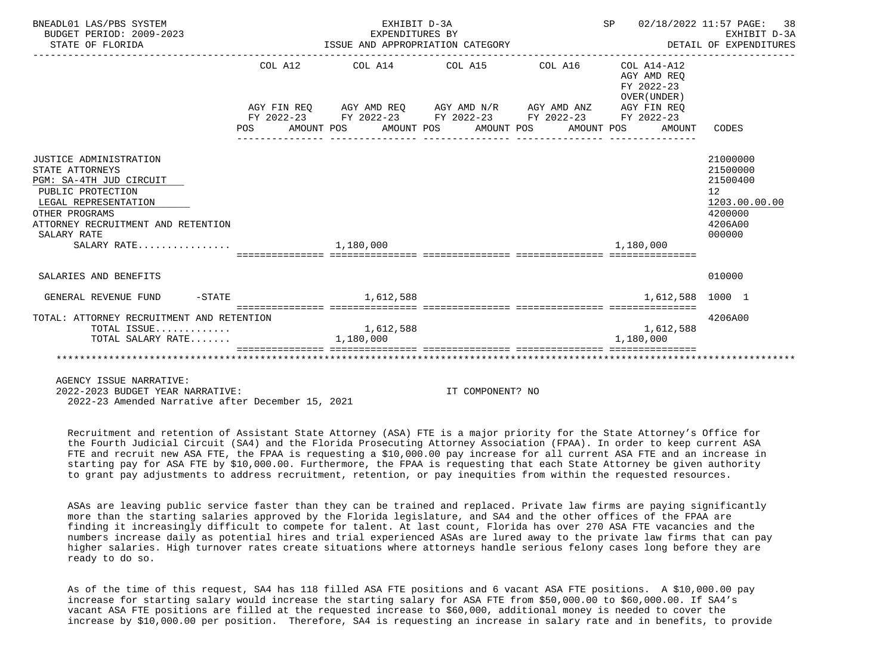BNEADL01 LAS/PBS SYSTEM
BUDGET PERIOD: 2009-2023
STATE OF FLORIDA

EXHIBIT D-3A
EXPENDITURES BY
ISSUE AND APPROPRIATION CATEGORY

SP 02/18/2022 11:57

EXHIBIT D-3A
DETAIL OF EXPENDITURES

| | COL A12 AGY FIN REQ FY 2022-23 POS AMOUNT | COL A14 AGY AMD REQ FY 2022-23 POS AMOUNT | COL A15 AGY AMD N/R FY 2022-23 POS AMOUNT | COL A16 AGY AMD ANZ FY 2022-23 POS AMOUNT | COL A14-A12 AGY AMD REQ FY 2022-23 OVER(UNDER) AGY FIN REQ FY 2022-23 POS AMOUNT | CODES |
|---|---|---|---|---|---|---|
| JUSTICE ADMINISTRATION | | | | | | 21000000 |
| STATE ATTORNEYS | | | | | | 21500000 |
| PGM: SA-4TH JUD CIRCUIT | | | | | | 21500400 |
| PUBLIC PROTECTION | | | | | | 12 |
| LEGAL REPRESENTATION | | | | | | 1203.00.00.00 |
| OTHER PROGRAMS | | | | | | 4200000 |
| ATTORNEY RECRUITMENT AND RETENTION | | | | | | 4206A00 |
| SALARY RATE | | | | | | 000000 |
| SALARY RATE................ | | 1,180,000 | | | 1,180,000 | |
| SALARIES AND BENEFITS | | | | | | 010000 |
| GENERAL REVENUE FUND -STATE | | 1,612,588 | | | 1,612,588 | 1000 1 |
| TOTAL: ATTORNEY RECRUITMENT AND RETENTION | | | | | | 4206A00 |
| TOTAL ISSUE............. | | 1,612,588 | | | 1,612,588 | |
| TOTAL SALARY RATE....... | | 1,180,000 | | | 1,180,000 | |

AGENCY ISSUE NARRATIVE:
2022-2023 BUDGET YEAR NARRATIVE: IT COMPONENT? NO
2022-23 Amended Narrative after December 15, 2021

Recruitment and retention of Assistant State Attorney (ASA) FTE is a major priority for the State Attorney's Office for the Fourth Judicial Circuit (SA4) and the Florida Prosecuting Attorney Association (FPAA). In order to keep current ASA FTE and recruit new ASA FTE, the FPAA is requesting a $10,000.00 pay increase for all current ASA FTE and an increase in starting pay for ASA FTE by $10,000.00. Furthermore, the FPAA is requesting that each State Attorney be given authority to grant pay adjustments to address recruitment, retention, or pay inequities from within the requested resources.

ASAs are leaving public service faster than they can be trained and replaced. Private law firms are paying significantly more than the starting salaries approved by the Florida legislature, and SA4 and the other offices of the FPAA are finding it increasingly difficult to compete for talent. At last count, Florida has over 270 ASA FTE vacancies and the numbers increase daily as potential hires and trial experienced ASAs are lured away to the private law firms that can pay higher salaries. High turnover rates create situations where attorneys handle serious felony cases long before they are ready to do so.

As of the time of this request, SA4 has 118 filled ASA FTE positions and 6 vacant ASA FTE positions. A $10,000.00 pay increase for starting salary would increase the starting salary for ASA FTE from $50,000.00 to $60,000.00. If SA4's vacant ASA FTE positions are filled at the requested increase to $60,000, additional money is needed to cover the increase by $10,000.00 per position. Therefore, SA4 is requesting an increase in salary rate and in benefits, to provide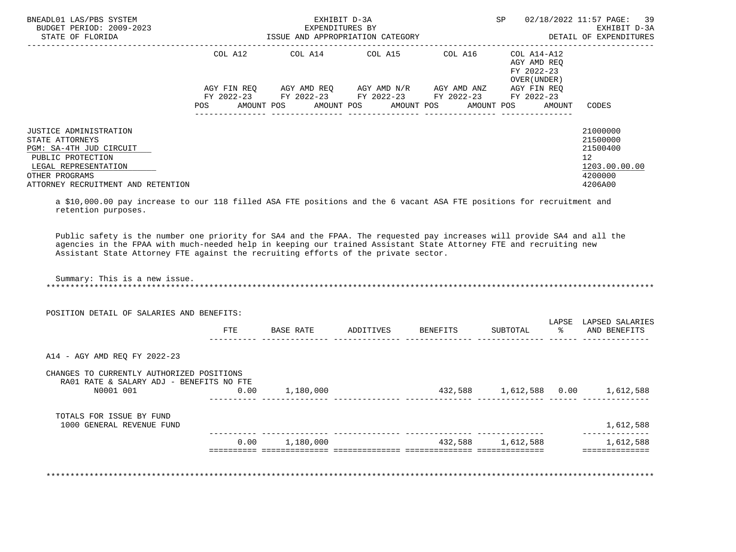BNEADL01 LAS/PBS SYSTEM — EXHIBIT D-3A — SP 02/18/2022 11:57

BUDGET PERIOD: 2009-2023 — EXPENDITURES BY — EXHIBIT D-3A

STATE OF FLORIDA — ISSUE AND APPROPRIATION CATEGORY — DETAIL OF EXPENDITURES

| | COL A12 AGY FIN REQ FY 2022-23 POS AMOUNT | COL A14 AGY AMD REQ FY 2022-23 POS AMOUNT | COL A15 AGY AMD N/R FY 2022-23 POS AMOUNT | COL A16 AGY AMD ANZ FY 2022-23 POS AMOUNT | COL A14-A12 AGY AMD REQ FY 2022-23 OVER(UNDER) AGY FIN REQ FY 2022-23 POS AMOUNT | CODES |
|---|---|---|---|---|---|---|

| | CODES |
|---|---|
| JUSTICE ADMINISTRATION | 21000000 |
| STATE ATTORNEYS | 21500000 |
| PGM: SA-4TH JUD CIRCUIT | 21500400 |
| PUBLIC PROTECTION | 12 |
| LEGAL REPRESENTATION | 1203.00.00.00 |
| OTHER PROGRAMS | 4200000 |
| ATTORNEY RECRUITMENT AND RETENTION | 4206A00 |

a $10,000.00 pay increase to our 118 filled ASA FTE positions and the 6 vacant ASA FTE positions for recruitment and retention purposes.

Public safety is the number one priority for SA4 and the FPAA. The requested pay increases will provide SA4 and all the agencies in the FPAA with much-needed help in keeping our trained Assistant State Attorney FTE and recruiting new Assistant State Attorney FTE against the recruiting efforts of the private sector.

Summary: This is a new issue.

************************************************************************************************************************

POSITION DETAIL OF SALARIES AND BENEFITS:

| | FTE | BASE RATE | ADDITIVES | BENEFITS | SUBTOTAL | LAPSE % | LAPSED SALARIES AND BENEFITS |
|---|---|---|---|---|---|---|---|
| A14 - AGY AMD REQ FY 2022-23 | | | | | | | |
| CHANGES TO CURRENTLY AUTHORIZED POSITIONS | | | | | | | |
| RA01 RATE & SALARY ADJ - BENEFITS NO FTE | | | | | | | |
| N0001 001 | 0.00 | 1,180,000 | | 432,588 | 1,612,588 | 0.00 | 1,612,588 |
| TOTALS FOR ISSUE BY FUND | | | | | | | |
| 1000 GENERAL REVENUE FUND | | | | | | | 1,612,588 |
| | 0.00 | 1,180,000 | | 432,588 | 1,612,588 | | 1,612,588 |

************************************************************************************************************************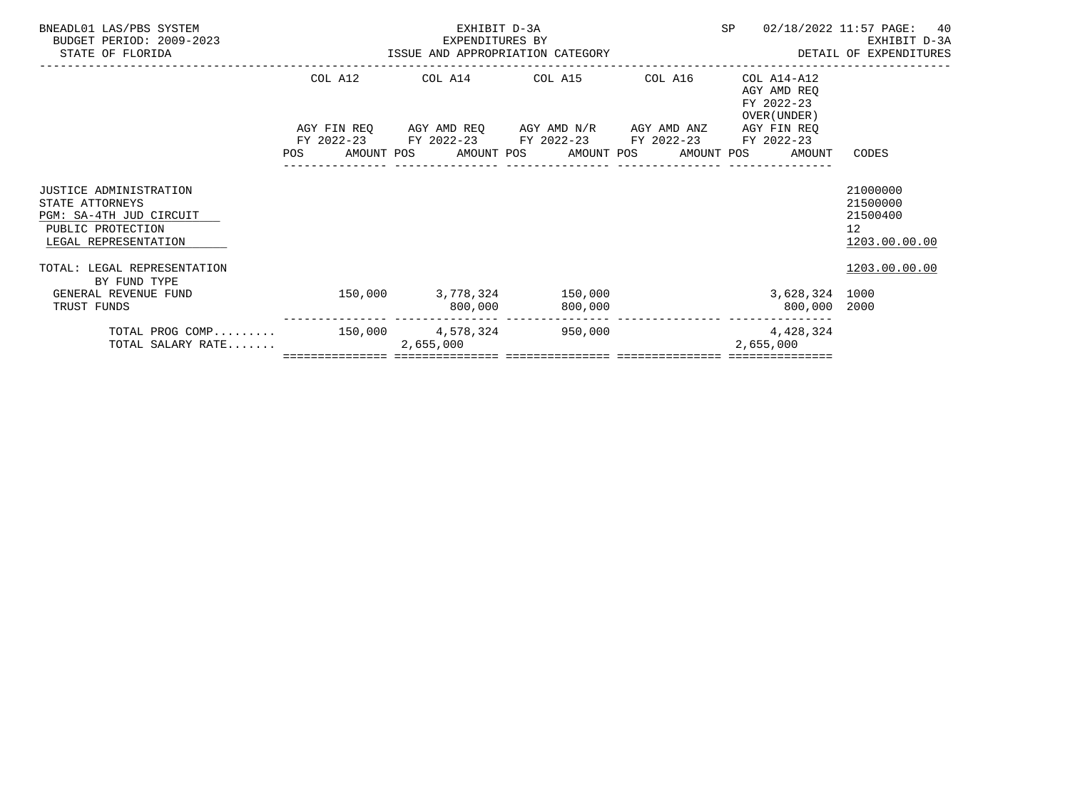BNEADL01 LAS/PBS SYSTEM
BUDGET PERIOD: 2009-2023
STATE OF FLORIDA

EXHIBIT D-3A
EXPENDITURES BY
ISSUE AND APPROPRIATION CATEGORY

SP 02/18/2022 11:57 PAGE: 40
EXHIBIT D-3A
DETAIL OF EXPENDITURES

| | COL A12 AGY FIN REQ FY 2022-23 POS AMOUNT | COL A14 AGY AMD REQ FY 2022-23 POS AMOUNT | COL A15 AGY AMD N/R FY 2022-23 POS AMOUNT | COL A16 AGY AMD ANZ FY 2022-23 POS AMOUNT | COL A14-A12 AGY AMD REQ FY 2022-23 OVER(UNDER) AGY FIN REQ FY 2022-23 POS AMOUNT | CODES |
|---|---|---|---|---|---|---|
| JUSTICE ADMINISTRATION | | | | | | 21000000 |
| STATE ATTORNEYS | | | | | | 21500000 |
| PGM: SA-4TH JUD CIRCUIT | | | | | | 21500400 |
| PUBLIC PROTECTION | | | | | | 12 |
| LEGAL REPRESENTATION | | | | | | 1203.00.00.00 |
| TOTAL: LEGAL REPRESENTATION | | | | | | 1203.00.00.00 |
| BY FUND TYPE | | | | | | |
| GENERAL REVENUE FUND | 150,000 | 3,778,324 | 150,000 | | 3,628,324 | 1000 |
| TRUST FUNDS | | 800,000 | 800,000 | | 800,000 | 2000 |
| TOTAL PROG COMP......... | 150,000 | 4,578,324 | 950,000 | | 4,428,324 | |
| TOTAL SALARY RATE....... | | 2,655,000 | | | 2,655,000 | |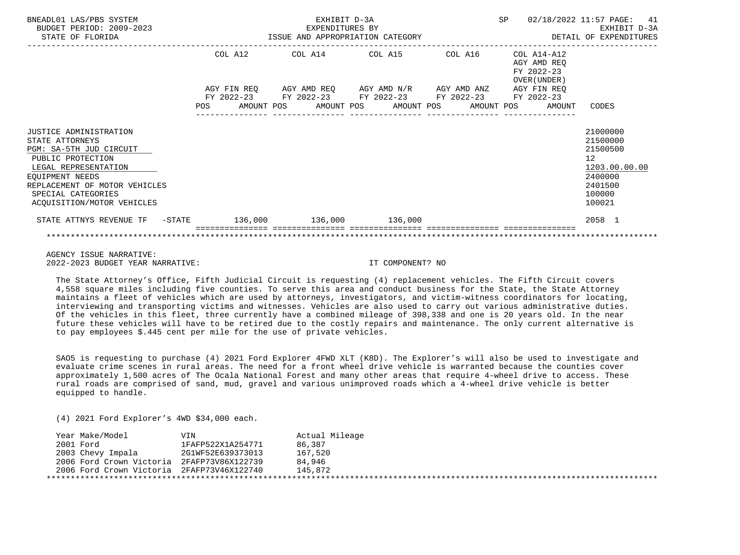BNEADL01 LAS/PBS SYSTEM — EXHIBIT D-3A — EXPENDITURES BY ISSUE AND APPROPRIATION CATEGORY

BUDGET PERIOD: 2009-2023 — STATE OF FLORIDA — SP 02/18/2022 11:57 — EXHIBIT D-3A DETAIL OF EXPENDITURES

| | COL A12 AGY FIN REQ FY 2022-23 POS AMOUNT | COL A14 AGY AMD REQ FY 2022-23 POS AMOUNT | COL A15 AGY AMD N/R FY 2022-23 POS AMOUNT | COL A16 AGY AMD ANZ FY 2022-23 POS AMOUNT | COL A14-A12 AGY AMD REQ FY 2022-23 OVER(UNDER) AGY FIN REQ FY 2022-23 POS AMOUNT | CODES |
|---|---|---|---|---|---|---|
| JUSTICE ADMINISTRATION | | | | | | 21000000 |
| STATE ATTORNEYS | | | | | | 21500000 |
| PGM: SA-5TH JUD CIRCUIT | | | | | | 21500500 |
| PUBLIC PROTECTION | | | | | | 12 |
| LEGAL REPRESENTATION | | | | | | 1203.00.00.00 |
| EQUIPMENT NEEDS | | | | | | 2400000 |
| REPLACEMENT OF MOTOR VEHICLES | | | | | | 2401500 |
| SPECIAL CATEGORIES | | | | | | 100000 |
| ACQUISITION/MOTOR VEHICLES | | | | | | 100021 |
| STATE ATTNYS REVENUE TF -STATE | 136,000 | 136,000 | 136,000 | | | 2058 1 |

AGENCY ISSUE NARRATIVE:
2022-2023 BUDGET YEAR NARRATIVE: IT COMPONENT? NO

The State Attorney's Office, Fifth Judicial Circuit is requesting (4) replacement vehicles. The Fifth Circuit covers 4,558 square miles including five counties. To serve this area and conduct business for the State, the State Attorney maintains a fleet of vehicles which are used by attorneys, investigators, and victim-witness coordinators for locating, interviewing and transporting victims and witnesses. Vehicles are also used to carry out various administrative duties. Of the vehicles in this fleet, three currently have a combined mileage of 398,338 and one is 20 years old. In the near future these vehicles will have to be retired due to the costly repairs and maintenance. The only current alternative is to pay employees $.445 cent per mile for the use of private vehicles.

SAO5 is requesting to purchase (4) 2021 Ford Explorer 4FWD XLT (K8D). The Explorer's will also be used to investigate and evaluate crime scenes in rural areas. The need for a front wheel drive vehicle is warranted because the counties cover approximately 1,500 acres of The Ocala National Forest and many other areas that require 4-wheel drive to access. These rural roads are comprised of sand, mud, gravel and various unimproved roads which a 4-wheel drive vehicle is better equipped to handle.

(4) 2021 Ford Explorer's 4WD $34,000 each.

| Year Make/Model | VIN | Actual Mileage |
|---|---|---|
| 2001 Ford | 1FAFP522X1A254771 | 86,387 |
| 2003 Chevy Impala | 2G1WF52E639373013 | 167,520 |
| 2006 Ford Crown Victoria | 2FAFP73V86X122739 | 84,946 |
| 2006 Ford Crown Victoria | 2FAFP73V46X122740 | 145,872 |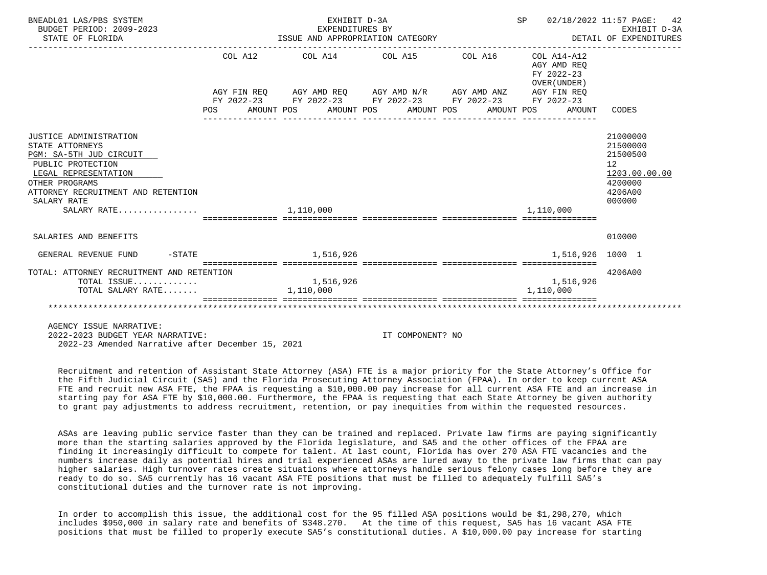BNEADL01 LAS/PBS SYSTEM — EXHIBIT D-3A — SP 02/18/2022 11:57 PAGE: 42

BUDGET PERIOD: 2009-2023 — EXPENDITURES BY — EXHIBIT D-3A

STATE OF FLORIDA — ISSUE AND APPROPRIATION CATEGORY — DETAIL OF EXPENDITURES

| | COL A12 AGY FIN REQ FY 2022-23 POS AMOUNT | COL A14 AGY AMD REQ FY 2022-23 POS AMOUNT | COL A15 AGY AMD N/R FY 2022-23 POS AMOUNT | COL A16 AGY AMD ANZ FY 2022-23 POS AMOUNT | COL A14-A12 AGY AMD REQ FY 2022-23 OVER(UNDER) AGY FIN REQ FY 2022-23 POS AMOUNT | CODES |
|---|---|---|---|---|---|---|
| JUSTICE ADMINISTRATION | | | | | | 21000000 |
| STATE ATTORNEYS | | | | | | 21500000 |
| PGM: SA-5TH JUD CIRCUIT | | | | | | 21500500 |
| PUBLIC PROTECTION | | | | | | 12 |
| LEGAL REPRESENTATION | | | | | | 1203.00.00.00 |
| OTHER PROGRAMS | | | | | | 4200000 |
| ATTORNEY RECRUITMENT AND RETENTION | | | | | | 4206A00 |
| SALARY RATE | | | | | | 000000 |
| SALARY RATE................ | | 1,110,000 | | | 1,110,000 | |
| SALARIES AND BENEFITS | | | | | | 010000 |
| GENERAL REVENUE FUND -STATE | | 1,516,926 | | | 1,516,926 | 1000 1 |
| TOTAL: ATTORNEY RECRUITMENT AND RETENTION | | | | | | 4206A00 |
| TOTAL ISSUE............. | | 1,516,926 | | | 1,516,926 | |
| TOTAL SALARY RATE....... | | 1,110,000 | | | 1,110,000 | |

AGENCY ISSUE NARRATIVE:

2022-2023 BUDGET YEAR NARRATIVE: IT COMPONENT? NO

2022-23 Amended Narrative after December 15, 2021

Recruitment and retention of Assistant State Attorney (ASA) FTE is a major priority for the State Attorney's Office for the Fifth Judicial Circuit (SA5) and the Florida Prosecuting Attorney Association (FPAA). In order to keep current ASA FTE and recruit new ASA FTE, the FPAA is requesting a $10,000.00 pay increase for all current ASA FTE and an increase in starting pay for ASA FTE by $10,000.00. Furthermore, the FPAA is requesting that each State Attorney be given authority to grant pay adjustments to address recruitment, retention, or pay inequities from within the requested resources.

ASAs are leaving public service faster than they can be trained and replaced. Private law firms are paying significantly more than the starting salaries approved by the Florida legislature, and SA5 and the other offices of the FPAA are finding it increasingly difficult to compete for talent. At last count, Florida has over 270 ASA FTE vacancies and the numbers increase daily as potential hires and trial experienced ASAs are lured away to the private law firms that can pay higher salaries. High turnover rates create situations where attorneys handle serious felony cases long before they are ready to do so. SA5 currently has 16 vacant ASA FTE positions that must be filled to adequately fulfill SA5's constitutional duties and the turnover rate is not improving.

In order to accomplish this issue, the additional cost for the 95 filled ASA positions would be $1,298,270, which includes $950,000 in salary rate and benefits of $348.270. At the time of this request, SA5 has 16 vacant ASA FTE positions that must be filled to properly execute SA5's constitutional duties. A $10,000.00 pay increase for starting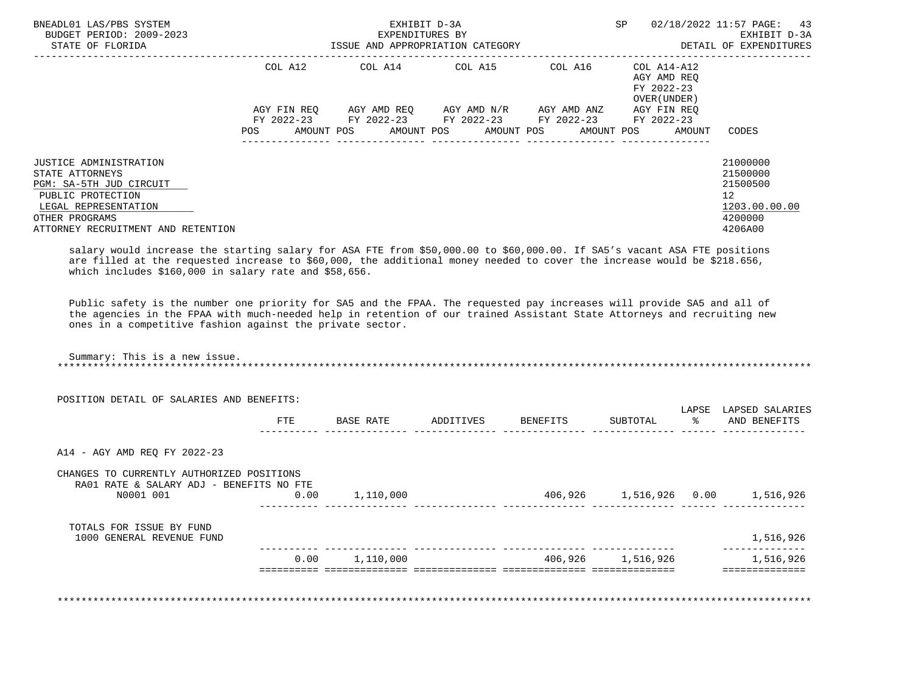| | COL A12 | COL A14 | COL A15 | COL A16 | COL A14-A12 AGY AMD REQ FY 2022-23 OVER(UNDER) | |
|---|---|---|---|---|---|---|
| | AGY FIN REQ FY 2022-23 | AGY AMD REQ FY 2022-23 | AGY AMD N/R FY 2022-23 | AGY AMD ANZ FY 2022-23 | AGY FIN REQ FY 2022-23 | |
| | POS AMOUNT | POS AMOUNT | POS AMOUNT | POS AMOUNT | POS AMOUNT | CODES |

JUSTICE ADMINISTRATION 21000000
STATE ATTORNEYS 21500000
PGM: SA-5TH JUD CIRCUIT 21500500
PUBLIC PROTECTION 12
LEGAL REPRESENTATION 1203.00.00.00
OTHER PROGRAMS 4200000
ATTORNEY RECRUITMENT AND RETENTION 4206A00

salary would increase the starting salary for ASA FTE from $50,000.00 to $60,000.00. If SA5's vacant ASA FTE positions are filled at the requested increase to $60,000, the additional money needed to cover the increase would be $218.656, which includes $160,000 in salary rate and $58,656.

Public safety is the number one priority for SA5 and the FPAA. The requested pay increases will provide SA5 and all of the agencies in the FPAA with much-needed help in retention of our trained Assistant State Attorneys and recruiting new ones in a competitive fashion against the private sector.

Summary: This is a new issue.

*******************************************************************************************************************

POSITION DETAIL OF SALARIES AND BENEFITS:

| | FTE | BASE RATE | ADDITIVES | BENEFITS | SUBTOTAL | LAPSE % | LAPSED SALARIES AND BENEFITS |
|---|---|---|---|---|---|---|---|
| A14 - AGY AMD REQ FY 2022-23 | | | | | | | |
| CHANGES TO CURRENTLY AUTHORIZED POSITIONS | | | | | | | |
| RA01 RATE & SALARY ADJ - BENEFITS NO FTE | | | | | | | |
| N0001 001 | 0.00 | 1,110,000 | | 406,926 | 1,516,926 | 0.00 | 1,516,926 |
| TOTALS FOR ISSUE BY FUND | | | | | | | |
| 1000 GENERAL REVENUE FUND | | | | | | | 1,516,926 |
| | 0.00 | 1,110,000 | | 406,926 | 1,516,926 | | 1,516,926 |

*******************************************************************************************************************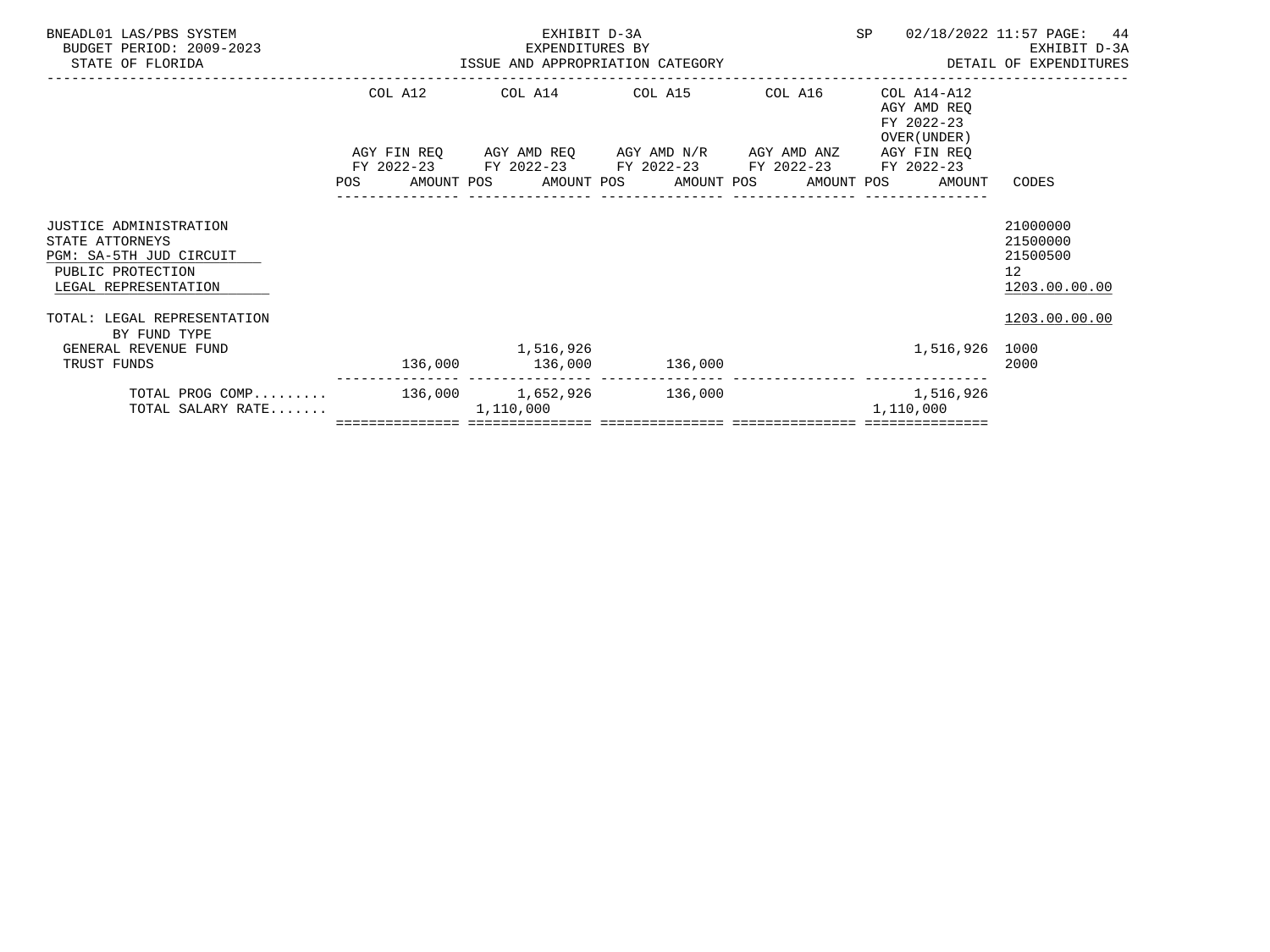BNEADL01 LAS/PBS SYSTEM — BUDGET PERIOD: 2009-2023 — STATE OF FLORIDA

EXHIBIT D-3A — EXPENDITURES BY ISSUE AND APPROPRIATION CATEGORY

SP 02/18/2022 11:57 — EXHIBIT D-3A — DETAIL OF EXPENDITURES

| | COL A12 AGY FIN REQ FY 2022-23 POS AMOUNT | COL A14 AGY AMD REQ FY 2022-23 POS AMOUNT | COL A15 AGY AMD N/R FY 2022-23 POS AMOUNT | COL A16 AGY AMD ANZ FY 2022-23 POS AMOUNT | COL A14-A12 AGY AMD REQ FY 2022-23 OVER(UNDER) AGY FIN REQ FY 2022-23 POS AMOUNT | CODES |
|---|---|---|---|---|---|---|
| JUSTICE ADMINISTRATION | | | | | | 21000000 |
| STATE ATTORNEYS | | | | | | 21500000 |
| PGM: SA-5TH JUD CIRCUIT | | | | | | 21500500 |
| PUBLIC PROTECTION | | | | | | 12 |
| LEGAL REPRESENTATION | | | | | | 1203.00.00.00 |
| TOTAL: LEGAL REPRESENTATION | | | | | | 1203.00.00.00 |
| BY FUND TYPE | | | | | | |
| GENERAL REVENUE FUND | | 1,516,926 | | | 1,516,926 | 1000 |
| TRUST FUNDS | 136,000 | 136,000 | 136,000 | | | 2000 |
| TOTAL PROG COMP......... | 136,000 | 1,652,926 | 136,000 | | 1,516,926 | |
| TOTAL SALARY RATE....... | | 1,110,000 | | | 1,110,000 | |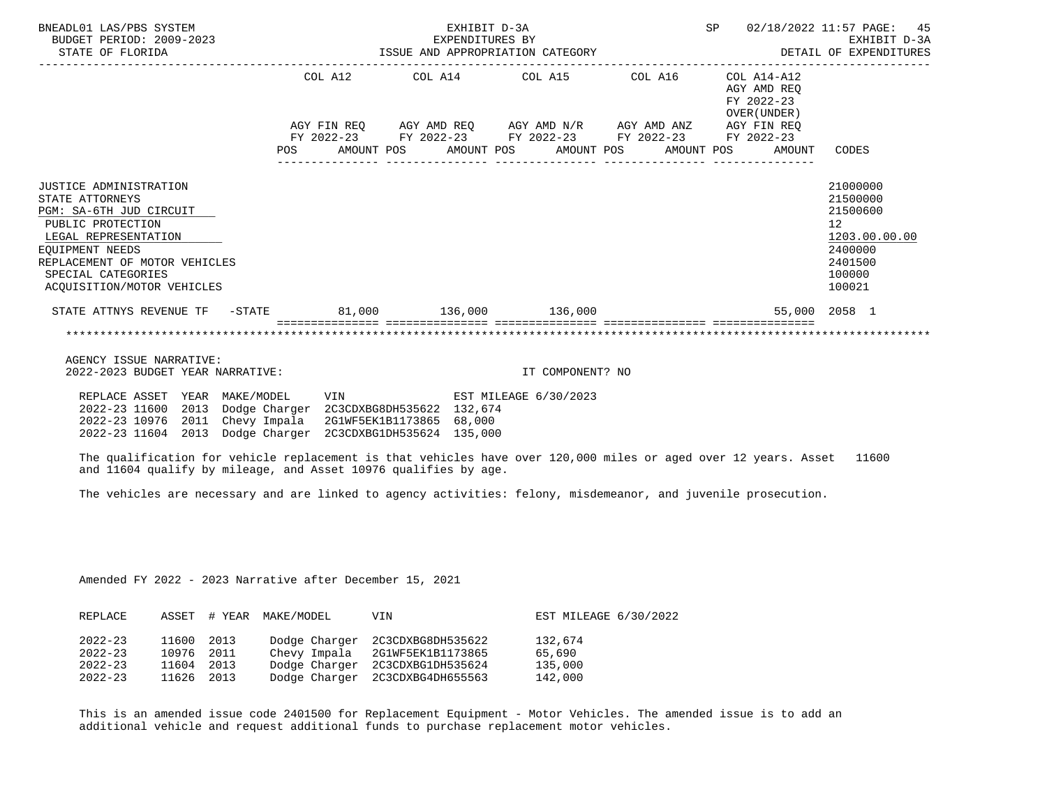BNEADL01 LAS/PBS SYSTEM
BUDGET PERIOD: 2009-2023
STATE OF FLORIDA

EXHIBIT D-3A
EXPENDITURES BY
ISSUE AND APPROPRIATION CATEGORY

SP 02/18/2022 11:57
EXHIBIT D-3A
DETAIL OF EXPENDITURES

| | COL A12 AGY FIN REQ FY 2022-23 POS AMOUNT | COL A14 AGY AMD REQ FY 2022-23 POS AMOUNT | COL A15 AGY AMD N/R FY 2022-23 POS AMOUNT | COL A16 AGY AMD ANZ FY 2022-23 POS AMOUNT | COL A14-A12 AGY AMD REQ FY 2022-23 OVER(UNDER) AGY FIN REQ FY 2022-23 POS AMOUNT | CODES |
|---|---|---|---|---|---|---|
| JUSTICE ADMINISTRATION | | | | | | 21000000 |
| STATE ATTORNEYS | | | | | | 21500000 |
| PGM: SA-6TH JUD CIRCUIT | | | | | | 21500600 |
| PUBLIC PROTECTION | | | | | | 12 |
| LEGAL REPRESENTATION | | | | | | 1203.00.00.00 |
| EQUIPMENT NEEDS | | | | | | 2400000 |
| REPLACEMENT OF MOTOR VEHICLES | | | | | | 2401500 |
| SPECIAL CATEGORIES | | | | | | 100000 |
| ACQUISITION/MOTOR VEHICLES | | | | | | 100021 |
| STATE ATTNYS REVENUE TF -STATE | 81,000 | 136,000 | 136,000 | | 55,000 | 2058 1 |

AGENCY ISSUE NARRATIVE:
2022-2023 BUDGET YEAR NARRATIVE: IT COMPONENT? NO

| REPLACE | ASSET | YEAR | MAKE/MODEL | VIN | EST MILEAGE 6/30/2023 |
|---|---|---|---|---|---|
| 2022-23 | 11600 | 2013 | Dodge Charger | 2C3CDXBG8DH535622 | 132,674 |
| 2022-23 | 10976 | 2011 | Chevy Impala | 2G1WF5EK1B1173865 | 68,000 |
| 2022-23 | 11604 | 2013 | Dodge Charger | 2C3CDXBG1DH535624 | 135,000 |

The qualification for vehicle replacement is that vehicles have over 120,000 miles or aged over 12 years. Asset 11600 and 11604 qualify by mileage, and Asset 10976 qualifies by age.

The vehicles are necessary and are linked to agency activities: felony, misdemeanor, and juvenile prosecution.

Amended FY 2022 - 2023 Narrative after December 15, 2021

| REPLACE | ASSET | # YEAR | MAKE/MODEL | VIN | EST MILEAGE 6/30/2022 |
|---|---|---|---|---|---|
| 2022-23 | 11600 | 2013 | Dodge Charger | 2C3CDXBG8DH535622 | 132,674 |
| 2022-23 | 10976 | 2011 | Chevy Impala | 2G1WF5EK1B1173865 | 65,690 |
| 2022-23 | 11604 | 2013 | Dodge Charger | 2C3CDXBG1DH535624 | 135,000 |
| 2022-23 | 11626 | 2013 | Dodge Charger | 2C3CDXBG4DH655563 | 142,000 |

This is an amended issue code 2401500 for Replacement Equipment - Motor Vehicles. The amended issue is to add an additional vehicle and request additional funds to purchase replacement motor vehicles.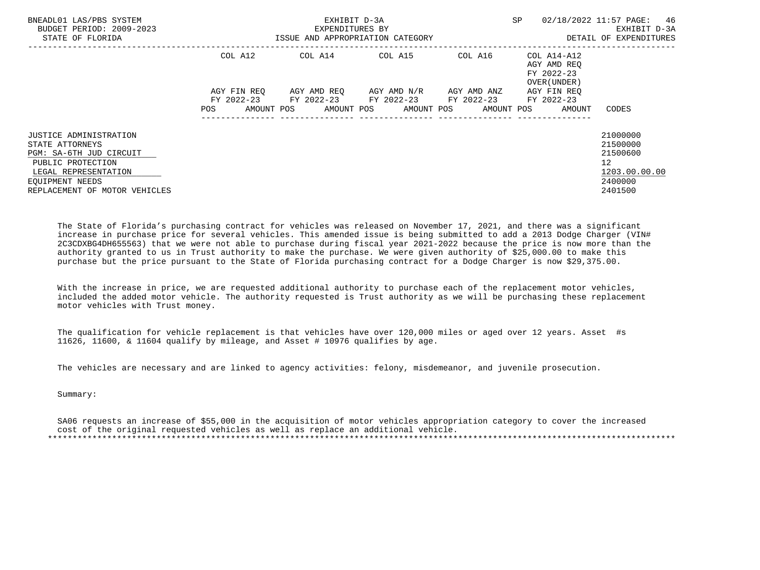BNEADL01 LAS/PBS SYSTEM | EXHIBIT D-3A | SP 02/18/2022 11:57
BUDGET PERIOD: 2009-2023 | EXPENDITURES BY | EXHIBIT D-3A
STATE OF FLORIDA | ISSUE AND APPROPRIATION CATEGORY | DETAIL OF EXPENDITURES

| | COL A12 AGY FIN REQ FY 2022-23 | | COL A14 AGY AMD REQ FY 2022-23 | | COL A15 AGY AMD N/R FY 2022-23 | | COL A16 AGY AMD ANZ FY 2022-23 | | COL A14-A12 AGY AMD REQ FY 2022-23 OVER(UNDER) AGY FIN REQ FY 2022-23 | |
|---|---|---|---|---|---|---|---|---|---|---|
| | POS | AMOUNT | POS | AMOUNT | POS | AMOUNT | POS | AMOUNT | POS | AMOUNT | CODES |

JUSTICE ADMINISTRATION 21000000
STATE ATTORNEYS 21500000
PGM: SA-6TH JUD CIRCUIT 21500600
PUBLIC PROTECTION 12
LEGAL REPRESENTATION 1203.00.00.00
EQUIPMENT NEEDS 2400000
REPLACEMENT OF MOTOR VEHICLES 2401500

The State of Florida's purchasing contract for vehicles was released on November 17, 2021, and there was a significant increase in purchase price for several vehicles. This amended issue is being submitted to add a 2013 Dodge Charger (VIN# 2C3CDXBG4DH655563) that we were not able to purchase during fiscal year 2021-2022 because the price is now more than the authority granted to us in Trust authority to make the purchase. We were given authority of $25,000.00 to make this purchase but the price pursuant to the State of Florida purchasing contract for a Dodge Charger is now $29,375.00.

With the increase in price, we are requested additional authority to purchase each of the replacement motor vehicles, included the added motor vehicle. The authority requested is Trust authority as we will be purchasing these replacement motor vehicles with Trust money.

The qualification for vehicle replacement is that vehicles have over 120,000 miles or aged over 12 years. Asset #s 11626, 11600, & 11604 qualify by mileage, and Asset # 10976 qualifies by age.

The vehicles are necessary and are linked to agency activities: felony, misdemeanor, and juvenile prosecution.

Summary:

SA06 requests an increase of $55,000 in the acquisition of motor vehicles appropriation category to cover the increased cost of the original requested vehicles as well as replace an additional vehicle.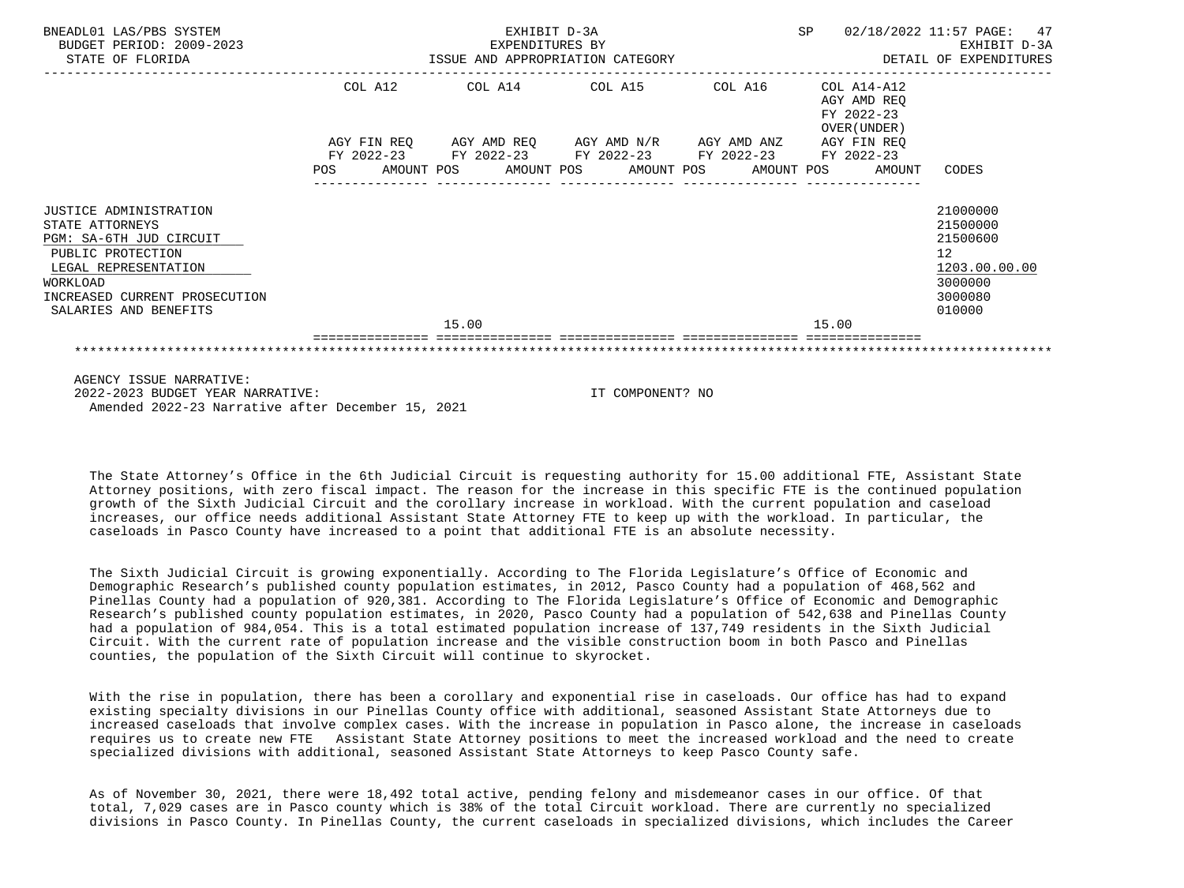BNEADL01 LAS/PBS SYSTEM — EXHIBIT D-3A — EXPENDITURES BY ISSUE AND APPROPRIATION CATEGORY — DETAIL OF EXPENDITURES
BUDGET PERIOD: 2009-2023
STATE OF FLORIDA

| | COL A12 AGY FIN REQ FY 2022-23 POS AMOUNT | COL A14 AGY AMD REQ FY 2022-23 POS AMOUNT | COL A15 AGY AMD N/R FY 2022-23 POS AMOUNT | COL A16 AGY AMD ANZ FY 2022-23 POS AMOUNT | COL A14-A12 AGY AMD REQ FY 2022-23 OVER(UNDER) AGY FIN REQ FY 2022-23 POS AMOUNT | CODES |
|---|---|---|---|---|---|---|
| JUSTICE ADMINISTRATION | | | | | | 21000000 |
| STATE ATTORNEYS | | | | | | 21500000 |
| PGM: SA-6TH JUD CIRCUIT | | | | | | 21500600 |
| PUBLIC PROTECTION | | | | | | 12 |
| LEGAL REPRESENTATION | | | | | | 1203.00.00.00 |
| WORKLOAD | | | | | | 3000000 |
| INCREASED CURRENT PROSECUTION | | | | | | 3000080 |
| SALARIES AND BENEFITS | | | | | | 010000 |
| | | 15.00 | | | 15.00 | |

AGENCY ISSUE NARRATIVE:
2022-2023 BUDGET YEAR NARRATIVE: IT COMPONENT? NO
Amended 2022-23 Narrative after December 15, 2021

The State Attorney's Office in the 6th Judicial Circuit is requesting authority for 15.00 additional FTE, Assistant State Attorney positions, with zero fiscal impact. The reason for the increase in this specific FTE is the continued population growth of the Sixth Judicial Circuit and the corollary increase in workload. With the current population and caseload increases, our office needs additional Assistant State Attorney FTE to keep up with the workload. In particular, the caseloads in Pasco County have increased to a point that additional FTE is an absolute necessity.

The Sixth Judicial Circuit is growing exponentially. According to The Florida Legislature's Office of Economic and Demographic Research's published county population estimates, in 2012, Pasco County had a population of 468,562 and Pinellas County had a population of 920,381. According to The Florida Legislature's Office of Economic and Demographic Research's published county population estimates, in 2020, Pasco County had a population of 542,638 and Pinellas County had a population of 984,054. This is a total estimated population increase of 137,749 residents in the Sixth Judicial Circuit. With the current rate of population increase and the visible construction boom in both Pasco and Pinellas counties, the population of the Sixth Circuit will continue to skyrocket.

With the rise in population, there has been a corollary and exponential rise in caseloads. Our office has had to expand existing specialty divisions in our Pinellas County office with additional, seasoned Assistant State Attorneys due to increased caseloads that involve complex cases. With the increase in population in Pasco alone, the increase in caseloads requires us to create new FTE Assistant State Attorney positions to meet the increased workload and the need to create specialized divisions with additional, seasoned Assistant State Attorneys to keep Pasco County safe.

As of November 30, 2021, there were 18,492 total active, pending felony and misdemeanor cases in our office. Of that total, 7,029 cases are in Pasco county which is 38% of the total Circuit workload. There are currently no specialized divisions in Pasco County. In Pinellas County, the current caseloads in specialized divisions, which includes the Career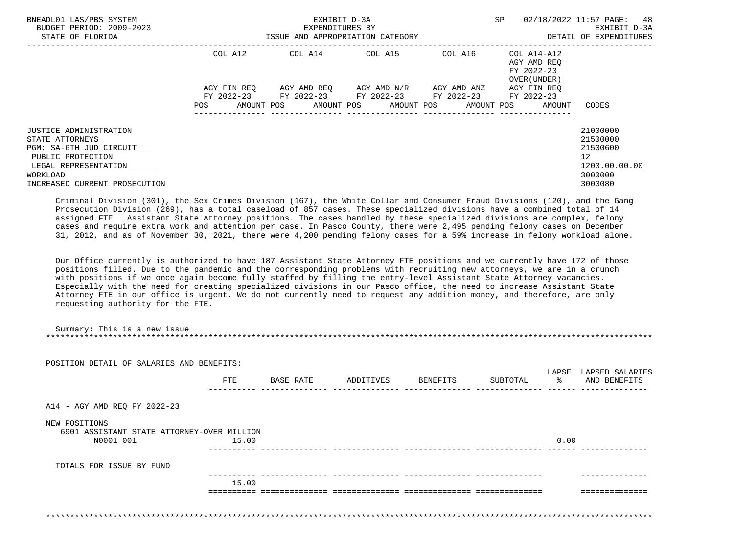| | COL A12 | | COL A14 | | COL A15 | | COL A16 | | COL A14-A12 AGY AMD REQ FY 2022-23 OVER(UNDER) | | |
|---|---|---|---|---|---|---|---|---|---|---|---|
| | AGY FIN REQ FY 2022-23 | | AGY AMD REQ FY 2022-23 | | AGY AMD N/R FY 2022-23 | | AGY AMD ANZ FY 2022-23 | | AGY FIN REQ FY 2022-23 | | |
| | POS | AMOUNT | POS | AMOUNT | POS | AMOUNT | POS | AMOUNT | POS | AMOUNT | CODES |
| JUSTICE ADMINISTRATION | | | | | | | | | | | 21000000 |
| STATE ATTORNEYS | | | | | | | | | | | 21500000 |
| PGM: SA-6TH JUD CIRCUIT | | | | | | | | | | | 21500600 |
| PUBLIC PROTECTION | | | | | | | | | | | 12 |
| LEGAL REPRESENTATION | | | | | | | | | | | 1203.00.00.00 |
| WORKLOAD | | | | | | | | | | | 3000000 |
| INCREASED CURRENT PROSECUTION | | | | | | | | | | | 3000080 |

Criminal Division (301), the Sex Crimes Division (167), the White Collar and Consumer Fraud Divisions (120), and the Gang Prosecution Division (269), has a total caseload of 857 cases. These specialized divisions have a combined total of 14 assigned FTE Assistant State Attorney positions. The cases handled by these specialized divisions are complex, felony cases and require extra work and attention per case. In Pasco County, there were 2,495 pending felony cases on December 31, 2012, and as of November 30, 2021, there were 4,200 pending felony cases for a 59% increase in felony workload alone.

Our Office currently is authorized to have 187 Assistant State Attorney FTE positions and we currently have 172 of those positions filled. Due to the pandemic and the corresponding problems with recruiting new attorneys, we are in a crunch with positions if we once again become fully staffed by filling the entry-level Assistant State Attorney vacancies. Especially with the need for creating specialized divisions in our Pasco office, the need to increase Assistant State Attorney FTE in our office is urgent. We do not currently need to request any addition money, and therefore, are only requesting authority for the FTE.

Summary: This is a new issue

POSITION DETAIL OF SALARIES AND BENEFITS:

| | FTE | BASE RATE | ADDITIVES | BENEFITS | SUBTOTAL | LAPSE % | LAPSED SALARIES AND BENEFITS |
|---|---|---|---|---|---|---|---|
| A14 - AGY AMD REQ FY 2022-23 | | | | | | | |
| NEW POSITIONS | | | | | | | |
| 6901 ASSISTANT STATE ATTORNEY-OVER MILLION N0001 001 | 15.00 | | | | | 0.00 | |
| TOTALS FOR ISSUE BY FUND | | | | | | | |
| | 15.00 | | | | | | |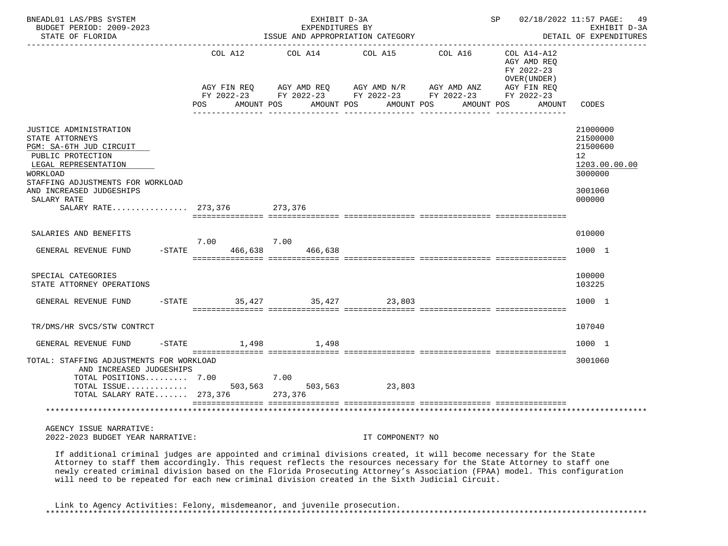BNEADL01 LAS/PBS SYSTEM | EXHIBIT D-3A | SP 02/18/2022 11:57
BUDGET PERIOD: 2009-2023 | EXPENDITURES BY | EXHIBIT D-3A
STATE OF FLORIDA | ISSUE AND APPROPRIATION CATEGORY | DETAIL OF EXPENDITURES

| | COL A12 AGY FIN REQ FY 2022-23 POS AMOUNT | COL A14 AGY AMD REQ FY 2022-23 POS AMOUNT | COL A15 AGY AMD N/R FY 2022-23 POS AMOUNT | COL A16 AGY AMD ANZ FY 2022-23 POS AMOUNT | COL A14-A12 AGY AMD REQ FY 2022-23 OVER(UNDER) AGY FIN REQ FY 2022-23 POS AMOUNT | CODES |
|---|---|---|---|---|---|---|
| JUSTICE ADMINISTRATION | | | | | | 21000000 |
| STATE ATTORNEYS | | | | | | 21500000 |
| PGM: SA-6TH JUD CIRCUIT | | | | | | 21500600 |
| PUBLIC PROTECTION | | | | | | 12 |
| LEGAL REPRESENTATION | | | | | | 1203.00.00.00 |
| WORKLOAD | | | | | | 3000000 |
| STAFFING ADJUSTMENTS FOR WORKLOAD AND INCREASED JUDGESHIPS | | | | | | 3001060 |
| SALARY RATE | | | | | | 000000 |
| SALARY RATE................ | 273,376 | 273,376 | | | | |
| SALARIES AND BENEFITS | | | | | | 010000 |
| | 7.00 | 7.00 | | | | |
| GENERAL REVENUE FUND -STATE | 466,638 | 466,638 | | | | 1000 1 |
| SPECIAL CATEGORIES | | | | | | 100000 |
| STATE ATTORNEY OPERATIONS | | | | | | 103225 |
| GENERAL REVENUE FUND -STATE | 35,427 | 35,427 | 23,803 | | | 1000 1 |
| TR/DMS/HR SVCS/STW CONTRCT | | | | | | 107040 |
| GENERAL REVENUE FUND -STATE | 1,498 | 1,498 | | | | 1000 1 |
| TOTAL: STAFFING ADJUSTMENTS FOR WORKLOAD AND INCREASED JUDGESHIPS | | | | | | 3001060 |
| TOTAL POSITIONS......... | 7.00 | 7.00 | | | | |
| TOTAL ISSUE............. | 503,563 | 503,563 | 23,803 | | | |
| TOTAL SALARY RATE....... | 273,376 | 273,376 | | | | |

AGENCY ISSUE NARRATIVE:
2022-2023 BUDGET YEAR NARRATIVE: IT COMPONENT? NO

If additional criminal judges are appointed and criminal divisions created, it will become necessary for the State Attorney to staff them accordingly. This request reflects the resources necessary for the State Attorney to staff one newly created criminal division based on the Florida Prosecuting Attorney's Association (FPAA) model. This configuration will need to be repeated for each new criminal division created in the Sixth Judicial Circuit.

Link to Agency Activities: Felony, misdemeanor, and juvenile prosecution.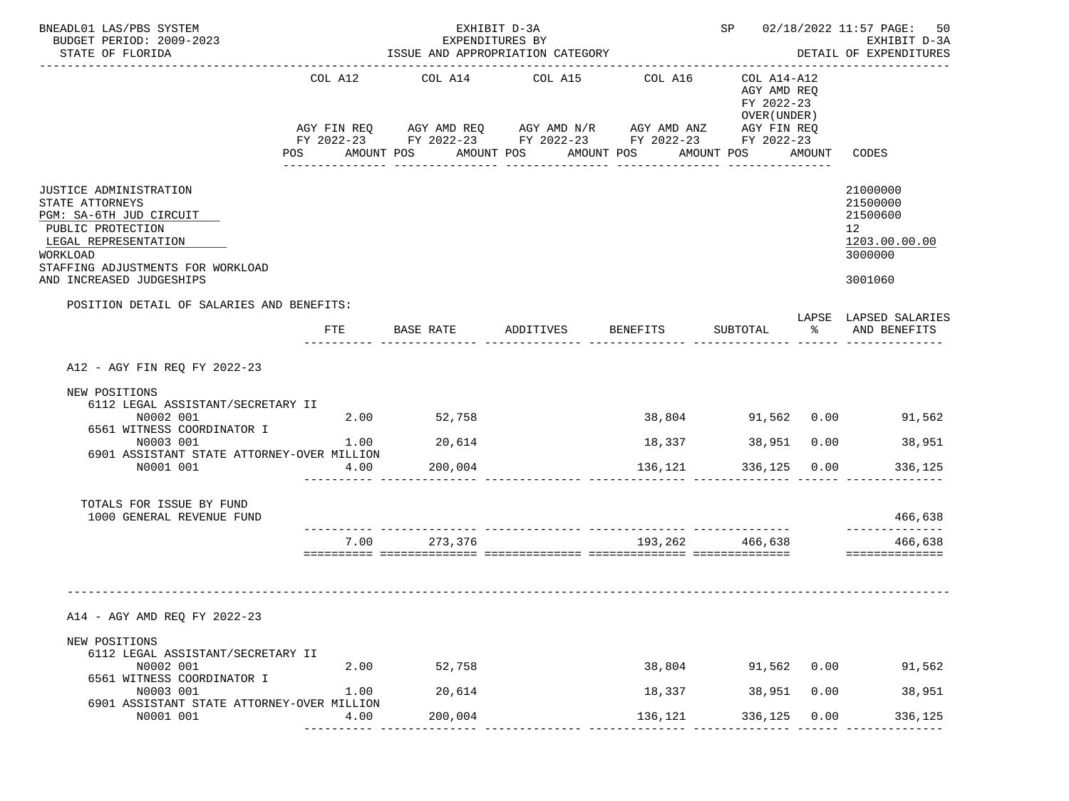BNEADL01 LAS/PBS SYSTEM | EXHIBIT D-3A | SP 02/18/2022 11:57 PAGE: 50
BUDGET PERIOD: 2009-2023 | EXPENDITURES BY | EXHIBIT D-3A
STATE OF FLORIDA | ISSUE AND APPROPRIATION CATEGORY | DETAIL OF EXPENDITURES

| | COL A12 AGY FIN REQ FY 2022-23 POS AMOUNT | COL A14 AGY AMD REQ FY 2022-23 POS AMOUNT | COL A15 AGY AMD N/R FY 2022-23 POS AMOUNT | COL A16 AGY AMD ANZ FY 2022-23 POS AMOUNT | COL A14-A12 AGY AMD REQ FY 2022-23 OVER(UNDER) AGY FIN REQ FY 2022-23 POS AMOUNT | CODES |
|---|---|---|---|---|---|---|

JUSTICE ADMINISTRATION 21000000
STATE ATTORNEYS 21500000
PGM: SA-6TH JUD CIRCUIT 21500600
PUBLIC PROTECTION 12
LEGAL REPRESENTATION 1203.00.00.00
WORKLOAD 3000000
STAFFING ADJUSTMENTS FOR WORKLOAD AND INCREASED JUDGESHIPS 3001060

POSITION DETAIL OF SALARIES AND BENEFITS:

| | FTE | BASE RATE | ADDITIVES | BENEFITS | SUBTOTAL | LAPSE % | LAPSED SALARIES AND BENEFITS |
|---|---|---|---|---|---|---|---|
| **A12 - AGY FIN REQ FY 2022-23** | | | | | | | |
| NEW POSITIONS | | | | | | | |
| 6112 LEGAL ASSISTANT/SECRETARY II | | | | | | | |
| N0002 001 | 2.00 | 52,758 | | 38,804 | 91,562 | 0.00 | 91,562 |
| 6561 WITNESS COORDINATOR I | | | | | | | |
| N0003 001 | 1.00 | 20,614 | | 18,337 | 38,951 | 0.00 | 38,951 |
| 6901 ASSISTANT STATE ATTORNEY-OVER MILLION | | | | | | | |
| N0001 001 | 4.00 | 200,004 | | 136,121 | 336,125 | 0.00 | 336,125 |
| TOTALS FOR ISSUE BY FUND | | | | | | | |
| 1000 GENERAL REVENUE FUND | | | | | | | 466,638 |
| | 7.00 | 273,376 | | 193,262 | 466,638 | | 466,638 |
| **A14 - AGY AMD REQ FY 2022-23** | | | | | | | |
| NEW POSITIONS | | | | | | | |
| 6112 LEGAL ASSISTANT/SECRETARY II | | | | | | | |
| N0002 001 | 2.00 | 52,758 | | 38,804 | 91,562 | 0.00 | 91,562 |
| 6561 WITNESS COORDINATOR I | | | | | | | |
| N0003 001 | 1.00 | 20,614 | | 18,337 | 38,951 | 0.00 | 38,951 |
| 6901 ASSISTANT STATE ATTORNEY-OVER MILLION | | | | | | | |
| N0001 001 | 4.00 | 200,004 | | 136,121 | 336,125 | 0.00 | 336,125 |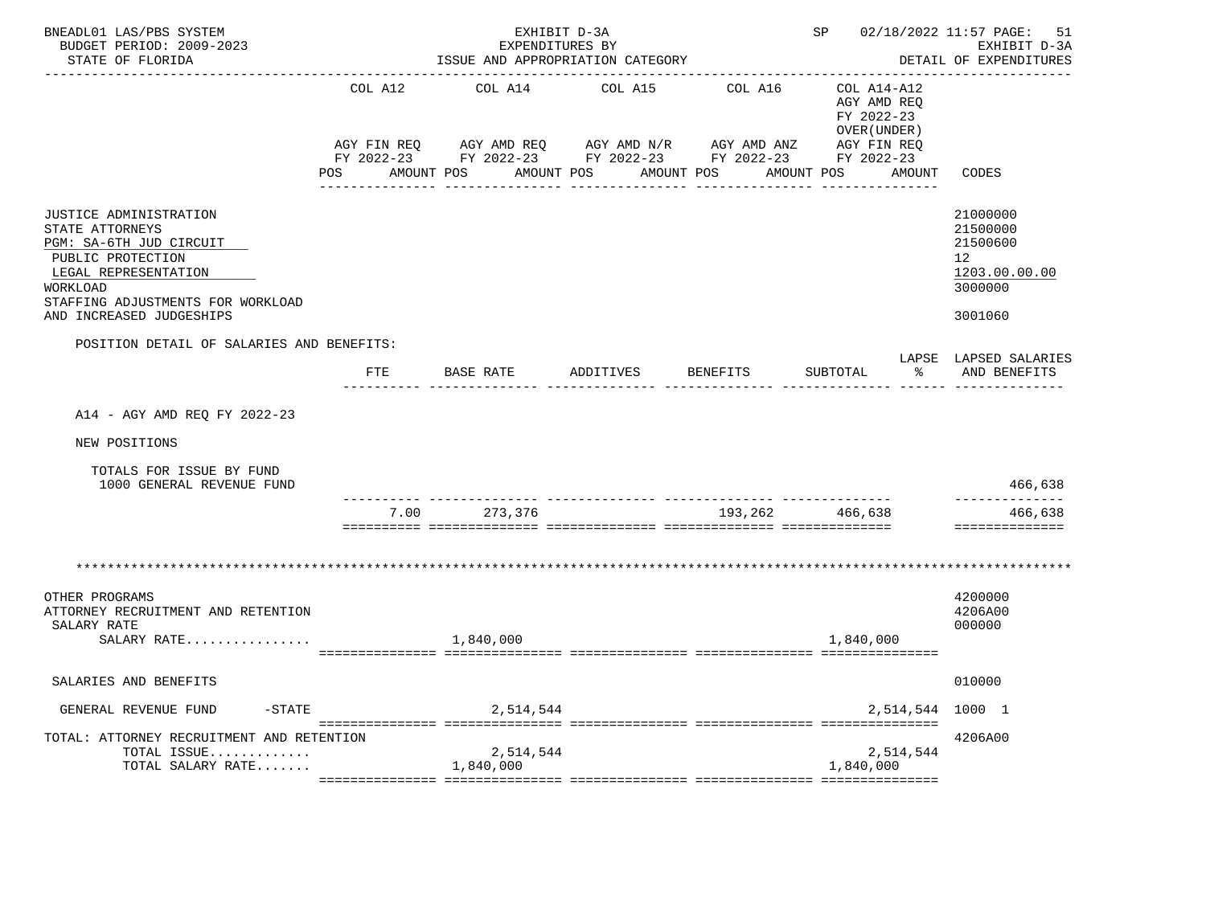BNEADL01 LAS/PBS SYSTEM | EXHIBIT D-3A | SP 02/18/2022 11:57

BUDGET PERIOD: 2009-2023 — EXPENDITURES BY — EXHIBIT D-3A

STATE OF FLORIDA — ISSUE AND APPROPRIATION CATEGORY — DETAIL OF EXPENDITURES

| | COL A12 AGY FIN REQ FY 2022-23 POS AMOUNT | COL A14 AGY AMD REQ FY 2022-23 POS AMOUNT | COL A15 AGY AMD N/R FY 2022-23 POS AMOUNT | COL A16 AGY AMD ANZ FY 2022-23 POS AMOUNT | COL A14-A12 AGY AMD REQ FY 2022-23 OVER(UNDER) AGY FIN REQ FY 2022-23 POS AMOUNT | CODES |
|---|---|---|---|---|---|---|
| JUSTICE ADMINISTRATION | | | | | | 21000000 |
| STATE ATTORNEYS | | | | | | 21500000 |
| PGM: SA-6TH JUD CIRCUIT | | | | | | 21500600 |
| PUBLIC PROTECTION | | | | | | 12 |
| LEGAL REPRESENTATION | | | | | | 1203.00.00.00 |
| WORKLOAD | | | | | | 3000000 |
| STAFFING ADJUSTMENTS FOR WORKLOAD AND INCREASED JUDGESHIPS | | | | | | 3001060 |

POSITION DETAIL OF SALARIES AND BENEFITS:

| | FTE | BASE RATE | ADDITIVES | BENEFITS | SUBTOTAL | LAPSE % | LAPSED SALARIES AND BENEFITS |
|---|---|---|---|---|---|---|---|
| A14 - AGY AMD REQ FY 2022-23 | | | | | | | |
| NEW POSITIONS | | | | | | | |
| TOTALS FOR ISSUE BY FUND | | | | | | | |
| 1000 GENERAL REVENUE FUND | | | | | | | 466,638 |
| | 7.00 | 273,376 | | 193,262 | 466,638 | | 466,638 |

******************************************************************************************

| | COL A12 | COL A14 | COL A15 | COL A16 | COL A14-A12 | CODES |
|---|---|---|---|---|---|---|
| OTHER PROGRAMS | | | | | | 4200000 |
| ATTORNEY RECRUITMENT AND RETENTION | | | | | | 4206A00 |
| SALARY RATE | | | | | | 000000 |
| SALARY RATE................ | | 1,840,000 | | | 1,840,000 | |
| SALARIES AND BENEFITS | | | | | | 010000 |
| GENERAL REVENUE FUND -STATE | | 2,514,544 | | | 2,514,544 | 1000 1 |
| TOTAL: ATTORNEY RECRUITMENT AND RETENTION | | | | | | 4206A00 |
| TOTAL ISSUE............. | | 2,514,544 | | | 2,514,544 | |
| TOTAL SALARY RATE....... | | 1,840,000 | | | 1,840,000 | |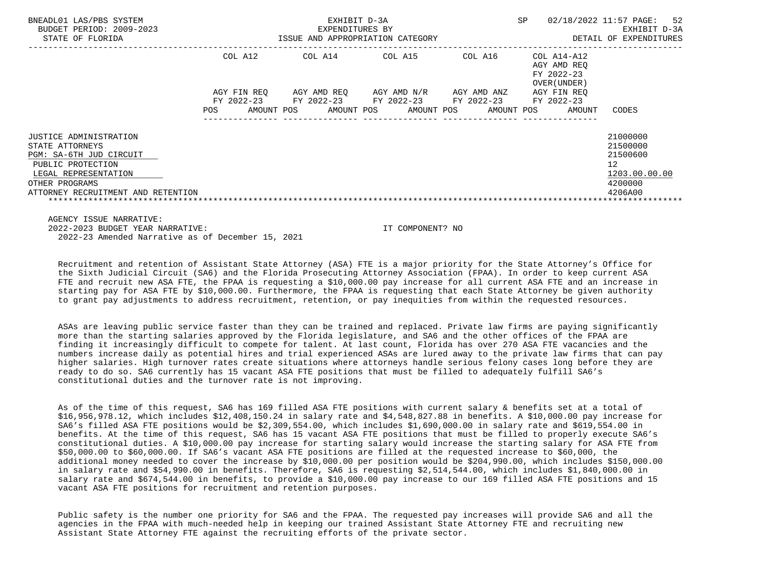| | COL A12 | COL A14 | COL A15 | COL A16 | COL A14-A12 AGY AMD REQ FY 2022-23 OVER(UNDER) | |
|---|---|---|---|---|---|---|
| | AGY FIN REQ FY 2022-23 | AGY AMD REQ FY 2022-23 | AGY AMD N/R FY 2022-23 | AGY AMD ANZ FY 2022-23 | AGY FIN REQ FY 2022-23 | |
| | POS AMOUNT | POS AMOUNT | POS AMOUNT | POS AMOUNT | POS AMOUNT | CODES |
| JUSTICE ADMINISTRATION | | | | | | 21000000 |
| STATE ATTORNEYS | | | | | | 21500000 |
| PGM: SA-6TH JUD CIRCUIT | | | | | | 21500600 |
| PUBLIC PROTECTION | | | | | | 12 |
| LEGAL REPRESENTATION | | | | | | 1203.00.00.00 |
| OTHER PROGRAMS | | | | | | 4200000 |
| ATTORNEY RECRUITMENT AND RETENTION | | | | | | 4206A00 |

AGENCY ISSUE NARRATIVE:
2022-2023 BUDGET YEAR NARRATIVE: IT COMPONENT? NO
2022-23 Amended Narrative as of December 15, 2021

Recruitment and retention of Assistant State Attorney (ASA) FTE is a major priority for the State Attorney's Office for the Sixth Judicial Circuit (SA6) and the Florida Prosecuting Attorney Association (FPAA). In order to keep current ASA FTE and recruit new ASA FTE, the FPAA is requesting a $10,000.00 pay increase for all current ASA FTE and an increase in starting pay for ASA FTE by $10,000.00. Furthermore, the FPAA is requesting that each State Attorney be given authority to grant pay adjustments to address recruitment, retention, or pay inequities from within the requested resources.

ASAs are leaving public service faster than they can be trained and replaced. Private law firms are paying significantly more than the starting salaries approved by the Florida legislature, and SA6 and the other offices of the FPAA are finding it increasingly difficult to compete for talent. At last count, Florida has over 270 ASA FTE vacancies and the numbers increase daily as potential hires and trial experienced ASAs are lured away to the private law firms that can pay higher salaries. High turnover rates create situations where attorneys handle serious felony cases long before they are ready to do so. SA6 currently has 15 vacant ASA FTE positions that must be filled to adequately fulfill SA6's constitutional duties and the turnover rate is not improving.

As of the time of this request, SA6 has 169 filled ASA FTE positions with current salary & benefits set at a total of $16,956,978.12, which includes $12,408,150.24 in salary rate and $4,548,827.88 in benefits. A $10,000.00 pay increase for SA6's filled ASA FTE positions would be $2,309,554.00, which includes $1,690,000.00 in salary rate and $619,554.00 in benefits. At the time of this request, SA6 has 15 vacant ASA FTE positions that must be filled to properly execute SA6's constitutional duties. A $10,000.00 pay increase for starting salary would increase the starting salary for ASA FTE from $50,000.00 to $60,000.00. If SA6's vacant ASA FTE positions are filled at the requested increase to $60,000, the additional money needed to cover the increase by $10,000.00 per position would be $204,990.00, which includes $150,000.00 in salary rate and $54,990.00 in benefits. Therefore, SA6 is requesting $2,514,544.00, which includes $1,840,000.00 in salary rate and $674,544.00 in benefits, to provide a $10,000.00 pay increase to our 169 filled ASA FTE positions and 15 vacant ASA FTE positions for recruitment and retention purposes.

Public safety is the number one priority for SA6 and the FPAA. The requested pay increases will provide SA6 and all the agencies in the FPAA with much-needed help in keeping our trained Assistant State Attorney FTE and recruiting new Assistant State Attorney FTE against the recruiting efforts of the private sector.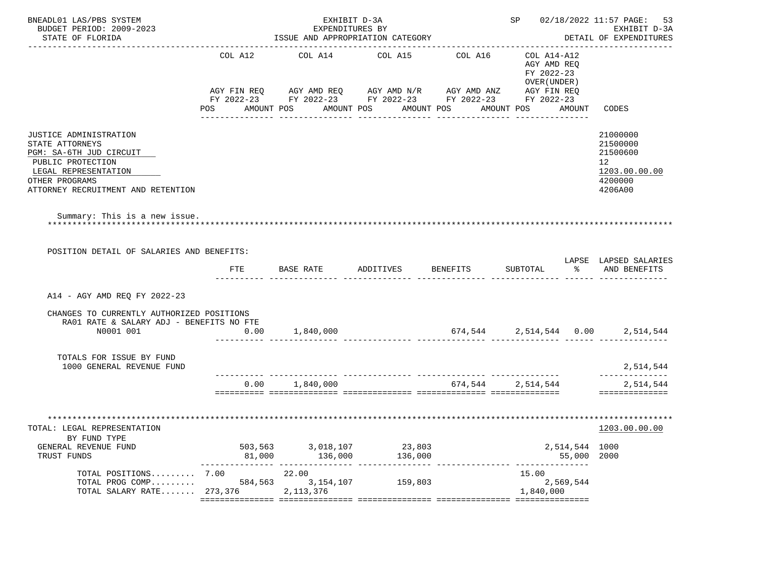BNEADL01 LAS/PBS SYSTEM — EXHIBIT D-3A — EXPENDITURES BY ISSUE AND APPROPRIATION CATEGORY
BUDGET PERIOD: 2009-2023 — STATE OF FLORIDA
SP 02/18/2022 11:57 — EXHIBIT D-3A — DETAIL OF EXPENDITURES

| | COL A12 AGY FIN REQ FY 2022-23 POS AMOUNT | COL A14 AGY AMD REQ FY 2022-23 POS AMOUNT | COL A15 AGY AMD N/R FY 2022-23 POS AMOUNT | COL A16 AGY AMD ANZ FY 2022-23 POS AMOUNT | COL A14-A12 AGY AMD REQ FY 2022-23 OVER(UNDER) AGY FIN REQ FY 2022-23 POS AMOUNT | CODES |
|---|---|---|---|---|---|---|
| JUSTICE ADMINISTRATION | | | | | | 21000000 |
| STATE ATTORNEYS | | | | | | 21500000 |
| PGM: SA-6TH JUD CIRCUIT | | | | | | 21500600 |
| PUBLIC PROTECTION | | | | | | 12 |
| LEGAL REPRESENTATION | | | | | | 1203.00.00.00 |
| OTHER PROGRAMS | | | | | | 4200000 |
| ATTORNEY RECRUITMENT AND RETENTION | | | | | | 4206A00 |

Summary: This is a new issue.

POSITION DETAIL OF SALARIES AND BENEFITS:

| | FTE | BASE RATE | ADDITIVES | BENEFITS | SUBTOTAL | LAPSE % | LAPSED SALARIES AND BENEFITS |
|---|---|---|---|---|---|---|---|
| A14 - AGY AMD REQ FY 2022-23 | | | | | | | |
| CHANGES TO CURRENTLY AUTHORIZED POSITIONS | | | | | | | |
| RA01 RATE & SALARY ADJ - BENEFITS NO FTE | | | | | | | |
| N0001 001 | 0.00 | 1,840,000 | | 674,544 | 2,514,544 | 0.00 | 2,514,544 |
| TOTALS FOR ISSUE BY FUND | | | | | | | |
| 1000 GENERAL REVENUE FUND | | | | | | | 2,514,544 |
| | 0.00 | 1,840,000 | | 674,544 | 2,514,544 | | 2,514,544 |

| TOTAL: LEGAL REPRESENTATION | COL A12 | COL A14 | COL A15 | COL A16 | COL A14-A12 | CODES |
|---|---|---|---|---|---|---|
| BY FUND TYPE | | | | | | 1203.00.00.00 |
| GENERAL REVENUE FUND | 503,563 | 3,018,107 | 23,803 | | 2,514,544 | 1000 |
| TRUST FUNDS | 81,000 | 136,000 | 136,000 | | 55,000 | 2000 |
| TOTAL POSITIONS......... | 7.00 | 22.00 | | | 15.00 | |
| TOTAL PROG COMP......... | 584,563 | 3,154,107 | 159,803 | | 2,569,544 | |
| TOTAL SALARY RATE....... | 273,376 | 2,113,376 | | | 1,840,000 | |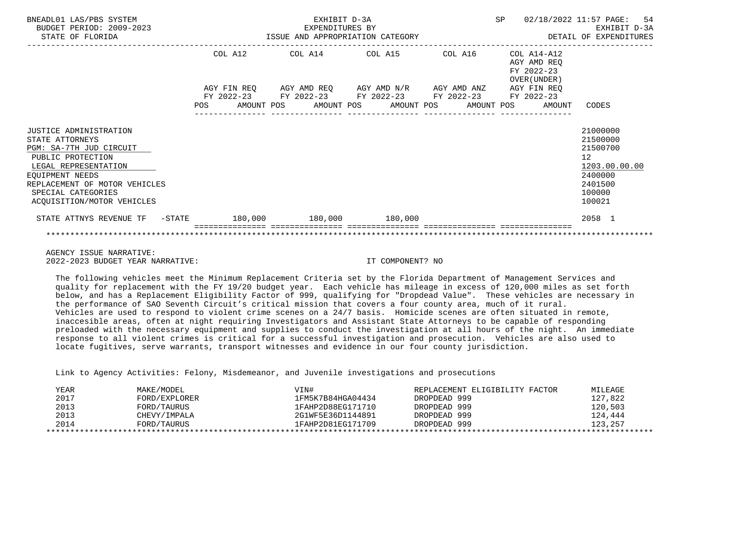BNEADL01 LAS/PBS SYSTEM — EXHIBIT D-3A — EXPENDITURES BY ISSUE AND APPROPRIATION CATEGORY — SP 02/18/2022 11:57

BUDGET PERIOD: 2009-2023 — STATE OF FLORIDA — EXHIBIT D-3A DETAIL OF EXPENDITURES

| | COL A12 AGY FIN REQ FY 2022-23 POS AMOUNT | COL A14 AGY AMD REQ FY 2022-23 POS AMOUNT | COL A15 AGY AMD N/R FY 2022-23 POS AMOUNT | COL A16 AGY AMD ANZ FY 2022-23 POS AMOUNT | COL A14-A12 AGY AMD REQ FY 2022-23 OVER(UNDER) AGY FIN REQ FY 2022-23 POS AMOUNT | CODES |
|---|---|---|---|---|---|---|
| JUSTICE ADMINISTRATION | | | | | | 21000000 |
| STATE ATTORNEYS | | | | | | 21500000 |
| PGM: SA-7TH JUD CIRCUIT | | | | | | 21500700 |
| PUBLIC PROTECTION | | | | | | 12 |
| LEGAL REPRESENTATION | | | | | | 1203.00.00.00 |
| EQUIPMENT NEEDS | | | | | | 2400000 |
| REPLACEMENT OF MOTOR VEHICLES | | | | | | 2401500 |
| SPECIAL CATEGORIES | | | | | | 100000 |
| ACQUISITION/MOTOR VEHICLES | | | | | | 100021 |
| STATE ATTNYS REVENUE TF -STATE | 180,000 | 180,000 | 180,000 | | | 2058 1 |

AGENCY ISSUE NARRATIVE:

2022-2023 BUDGET YEAR NARRATIVE: IT COMPONENT? NO

The following vehicles meet the Minimum Replacement Criteria set by the Florida Department of Management Services and quality for replacement with the FY 19/20 budget year. Each vehicle has mileage in excess of 120,000 miles as set forth below, and has a Replacement Eligibility Factor of 999, qualifying for "Dropdead Value". These vehicles are necessary in the performance of SAO Seventh Circuit's critical mission that covers a four county area, much of it rural. Vehicles are used to respond to violent crime scenes on a 24/7 basis. Homicide scenes are often situated in remote, inaccesible areas, often at night requiring Investigators and Assistant State Attorneys to be capable of responding preloaded with the necessary equipment and supplies to conduct the investigation at all hours of the night. An immediate response to all violent crimes is critical for a successful investigation and prosecution. Vehicles are also used to locate fugitives, serve warrants, transport witnesses and evidence in our four county jurisdiction.

Link to Agency Activities: Felony, Misdemeanor, and Juvenile investigations and prosecutions

| YEAR | MAKE/MODEL | VIN# | REPLACEMENT ELIGIBILITY FACTOR | MILEAGE |
|---|---|---|---|---|
| 2017 | FORD/EXPLORER | 1FM5K7B84HGA04434 | DROPDEAD 999 | 127,822 |
| 2013 | FORD/TAURUS | 1FAHP2D88EG171710 | DROPDEAD 999 | 120,503 |
| 2013 | CHEVY/IMPALA | 2G1WF5E36D1144891 | DROPDEAD 999 | 124,444 |
| 2014 | FORD/TAURUS | 1FAHP2D81EG171709 | DROPDEAD 999 | 123,257 |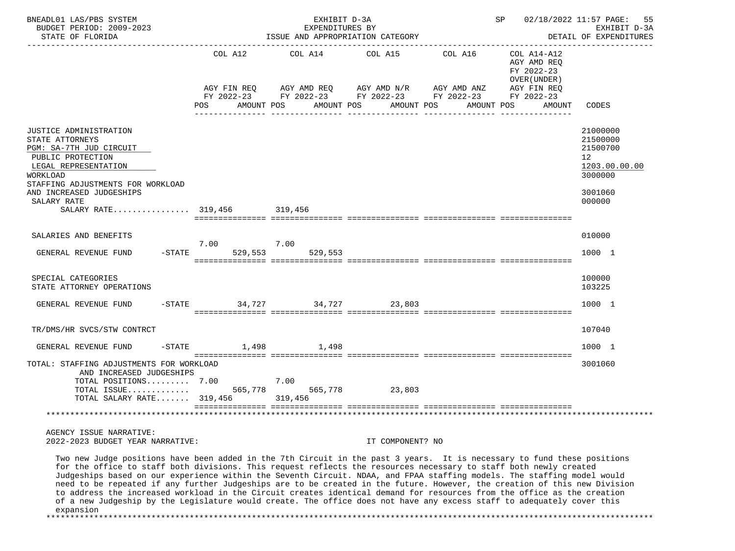BNEADL01 LAS/PBS SYSTEM — EXHIBIT D-3A — SP 02/18/2022 11:57

BUDGET PERIOD: 2009-2023 — EXPENDITURES BY — EXHIBIT D-3A

STATE OF FLORIDA — ISSUE AND APPROPRIATION CATEGORY — DETAIL OF EXPENDITURES

| | COL A12 AGY FIN REQ FY 2022-23 POS | AMOUNT | COL A14 AGY AMD REQ FY 2022-23 POS | AMOUNT | COL A15 AGY AMD N/R FY 2022-23 POS | AMOUNT | COL A16 AGY AMD ANZ FY 2022-23 POS | AMOUNT | COL A14-A12 AGY AMD REQ FY 2022-23 OVER(UNDER) AGY FIN REQ FY 2022-23 POS | AMOUNT | CODES |
|---|---|---|---|---|---|---|---|---|---|---|---|
| JUSTICE ADMINISTRATION | | | | | | | | | | | 21000000 |
| STATE ATTORNEYS | | | | | | | | | | | 21500000 |
| PGM: SA-7TH JUD CIRCUIT | | | | | | | | | | | 21500700 |
| PUBLIC PROTECTION | | | | | | | | | | | 12 |
| LEGAL REPRESENTATION | | | | | | | | | | | 1203.00.00.00 |
| WORKLOAD | | | | | | | | | | | 3000000 |
| STAFFING ADJUSTMENTS FOR WORKLOAD AND INCREASED JUDGESHIPS | | | | | | | | | | | 3001060 |
| SALARY RATE | | | | | | | | | | | 000000 |
| SALARY RATE................ | 319,456 | | 319,456 | | | | | | | | |
| SALARIES AND BENEFITS | | | | | | | | | | | 010000 |
| GENERAL REVENUE FUND -STATE | 7.00 | 529,553 | 7.00 | 529,553 | | | | | | | 1000 1 |
| SPECIAL CATEGORIES | | | | | | | | | | | 100000 |
| STATE ATTORNEY OPERATIONS | | | | | | | | | | | 103225 |
| GENERAL REVENUE FUND -STATE | | 34,727 | | 34,727 | | 23,803 | | | | | 1000 1 |
| TR/DMS/HR SVCS/STW CONTRCT | | | | | | | | | | | 107040 |
| GENERAL REVENUE FUND -STATE | | 1,498 | | 1,498 | | | | | | | 1000 1 |
| TOTAL: STAFFING ADJUSTMENTS FOR WORKLOAD AND INCREASED JUDGESHIPS | | | | | | | | | | | 3001060 |
| TOTAL POSITIONS......... | 7.00 | | 7.00 | | | | | | | | |
| TOTAL ISSUE............. | | 565,778 | | 565,778 | | 23,803 | | | | | |
| TOTAL SALARY RATE....... | 319,456 | | 319,456 | | | | | | | | |

AGENCY ISSUE NARRATIVE:

2022-2023 BUDGET YEAR NARRATIVE: IT COMPONENT? NO

Two new Judge positions have been added in the 7th Circuit in the past 3 years. It is necessary to fund these positions for the office to staff both divisions. This request reflects the resources necessary to staff both newly created Judgeships based on our experience within the Seventh Circuit. NDAA, and FPAA staffing models. The staffing model would need to be repeated if any further Judgeships are to be created in the future. However, the creation of this new Division to address the increased workload in the Circuit creates identical demand for resources from the office as the creation of a new Judgeship by the Legislature would create. The office does not have any excess staff to adequately cover this expansion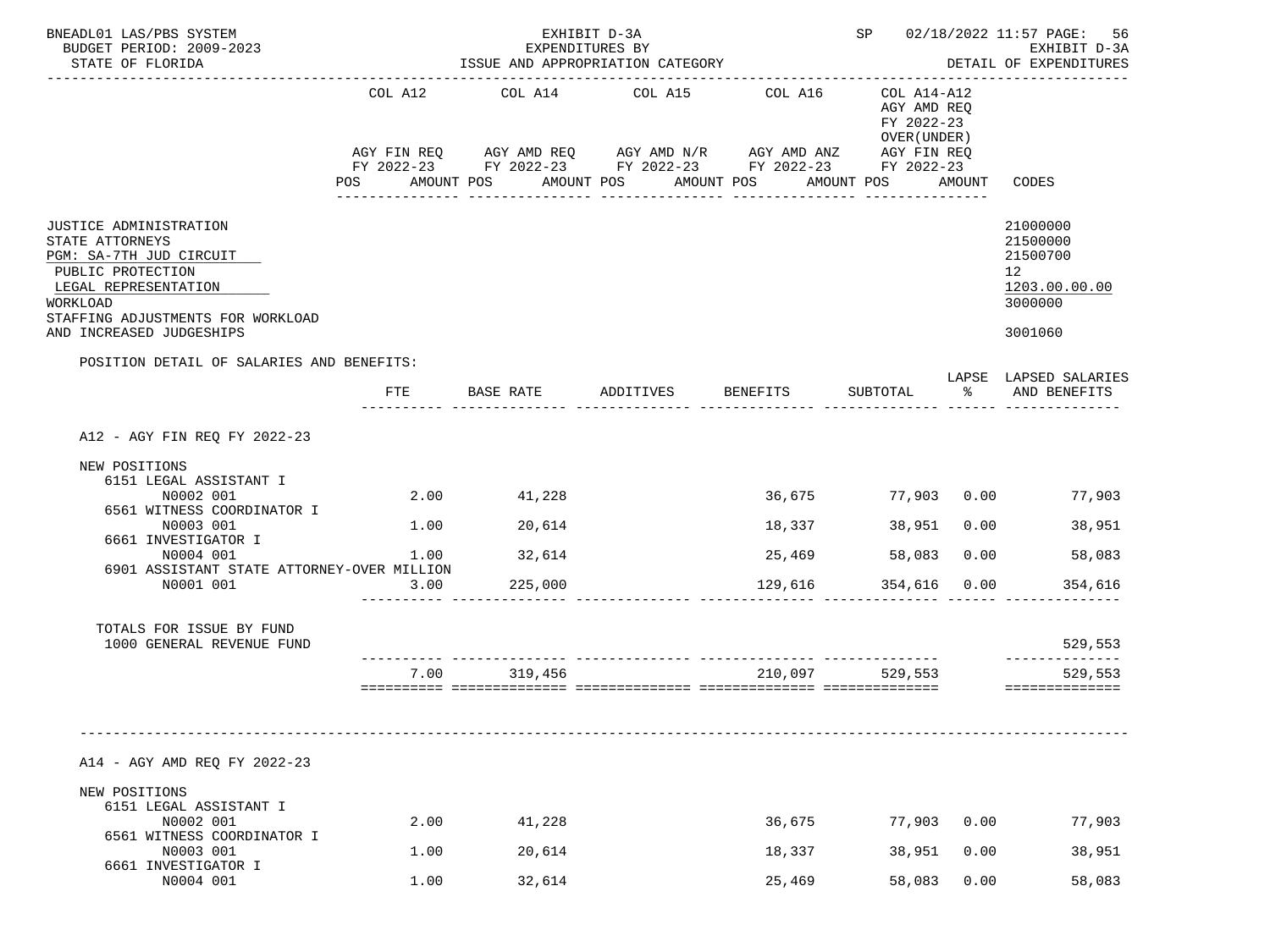BNEADL01 LAS/PBS SYSTEM — EXHIBIT D-3A — EXPENDITURES BY ISSUE AND APPROPRIATION CATEGORY — SP 02/18/2022 11:57
BUDGET PERIOD: 2009-2023 — STATE OF FLORIDA — EXHIBIT D-3A DETAIL OF EXPENDITURES

| | COL A12 AGY FIN REQ FY 2022-23 POS AMOUNT | COL A14 AGY AMD REQ FY 2022-23 POS AMOUNT | COL A15 AGY AMD N/R FY 2022-23 POS AMOUNT | COL A16 AGY AMD ANZ FY 2022-23 POS AMOUNT | COL A14-A12 AGY AMD REQ FY 2022-23 OVER(UNDER) AGY FIN REQ FY 2022-23 POS AMOUNT | CODES |
|---|---|---|---|---|---|---|
| JUSTICE ADMINISTRATION | | | | | | 21000000 |
| STATE ATTORNEYS | | | | | | 21500000 |
| PGM: SA-7TH JUD CIRCUIT | | | | | | 21500700 |
| PUBLIC PROTECTION | | | | | | 12 |
| LEGAL REPRESENTATION | | | | | | 1203.00.00.00 |
| WORKLOAD | | | | | | 3000000 |
| STAFFING ADJUSTMENTS FOR WORKLOAD AND INCREASED JUDGESHIPS | | | | | | 3001060 |

POSITION DETAIL OF SALARIES AND BENEFITS:

| | FTE | BASE RATE | ADDITIVES | BENEFITS | SUBTOTAL | LAPSE % | LAPSED SALARIES AND BENEFITS |
|---|---|---|---|---|---|---|---|
| **A12 - AGY FIN REQ FY 2022-23** | | | | | | | |
| NEW POSITIONS | | | | | | | |
| 6151 LEGAL ASSISTANT I | | | | | | | |
| N0002 001 | 2.00 | 41,228 | | 36,675 | 77,903 | 0.00 | 77,903 |
| 6561 WITNESS COORDINATOR I | | | | | | | |
| N0003 001 | 1.00 | 20,614 | | 18,337 | 38,951 | 0.00 | 38,951 |
| 6661 INVESTIGATOR I | | | | | | | |
| N0004 001 | 1.00 | 32,614 | | 25,469 | 58,083 | 0.00 | 58,083 |
| 6901 ASSISTANT STATE ATTORNEY-OVER MILLION | | | | | | | |
| N0001 001 | 3.00 | 225,000 | | 129,616 | 354,616 | 0.00 | 354,616 |
| TOTALS FOR ISSUE BY FUND | | | | | | | |
| 1000 GENERAL REVENUE FUND | | | | | | | 529,553 |
| | 7.00 | 319,456 | | 210,097 | 529,553 | | 529,553 |
| **A14 - AGY AMD REQ FY 2022-23** | | | | | | | |
| NEW POSITIONS | | | | | | | |
| 6151 LEGAL ASSISTANT I | | | | | | | |
| N0002 001 | 2.00 | 41,228 | | 36,675 | 77,903 | 0.00 | 77,903 |
| 6561 WITNESS COORDINATOR I | | | | | | | |
| N0003 001 | 1.00 | 20,614 | | 18,337 | 38,951 | 0.00 | 38,951 |
| 6661 INVESTIGATOR I | | | | | | | |
| N0004 001 | 1.00 | 32,614 | | 25,469 | 58,083 | 0.00 | 58,083 |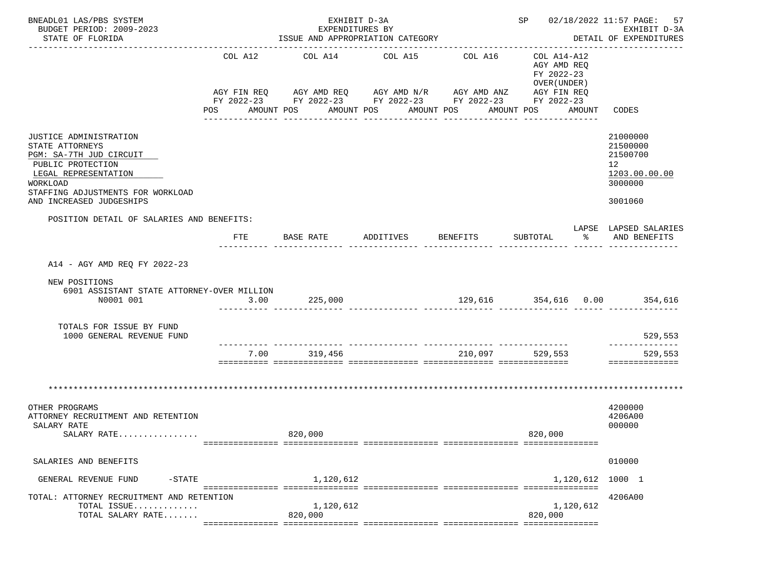BNEADL01 LAS/PBS SYSTEM — EXHIBIT D-3A — EXPENDITURES BY ISSUE AND APPROPRIATION CATEGORY
BUDGET PERIOD: 2009-2023 — STATE OF FLORIDA — SP 02/18/2022 11:57 — EXHIBIT D-3A DETAIL OF EXPENDITURES

| | COL A12 AGY FIN REQ FY 2022-23 POS AMOUNT | COL A14 AGY AMD REQ FY 2022-23 POS AMOUNT | COL A15 AGY AMD N/R FY 2022-23 POS AMOUNT | COL A16 AGY AMD ANZ FY 2022-23 POS AMOUNT | COL A14-A12 AGY AMD REQ FY 2022-23 OVER(UNDER) AGY FIN REQ FY 2022-23 POS AMOUNT | CODES |
|---|---|---|---|---|---|---|
| JUSTICE ADMINISTRATION | | | | | | 21000000 |
| STATE ATTORNEYS | | | | | | 21500000 |
| PGM: SA-7TH JUD CIRCUIT | | | | | | 21500700 |
| PUBLIC PROTECTION | | | | | | 12 |
| LEGAL REPRESENTATION | | | | | | 1203.00.00.00 |
| WORKLOAD | | | | | | 3000000 |
| STAFFING ADJUSTMENTS FOR WORKLOAD AND INCREASED JUDGESHIPS | | | | | | 3001060 |

POSITION DETAIL OF SALARIES AND BENEFITS:

| | FTE | BASE RATE | ADDITIVES | BENEFITS | SUBTOTAL | LAPSE % | LAPSED SALARIES AND BENEFITS |
|---|---|---|---|---|---|---|---|
| A14 - AGY AMD REQ FY 2022-23 | | | | | | | |
| NEW POSITIONS | | | | | | | |
| 6901 ASSISTANT STATE ATTORNEY-OVER MILLION N0001 001 | 3.00 | 225,000 | | 129,616 | 354,616 | 0.00 | 354,616 |
| TOTALS FOR ISSUE BY FUND | | | | | | | |
| 1000 GENERAL REVENUE FUND | | | | | | | 529,553 |
| | 7.00 | 319,456 | | 210,097 | 529,553 | | 529,553 |

************************************************************************************************************************

| | COL A12 | COL A14 | COL A15 | COL A16 | COL A14-A12 | CODES |
|---|---|---|---|---|---|---|
| OTHER PROGRAMS | | | | | | 4200000 |
| ATTORNEY RECRUITMENT AND RETENTION | | | | | | 4206A00 |
| SALARY RATE | | | | | | 000000 |
| SALARY RATE................ | | 820,000 | | | 820,000 | |
| SALARIES AND BENEFITS | | | | | | 010000 |
| GENERAL REVENUE FUND -STATE | | 1,120,612 | | | 1,120,612 | 1000 1 |
| TOTAL: ATTORNEY RECRUITMENT AND RETENTION | | | | | | 4206A00 |
| TOTAL ISSUE............. | | 1,120,612 | | | 1,120,612 | |
| TOTAL SALARY RATE....... | | 820,000 | | | 820,000 | |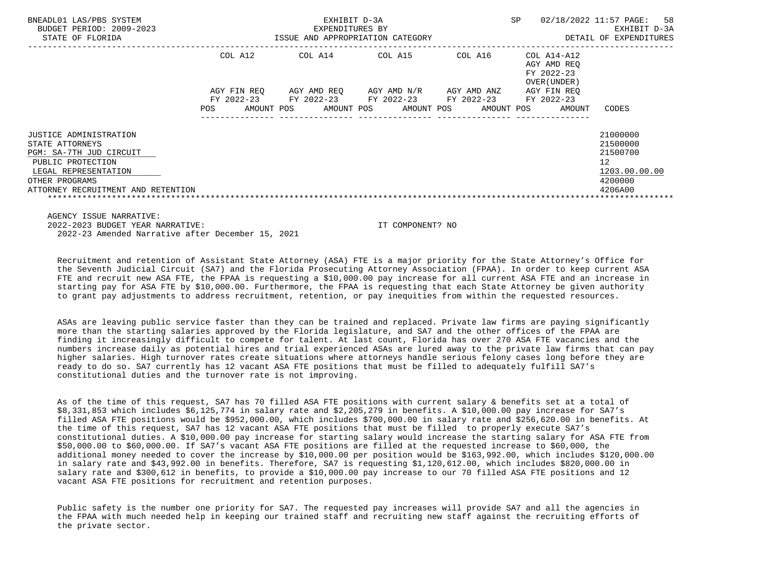BNEADL01 LAS/PBS SYSTEM — EXHIBIT D-3A — SP 02/18/2022 11:57

BUDGET PERIOD: 2009-2023 — EXPENDITURES BY — EXHIBIT D-3A

STATE OF FLORIDA — ISSUE AND APPROPRIATION CATEGORY — DETAIL OF EXPENDITURES

| | COL A12 AGY FIN REQ FY 2022-23 | | COL A14 AGY AMD REQ FY 2022-23 | | COL A15 AGY AMD N/R FY 2022-23 | | COL A16 AGY AMD ANZ FY 2022-23 | | COL A14-A12 AGY AMD REQ FY 2022-23 OVER(UNDER) AGY FIN REQ FY 2022-23 | | |
|---|---|---|---|---|---|---|---|---|---|---|---|
| | POS | AMOUNT | POS | AMOUNT | POS | AMOUNT | POS | AMOUNT | POS | AMOUNT | CODES |
| JUSTICE ADMINISTRATION | | | | | | | | | | | 21000000 |
| STATE ATTORNEYS | | | | | | | | | | | 21500000 |
| PGM: SA-7TH JUD CIRCUIT | | | | | | | | | | | 21500700 |
| PUBLIC PROTECTION | | | | | | | | | | | 12 |
| LEGAL REPRESENTATION | | | | | | | | | | | 1203.00.00.00 |
| OTHER PROGRAMS | | | | | | | | | | | 4200000 |
| ATTORNEY RECRUITMENT AND RETENTION | | | | | | | | | | | 4206A00 |

AGENCY ISSUE NARRATIVE:

2022-2023 BUDGET YEAR NARRATIVE: IT COMPONENT? NO

2022-23 Amended Narrative after December 15, 2021

Recruitment and retention of Assistant State Attorney (ASA) FTE is a major priority for the State Attorney's Office for the Seventh Judicial Circuit (SA7) and the Florida Prosecuting Attorney Association (FPAA). In order to keep current ASA FTE and recruit new ASA FTE, the FPAA is requesting a $10,000.00 pay increase for all current ASA FTE and an increase in starting pay for ASA FTE by $10,000.00. Furthermore, the FPAA is requesting that each State Attorney be given authority to grant pay adjustments to address recruitment, retention, or pay inequities from within the requested resources.

ASAs are leaving public service faster than they can be trained and replaced. Private law firms are paying significantly more than the starting salaries approved by the Florida legislature, and SA7 and the other offices of the FPAA are finding it increasingly difficult to compete for talent. At last count, Florida has over 270 ASA FTE vacancies and the numbers increase daily as potential hires and trial experienced ASAs are lured away to the private law firms that can pay higher salaries. High turnover rates create situations where attorneys handle serious felony cases long before they are ready to do so. SA7 currently has 12 vacant ASA FTE positions that must be filled to adequately fulfill SA7's constitutional duties and the turnover rate is not improving.

As of the time of this request, SA7 has 70 filled ASA FTE positions with current salary & benefits set at a total of $8,331,853 which includes $6,125,774 in salary rate and $2,205,279 in benefits. A $10,000.00 pay increase for SA7's filled ASA FTE positions would be $952,000.00, which includes $700,000.00 in salary rate and $256,620.00 in benefits. At the time of this request, SA7 has 12 vacant ASA FTE positions that must be filled to properly execute SA7's constitutional duties. A $10,000.00 pay increase for starting salary would increase the starting salary for ASA FTE from $50,000.00 to $60,000.00. If SA7's vacant ASA FTE positions are filled at the requested increase to $60,000, the additional money needed to cover the increase by $10,000.00 per position would be $163,992.00, which includes $120,000.00 in salary rate and $43,992.00 in benefits. Therefore, SA7 is requesting $1,120,612.00, which includes $820,000.00 in salary rate and $300,612 in benefits, to provide a $10,000.00 pay increase to our 70 filled ASA FTE positions and 12 vacant ASA FTE positions for recruitment and retention purposes.

Public safety is the number one priority for SA7. The requested pay increases will provide SA7 and all the agencies in the FPAA with much needed help in keeping our trained staff and recruiting new staff against the recruiting efforts of the private sector.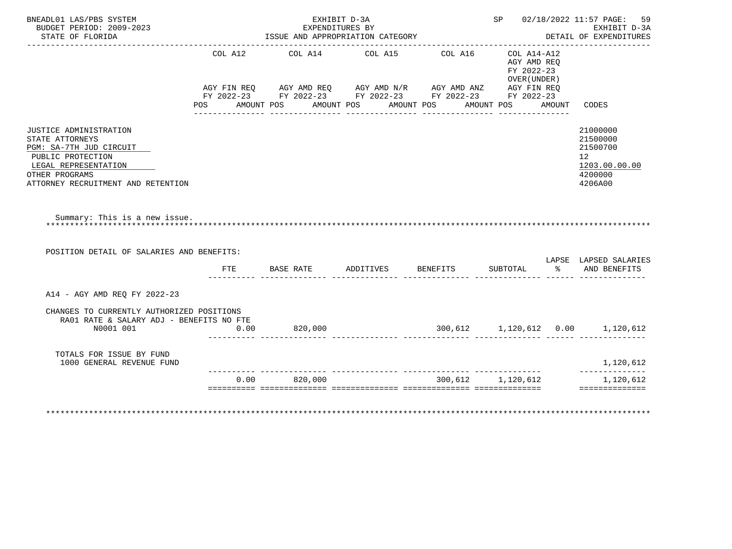BNEADL01 LAS/PBS SYSTEM
BUDGET PERIOD: 2009-2023
STATE OF FLORIDA

EXHIBIT D-3A
EXPENDITURES BY
ISSUE AND APPROPRIATION CATEGORY

SP 02/18/2022 11:57
EXHIBIT D-3A
DETAIL OF EXPENDITURES

| | COL A12 AGY FIN REQ FY 2022-23 POS AMOUNT | COL A14 AGY AMD REQ FY 2022-23 POS AMOUNT | COL A15 AGY AMD N/R FY 2022-23 POS AMOUNT | COL A16 AGY AMD ANZ FY 2022-23 POS AMOUNT | COL A14-A12 AGY AMD REQ FY 2022-23 OVER(UNDER) AGY FIN REQ FY 2022-23 POS AMOUNT | CODES |
|---|---|---|---|---|---|---|
| JUSTICE ADMINISTRATION | | | | | | 21000000 |
| STATE ATTORNEYS | | | | | | 21500000 |
| PGM: SA-7TH JUD CIRCUIT | | | | | | 21500700 |
| PUBLIC PROTECTION | | | | | | 12 |
| LEGAL REPRESENTATION | | | | | | 1203.00.00.00 |
| OTHER PROGRAMS | | | | | | 4200000 |
| ATTORNEY RECRUITMENT AND RETENTION | | | | | | 4206A00 |

Summary: This is a new issue.

POSITION DETAIL OF SALARIES AND BENEFITS:

| | FTE | BASE RATE | ADDITIVES | BENEFITS | SUBTOTAL | LAPSE % | LAPSED SALARIES AND BENEFITS |
|---|---|---|---|---|---|---|---|
| A14 - AGY AMD REQ FY 2022-23 | | | | | | | |
| CHANGES TO CURRENTLY AUTHORIZED POSITIONS | | | | | | | |
| RA01 RATE & SALARY ADJ - BENEFITS NO FTE | | | | | | | |
| N0001 001 | 0.00 | 820,000 | | 300,612 | 1,120,612 | 0.00 | 1,120,612 |
| TOTALS FOR ISSUE BY FUND | | | | | | | |
| 1000 GENERAL REVENUE FUND | | | | | | | 1,120,612 |
| | 0.00 | 820,000 | | 300,612 | 1,120,612 | | 1,120,612 |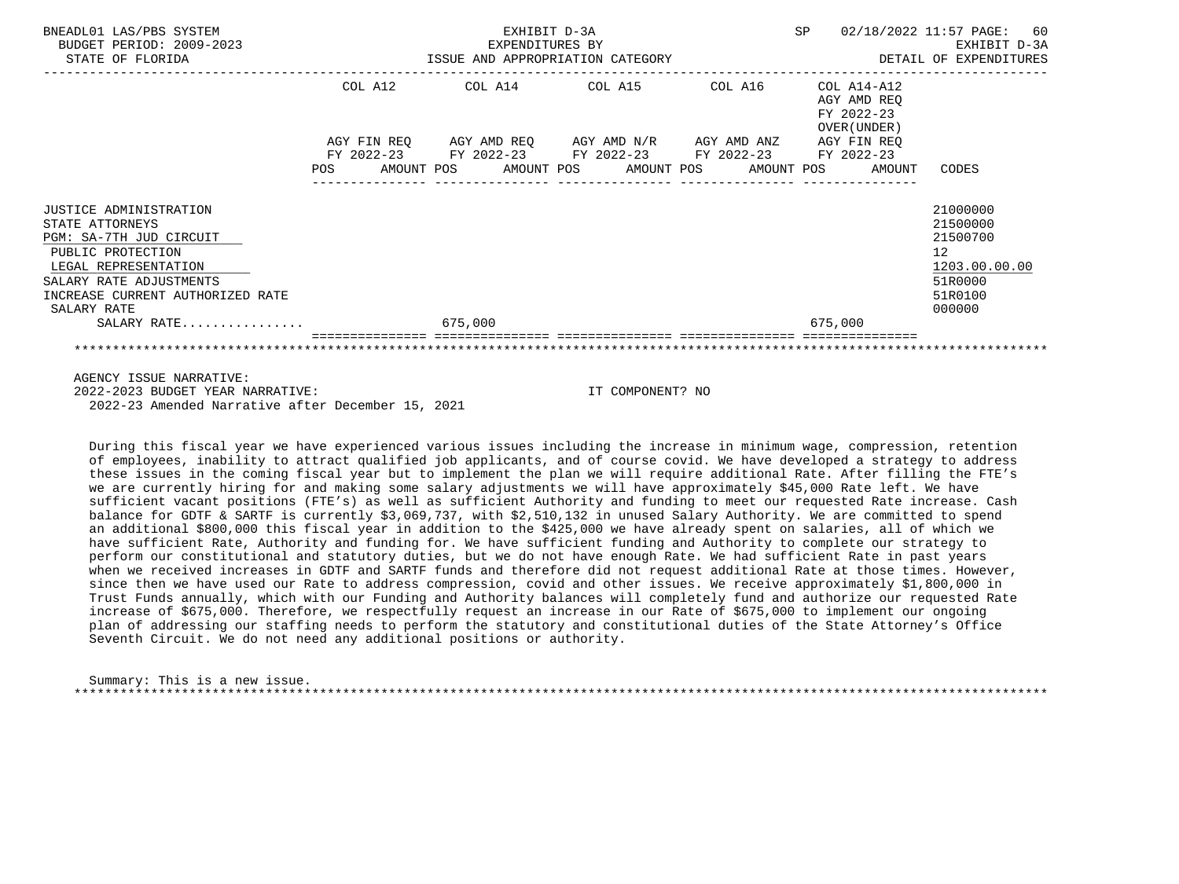BNEADL01 LAS/PBS SYSTEM — BUDGET PERIOD: 2009-2023 — STATE OF FLORIDA

EXHIBIT D-3A — EXPENDITURES BY ISSUE AND APPROPRIATION CATEGORY

SP 02/18/2022 11:57 — EXHIBIT D-3A — DETAIL OF EXPENDITURES

| | COL A12 AGY FIN REQ FY 2022-23 POS AMOUNT | COL A14 AGY AMD REQ FY 2022-23 POS AMOUNT | COL A15 AGY AMD N/R FY 2022-23 POS AMOUNT | COL A16 AGY AMD ANZ FY 2022-23 POS AMOUNT | COL A14-A12 AGY AMD REQ FY 2022-23 OVER(UNDER) AGY FIN REQ FY 2022-23 POS AMOUNT | CODES |
|---|---|---|---|---|---|---|
| JUSTICE ADMINISTRATION | | | | | | 21000000 |
| STATE ATTORNEYS | | | | | | 21500000 |
| PGM: SA-7TH JUD CIRCUIT | | | | | | 21500700 |
| PUBLIC PROTECTION | | | | | | 12 |
| LEGAL REPRESENTATION | | | | | | 1203.00.00.00 |
| SALARY RATE ADJUSTMENTS | | | | | | 51R0000 |
| INCREASE CURRENT AUTHORIZED RATE | | | | | | 51R0100 |
| SALARY RATE | | | | | | 000000 |
| SALARY RATE................ | | 675,000 | | | 675,000 | |

AGENCY ISSUE NARRATIVE:

2022-2023 BUDGET YEAR NARRATIVE: IT COMPONENT? NO

2022-23 Amended Narrative after December 15, 2021

During this fiscal year we have experienced various issues including the increase in minimum wage, compression, retention of employees, inability to attract qualified job applicants, and of course covid. We have developed a strategy to address these issues in the coming fiscal year but to implement the plan we will require additional Rate. After filling the FTE's we are currently hiring for and making some salary adjustments we will have approximately $45,000 Rate left. We have sufficient vacant positions (FTE's) as well as sufficient Authority and funding to meet our requested Rate increase. Cash balance for GDTF & SARTF is currently $3,069,737, with $2,510,132 in unused Salary Authority. We are committed to spend an additional $800,000 this fiscal year in addition to the $425,000 we have already spent on salaries, all of which we have sufficient Rate, Authority and funding for. We have sufficient funding and Authority to complete our strategy to perform our constitutional and statutory duties, but we do not have enough Rate. We had sufficient Rate in past years when we received increases in GDTF and SARTF funds and therefore did not request additional Rate at those times. However, since then we have used our Rate to address compression, covid and other issues. We receive approximately $1,800,000 in Trust Funds annually, which with our Funding and Authority balances will completely fund and authorize our requested Rate increase of $675,000. Therefore, we respectfully request an increase in our Rate of $675,000 to implement our ongoing plan of addressing our staffing needs to perform the statutory and constitutional duties of the State Attorney's Office Seventh Circuit. We do not need any additional positions or authority.

Summary: This is a new issue.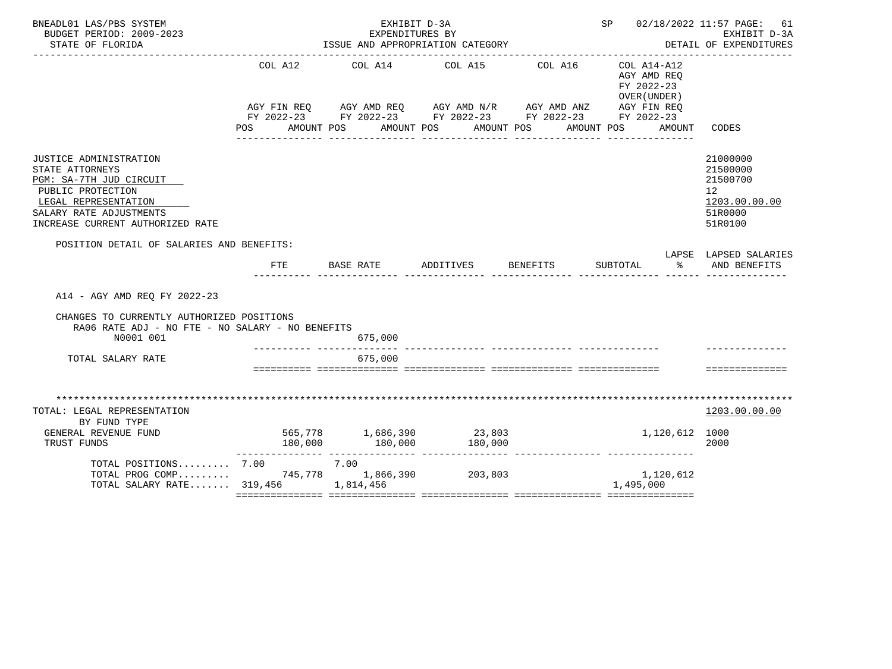BNEADL01 LAS/PBS SYSTEM | EXHIBIT D-3A | SP 02/18/2022 11:57

BUDGET PERIOD: 2009-2023 | EXPENDITURES BY | EXHIBIT D-3A

STATE OF FLORIDA | ISSUE AND APPROPRIATION CATEGORY | DETAIL OF EXPENDITURES

| | COL A12 AGY FIN REQ FY 2022-23 POS AMOUNT | COL A14 AGY AMD REQ FY 2022-23 POS AMOUNT | COL A15 AGY AMD N/R FY 2022-23 POS AMOUNT | COL A16 AGY AMD ANZ FY 2022-23 POS AMOUNT | COL A14-A12 AGY AMD REQ FY 2022-23 OVER(UNDER) AGY FIN REQ FY 2022-23 POS AMOUNT | CODES |
|---|---|---|---|---|---|---|
| JUSTICE ADMINISTRATION | | | | | | 21000000 |
| STATE ATTORNEYS | | | | | | 21500000 |
| PGM: SA-7TH JUD CIRCUIT | | | | | | 21500700 |
| PUBLIC PROTECTION | | | | | | 12 |
| LEGAL REPRESENTATION | | | | | | 1203.00.00.00 |
| SALARY RATE ADJUSTMENTS | | | | | | 51R0000 |
| INCREASE CURRENT AUTHORIZED RATE | | | | | | 51R0100 |

POSITION DETAIL OF SALARIES AND BENEFITS:

| | FTE | BASE RATE | ADDITIVES | BENEFITS | SUBTOTAL | LAPSE % | LAPSED SALARIES AND BENEFITS |
|---|---|---|---|---|---|---|---|
| A14 - AGY AMD REQ FY 2022-23 | | | | | | | |
| CHANGES TO CURRENTLY AUTHORIZED POSITIONS | | | | | | | |
| RA06 RATE ADJ - NO FTE - NO SALARY - NO BENEFITS | | | | | | | |
| N0001 001 | | 675,000 | | | | | |
| TOTAL SALARY RATE | | 675,000 | | | | | |

| TOTAL: LEGAL REPRESENTATION BY FUND TYPE | COL A12 | COL A14 | COL A15 | COL A16 | COL A14-A12 | CODES |
|---|---|---|---|---|---|---|
| | | | | | | 1203.00.00.00 |
| GENERAL REVENUE FUND | 565,778 | 1,686,390 | 23,803 | | 1,120,612 | 1000 |
| TRUST FUNDS | 180,000 | 180,000 | 180,000 | | | 2000 |
| TOTAL POSITIONS | 7.00 | 7.00 | | | | |
| TOTAL PROG COMP | 745,778 | 1,866,390 | 203,803 | | 1,120,612 | |
| TOTAL SALARY RATE | 319,456 | 1,814,456 | | | 1,495,000 | |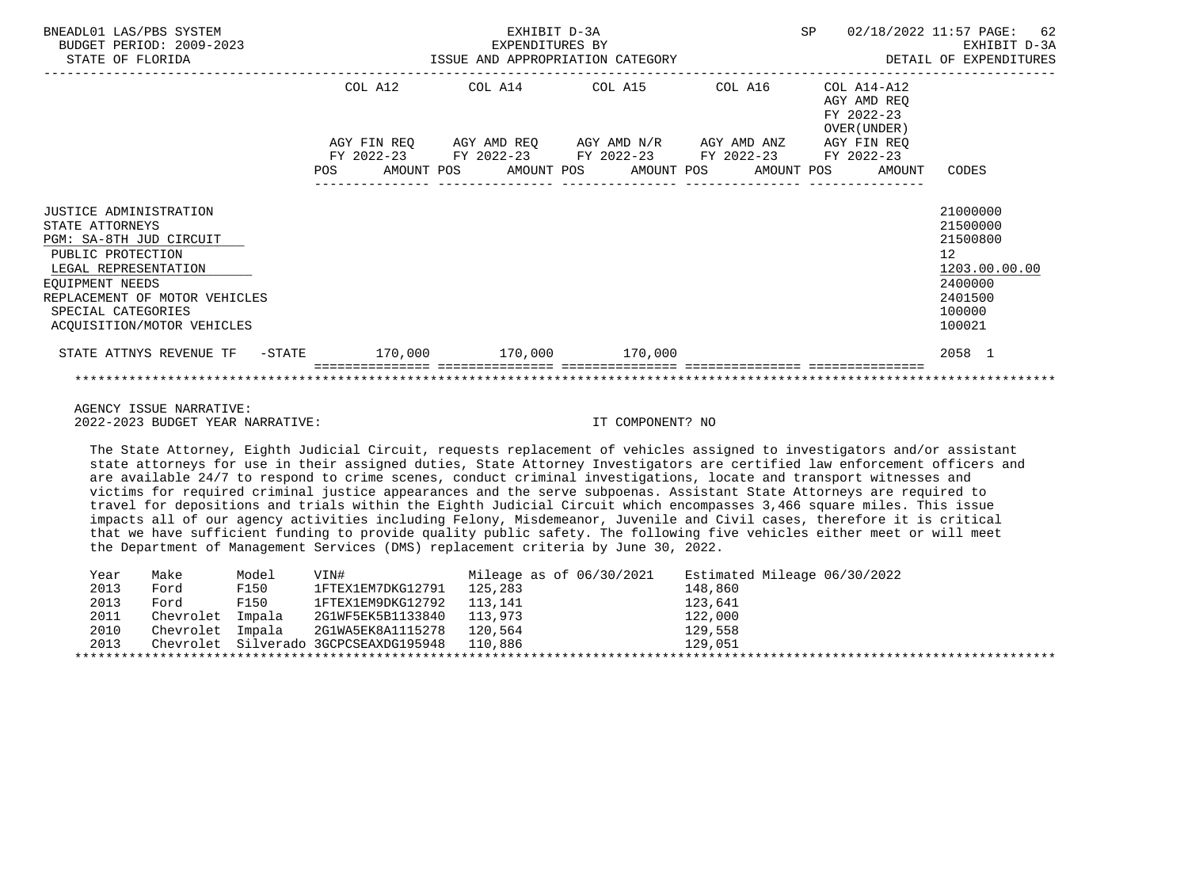BNEADL01 LAS/PBS SYSTEM — BUDGET PERIOD: 2009-2023 — STATE OF FLORIDA

EXHIBIT D-3A — EXPENDITURES BY ISSUE AND APPROPRIATION CATEGORY

SP 02/18/2022 11:57 — EXHIBIT D-3A — DETAIL OF EXPENDITURES

| | COL A12 AGY FIN REQ FY 2022-23 POS AMOUNT | COL A14 AGY AMD REQ FY 2022-23 POS AMOUNT | COL A15 AGY AMD N/R FY 2022-23 POS AMOUNT | COL A16 AGY AMD ANZ FY 2022-23 POS AMOUNT | COL A14-A12 AGY AMD REQ FY 2022-23 OVER(UNDER) AGY FIN REQ FY 2022-23 POS AMOUNT | CODES |
|---|---|---|---|---|---|---|
| JUSTICE ADMINISTRATION | | | | | | 21000000 |
| STATE ATTORNEYS | | | | | | 21500000 |
| PGM: SA-8TH JUD CIRCUIT | | | | | | 21500800 |
| PUBLIC PROTECTION | | | | | | 12 |
| LEGAL REPRESENTATION | | | | | | 1203.00.00.00 |
| EQUIPMENT NEEDS | | | | | | 2400000 |
| REPLACEMENT OF MOTOR VEHICLES | | | | | | 2401500 |
| SPECIAL CATEGORIES | | | | | | 100000 |
| ACQUISITION/MOTOR VEHICLES | | | | | | 100021 |
| STATE ATTNYS REVENUE TF -STATE | 170,000 | 170,000 | 170,000 | | | 2058 1 |

AGENCY ISSUE NARRATIVE:

2022-2023 BUDGET YEAR NARRATIVE: IT COMPONENT? NO

The State Attorney, Eighth Judicial Circuit, requests replacement of vehicles assigned to investigators and/or assistant state attorneys for use in their assigned duties, State Attorney Investigators are certified law enforcement officers and are available 24/7 to respond to crime scenes, conduct criminal investigations, locate and transport witnesses and victims for required criminal justice appearances and the serve subpoenas. Assistant State Attorneys are required to travel for depositions and trials within the Eighth Judicial Circuit which encompasses 3,466 square miles. This issue impacts all of our agency activities including Felony, Misdemeanor, Juvenile and Civil cases, therefore it is critical that we have sufficient funding to provide quality public safety. The following five vehicles either meet or will meet the Department of Management Services (DMS) replacement criteria by June 30, 2022.

| Year | Make | Model | VIN# | Mileage as of 06/30/2021 | Estimated Mileage 06/30/2022 |
|---|---|---|---|---|---|
| 2013 | Ford | F150 | 1FTEX1EM7DKG12791 | 125,283 | 148,860 |
| 2013 | Ford | F150 | 1FTEX1EM9DKG12792 | 113,141 | 123,641 |
| 2011 | Chevrolet | Impala | 2G1WF5EK5B1133840 | 113,973 | 122,000 |
| 2010 | Chevrolet | Impala | 2G1WA5EK8A1115278 | 120,564 | 129,558 |
| 2013 | Chevrolet | Silverado | 3GCPCSEAXDG195948 | 110,886 | 129,051 |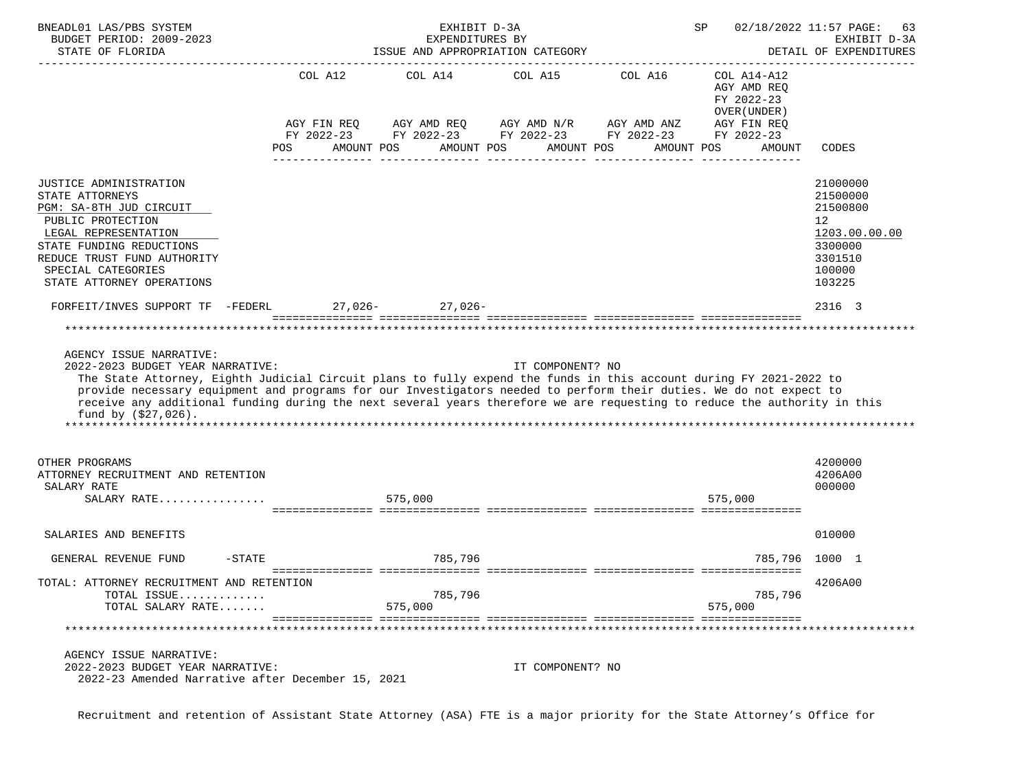| | COL A12 AGY FIN REQ FY 2022-23 POS AMOUNT | COL A14 AGY AMD REQ FY 2022-23 POS AMOUNT | COL A15 AGY AMD N/R FY 2022-23 POS AMOUNT | COL A16 AGY AMD ANZ FY 2022-23 POS AMOUNT | COL A14-A12 AGY AMD REQ FY 2022-23 OVER(UNDER) AGY FIN REQ FY 2022-23 POS AMOUNT | CODES |
|---|---|---|---|---|---|---|
| JUSTICE ADMINISTRATION | | | | | | 21000000 |
| STATE ATTORNEYS | | | | | | 21500000 |
| PGM: SA-8TH JUD CIRCUIT | | | | | | 21500800 |
| PUBLIC PROTECTION | | | | | | 12 |
| LEGAL REPRESENTATION | | | | | | 1203.00.00.00 |
| STATE FUNDING REDUCTIONS | | | | | | 3300000 |
| REDUCE TRUST FUND AUTHORITY | | | | | | 3301510 |
| SPECIAL CATEGORIES | | | | | | 100000 |
| STATE ATTORNEY OPERATIONS | | | | | | 103225 |
| FORFEIT/INVES SUPPORT TF -FEDERL | 27,026- | 27,026- | | | | 2316 3 |

AGENCY ISSUE NARRATIVE:
2022-2023 BUDGET YEAR NARRATIVE: IT COMPONENT? NO

The State Attorney, Eighth Judicial Circuit plans to fully expend the funds in this account during FY 2021-2022 to provide necessary equipment and programs for our Investigators needed to perform their duties. We do not expect to receive any additional funding during the next several years therefore we are requesting to reduce the authority in this fund by ($27,026).

| | COL A12 | COL A14 | COL A15 | COL A16 | COL A14-A12 | CODES |
|---|---|---|---|---|---|---|
| OTHER PROGRAMS | | | | | | 4200000 |
| ATTORNEY RECRUITMENT AND RETENTION | | | | | | 4206A00 |
| SALARY RATE | | | | | | 000000 |
| SALARY RATE................ | | 575,000 | | | 575,000 | |
| SALARIES AND BENEFITS | | | | | | 010000 |
| GENERAL REVENUE FUND -STATE | | 785,796 | | | 785,796 | 1000 1 |
| TOTAL: ATTORNEY RECRUITMENT AND RETENTION | | | | | | 4206A00 |
| TOTAL ISSUE............. | | 785,796 | | | 785,796 | |
| TOTAL SALARY RATE....... | | 575,000 | | | 575,000 | |

AGENCY ISSUE NARRATIVE:
2022-2023 BUDGET YEAR NARRATIVE: IT COMPONENT? NO
2022-23 Amended Narrative after December 15, 2021

Recruitment and retention of Assistant State Attorney (ASA) FTE is a major priority for the State Attorney's Office for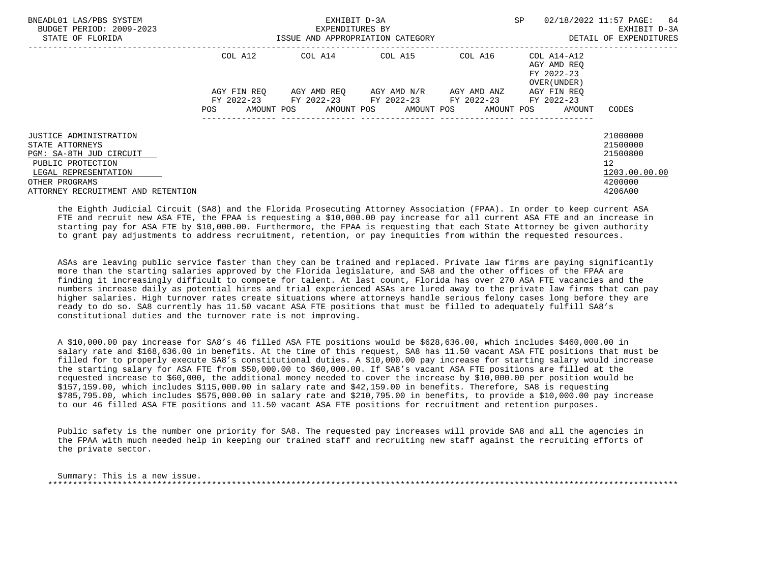| | COL A12 | | COL A14 | | COL A15 | | COL A16 | | COL A14-A12 AGY AMD REQ FY 2022-23 OVER(UNDER) | | |
|---|---|---|---|---|---|---|---|---|---|---|---|
| | AGY FIN REQ FY 2022-23 | | AGY AMD REQ FY 2022-23 | | AGY AMD N/R FY 2022-23 | | AGY AMD ANZ FY 2022-23 | | AGY FIN REQ FY 2022-23 | | |
| | POS | AMOUNT | POS | AMOUNT | POS | AMOUNT | POS | AMOUNT | POS | AMOUNT | CODES |
| JUSTICE ADMINISTRATION | | | | | | | | | | | 21000000 |
| STATE ATTORNEYS | | | | | | | | | | | 21500000 |
| PGM: SA-8TH JUD CIRCUIT | | | | | | | | | | | 21500800 |
| PUBLIC PROTECTION | | | | | | | | | | | 12 |
| LEGAL REPRESENTATION | | | | | | | | | | | 1203.00.00.00 |
| OTHER PROGRAMS | | | | | | | | | | | 4200000 |
| ATTORNEY RECRUITMENT AND RETENTION | | | | | | | | | | | 4206A00 |

the Eighth Judicial Circuit (SA8) and the Florida Prosecuting Attorney Association (FPAA). In order to keep current ASA FTE and recruit new ASA FTE, the FPAA is requesting a $10,000.00 pay increase for all current ASA FTE and an increase in starting pay for ASA FTE by $10,000.00. Furthermore, the FPAA is requesting that each State Attorney be given authority to grant pay adjustments to address recruitment, retention, or pay inequities from within the requested resources.

ASAs are leaving public service faster than they can be trained and replaced. Private law firms are paying significantly more than the starting salaries approved by the Florida legislature, and SA8 and the other offices of the FPAA are finding it increasingly difficult to compete for talent. At last count, Florida has over 270 ASA FTE vacancies and the numbers increase daily as potential hires and trial experienced ASAs are lured away to the private law firms that can pay higher salaries. High turnover rates create situations where attorneys handle serious felony cases long before they are ready to do so. SA8 currently has 11.50 vacant ASA FTE positions that must be filled to adequately fulfill SA8's constitutional duties and the turnover rate is not improving.

A $10,000.00 pay increase for SA8's 46 filled ASA FTE positions would be $628,636.00, which includes $460,000.00 in salary rate and $168,636.00 in benefits. At the time of this request, SA8 has 11.50 vacant ASA FTE positions that must be filled for to properly execute SA8's constitutional duties. A $10,000.00 pay increase for starting salary would increase the starting salary for ASA FTE from $50,000.00 to $60,000.00. If SA8's vacant ASA FTE positions are filled at the requested increase to $60,000, the additional money needed to cover the increase by $10,000.00 per position would be $157,159.00, which includes $115,000.00 in salary rate and $42,159.00 in benefits. Therefore, SA8 is requesting $785,795.00, which includes $575,000.00 in salary rate and $210,795.00 in benefits, to provide a $10,000.00 pay increase to our 46 filled ASA FTE positions and 11.50 vacant ASA FTE positions for recruitment and retention purposes.

Public safety is the number one priority for SA8. The requested pay increases will provide SA8 and all the agencies in the FPAA with much needed help in keeping our trained staff and recruiting new staff against the recruiting efforts of the private sector.

Summary: This is a new issue.

*****************************************************************************************************************************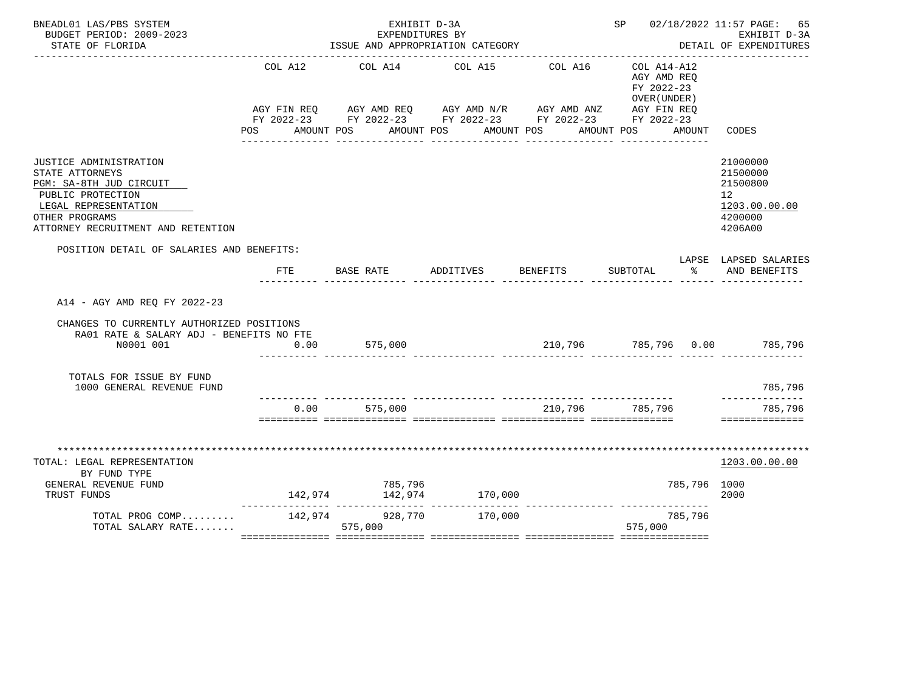BNEADL01 LAS/PBS SYSTEM — EXHIBIT D-3A — EXPENDITURES BY ISSUE AND APPROPRIATION CATEGORY — SP 02/18/2022 11:57

BUDGET PERIOD: 2009-2023 — STATE OF FLORIDA — EXHIBIT D-3A DETAIL OF EXPENDITURES

| | COL A12 AGY FIN REQ FY 2022-23 POS AMOUNT | COL A14 AGY AMD REQ FY 2022-23 POS AMOUNT | COL A15 AGY AMD N/R FY 2022-23 POS AMOUNT | COL A16 AGY AMD ANZ FY 2022-23 POS AMOUNT | COL A14-A12 AGY AMD REQ FY 2022-23 OVER(UNDER) AGY FIN REQ FY 2022-23 POS AMOUNT | CODES |
|---|---|---|---|---|---|---|
| JUSTICE ADMINISTRATION | | | | | | 21000000 |
| STATE ATTORNEYS | | | | | | 21500000 |
| PGM: SA-8TH JUD CIRCUIT | | | | | | 21500800 |
| PUBLIC PROTECTION | | | | | | 12 |
| LEGAL REPRESENTATION | | | | | | 1203.00.00.00 |
| OTHER PROGRAMS | | | | | | 4200000 |
| ATTORNEY RECRUITMENT AND RETENTION | | | | | | 4206A00 |

POSITION DETAIL OF SALARIES AND BENEFITS:

| | FTE | BASE RATE | ADDITIVES | BENEFITS | SUBTOTAL | LAPSE % | LAPSED SALARIES AND BENEFITS |
|---|---|---|---|---|---|---|---|
| A14 - AGY AMD REQ FY 2022-23 | | | | | | | |
| CHANGES TO CURRENTLY AUTHORIZED POSITIONS | | | | | | | |
| RA01 RATE & SALARY ADJ - BENEFITS NO FTE | | | | | | | |
| N0001 001 | 0.00 | 575,000 | | 210,796 | 785,796 | 0.00 | 785,796 |
| TOTALS FOR ISSUE BY FUND | | | | | | | |
| 1000 GENERAL REVENUE FUND | | | | | | | 785,796 |
| | 0.00 | 575,000 | | 210,796 | 785,796 | | 785,796 |

| TOTAL: LEGAL REPRESENTATION BY FUND TYPE | COL A12 | COL A14 | COL A15 | COL A16 | COL A14-A12 | CODES |
|---|---|---|---|---|---|---|
| | | | | | | 1203.00.00.00 |
| GENERAL REVENUE FUND | | 785,796 | | | 785,796 | 1000 |
| TRUST FUNDS | 142,974 | 142,974 | 170,000 | | | 2000 |
| TOTAL PROG COMP......... | 142,974 | 928,770 | 170,000 | | 785,796 | |
| TOTAL SALARY RATE....... | | 575,000 | | | 575,000 | |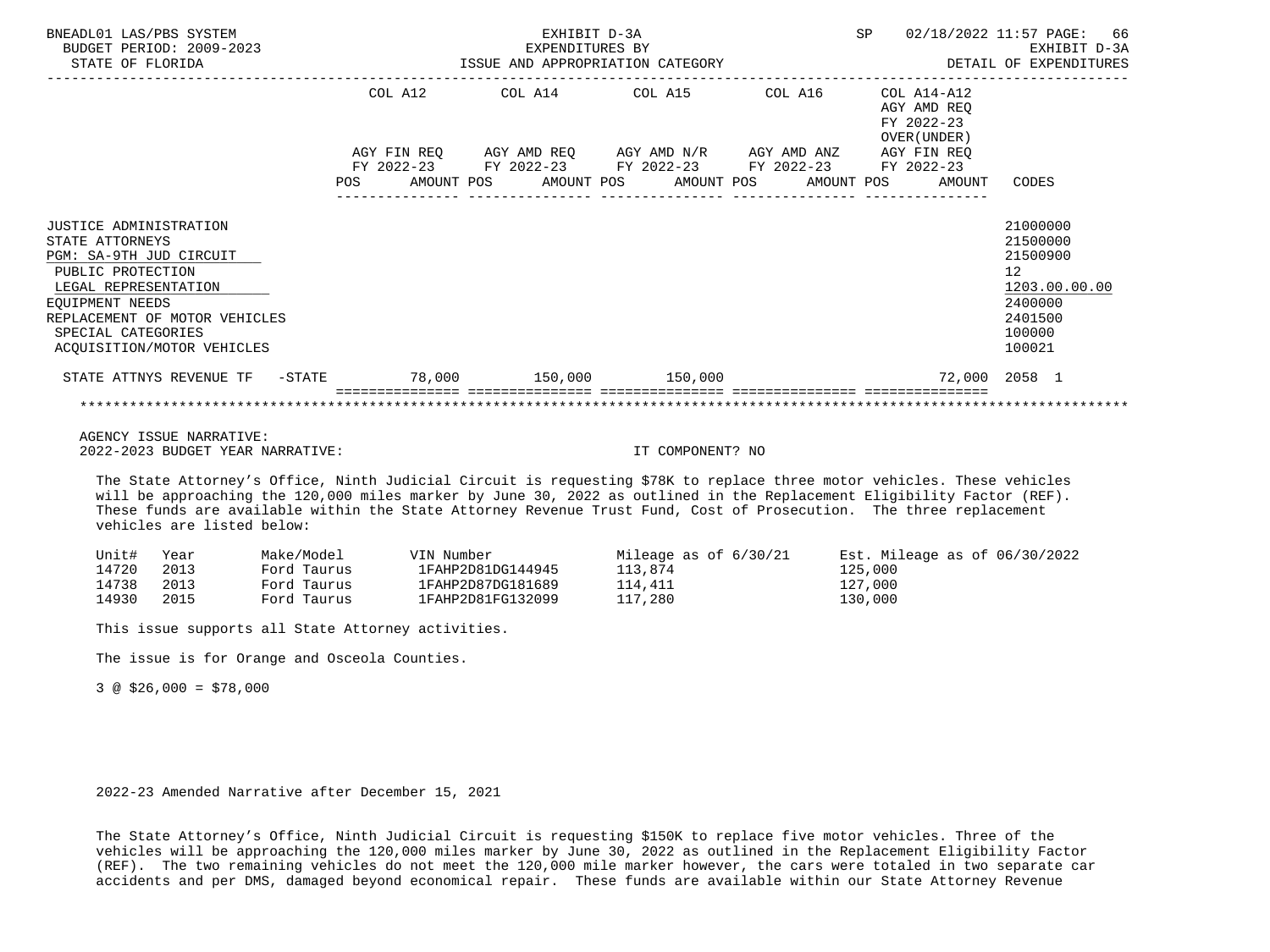BNEADL01 LAS/PBS SYSTEM | EXHIBIT D-3A | SP 02/18/2022 11:57
BUDGET PERIOD: 2009-2023 | EXPENDITURES BY | EXHIBIT D-3A
STATE OF FLORIDA | ISSUE AND APPROPRIATION CATEGORY | DETAIL OF EXPENDITURES

| | COL A12 AGY FIN REQ FY 2022-23 POS AMOUNT | COL A14 AGY AMD REQ FY 2022-23 POS AMOUNT | COL A15 AGY AMD N/R FY 2022-23 POS AMOUNT | COL A16 AGY AMD ANZ FY 2022-23 POS AMOUNT | COL A14-A12 AGY AMD REQ FY 2022-23 OVER(UNDER) AGY FIN REQ FY 2022-23 POS AMOUNT | CODES |
|---|---|---|---|---|---|---|
| JUSTICE ADMINISTRATION | | | | | | 21000000 |
| STATE ATTORNEYS | | | | | | 21500000 |
| PGM: SA-9TH JUD CIRCUIT | | | | | | 21500900 |
| PUBLIC PROTECTION | | | | | | 12 |
| LEGAL REPRESENTATION | | | | | | 1203.00.00.00 |
| EQUIPMENT NEEDS | | | | | | 2400000 |
| REPLACEMENT OF MOTOR VEHICLES | | | | | | 2401500 |
| SPECIAL CATEGORIES | | | | | | 100000 |
| ACQUISITION/MOTOR VEHICLES | | | | | | 100021 |
| STATE ATTNYS REVENUE TF -STATE | 78,000 | 150,000 | 150,000 | | 72,000 | 2058 1 |

AGENCY ISSUE NARRATIVE:
2022-2023 BUDGET YEAR NARRATIVE: IT COMPONENT? NO

The State Attorney's Office, Ninth Judicial Circuit is requesting $78K to replace three motor vehicles. These vehicles will be approaching the 120,000 miles marker by June 30, 2022 as outlined in the Replacement Eligibility Factor (REF). These funds are available within the State Attorney Revenue Trust Fund, Cost of Prosecution. The three replacement vehicles are listed below:

| Unit# | Year | Make/Model | VIN Number | Mileage as of 6/30/21 | Est. Mileage as of 06/30/2022 |
|---|---|---|---|---|---|
| 14720 | 2013 | Ford Taurus | 1FAHP2D81DG144945 | 113,874 | 125,000 |
| 14738 | 2013 | Ford Taurus | 1FAHP2D87DG181689 | 114,411 | 127,000 |
| 14930 | 2015 | Ford Taurus | 1FAHP2D81FG132099 | 117,280 | 130,000 |

This issue supports all State Attorney activities.

The issue is for Orange and Osceola Counties.

3 @ $26,000 = $78,000

2022-23 Amended Narrative after December 15, 2021

The State Attorney's Office, Ninth Judicial Circuit is requesting $150K to replace five motor vehicles. Three of the vehicles will be approaching the 120,000 miles marker by June 30, 2022 as outlined in the Replacement Eligibility Factor (REF). The two remaining vehicles do not meet the 120,000 mile marker however, the cars were totaled in two separate car accidents and per DMS, damaged beyond economical repair. These funds are available within our State Attorney Revenue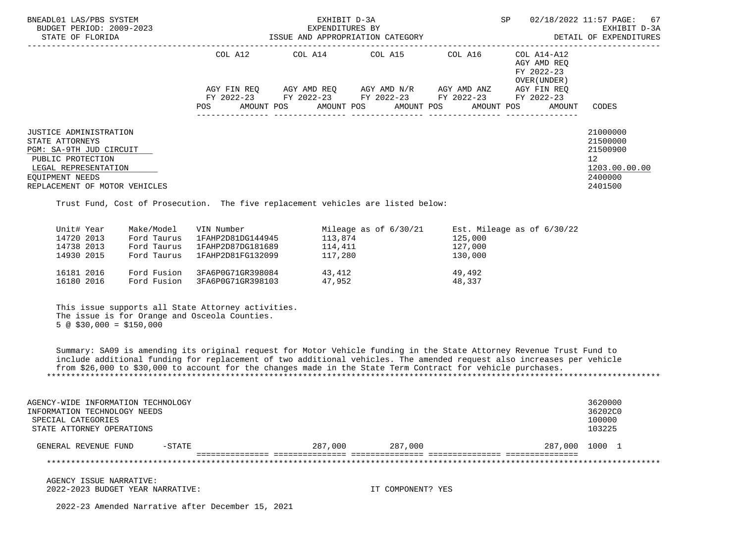| | COL A12 | COL A14 | COL A15 | COL A16 | COL A14-A12 AGY AMD REQ FY 2022-23 OVER(UNDER) | |
|---|---|---|---|---|---|---|
| | AGY FIN REQ FY 2022-23 | AGY AMD REQ FY 2022-23 | AGY AMD N/R FY 2022-23 | AGY AMD ANZ FY 2022-23 | AGY FIN REQ FY 2022-23 | |
| | POS AMOUNT | POS AMOUNT | POS AMOUNT | POS AMOUNT | POS AMOUNT | CODES |

JUSTICE ADMINISTRATION 21000000
STATE ATTORNEYS 21500000
PGM: SA-9TH JUD CIRCUIT 21500900
PUBLIC PROTECTION 12
LEGAL REPRESENTATION 1203.00.00.00
EQUIPMENT NEEDS 2400000
REPLACEMENT OF MOTOR VEHICLES 2401500

Trust Fund, Cost of Prosecution. The five replacement vehicles are listed below:

| Unit# | Year | Make/Model | VIN Number | Mileage as of 6/30/21 | Est. Mileage as of 6/30/22 |
|---|---|---|---|---|---|
| 14720 | 2013 | Ford Taurus | 1FAHP2D81DG144945 | 113,874 | 125,000 |
| 14738 | 2013 | Ford Taurus | 1FAHP2D87DG181689 | 114,411 | 127,000 |
| 14930 | 2015 | Ford Taurus | 1FAHP2D81FG132099 | 117,280 | 130,000 |
| 16181 | 2016 | Ford Fusion | 3FA6P0G71GR398084 | 43,412 | 49,492 |
| 16180 | 2016 | Ford Fusion | 3FA6P0G71GR398103 | 47,952 | 48,337 |

This issue supports all State Attorney activities.
The issue is for Orange and Osceola Counties.
5 @ $30,000 = $150,000

Summary: SA09 is amending its original request for Motor Vehicle funding in the State Attorney Revenue Trust Fund to include additional funding for replacement of two additional vehicles. The amended request also increases per vehicle from $26,000 to $30,000 to account for the changes made in the State Term Contract for vehicle purchases.

AGENCY-WIDE INFORMATION TECHNOLOGY 3620000
INFORMATION TECHNOLOGY NEEDS 36202C0
SPECIAL CATEGORIES 100000
STATE ATTORNEY OPERATIONS 103225

| | COL A12 | COL A14 | COL A15 | COL A16 | COL A14-A12 | CODES |
|---|---|---|---|---|---|---|
| GENERAL REVENUE FUND -STATE | | 287,000 | 287,000 | | 287,000 | 1000 1 |

AGENCY ISSUE NARRATIVE:
2022-2023 BUDGET YEAR NARRATIVE: IT COMPONENT? YES

2022-23 Amended Narrative after December 15, 2021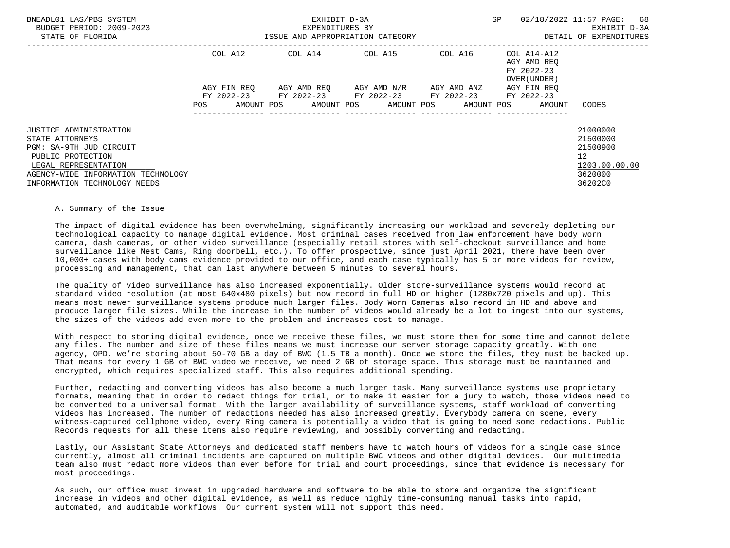| | COL A12 | | COL A14 | | COL A15 | | COL A16 | | COL A14-A12 AGY AMD REQ FY 2022-23 OVER(UNDER) | | |
|---|---|---|---|---|---|---|---|---|---|---|---|
| | AGY FIN REQ FY 2022-23 | | AGY AMD REQ FY 2022-23 | | AGY AMD N/R FY 2022-23 | | AGY AMD ANZ FY 2022-23 | | AGY FIN REQ FY 2022-23 | | |
| | POS | AMOUNT | POS | AMOUNT | POS | AMOUNT | POS | AMOUNT | POS | AMOUNT | CODES |
| JUSTICE ADMINISTRATION | | | | | | | | | | | 21000000 |
| STATE ATTORNEYS | | | | | | | | | | | 21500000 |
| PGM: SA-9TH JUD CIRCUIT | | | | | | | | | | | 21500900 |
| PUBLIC PROTECTION | | | | | | | | | | | 12 |
| LEGAL REPRESENTATION | | | | | | | | | | | 1203.00.00.00 |
| AGENCY-WIDE INFORMATION TECHNOLOGY | | | | | | | | | | | 3620000 |
| INFORMATION TECHNOLOGY NEEDS | | | | | | | | | | | 36202C0 |

A. Summary of the Issue

The impact of digital evidence has been overwhelming, significantly increasing our workload and severely depleting our technological capacity to manage digital evidence. Most criminal cases received from law enforcement have body worn camera, dash cameras, or other video surveillance (especially retail stores with self-checkout surveillance and home surveillance like Nest Cams, Ring doorbell, etc.). To offer prospective, since just April 2021, there have been over 10,000+ cases with body cams evidence provided to our office, and each case typically has 5 or more videos for review, processing and management, that can last anywhere between 5 minutes to several hours.

The quality of video surveillance has also increased exponentially. Older store-surveillance systems would record at standard video resolution (at most 640x480 pixels) but now record in full HD or higher (1280x720 pixels and up). This means most newer surveillance systems produce much larger files. Body Worn Cameras also record in HD and above and produce larger file sizes. While the increase in the number of videos would already be a lot to ingest into our systems, the sizes of the videos add even more to the problem and increases cost to manage.

With respect to storing digital evidence, once we receive these files, we must store them for some time and cannot delete any files. The number and size of these files means we must increase our server storage capacity greatly. With one agency, OPD, we're storing about 50-70 GB a day of BWC (1.5 TB a month). Once we store the files, they must be backed up. That means for every 1 GB of BWC video we receive, we need 2 GB of storage space. This storage must be maintained and encrypted, which requires specialized staff. This also requires additional spending.

Further, redacting and converting videos has also become a much larger task. Many surveillance systems use proprietary formats, meaning that in order to redact things for trial, or to make it easier for a jury to watch, those videos need to be converted to a universal format. With the larger availability of surveillance systems, staff workload of converting videos has increased. The number of redactions needed has also increased greatly. Everybody camera on scene, every witness-captured cellphone video, every Ring camera is potentially a video that is going to need some redactions. Public Records requests for all these items also require reviewing, and possibly converting and redacting.

Lastly, our Assistant State Attorneys and dedicated staff members have to watch hours of videos for a single case since currently, almost all criminal incidents are captured on multiple BWC videos and other digital devices. Our multimedia team also must redact more videos than ever before for trial and court proceedings, since that evidence is necessary for most proceedings.

As such, our office must invest in upgraded hardware and software to be able to store and organize the significant increase in videos and other digital evidence, as well as reduce highly time-consuming manual tasks into rapid, automated, and auditable workflows. Our current system will not support this need.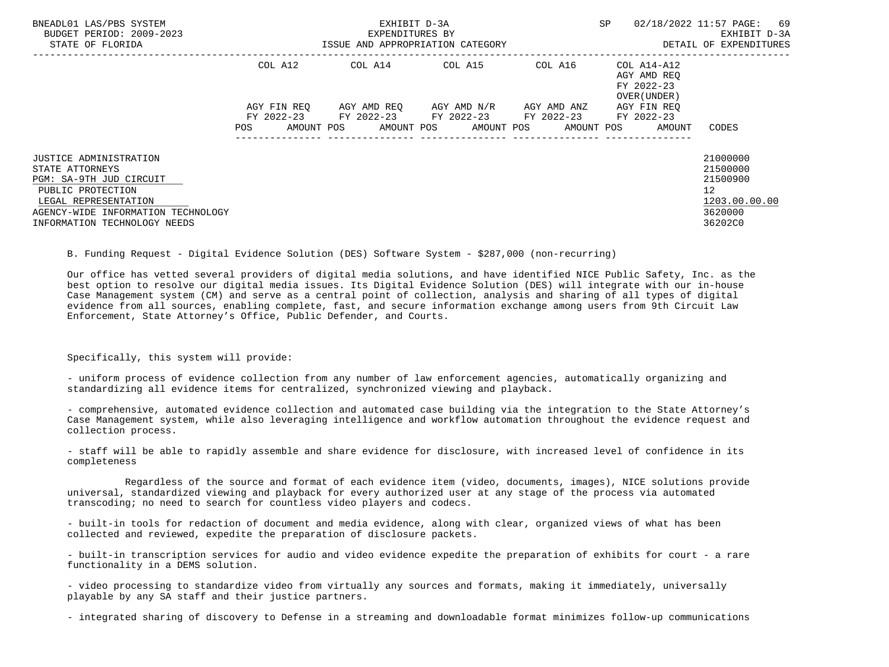| | COL A12 | | COL A14 | | COL A15 | | COL A16 | | COL A14-A12 AGY AMD REQ FY 2022-23 OVER(UNDER) | |
|---|---|---|---|---|---|---|---|---|---|---|
| | AGY FIN REQ FY 2022-23 | | AGY AMD REQ FY 2022-23 | | AGY AMD N/R FY 2022-23 | | AGY AMD ANZ FY 2022-23 | | AGY FIN REQ FY 2022-23 | |
| | POS | AMOUNT | POS | AMOUNT | POS | AMOUNT | POS | AMOUNT | POS | AMOUNT | CODES |

| | CODES |
|---|---|
| JUSTICE ADMINISTRATION | 21000000 |
| STATE ATTORNEYS | 21500000 |
| PGM: SA-9TH JUD CIRCUIT | 21500900 |
| PUBLIC PROTECTION | 12 |
| LEGAL REPRESENTATION | 1203.00.00.00 |
| AGENCY-WIDE INFORMATION TECHNOLOGY | 3620000 |
| INFORMATION TECHNOLOGY NEEDS | 36202C0 |

B. Funding Request - Digital Evidence Solution (DES) Software System - $287,000 (non-recurring)

Our office has vetted several providers of digital media solutions, and have identified NICE Public Safety, Inc. as the best option to resolve our digital media issues. Its Digital Evidence Solution (DES) will integrate with our in-house Case Management system (CM) and serve as a central point of collection, analysis and sharing of all types of digital evidence from all sources, enabling complete, fast, and secure information exchange among users from 9th Circuit Law Enforcement, State Attorney's Office, Public Defender, and Courts.

Specifically, this system will provide:

- uniform process of evidence collection from any number of law enforcement agencies, automatically organizing and standardizing all evidence items for centralized, synchronized viewing and playback.

- comprehensive, automated evidence collection and automated case building via the integration to the State Attorney's Case Management system, while also leveraging intelligence and workflow automation throughout the evidence request and collection process.

- staff will be able to rapidly assemble and share evidence for disclosure, with increased level of confidence in its completeness

Regardless of the source and format of each evidence item (video, documents, images), NICE solutions provide universal, standardized viewing and playback for every authorized user at any stage of the process via automated transcoding; no need to search for countless video players and codecs.

- built-in tools for redaction of document and media evidence, along with clear, organized views of what has been collected and reviewed, expedite the preparation of disclosure packets.

- built-in transcription services for audio and video evidence expedite the preparation of exhibits for court - a rare functionality in a DEMS solution.

- video processing to standardize video from virtually any sources and formats, making it immediately, universally playable by any SA staff and their justice partners.

- integrated sharing of discovery to Defense in a streaming and downloadable format minimizes follow-up communications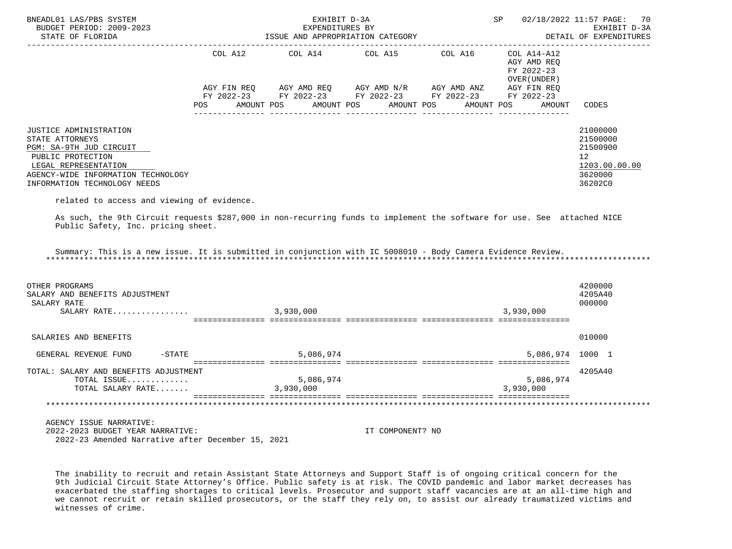BNEADL01 LAS/PBS SYSTEM — EXHIBIT D-3A — EXPENDITURES BY ISSUE AND APPROPRIATION CATEGORY — SP 02/18/2022 11:57

BUDGET PERIOD: 2009-2023 — STATE OF FLORIDA — EXHIBIT D-3A DETAIL OF EXPENDITURES

| | COL A12 AGY FIN REQ FY 2022-23 POS AMOUNT | COL A14 AGY AMD REQ FY 2022-23 POS AMOUNT | COL A15 AGY AMD N/R FY 2022-23 POS AMOUNT | COL A16 AGY AMD ANZ FY 2022-23 POS AMOUNT | COL A14-A12 AGY AMD REQ FY 2022-23 OVER(UNDER) AGY FIN REQ FY 2022-23 POS AMOUNT | CODES |
|---|---|---|---|---|---|---|
| JUSTICE ADMINISTRATION | | | | | | 21000000 |
| STATE ATTORNEYS | | | | | | 21500000 |
| PGM: SA-9TH JUD CIRCUIT | | | | | | 21500900 |
| PUBLIC PROTECTION | | | | | | 12 |
| LEGAL REPRESENTATION | | | | | | 1203.00.00.00 |
| AGENCY-WIDE INFORMATION TECHNOLOGY | | | | | | 3620000 |
| INFORMATION TECHNOLOGY NEEDS | | | | | | 36202C0 |

related to access and viewing of evidence.

As such, the 9th Circuit requests $287,000 in non-recurring funds to implement the software for use. See attached NICE Public Safety, Inc. pricing sheet.

Summary: This is a new issue. It is submitted in conjunction with IC 5008010 - Body Camera Evidence Review.

*******************************************************************************************************************

| | COL A12 | COL A14 | COL A15 | COL A16 | COL A14-A12 | CODES |
|---|---|---|---|---|---|---|
| OTHER PROGRAMS | | | | | | 4200000 |
| SALARY AND BENEFITS ADJUSTMENT | | | | | | 4205A40 |
| SALARY RATE | | | | | | 000000 |
| SALARY RATE................ | | 3,930,000 | | | 3,930,000 | |
| SALARIES AND BENEFITS | | | | | | 010000 |
| GENERAL REVENUE FUND -STATE | | 5,086,974 | | | 5,086,974 | 1000 1 |
| TOTAL: SALARY AND BENEFITS ADJUSTMENT | | | | | | 4205A40 |
| TOTAL ISSUE............. | | 5,086,974 | | | 5,086,974 | |
| TOTAL SALARY RATE....... | | 3,930,000 | | | 3,930,000 | |

*******************************************************************************************************************

AGENCY ISSUE NARRATIVE:
2022-2023 BUDGET YEAR NARRATIVE: IT COMPONENT? NO
2022-23 Amended Narrative after December 15, 2021

The inability to recruit and retain Assistant State Attorneys and Support Staff is of ongoing critical concern for the 9th Judicial Circuit State Attorney's Office. Public safety is at risk. The COVID pandemic and labor market decreases has exacerbated the staffing shortages to critical levels. Prosecutor and support staff vacancies are at an all-time high and we cannot recruit or retain skilled prosecutors, or the staff they rely on, to assist our already traumatized victims and witnesses of crime.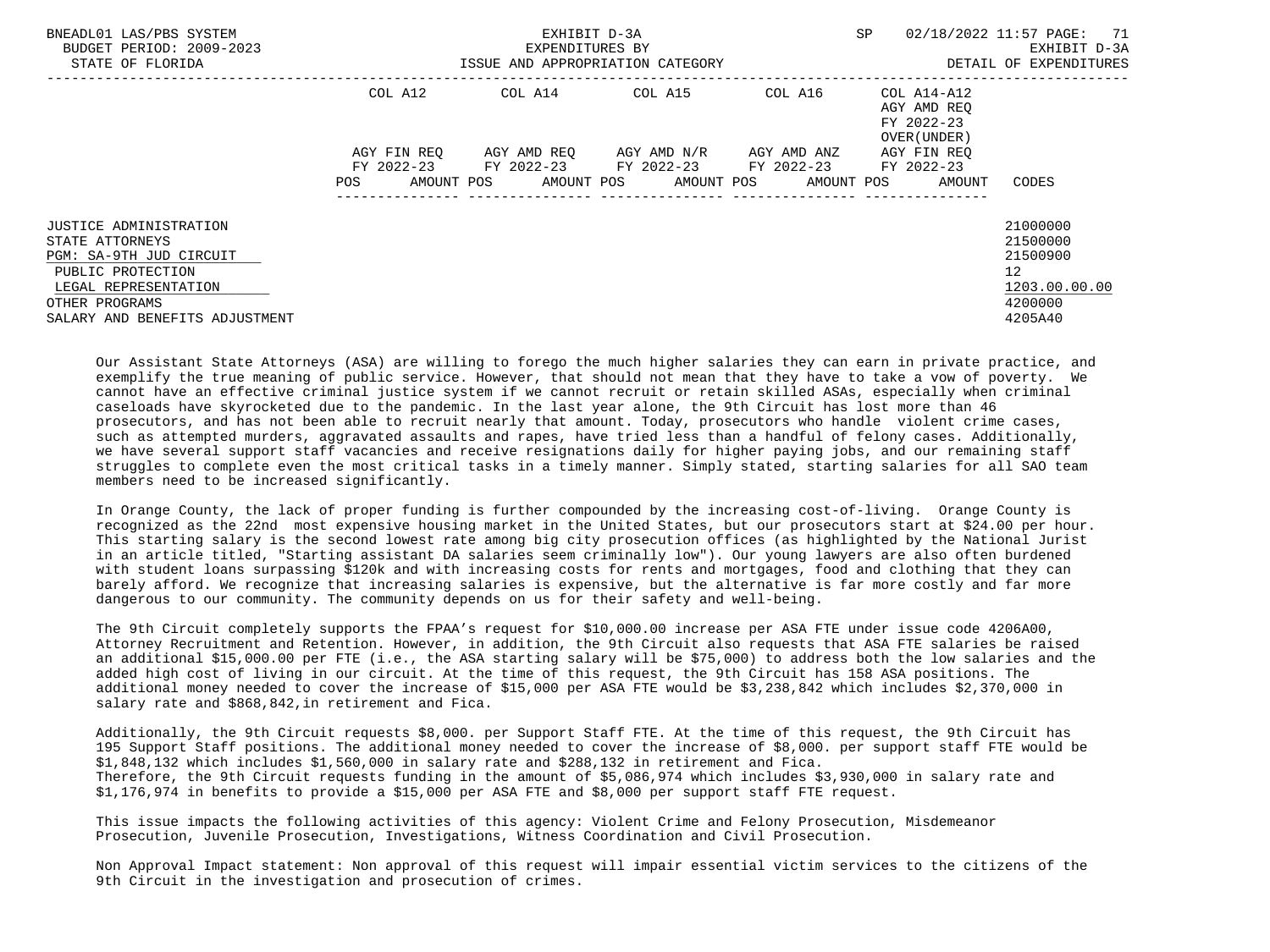BNEADL01 LAS/PBS SYSTEM | EXHIBIT D-3A | SP 02/18/2022 11:57
BUDGET PERIOD: 2009-2023 | EXPENDITURES BY | EXHIBIT D-3A
STATE OF FLORIDA | ISSUE AND APPROPRIATION CATEGORY | DETAIL OF EXPENDITURES

| | COL A12 AGY FIN REQ FY 2022-23 | | COL A14 AGY AMD REQ FY 2022-23 | | COL A15 AGY AMD N/R FY 2022-23 | | COL A16 AGY AMD ANZ FY 2022-23 | | COL A14-A12 AGY AMD REQ FY 2022-23 OVER(UNDER) AGY FIN REQ FY 2022-23 | | |
|---|---|---|---|---|---|---|---|---|---|---|---|
| | POS | AMOUNT | POS | AMOUNT | POS | AMOUNT | POS | AMOUNT | POS | AMOUNT | CODES |
| JUSTICE ADMINISTRATION | | | | | | | | | | | 21000000 |
| STATE ATTORNEYS | | | | | | | | | | | 21500000 |
| PGM: SA-9TH JUD CIRCUIT | | | | | | | | | | | 21500900 |
| PUBLIC PROTECTION | | | | | | | | | | | 12 |
| LEGAL REPRESENTATION | | | | | | | | | | | 1203.00.00.00 |
| OTHER PROGRAMS | | | | | | | | | | | 4200000 |
| SALARY AND BENEFITS ADJUSTMENT | | | | | | | | | | | 4205A40 |

Our Assistant State Attorneys (ASA) are willing to forego the much higher salaries they can earn in private practice, and exemplify the true meaning of public service. However, that should not mean that they have to take a vow of poverty. We cannot have an effective criminal justice system if we cannot recruit or retain skilled ASAs, especially when criminal caseloads have skyrocketed due to the pandemic. In the last year alone, the 9th Circuit has lost more than 46 prosecutors, and has not been able to recruit nearly that amount. Today, prosecutors who handle violent crime cases, such as attempted murders, aggravated assaults and rapes, have tried less than a handful of felony cases. Additionally, we have several support staff vacancies and receive resignations daily for higher paying jobs, and our remaining staff struggles to complete even the most critical tasks in a timely manner. Simply stated, starting salaries for all SAO team members need to be increased significantly.

In Orange County, the lack of proper funding is further compounded by the increasing cost-of-living. Orange County is recognized as the 22nd most expensive housing market in the United States, but our prosecutors start at $24.00 per hour. This starting salary is the second lowest rate among big city prosecution offices (as highlighted by the National Jurist in an article titled, "Starting assistant DA salaries seem criminally low"). Our young lawyers are also often burdened with student loans surpassing $120k and with increasing costs for rents and mortgages, food and clothing that they can barely afford. We recognize that increasing salaries is expensive, but the alternative is far more costly and far more dangerous to our community. The community depends on us for their safety and well-being.

The 9th Circuit completely supports the FPAA's request for $10,000.00 increase per ASA FTE under issue code 4206A00, Attorney Recruitment and Retention. However, in addition, the 9th Circuit also requests that ASA FTE salaries be raised an additional $15,000.00 per FTE (i.e., the ASA starting salary will be $75,000) to address both the low salaries and the added high cost of living in our circuit. At the time of this request, the 9th Circuit has 158 ASA positions. The additional money needed to cover the increase of $15,000 per ASA FTE would be $3,238,842 which includes $2,370,000 in salary rate and $868,842,in retirement and Fica.

Additionally, the 9th Circuit requests $8,000. per Support Staff FTE. At the time of this request, the 9th Circuit has 195 Support Staff positions. The additional money needed to cover the increase of $8,000. per support staff FTE would be $1,848,132 which includes $1,560,000 in salary rate and $288,132 in retirement and Fica.
Therefore, the 9th Circuit requests funding in the amount of $5,086,974 which includes $3,930,000 in salary rate and $1,176,974 in benefits to provide a $15,000 per ASA FTE and $8,000 per support staff FTE request.

This issue impacts the following activities of this agency: Violent Crime and Felony Prosecution, Misdemeanor Prosecution, Juvenile Prosecution, Investigations, Witness Coordination and Civil Prosecution.

Non Approval Impact statement: Non approval of this request will impair essential victim services to the citizens of the 9th Circuit in the investigation and prosecution of crimes.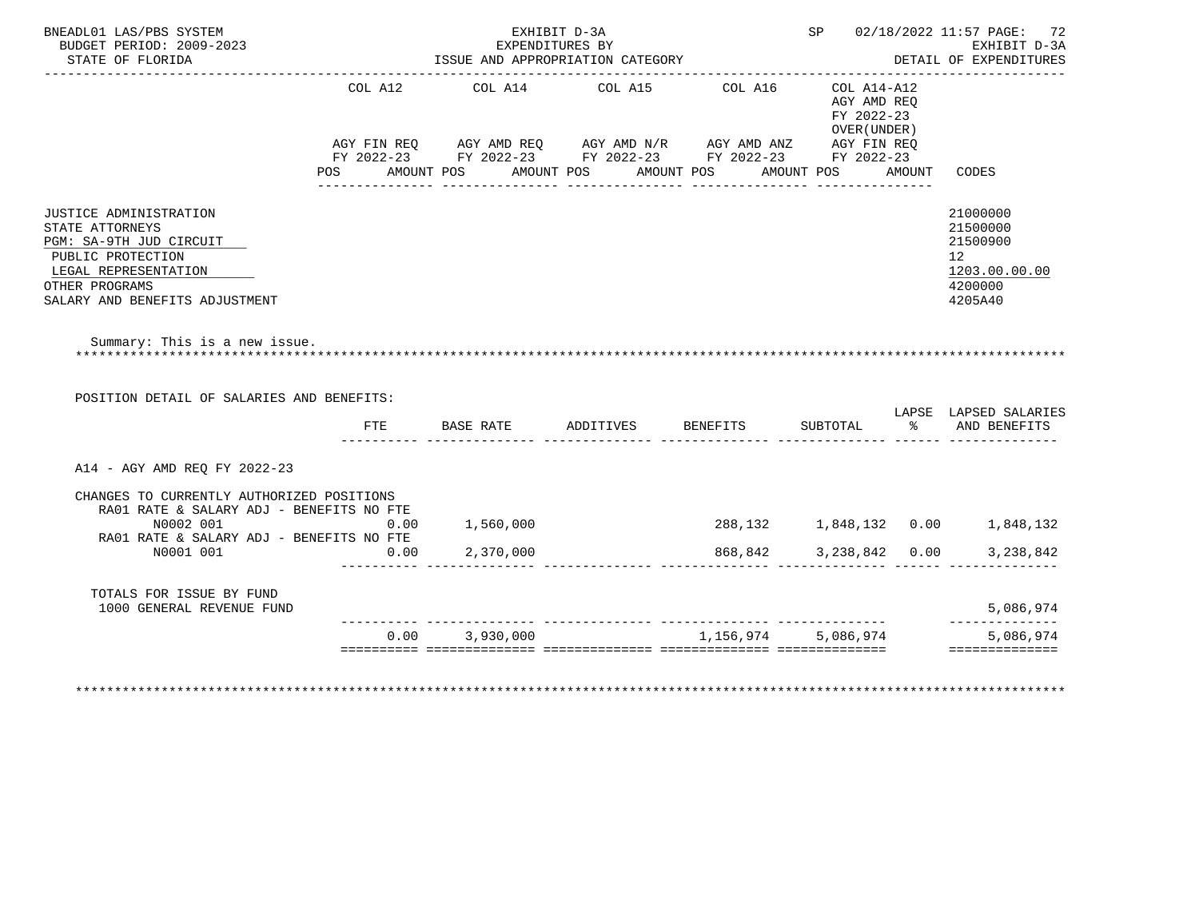BNEADL01 LAS/PBS SYSTEM
BUDGET PERIOD: 2009-2023
STATE OF FLORIDA

EXHIBIT D-3A
EXPENDITURES BY
ISSUE AND APPROPRIATION CATEGORY

SP 02/18/2022 11:57

EXHIBIT D-3A
DETAIL OF EXPENDITURES

| | COL A12 AGY FIN REQ FY 2022-23 POS AMOUNT | COL A14 AGY AMD REQ FY 2022-23 POS AMOUNT | COL A15 AGY AMD N/R FY 2022-23 POS AMOUNT | COL A16 AGY AMD ANZ FY 2022-23 POS AMOUNT | COL A14-A12 AGY AMD REQ FY 2022-23 OVER(UNDER) AGY FIN REQ FY 2022-23 POS AMOUNT | CODES |
|---|---|---|---|---|---|---|
| JUSTICE ADMINISTRATION | | | | | | 21000000 |
| STATE ATTORNEYS | | | | | | 21500000 |
| PGM: SA-9TH JUD CIRCUIT | | | | | | 21500900 |
| PUBLIC PROTECTION | | | | | | 12 |
| LEGAL REPRESENTATION | | | | | | 1203.00.00.00 |
| OTHER PROGRAMS | | | | | | 4200000 |
| SALARY AND BENEFITS ADJUSTMENT | | | | | | 4205A40 |

Summary: This is a new issue.

POSITION DETAIL OF SALARIES AND BENEFITS:

| | FTE | BASE RATE | ADDITIVES | BENEFITS | SUBTOTAL | LAPSE % | LAPSED SALARIES AND BENEFITS |
|---|---|---|---|---|---|---|---|
| A14 - AGY AMD REQ FY 2022-23 | | | | | | | |
| CHANGES TO CURRENTLY AUTHORIZED POSITIONS | | | | | | | |
| RA01 RATE & SALARY ADJ - BENEFITS NO FTE | | | | | | | |
| N0002 001 | 0.00 | 1,560,000 | | 288,132 | 1,848,132 | 0.00 | 1,848,132 |
| RA01 RATE & SALARY ADJ - BENEFITS NO FTE | | | | | | | |
| N0001 001 | 0.00 | 2,370,000 | | 868,842 | 3,238,842 | 0.00 | 3,238,842 |
| TOTALS FOR ISSUE BY FUND | | | | | | | |
| 1000 GENERAL REVENUE FUND | | | | | | | 5,086,974 |
| | 0.00 | 3,930,000 | | 1,156,974 | 5,086,974 | | 5,086,974 |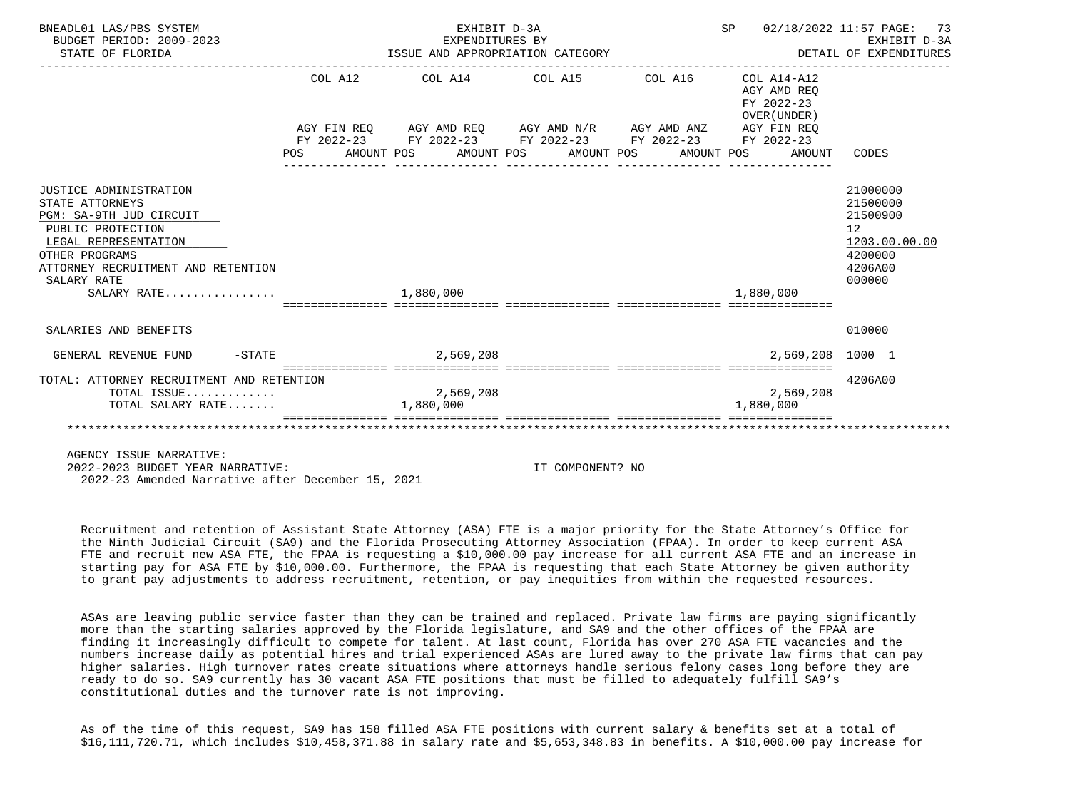BNEADL01 LAS/PBS SYSTEM — EXHIBIT D-3A — EXPENDITURES BY ISSUE AND APPROPRIATION CATEGORY
BUDGET PERIOD: 2009-2023 — STATE OF FLORIDA — SP 02/18/2022 11:57 — EXHIBIT D-3A DETAIL OF EXPENDITURES

| | COL A12 AGY FIN REQ FY 2022-23 POS AMOUNT | COL A14 AGY AMD REQ FY 2022-23 POS AMOUNT | COL A15 AGY AMD N/R FY 2022-23 POS AMOUNT | COL A16 AGY AMD ANZ FY 2022-23 POS AMOUNT | COL A14-A12 AGY AMD REQ FY 2022-23 OVER(UNDER) AGY FIN REQ FY 2022-23 POS AMOUNT | CODES |
|---|---|---|---|---|---|---|
| JUSTICE ADMINISTRATION | | | | | | 21000000 |
| STATE ATTORNEYS | | | | | | 21500000 |
| PGM: SA-9TH JUD CIRCUIT | | | | | | 21500900 |
| PUBLIC PROTECTION | | | | | | 12 |
| LEGAL REPRESENTATION | | | | | | 1203.00.00.00 |
| OTHER PROGRAMS | | | | | | 4200000 |
| ATTORNEY RECRUITMENT AND RETENTION | | | | | | 4206A00 |
| SALARY RATE | | | | | | 000000 |
| SALARY RATE................ | | 1,880,000 | | | 1,880,000 | |
| SALARIES AND BENEFITS | | | | | | 010000 |
| GENERAL REVENUE FUND -STATE | | 2,569,208 | | | 2,569,208 | 1000 1 |
| TOTAL: ATTORNEY RECRUITMENT AND RETENTION | | | | | | 4206A00 |
| TOTAL ISSUE............. | | 2,569,208 | | | 2,569,208 | |
| TOTAL SALARY RATE....... | | 1,880,000 | | | 1,880,000 | |

AGENCY ISSUE NARRATIVE:
2022-2023 BUDGET YEAR NARRATIVE: IT COMPONENT? NO
2022-23 Amended Narrative after December 15, 2021

Recruitment and retention of Assistant State Attorney (ASA) FTE is a major priority for the State Attorney's Office for the Ninth Judicial Circuit (SA9) and the Florida Prosecuting Attorney Association (FPAA). In order to keep current ASA FTE and recruit new ASA FTE, the FPAA is requesting a $10,000.00 pay increase for all current ASA FTE and an increase in starting pay for ASA FTE by $10,000.00. Furthermore, the FPAA is requesting that each State Attorney be given authority to grant pay adjustments to address recruitment, retention, or pay inequities from within the requested resources.

ASAs are leaving public service faster than they can be trained and replaced. Private law firms are paying significantly more than the starting salaries approved by the Florida legislature, and SA9 and the other offices of the FPAA are finding it increasingly difficult to compete for talent. At last count, Florida has over 270 ASA FTE vacancies and the numbers increase daily as potential hires and trial experienced ASAs are lured away to the private law firms that can pay higher salaries. High turnover rates create situations where attorneys handle serious felony cases long before they are ready to do so. SA9 currently has 30 vacant ASA FTE positions that must be filled to adequately fulfill SA9's constitutional duties and the turnover rate is not improving.

As of the time of this request, SA9 has 158 filled ASA FTE positions with current salary & benefits set at a total of $16,111,720.71, which includes $10,458,371.88 in salary rate and $5,653,348.83 in benefits. A $10,000.00 pay increase for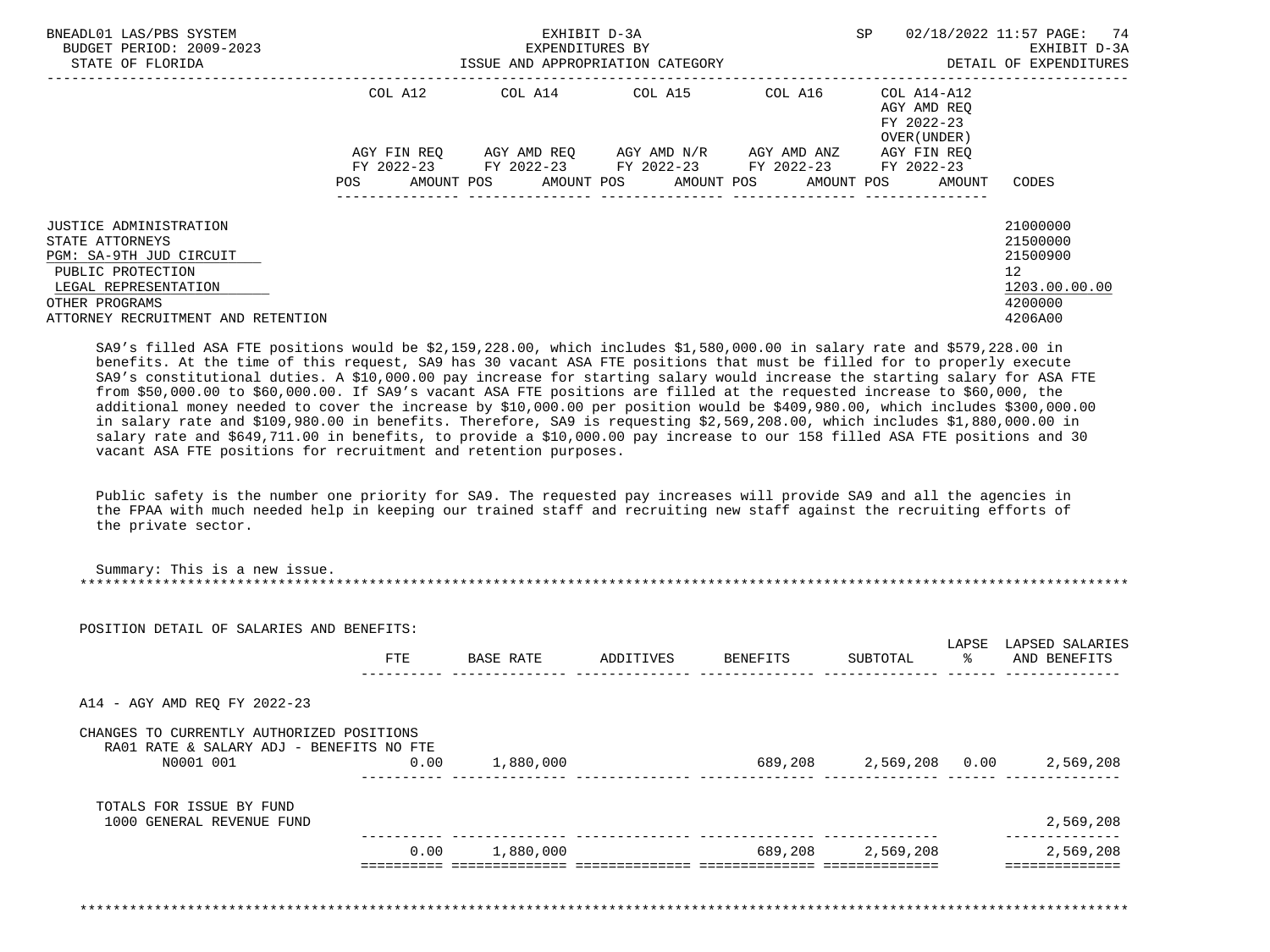| | COL A12 | COL A14 | COL A15 | COL A16 | COL A14-A12 AGY AMD REQ FY 2022-23 OVER(UNDER) | |
|---|---|---|---|---|---|---|
| | AGY FIN REQ FY 2022-23 | AGY AMD REQ FY 2022-23 | AGY AMD N/R FY 2022-23 | AGY AMD ANZ FY 2022-23 | AGY FIN REQ FY 2022-23 | |
| | POS AMOUNT | POS AMOUNT | POS AMOUNT | POS AMOUNT | POS AMOUNT | CODES |

| | CODES |
|---|---|
| JUSTICE ADMINISTRATION | 21000000 |
| STATE ATTORNEYS | 21500000 |
| PGM: SA-9TH JUD CIRCUIT | 21500900 |
| PUBLIC PROTECTION | 12 |
| LEGAL REPRESENTATION | 1203.00.00.00 |
| OTHER PROGRAMS | 4200000 |
| ATTORNEY RECRUITMENT AND RETENTION | 4206A00 |

SA9's filled ASA FTE positions would be $2,159,228.00, which includes $1,580,000.00 in salary rate and $579,228.00 in benefits. At the time of this request, SA9 has 30 vacant ASA FTE positions that must be filled for to properly execute SA9's constitutional duties. A $10,000.00 pay increase for starting salary would increase the starting salary for ASA FTE from $50,000.00 to $60,000.00. If SA9's vacant ASA FTE positions are filled at the requested increase to $60,000, the additional money needed to cover the increase by $10,000.00 per position would be $409,980.00, which includes $300,000.00 in salary rate and $109,980.00 in benefits. Therefore, SA9 is requesting $2,569,208.00, which includes $1,880,000.00 in salary rate and $649,711.00 in benefits, to provide a $10,000.00 pay increase to our 158 filled ASA FTE positions and 30 vacant ASA FTE positions for recruitment and retention purposes.

Public safety is the number one priority for SA9. The requested pay increases will provide SA9 and all the agencies in the FPAA with much needed help in keeping our trained staff and recruiting new staff against the recruiting efforts of the private sector.

Summary: This is a new issue.

POSITION DETAIL OF SALARIES AND BENEFITS:

| | FTE | BASE RATE | ADDITIVES | BENEFITS | SUBTOTAL | LAPSE % | LAPSED SALARIES AND BENEFITS |
|---|---|---|---|---|---|---|---|
| A14 - AGY AMD REQ FY 2022-23 | | | | | | | |
| CHANGES TO CURRENTLY AUTHORIZED POSITIONS | | | | | | | |
| RA01 RATE & SALARY ADJ - BENEFITS NO FTE | | | | | | | |
| N0001 001 | 0.00 | 1,880,000 | | 689,208 | 2,569,208 | 0.00 | 2,569,208 |
| TOTALS FOR ISSUE BY FUND | | | | | | | |
| 1000 GENERAL REVENUE FUND | | | | | | | 2,569,208 |
| | 0.00 | 1,880,000 | | 689,208 | 2,569,208 | | 2,569,208 |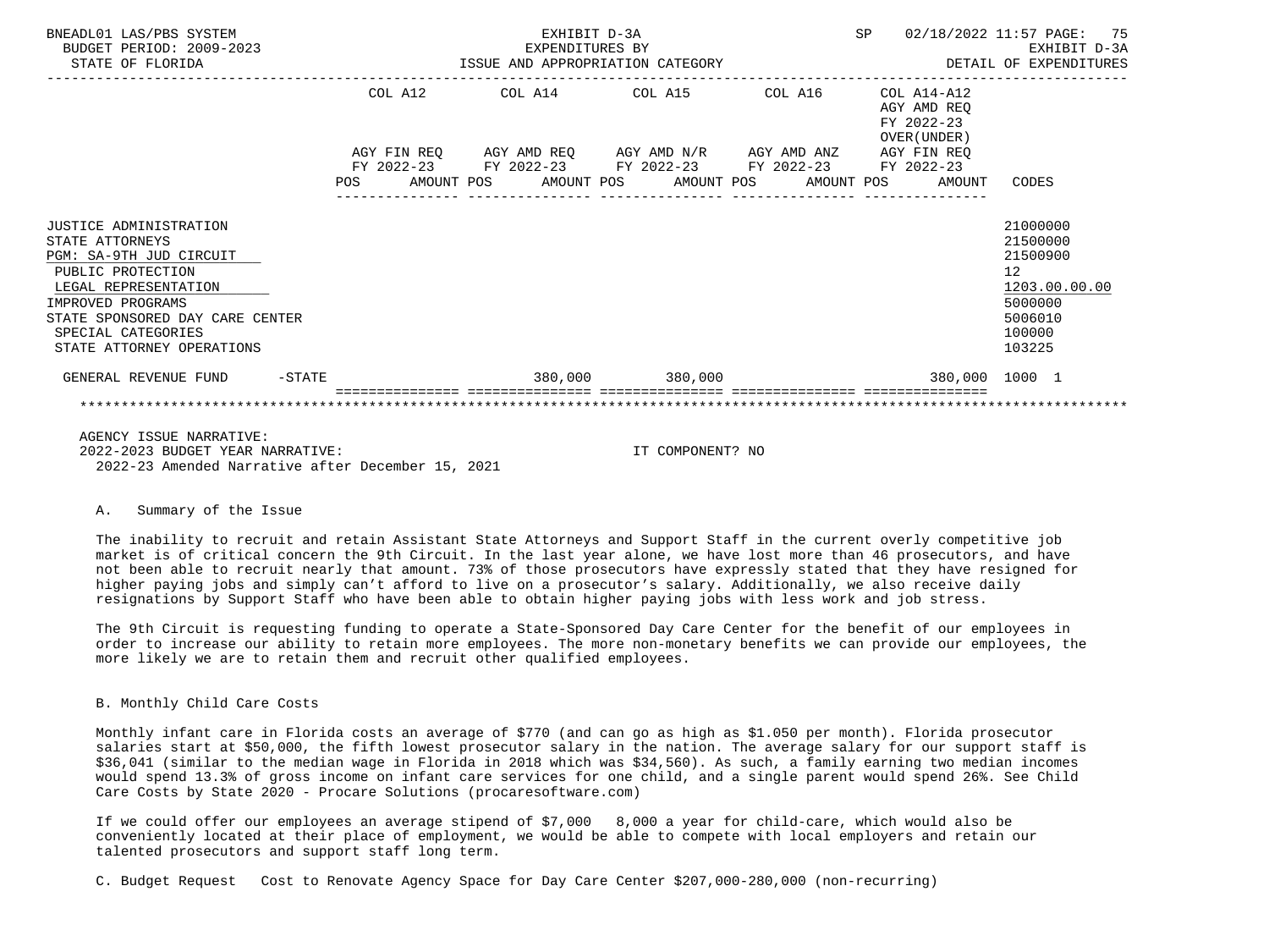BNEADL01 LAS/PBS SYSTEM — EXHIBIT D-3A — EXPENDITURES BY ISSUE AND APPROPRIATION CATEGORY
BUDGET PERIOD: 2009-2023 — STATE OF FLORIDA — SP 02/18/2022 11:57 — EXHIBIT D-3A DETAIL OF EXPENDITURES

| | COL A12 AGY FIN REQ FY 2022-23 POS AMOUNT | COL A14 AGY AMD REQ FY 2022-23 POS AMOUNT | COL A15 AGY AMD N/R FY 2022-23 POS AMOUNT | COL A16 AGY AMD ANZ FY 2022-23 POS AMOUNT | COL A14-A12 AGY AMD REQ FY 2022-23 OVER(UNDER) AGY FIN REQ FY 2022-23 POS AMOUNT | CODES |
|---|---|---|---|---|---|---|
| JUSTICE ADMINISTRATION | | | | | | 21000000 |
| STATE ATTORNEYS | | | | | | 21500000 |
| PGM: SA-9TH JUD CIRCUIT | | | | | | 21500900 |
| PUBLIC PROTECTION | | | | | | 12 |
| LEGAL REPRESENTATION | | | | | | 1203.00.00.00 |
| IMPROVED PROGRAMS | | | | | | 5000000 |
| STATE SPONSORED DAY CARE CENTER | | | | | | 5006010 |
| SPECIAL CATEGORIES | | | | | | 100000 |
| STATE ATTORNEY OPERATIONS | | | | | | 103225 |
| GENERAL REVENUE FUND -STATE | | 380,000 | 380,000 | | 380,000 | 1000 1 |

AGENCY ISSUE NARRATIVE:
2022-2023 BUDGET YEAR NARRATIVE: IT COMPONENT? NO
2022-23 Amended Narrative after December 15, 2021

A. Summary of the Issue

The inability to recruit and retain Assistant State Attorneys and Support Staff in the current overly competitive job market is of critical concern the 9th Circuit. In the last year alone, we have lost more than 46 prosecutors, and have not been able to recruit nearly that amount. 73% of those prosecutors have expressly stated that they have resigned for higher paying jobs and simply can't afford to live on a prosecutor's salary. Additionally, we also receive daily resignations by Support Staff who have been able to obtain higher paying jobs with less work and job stress.

The 9th Circuit is requesting funding to operate a State-Sponsored Day Care Center for the benefit of our employees in order to increase our ability to retain more employees. The more non-monetary benefits we can provide our employees, the more likely we are to retain them and recruit other qualified employees.

B. Monthly Child Care Costs

Monthly infant care in Florida costs an average of $770 (and can go as high as $1.050 per month). Florida prosecutor salaries start at $50,000, the fifth lowest prosecutor salary in the nation. The average salary for our support staff is $36,041 (similar to the median wage in Florida in 2018 which was $34,560). As such, a family earning two median incomes would spend 13.3% of gross income on infant care services for one child, and a single parent would spend 26%. See Child Care Costs by State 2020 - Procare Solutions (procaresoftware.com)

If we could offer our employees an average stipend of $7,000 8,000 a year for child-care, which would also be conveniently located at their place of employment, we would be able to compete with local employers and retain our talented prosecutors and support staff long term.

C. Budget Request Cost to Renovate Agency Space for Day Care Center $207,000-280,000 (non-recurring)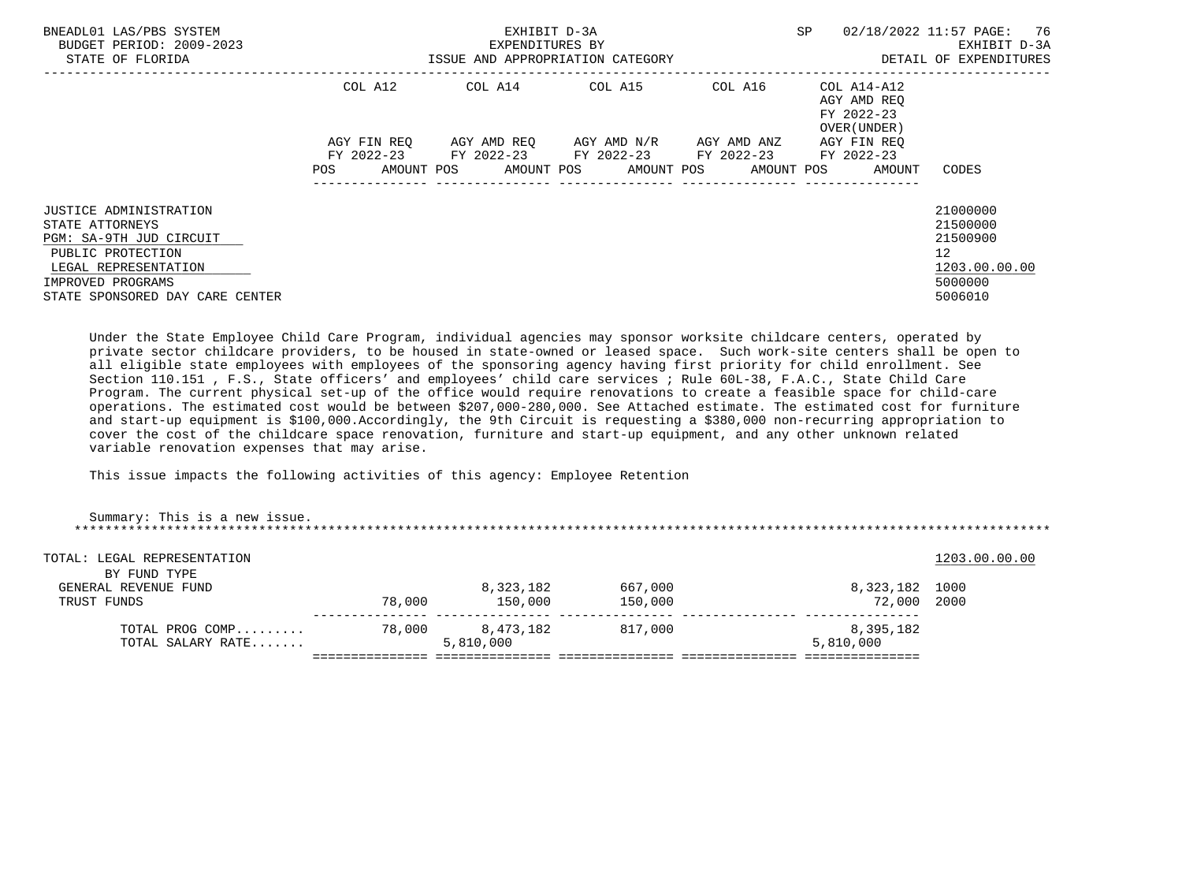BNEADL01 LAS/PBS SYSTEM — EXHIBIT D-3A — SP 02/18/2022 11:57

BUDGET PERIOD: 2009-2023 — EXPENDITURES BY — EXHIBIT D-3A

STATE OF FLORIDA — ISSUE AND APPROPRIATION CATEGORY — DETAIL OF EXPENDITURES

| | COL A12 AGY FIN REQ FY 2022-23 POS AMOUNT | COL A14 AGY AMD REQ FY 2022-23 POS AMOUNT | COL A15 AGY AMD N/R FY 2022-23 POS AMOUNT | COL A16 AGY AMD ANZ FY 2022-23 POS AMOUNT | COL A14-A12 AGY AMD REQ FY 2022-23 OVER(UNDER) AGY FIN REQ FY 2022-23 POS AMOUNT | CODES |
|---|---|---|---|---|---|---|
| JUSTICE ADMINISTRATION | | | | | | 21000000 |
| STATE ATTORNEYS | | | | | | 21500000 |
| PGM: SA-9TH JUD CIRCUIT | | | | | | 21500900 |
| PUBLIC PROTECTION | | | | | | 12 |
| LEGAL REPRESENTATION | | | | | | 1203.00.00.00 |
| IMPROVED PROGRAMS | | | | | | 5000000 |
| STATE SPONSORED DAY CARE CENTER | | | | | | 5006010 |

Under the State Employee Child Care Program, individual agencies may sponsor worksite childcare centers, operated by private sector childcare providers, to be housed in state-owned or leased space. Such work-site centers shall be open to all eligible state employees with employees of the sponsoring agency having first priority for child enrollment. See Section 110.151 , F.S., State officers' and employees' child care services ; Rule 60L-38, F.A.C., State Child Care Program. The current physical set-up of the office would require renovations to create a feasible space for child-care operations. The estimated cost would be between $207,000-280,000. See Attached estimate. The estimated cost for furniture and start-up equipment is $100,000.Accordingly, the 9th Circuit is requesting a $380,000 non-recurring appropriation to cover the cost of the childcare space renovation, furniture and start-up equipment, and any other unknown related variable renovation expenses that may arise.

This issue impacts the following activities of this agency: Employee Retention

Summary: This is a new issue.

| | COL A12 | COL A14 | COL A15 | COL A16 | COL A14-A12 | CODES |
|---|---|---|---|---|---|---|
| TOTAL: LEGAL REPRESENTATION | | | | | | 1203.00.00.00 |
| BY FUND TYPE | | | | | | |
| GENERAL REVENUE FUND | | 8,323,182 | 667,000 | | 8,323,182 | 1000 |
| TRUST FUNDS | 78,000 | 150,000 | 150,000 | | 72,000 | 2000 |
| TOTAL PROG COMP......... | 78,000 | 8,473,182 | 817,000 | | 8,395,182 | |
| TOTAL SALARY RATE....... | | 5,810,000 | | | 5,810,000 | |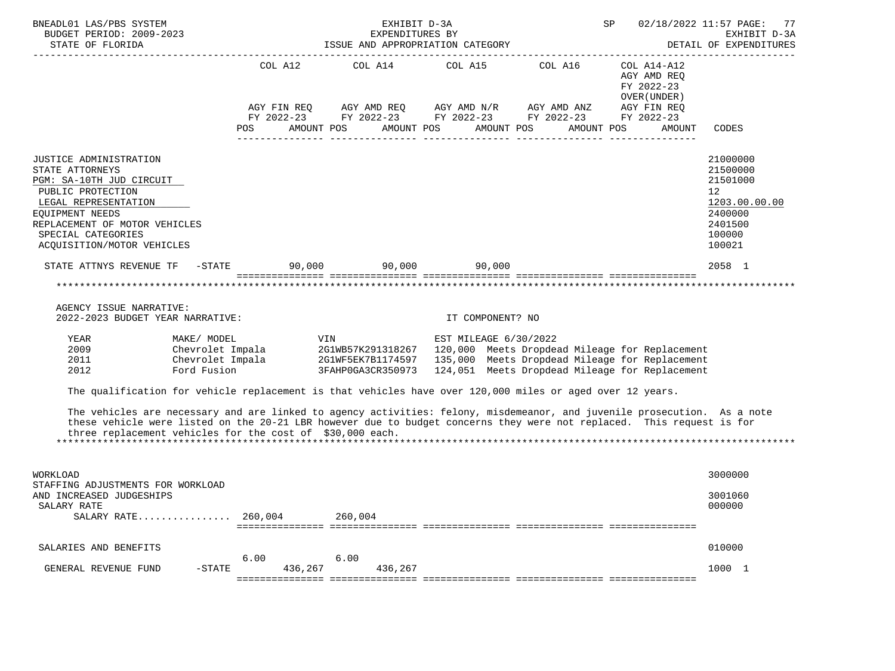BNEADL01 LAS/PBS SYSTEM | EXHIBIT D-3A | SP 02/18/2022 11:57

BUDGET PERIOD: 2009-2023 | EXPENDITURES BY | EXHIBIT D-3A

STATE OF FLORIDA | ISSUE AND APPROPRIATION CATEGORY | DETAIL OF EXPENDITURES

| | COL A12 AGY FIN REQ FY 2022-23 POS AMOUNT | COL A14 AGY AMD REQ FY 2022-23 POS AMOUNT | COL A15 AGY AMD N/R FY 2022-23 POS AMOUNT | COL A16 AGY AMD ANZ FY 2022-23 POS AMOUNT | COL A14-A12 AGY AMD REQ FY 2022-23 OVER(UNDER) AGY FIN REQ FY 2022-23 POS AMOUNT | CODES |
|---|---|---|---|---|---|---|
| JUSTICE ADMINISTRATION | | | | | | 21000000 |
| STATE ATTORNEYS | | | | | | 21500000 |
| PGM: SA-10TH JUD CIRCUIT | | | | | | 21501000 |
| PUBLIC PROTECTION | | | | | | 12 |
| LEGAL REPRESENTATION | | | | | | 1203.00.00.00 |
| EQUIPMENT NEEDS | | | | | | 2400000 |
| REPLACEMENT OF MOTOR VEHICLES | | | | | | 2401500 |
| SPECIAL CATEGORIES | | | | | | 100000 |
| ACQUISITION/MOTOR VEHICLES | | | | | | 100021 |
| STATE ATTNYS REVENUE TF -STATE | 90,000 | 90,000 | 90,000 | | | 2058 1 |

AGENCY ISSUE NARRATIVE:

2022-2023 BUDGET YEAR NARRATIVE: IT COMPONENT? NO

| YEAR | MAKE/ MODEL | VIN | EST MILEAGE 6/30/2022 |
|---|---|---|---|
| 2009 | Chevrolet Impala | 2G1WB57K291318267 | 120,000 Meets Dropdead Mileage for Replacement |
| 2011 | Chevrolet Impala | 2G1WF5EK7B1174597 | 135,000 Meets Dropdead Mileage for Replacement |
| 2012 | Ford Fusion | 3FAHP0GA3CR350973 | 124,051 Meets Dropdead Mileage for Replacement |

The qualification for vehicle replacement is that vehicles have over 120,000 miles or aged over 12 years.

The vehicles are necessary and are linked to agency activities: felony, misdemeanor, and juvenile prosecution. As a note these vehicle were listed on the 20-21 LBR however due to budget concerns they were not replaced. This request is for three replacement vehicles for the cost of $30,000 each.

| | COL A12 | COL A14 | COL A15 | COL A16 | COL A14-A12 | CODES |
|---|---|---|---|---|---|---|
| WORKLOAD | | | | | | 3000000 |
| STAFFING ADJUSTMENTS FOR WORKLOAD AND INCREASED JUDGESHIPS | | | | | | 3001060 |
| SALARY RATE | | | | | | 000000 |
| SALARY RATE................ | 260,004 | 260,004 | | | | |
| SALARIES AND BENEFITS | | | | | | 010000 |
| | 6.00 | 6.00 | | | | |
| GENERAL REVENUE FUND -STATE | 436,267 | 436,267 | | | | 1000 1 |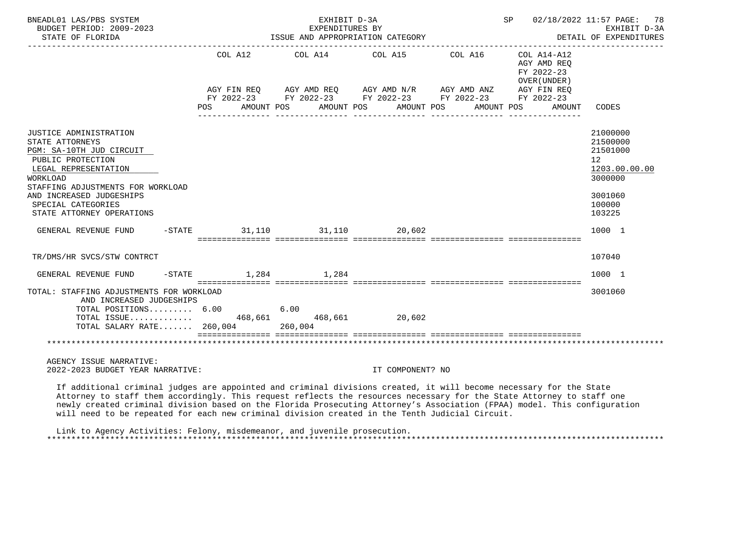BNEADL01 LAS/PBS SYSTEM — EXHIBIT D-3A — EXPENDITURES BY ISSUE AND APPROPRIATION CATEGORY — SP 02/18/2022 11:57

BUDGET PERIOD: 2009-2023 — STATE OF FLORIDA — EXHIBIT D-3A DETAIL OF EXPENDITURES

| | COL A12 AGY FIN REQ FY 2022-23 POS / AMOUNT | COL A14 AGY AMD REQ FY 2022-23 POS / AMOUNT | COL A15 AGY AMD N/R FY 2022-23 POS / AMOUNT | COL A16 AGY AMD ANZ FY 2022-23 POS / AMOUNT | COL A14-A12 AGY AMD REQ FY 2022-23 OVER(UNDER) AGY FIN REQ FY 2022-23 POS / AMOUNT | CODES |
|---|---|---|---|---|---|---|
| JUSTICE ADMINISTRATION | | | | | | 21000000 |
| STATE ATTORNEYS | | | | | | 21500000 |
| PGM: SA-10TH JUD CIRCUIT | | | | | | 21501000 |
| PUBLIC PROTECTION | | | | | | 12 |
| LEGAL REPRESENTATION | | | | | | 1203.00.00.00 |
| WORKLOAD | | | | | | 3000000 |
| STAFFING ADJUSTMENTS FOR WORKLOAD AND INCREASED JUDGESHIPS | | | | | | 3001060 |
| SPECIAL CATEGORIES | | | | | | 100000 |
| STATE ATTORNEY OPERATIONS | | | | | | 103225 |
| GENERAL REVENUE FUND -STATE | 31,110 | 31,110 | 20,602 | | | 1000 1 |
| TR/DMS/HR SVCS/STW CONTRCT | | | | | | 107040 |
| GENERAL REVENUE FUND -STATE | 1,284 | 1,284 | | | | 1000 1 |
| TOTAL: STAFFING ADJUSTMENTS FOR WORKLOAD AND INCREASED JUDGESHIPS | | | | | | 3001060 |
| TOTAL POSITIONS......... | 6.00 | 6.00 | | | | |
| TOTAL ISSUE............. | 468,661 | 468,661 | 20,602 | | | |
| TOTAL SALARY RATE....... | 260,004 | 260,004 | | | | |

AGENCY ISSUE NARRATIVE:

2022-2023 BUDGET YEAR NARRATIVE: IT COMPONENT? NO

If additional criminal judges are appointed and criminal divisions created, it will become necessary for the State Attorney to staff them accordingly. This request reflects the resources necessary for the State Attorney to staff one newly created criminal division based on the Florida Prosecuting Attorney's Association (FPAA) model. This configuration will need to be repeated for each new criminal division created in the Tenth Judicial Circuit.

Link to Agency Activities: Felony, misdemeanor, and juvenile prosecution.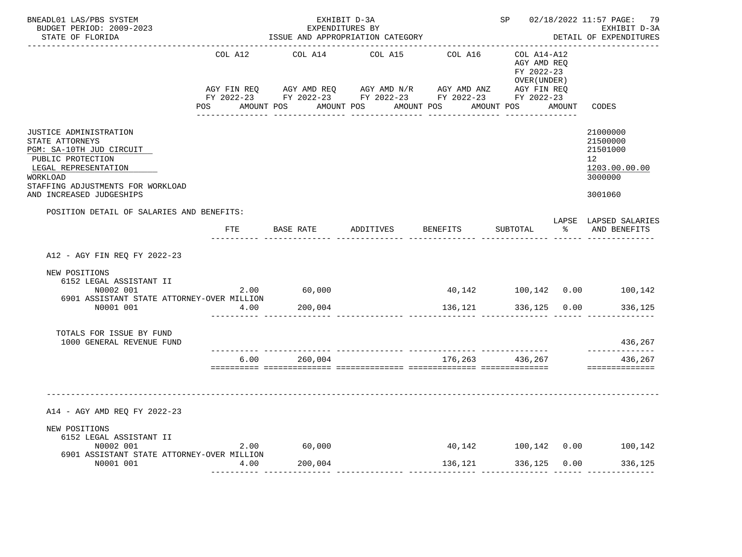BNEADL01 LAS/PBS SYSTEM — EXHIBIT D-3A — SP 02/18/2022 11:57

BUDGET PERIOD: 2009-2023 — EXPENDITURES BY — EXHIBIT D-3A

STATE OF FLORIDA — ISSUE AND APPROPRIATION CATEGORY — DETAIL OF EXPENDITURES

| | COL A12 AGY FIN REQ FY 2022-23 POS AMOUNT | COL A14 AGY AMD REQ FY 2022-23 POS AMOUNT | COL A15 AGY AMD N/R FY 2022-23 POS AMOUNT | COL A16 AGY AMD ANZ FY 2022-23 POS AMOUNT | COL A14-A12 AGY AMD REQ FY 2022-23 OVER(UNDER) AGY FIN REQ FY 2022-23 POS AMOUNT | CODES |
|---|---|---|---|---|---|---|
| JUSTICE ADMINISTRATION | | | | | | 21000000 |
| STATE ATTORNEYS | | | | | | 21500000 |
| PGM: SA-10TH JUD CIRCUIT | | | | | | 21501000 |
| PUBLIC PROTECTION | | | | | | 12 |
| LEGAL REPRESENTATION | | | | | | 1203.00.00.00 |
| WORKLOAD | | | | | | 3000000 |
| STAFFING ADJUSTMENTS FOR WORKLOAD AND INCREASED JUDGESHIPS | | | | | | 3001060 |

POSITION DETAIL OF SALARIES AND BENEFITS:

| | FTE | BASE RATE | ADDITIVES | BENEFITS | SUBTOTAL | LAPSE % | LAPSED SALARIES AND BENEFITS |
|---|---|---|---|---|---|---|---|
| **A12 - AGY FIN REQ FY 2022-23** | | | | | | | |
| NEW POSITIONS | | | | | | | |
| 6152 LEGAL ASSISTANT II | | | | | | | |
| N0002 001 | 2.00 | 60,000 | | 40,142 | 100,142 | 0.00 | 100,142 |
| 6901 ASSISTANT STATE ATTORNEY-OVER MILLION | | | | | | | |
| N0001 001 | 4.00 | 200,004 | | 136,121 | 336,125 | 0.00 | 336,125 |
| TOTALS FOR ISSUE BY FUND | | | | | | | |
| 1000 GENERAL REVENUE FUND | | | | | | | 436,267 |
| | 6.00 | 260,004 | | 176,263 | 436,267 | | 436,267 |
| **A14 - AGY AMD REQ FY 2022-23** | | | | | | | |
| NEW POSITIONS | | | | | | | |
| 6152 LEGAL ASSISTANT II | | | | | | | |
| N0002 001 | 2.00 | 60,000 | | 40,142 | 100,142 | 0.00 | 100,142 |
| 6901 ASSISTANT STATE ATTORNEY-OVER MILLION | | | | | | | |
| N0001 001 | 4.00 | 200,004 | | 136,121 | 336,125 | 0.00 | 336,125 |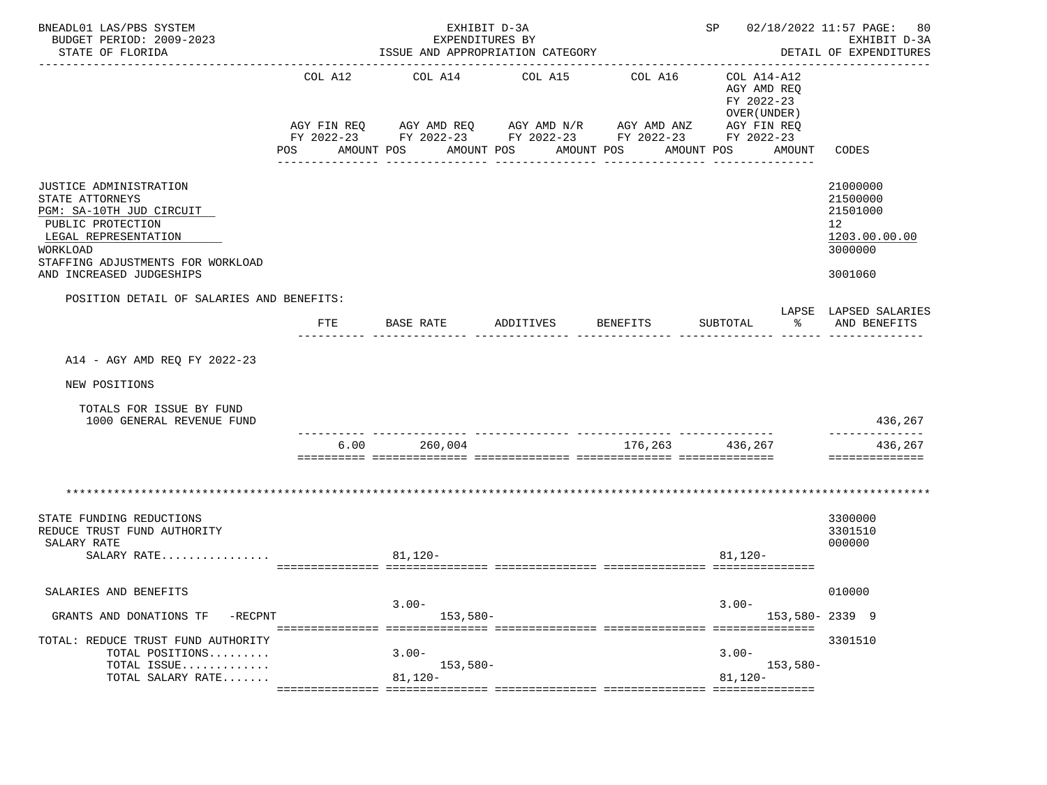BNEADL01 LAS/PBS SYSTEM — EXHIBIT D-3A — EXPENDITURES BY ISSUE AND APPROPRIATION CATEGORY
BUDGET PERIOD: 2009-2023 — STATE OF FLORIDA — SP 02/18/2022 11:57 — EXHIBIT D-3A DETAIL OF EXPENDITURES

| | COL A12 AGY FIN REQ FY 2022-23 POS AMOUNT | COL A14 AGY AMD REQ FY 2022-23 POS AMOUNT | COL A15 AGY AMD N/R FY 2022-23 POS AMOUNT | COL A16 AGY AMD ANZ FY 2022-23 POS AMOUNT | COL A14-A12 AGY AMD REQ FY 2022-23 OVER(UNDER) AGY FIN REQ FY 2022-23 POS AMOUNT | CODES |
|---|---|---|---|---|---|---|
| JUSTICE ADMINISTRATION | | | | | | 21000000 |
| STATE ATTORNEYS | | | | | | 21500000 |
| PGM: SA-10TH JUD CIRCUIT | | | | | | 21501000 |
| PUBLIC PROTECTION | | | | | | 12 |
| LEGAL REPRESENTATION | | | | | | 1203.00.00.00 |
| WORKLOAD | | | | | | 3000000 |
| STAFFING ADJUSTMENTS FOR WORKLOAD AND INCREASED JUDGESHIPS | | | | | | 3001060 |

POSITION DETAIL OF SALARIES AND BENEFITS:

A14 - AGY AMD REQ FY 2022-23

NEW POSITIONS

| | FTE | BASE RATE | ADDITIVES | BENEFITS | SUBTOTAL | LAPSE % | LAPSED SALARIES AND BENEFITS |
|---|---|---|---|---|---|---|---|
| TOTALS FOR ISSUE BY FUND 1000 GENERAL REVENUE FUND | | | | | | | 436,267 |
| | 6.00 | 260,004 | | 176,263 | 436,267 | | 436,267 |

*************************************************************************************************************

| | COL A12 | COL A14 | COL A15 | COL A16 | COL A14-A12 | CODES |
|---|---|---|---|---|---|---|
| STATE FUNDING REDUCTIONS | | | | | | 3300000 |
| REDUCE TRUST FUND AUTHORITY | | | | | | 3301510 |
| SALARY RATE | | | | | | 000000 |
| SALARY RATE................ | | 81,120- | | | 81,120- | |
| SALARIES AND BENEFITS | | 3.00- | | | 3.00- | 010000 |
| GRANTS AND DONATIONS TF -RECPNT | | 153,580- | | | 153,580- | 2339 9 |
| TOTAL: REDUCE TRUST FUND AUTHORITY | | | | | | 3301510 |
| TOTAL POSITIONS......... | | 3.00- | | | 3.00- | |
| TOTAL ISSUE............. | | 153,580- | | | 153,580- | |
| TOTAL SALARY RATE....... | | 81,120- | | | 81,120- | |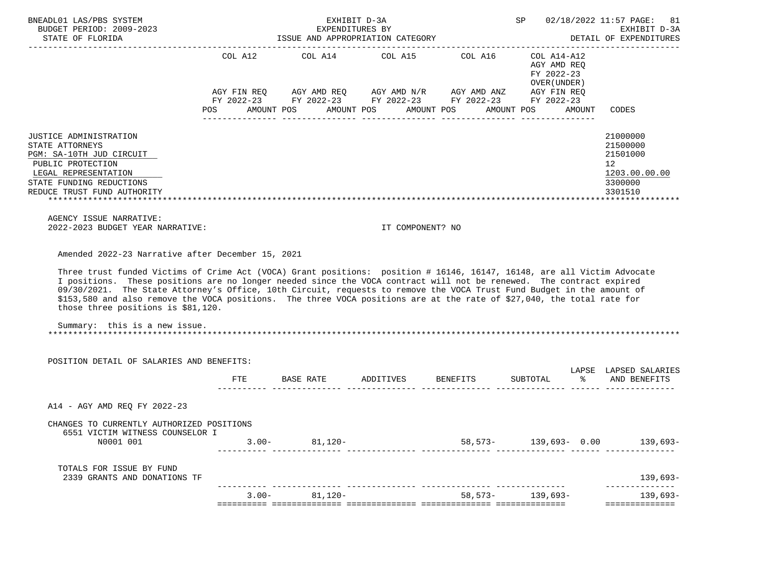BNEADL01 LAS/PBS SYSTEM — EXHIBIT D-3A — SP 02/18/2022 11:57

BUDGET PERIOD: 2009-2023 — EXPENDITURES BY ISSUE AND APPROPRIATION CATEGORY — EXHIBIT D-3A

STATE OF FLORIDA — DETAIL OF EXPENDITURES

| | COL A12 AGY FIN REQ FY 2022-23 POS AMOUNT | COL A14 AGY AMD REQ FY 2022-23 POS AMOUNT | COL A15 AGY AMD N/R FY 2022-23 POS AMOUNT | COL A16 AGY AMD ANZ FY 2022-23 POS AMOUNT | COL A14-A12 AGY AMD REQ FY 2022-23 OVER(UNDER) AGY FIN REQ FY 2022-23 POS AMOUNT | CODES |
|---|---|---|---|---|---|---|
| JUSTICE ADMINISTRATION | | | | | | 21000000 |
| STATE ATTORNEYS | | | | | | 21500000 |
| PGM: SA-10TH JUD CIRCUIT | | | | | | 21501000 |
| PUBLIC PROTECTION | | | | | | 12 |
| LEGAL REPRESENTATION | | | | | | 1203.00.00.00 |
| STATE FUNDING REDUCTIONS | | | | | | 3300000 |
| REDUCE TRUST FUND AUTHORITY | | | | | | 3301510 |

AGENCY ISSUE NARRATIVE:

2022-2023 BUDGET YEAR NARRATIVE: IT COMPONENT? NO

Amended 2022-23 Narrative after December 15, 2021

Three trust funded Victims of Crime Act (VOCA) Grant positions: position # 16146, 16147, 16148, are all Victim Advocate I positions. These positions are no longer needed since the VOCA contract will not be renewed. The contract expired 09/30/2021. The State Attorney's Office, 10th Circuit, requests to remove the VOCA Trust Fund Budget in the amount of $153,580 and also remove the VOCA positions. The three VOCA positions are at the rate of $27,040, the total rate for those three positions is $81,120.

Summary: this is a new issue.

POSITION DETAIL OF SALARIES AND BENEFITS:

| | FTE | BASE RATE | ADDITIVES | BENEFITS | SUBTOTAL | LAPSE % | LAPSED SALARIES AND BENEFITS |
|---|---|---|---|---|---|---|---|
| A14 - AGY AMD REQ FY 2022-23 | | | | | | | |
| CHANGES TO CURRENTLY AUTHORIZED POSITIONS | | | | | | | |
| 6551 VICTIM WITNESS COUNSELOR I | | | | | | | |
| N0001 001 | 3.00- | 81,120- | | 58,573- | 139,693- | 0.00 | 139,693- |
| TOTALS FOR ISSUE BY FUND | | | | | | | |
| 2339 GRANTS AND DONATIONS TF | | | | | | | 139,693- |
| | 3.00- | 81,120- | | 58,573- | 139,693- | | 139,693- |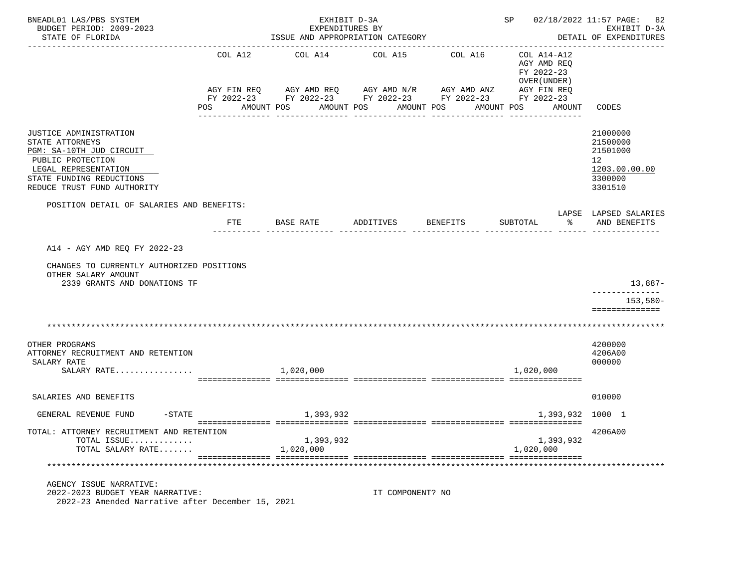BNEADL01 LAS/PBS SYSTEM — EXHIBIT D-3A — EXPENDITURES BY ISSUE AND APPROPRIATION CATEGORY — SP 02/18/2022 11:57

BUDGET PERIOD: 2009-2023 — STATE OF FLORIDA — EXHIBIT D-3A DETAIL OF EXPENDITURES

| | COL A12 AGY FIN REQ FY 2022-23 POS AMOUNT | COL A14 AGY AMD REQ FY 2022-23 POS AMOUNT | COL A15 AGY AMD N/R FY 2022-23 POS AMOUNT | COL A16 AGY AMD ANZ FY 2022-23 POS AMOUNT | COL A14-A12 AGY AMD REQ FY 2022-23 OVER(UNDER) AGY FIN REQ FY 2022-23 POS AMOUNT | CODES |
|---|---|---|---|---|---|---|
| JUSTICE ADMINISTRATION | | | | | | 21000000 |
| STATE ATTORNEYS | | | | | | 21500000 |
| PGM: SA-10TH JUD CIRCUIT | | | | | | 21501000 |
| PUBLIC PROTECTION | | | | | | 12 |
| LEGAL REPRESENTATION | | | | | | 1203.00.00.00 |
| STATE FUNDING REDUCTIONS | | | | | | 3300000 |
| REDUCE TRUST FUND AUTHORITY | | | | | | 3301510 |

POSITION DETAIL OF SALARIES AND BENEFITS:

| | FTE | BASE RATE | ADDITIVES | BENEFITS | SUBTOTAL | LAPSE % | LAPSED SALARIES AND BENEFITS |
|---|---|---|---|---|---|---|---|
| A14 - AGY AMD REQ FY 2022-23 | | | | | | | |
| CHANGES TO CURRENTLY AUTHORIZED POSITIONS | | | | | | | |
| OTHER SALARY AMOUNT | | | | | | | |
| 2339 GRANTS AND DONATIONS TF | | | | | | | 13,887- |
| | | | | | | | 153,580- |

*******************************************************************************************************

| | COL A12 | COL A14 | COL A15 | COL A16 | COL A14-A12 | CODES |
|---|---|---|---|---|---|---|
| OTHER PROGRAMS | | | | | | 4200000 |
| ATTORNEY RECRUITMENT AND RETENTION | | | | | | 4206A00 |
| SALARY RATE | | | | | | 000000 |
| SALARY RATE................ | | 1,020,000 | | | 1,020,000 | |
| SALARIES AND BENEFITS | | | | | | 010000 |
| GENERAL REVENUE FUND -STATE | | 1,393,932 | | | 1,393,932 | 1000 1 |
| TOTAL: ATTORNEY RECRUITMENT AND RETENTION | | | | | | 4206A00 |
| TOTAL ISSUE............. | | 1,393,932 | | | 1,393,932 | |
| TOTAL SALARY RATE....... | | 1,020,000 | | | 1,020,000 | |

*******************************************************************************************************

AGENCY ISSUE NARRATIVE:

2022-2023 BUDGET YEAR NARRATIVE: IT COMPONENT? NO

2022-23 Amended Narrative after December 15, 2021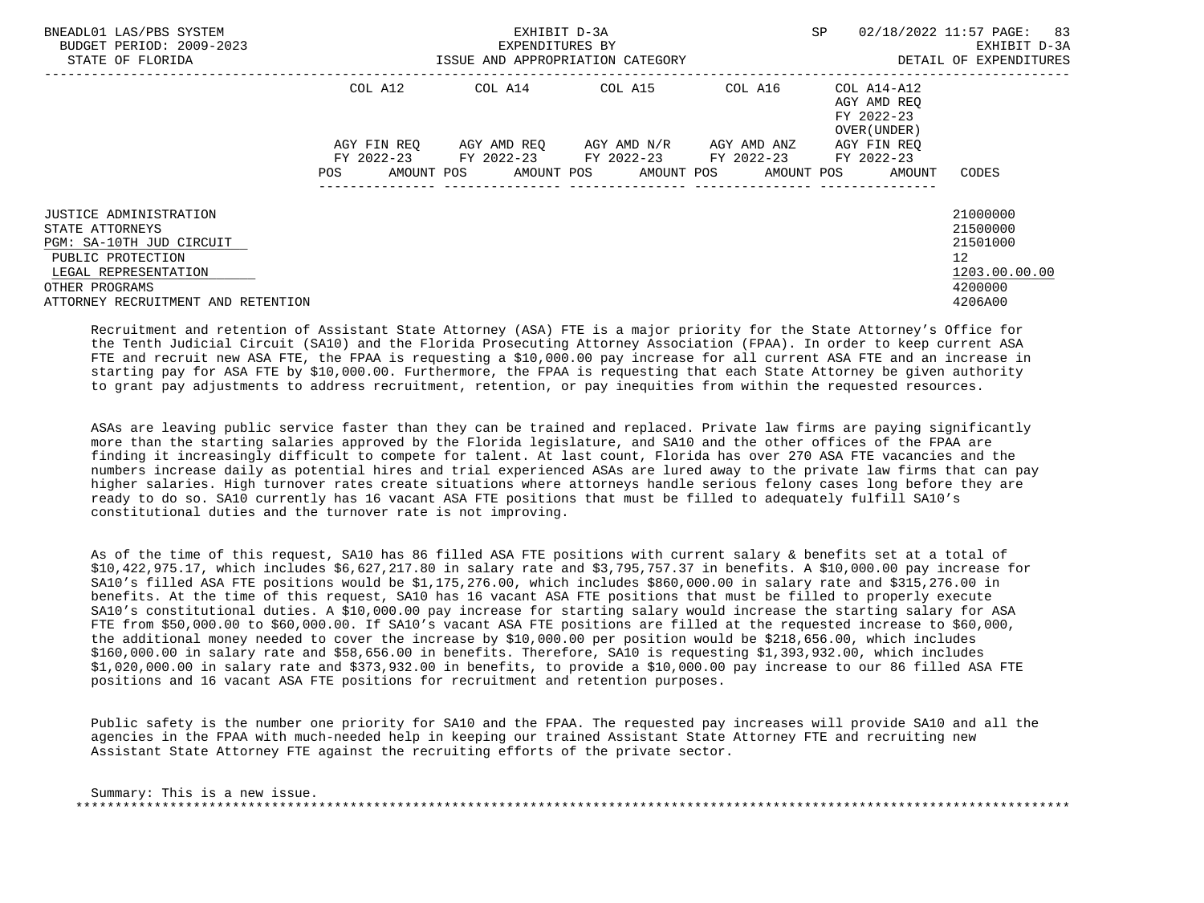| | COL A12 | COL A14 | COL A15 | COL A16 | COL A14-A12 AGY AMD REQ FY 2022-23 OVER(UNDER) | |
|---|---|---|---|---|---|---|
| | AGY FIN REQ FY 2022-23 | AGY AMD REQ FY 2022-23 | AGY AMD N/R FY 2022-23 | AGY AMD ANZ FY 2022-23 | AGY FIN REQ FY 2022-23 | |
| | POS AMOUNT | POS AMOUNT | POS AMOUNT | POS AMOUNT | POS AMOUNT | CODES |
| JUSTICE ADMINISTRATION | | | | | | 21000000 |
| STATE ATTORNEYS | | | | | | 21500000 |
| PGM: SA-10TH JUD CIRCUIT | | | | | | 21501000 |
| PUBLIC PROTECTION | | | | | | 12 |
| LEGAL REPRESENTATION | | | | | | 1203.00.00.00 |
| OTHER PROGRAMS | | | | | | 4200000 |
| ATTORNEY RECRUITMENT AND RETENTION | | | | | | 4206A00 |

Recruitment and retention of Assistant State Attorney (ASA) FTE is a major priority for the State Attorney's Office for the Tenth Judicial Circuit (SA10) and the Florida Prosecuting Attorney Association (FPAA). In order to keep current ASA FTE and recruit new ASA FTE, the FPAA is requesting a $10,000.00 pay increase for all current ASA FTE and an increase in starting pay for ASA FTE by $10,000.00. Furthermore, the FPAA is requesting that each State Attorney be given authority to grant pay adjustments to address recruitment, retention, or pay inequities from within the requested resources.

ASAs are leaving public service faster than they can be trained and replaced. Private law firms are paying significantly more than the starting salaries approved by the Florida legislature, and SA10 and the other offices of the FPAA are finding it increasingly difficult to compete for talent. At last count, Florida has over 270 ASA FTE vacancies and the numbers increase daily as potential hires and trial experienced ASAs are lured away to the private law firms that can pay higher salaries. High turnover rates create situations where attorneys handle serious felony cases long before they are ready to do so. SA10 currently has 16 vacant ASA FTE positions that must be filled to adequately fulfill SA10's constitutional duties and the turnover rate is not improving.

As of the time of this request, SA10 has 86 filled ASA FTE positions with current salary & benefits set at a total of $10,422,975.17, which includes $6,627,217.80 in salary rate and $3,795,757.37 in benefits. A $10,000.00 pay increase for SA10's filled ASA FTE positions would be $1,175,276.00, which includes $860,000.00 in salary rate and $315,276.00 in benefits. At the time of this request, SA10 has 16 vacant ASA FTE positions that must be filled to properly execute SA10's constitutional duties. A $10,000.00 pay increase for starting salary would increase the starting salary for ASA FTE from $50,000.00 to $60,000.00. If SA10's vacant ASA FTE positions are filled at the requested increase to $60,000, the additional money needed to cover the increase by $10,000.00 per position would be $218,656.00, which includes $160,000.00 in salary rate and $58,656.00 in benefits. Therefore, SA10 is requesting $1,393,932.00, which includes $1,020,000.00 in salary rate and $373,932.00 in benefits, to provide a $10,000.00 pay increase to our 86 filled ASA FTE positions and 16 vacant ASA FTE positions for recruitment and retention purposes.

Public safety is the number one priority for SA10 and the FPAA. The requested pay increases will provide SA10 and all the agencies in the FPAA with much-needed help in keeping our trained Assistant State Attorney FTE and recruiting new Assistant State Attorney FTE against the recruiting efforts of the private sector.

Summary: This is a new issue.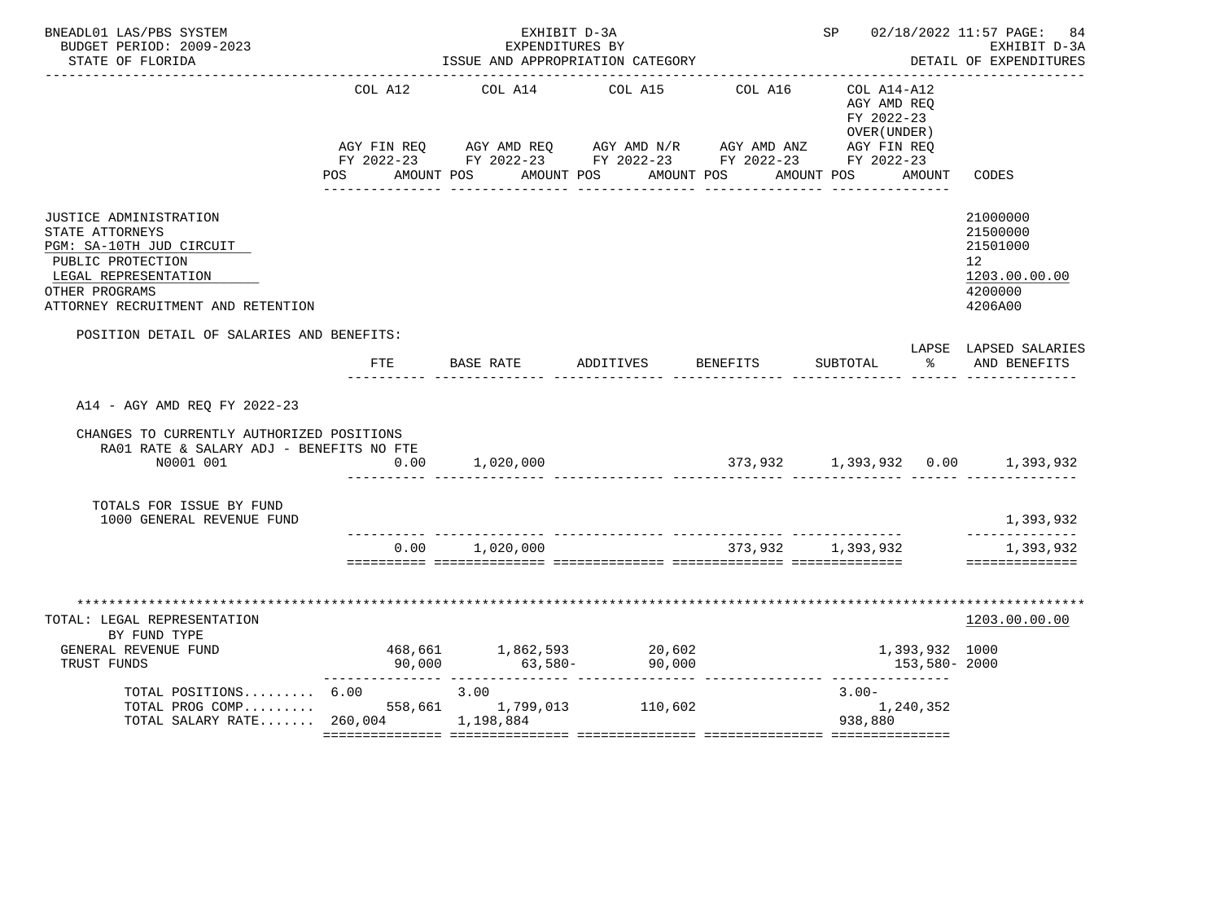BNEADL01 LAS/PBS SYSTEM | EXHIBIT D-3A | SP 02/18/2022 11:57

BUDGET PERIOD: 2009-2023 | EXPENDITURES BY | EXHIBIT D-3A

STATE OF FLORIDA | ISSUE AND APPROPRIATION CATEGORY | DETAIL OF EXPENDITURES

| | COL A12 AGY FIN REQ FY 2022-23 POS AMOUNT | COL A14 AGY AMD REQ FY 2022-23 POS AMOUNT | COL A15 AGY AMD N/R FY 2022-23 POS AMOUNT | COL A16 AGY AMD ANZ FY 2022-23 POS AMOUNT | COL A14-A12 AGY AMD REQ FY 2022-23 OVER(UNDER) AGY FIN REQ FY 2022-23 POS AMOUNT | CODES |
|---|---|---|---|---|---|---|
| JUSTICE ADMINISTRATION | | | | | | 21000000 |
| STATE ATTORNEYS | | | | | | 21500000 |
| PGM: SA-10TH JUD CIRCUIT | | | | | | 21501000 |
| PUBLIC PROTECTION | | | | | | 12 |
| LEGAL REPRESENTATION | | | | | | 1203.00.00.00 |
| OTHER PROGRAMS | | | | | | 4200000 |
| ATTORNEY RECRUITMENT AND RETENTION | | | | | | 4206A00 |

POSITION DETAIL OF SALARIES AND BENEFITS:

| | FTE | BASE RATE | ADDITIVES | BENEFITS | SUBTOTAL | LAPSE % | LAPSED SALARIES AND BENEFITS |
|---|---|---|---|---|---|---|---|
| A14 - AGY AMD REQ FY 2022-23 | | | | | | | |
| CHANGES TO CURRENTLY AUTHORIZED POSITIONS | | | | | | | |
| RA01 RATE & SALARY ADJ - BENEFITS NO FTE | | | | | | | |
| N0001 001 | 0.00 | 1,020,000 | | 373,932 | 1,393,932 | 0.00 | 1,393,932 |
| TOTALS FOR ISSUE BY FUND | | | | | | | |
| 1000 GENERAL REVENUE FUND | | | | | | | 1,393,932 |
| | 0.00 | 1,020,000 | | 373,932 | 1,393,932 | | 1,393,932 |

TOTAL: LEGAL REPRESENTATION — 1203.00.00.00

| BY FUND TYPE | COL A12 | COL A14 | COL A15 | COL A16 | COL A14-A12 | CODES |
|---|---|---|---|---|---|---|
| GENERAL REVENUE FUND | 468,661 | 1,862,593 | 20,602 | | 1,393,932 | 1000 |
| TRUST FUNDS | 90,000 | 63,580- | 90,000 | | 153,580- | 2000 |
| TOTAL POSITIONS......... | 6.00 | 3.00 | | | 3.00- | |
| TOTAL PROG COMP......... | 558,661 | 1,799,013 | 110,602 | | 1,240,352 | |
| TOTAL SALARY RATE....... | 260,004 | 1,198,884 | | | 938,880 | |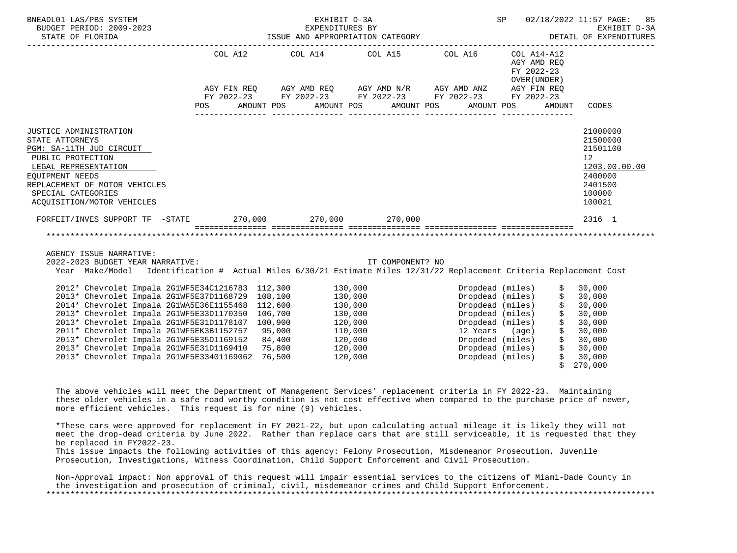BNEADL01 LAS/PBS SYSTEM — EXHIBIT D-3A — SP 02/18/2022 11:57

BUDGET PERIOD: 2009-2023 — EXPENDITURES BY — EXHIBIT D-3A

STATE OF FLORIDA — ISSUE AND APPROPRIATION CATEGORY — DETAIL OF EXPENDITURES

| | COL A12 AGY FIN REQ FY 2022-23 POS AMOUNT | COL A14 AGY AMD REQ FY 2022-23 POS AMOUNT | COL A15 AGY AMD N/R FY 2022-23 POS AMOUNT | COL A16 AGY AMD ANZ FY 2022-23 POS AMOUNT | COL A14-A12 AGY AMD REQ FY 2022-23 OVER(UNDER) AGY FIN REQ FY 2022-23 POS AMOUNT | CODES |
|---|---|---|---|---|---|---|
| JUSTICE ADMINISTRATION | | | | | | 21000000 |
| STATE ATTORNEYS | | | | | | 21500000 |
| PGM: SA-11TH JUD CIRCUIT | | | | | | 21501100 |
| PUBLIC PROTECTION | | | | | | 12 |
| LEGAL REPRESENTATION | | | | | | 1203.00.00.00 |
| EQUIPMENT NEEDS | | | | | | 2400000 |
| REPLACEMENT OF MOTOR VEHICLES | | | | | | 2401500 |
| SPECIAL CATEGORIES | | | | | | 100000 |
| ACQUISITION/MOTOR VEHICLES | | | | | | 100021 |
| FORFEIT/INVES SUPPORT TF -STATE | 270,000 | 270,000 | 270,000 | | | 2316 1 |

AGENCY ISSUE NARRATIVE:

2022-2023 BUDGET YEAR NARRATIVE: IT COMPONENT? NO

| Year | Make/Model | Identification # | Actual Miles 6/30/21 | Estimate Miles 12/31/22 | Replacement Criteria | Replacement Cost |
|---|---|---|---|---|---|---|
| 2012* | Chevrolet Impala | 2G1WF5E34C1216783 | 112,300 | 130,000 | Dropdead (miles) | $ 30,000 |
| 2013* | Chevrolet Impala | 2G1WF5E37D1168729 | 108,100 | 130,000 | Dropdead (miles) | $ 30,000 |
| 2014* | Chevrolet Impala | 2G1WA5E36E1155468 | 112,600 | 130,000 | Dropdead (miles) | $ 30,000 |
| 2013* | Chevrolet Impala | 2G1WF5E33D1170350 | 106,700 | 130,000 | Dropdead (miles) | $ 30,000 |
| 2013* | Chevrolet Impala | 2G1WF5E31D1178107 | 100,900 | 120,000 | Dropdead (miles) | $ 30,000 |
| 2011* | Chevrolet Impala | 2G1WF5EK3B1152757 | 95,000 | 110,000 | 12 Years (age) | $ 30,000 |
| 2013* | Chevrolet Impala | 2G1WF5E35D1169152 | 84,400 | 120,000 | Dropdead (miles) | $ 30,000 |
| 2013* | Chevrolet Impala | 2G1WF5E31D1169410 | 75,800 | 120,000 | Dropdead (miles) | $ 30,000 |
| 2013* | Chevrolet Impala | 2G1WF5E33401169062 | 76,500 | 120,000 | Dropdead (miles) | $ 30,000 |
| | | | | | | $ 270,000 |

The above vehicles will meet the Department of Management Services' replacement criteria in FY 2022-23. Maintaining these older vehicles in a safe road worthy condition is not cost effective when compared to the purchase price of newer, more efficient vehicles. This request is for nine (9) vehicles.

*These cars were approved for replacement in FY 2021-22, but upon calculating actual mileage it is likely they will not meet the drop-dead criteria by June 2022. Rather than replace cars that are still serviceable, it is requested that they be replaced in FY2022-23.
This issue impacts the following activities of this agency: Felony Prosecution, Misdemeanor Prosecution, Juvenile Prosecution, Investigations, Witness Coordination, Child Support Enforcement and Civil Prosecution.

Non-Approval impact: Non approval of this request will impair essential services to the citizens of Miami-Dade County in the investigation and prosecution of criminal, civil, misdemeanor crimes and Child Support Enforcement.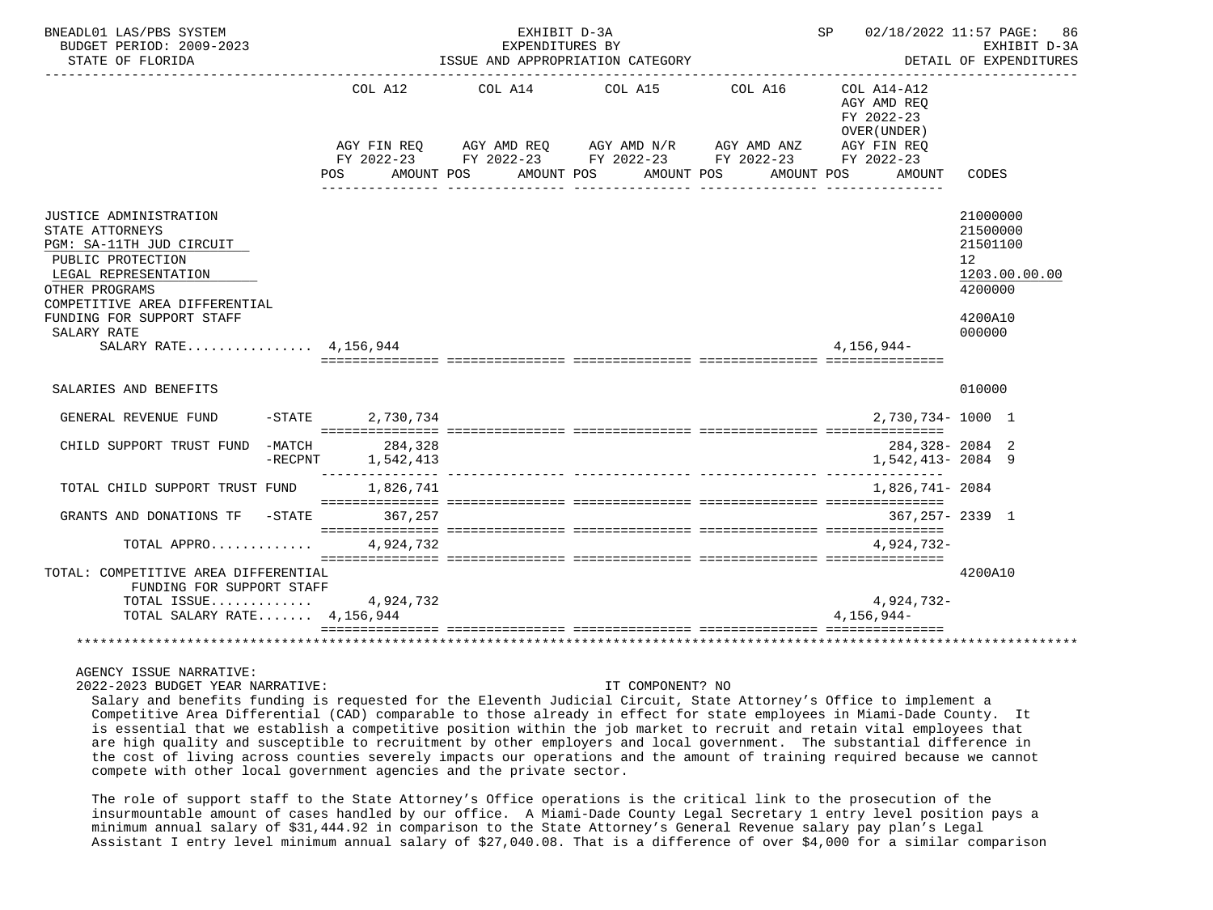BNEADL01 LAS/PBS SYSTEM — EXHIBIT D-3A — EXPENDITURES BY ISSUE AND APPROPRIATION CATEGORY
BUDGET PERIOD: 2009-2023 — STATE OF FLORIDA — SP 02/18/2022 11:57 — EXHIBIT D-3A DETAIL OF EXPENDITURES

| | COL A12 AGY FIN REQ FY 2022-23 POS AMOUNT | COL A14 AGY AMD REQ FY 2022-23 POS AMOUNT | COL A15 AGY AMD N/R FY 2022-23 POS AMOUNT | COL A16 AGY AMD ANZ FY 2022-23 POS AMOUNT | COL A14-A12 AGY AMD REQ FY 2022-23 OVER(UNDER) AGY FIN REQ FY 2022-23 POS AMOUNT | CODES |
|---|---|---|---|---|---|---|
| JUSTICE ADMINISTRATION | | | | | | 21000000 |
| STATE ATTORNEYS | | | | | | 21500000 |
| PGM: SA-11TH JUD CIRCUIT | | | | | | 21501100 |
| PUBLIC PROTECTION | | | | | | 12 |
| LEGAL REPRESENTATION | | | | | | 1203.00.00.00 |
| OTHER PROGRAMS | | | | | | 4200000 |
| COMPETITIVE AREA DIFFERENTIAL FUNDING FOR SUPPORT STAFF | | | | | | 4200A10 |
| SALARY RATE | | | | | | 000000 |
| SALARY RATE................ | 4,156,944 | | | | 4,156,944- | |
| SALARIES AND BENEFITS | | | | | | 010000 |
| GENERAL REVENUE FUND -STATE | 2,730,734 | | | | 2,730,734- | 1000 1 |
| CHILD SUPPORT TRUST FUND -MATCH | 284,328 | | | | 284,328- | 2084 2 |
| -RECPNT | 1,542,413 | | | | 1,542,413- | 2084 9 |
| TOTAL CHILD SUPPORT TRUST FUND | 1,826,741 | | | | 1,826,741- | 2084 |
| GRANTS AND DONATIONS TF -STATE | 367,257 | | | | 367,257- | 2339 1 |
| TOTAL APPRO............ | 4,924,732 | | | | 4,924,732- | |
| TOTAL: COMPETITIVE AREA DIFFERENTIAL FUNDING FOR SUPPORT STAFF | | | | | | 4200A10 |
| TOTAL ISSUE............ | 4,924,732 | | | | 4,924,732- | |
| TOTAL SALARY RATE....... | 4,156,944 | | | | 4,156,944- | |

AGENCY ISSUE NARRATIVE:

2022-2023 BUDGET YEAR NARRATIVE: IT COMPONENT? NO

Salary and benefits funding is requested for the Eleventh Judicial Circuit, State Attorney's Office to implement a Competitive Area Differential (CAD) comparable to those already in effect for state employees in Miami-Dade County. It is essential that we establish a competitive position within the job market to recruit and retain vital employees that are high quality and susceptible to recruitment by other employers and local government. The substantial difference in the cost of living across counties severely impacts our operations and the amount of training required because we cannot compete with other local government agencies and the private sector.

The role of support staff to the State Attorney's Office operations is the critical link to the prosecution of the insurmountable amount of cases handled by our office. A Miami-Dade County Legal Secretary 1 entry level position pays a minimum annual salary of $31,444.92 in comparison to the State Attorney's General Revenue salary pay plan's Legal Assistant I entry level minimum annual salary of $27,040.08. That is a difference of over $4,000 for a similar comparison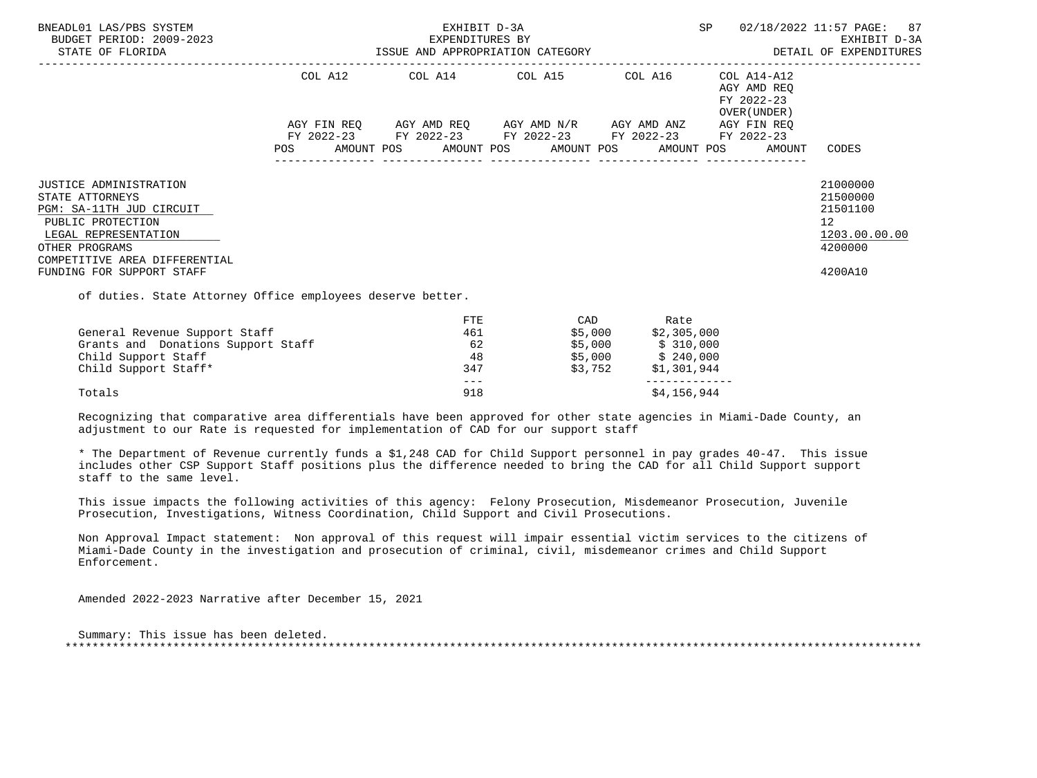| | COL A12 | | COL A14 | | COL A15 | | COL A16 | | COL A14-A12 AGY AMD REQ FY 2022-23 OVER(UNDER) | | |
|---|---|---|---|---|---|---|---|---|---|---|---|
| | AGY FIN REQ FY 2022-23 | | AGY AMD REQ FY 2022-23 | | AGY AMD N/R FY 2022-23 | | AGY AMD ANZ FY 2022-23 | | AGY FIN REQ FY 2022-23 | | |
| | POS | AMOUNT | POS | AMOUNT | POS | AMOUNT | POS | AMOUNT | POS | AMOUNT | CODES |
| JUSTICE ADMINISTRATION | | | | | | | | | | | 21000000 |
| STATE ATTORNEYS | | | | | | | | | | | 21500000 |
| PGM: SA-11TH JUD CIRCUIT | | | | | | | | | | | 21501100 |
| PUBLIC PROTECTION | | | | | | | | | | | 12 |
| LEGAL REPRESENTATION | | | | | | | | | | | 1203.00.00.00 |
| OTHER PROGRAMS | | | | | | | | | | | 4200000 |
| COMPETITIVE AREA DIFFERENTIAL FUNDING FOR SUPPORT STAFF | | | | | | | | | | | 4200A10 |

of duties. State Attorney Office employees deserve better.

| | FTE | CAD | Rate |
|---|---|---|---|
| General Revenue Support Staff | 461 | $5,000 | $2,305,000 |
| Grants and Donations Support Staff | 62 | $5,000 | $ 310,000 |
| Child Support Staff | 48 | $5,000 | $ 240,000 |
| Child Support Staff* | 347 | $3,752 | $1,301,944 |
| Totals | 918 | | $4,156,944 |

Recognizing that comparative area differentials have been approved for other state agencies in Miami-Dade County, an adjustment to our Rate is requested for implementation of CAD for our support staff

* The Department of Revenue currently funds a $1,248 CAD for Child Support personnel in pay grades 40-47. This issue includes other CSP Support Staff positions plus the difference needed to bring the CAD for all Child Support support staff to the same level.

This issue impacts the following activities of this agency: Felony Prosecution, Misdemeanor Prosecution, Juvenile Prosecution, Investigations, Witness Coordination, Child Support and Civil Prosecutions.

Non Approval Impact statement: Non approval of this request will impair essential victim services to the citizens of Miami-Dade County in the investigation and prosecution of criminal, civil, misdemeanor crimes and Child Support Enforcement.

Amended 2022-2023 Narrative after December 15, 2021

Summary: This issue has been deleted.

*******************************************************************************************************************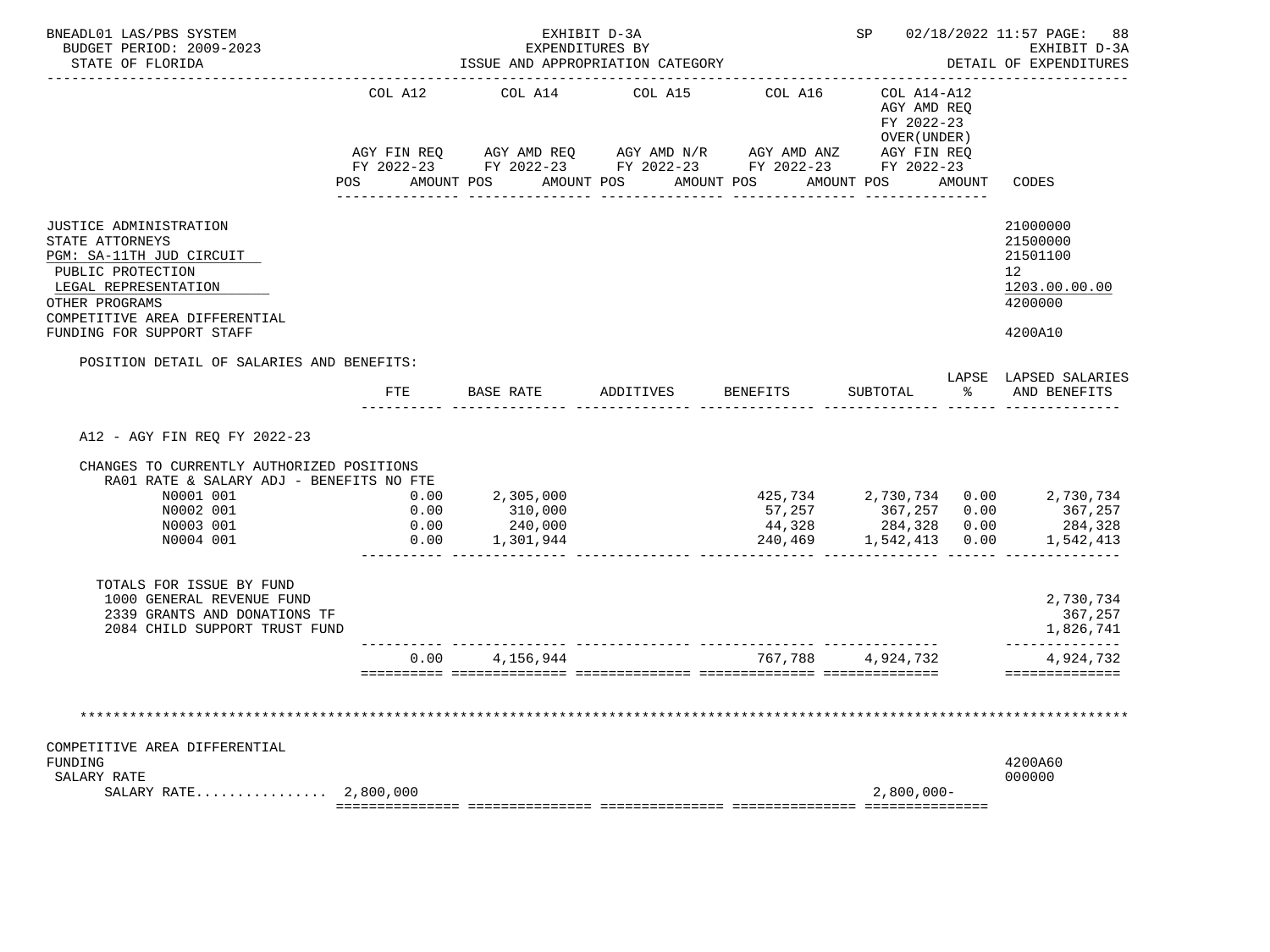BNEADL01 LAS/PBS SYSTEM — EXHIBIT D-3A — EXPENDITURES BY ISSUE AND APPROPRIATION CATEGORY
BUDGET PERIOD: 2009-2023 — STATE OF FLORIDA — SP 02/18/2022 11:57 — EXHIBIT D-3A DETAIL OF EXPENDITURES

| | COL A12 AGY FIN REQ FY 2022-23 POS AMOUNT | COL A14 AGY AMD REQ FY 2022-23 POS AMOUNT | COL A15 AGY AMD N/R FY 2022-23 POS AMOUNT | COL A16 AGY AMD ANZ FY 2022-23 POS AMOUNT | COL A14-A12 AGY AMD REQ FY 2022-23 OVER(UNDER) AGY FIN REQ FY 2022-23 POS AMOUNT | CODES |
|---|---|---|---|---|---|---|
| JUSTICE ADMINISTRATION | | | | | | 21000000 |
| STATE ATTORNEYS | | | | | | 21500000 |
| PGM: SA-11TH JUD CIRCUIT | | | | | | 21501100 |
| PUBLIC PROTECTION | | | | | | 12 |
| LEGAL REPRESENTATION | | | | | | 1203.00.00.00 |
| OTHER PROGRAMS | | | | | | 4200000 |
| COMPETITIVE AREA DIFFERENTIAL FUNDING FOR SUPPORT STAFF | | | | | | 4200A10 |

POSITION DETAIL OF SALARIES AND BENEFITS:

A12 - AGY FIN REQ FY 2022-23

| | FTE | BASE RATE | ADDITIVES | BENEFITS | SUBTOTAL | LAPSE % | LAPSED SALARIES AND BENEFITS |
|---|---|---|---|---|---|---|---|
| CHANGES TO CURRENTLY AUTHORIZED POSITIONS | | | | | | | |
| RA01 RATE & SALARY ADJ - BENEFITS NO FTE | | | | | | | |
| N0001 001 | 0.00 | 2,305,000 | | 425,734 | 2,730,734 | 0.00 | 2,730,734 |
| N0002 001 | 0.00 | 310,000 | | 57,257 | 367,257 | 0.00 | 367,257 |
| N0003 001 | 0.00 | 240,000 | | 44,328 | 284,328 | 0.00 | 284,328 |
| N0004 001 | 0.00 | 1,301,944 | | 240,469 | 1,542,413 | 0.00 | 1,542,413 |
| TOTALS FOR ISSUE BY FUND | | | | | | | |
| 1000 GENERAL REVENUE FUND | | | | | | | 2,730,734 |
| 2339 GRANTS AND DONATIONS TF | | | | | | | 367,257 |
| 2084 CHILD SUPPORT TRUST FUND | | | | | | | 1,826,741 |
| | 0.00 | 4,156,944 | | 767,788 | 4,924,732 | | 4,924,732 |

***************************************************************************************************

| | COL A12 | COL A14 | COL A15 | COL A16 | COL A14-A12 | CODES |
|---|---|---|---|---|---|---|
| COMPETITIVE AREA DIFFERENTIAL FUNDING | | | | | | 4200A60 |
| SALARY RATE | | | | | | 000000 |
| SALARY RATE................ | 2,800,000 | | | | 2,800,000- | |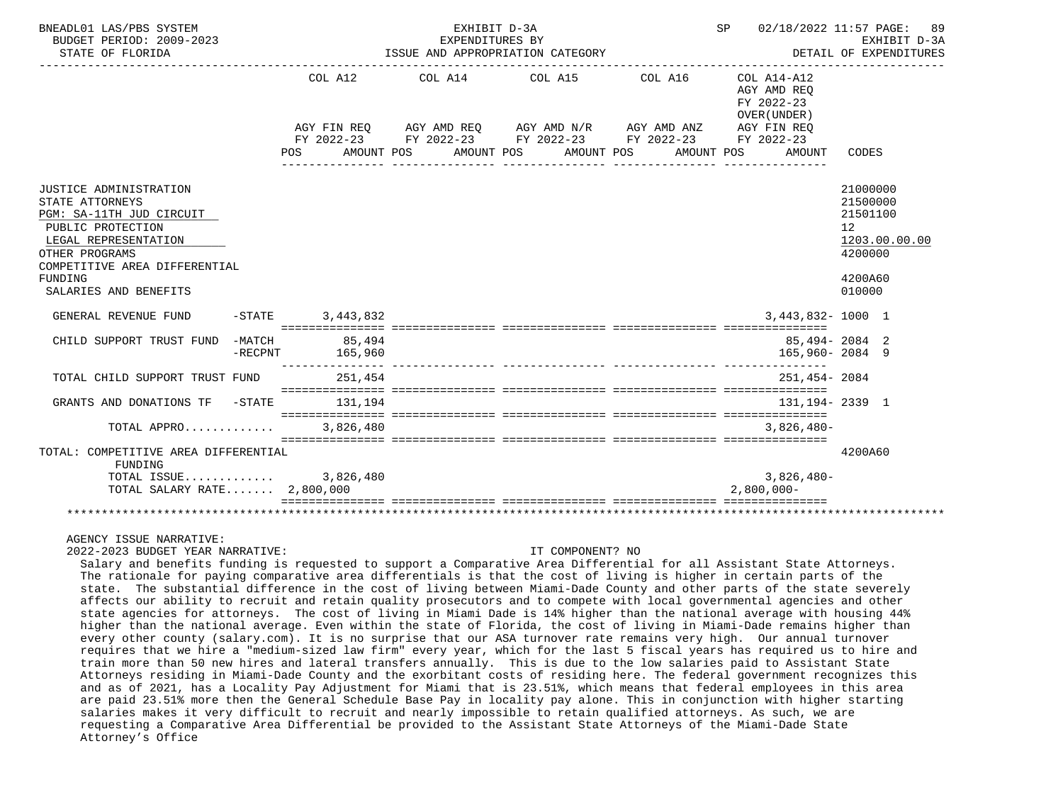BNEADL01 LAS/PBS SYSTEM — EXHIBIT D-3A — SP 02/18/2022 11:57

BUDGET PERIOD: 2009-2023 — EXPENDITURES BY ISSUE AND APPROPRIATION CATEGORY — EXHIBIT D-3A

STATE OF FLORIDA — DETAIL OF EXPENDITURES

| | COL A12 AGY FIN REQ FY 2022-23 POS AMOUNT | COL A14 AGY AMD REQ FY 2022-23 POS AMOUNT | COL A15 AGY AMD N/R FY 2022-23 POS AMOUNT | COL A16 AGY AMD ANZ FY 2022-23 POS AMOUNT | COL A14-A12 AGY AMD REQ FY 2022-23 OVER(UNDER) AGY FIN REQ FY 2022-23 POS AMOUNT | CODES |
|---|---|---|---|---|---|---|
| JUSTICE ADMINISTRATION | | | | | | 21000000 |
| STATE ATTORNEYS | | | | | | 21500000 |
| PGM: SA-11TH JUD CIRCUIT | | | | | | 21501100 |
| PUBLIC PROTECTION | | | | | | 12 |
| LEGAL REPRESENTATION | | | | | | 1203.00.00.00 |
| OTHER PROGRAMS | | | | | | 4200000 |
| COMPETITIVE AREA DIFFERENTIAL FUNDING | | | | | | 4200A60 |
| SALARIES AND BENEFITS | | | | | | 010000 |
| GENERAL REVENUE FUND -STATE | 3,443,832 | | | | 3,443,832- | 1000 1 |
| CHILD SUPPORT TRUST FUND -MATCH | 85,494 | | | | 85,494- | 2084 2 |
| -RECPNT | 165,960 | | | | 165,960- | 2084 9 |
| TOTAL CHILD SUPPORT TRUST FUND | 251,454 | | | | 251,454- | 2084 |
| GRANTS AND DONATIONS TF -STATE | 131,194 | | | | 131,194- | 2339 1 |
| TOTAL APPRO............ | 3,826,480 | | | | 3,826,480- | |
| TOTAL: COMPETITIVE AREA DIFFERENTIAL FUNDING | | | | | | 4200A60 |
| TOTAL ISSUE............ | 3,826,480 | | | | 3,826,480- | |
| TOTAL SALARY RATE....... | 2,800,000 | | | | 2,800,000- | |

AGENCY ISSUE NARRATIVE:

2022-2023 BUDGET YEAR NARRATIVE: IT COMPONENT? NO

Salary and benefits funding is requested to support a Comparative Area Differential for all Assistant State Attorneys. The rationale for paying comparative area differentials is that the cost of living is higher in certain parts of the state. The substantial difference in the cost of living between Miami-Dade County and other parts of the state severely affects our ability to recruit and retain quality prosecutors and to compete with local governmental agencies and other state agencies for attorneys. The cost of living in Miami Dade is 14% higher than the national average with housing 44% higher than the national average. Even within the state of Florida, the cost of living in Miami-Dade remains higher than every other county (salary.com). It is no surprise that our ASA turnover rate remains very high. Our annual turnover requires that we hire a "medium-sized law firm" every year, which for the last 5 fiscal years has required us to hire and train more than 50 new hires and lateral transfers annually. This is due to the low salaries paid to Assistant State Attorneys residing in Miami-Dade County and the exorbitant costs of residing here. The federal government recognizes this and as of 2021, has a Locality Pay Adjustment for Miami that is 23.51%, which means that federal employees in this area are paid 23.51% more then the General Schedule Base Pay in locality pay alone. This in conjunction with higher starting salaries makes it very difficult to recruit and nearly impossible to retain qualified attorneys. As such, we are requesting a Comparative Area Differential be provided to the Assistant State Attorneys of the Miami-Dade State Attorney's Office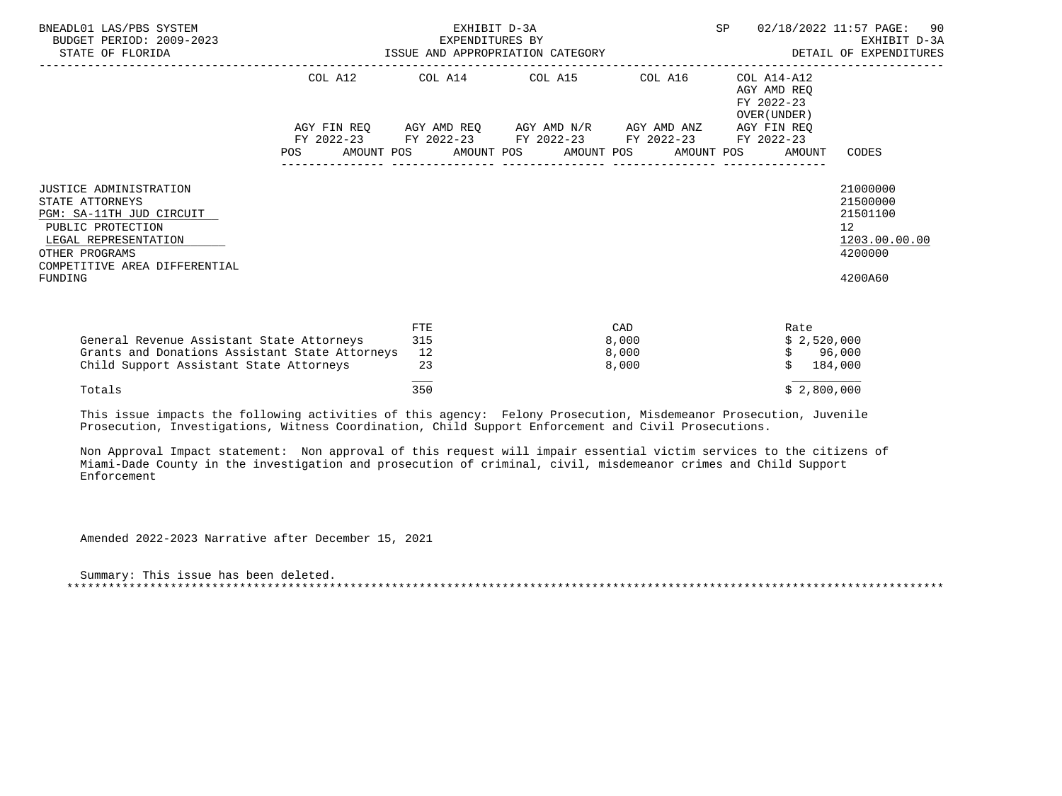| | COL A12 | | COL A14 | | COL A15 | | COL A16 | | COL A14-A12 AGY AMD REQ FY 2022-23 OVER(UNDER) | |
|---|---|---|---|---|---|---|---|---|---|---|
| | AGY FIN REQ FY 2022-23 | | AGY AMD REQ FY 2022-23 | | AGY AMD N/R FY 2022-23 | | AGY AMD ANZ FY 2022-23 | | AGY FIN REQ FY 2022-23 | |
| | POS | AMOUNT | POS | AMOUNT | POS | AMOUNT | POS | AMOUNT | POS | AMOUNT | CODES |

JUSTICE ADMINISTRATION — 21000000
STATE ATTORNEYS — 21500000
PGM: SA-11TH JUD CIRCUIT — 21501100
PUBLIC PROTECTION — 12
LEGAL REPRESENTATION — 1203.00.00.00
OTHER PROGRAMS — 4200000
COMPETITIVE AREA DIFFERENTIAL FUNDING — 4200A60

| | FTE | CAD | Rate |
|---|---|---|---|
| General Revenue Assistant State Attorneys | 315 | 8,000 | $ 2,520,000 |
| Grants and Donations Assistant State Attorneys | 12 | 8,000 | $ 96,000 |
| Child Support Assistant State Attorneys | 23 | 8,000 | $ 184,000 |
| Totals | 350 | | $ 2,800,000 |

This issue impacts the following activities of this agency: Felony Prosecution, Misdemeanor Prosecution, Juvenile Prosecution, Investigations, Witness Coordination, Child Support Enforcement and Civil Prosecutions.

Non Approval Impact statement: Non approval of this request will impair essential victim services to the citizens of Miami-Dade County in the investigation and prosecution of criminal, civil, misdemeanor crimes and Child Support Enforcement

Amended 2022-2023 Narrative after December 15, 2021

Summary: This issue has been deleted.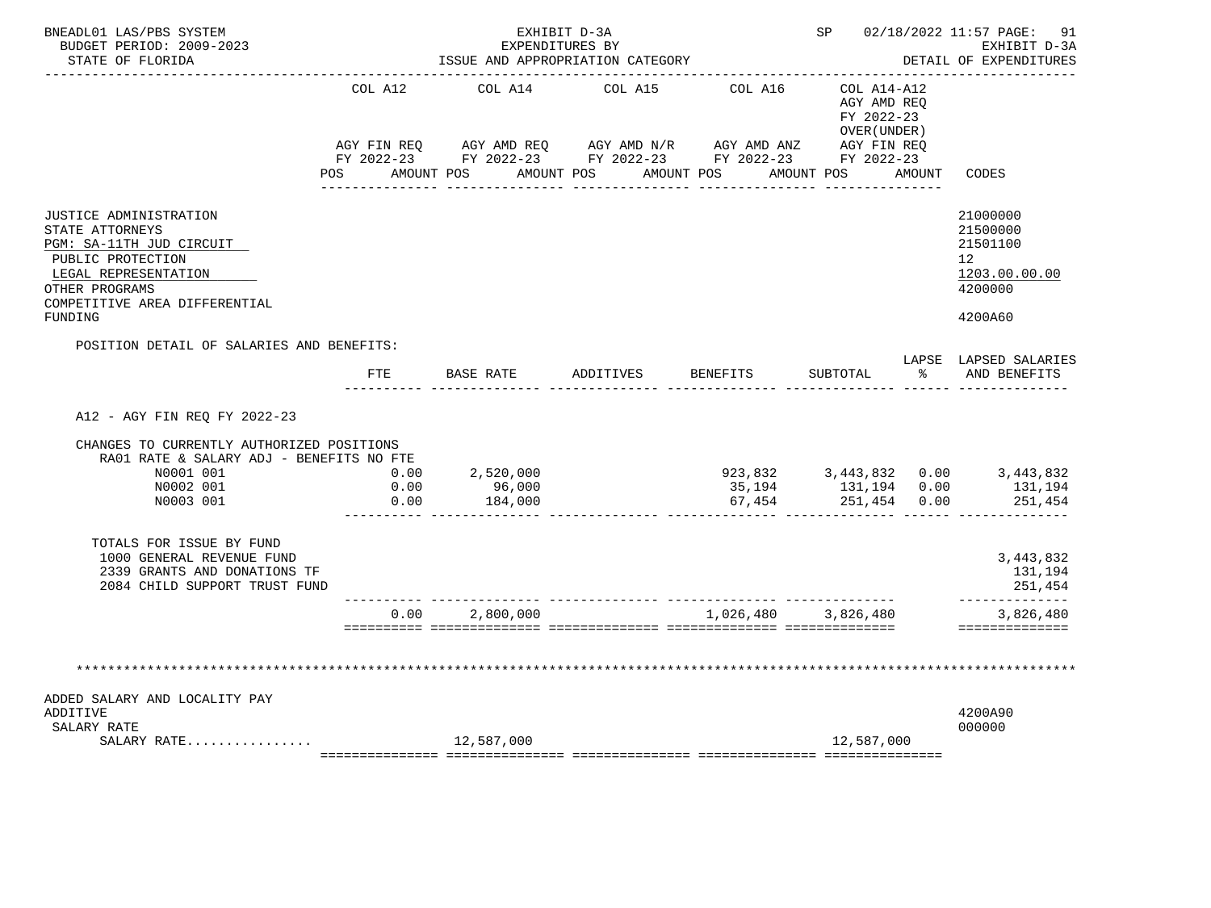BNEADL01 LAS/PBS SYSTEM | EXHIBIT D-3A | SP 02/18/2022 11:57

BUDGET PERIOD: 2009-2023 | EXPENDITURES BY | EXHIBIT D-3A

STATE OF FLORIDA | ISSUE AND APPROPRIATION CATEGORY | DETAIL OF EXPENDITURES

| | COL A12 AGY FIN REQ FY 2022-23 POS AMOUNT | COL A14 AGY AMD REQ FY 2022-23 POS AMOUNT | COL A15 AGY AMD N/R FY 2022-23 POS AMOUNT | COL A16 AGY AMD ANZ FY 2022-23 POS AMOUNT | COL A14-A12 AGY AMD REQ FY 2022-23 OVER(UNDER) AGY FIN REQ FY 2022-23 POS AMOUNT | CODES |
|---|---|---|---|---|---|---|

JUSTICE ADMINISTRATION — 21000000
STATE ATTORNEYS — 21500000
PGM: SA-11TH JUD CIRCUIT — 21501100
PUBLIC PROTECTION — 12
LEGAL REPRESENTATION — 1203.00.00.00
OTHER PROGRAMS — 4200000
COMPETITIVE AREA DIFFERENTIAL FUNDING — 4200A60

POSITION DETAIL OF SALARIES AND BENEFITS:

| | FTE | BASE RATE | ADDITIVES | BENEFITS | SUBTOTAL | LAPSE % | LAPSED SALARIES AND BENEFITS |
|---|---|---|---|---|---|---|---|
| A12 - AGY FIN REQ FY 2022-23 | | | | | | | |
| CHANGES TO CURRENTLY AUTHORIZED POSITIONS | | | | | | | |
| RA01 RATE & SALARY ADJ - BENEFITS NO FTE | | | | | | | |
| N0001 001 | 0.00 | 2,520,000 | | 923,832 | 3,443,832 | 0.00 | 3,443,832 |
| N0002 001 | 0.00 | 96,000 | | 35,194 | 131,194 | 0.00 | 131,194 |
| N0003 001 | 0.00 | 184,000 | | 67,454 | 251,454 | 0.00 | 251,454 |
| TOTALS FOR ISSUE BY FUND | | | | | | | |
| 1000 GENERAL REVENUE FUND | | | | | | | 3,443,832 |
| 2339 GRANTS AND DONATIONS TF | | | | | | | 131,194 |
| 2084 CHILD SUPPORT TRUST FUND | | | | | | | 251,454 |
| | 0.00 | 2,800,000 | | 1,026,480 | 3,826,480 | | 3,826,480 |

ADDED SALARY AND LOCALITY PAY ADDITIVE — 4200A90

SALARY RATE — 000000

| | COL A12 | COL A14 | COL A15 | COL A16 | COL A14-A12 |
|---|---|---|---|---|---|
| SALARY RATE................ | | 12,587,000 | | | 12,587,000 |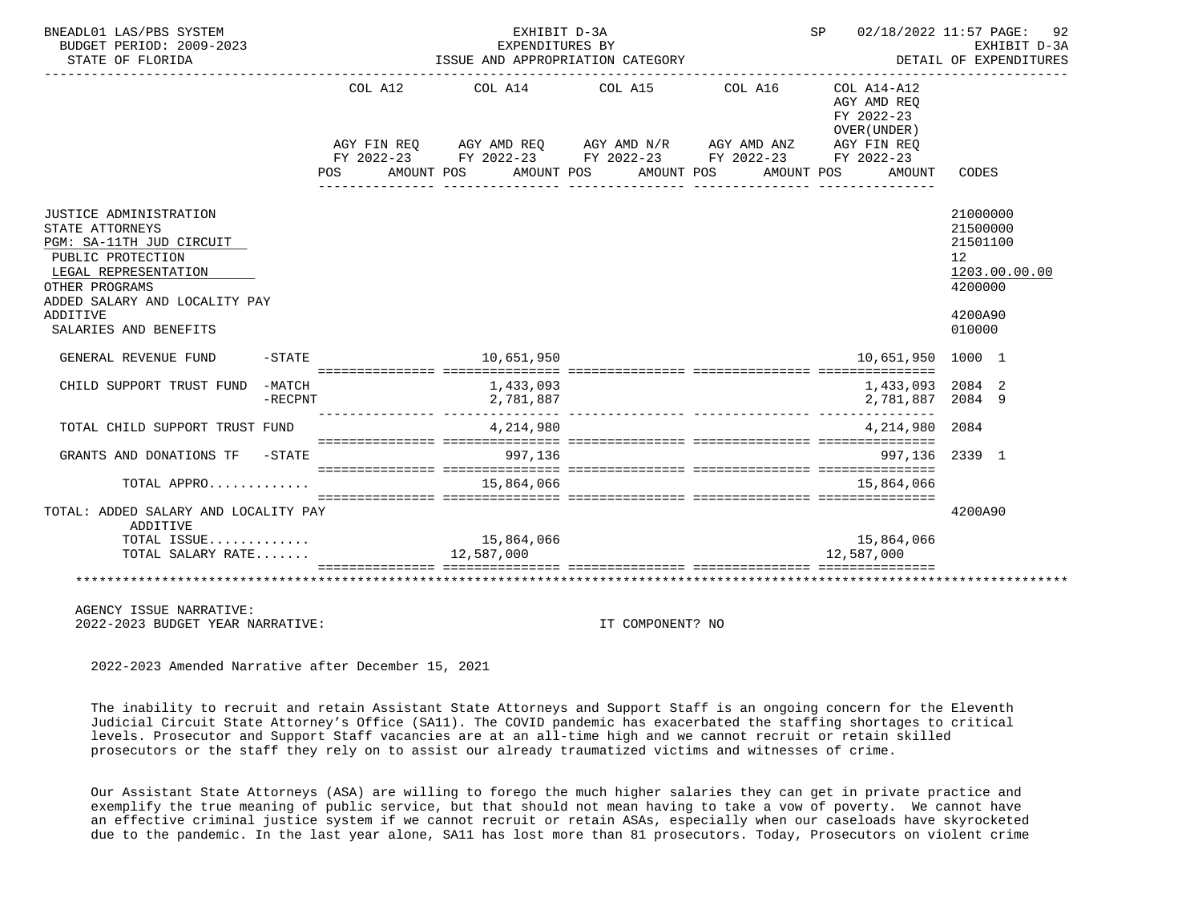BNEADL01 LAS/PBS SYSTEM — EXHIBIT D-3A — EXPENDITURES BY ISSUE AND APPROPRIATION CATEGORY — SP 02/18/2022 11:57 — BUDGET PERIOD: 2009-2023 — STATE OF FLORIDA — EXHIBIT D-3A DETAIL OF EXPENDITURES

| | COL A12 AGY FIN REQ FY 2022-23 POS AMOUNT | COL A14 AGY AMD REQ FY 2022-23 POS AMOUNT | COL A15 AGY AMD N/R FY 2022-23 POS AMOUNT | COL A16 AGY AMD ANZ FY 2022-23 POS AMOUNT | COL A14-A12 AGY AMD REQ FY 2022-23 OVER(UNDER) AGY FIN REQ FY 2022-23 POS AMOUNT | CODES |
|---|---|---|---|---|---|---|
| JUSTICE ADMINISTRATION | | | | | | 21000000 |
| STATE ATTORNEYS | | | | | | 21500000 |
| PGM: SA-11TH JUD CIRCUIT | | | | | | 21501100 |
| PUBLIC PROTECTION | | | | | | 12 |
| LEGAL REPRESENTATION | | | | | | 1203.00.00.00 |
| OTHER PROGRAMS | | | | | | 4200000 |
| ADDED SALARY AND LOCALITY PAY ADDITIVE | | | | | | 4200A90 |
| SALARIES AND BENEFITS | | | | | | 010000 |
| GENERAL REVENUE FUND -STATE | | 10,651,950 | | | 10,651,950 | 1000 1 |
| CHILD SUPPORT TRUST FUND -MATCH | | 1,433,093 | | | 1,433,093 | 2084 2 |
| -RECPNT | | 2,781,887 | | | 2,781,887 | 2084 9 |
| TOTAL CHILD SUPPORT TRUST FUND | | 4,214,980 | | | 4,214,980 | 2084 |
| GRANTS AND DONATIONS TF -STATE | | 997,136 | | | 997,136 | 2339 1 |
| TOTAL APPRO............ | | 15,864,066 | | | 15,864,066 | |
| TOTAL: ADDED SALARY AND LOCALITY PAY ADDITIVE | | | | | | 4200A90 |
| TOTAL ISSUE............ | | 15,864,066 | | | 15,864,066 | |
| TOTAL SALARY RATE....... | | 12,587,000 | | | 12,587,000 | |

AGENCY ISSUE NARRATIVE:

2022-2023 BUDGET YEAR NARRATIVE: IT COMPONENT? NO

2022-2023 Amended Narrative after December 15, 2021

The inability to recruit and retain Assistant State Attorneys and Support Staff is an ongoing concern for the Eleventh Judicial Circuit State Attorney's Office (SA11). The COVID pandemic has exacerbated the staffing shortages to critical levels. Prosecutor and Support Staff vacancies are at an all-time high and we cannot recruit or retain skilled prosecutors or the staff they rely on to assist our already traumatized victims and witnesses of crime.

Our Assistant State Attorneys (ASA) are willing to forego the much higher salaries they can get in private practice and exemplify the true meaning of public service, but that should not mean having to take a vow of poverty. We cannot have an effective criminal justice system if we cannot recruit or retain ASAs, especially when our caseloads have skyrocketed due to the pandemic. In the last year alone, SA11 has lost more than 81 prosecutors. Today, Prosecutors on violent crime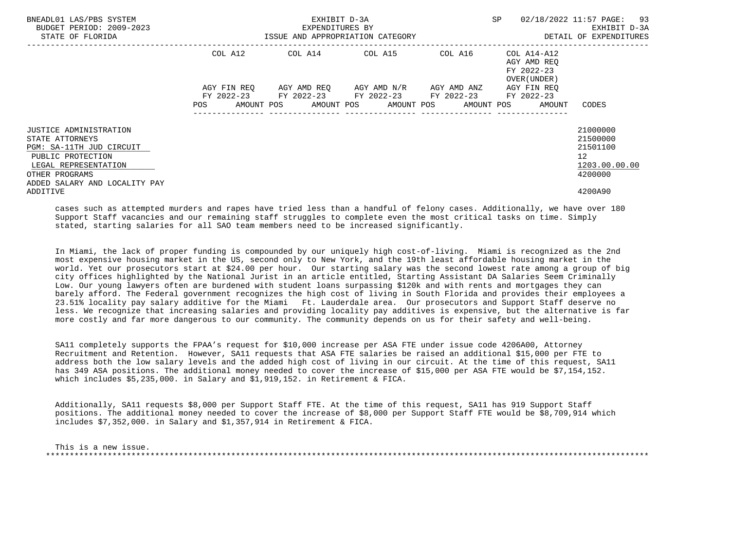| | COL A12 | COL A14 | COL A15 | COL A16 | COL A14-A12 AGY AMD REQ FY 2022-23 OVER(UNDER) | |
|---|---|---|---|---|---|---|
| | AGY FIN REQ FY 2022-23 | AGY AMD REQ FY 2022-23 | AGY AMD N/R FY 2022-23 | AGY AMD ANZ FY 2022-23 | AGY FIN REQ FY 2022-23 | |
| | POS AMOUNT | POS AMOUNT | POS AMOUNT | POS AMOUNT | POS AMOUNT | CODES |
| JUSTICE ADMINISTRATION | | | | | | 21000000 |
| STATE ATTORNEYS | | | | | | 21500000 |
| PGM: SA-11TH JUD CIRCUIT | | | | | | 21501100 |
| PUBLIC PROTECTION | | | | | | 12 |
| LEGAL REPRESENTATION | | | | | | 1203.00.00.00 |
| OTHER PROGRAMS | | | | | | 4200000 |
| ADDED SALARY AND LOCALITY PAY ADDITIVE | | | | | | 4200A90 |

cases such as attempted murders and rapes have tried less than a handful of felony cases. Additionally, we have over 180 Support Staff vacancies and our remaining staff struggles to complete even the most critical tasks on time. Simply stated, starting salaries for all SAO team members need to be increased significantly.

In Miami, the lack of proper funding is compounded by our uniquely high cost-of-living. Miami is recognized as the 2nd most expensive housing market in the US, second only to New York, and the 19th least affordable housing market in the world. Yet our prosecutors start at $24.00 per hour. Our starting salary was the second lowest rate among a group of big city offices highlighted by the National Jurist in an article entitled, Starting Assistant DA Salaries Seem Criminally Low. Our young lawyers often are burdened with student loans surpassing $120k and with rents and mortgages they can barely afford. The Federal government recognizes the high cost of living in South Florida and provides their employees a 23.51% locality pay salary additive for the Miami Ft. Lauderdale area. Our prosecutors and Support Staff deserve no less. We recognize that increasing salaries and providing locality pay additives is expensive, but the alternative is far more costly and far more dangerous to our community. The community depends on us for their safety and well-being.

SA11 completely supports the FPAA's request for $10,000 increase per ASA FTE under issue code 4206A00, Attorney Recruitment and Retention. However, SA11 requests that ASA FTE salaries be raised an additional $15,000 per FTE to address both the low salary levels and the added high cost of living in our circuit. At the time of this request, SA11 has 349 ASA positions. The additional money needed to cover the increase of $15,000 per ASA FTE would be $7,154,152. which includes $5,235,000. in Salary and $1,919,152. in Retirement & FICA.

Additionally, SA11 requests $8,000 per Support Staff FTE. At the time of this request, SA11 has 919 Support Staff positions. The additional money needed to cover the increase of $8,000 per Support Staff FTE would be $8,709,914 which includes $7,352,000. in Salary and $1,357,914 in Retirement & FICA.

This is a new issue.

*******************************************************************************************************************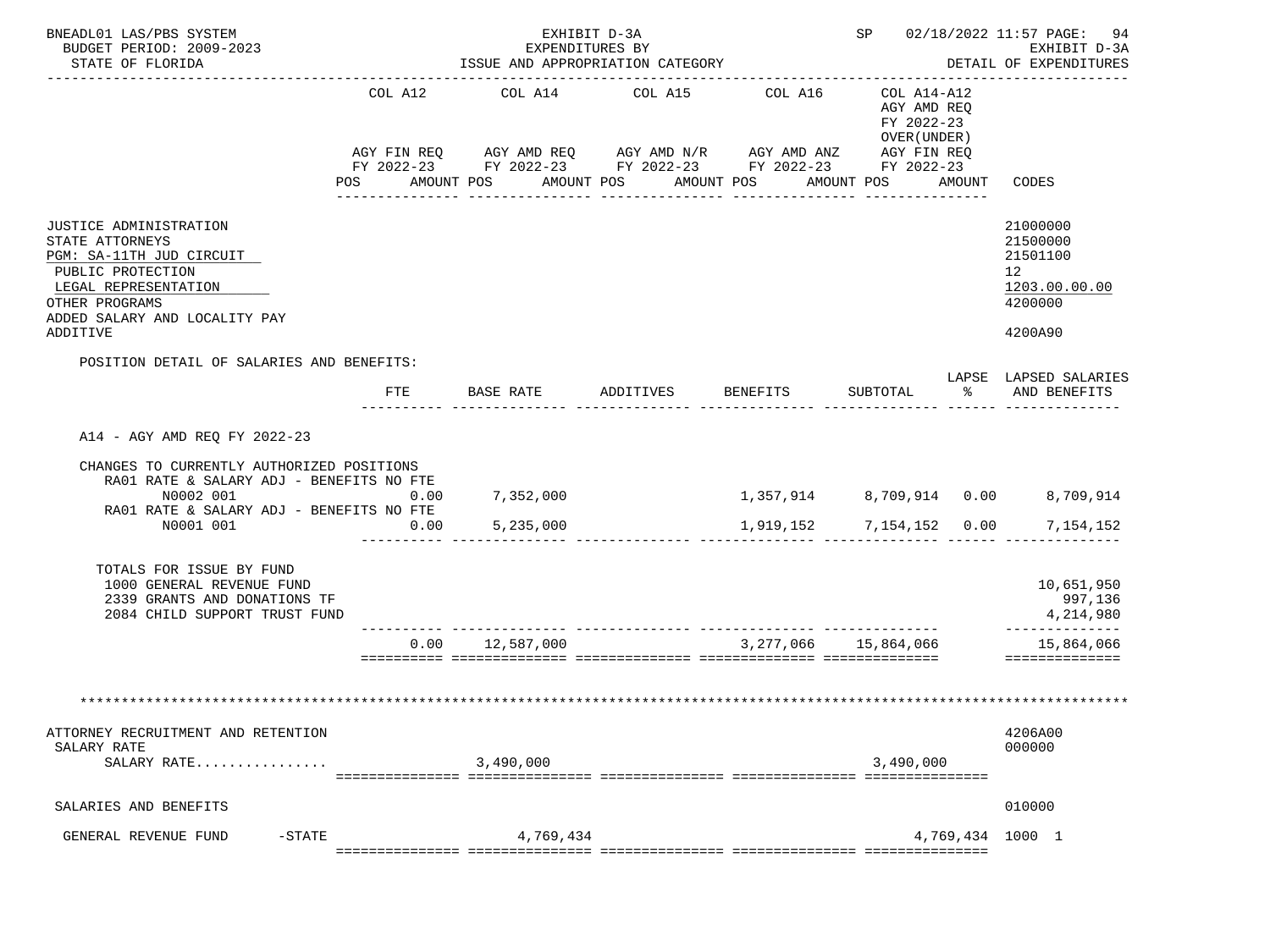BNEADL01 LAS/PBS SYSTEM — EXHIBIT D-3A — EXPENDITURES BY ISSUE AND APPROPRIATION CATEGORY — SP 02/18/2022 11:57
BUDGET PERIOD: 2009-2023 — EXHIBIT D-3A
STATE OF FLORIDA — DETAIL OF EXPENDITURES

| | COL A12 AGY FIN REQ FY 2022-23 POS AMOUNT | COL A14 AGY AMD REQ FY 2022-23 POS AMOUNT | COL A15 AGY AMD N/R FY 2022-23 POS AMOUNT | COL A16 AGY AMD ANZ FY 2022-23 POS AMOUNT | COL A14-A12 AGY AMD REQ FY 2022-23 OVER(UNDER) AGY FIN REQ FY 2022-23 POS AMOUNT | CODES |
|---|---|---|---|---|---|---|
| JUSTICE ADMINISTRATION | | | | | | 21000000 |
| STATE ATTORNEYS | | | | | | 21500000 |
| PGM: SA-11TH JUD CIRCUIT | | | | | | 21501100 |
| PUBLIC PROTECTION | | | | | | 12 |
| LEGAL REPRESENTATION | | | | | | 1203.00.00.00 |
| OTHER PROGRAMS | | | | | | 4200000 |
| ADDED SALARY AND LOCALITY PAY ADDITIVE | | | | | | 4200A90 |

POSITION DETAIL OF SALARIES AND BENEFITS:

| | FTE | BASE RATE | ADDITIVES | BENEFITS | SUBTOTAL | LAPSE % | LAPSED SALARIES AND BENEFITS |
|---|---|---|---|---|---|---|---|
| A14 - AGY AMD REQ FY 2022-23 | | | | | | | |
| CHANGES TO CURRENTLY AUTHORIZED POSITIONS | | | | | | | |
| RA01 RATE & SALARY ADJ - BENEFITS NO FTE N0002 001 | 0.00 | 7,352,000 | | 1,357,914 | 8,709,914 | 0.00 | 8,709,914 |
| RA01 RATE & SALARY ADJ - BENEFITS NO FTE N0001 001 | 0.00 | 5,235,000 | | 1,919,152 | 7,154,152 | 0.00 | 7,154,152 |
| TOTALS FOR ISSUE BY FUND | | | | | | | |
| 1000 GENERAL REVENUE FUND | | | | | | | 10,651,950 |
| 2339 GRANTS AND DONATIONS TF | | | | | | | 997,136 |
| 2084 CHILD SUPPORT TRUST FUND | | | | | | | 4,214,980 |
| | 0.00 | 12,587,000 | | 3,277,066 | 15,864,066 | | 15,864,066 |

*******************************************************************************************************************

| | COL A12 | COL A14 | COL A15 | COL A16 | COL A14-A12 | CODES |
|---|---|---|---|---|---|---|
| ATTORNEY RECRUITMENT AND RETENTION | | | | | | 4206A00 |
| SALARY RATE | | | | | | 000000 |
| SALARY RATE................ | | 3,490,000 | | | 3,490,000 | |
| SALARIES AND BENEFITS | | | | | | 010000 |
| GENERAL REVENUE FUND -STATE | | 4,769,434 | | | 4,769,434 | 1000 1 |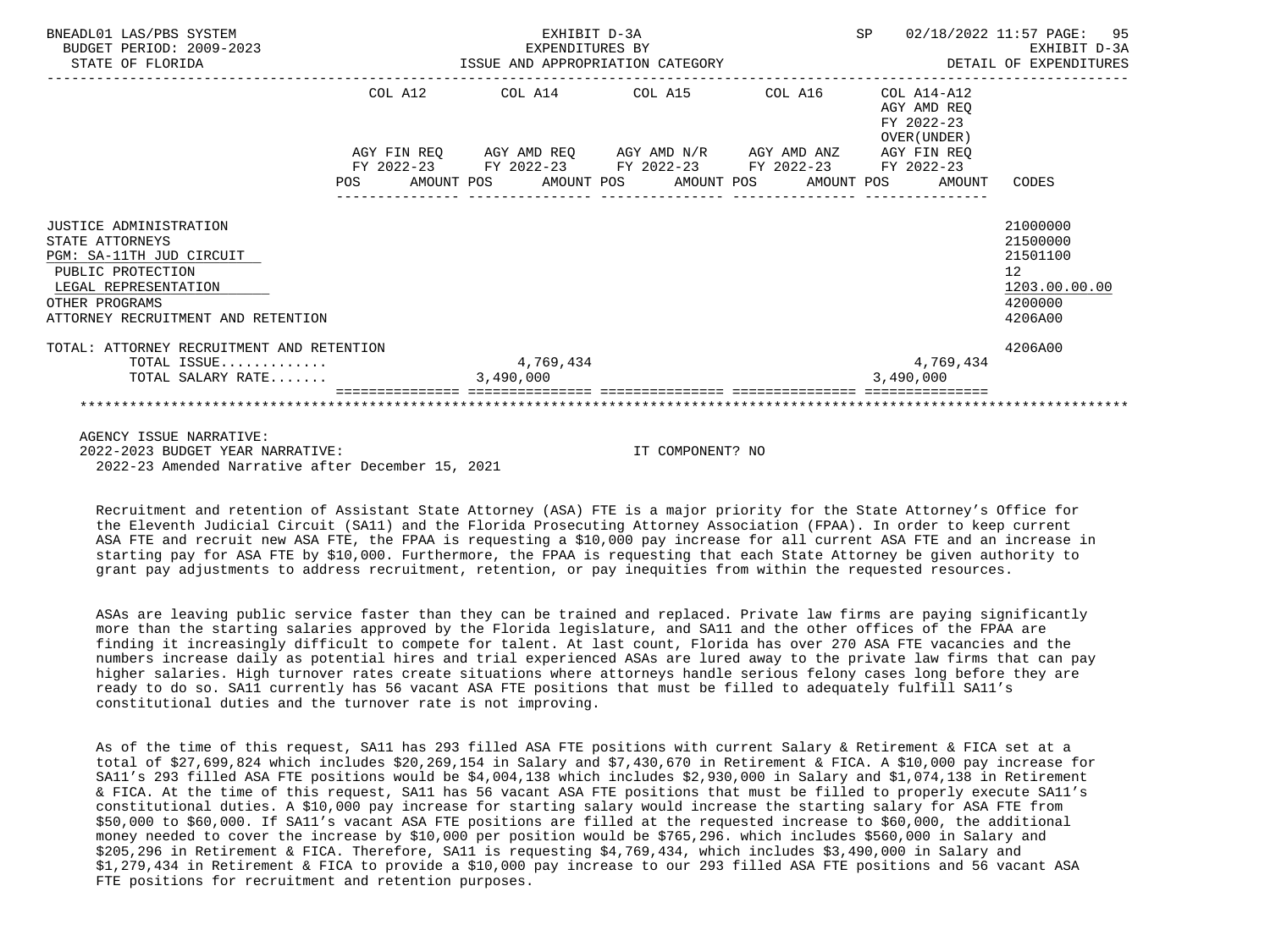BNEADL01 LAS/PBS SYSTEM — BUDGET PERIOD: 2009-2023 — STATE OF FLORIDA

EXHIBIT D-3A — EXPENDITURES BY ISSUE AND APPROPRIATION CATEGORY

SP 02/18/2022 11:57 — EXHIBIT D-3A — DETAIL OF EXPENDITURES

| | COL A12 AGY FIN REQ FY 2022-23 POS AMOUNT | COL A14 AGY AMD REQ FY 2022-23 POS AMOUNT | COL A15 AGY AMD N/R FY 2022-23 POS AMOUNT | COL A16 AGY AMD ANZ FY 2022-23 POS AMOUNT | COL A14-A12 AGY AMD REQ FY 2022-23 OVER(UNDER) AGY FIN REQ FY 2022-23 POS AMOUNT | CODES |
|---|---|---|---|---|---|---|
| JUSTICE ADMINISTRATION | | | | | | 21000000 |
| STATE ATTORNEYS | | | | | | 21500000 |
| PGM: SA-11TH JUD CIRCUIT | | | | | | 21501100 |
| PUBLIC PROTECTION | | | | | | 12 |
| LEGAL REPRESENTATION | | | | | | 1203.00.00.00 |
| OTHER PROGRAMS | | | | | | 4200000 |
| ATTORNEY RECRUITMENT AND RETENTION | | | | | | 4206A00 |
| TOTAL: ATTORNEY RECRUITMENT AND RETENTION | | | | | | 4206A00 |
| TOTAL ISSUE............. | | 4,769,434 | | | 4,769,434 | |
| TOTAL SALARY RATE....... | | 3,490,000 | | | 3,490,000 | |

AGENCY ISSUE NARRATIVE:
2022-2023 BUDGET YEAR NARRATIVE: IT COMPONENT? NO
2022-23 Amended Narrative after December 15, 2021

Recruitment and retention of Assistant State Attorney (ASA) FTE is a major priority for the State Attorney's Office for the Eleventh Judicial Circuit (SA11) and the Florida Prosecuting Attorney Association (FPAA). In order to keep current ASA FTE and recruit new ASA FTE, the FPAA is requesting a $10,000 pay increase for all current ASA FTE and an increase in starting pay for ASA FTE by $10,000. Furthermore, the FPAA is requesting that each State Attorney be given authority to grant pay adjustments to address recruitment, retention, or pay inequities from within the requested resources.

ASAs are leaving public service faster than they can be trained and replaced. Private law firms are paying significantly more than the starting salaries approved by the Florida legislature, and SA11 and the other offices of the FPAA are finding it increasingly difficult to compete for talent. At last count, Florida has over 270 ASA FTE vacancies and the numbers increase daily as potential hires and trial experienced ASAs are lured away to the private law firms that can pay higher salaries. High turnover rates create situations where attorneys handle serious felony cases long before they are ready to do so. SA11 currently has 56 vacant ASA FTE positions that must be filled to adequately fulfill SA11's constitutional duties and the turnover rate is not improving.

As of the time of this request, SA11 has 293 filled ASA FTE positions with current Salary & Retirement & FICA set at a total of $27,699,824 which includes $20,269,154 in Salary and $7,430,670 in Retirement & FICA. A $10,000 pay increase for SA11's 293 filled ASA FTE positions would be $4,004,138 which includes $2,930,000 in Salary and $1,074,138 in Retirement & FICA. At the time of this request, SA11 has 56 vacant ASA FTE positions that must be filled to properly execute SA11's constitutional duties. A $10,000 pay increase for starting salary would increase the starting salary for ASA FTE from $50,000 to $60,000. If SA11's vacant ASA FTE positions are filled at the requested increase to $60,000, the additional money needed to cover the increase by $10,000 per position would be $765,296. which includes $560,000 in Salary and $205,296 in Retirement & FICA. Therefore, SA11 is requesting $4,769,434, which includes $3,490,000 in Salary and $1,279,434 in Retirement & FICA to provide a $10,000 pay increase to our 293 filled ASA FTE positions and 56 vacant ASA FTE positions for recruitment and retention purposes.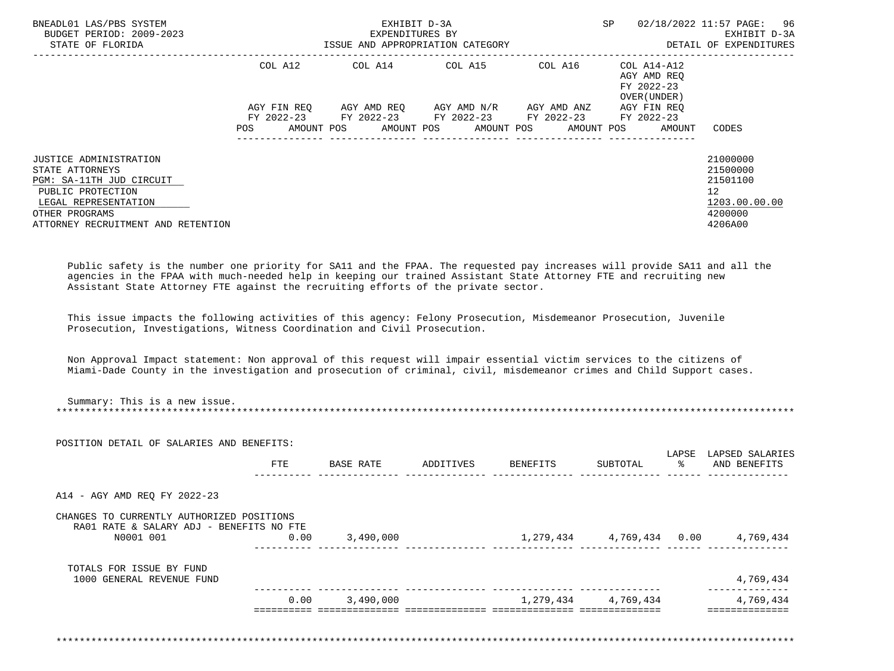BNEADL01 LAS/PBS SYSTEM
BUDGET PERIOD: 2009-2023
STATE OF FLORIDA

EXHIBIT D-3A
EXPENDITURES BY
ISSUE AND APPROPRIATION CATEGORY

SP 02/18/2022 11:57
EXHIBIT D-3A
DETAIL OF EXPENDITURES

| | COL A12 AGY FIN REQ FY 2022-23 POS AMOUNT | COL A14 AGY AMD REQ FY 2022-23 POS AMOUNT | COL A15 AGY AMD N/R FY 2022-23 POS AMOUNT | COL A16 AGY AMD ANZ FY 2022-23 POS AMOUNT | COL A14-A12 AGY AMD REQ FY 2022-23 OVER(UNDER) AGY FIN REQ FY 2022-23 POS AMOUNT | CODES |
|---|---|---|---|---|---|---|
| JUSTICE ADMINISTRATION | | | | | | 21000000 |
| STATE ATTORNEYS | | | | | | 21500000 |
| PGM: SA-11TH JUD CIRCUIT | | | | | | 21501100 |
| PUBLIC PROTECTION | | | | | | 12 |
| LEGAL REPRESENTATION | | | | | | 1203.00.00.00 |
| OTHER PROGRAMS | | | | | | 4200000 |
| ATTORNEY RECRUITMENT AND RETENTION | | | | | | 4206A00 |

Public safety is the number one priority for SA11 and the FPAA. The requested pay increases will provide SA11 and all the agencies in the FPAA with much-needed help in keeping our trained Assistant State Attorney FTE and recruiting new Assistant State Attorney FTE against the recruiting efforts of the private sector.

This issue impacts the following activities of this agency: Felony Prosecution, Misdemeanor Prosecution, Juvenile Prosecution, Investigations, Witness Coordination and Civil Prosecution.

Non Approval Impact statement: Non approval of this request will impair essential victim services to the citizens of Miami-Dade County in the investigation and prosecution of criminal, civil, misdemeanor crimes and Child Support cases.

Summary: This is a new issue.

*******************************************************************************************************************

POSITION DETAIL OF SALARIES AND BENEFITS:

| | FTE | BASE RATE | ADDITIVES | BENEFITS | SUBTOTAL | LAPSE % | LAPSED SALARIES AND BENEFITS |
|---|---|---|---|---|---|---|---|
| A14 - AGY AMD REQ FY 2022-23 | | | | | | | |
| CHANGES TO CURRENTLY AUTHORIZED POSITIONS | | | | | | | |
| RA01 RATE & SALARY ADJ - BENEFITS NO FTE | | | | | | | |
| N0001 001 | 0.00 | 3,490,000 | | 1,279,434 | 4,769,434 | 0.00 | 4,769,434 |
| TOTALS FOR ISSUE BY FUND | | | | | | | |
| 1000 GENERAL REVENUE FUND | | | | | | | 4,769,434 |
| | 0.00 | 3,490,000 | | 1,279,434 | 4,769,434 | | 4,769,434 |

*******************************************************************************************************************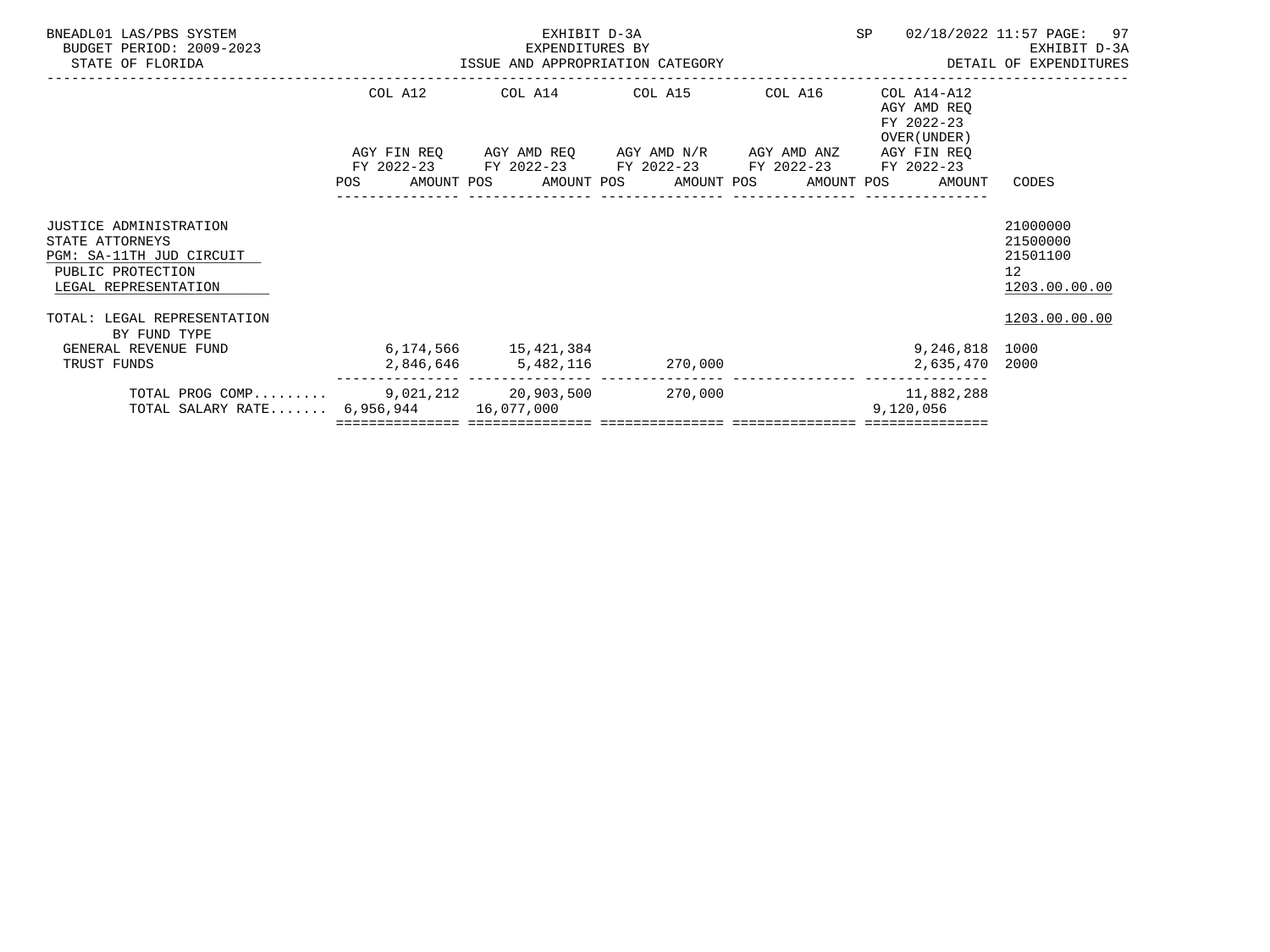BNEADL01 LAS/PBS SYSTEM
BUDGET PERIOD: 2009-2023
STATE OF FLORIDA

EXHIBIT D-3A
EXPENDITURES BY
ISSUE AND APPROPRIATION CATEGORY

SP 02/18/2022 11:57

EXHIBIT D-3A
DETAIL OF EXPENDITURES

| | COL A12 AGY FIN REQ FY 2022-23 POS AMOUNT | COL A14 AGY AMD REQ FY 2022-23 POS AMOUNT | COL A15 AGY AMD N/R FY 2022-23 POS AMOUNT | COL A16 AGY AMD ANZ FY 2022-23 POS AMOUNT | COL A14-A12 AGY AMD REQ FY 2022-23 OVER(UNDER) AGY FIN REQ FY 2022-23 POS AMOUNT | CODES |
|---|---|---|---|---|---|---|
| JUSTICE ADMINISTRATION | | | | | | 21000000 |
| STATE ATTORNEYS | | | | | | 21500000 |
| PGM: SA-11TH JUD CIRCUIT | | | | | | 21501100 |
| PUBLIC PROTECTION | | | | | | 12 |
| LEGAL REPRESENTATION | | | | | | 1203.00.00.00 |
| TOTAL: LEGAL REPRESENTATION | | | | | | 1203.00.00.00 |
| BY FUND TYPE | | | | | | |
| GENERAL REVENUE FUND | 6,174,566 | 15,421,384 | | | 9,246,818 | 1000 |
| TRUST FUNDS | 2,846,646 | 5,482,116 | 270,000 | | 2,635,470 | 2000 |
| TOTAL PROG COMP......... | 9,021,212 | 20,903,500 | 270,000 | | 11,882,288 | |
| TOTAL SALARY RATE....... | 6,956,944 | 16,077,000 | | | 9,120,056 | |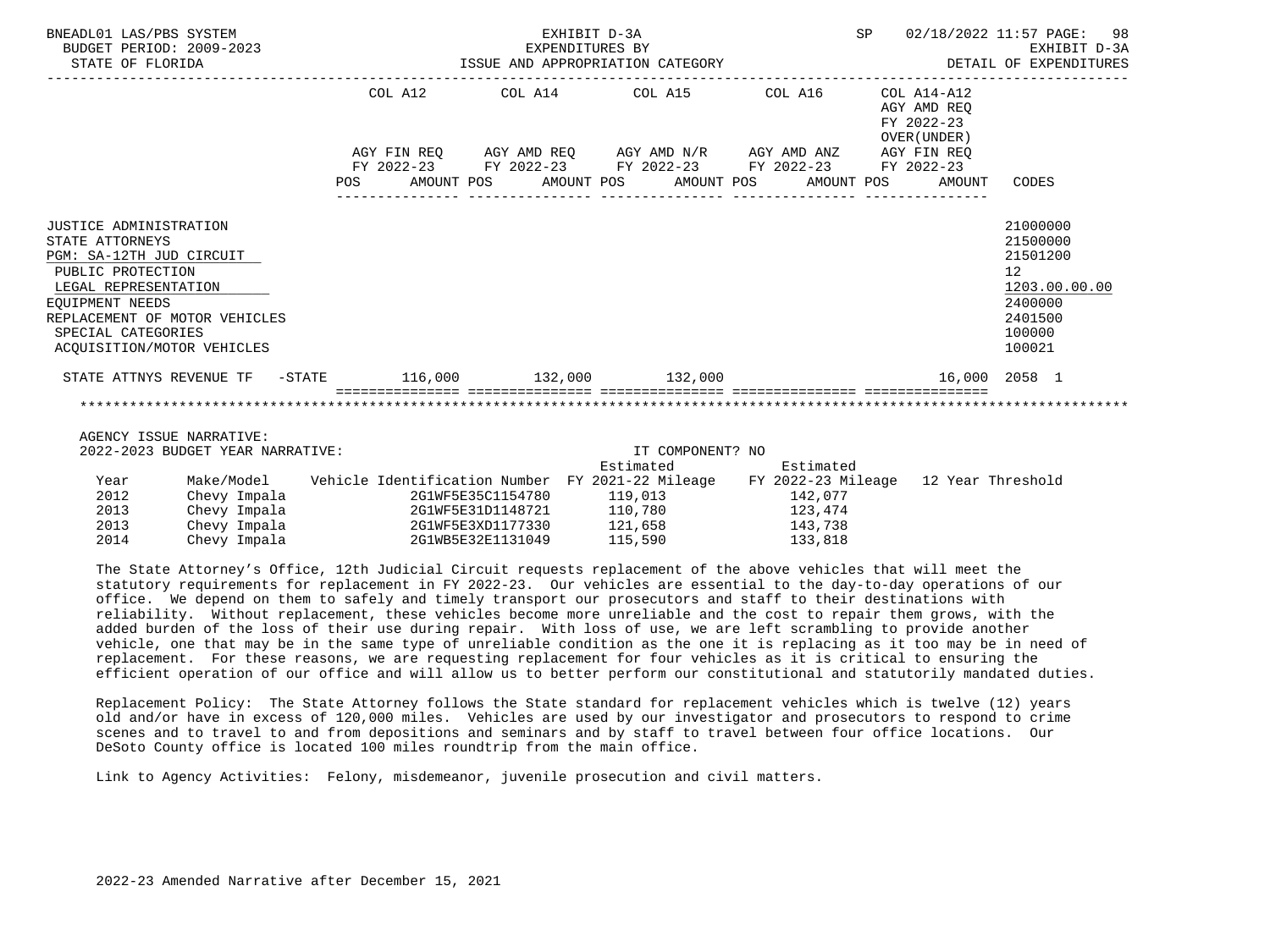BNEADL01 LAS/PBS SYSTEM — EXHIBIT D-3A — EXPENDITURES BY ISSUE AND APPROPRIATION CATEGORY
BUDGET PERIOD: 2009-2023 — STATE OF FLORIDA — SP 02/18/2022 11:57 — EXHIBIT D-3A DETAIL OF EXPENDITURES

| | COL A12 AGY FIN REQ FY 2022-23 POS AMOUNT | COL A14 AGY AMD REQ FY 2022-23 POS AMOUNT | COL A15 AGY AMD N/R FY 2022-23 POS AMOUNT | COL A16 AGY AMD ANZ FY 2022-23 POS AMOUNT | COL A14-A12 AGY AMD REQ FY 2022-23 OVER(UNDER) AGY FIN REQ FY 2022-23 POS AMOUNT | CODES |
|---|---|---|---|---|---|---|
| JUSTICE ADMINISTRATION | | | | | | 21000000 |
| STATE ATTORNEYS | | | | | | 21500000 |
| PGM: SA-12TH JUD CIRCUIT | | | | | | 21501200 |
| PUBLIC PROTECTION | | | | | | 12 |
| LEGAL REPRESENTATION | | | | | | 1203.00.00.00 |
| EQUIPMENT NEEDS | | | | | | 2400000 |
| REPLACEMENT OF MOTOR VEHICLES | | | | | | 2401500 |
| SPECIAL CATEGORIES | | | | | | 100000 |
| ACQUISITION/MOTOR VEHICLES | | | | | | 100021 |
| STATE ATTNYS REVENUE TF -STATE | 116,000 | 132,000 | 132,000 | | 16,000 | 2058 1 |

AGENCY ISSUE NARRATIVE:
2022-2023 BUDGET YEAR NARRATIVE: IT COMPONENT? NO

| Year | Make/Model | Vehicle Identification Number | Estimated FY 2021-22 Mileage | Estimated FY 2022-23 Mileage | 12 Year Threshold |
|---|---|---|---|---|---|
| 2012 | Chevy Impala | 2G1WF5E35C1154780 | 119,013 | 142,077 | |
| 2013 | Chevy Impala | 2G1WF5E31D1148721 | 110,780 | 123,474 | |
| 2013 | Chevy Impala | 2G1WF5E3XD1177330 | 121,658 | 143,738 | |
| 2014 | Chevy Impala | 2G1WB5E32E1131049 | 115,590 | 133,818 | |

The State Attorney's Office, 12th Judicial Circuit requests replacement of the above vehicles that will meet the statutory requirements for replacement in FY 2022-23. Our vehicles are essential to the day-to-day operations of our office. We depend on them to safely and timely transport our prosecutors and staff to their destinations with reliability. Without replacement, these vehicles become more unreliable and the cost to repair them grows, with the added burden of the loss of their use during repair. With loss of use, we are left scrambling to provide another vehicle, one that may be in the same type of unreliable condition as the one it is replacing as it too may be in need of replacement. For these reasons, we are requesting replacement for four vehicles as it is critical to ensuring the efficient operation of our office and will allow us to better perform our constitutional and statutorily mandated duties.

Replacement Policy: The State Attorney follows the State standard for replacement vehicles which is twelve (12) years old and/or have in excess of 120,000 miles. Vehicles are used by our investigator and prosecutors to respond to crime scenes and to travel to and from depositions and seminars and by staff to travel between four office locations. Our DeSoto County office is located 100 miles roundtrip from the main office.

Link to Agency Activities: Felony, misdemeanor, juvenile prosecution and civil matters.

2022-23 Amended Narrative after December 15, 2021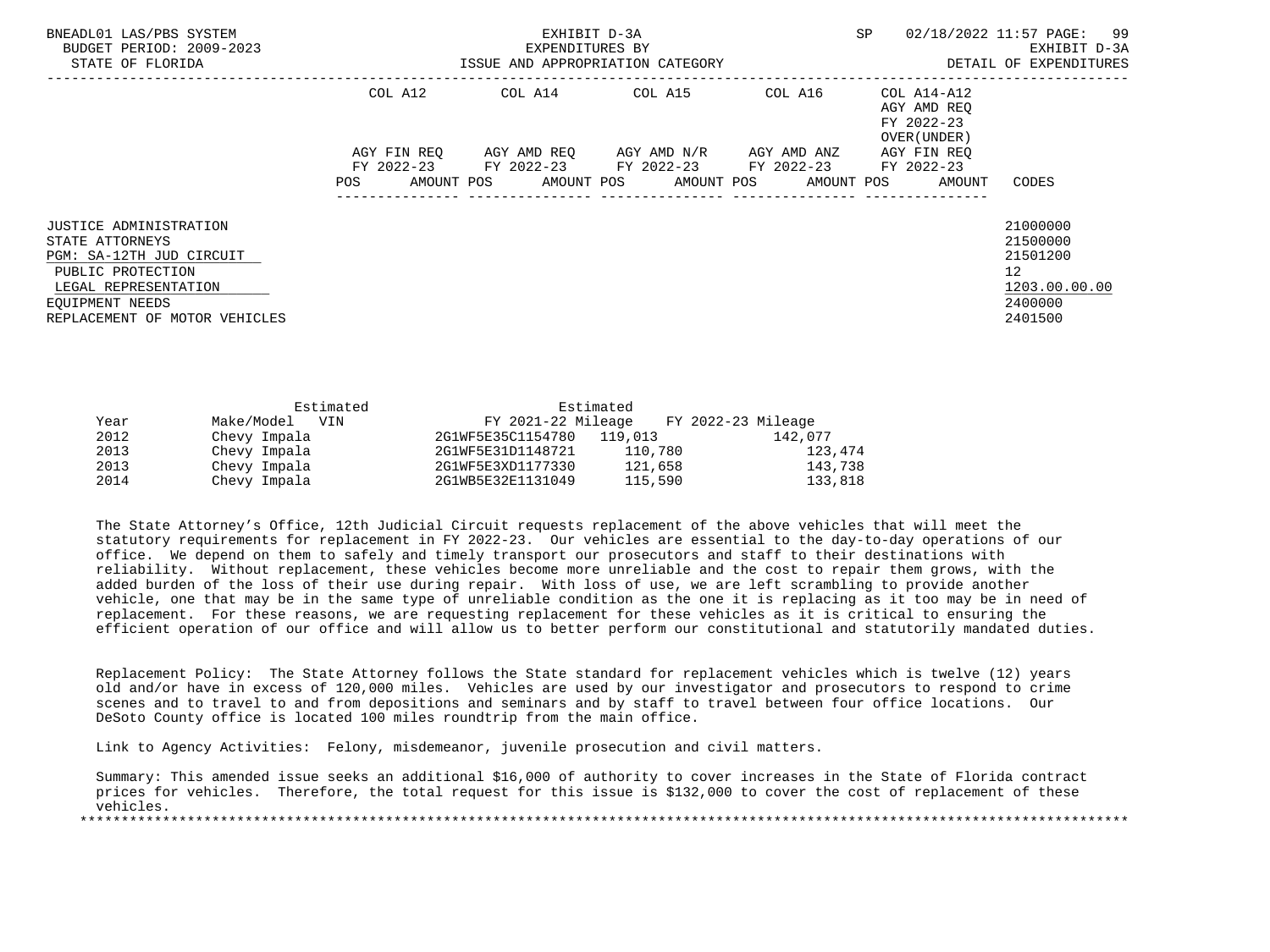BNEADL01 LAS/PBS SYSTEM — EXHIBIT D-3A — SP 02/18/2022 11:57
BUDGET PERIOD: 2009-2023 — EXPENDITURES BY — EXHIBIT D-3A
STATE OF FLORIDA — ISSUE AND APPROPRIATION CATEGORY — DETAIL OF EXPENDITURES

| | COL A12 AGY FIN REQ FY 2022-23 | | COL A14 AGY AMD REQ FY 2022-23 | | COL A15 AGY AMD N/R FY 2022-23 | | COL A16 AGY AMD ANZ FY 2022-23 | | COL A14-A12 AGY AMD REQ FY 2022-23 OVER(UNDER) AGY FIN REQ FY 2022-23 | | |
|---|---|---|---|---|---|---|---|---|---|---|---|
| | POS | AMOUNT | POS | AMOUNT | POS | AMOUNT | POS | AMOUNT | POS | AMOUNT | CODES |
| JUSTICE ADMINISTRATION | | | | | | | | | | | 21000000 |
| STATE ATTORNEYS | | | | | | | | | | | 21500000 |
| PGM: SA-12TH JUD CIRCUIT | | | | | | | | | | | 21501200 |
| PUBLIC PROTECTION | | | | | | | | | | | 12 |
| LEGAL REPRESENTATION | | | | | | | | | | | 1203.00.00.00 |
| EQUIPMENT NEEDS | | | | | | | | | | | 2400000 |
| REPLACEMENT OF MOTOR VEHICLES | | | | | | | | | | | 2401500 |

| Year | Make/Model | VIN | Estimated FY 2021-22 Mileage | Estimated FY 2022-23 Mileage |
|---|---|---|---|---|
| 2012 | Chevy Impala | 2G1WF5E35C1154780 | 119,013 | 142,077 |
| 2013 | Chevy Impala | 2G1WF5E31D1148721 | 110,780 | 123,474 |
| 2013 | Chevy Impala | 2G1WF5E3XD1177330 | 121,658 | 143,738 |
| 2014 | Chevy Impala | 2G1WB5E32E1131049 | 115,590 | 133,818 |

The State Attorney's Office, 12th Judicial Circuit requests replacement of the above vehicles that will meet the statutory requirements for replacement in FY 2022-23. Our vehicles are essential to the day-to-day operations of our office. We depend on them to safely and timely transport our prosecutors and staff to their destinations with reliability. Without replacement, these vehicles become more unreliable and the cost to repair them grows, with the added burden of the loss of their use during repair. With loss of use, we are left scrambling to provide another vehicle, one that may be in the same type of unreliable condition as the one it is replacing as it too may be in need of replacement. For these reasons, we are requesting replacement for these vehicles as it is critical to ensuring the efficient operation of our office and will allow us to better perform our constitutional and statutorily mandated duties.

Replacement Policy: The State Attorney follows the State standard for replacement vehicles which is twelve (12) years old and/or have in excess of 120,000 miles. Vehicles are used by our investigator and prosecutors to respond to crime scenes and to travel to and from depositions and seminars and by staff to travel between four office locations. Our DeSoto County office is located 100 miles roundtrip from the main office.

Link to Agency Activities: Felony, misdemeanor, juvenile prosecution and civil matters.

Summary: This amended issue seeks an additional $16,000 of authority to cover increases in the State of Florida contract prices for vehicles. Therefore, the total request for this issue is $132,000 to cover the cost of replacement of these vehicles.

*******************************************************************************************************************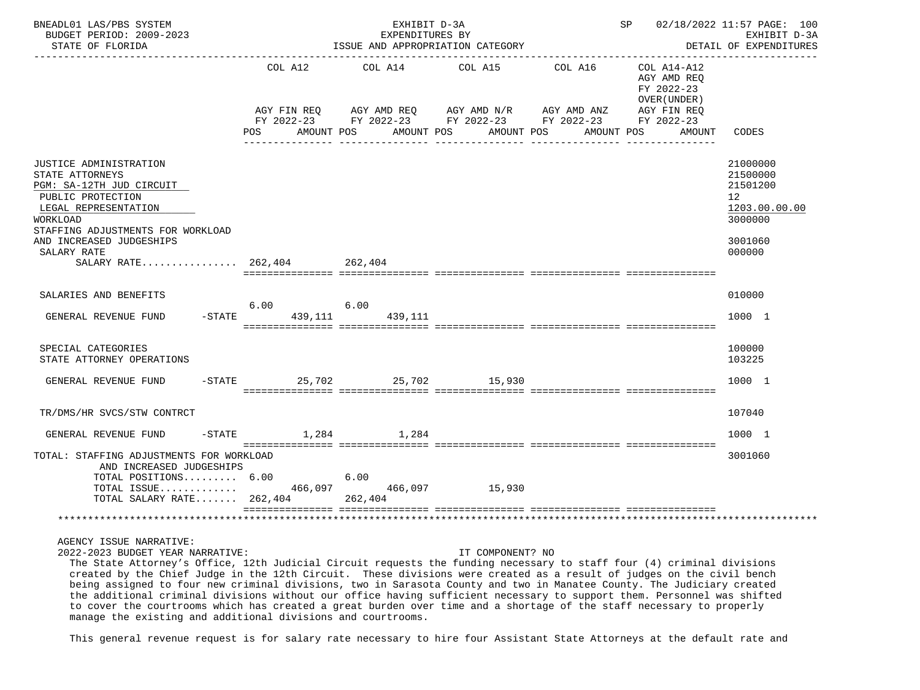BNEADL01 LAS/PBS SYSTEM — EXHIBIT D-3A — EXPENDITURES BY ISSUE AND APPROPRIATION CATEGORY — SP 02/18/2022 11:57

BUDGET PERIOD: 2009-2023 — STATE OF FLORIDA — EXHIBIT D-3A DETAIL OF EXPENDITURES

| | COL A12 AGY FIN REQ FY 2022-23 POS | AMOUNT | COL A14 AGY AMD REQ FY 2022-23 POS | AMOUNT | COL A15 AGY AMD N/R FY 2022-23 POS | AMOUNT | COL A16 AGY AMD ANZ FY 2022-23 POS | AMOUNT | COL A14-A12 AGY AMD REQ FY 2022-23 OVER(UNDER) AGY FIN REQ FY 2022-23 POS | AMOUNT | CODES |
|---|---|---|---|---|---|---|---|---|---|---|---|
| JUSTICE ADMINISTRATION | | | | | | | | | | | 21000000 |
| STATE ATTORNEYS | | | | | | | | | | | 21500000 |
| PGM: SA-12TH JUD CIRCUIT | | | | | | | | | | | 21501200 |
| PUBLIC PROTECTION | | | | | | | | | | | 12 |
| LEGAL REPRESENTATION | | | | | | | | | | | 1203.00.00.00 |
| WORKLOAD | | | | | | | | | | | 3000000 |
| STAFFING ADJUSTMENTS FOR WORKLOAD AND INCREASED JUDGESHIPS | | | | | | | | | | | 3001060 |
| SALARY RATE | | | | | | | | | | | 000000 |
| SALARY RATE................ | | 262,404 | | 262,404 | | | | | | | |
| SALARIES AND BENEFITS | | | | | | | | | | | 010000 |
| GENERAL REVENUE FUND -STATE | 6.00 | 439,111 | 6.00 | 439,111 | | | | | | | 1000 1 |
| SPECIAL CATEGORIES | | | | | | | | | | | 100000 |
| STATE ATTORNEY OPERATIONS | | | | | | | | | | | 103225 |
| GENERAL REVENUE FUND -STATE | | 25,702 | | 25,702 | | 15,930 | | | | | 1000 1 |
| TR/DMS/HR SVCS/STW CONTRCT | | | | | | | | | | | 107040 |
| GENERAL REVENUE FUND -STATE | | 1,284 | | 1,284 | | | | | | | 1000 1 |
| TOTAL: STAFFING ADJUSTMENTS FOR WORKLOAD AND INCREASED JUDGESHIPS | | | | | | | | | | | 3001060 |
| TOTAL POSITIONS......... | 6.00 | | 6.00 | | | | | | | | |
| TOTAL ISSUE............. | | 466,097 | | 466,097 | | 15,930 | | | | | |
| TOTAL SALARY RATE....... | | 262,404 | | 262,404 | | | | | | | |

AGENCY ISSUE NARRATIVE:

2022-2023 BUDGET YEAR NARRATIVE: IT COMPONENT? NO

The State Attorney's Office, 12th Judicial Circuit requests the funding necessary to staff four (4) criminal divisions created by the Chief Judge in the 12th Circuit. These divisions were created as a result of judges on the civil bench being assigned to four new criminal divisions, two in Sarasota County and two in Manatee County. The Judiciary created the additional criminal divisions without our office having sufficient necessary to support them. Personnel was shifted to cover the courtrooms which has created a great burden over time and a shortage of the staff necessary to properly manage the existing and additional divisions and courtrooms.

This general revenue request is for salary rate necessary to hire four Assistant State Attorneys at the default rate and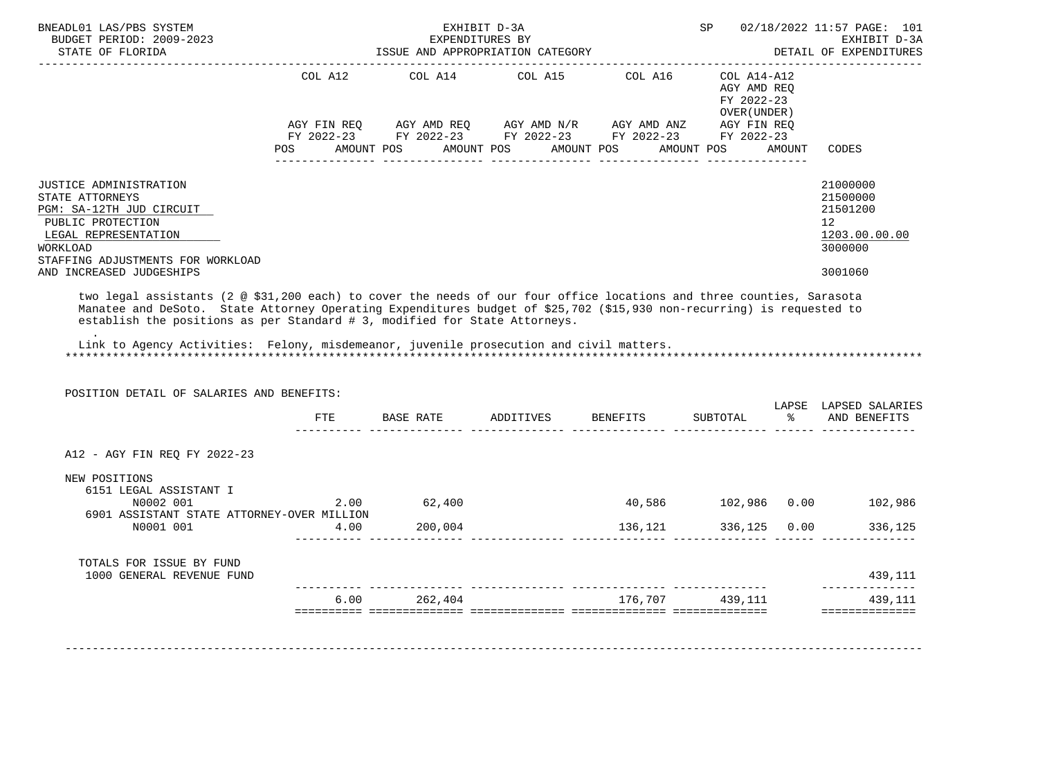| | | | | |
|---|---|---|---|---|
| JUSTICE ADMINISTRATION | | | | 21000000 |
| STATE ATTORNEYS | | | | 21500000 |
| PGM: SA-12TH JUD CIRCUIT | | | | 21501200 |
| PUBLIC PROTECTION | | | | 12 |
| LEGAL REPRESENTATION | | | | 1203.00.00.00 |
| WORKLOAD | | | | 3000000 |
| STAFFING ADJUSTMENTS FOR WORKLOAD AND INCREASED JUDGESHIPS | | | | 3001060 |

Column headings: COL A12 – AGY FIN REQ FY 2022-23 (POS, AMOUNT); COL A14 – AGY AMD REQ FY 2022-23 (POS, AMOUNT); COL A15 – AGY AMD N/R FY 2022-23 (POS, AMOUNT); COL A16 – AGY AMD ANZ FY 2022-23 (POS, AMOUNT); COL A14-A12 – AGY AMD REQ FY 2022-23 OVER(UNDER) AGY FIN REQ FY 2022-23 (POS, AMOUNT); CODES

two legal assistants (2 @ $31,200 each) to cover the needs of our four office locations and three counties, Sarasota Manatee and DeSoto. State Attorney Operating Expenditures budget of $25,702 ($15,930 non-recurring) is requested to establish the positions as per Standard # 3, modified for State Attorneys.

.

Link to Agency Activities: Felony, misdemeanor, juvenile prosecution and civil matters.

*******************************************************************************************************************

POSITION DETAIL OF SALARIES AND BENEFITS:

| | FTE | BASE RATE | ADDITIVES | BENEFITS | SUBTOTAL | LAPSE % | LAPSED SALARIES AND BENEFITS |
|---|---|---|---|---|---|---|---|
| A12 - AGY FIN REQ FY 2022-23 | | | | | | | |
| NEW POSITIONS | | | | | | | |
| 6151 LEGAL ASSISTANT I | | | | | | | |
| N0002 001 | 2.00 | 62,400 | | 40,586 | 102,986 | 0.00 | 102,986 |
| 6901 ASSISTANT STATE ATTORNEY-OVER MILLION | | | | | | | |
| N0001 001 | 4.00 | 200,004 | | 136,121 | 336,125 | 0.00 | 336,125 |
| TOTALS FOR ISSUE BY FUND | | | | | | | |
| 1000 GENERAL REVENUE FUND | | | | | | | 439,111 |
| | 6.00 | 262,404 | | 176,707 | 439,111 | | 439,111 |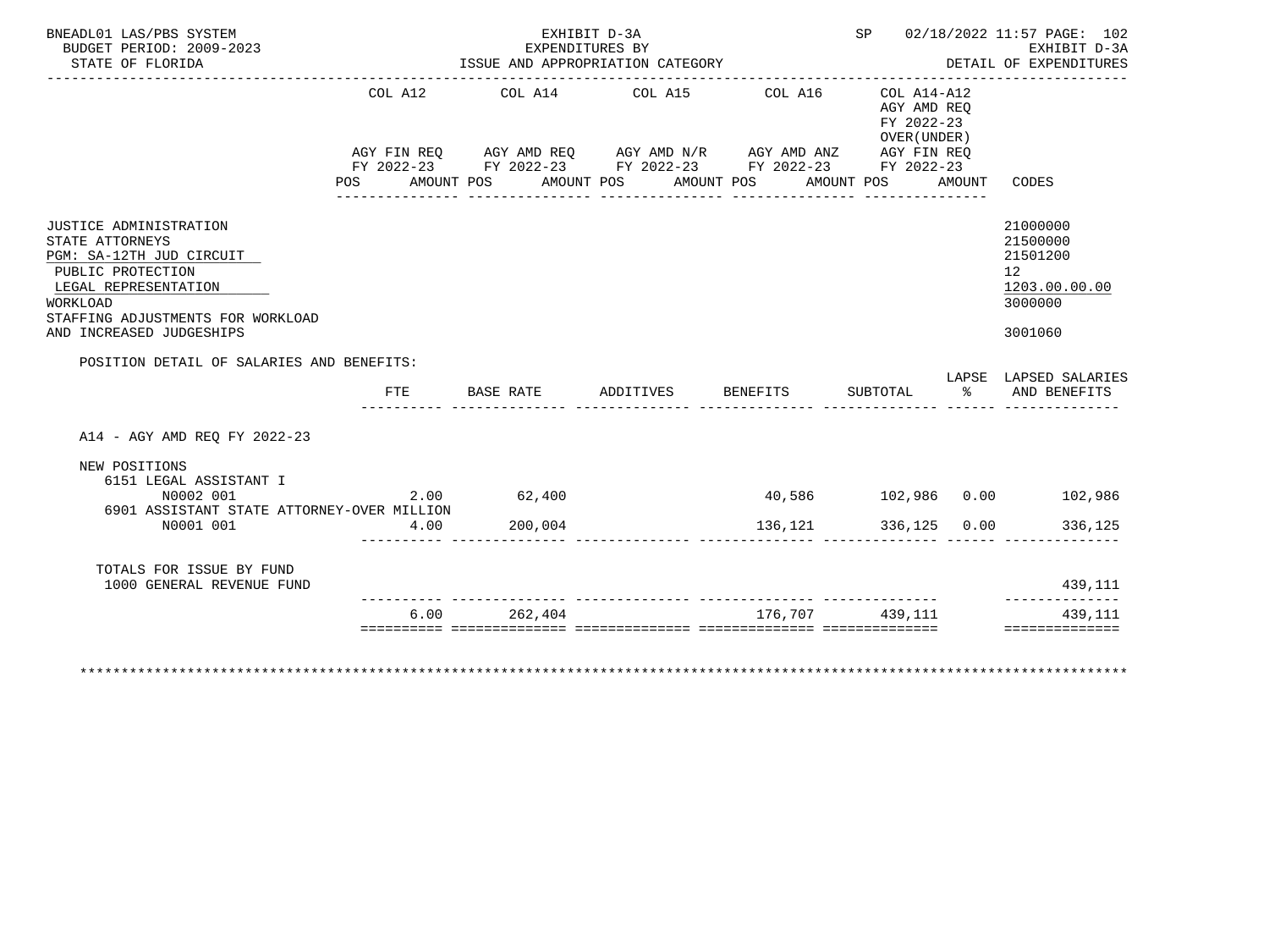BNEADL01 LAS/PBS SYSTEM
BUDGET PERIOD: 2009-2023
STATE OF FLORIDA

EXHIBIT D-3A
EXPENDITURES BY
ISSUE AND APPROPRIATION CATEGORY

SP 02/18/2022 11:57

EXHIBIT D-3A
DETAIL OF EXPENDITURES

| | COL A12 AGY FIN REQ FY 2022-23 POS AMOUNT | COL A14 AGY AMD REQ FY 2022-23 POS AMOUNT | COL A15 AGY AMD N/R FY 2022-23 POS AMOUNT | COL A16 AGY AMD ANZ FY 2022-23 POS AMOUNT | COL A14-A12 AGY AMD REQ FY 2022-23 OVER(UNDER) AGY FIN REQ FY 2022-23 POS AMOUNT | CODES |
|---|---|---|---|---|---|---|
| JUSTICE ADMINISTRATION | | | | | | 21000000 |
| STATE ATTORNEYS | | | | | | 21500000 |
| PGM: SA-12TH JUD CIRCUIT | | | | | | 21501200 |
| PUBLIC PROTECTION | | | | | | 12 |
| LEGAL REPRESENTATION | | | | | | 1203.00.00.00 |
| WORKLOAD | | | | | | 3000000 |
| STAFFING ADJUSTMENTS FOR WORKLOAD AND INCREASED JUDGESHIPS | | | | | | 3001060 |

POSITION DETAIL OF SALARIES AND BENEFITS:

| | FTE | BASE RATE | ADDITIVES | BENEFITS | SUBTOTAL | LAPSE % | LAPSED SALARIES AND BENEFITS |
|---|---|---|---|---|---|---|---|
| A14 - AGY AMD REQ FY 2022-23 | | | | | | | |
| NEW POSITIONS | | | | | | | |
| 6151 LEGAL ASSISTANT I | | | | | | | |
| N0002 001 | 2.00 | 62,400 | | 40,586 | 102,986 | 0.00 | 102,986 |
| 6901 ASSISTANT STATE ATTORNEY-OVER MILLION | | | | | | | |
| N0001 001 | 4.00 | 200,004 | | 136,121 | 336,125 | 0.00 | 336,125 |
| TOTALS FOR ISSUE BY FUND | | | | | | | |
| 1000 GENERAL REVENUE FUND | | | | | | | 439,111 |
| | 6.00 | 262,404 | | 176,707 | 439,111 | | 439,111 |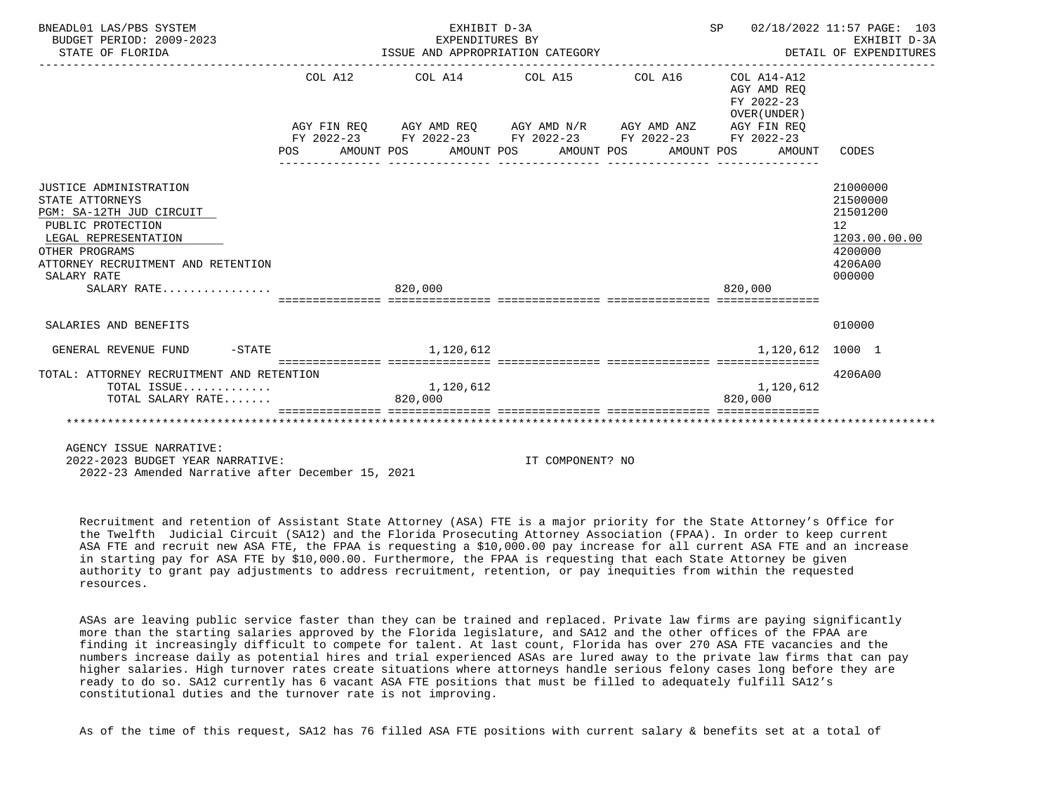BNEADL01 LAS/PBS SYSTEM — EXHIBIT D-3A — EXPENDITURES BY ISSUE AND APPROPRIATION CATEGORY — BUDGET PERIOD: 2009-2023 — STATE OF FLORIDA — SP 02/18/2022 11:57 — EXHIBIT D-3A DETAIL OF EXPENDITURES

| | COL A12 AGY FIN REQ FY 2022-23 POS | AMOUNT | COL A14 AGY AMD REQ FY 2022-23 POS | AMOUNT | COL A15 AGY AMD N/R FY 2022-23 POS | AMOUNT | COL A16 AGY AMD ANZ FY 2022-23 POS | AMOUNT | COL A14-A12 AGY AMD REQ FY 2022-23 OVER(UNDER) AGY FIN REQ FY 2022-23 POS | AMOUNT | CODES |
|---|---|---|---|---|---|---|---|---|---|---|---|
| JUSTICE ADMINISTRATION | | | | | | | | | | | 21000000 |
| STATE ATTORNEYS | | | | | | | | | | | 21500000 |
| PGM: SA-12TH JUD CIRCUIT | | | | | | | | | | | 21501200 |
| PUBLIC PROTECTION | | | | | | | | | | | 12 |
| LEGAL REPRESENTATION | | | | | | | | | | | 1203.00.00.00 |
| OTHER PROGRAMS | | | | | | | | | | | 4200000 |
| ATTORNEY RECRUITMENT AND RETENTION | | | | | | | | | | | 4206A00 |
| SALARY RATE | | | | | | | | | | | 000000 |
| SALARY RATE................ | | | 820,000 | | | | | | 820,000 | | |
| SALARIES AND BENEFITS | | | | | | | | | | | 010000 |
| GENERAL REVENUE FUND -STATE | | | | 1,120,612 | | | | | | 1,120,612 | 1000 1 |
| TOTAL: ATTORNEY RECRUITMENT AND RETENTION | | | | | | | | | | | 4206A00 |
| TOTAL ISSUE............. | | | | 1,120,612 | | | | | | 1,120,612 | |
| TOTAL SALARY RATE....... | | | 820,000 | | | | | | 820,000 | | |

AGENCY ISSUE NARRATIVE:
2022-2023 BUDGET YEAR NARRATIVE: IT COMPONENT? NO
2022-23 Amended Narrative after December 15, 2021

Recruitment and retention of Assistant State Attorney (ASA) FTE is a major priority for the State Attorney's Office for the Twelfth Judicial Circuit (SA12) and the Florida Prosecuting Attorney Association (FPAA). In order to keep current ASA FTE and recruit new ASA FTE, the FPAA is requesting a $10,000.00 pay increase for all current ASA FTE and an increase in starting pay for ASA FTE by $10,000.00. Furthermore, the FPAA is requesting that each State Attorney be given authority to grant pay adjustments to address recruitment, retention, or pay inequities from within the requested resources.

ASAs are leaving public service faster than they can be trained and replaced. Private law firms are paying significantly more than the starting salaries approved by the Florida legislature, and SA12 and the other offices of the FPAA are finding it increasingly difficult to compete for talent. At last count, Florida has over 270 ASA FTE vacancies and the numbers increase daily as potential hires and trial experienced ASAs are lured away to the private law firms that can pay higher salaries. High turnover rates create situations where attorneys handle serious felony cases long before they are ready to do so. SA12 currently has 6 vacant ASA FTE positions that must be filled to adequately fulfill SA12's constitutional duties and the turnover rate is not improving.

As of the time of this request, SA12 has 76 filled ASA FTE positions with current salary & benefits set at a total of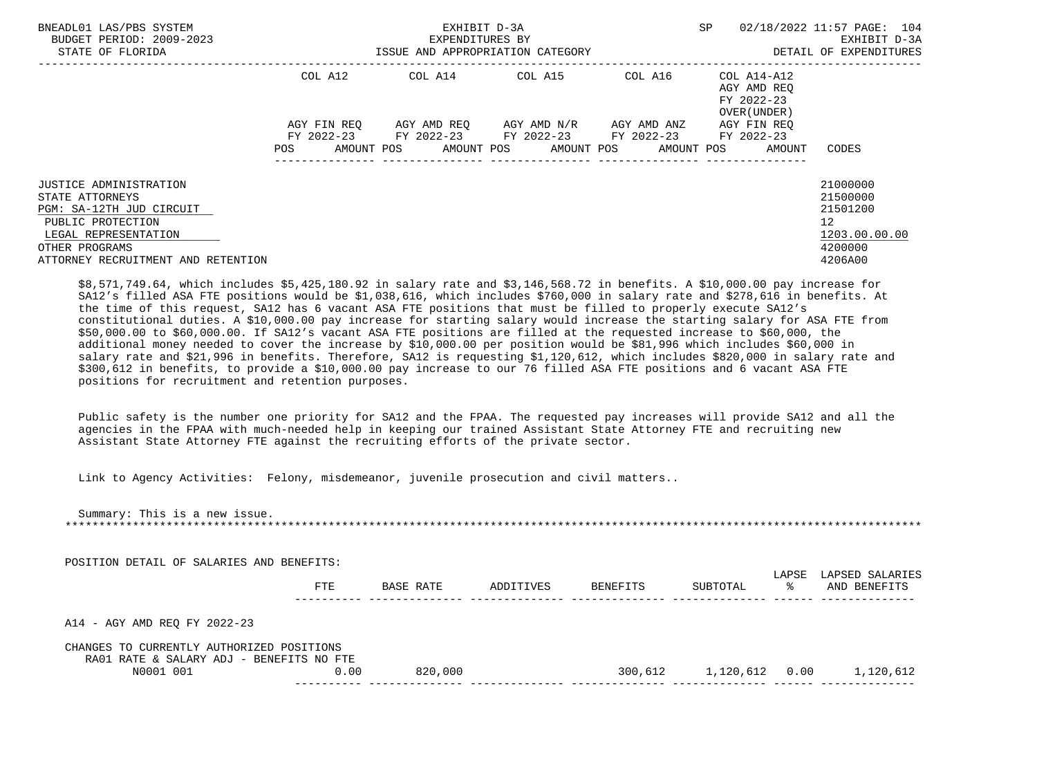| | COL A12 | | COL A14 | | COL A15 | | COL A16 | | COL A14-A12 AGY AMD REQ FY 2022-23 OVER(UNDER) | | |
|---|---|---|---|---|---|---|---|---|---|---|---|
| | AGY FIN REQ FY 2022-23 | | AGY AMD REQ FY 2022-23 | | AGY AMD N/R FY 2022-23 | | AGY AMD ANZ FY 2022-23 | | AGY FIN REQ FY 2022-23 | | |
| | POS | AMOUNT | POS | AMOUNT | POS | AMOUNT | POS | AMOUNT | POS | AMOUNT | CODES |
| JUSTICE ADMINISTRATION | | | | | | | | | | | 21000000 |
| STATE ATTORNEYS | | | | | | | | | | | 21500000 |
| PGM: SA-12TH JUD CIRCUIT | | | | | | | | | | | 21501200 |
| PUBLIC PROTECTION | | | | | | | | | | | 12 |
| LEGAL REPRESENTATION | | | | | | | | | | | 1203.00.00.00 |
| OTHER PROGRAMS | | | | | | | | | | | 4200000 |
| ATTORNEY RECRUITMENT AND RETENTION | | | | | | | | | | | 4206A00 |

$8,571,749.64, which includes $5,425,180.92 in salary rate and $3,146,568.72 in benefits. A $10,000.00 pay increase for SA12's filled ASA FTE positions would be $1,038,616, which includes $760,000 in salary rate and $278,616 in benefits. At the time of this request, SA12 has 6 vacant ASA FTE positions that must be filled to properly execute SA12's constitutional duties. A $10,000.00 pay increase for starting salary would increase the starting salary for ASA FTE from $50,000.00 to $60,000.00. If SA12's vacant ASA FTE positions are filled at the requested increase to $60,000, the additional money needed to cover the increase by $10,000.00 per position would be $81,996 which includes $60,000 in salary rate and $21,996 in benefits. Therefore, SA12 is requesting $1,120,612, which includes $820,000 in salary rate and $300,612 in benefits, to provide a $10,000.00 pay increase to our 76 filled ASA FTE positions and 6 vacant ASA FTE positions for recruitment and retention purposes.

Public safety is the number one priority for SA12 and the FPAA. The requested pay increases will provide SA12 and all the agencies in the FPAA with much-needed help in keeping our trained Assistant State Attorney FTE and recruiting new Assistant State Attorney FTE against the recruiting efforts of the private sector.

Link to Agency Activities: Felony, misdemeanor, juvenile prosecution and civil matters..

Summary: This is a new issue.

*******************************************************************************************************************

POSITION DETAIL OF SALARIES AND BENEFITS:

| | FTE | BASE RATE | ADDITIVES | BENEFITS | SUBTOTAL | LAPSE % | LAPSED SALARIES AND BENEFITS |
|---|---|---|---|---|---|---|---|
| A14 - AGY AMD REQ FY 2022-23 | | | | | | | |
| CHANGES TO CURRENTLY AUTHORIZED POSITIONS | | | | | | | |
| RA01 RATE & SALARY ADJ - BENEFITS NO FTE | | | | | | | |
| N0001 001 | 0.00 | 820,000 | | 300,612 | 1,120,612 | 0.00 | 1,120,612 |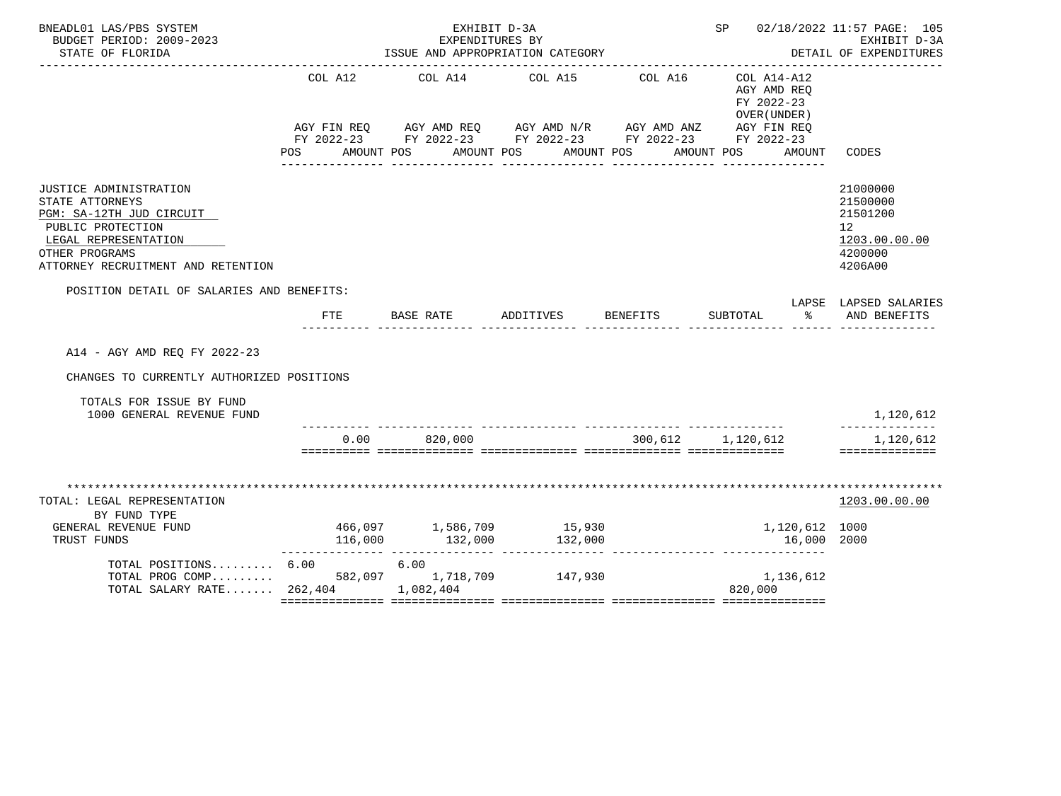BNEADL01 LAS/PBS SYSTEM — EXHIBIT D-3A — SP 02/18/2022 11:57

BUDGET PERIOD: 2009-2023 — EXPENDITURES BY — EXHIBIT D-3A

STATE OF FLORIDA — ISSUE AND APPROPRIATION CATEGORY — DETAIL OF EXPENDITURES

| | COL A12 AGY FIN REQ FY 2022-23 POS AMOUNT | COL A14 AGY AMD REQ FY 2022-23 POS AMOUNT | COL A15 AGY AMD N/R FY 2022-23 POS AMOUNT | COL A16 AGY AMD ANZ FY 2022-23 POS AMOUNT | COL A14-A12 AGY AMD REQ FY 2022-23 OVER(UNDER) AGY FIN REQ FY 2022-23 POS AMOUNT | CODES |
|---|---|---|---|---|---|---|
| JUSTICE ADMINISTRATION | | | | | | 21000000 |
| STATE ATTORNEYS | | | | | | 21500000 |
| PGM: SA-12TH JUD CIRCUIT | | | | | | 21501200 |
| PUBLIC PROTECTION | | | | | | 12 |
| LEGAL REPRESENTATION | | | | | | 1203.00.00.00 |
| OTHER PROGRAMS | | | | | | 4200000 |
| ATTORNEY RECRUITMENT AND RETENTION | | | | | | 4206A00 |

POSITION DETAIL OF SALARIES AND BENEFITS:

| | FTE | BASE RATE | ADDITIVES | BENEFITS | SUBTOTAL | LAPSE % | LAPSED SALARIES AND BENEFITS |
|---|---|---|---|---|---|---|---|
| A14 - AGY AMD REQ FY 2022-23 | | | | | | | |
| CHANGES TO CURRENTLY AUTHORIZED POSITIONS | | | | | | | |
| TOTALS FOR ISSUE BY FUND | | | | | | | |
| 1000 GENERAL REVENUE FUND | | | | | | | 1,120,612 |
| | 0.00 | 820,000 | | 300,612 | 1,120,612 | | 1,120,612 |

| TOTAL: LEGAL REPRESENTATION | COL A12 | COL A14 | COL A15 | COL A16 | COL A14-A12 | CODES |
|---|---|---|---|---|---|---|
| BY FUND TYPE | | | | | | 1203.00.00.00 |
| GENERAL REVENUE FUND | 466,097 | 1,586,709 | 15,930 | | 1,120,612 | 1000 |
| TRUST FUNDS | 116,000 | 132,000 | 132,000 | | 16,000 | 2000 |
| TOTAL POSITIONS......... | 6.00 | 6.00 | | | | |
| TOTAL PROG COMP......... | 582,097 | 1,718,709 | 147,930 | | 1,136,612 | |
| TOTAL SALARY RATE....... | 262,404 | 1,082,404 | | | 820,000 | |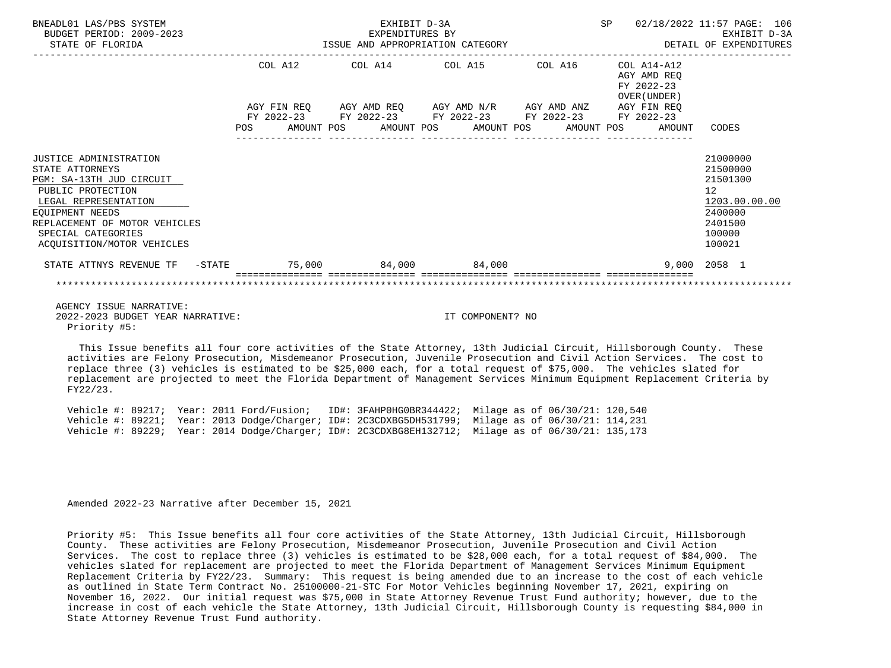BNEADL01 LAS/PBS SYSTEM — EXHIBIT D-3A — EXPENDITURES BY ISSUE AND APPROPRIATION CATEGORY
BUDGET PERIOD: 2009-2023 — STATE OF FLORIDA
SP 02/18/2022 11:57 — EXHIBIT D-3A — DETAIL OF EXPENDITURES

| | COL A12 AGY FIN REQ FY 2022-23 POS AMOUNT | COL A14 AGY AMD REQ FY 2022-23 POS AMOUNT | COL A15 AGY AMD N/R FY 2022-23 POS AMOUNT | COL A16 AGY AMD ANZ FY 2022-23 POS AMOUNT | COL A14-A12 AGY AMD REQ FY 2022-23 OVER(UNDER) AGY FIN REQ FY 2022-23 POS AMOUNT | CODES |
|---|---|---|---|---|---|---|
| JUSTICE ADMINISTRATION | | | | | | 21000000 |
| STATE ATTORNEYS | | | | | | 21500000 |
| PGM: SA-13TH JUD CIRCUIT | | | | | | 21501300 |
| PUBLIC PROTECTION | | | | | | 12 |
| LEGAL REPRESENTATION | | | | | | 1203.00.00.00 |
| EQUIPMENT NEEDS | | | | | | 2400000 |
| REPLACEMENT OF MOTOR VEHICLES | | | | | | 2401500 |
| SPECIAL CATEGORIES | | | | | | 100000 |
| ACQUISITION/MOTOR VEHICLES | | | | | | 100021 |
| STATE ATTNYS REVENUE TF -STATE | 75,000 | 84,000 | 84,000 | | 9,000 | 2058 1 |

AGENCY ISSUE NARRATIVE:
2022-2023 BUDGET YEAR NARRATIVE: IT COMPONENT? NO
Priority #5:

This Issue benefits all four core activities of the State Attorney, 13th Judicial Circuit, Hillsborough County. These activities are Felony Prosecution, Misdemeanor Prosecution, Juvenile Prosecution and Civil Action Services. The cost to replace three (3) vehicles is estimated to be $25,000 each, for a total request of $75,000. The vehicles slated for replacement are projected to meet the Florida Department of Management Services Minimum Equipment Replacement Criteria by FY22/23.

Vehicle #: 89217; Year: 2011 Ford/Fusion; ID#: 3FAHP0HG0BR344422; Milage as of 06/30/21: 120,540
Vehicle #: 89221; Year: 2013 Dodge/Charger; ID#: 2C3CDXBG5DH531799; Milage as of 06/30/21: 114,231
Vehicle #: 89229; Year: 2014 Dodge/Charger; ID#: 2C3CDXBG8EH132712; Milage as of 06/30/21: 135,173

Amended 2022-23 Narrative after December 15, 2021

Priority #5: This Issue benefits all four core activities of the State Attorney, 13th Judicial Circuit, Hillsborough County. These activities are Felony Prosecution, Misdemeanor Prosecution, Juvenile Prosecution and Civil Action Services. The cost to replace three (3) vehicles is estimated to be $28,000 each, for a total request of $84,000. The vehicles slated for replacement are projected to meet the Florida Department of Management Services Minimum Equipment Replacement Criteria by FY22/23. Summary: This request is being amended due to an increase to the cost of each vehicle as outlined in State Term Contract No. 25100000-21-STC For Motor Vehicles beginning November 17, 2021, expiring on November 16, 2022. Our initial request was $75,000 in State Attorney Revenue Trust Fund authority; however, due to the increase in cost of each vehicle the State Attorney, 13th Judicial Circuit, Hillsborough County is requesting $84,000 in State Attorney Revenue Trust Fund authority.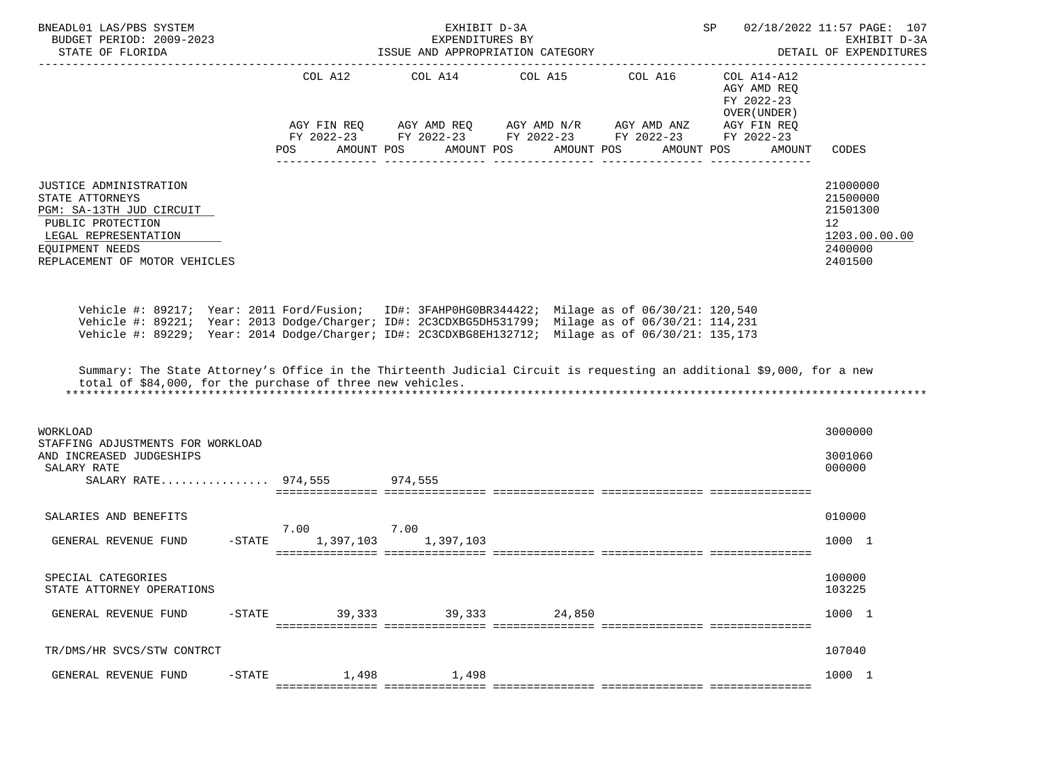BNEADL01 LAS/PBS SYSTEM | EXHIBIT D-3A | SP 02/18/2022 11:57 PAGE: 107
BUDGET PERIOD: 2009-2023 | EXPENDITURES BY | EXHIBIT D-3A
STATE OF FLORIDA | ISSUE AND APPROPRIATION CATEGORY | DETAIL OF EXPENDITURES

| | COL A12 AGY FIN REQ FY 2022-23 POS AMOUNT | COL A14 AGY AMD REQ FY 2022-23 POS AMOUNT | COL A15 AGY AMD N/R FY 2022-23 POS AMOUNT | COL A16 AGY AMD ANZ FY 2022-23 POS AMOUNT | COL A14-A12 AGY AMD REQ FY 2022-23 OVER(UNDER) AGY FIN REQ FY 2022-23 POS AMOUNT | CODES |
|---|---|---|---|---|---|---|
| JUSTICE ADMINISTRATION | | | | | | 21000000 |
| STATE ATTORNEYS | | | | | | 21500000 |
| PGM: SA-13TH JUD CIRCUIT | | | | | | 21501300 |
| PUBLIC PROTECTION | | | | | | 12 |
| LEGAL REPRESENTATION | | | | | | 1203.00.00.00 |
| EQUIPMENT NEEDS | | | | | | 2400000 |
| REPLACEMENT OF MOTOR VEHICLES | | | | | | 2401500 |

Vehicle #: 89217; Year: 2011 Ford/Fusion; ID#: 3FAHP0HG0BR344422; Milage as of 06/30/21: 120,540
Vehicle #: 89221; Year: 2013 Dodge/Charger; ID#: 2C3CDXBG5DH531799; Milage as of 06/30/21: 114,231
Vehicle #: 89229; Year: 2014 Dodge/Charger; ID#: 2C3CDXBG8EH132712; Milage as of 06/30/21: 135,173

Summary: The State Attorney's Office in the Thirteenth Judicial Circuit is requesting an additional $9,000, for a new total of $84,000, for the purchase of three new vehicles.

*******************************************************************************************************************

| | COL A12 | COL A14 | COL A15 | COL A16 | COL A14-A12 | CODES |
|---|---|---|---|---|---|---|
| WORKLOAD | | | | | | 3000000 |
| STAFFING ADJUSTMENTS FOR WORKLOAD AND INCREASED JUDGESHIPS | | | | | | 3001060 |
| SALARY RATE | | | | | | 000000 |
| SALARY RATE................ | 974,555 | 974,555 | | | | |
| SALARIES AND BENEFITS | | | | | | 010000 |
| GENERAL REVENUE FUND -STATE | 7.00 1,397,103 | 7.00 1,397,103 | | | | 1000 1 |
| SPECIAL CATEGORIES | | | | | | 100000 |
| STATE ATTORNEY OPERATIONS | | | | | | 103225 |
| GENERAL REVENUE FUND -STATE | 39,333 | 39,333 | 24,850 | | | 1000 1 |
| TR/DMS/HR SVCS/STW CONTRCT | | | | | | 107040 |
| GENERAL REVENUE FUND -STATE | 1,498 | 1,498 | | | | 1000 1 |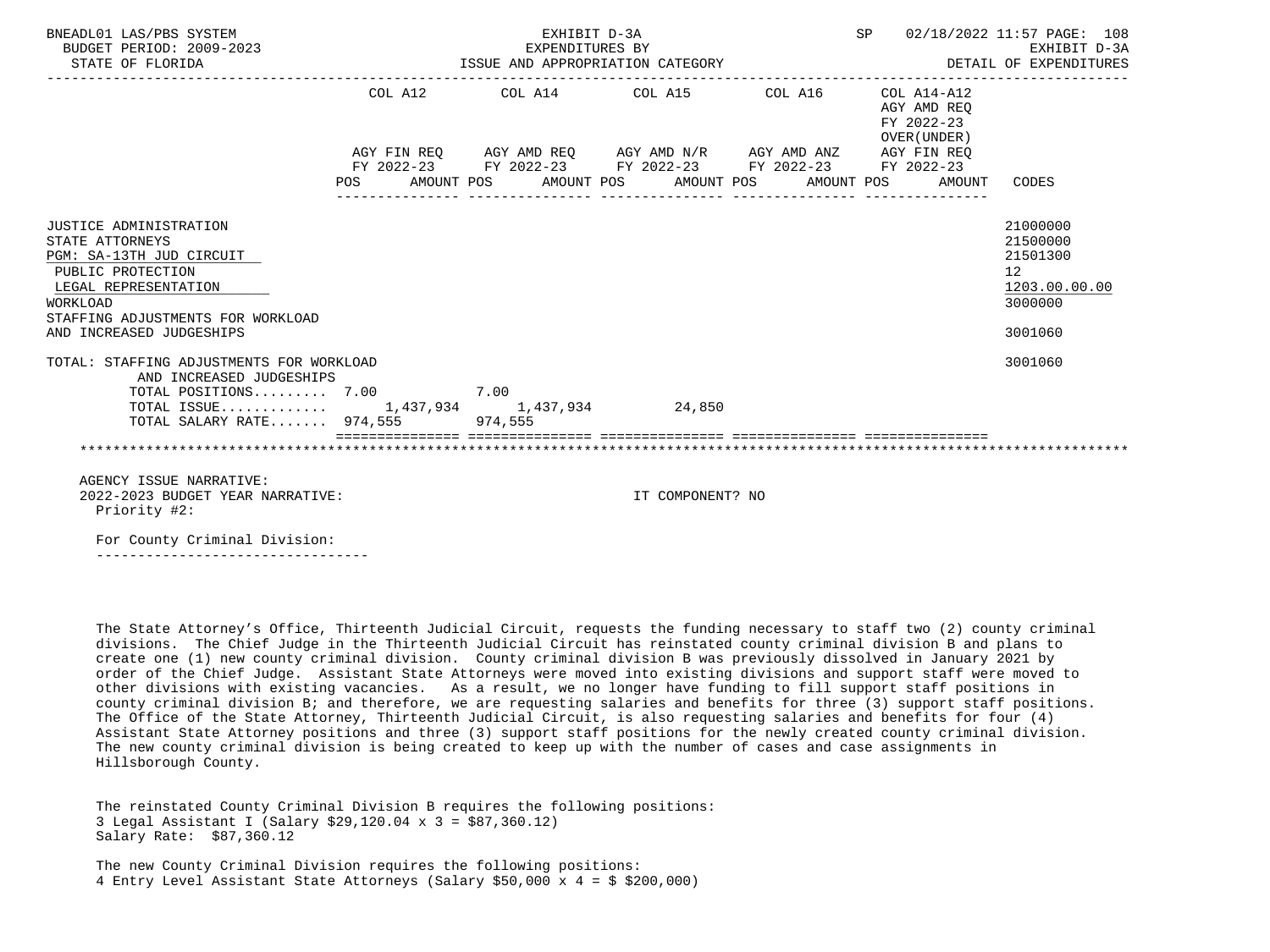BNEADL01 LAS/PBS SYSTEM — BUDGET PERIOD: 2009-2023 — STATE OF FLORIDA

EXHIBIT D-3A — EXPENDITURES BY ISSUE AND APPROPRIATION CATEGORY — DETAIL OF EXPENDITURES

SP 02/18/2022 11:57

| | COL A12 AGY FIN REQ FY 2022-23 POS | AMOUNT | COL A14 AGY AMD REQ FY 2022-23 POS | AMOUNT | COL A15 AGY AMD N/R FY 2022-23 POS | AMOUNT | COL A16 AGY AMD ANZ FY 2022-23 POS | AMOUNT | COL A14-A12 AGY AMD REQ FY 2022-23 OVER(UNDER) AGY FIN REQ FY 2022-23 POS | AMOUNT | CODES |
|---|---|---|---|---|---|---|---|---|---|---|---|
| JUSTICE ADMINISTRATION | | | | | | | | | | | 21000000 |
| STATE ATTORNEYS | | | | | | | | | | | 21500000 |
| PGM: SA-13TH JUD CIRCUIT | | | | | | | | | | | 21501300 |
| PUBLIC PROTECTION | | | | | | | | | | | 12 |
| LEGAL REPRESENTATION | | | | | | | | | | | 1203.00.00.00 |
| WORKLOAD | | | | | | | | | | | 3000000 |
| STAFFING ADJUSTMENTS FOR WORKLOAD AND INCREASED JUDGESHIPS | | | | | | | | | | | 3001060 |
| TOTAL: STAFFING ADJUSTMENTS FOR WORKLOAD AND INCREASED JUDGESHIPS | | | | | | | | | | | 3001060 |
| TOTAL POSITIONS......... | 7.00 | | 7.00 | | | | | | | | |
| TOTAL ISSUE............. | | 1,437,934 | | 1,437,934 | | 24,850 | | | | | |
| TOTAL SALARY RATE....... | | 974,555 | | 974,555 | | | | | | | |

AGENCY ISSUE NARRATIVE:

2022-2023 BUDGET YEAR NARRATIVE: IT COMPONENT? NO

Priority #2:

For County Criminal Division:

The State Attorney's Office, Thirteenth Judicial Circuit, requests the funding necessary to staff two (2) county criminal divisions. The Chief Judge in the Thirteenth Judicial Circuit has reinstated county criminal division B and plans to create one (1) new county criminal division. County criminal division B was previously dissolved in January 2021 by order of the Chief Judge. Assistant State Attorneys were moved into existing divisions and support staff were moved to other divisions with existing vacancies. As a result, we no longer have funding to fill support staff positions in county criminal division B; and therefore, we are requesting salaries and benefits for three (3) support staff positions. The Office of the State Attorney, Thirteenth Judicial Circuit, is also requesting salaries and benefits for four (4) Assistant State Attorney positions and three (3) support staff positions for the newly created county criminal division. The new county criminal division is being created to keep up with the number of cases and case assignments in Hillsborough County.

The reinstated County Criminal Division B requires the following positions:
3 Legal Assistant I (Salary $29,120.04 x 3 = $87,360.12)
Salary Rate: $87,360.12

The new County Criminal Division requires the following positions:
4 Entry Level Assistant State Attorneys (Salary $50,000 x 4 = $ $200,000)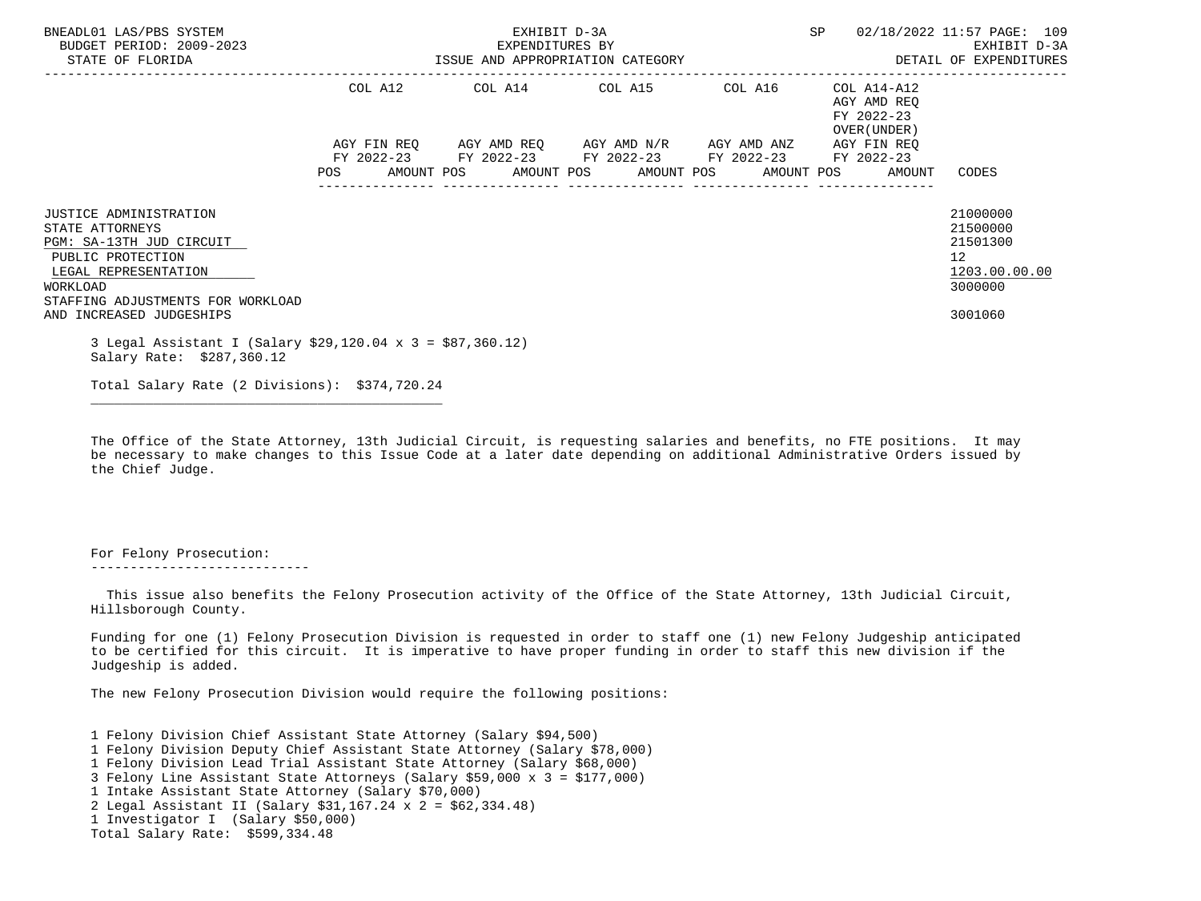| | COL A12 | | COL A14 | | COL A15 | | COL A16 | | COL A14-A12 AGY AMD REQ FY 2022-23 OVER(UNDER) | |
|---|---|---|---|---|---|---|---|---|---|---|
| | AGY FIN REQ FY 2022-23 | | AGY AMD REQ FY 2022-23 | | AGY AMD N/R FY 2022-23 | | AGY AMD ANZ FY 2022-23 | | AGY FIN REQ FY 2022-23 | |
| | POS | AMOUNT | POS | AMOUNT | POS | AMOUNT | POS | AMOUNT | POS AMOUNT | CODES |
| JUSTICE ADMINISTRATION | | | | | | | | | | 21000000 |
| STATE ATTORNEYS | | | | | | | | | | 21500000 |
| PGM: SA-13TH JUD CIRCUIT | | | | | | | | | | 21501300 |
| PUBLIC PROTECTION | | | | | | | | | | 12 |
| LEGAL REPRESENTATION | | | | | | | | | | 1203.00.00.00 |
| WORKLOAD | | | | | | | | | | 3000000 |
| STAFFING ADJUSTMENTS FOR WORKLOAD AND INCREASED JUDGESHIPS | | | | | | | | | | 3001060 |

3 Legal Assistant I (Salary $29,120.04 x 3 = $87,360.12)
Salary Rate: $287,360.12

Total Salary Rate (2 Divisions): $374,720.24

The Office of the State Attorney, 13th Judicial Circuit, is requesting salaries and benefits, no FTE positions. It may be necessary to make changes to this Issue Code at a later date depending on additional Administrative Orders issued by the Chief Judge.

For Felony Prosecution:

This issue also benefits the Felony Prosecution activity of the Office of the State Attorney, 13th Judicial Circuit, Hillsborough County.

Funding for one (1) Felony Prosecution Division is requested in order to staff one (1) new Felony Judgeship anticipated to be certified for this circuit. It is imperative to have proper funding in order to staff this new division if the Judgeship is added.

The new Felony Prosecution Division would require the following positions:

1 Felony Division Chief Assistant State Attorney (Salary $94,500)
1 Felony Division Deputy Chief Assistant State Attorney (Salary $78,000)
1 Felony Division Lead Trial Assistant State Attorney (Salary $68,000)
3 Felony Line Assistant State Attorneys (Salary $59,000 x 3 = $177,000)
1 Intake Assistant State Attorney (Salary $70,000)
2 Legal Assistant II (Salary $31,167.24 x 2 = $62,334.48)
1 Investigator I (Salary $50,000)
Total Salary Rate: $599,334.48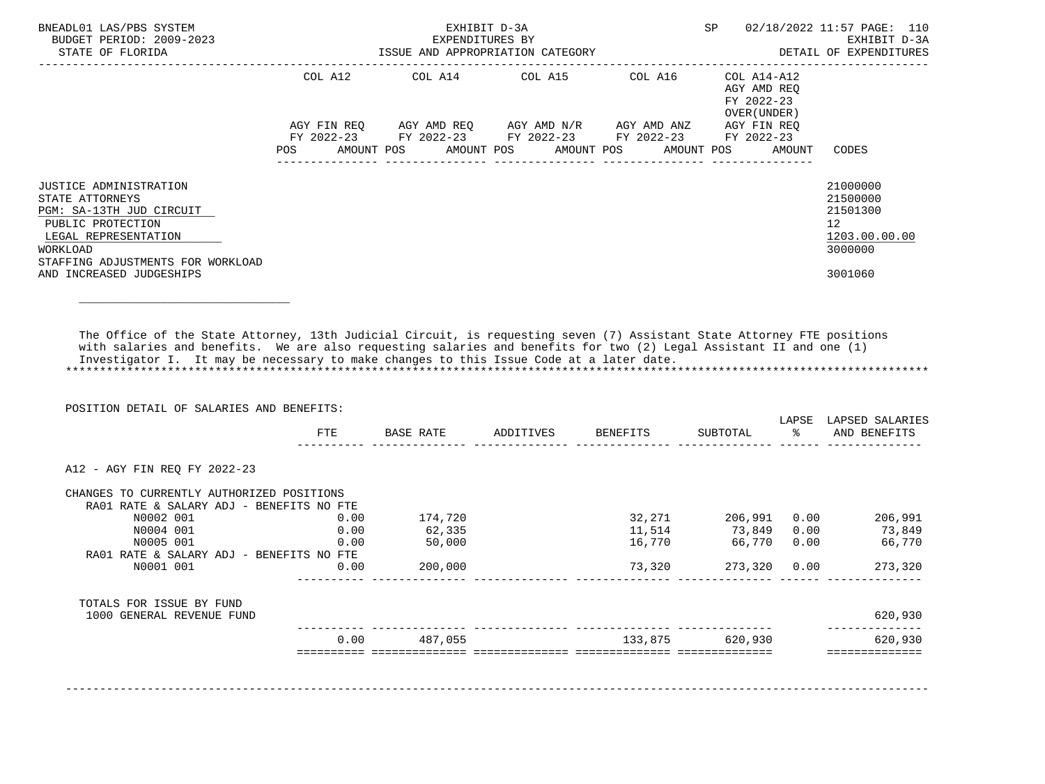BNEADL01 LAS/PBS SYSTEM — EXHIBIT D-3A — SP 02/18/2022 11:57
BUDGET PERIOD: 2009-2023 — EXPENDITURES BY — EXHIBIT D-3A
STATE OF FLORIDA — ISSUE AND APPROPRIATION CATEGORY — DETAIL OF EXPENDITURES

| | COL A12 AGY FIN REQ FY 2022-23 POS AMOUNT | COL A14 AGY AMD REQ FY 2022-23 POS AMOUNT | COL A15 AGY AMD N/R FY 2022-23 POS AMOUNT | COL A16 AGY AMD ANZ FY 2022-23 POS AMOUNT | COL A14-A12 AGY AMD REQ FY 2022-23 OVER(UNDER) AGY FIN REQ FY 2022-23 POS AMOUNT | CODES |
|---|---|---|---|---|---|---|
| JUSTICE ADMINISTRATION | | | | | | 21000000 |
| STATE ATTORNEYS | | | | | | 21500000 |
| PGM: SA-13TH JUD CIRCUIT | | | | | | 21501300 |
| PUBLIC PROTECTION | | | | | | 12 |
| LEGAL REPRESENTATION | | | | | | 1203.00.00.00 |
| WORKLOAD | | | | | | 3000000 |
| STAFFING ADJUSTMENTS FOR WORKLOAD AND INCREASED JUDGESHIPS | | | | | | 3001060 |

The Office of the State Attorney, 13th Judicial Circuit, is requesting seven (7) Assistant State Attorney FTE positions with salaries and benefits. We are also requesting salaries and benefits for two (2) Legal Assistant II and one (1) Investigator I. It may be necessary to make changes to this Issue Code at a later date.

POSITION DETAIL OF SALARIES AND BENEFITS:

| | FTE | BASE RATE | ADDITIVES | BENEFITS | SUBTOTAL | LAPSE % | LAPSED SALARIES AND BENEFITS |
|---|---|---|---|---|---|---|---|
| A12 - AGY FIN REQ FY 2022-23 | | | | | | | |
| CHANGES TO CURRENTLY AUTHORIZED POSITIONS | | | | | | | |
| RA01 RATE & SALARY ADJ - BENEFITS NO FTE | | | | | | | |
| N0002 001 | 0.00 | 174,720 | | 32,271 | 206,991 | 0.00 | 206,991 |
| N0004 001 | 0.00 | 62,335 | | 11,514 | 73,849 | 0.00 | 73,849 |
| N0005 001 | 0.00 | 50,000 | | 16,770 | 66,770 | 0.00 | 66,770 |
| RA01 RATE & SALARY ADJ - BENEFITS NO FTE | | | | | | | |
| N0001 001 | 0.00 | 200,000 | | 73,320 | 273,320 | 0.00 | 273,320 |
| TOTALS FOR ISSUE BY FUND | | | | | | | |
| 1000 GENERAL REVENUE FUND | | | | | | | 620,930 |
| | 0.00 | 487,055 | | 133,875 | 620,930 | | 620,930 |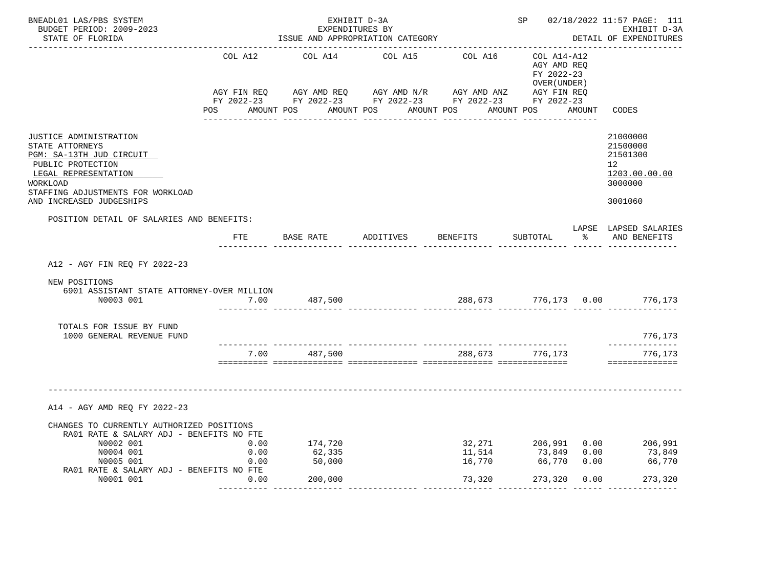BNEADL01 LAS/PBS SYSTEM — EXHIBIT D-3A — EXPENDITURES BY ISSUE AND APPROPRIATION CATEGORY — SP 02/18/2022 11:57

BUDGET PERIOD: 2009-2023 — STATE OF FLORIDA — EXHIBIT D-3A — DETAIL OF EXPENDITURES

| | COL A12 AGY FIN REQ FY 2022-23 POS AMOUNT | COL A14 AGY AMD REQ FY 2022-23 POS AMOUNT | COL A15 AGY AMD N/R FY 2022-23 POS AMOUNT | COL A16 AGY AMD ANZ FY 2022-23 POS AMOUNT | COL A14-A12 AGY AMD REQ FY 2022-23 OVER(UNDER) AGY FIN REQ FY 2022-23 POS AMOUNT | CODES |
|---|---|---|---|---|---|---|
| JUSTICE ADMINISTRATION | | | | | | 21000000 |
| STATE ATTORNEYS | | | | | | 21500000 |
| PGM: SA-13TH JUD CIRCUIT | | | | | | 21501300 |
| PUBLIC PROTECTION | | | | | | 12 |
| LEGAL REPRESENTATION | | | | | | 1203.00.00.00 |
| WORKLOAD | | | | | | 3000000 |
| STAFFING ADJUSTMENTS FOR WORKLOAD AND INCREASED JUDGESHIPS | | | | | | 3001060 |

POSITION DETAIL OF SALARIES AND BENEFITS:

| | FTE | BASE RATE | ADDITIVES | BENEFITS | SUBTOTAL | LAPSE % | LAPSED SALARIES AND BENEFITS |
|---|---|---|---|---|---|---|---|
| **A12 - AGY FIN REQ FY 2022-23** | | | | | | | |
| NEW POSITIONS | | | | | | | |
| 6901 ASSISTANT STATE ATTORNEY-OVER MILLION | | | | | | | |
| N0003 001 | 7.00 | 487,500 | | 288,673 | 776,173 | 0.00 | 776,173 |
| TOTALS FOR ISSUE BY FUND | | | | | | | |
| 1000 GENERAL REVENUE FUND | | | | | | | 776,173 |
| | 7.00 | 487,500 | | 288,673 | 776,173 | | 776,173 |
| **A14 - AGY AMD REQ FY 2022-23** | | | | | | | |
| CHANGES TO CURRENTLY AUTHORIZED POSITIONS | | | | | | | |
| RA01 RATE & SALARY ADJ - BENEFITS NO FTE | | | | | | | |
| N0002 001 | 0.00 | 174,720 | | 32,271 | 206,991 | 0.00 | 206,991 |
| N0004 001 | 0.00 | 62,335 | | 11,514 | 73,849 | 0.00 | 73,849 |
| N0005 001 | 0.00 | 50,000 | | 16,770 | 66,770 | 0.00 | 66,770 |
| RA01 RATE & SALARY ADJ - BENEFITS NO FTE | | | | | | | |
| N0001 001 | 0.00 | 200,000 | | 73,320 | 273,320 | 0.00 | 273,320 |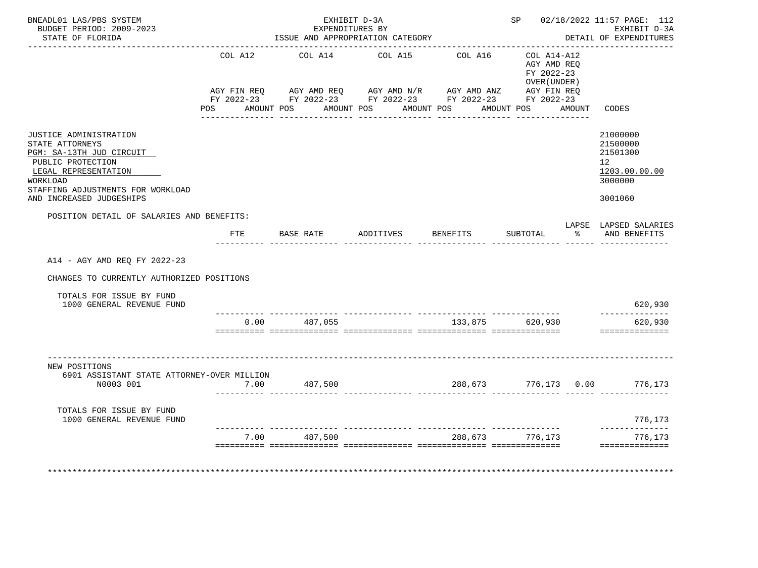BNEADL01 LAS/PBS SYSTEM
BUDGET PERIOD: 2009-2023
STATE OF FLORIDA

EXHIBIT D-3A
EXPENDITURES BY
ISSUE AND APPROPRIATION CATEGORY

SP 02/18/2022 11:57
EXHIBIT D-3A
DETAIL OF EXPENDITURES

| | COL A12 AGY FIN REQ FY 2022-23 POS AMOUNT | COL A14 AGY AMD REQ FY 2022-23 POS AMOUNT | COL A15 AGY AMD N/R FY 2022-23 POS AMOUNT | COL A16 AGY AMD ANZ FY 2022-23 POS AMOUNT | COL A14-A12 AGY AMD REQ FY 2022-23 OVER(UNDER) AGY FIN REQ FY 2022-23 POS AMOUNT | CODES |
|---|---|---|---|---|---|---|
| JUSTICE ADMINISTRATION | | | | | | 21000000 |
| STATE ATTORNEYS | | | | | | 21500000 |
| PGM: SA-13TH JUD CIRCUIT | | | | | | 21501300 |
| PUBLIC PROTECTION | | | | | | 12 |
| LEGAL REPRESENTATION | | | | | | 1203.00.00.00 |
| WORKLOAD | | | | | | 3000000 |
| STAFFING ADJUSTMENTS FOR WORKLOAD AND INCREASED JUDGESHIPS | | | | | | 3001060 |

POSITION DETAIL OF SALARIES AND BENEFITS:

A14 - AGY AMD REQ FY 2022-23

CHANGES TO CURRENTLY AUTHORIZED POSITIONS

| | FTE | BASE RATE | ADDITIVES | BENEFITS | SUBTOTAL | LAPSE % | LAPSED SALARIES AND BENEFITS |
|---|---|---|---|---|---|---|---|
| TOTALS FOR ISSUE BY FUND | | | | | | | |
| 1000 GENERAL REVENUE FUND | | | | | | | 620,930 |
| | 0.00 | 487,055 | | 133,875 | 620,930 | | 620,930 |

NEW POSITIONS

| | FTE | BASE RATE | ADDITIVES | BENEFITS | SUBTOTAL | LAPSE % | LAPSED SALARIES AND BENEFITS |
|---|---|---|---|---|---|---|---|
| 6901 ASSISTANT STATE ATTORNEY-OVER MILLION N0003 001 | 7.00 | 487,500 | | 288,673 | 776,173 | 0.00 | 776,173 |
| TOTALS FOR ISSUE BY FUND | | | | | | | |
| 1000 GENERAL REVENUE FUND | | | | | | | 776,173 |
| | 7.00 | 487,500 | | 288,673 | 776,173 | | 776,173 |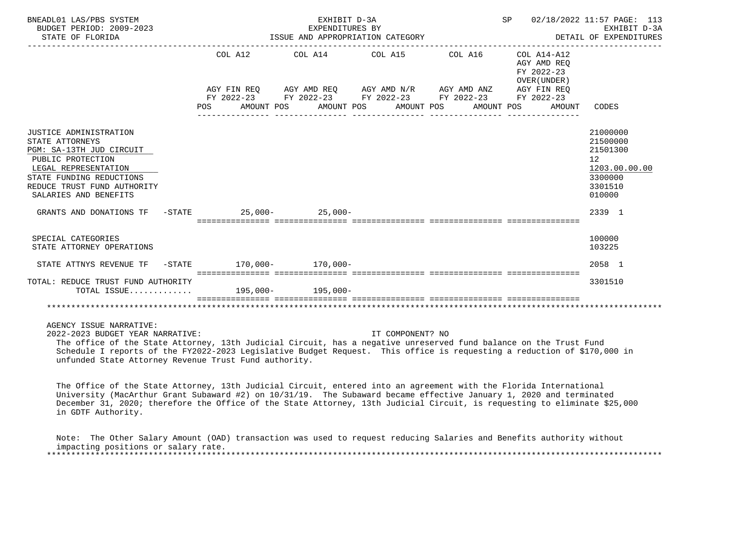BNEADL01 LAS/PBS SYSTEM — EXHIBIT D-3A — EXPENDITURES BY ISSUE AND APPROPRIATION CATEGORY — SP 02/18/2022 11:57

BUDGET PERIOD: 2009-2023 — STATE OF FLORIDA — EXHIBIT D-3A DETAIL OF EXPENDITURES

| | COL A12 AGY FIN REQ FY 2022-23 POS AMOUNT | COL A14 AGY AMD REQ FY 2022-23 POS AMOUNT | COL A15 AGY AMD N/R FY 2022-23 POS AMOUNT | COL A16 AGY AMD ANZ FY 2022-23 POS AMOUNT | COL A14-A12 AGY AMD REQ FY 2022-23 OVER(UNDER) AGY FIN REQ FY 2022-23 POS AMOUNT | CODES |
|---|---|---|---|---|---|---|
| JUSTICE ADMINISTRATION | | | | | | 21000000 |
| STATE ATTORNEYS | | | | | | 21500000 |
| PGM: SA-13TH JUD CIRCUIT | | | | | | 21501300 |
| PUBLIC PROTECTION | | | | | | 12 |
| LEGAL REPRESENTATION | | | | | | 1203.00.00.00 |
| STATE FUNDING REDUCTIONS | | | | | | 3300000 |
| REDUCE TRUST FUND AUTHORITY | | | | | | 3301510 |
| SALARIES AND BENEFITS | | | | | | 010000 |
| GRANTS AND DONATIONS TF -STATE | 25,000- | 25,000- | | | | 2339 1 |
| SPECIAL CATEGORIES | | | | | | 100000 |
| STATE ATTORNEY OPERATIONS | | | | | | 103225 |
| STATE ATTNYS REVENUE TF -STATE | 170,000- | 170,000- | | | | 2058 1 |
| TOTAL: REDUCE TRUST FUND AUTHORITY | | | | | | 3301510 |
| TOTAL ISSUE............. | 195,000- | 195,000- | | | | |

AGENCY ISSUE NARRATIVE:

2022-2023 BUDGET YEAR NARRATIVE: IT COMPONENT? NO

The office of the State Attorney, 13th Judicial Circuit, has a negative unreserved fund balance on the Trust Fund Schedule I reports of the FY2022-2023 Legislative Budget Request. This office is requesting a reduction of $170,000 in unfunded State Attorney Revenue Trust Fund authority.

The Office of the State Attorney, 13th Judicial Circuit, entered into an agreement with the Florida International University (MacArthur Grant Subaward #2) on 10/31/19. The Subaward became effective January 1, 2020 and terminated December 31, 2020; therefore the Office of the State Attorney, 13th Judicial Circuit, is requesting to eliminate $25,000 in GDTF Authority.

Note: The Other Salary Amount (OAD) transaction was used to request reducing Salaries and Benefits authority without impacting positions or salary rate.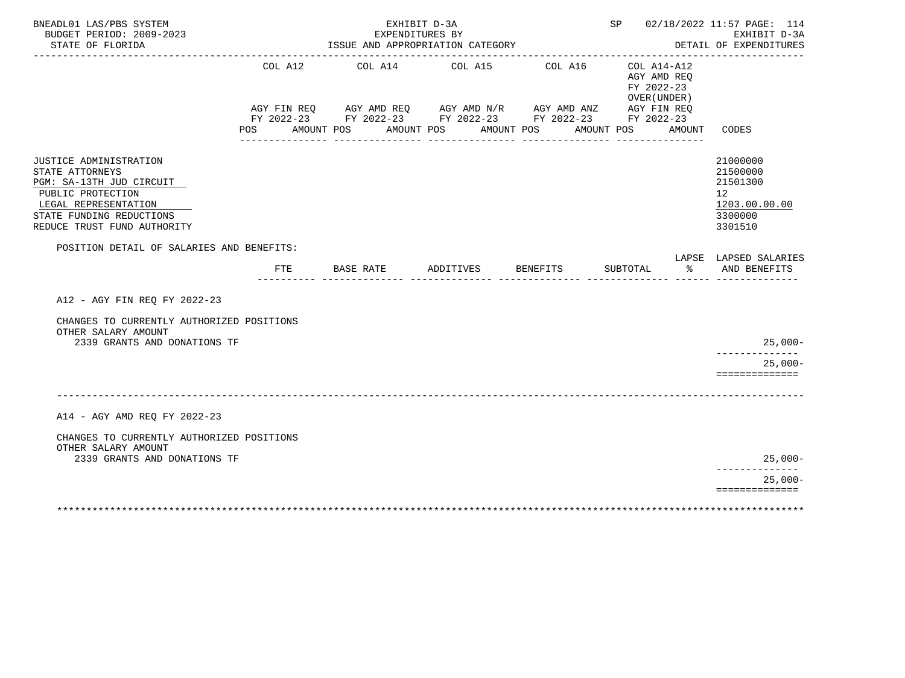| | COL A12 | | COL A14 | | COL A15 | | COL A16 | | COL A14-A12 AGY AMD REQ FY 2022-23 OVER(UNDER) | | |
|---|---|---|---|---|---|---|---|---|---|---|---|
| | AGY FIN REQ FY 2022-23 | | AGY AMD REQ FY 2022-23 | | AGY AMD N/R FY 2022-23 | | AGY AMD ANZ FY 2022-23 | | AGY FIN REQ FY 2022-23 | | |
| | POS | AMOUNT | POS | AMOUNT | POS | AMOUNT | POS | AMOUNT | POS | AMOUNT | CODES |
| JUSTICE ADMINISTRATION | | | | | | | | | | | 21000000 |
| STATE ATTORNEYS | | | | | | | | | | | 21500000 |
| PGM: SA-13TH JUD CIRCUIT | | | | | | | | | | | 21501300 |
| PUBLIC PROTECTION | | | | | | | | | | | 12 |
| LEGAL REPRESENTATION | | | | | | | | | | | 1203.00.00.00 |
| STATE FUNDING REDUCTIONS | | | | | | | | | | | 3300000 |
| REDUCE TRUST FUND AUTHORITY | | | | | | | | | | | 3301510 |

POSITION DETAIL OF SALARIES AND BENEFITS:

| | FTE | BASE RATE | ADDITIVES | BENEFITS | SUBTOTAL | LAPSE % | LAPSED SALARIES AND BENEFITS |
|---|---|---|---|---|---|---|---|
| A12 - AGY FIN REQ FY 2022-23 | | | | | | | |
| CHANGES TO CURRENTLY AUTHORIZED POSITIONS | | | | | | | |
| OTHER SALARY AMOUNT | | | | | | | |
| 2339 GRANTS AND DONATIONS TF | | | | | | | 25,000- |
| | | | | | | | 25,000- |
| A14 - AGY AMD REQ FY 2022-23 | | | | | | | |
| CHANGES TO CURRENTLY AUTHORIZED POSITIONS | | | | | | | |
| OTHER SALARY AMOUNT | | | | | | | |
| 2339 GRANTS AND DONATIONS TF | | | | | | | 25,000- |
| | | | | | | | 25,000- |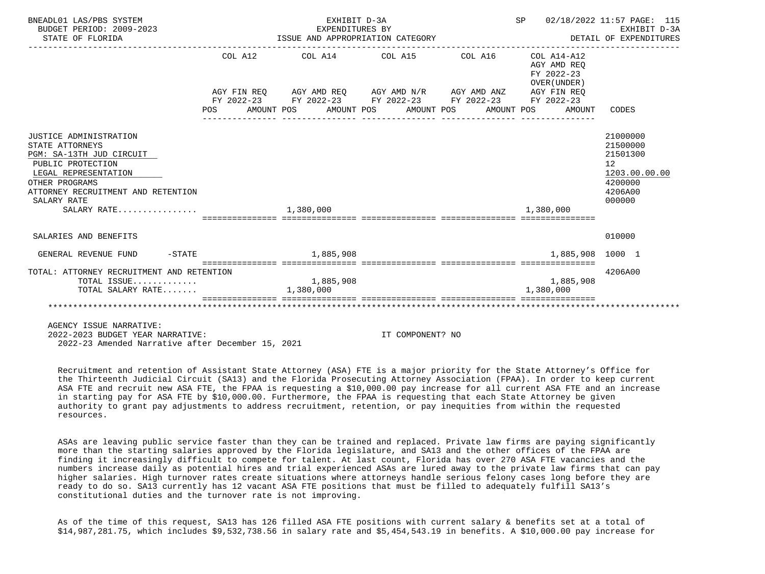BNEADL01 LAS/PBS SYSTEM — BUDGET PERIOD: 2009-2023 — STATE OF FLORIDA

EXHIBIT D-3A — EXPENDITURES BY ISSUE AND APPROPRIATION CATEGORY

SP 02/18/2022 11:57 — EXHIBIT D-3A — DETAIL OF EXPENDITURES

| | COL A12 AGY FIN REQ FY 2022-23 POS AMOUNT | COL A14 AGY AMD REQ FY 2022-23 POS AMOUNT | COL A15 AGY AMD N/R FY 2022-23 POS AMOUNT | COL A16 AGY AMD ANZ FY 2022-23 POS AMOUNT | COL A14-A12 AGY AMD REQ FY 2022-23 OVER(UNDER) AGY FIN REQ FY 2022-23 POS AMOUNT | CODES |
|---|---|---|---|---|---|---|
| JUSTICE ADMINISTRATION | | | | | | 21000000 |
| STATE ATTORNEYS | | | | | | 21500000 |
| PGM: SA-13TH JUD CIRCUIT | | | | | | 21501300 |
| PUBLIC PROTECTION | | | | | | 12 |
| LEGAL REPRESENTATION | | | | | | 1203.00.00.00 |
| OTHER PROGRAMS | | | | | | 4200000 |
| ATTORNEY RECRUITMENT AND RETENTION | | | | | | 4206A00 |
| SALARY RATE | | | | | | 000000 |
| SALARY RATE................ | | 1,380,000 | | | 1,380,000 | |
| SALARIES AND BENEFITS | | | | | | 010000 |
| GENERAL REVENUE FUND -STATE | | 1,885,908 | | | 1,885,908 | 1000 1 |
| TOTAL: ATTORNEY RECRUITMENT AND RETENTION | | | | | | 4206A00 |
| TOTAL ISSUE............. | | 1,885,908 | | | 1,885,908 | |
| TOTAL SALARY RATE....... | | 1,380,000 | | | 1,380,000 | |

AGENCY ISSUE NARRATIVE:
2022-2023 BUDGET YEAR NARRATIVE: IT COMPONENT? NO
2022-23 Amended Narrative after December 15, 2021

Recruitment and retention of Assistant State Attorney (ASA) FTE is a major priority for the State Attorney's Office for the Thirteenth Judicial Circuit (SA13) and the Florida Prosecuting Attorney Association (FPAA). In order to keep current ASA FTE and recruit new ASA FTE, the FPAA is requesting a $10,000.00 pay increase for all current ASA FTE and an increase in starting pay for ASA FTE by $10,000.00. Furthermore, the FPAA is requesting that each State Attorney be given authority to grant pay adjustments to address recruitment, retention, or pay inequities from within the requested resources.

ASAs are leaving public service faster than they can be trained and replaced. Private law firms are paying significantly more than the starting salaries approved by the Florida legislature, and SA13 and the other offices of the FPAA are finding it increasingly difficult to compete for talent. At last count, Florida has over 270 ASA FTE vacancies and the numbers increase daily as potential hires and trial experienced ASAs are lured away to the private law firms that can pay higher salaries. High turnover rates create situations where attorneys handle serious felony cases long before they are ready to do so. SA13 currently has 12 vacant ASA FTE positions that must be filled to adequately fulfill SA13's constitutional duties and the turnover rate is not improving.

As of the time of this request, SA13 has 126 filled ASA FTE positions with current salary & benefits set at a total of $14,987,281.75, which includes $9,532,738.56 in salary rate and $5,454,543.19 in benefits. A $10,000.00 pay increase for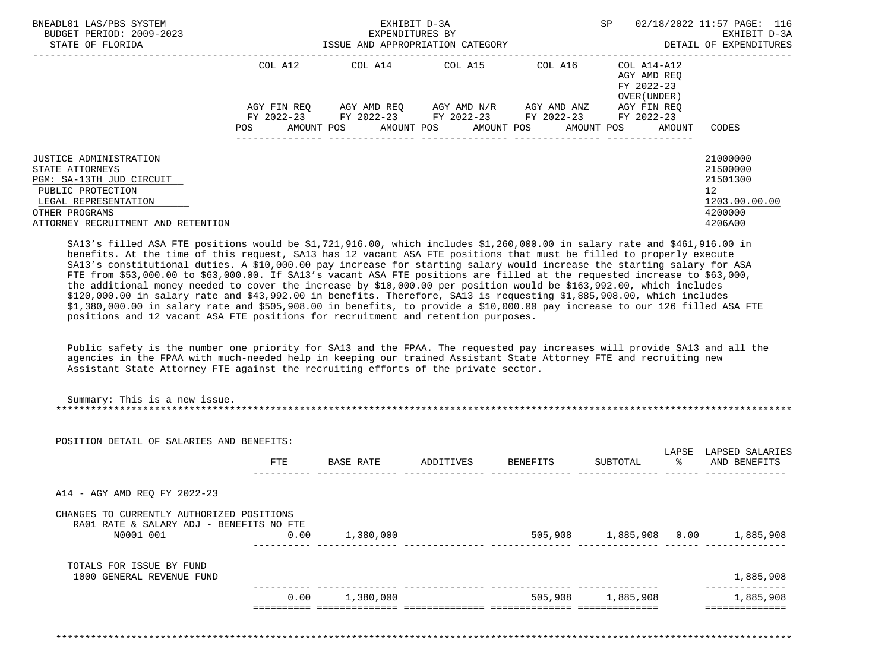| | COL A12 | | COL A14 | | COL A15 | | COL A16 | | COL A14-A12 AGY AMD REQ FY 2022-23 OVER(UNDER) | | |
|---|---|---|---|---|---|---|---|---|---|---|---|
| | AGY FIN REQ FY 2022-23 | | AGY AMD REQ FY 2022-23 | | AGY AMD N/R FY 2022-23 | | AGY AMD ANZ FY 2022-23 | | AGY FIN REQ FY 2022-23 | | |
| | POS | AMOUNT | POS | AMOUNT | POS | AMOUNT | POS | AMOUNT | POS | AMOUNT | CODES |
| JUSTICE ADMINISTRATION | | | | | | | | | | | 21000000 |
| STATE ATTORNEYS | | | | | | | | | | | 21500000 |
| PGM: SA-13TH JUD CIRCUIT | | | | | | | | | | | 21501300 |
| PUBLIC PROTECTION | | | | | | | | | | | 12 |
| LEGAL REPRESENTATION | | | | | | | | | | | 1203.00.00.00 |
| OTHER PROGRAMS | | | | | | | | | | | 4200000 |
| ATTORNEY RECRUITMENT AND RETENTION | | | | | | | | | | | 4206A00 |

SA13's filled ASA FTE positions would be $1,721,916.00, which includes $1,260,000.00 in salary rate and $461,916.00 in benefits. At the time of this request, SA13 has 12 vacant ASA FTE positions that must be filled to properly execute SA13's constitutional duties. A $10,000.00 pay increase for starting salary would increase the starting salary for ASA FTE from $53,000.00 to $63,000.00. If SA13's vacant ASA FTE positions are filled at the requested increase to $63,000, the additional money needed to cover the increase by $10,000.00 per position would be $163,992.00, which includes $120,000.00 in salary rate and $43,992.00 in benefits. Therefore, SA13 is requesting $1,885,908.00, which includes $1,380,000.00 in salary rate and $505,908.00 in benefits, to provide a $10,000.00 pay increase to our 126 filled ASA FTE positions and 12 vacant ASA FTE positions for recruitment and retention purposes.

Public safety is the number one priority for SA13 and the FPAA. The requested pay increases will provide SA13 and all the agencies in the FPAA with much-needed help in keeping our trained Assistant State Attorney FTE and recruiting new Assistant State Attorney FTE against the recruiting efforts of the private sector.

Summary: This is a new issue.

POSITION DETAIL OF SALARIES AND BENEFITS:

| | FTE | BASE RATE | ADDITIVES | BENEFITS | SUBTOTAL | LAPSE % | LAPSED SALARIES AND BENEFITS |
|---|---|---|---|---|---|---|---|
| A14 - AGY AMD REQ FY 2022-23 | | | | | | | |
| CHANGES TO CURRENTLY AUTHORIZED POSITIONS | | | | | | | |
| RA01 RATE & SALARY ADJ - BENEFITS NO FTE | | | | | | | |
| N0001 001 | 0.00 | 1,380,000 | | 505,908 | 1,885,908 | 0.00 | 1,885,908 |
| TOTALS FOR ISSUE BY FUND | | | | | | | |
| 1000 GENERAL REVENUE FUND | | | | | | | 1,885,908 |
| | 0.00 | 1,380,000 | | 505,908 | 1,885,908 | | 1,885,908 |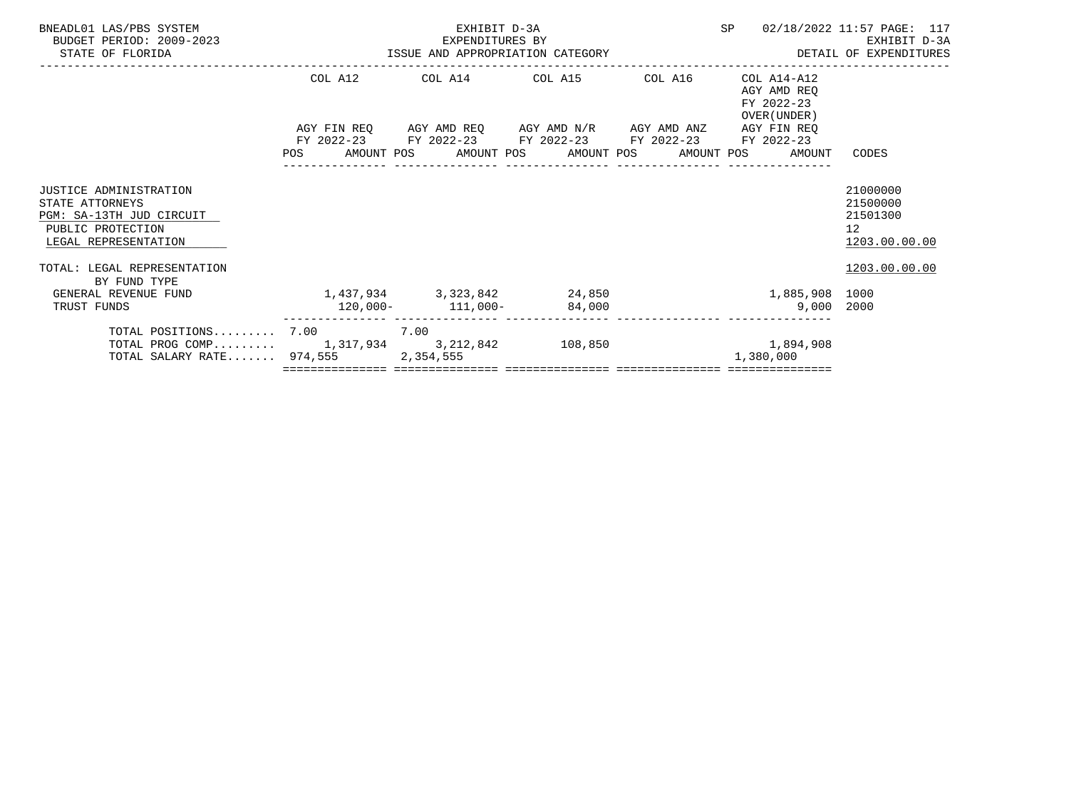BNEADL01 LAS/PBS SYSTEM
BUDGET PERIOD: 2009-2023
STATE OF FLORIDA

EXHIBIT D-3A
EXPENDITURES BY
ISSUE AND APPROPRIATION CATEGORY

SP 02/18/2022 11:57 PAGE: 117
EXHIBIT D-3A
DETAIL OF EXPENDITURES

| | COL A12 AGY FIN REQ FY 2022-23 POS | AMOUNT | COL A14 AGY AMD REQ FY 2022-23 POS | AMOUNT | COL A15 AGY AMD N/R FY 2022-23 POS | AMOUNT | COL A16 AGY AMD ANZ FY 2022-23 POS | AMOUNT | COL A14-A12 AGY AMD REQ FY 2022-23 OVER(UNDER) AGY FIN REQ FY 2022-23 POS | AMOUNT | CODES |
|---|---|---|---|---|---|---|---|---|---|---|---|
| JUSTICE ADMINISTRATION | | | | | | | | | | | 21000000 |
| STATE ATTORNEYS | | | | | | | | | | | 21500000 |
| PGM: SA-13TH JUD CIRCUIT | | | | | | | | | | | 21501300 |
| PUBLIC PROTECTION | | | | | | | | | | | 12 |
| LEGAL REPRESENTATION | | | | | | | | | | | 1203.00.00.00 |
| TOTAL: LEGAL REPRESENTATION | | | | | | | | | | | 1203.00.00.00 |
| BY FUND TYPE | | | | | | | | | | | |
| GENERAL REVENUE FUND | | 1,437,934 | | 3,323,842 | | 24,850 | | | | 1,885,908 | 1000 |
| TRUST FUNDS | | 120,000- | | 111,000- | | 84,000 | | | | 9,000 | 2000 |
| TOTAL POSITIONS......... | 7.00 | | 7.00 | | | | | | | | |
| TOTAL PROG COMP......... | | 1,317,934 | | 3,212,842 | | 108,850 | | | | 1,894,908 | |
| TOTAL SALARY RATE....... | | 974,555 | | 2,354,555 | | | | | | 1,380,000 | |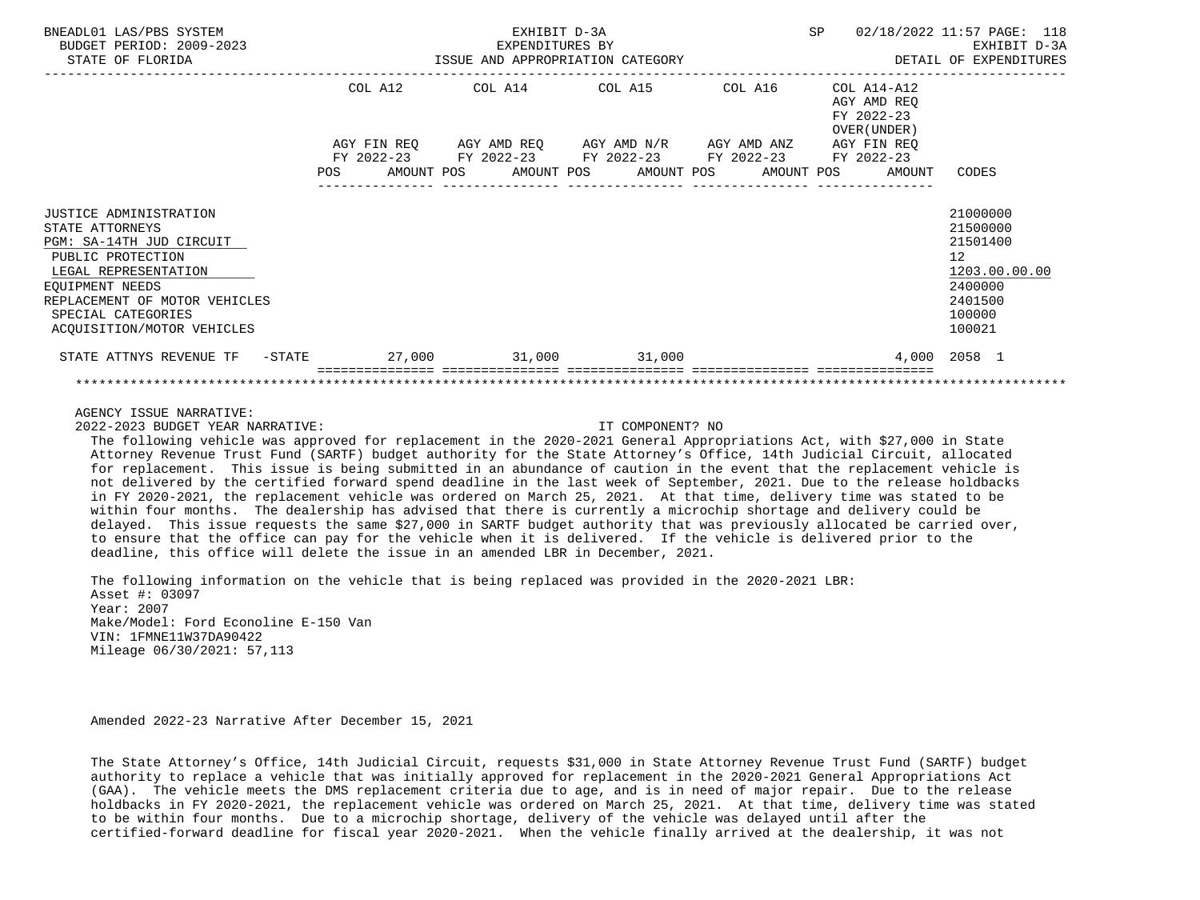BNEADL01 LAS/PBS SYSTEM — EXHIBIT D-3A — SP 02/18/2022 11:57
BUDGET PERIOD: 2009-2023 — EXPENDITURES BY — EXHIBIT D-3A
STATE OF FLORIDA — ISSUE AND APPROPRIATION CATEGORY — DETAIL OF EXPENDITURES

| | COL A12 AGY FIN REQ FY 2022-23 POS AMOUNT | COL A14 AGY AMD REQ FY 2022-23 POS AMOUNT | COL A15 AGY AMD N/R FY 2022-23 POS AMOUNT | COL A16 AGY AMD ANZ FY 2022-23 POS AMOUNT | COL A14-A12 AGY AMD REQ FY 2022-23 OVER(UNDER) AGY FIN REQ FY 2022-23 POS AMOUNT | CODES |
|---|---|---|---|---|---|---|
| JUSTICE ADMINISTRATION | | | | | | 21000000 |
| STATE ATTORNEYS | | | | | | 21500000 |
| PGM: SA-14TH JUD CIRCUIT | | | | | | 21501400 |
| PUBLIC PROTECTION | | | | | | 12 |
| LEGAL REPRESENTATION | | | | | | 1203.00.00.00 |
| EQUIPMENT NEEDS | | | | | | 2400000 |
| REPLACEMENT OF MOTOR VEHICLES | | | | | | 2401500 |
| SPECIAL CATEGORIES | | | | | | 100000 |
| ACQUISITION/MOTOR VEHICLES | | | | | | 100021 |
| STATE ATTNYS REVENUE TF -STATE | 27,000 | 31,000 | 31,000 | | 4,000 | 2058 1 |

AGENCY ISSUE NARRATIVE:

2022-2023 BUDGET YEAR NARRATIVE: IT COMPONENT? NO

The following vehicle was approved for replacement in the 2020-2021 General Appropriations Act, with $27,000 in State Attorney Revenue Trust Fund (SARTF) budget authority for the State Attorney's Office, 14th Judicial Circuit, allocated for replacement. This issue is being submitted in an abundance of caution in the event that the replacement vehicle is not delivered by the certified forward spend deadline in the last week of September, 2021. Due to the release holdbacks in FY 2020-2021, the replacement vehicle was ordered on March 25, 2021. At that time, delivery time was stated to be within four months. The dealership has advised that there is currently a microchip shortage and delivery could be delayed. This issue requests the same $27,000 in SARTF budget authority that was previously allocated be carried over, to ensure that the office can pay for the vehicle when it is delivered. If the vehicle is delivered prior to the deadline, this office will delete the issue in an amended LBR in December, 2021.

The following information on the vehicle that is being replaced was provided in the 2020-2021 LBR:
Asset #: 03097
Year: 2007
Make/Model: Ford Econoline E-150 Van
VIN: 1FMNE11W37DA90422
Mileage 06/30/2021: 57,113

Amended 2022-23 Narrative After December 15, 2021

The State Attorney's Office, 14th Judicial Circuit, requests $31,000 in State Attorney Revenue Trust Fund (SARTF) budget authority to replace a vehicle that was initially approved for replacement in the 2020-2021 General Appropriations Act (GAA). The vehicle meets the DMS replacement criteria due to age, and is in need of major repair. Due to the release holdbacks in FY 2020-2021, the replacement vehicle was ordered on March 25, 2021. At that time, delivery time was stated to be within four months. Due to a microchip shortage, delivery of the vehicle was delayed until after the certified-forward deadline for fiscal year 2020-2021. When the vehicle finally arrived at the dealership, it was not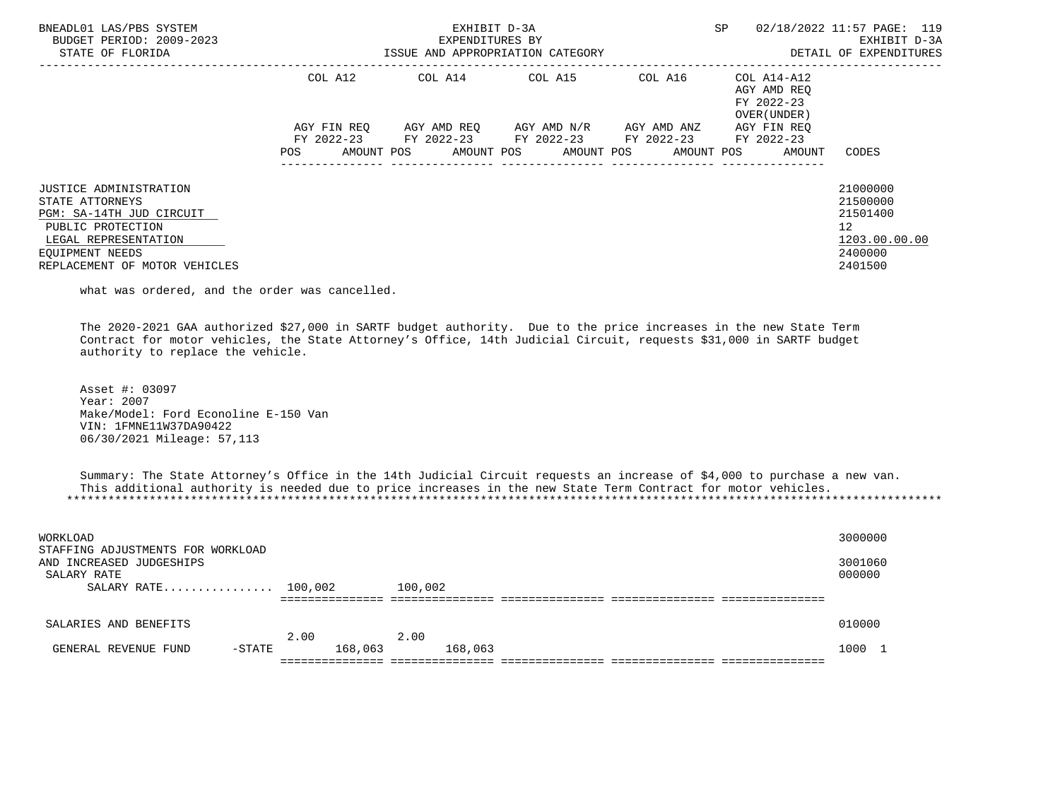BNEADL01 LAS/PBS SYSTEM — EXHIBIT D-3A — EXPENDITURES BY ISSUE AND APPROPRIATION CATEGORY — BUDGET PERIOD: 2009-2023 — STATE OF FLORIDA — DETAIL OF EXPENDITURES

| | COL A12 AGY FIN REQ FY 2022-23 POS AMOUNT | COL A14 AGY AMD REQ FY 2022-23 POS AMOUNT | COL A15 AGY AMD N/R FY 2022-23 POS AMOUNT | COL A16 AGY AMD ANZ FY 2022-23 POS AMOUNT | COL A14-A12 AGY AMD REQ FY 2022-23 OVER(UNDER) AGY FIN REQ FY 2022-23 POS AMOUNT | CODES |
|---|---|---|---|---|---|---|
| JUSTICE ADMINISTRATION | | | | | | 21000000 |
| STATE ATTORNEYS | | | | | | 21500000 |
| PGM: SA-14TH JUD CIRCUIT | | | | | | 21501400 |
| PUBLIC PROTECTION | | | | | | 12 |
| LEGAL REPRESENTATION | | | | | | 1203.00.00.00 |
| EQUIPMENT NEEDS | | | | | | 2400000 |
| REPLACEMENT OF MOTOR VEHICLES | | | | | | 2401500 |

what was ordered, and the order was cancelled.

The 2020-2021 GAA authorized $27,000 in SARTF budget authority. Due to the price increases in the new State Term Contract for motor vehicles, the State Attorney's Office, 14th Judicial Circuit, requests $31,000 in SARTF budget authority to replace the vehicle.

Asset #: 03097
Year: 2007
Make/Model: Ford Econoline E-150 Van
VIN: 1FMNE11W37DA90422
06/30/2021 Mileage: 57,113

Summary: The State Attorney's Office in the 14th Judicial Circuit requests an increase of $4,000 to purchase a new van. This additional authority is needed due to price increases in the new State Term Contract for motor vehicles.

*****************************************************************************************************************************

| | COL A12 | COL A14 | COL A15 | COL A16 | COL A14-A12 | CODES |
|---|---|---|---|---|---|---|
| WORKLOAD | | | | | | 3000000 |
| STAFFING ADJUSTMENTS FOR WORKLOAD AND INCREASED JUDGESHIPS | | | | | | 3001060 |
| SALARY RATE | | | | | | 000000 |
| SALARY RATE................ | 100,002 | 100,002 | | | | |
| SALARIES AND BENEFITS | | | | | | 010000 |
| GENERAL REVENUE FUND -STATE | 2.00 168,063 | 2.00 168,063 | | | | 1000 1 |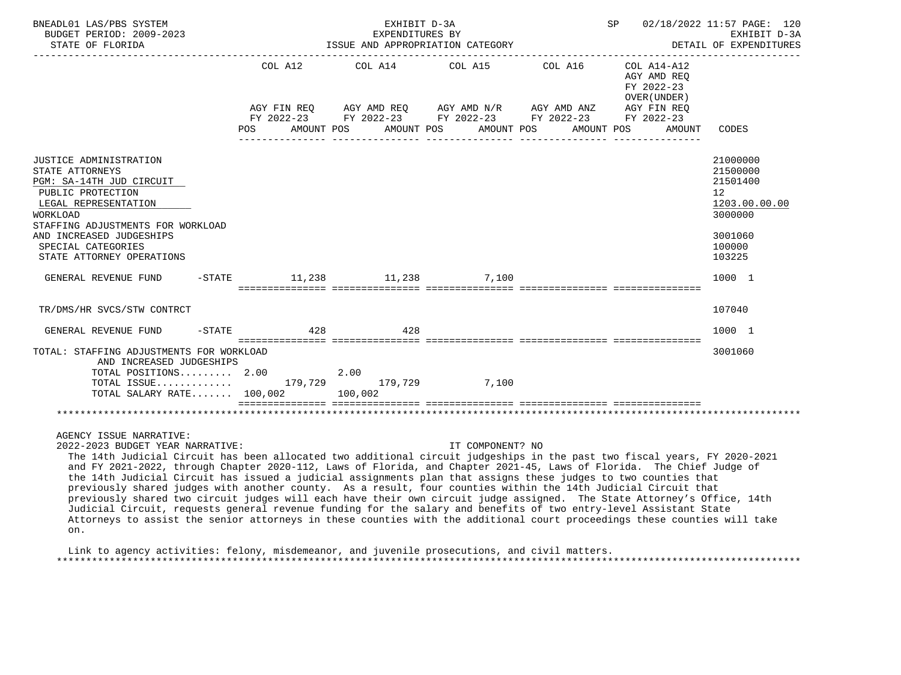BNEADL01 LAS/PBS SYSTEM — EXHIBIT D-3A — SP 02/18/2022 11:57

BUDGET PERIOD: 2009-2023 — EXPENDITURES BY — EXHIBIT D-3A

STATE OF FLORIDA — ISSUE AND APPROPRIATION CATEGORY — DETAIL OF EXPENDITURES

| | COL A12 AGY FIN REQ FY 2022-23 POS AMOUNT | COL A14 AGY AMD REQ FY 2022-23 POS AMOUNT | COL A15 AGY AMD N/R FY 2022-23 POS AMOUNT | COL A16 AGY AMD ANZ FY 2022-23 POS AMOUNT | COL A14-A12 AGY AMD REQ FY 2022-23 OVER(UNDER) AGY FIN REQ FY 2022-23 POS AMOUNT | CODES |
|---|---|---|---|---|---|---|
| JUSTICE ADMINISTRATION | | | | | | 21000000 |
| STATE ATTORNEYS | | | | | | 21500000 |
| PGM: SA-14TH JUD CIRCUIT | | | | | | 21501400 |
| PUBLIC PROTECTION | | | | | | 12 |
| LEGAL REPRESENTATION | | | | | | 1203.00.00.00 |
| WORKLOAD | | | | | | 3000000 |
| STAFFING ADJUSTMENTS FOR WORKLOAD AND INCREASED JUDGESHIPS | | | | | | 3001060 |
| SPECIAL CATEGORIES | | | | | | 100000 |
| STATE ATTORNEY OPERATIONS | | | | | | 103225 |
| GENERAL REVENUE FUND -STATE | 11,238 | 11,238 | 7,100 | | | 1000 1 |
| TR/DMS/HR SVCS/STW CONTRCT | | | | | | 107040 |
| GENERAL REVENUE FUND -STATE | 428 | 428 | | | | 1000 1 |
| TOTAL: STAFFING ADJUSTMENTS FOR WORKLOAD AND INCREASED JUDGESHIPS | | | | | | 3001060 |
| TOTAL POSITIONS | 2.00 | 2.00 | | | | |
| TOTAL ISSUE | 179,729 | 179,729 | 7,100 | | | |
| TOTAL SALARY RATE | 100,002 | 100,002 | | | | |

AGENCY ISSUE NARRATIVE:

2022-2023 BUDGET YEAR NARRATIVE: IT COMPONENT? NO

The 14th Judicial Circuit has been allocated two additional circuit judgeships in the past two fiscal years, FY 2020-2021 and FY 2021-2022, through Chapter 2020-112, Laws of Florida, and Chapter 2021-45, Laws of Florida. The Chief Judge of the 14th Judicial Circuit has issued a judicial assignments plan that assigns these judges to two counties that previously shared judges with another county. As a result, four counties within the 14th Judicial Circuit that previously shared two circuit judges will each have their own circuit judge assigned. The State Attorney's Office, 14th Judicial Circuit, requests general revenue funding for the salary and benefits of two entry-level Assistant State Attorneys to assist the senior attorneys in these counties with the additional court proceedings these counties will take on.

Link to agency activities: felony, misdemeanor, and juvenile prosecutions, and civil matters.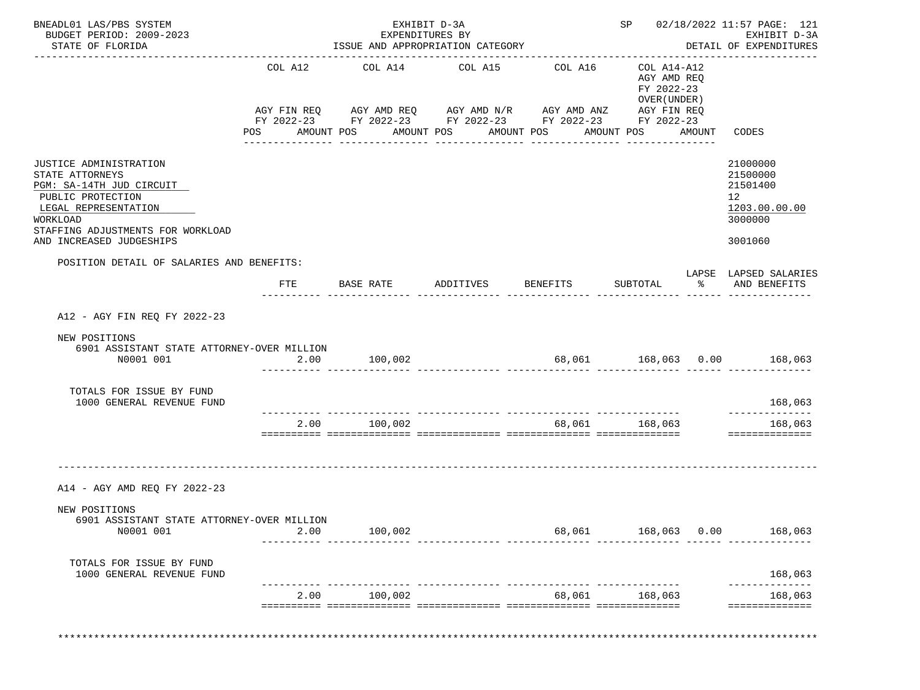BNEADL01 LAS/PBS SYSTEM — EXHIBIT D-3A — EXPENDITURES BY ISSUE AND APPROPRIATION CATEGORY — SP 02/18/2022 11:57

BUDGET PERIOD: 2009-2023 — STATE OF FLORIDA — EXHIBIT D-3A DETAIL OF EXPENDITURES

| | COL A12 AGY FIN REQ FY 2022-23 POS AMOUNT | COL A14 AGY AMD REQ FY 2022-23 POS AMOUNT | COL A15 AGY AMD N/R FY 2022-23 POS AMOUNT | COL A16 AGY AMD ANZ FY 2022-23 POS AMOUNT | COL A14-A12 AGY AMD REQ FY 2022-23 OVER(UNDER) AGY FIN REQ FY 2022-23 POS AMOUNT | CODES |
|---|---|---|---|---|---|---|
| JUSTICE ADMINISTRATION | | | | | | 21000000 |
| STATE ATTORNEYS | | | | | | 21500000 |
| PGM: SA-14TH JUD CIRCUIT | | | | | | 21501400 |
| PUBLIC PROTECTION | | | | | | 12 |
| LEGAL REPRESENTATION | | | | | | 1203.00.00.00 |
| WORKLOAD | | | | | | 3000000 |
| STAFFING ADJUSTMENTS FOR WORKLOAD AND INCREASED JUDGESHIPS | | | | | | 3001060 |

POSITION DETAIL OF SALARIES AND BENEFITS:

| | FTE | BASE RATE | ADDITIVES | BENEFITS | SUBTOTAL | LAPSE % | LAPSED SALARIES AND BENEFITS |
|---|---|---|---|---|---|---|---|
| **A12 - AGY FIN REQ FY 2022-23** | | | | | | | |
| NEW POSITIONS | | | | | | | |
| 6901 ASSISTANT STATE ATTORNEY-OVER MILLION N0001 001 | 2.00 | 100,002 | | 68,061 | 168,063 | 0.00 | 168,063 |
| TOTALS FOR ISSUE BY FUND | | | | | | | |
| 1000 GENERAL REVENUE FUND | | | | | | | 168,063 |
| | 2.00 | 100,002 | | 68,061 | 168,063 | | 168,063 |
| **A14 - AGY AMD REQ FY 2022-23** | | | | | | | |
| NEW POSITIONS | | | | | | | |
| 6901 ASSISTANT STATE ATTORNEY-OVER MILLION N0001 001 | 2.00 | 100,002 | | 68,061 | 168,063 | 0.00 | 168,063 |
| TOTALS FOR ISSUE BY FUND | | | | | | | |
| 1000 GENERAL REVENUE FUND | | | | | | | 168,063 |
| | 2.00 | 100,002 | | 68,061 | 168,063 | | 168,063 |

***************************************************************************************************************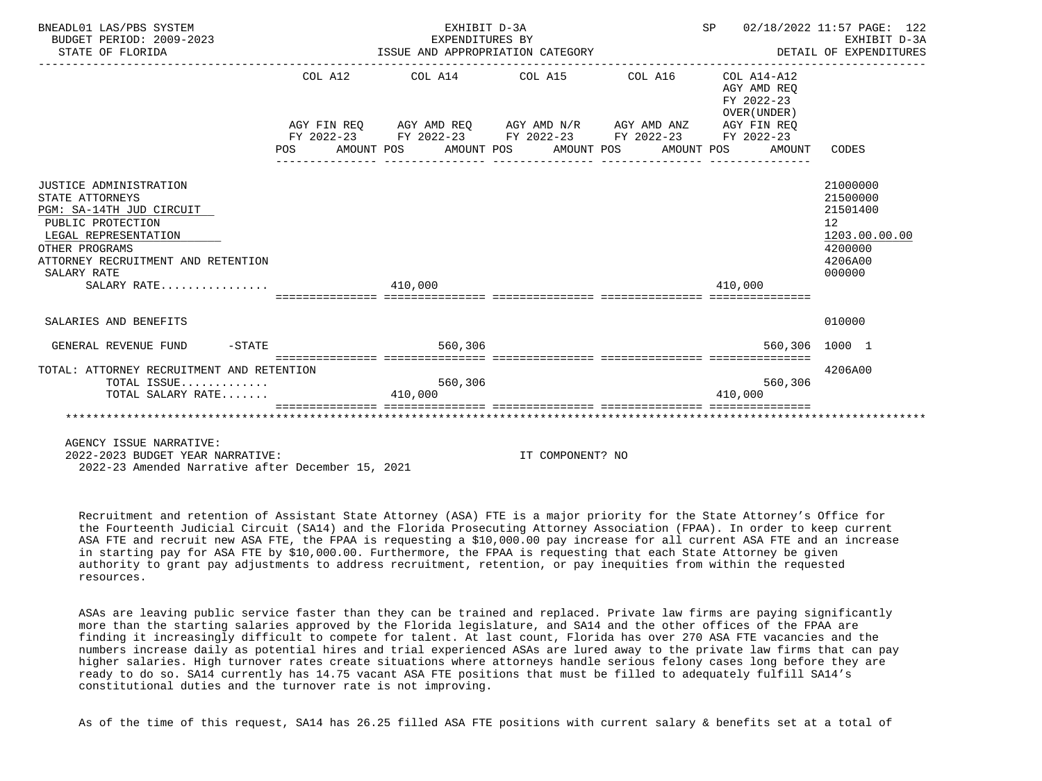BNEADL01 LAS/PBS SYSTEM — EXHIBIT D-3A — EXPENDITURES BY ISSUE AND APPROPRIATION CATEGORY
BUDGET PERIOD: 2009-2023 — STATE OF FLORIDA
SP 02/18/2022 11:57 PAGE: 122 — EXHIBIT D-3A — DETAIL OF EXPENDITURES

| | COL A12 AGY FIN REQ FY 2022-23 POS AMOUNT | COL A14 AGY AMD REQ FY 2022-23 POS AMOUNT | COL A15 AGY AMD N/R FY 2022-23 POS AMOUNT | COL A16 AGY AMD ANZ FY 2022-23 POS AMOUNT | COL A14-A12 AGY AMD REQ FY 2022-23 OVER(UNDER) AGY FIN REQ FY 2022-23 POS AMOUNT | CODES |
|---|---|---|---|---|---|---|
| JUSTICE ADMINISTRATION | | | | | | 21000000 |
| STATE ATTORNEYS | | | | | | 21500000 |
| PGM: SA-14TH JUD CIRCUIT | | | | | | 21501400 |
| PUBLIC PROTECTION | | | | | | 12 |
| LEGAL REPRESENTATION | | | | | | 1203.00.00.00 |
| OTHER PROGRAMS | | | | | | 4200000 |
| ATTORNEY RECRUITMENT AND RETENTION | | | | | | 4206A00 |
| SALARY RATE | | | | | | 000000 |
| SALARY RATE................ | | 410,000 | | | 410,000 | |
| SALARIES AND BENEFITS | | | | | | 010000 |
| GENERAL REVENUE FUND -STATE | | 560,306 | | | 560,306 | 1000 1 |
| TOTAL: ATTORNEY RECRUITMENT AND RETENTION | | | | | | 4206A00 |
| TOTAL ISSUE............. | | 560,306 | | | 560,306 | |
| TOTAL SALARY RATE....... | | 410,000 | | | 410,000 | |

AGENCY ISSUE NARRATIVE:
2022-2023 BUDGET YEAR NARRATIVE: IT COMPONENT? NO
2022-23 Amended Narrative after December 15, 2021

Recruitment and retention of Assistant State Attorney (ASA) FTE is a major priority for the State Attorney's Office for the Fourteenth Judicial Circuit (SA14) and the Florida Prosecuting Attorney Association (FPAA). In order to keep current ASA FTE and recruit new ASA FTE, the FPAA is requesting a $10,000.00 pay increase for all current ASA FTE and an increase in starting pay for ASA FTE by $10,000.00. Furthermore, the FPAA is requesting that each State Attorney be given authority to grant pay adjustments to address recruitment, retention, or pay inequities from within the requested resources.

ASAs are leaving public service faster than they can be trained and replaced. Private law firms are paying significantly more than the starting salaries approved by the Florida legislature, and SA14 and the other offices of the FPAA are finding it increasingly difficult to compete for talent. At last count, Florida has over 270 ASA FTE vacancies and the numbers increase daily as potential hires and trial experienced ASAs are lured away to the private law firms that can pay higher salaries. High turnover rates create situations where attorneys handle serious felony cases long before they are ready to do so. SA14 currently has 14.75 vacant ASA FTE positions that must be filled to adequately fulfill SA14's constitutional duties and the turnover rate is not improving.

As of the time of this request, SA14 has 26.25 filled ASA FTE positions with current salary & benefits set at a total of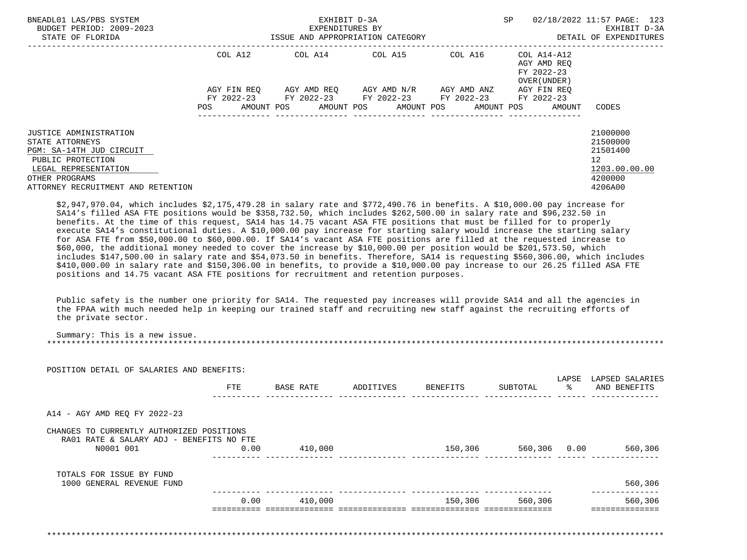| | COL A12 | COL A14 | COL A15 | COL A16 | COL A14-A12 AGY AMD REQ FY 2022-23 OVER(UNDER) | |
|---|---|---|---|---|---|---|
| | AGY FIN REQ FY 2022-23 | AGY AMD REQ FY 2022-23 | AGY AMD N/R FY 2022-23 | AGY AMD ANZ FY 2022-23 | AGY FIN REQ FY 2022-23 | |
| | POS AMOUNT | POS AMOUNT | POS AMOUNT | POS AMOUNT | POS AMOUNT | CODES |

| | CODES |
|---|---|
| JUSTICE ADMINISTRATION | 21000000 |
| STATE ATTORNEYS | 21500000 |
| PGM: SA-14TH JUD CIRCUIT | 21501400 |
| PUBLIC PROTECTION | 12 |
| LEGAL REPRESENTATION | 1203.00.00.00 |
| OTHER PROGRAMS | 4200000 |
| ATTORNEY RECRUITMENT AND RETENTION | 4206A00 |

$2,947,970.04, which includes $2,175,479.28 in salary rate and $772,490.76 in benefits. A $10,000.00 pay increase for SA14's filled ASA FTE positions would be $358,732.50, which includes $262,500.00 in salary rate and $96,232.50 in benefits. At the time of this request, SA14 has 14.75 vacant ASA FTE positions that must be filled for to properly execute SA14's constitutional duties. A $10,000.00 pay increase for starting salary would increase the starting salary for ASA FTE from $50,000.00 to $60,000.00. If SA14's vacant ASA FTE positions are filled at the requested increase to $60,000, the additional money needed to cover the increase by $10,000.00 per position would be $201,573.50, which includes $147,500.00 in salary rate and $54,073.50 in benefits. Therefore, SA14 is requesting $560,306.00, which includes $410,000.00 in salary rate and $150,306.00 in benefits, to provide a $10,000.00 pay increase to our 26.25 filled ASA FTE positions and 14.75 vacant ASA FTE positions for recruitment and retention purposes.

Public safety is the number one priority for SA14. The requested pay increases will provide SA14 and all the agencies in the FPAA with much needed help in keeping our trained staff and recruiting new staff against the recruiting efforts of the private sector.

Summary: This is a new issue.

*******************************************************************************************************************

POSITION DETAIL OF SALARIES AND BENEFITS:

| | FTE | BASE RATE | ADDITIVES | BENEFITS | SUBTOTAL | LAPSE % | LAPSED SALARIES AND BENEFITS |
|---|---|---|---|---|---|---|---|
| A14 - AGY AMD REQ FY 2022-23 | | | | | | | |
| CHANGES TO CURRENTLY AUTHORIZED POSITIONS | | | | | | | |
| RA01 RATE & SALARY ADJ - BENEFITS NO FTE | | | | | | | |
| N0001 001 | 0.00 | 410,000 | | 150,306 | 560,306 | 0.00 | 560,306 |
| TOTALS FOR ISSUE BY FUND | | | | | | | |
| 1000 GENERAL REVENUE FUND | | | | | | | 560,306 |
| | 0.00 | 410,000 | | 150,306 | 560,306 | | 560,306 |

*******************************************************************************************************************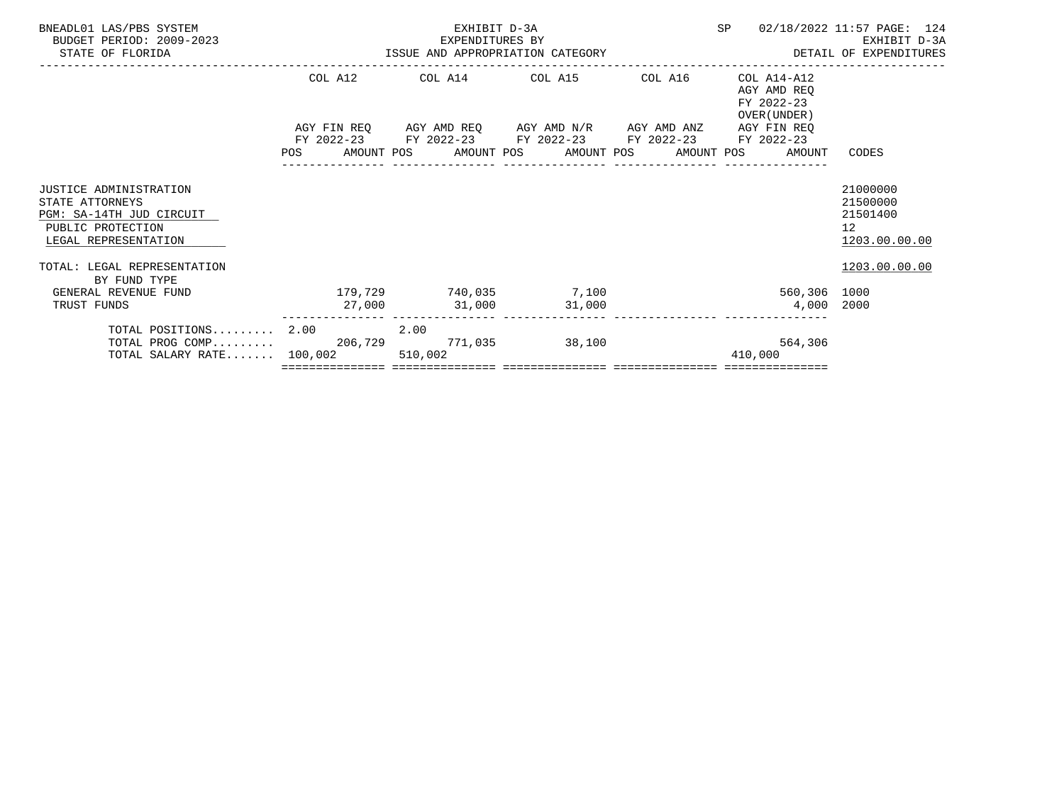BNEADL01 LAS/PBS SYSTEM
BUDGET PERIOD: 2009-2023
STATE OF FLORIDA

EXHIBIT D-3A
EXPENDITURES BY
ISSUE AND APPROPRIATION CATEGORY

SP 02/18/2022 11:57

EXHIBIT D-3A
DETAIL OF EXPENDITURES

| | COL A12 AGY FIN REQ FY 2022-23 POS | AMOUNT | COL A14 AGY AMD REQ FY 2022-23 POS | AMOUNT | COL A15 AGY AMD N/R FY 2022-23 POS | AMOUNT | COL A16 AGY AMD ANZ FY 2022-23 POS | AMOUNT | COL A14-A12 AGY AMD REQ FY 2022-23 OVER(UNDER) AGY FIN REQ FY 2022-23 POS | AMOUNT | CODES |
|---|---|---|---|---|---|---|---|---|---|---|---|
| JUSTICE ADMINISTRATION | | | | | | | | | | | 21000000 |
| STATE ATTORNEYS | | | | | | | | | | | 21500000 |
| PGM: SA-14TH JUD CIRCUIT | | | | | | | | | | | 21501400 |
| PUBLIC PROTECTION | | | | | | | | | | | 12 |
| LEGAL REPRESENTATION | | | | | | | | | | | 1203.00.00.00 |
| TOTAL: LEGAL REPRESENTATION | | | | | | | | | | | 1203.00.00.00 |
| BY FUND TYPE | | | | | | | | | | | |
| GENERAL REVENUE FUND | | 179,729 | | 740,035 | | 7,100 | | | | 560,306 | 1000 |
| TRUST FUNDS | | 27,000 | | 31,000 | | 31,000 | | | | 4,000 | 2000 |
| TOTAL POSITIONS......... | 2.00 | | 2.00 | | | | | | | | |
| TOTAL PROG COMP......... | | 206,729 | | 771,035 | | 38,100 | | | | 564,306 | |
| TOTAL SALARY RATE....... | 100,002 | | 510,002 | | | | | | 410,000 | | |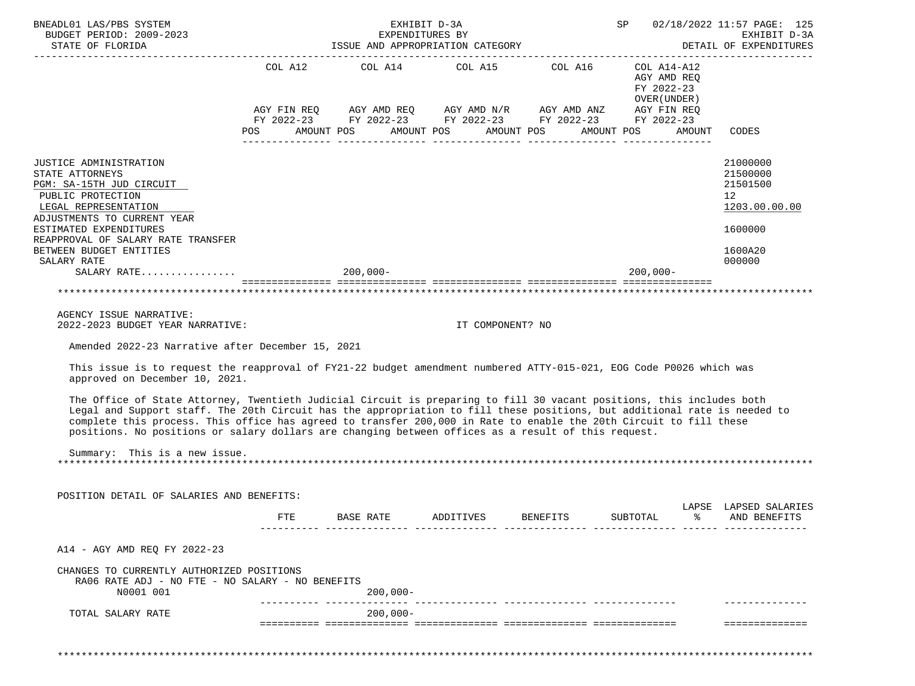BNEADL01 LAS/PBS SYSTEM — EXHIBIT D-3A — SP 02/18/2022 11:57

BUDGET PERIOD: 2009-2023 — EXPENDITURES BY ISSUE AND APPROPRIATION CATEGORY — EXHIBIT D-3A

STATE OF FLORIDA — DETAIL OF EXPENDITURES

| | COL A12 AGY FIN REQ FY 2022-23 POS AMOUNT | COL A14 AGY AMD REQ FY 2022-23 POS AMOUNT | COL A15 AGY AMD N/R FY 2022-23 POS AMOUNT | COL A16 AGY AMD ANZ FY 2022-23 POS AMOUNT | COL A14-A12 AGY AMD REQ FY 2022-23 OVER(UNDER) AGY FIN REQ FY 2022-23 POS AMOUNT | CODES |
|---|---|---|---|---|---|---|
| JUSTICE ADMINISTRATION | | | | | | 21000000 |
| STATE ATTORNEYS | | | | | | 21500000 |
| PGM: SA-15TH JUD CIRCUIT | | | | | | 21501500 |
| PUBLIC PROTECTION | | | | | | 12 |
| LEGAL REPRESENTATION | | | | | | 1203.00.00.00 |
| ADJUSTMENTS TO CURRENT YEAR ESTIMATED EXPENDITURES | | | | | | 1600000 |
| REAPPROVAL OF SALARY RATE TRANSFER BETWEEN BUDGET ENTITIES | | | | | | 1600A20 |
| SALARY RATE | | | | | | 000000 |
| SALARY RATE................ | | 200,000- | | | 200,000- | |

AGENCY ISSUE NARRATIVE:

2022-2023 BUDGET YEAR NARRATIVE: IT COMPONENT? NO

Amended 2022-23 Narrative after December 15, 2021

This issue is to request the reapproval of FY21-22 budget amendment numbered ATTY-015-021, EOG Code P0026 which was approved on December 10, 2021.

The Office of State Attorney, Twentieth Judicial Circuit is preparing to fill 30 vacant positions, this includes both Legal and Support staff. The 20th Circuit has the appropriation to fill these positions, but additional rate is needed to complete this process. This office has agreed to transfer 200,000 in Rate to enable the 20th Circuit to fill these positions. No positions or salary dollars are changing between offices as a result of this request.

Summary: This is a new issue.

POSITION DETAIL OF SALARIES AND BENEFITS:

| | FTE | BASE RATE | ADDITIVES | BENEFITS | SUBTOTAL | LAPSE % | LAPSED SALARIES AND BENEFITS |
|---|---|---|---|---|---|---|---|
| A14 - AGY AMD REQ FY 2022-23 | | | | | | | |
| CHANGES TO CURRENTLY AUTHORIZED POSITIONS | | | | | | | |
| RA06 RATE ADJ - NO FTE - NO SALARY - NO BENEFITS | | | | | | | |
| N0001 001 | | 200,000- | | | | | |
| TOTAL SALARY RATE | | 200,000- | | | | | |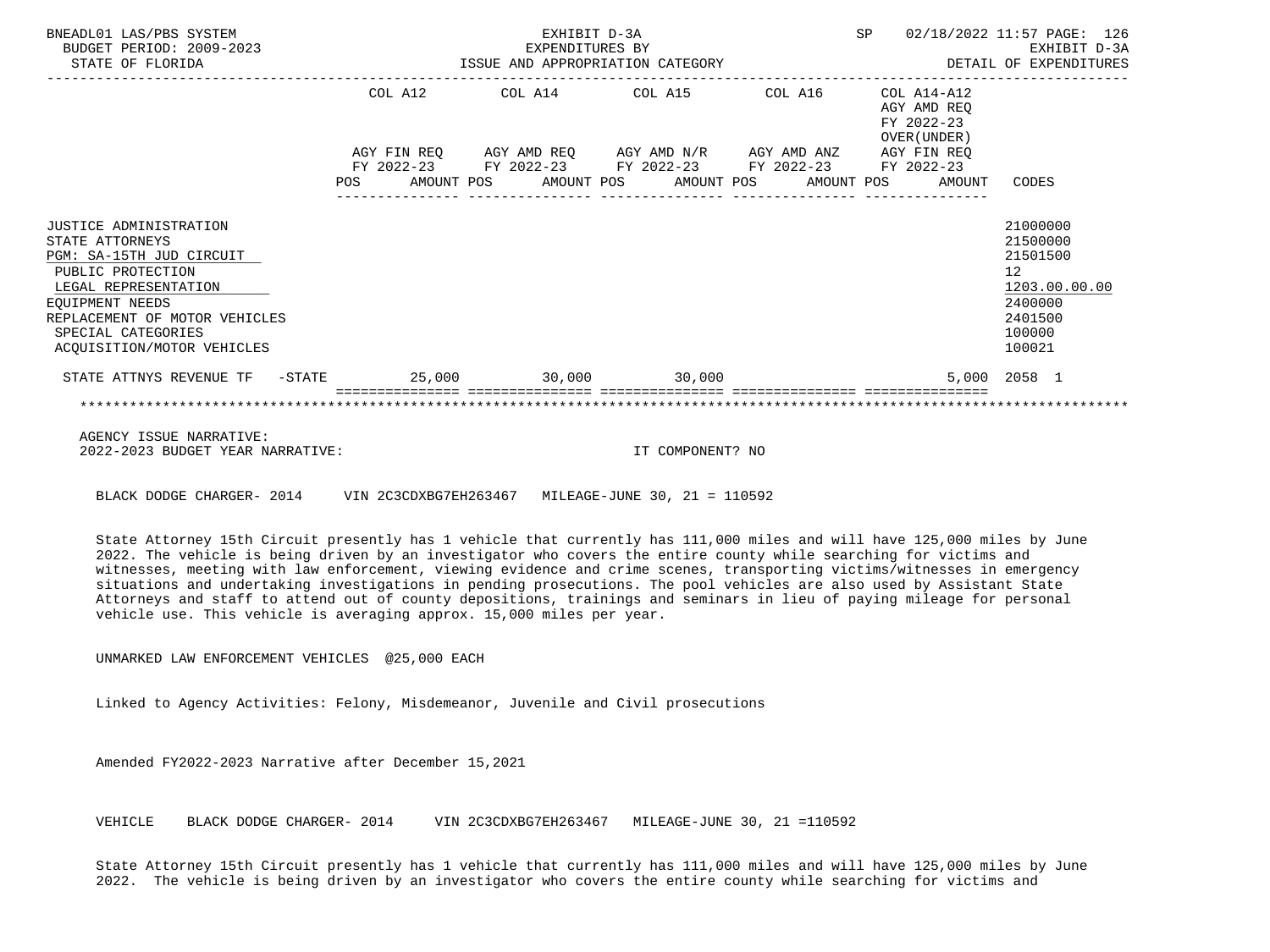| | COL A12 | COL A14 | COL A15 | COL A16 | COL A14-A12 AGY AMD REQ FY 2022-23 OVER(UNDER) | |
|---|---|---|---|---|---|---|
| | AGY FIN REQ FY 2022-23 | AGY AMD REQ FY 2022-23 | AGY AMD N/R FY 2022-23 | AGY AMD ANZ FY 2022-23 | AGY FIN REQ FY 2022-23 | |
| | POS AMOUNT | POS AMOUNT | POS AMOUNT | POS AMOUNT | POS AMOUNT | CODES |
| JUSTICE ADMINISTRATION | | | | | | 21000000 |
| STATE ATTORNEYS | | | | | | 21500000 |
| PGM: SA-15TH JUD CIRCUIT | | | | | | 21501500 |
| PUBLIC PROTECTION | | | | | | 12 |
| LEGAL REPRESENTATION | | | | | | 1203.00.00.00 |
| EQUIPMENT NEEDS | | | | | | 2400000 |
| REPLACEMENT OF MOTOR VEHICLES | | | | | | 2401500 |
| SPECIAL CATEGORIES | | | | | | 100000 |
| ACQUISITION/MOTOR VEHICLES | | | | | | 100021 |
| STATE ATTNYS REVENUE TF -STATE | 25,000 | 30,000 | 30,000 | | 5,000 | 2058 1 |

AGENCY ISSUE NARRATIVE:
2022-2023 BUDGET YEAR NARRATIVE: IT COMPONENT? NO

BLACK DODGE CHARGER- 2014 VIN 2C3CDXBG7EH263467 MILEAGE-JUNE 30, 21 = 110592

State Attorney 15th Circuit presently has 1 vehicle that currently has 111,000 miles and will have 125,000 miles by June 2022. The vehicle is being driven by an investigator who covers the entire county while searching for victims and witnesses, meeting with law enforcement, viewing evidence and crime scenes, transporting victims/witnesses in emergency situations and undertaking investigations in pending prosecutions. The pool vehicles are also used by Assistant State Attorneys and staff to attend out of county depositions, trainings and seminars in lieu of paying mileage for personal vehicle use. This vehicle is averaging approx. 15,000 miles per year.

UNMARKED LAW ENFORCEMENT VEHICLES @25,000 EACH

Linked to Agency Activities: Felony, Misdemeanor, Juvenile and Civil prosecutions

Amended FY2022-2023 Narrative after December 15,2021

VEHICLE BLACK DODGE CHARGER- 2014 VIN 2C3CDXBG7EH263467 MILEAGE-JUNE 30, 21 =110592

State Attorney 15th Circuit presently has 1 vehicle that currently has 111,000 miles and will have 125,000 miles by June 2022. The vehicle is being driven by an investigator who covers the entire county while searching for victims and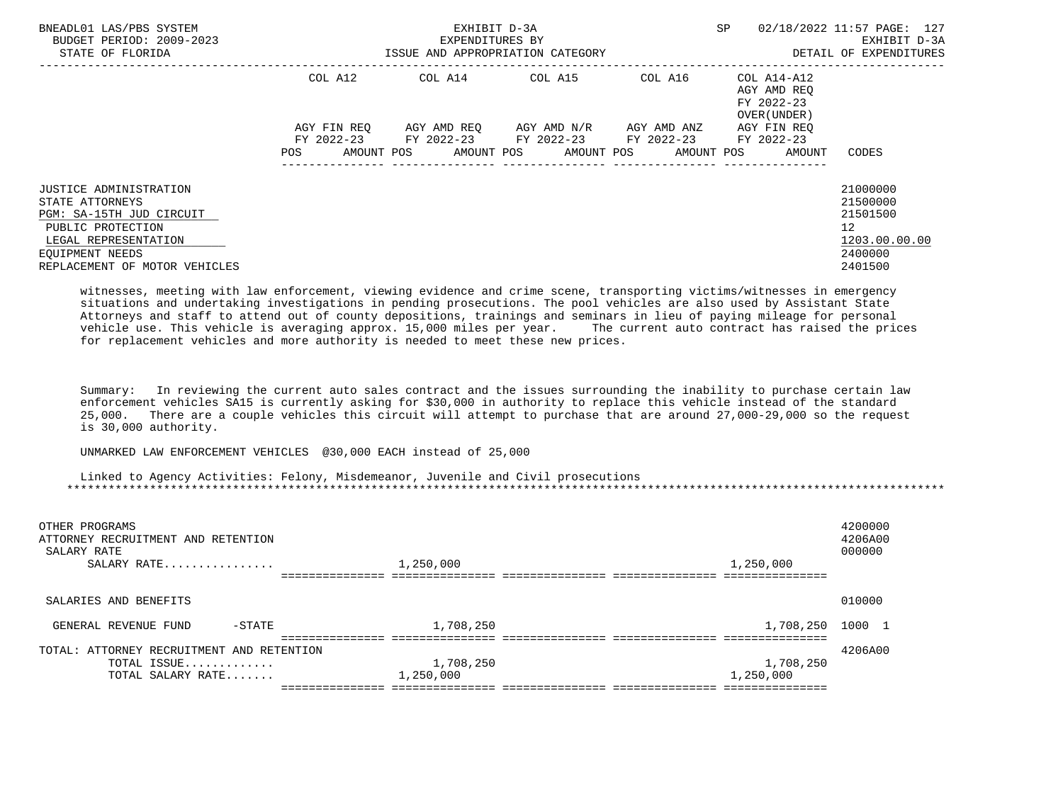| | COL A12 | | COL A14 | | COL A15 | | COL A16 | | COL A14-A12 AGY AMD REQ FY 2022-23 OVER(UNDER) | | |
|---|---|---|---|---|---|---|---|---|---|---|---|
| | AGY FIN REQ FY 2022-23 | | AGY AMD REQ FY 2022-23 | | AGY AMD N/R FY 2022-23 | | AGY AMD ANZ FY 2022-23 | | AGY FIN REQ FY 2022-23 | | |
| | POS | AMOUNT | POS | AMOUNT | POS | AMOUNT | POS | AMOUNT | POS | AMOUNT | CODES |
| JUSTICE ADMINISTRATION | | | | | | | | | | | 21000000 |
| STATE ATTORNEYS | | | | | | | | | | | 21500000 |
| PGM: SA-15TH JUD CIRCUIT | | | | | | | | | | | 21501500 |
| PUBLIC PROTECTION | | | | | | | | | | | 12 |
| LEGAL REPRESENTATION | | | | | | | | | | | 1203.00.00.00 |
| EQUIPMENT NEEDS | | | | | | | | | | | 2400000 |
| REPLACEMENT OF MOTOR VEHICLES | | | | | | | | | | | 2401500 |

witnesses, meeting with law enforcement, viewing evidence and crime scene, transporting victims/witnesses in emergency situations and undertaking investigations in pending prosecutions. The pool vehicles are also used by Assistant State Attorneys and staff to attend out of county depositions, trainings and seminars in lieu of paying mileage for personal vehicle use. This vehicle is averaging approx. 15,000 miles per year. The current auto contract has raised the prices for replacement vehicles and more authority is needed to meet these new prices.

Summary: In reviewing the current auto sales contract and the issues surrounding the inability to purchase certain law enforcement vehicles SA15 is currently asking for $30,000 in authority to replace this vehicle instead of the standard 25,000. There are a couple vehicles this circuit will attempt to purchase that are around 27,000-29,000 so the request is 30,000 authority.

UNMARKED LAW ENFORCEMENT VEHICLES @30,000 EACH instead of 25,000

Linked to Agency Activities: Felony, Misdemeanor, Juvenile and Civil prosecutions

*****************************************************************************************************************************

| | COL A12 | | COL A14 | | COL A15 | | COL A16 | | COL A14-A12 | | CODES |
|---|---|---|---|---|---|---|---|---|---|---|---|
| OTHER PROGRAMS | | | | | | | | | | | 4200000 |
| ATTORNEY RECRUITMENT AND RETENTION | | | | | | | | | | | 4206A00 |
| SALARY RATE | | | | | | | | | | | 000000 |
| SALARY RATE................ | | | | 1,250,000 | | | | | | 1,250,000 | |
| SALARIES AND BENEFITS | | | | | | | | | | | 010000 |
| GENERAL REVENUE FUND -STATE | | | | 1,708,250 | | | | | | 1,708,250 | 1000 1 |
| TOTAL: ATTORNEY RECRUITMENT AND RETENTION | | | | | | | | | | | 4206A00 |
| TOTAL ISSUE............. | | | | 1,708,250 | | | | | | 1,708,250 | |
| TOTAL SALARY RATE....... | | | | 1,250,000 | | | | | | 1,250,000 | |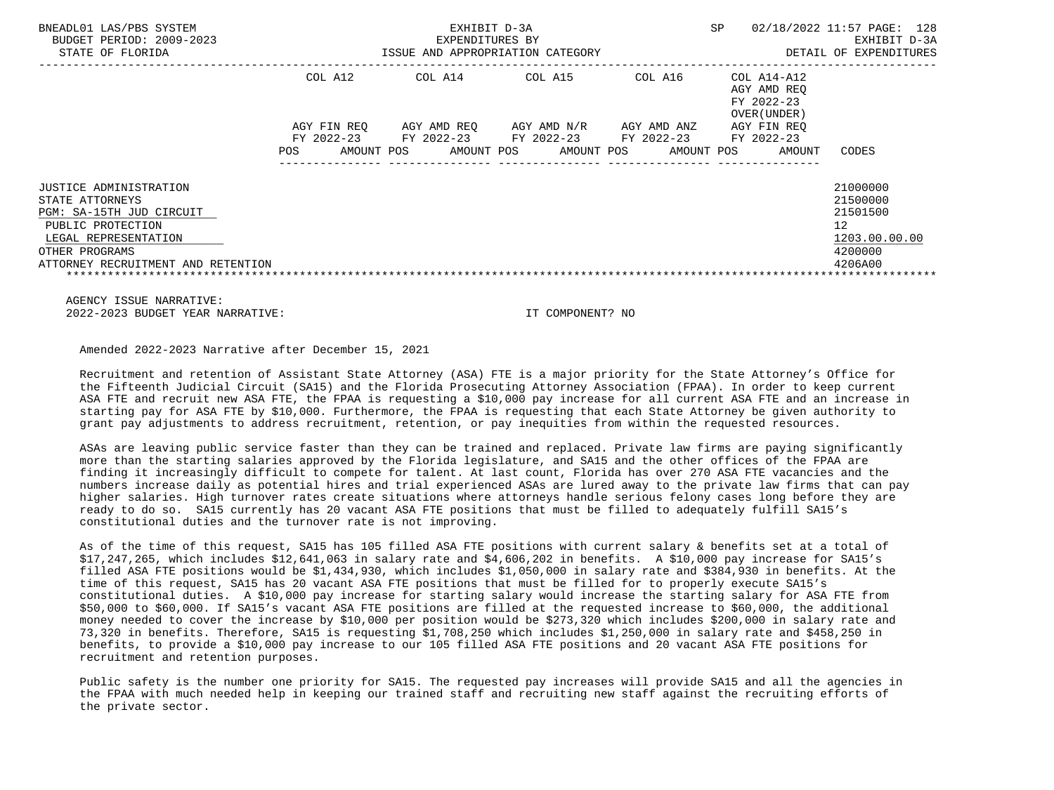BNEADL01 LAS/PBS SYSTEM — EXHIBIT D-3A — SP 02/18/2022 11:57

BUDGET PERIOD: 2009-2023 — EXPENDITURES BY ISSUE AND APPROPRIATION CATEGORY — EXHIBIT D-3A

STATE OF FLORIDA — DETAIL OF EXPENDITURES

| | COL A12 AGY FIN REQ FY 2022-23 POS AMOUNT | COL A14 AGY AMD REQ FY 2022-23 POS AMOUNT | COL A15 AGY AMD N/R FY 2022-23 POS AMOUNT | COL A16 AGY AMD ANZ FY 2022-23 POS AMOUNT | COL A14-A12 AGY AMD REQ FY 2022-23 OVER(UNDER) AGY FIN REQ FY 2022-23 POS AMOUNT | CODES |
|---|---|---|---|---|---|---|
| JUSTICE ADMINISTRATION | | | | | | 21000000 |
| STATE ATTORNEYS | | | | | | 21500000 |
| PGM: SA-15TH JUD CIRCUIT | | | | | | 21501500 |
| PUBLIC PROTECTION | | | | | | 12 |
| LEGAL REPRESENTATION | | | | | | 1203.00.00.00 |
| OTHER PROGRAMS | | | | | | 4200000 |
| ATTORNEY RECRUITMENT AND RETENTION | | | | | | 4206A00 |

AGENCY ISSUE NARRATIVE:

2022-2023 BUDGET YEAR NARRATIVE: IT COMPONENT? NO

Amended 2022-2023 Narrative after December 15, 2021

Recruitment and retention of Assistant State Attorney (ASA) FTE is a major priority for the State Attorney's Office for the Fifteenth Judicial Circuit (SA15) and the Florida Prosecuting Attorney Association (FPAA). In order to keep current ASA FTE and recruit new ASA FTE, the FPAA is requesting a $10,000 pay increase for all current ASA FTE and an increase in starting pay for ASA FTE by $10,000. Furthermore, the FPAA is requesting that each State Attorney be given authority to grant pay adjustments to address recruitment, retention, or pay inequities from within the requested resources.

ASAs are leaving public service faster than they can be trained and replaced. Private law firms are paying significantly more than the starting salaries approved by the Florida legislature, and SA15 and the other offices of the FPAA are finding it increasingly difficult to compete for talent. At last count, Florida has over 270 ASA FTE vacancies and the numbers increase daily as potential hires and trial experienced ASAs are lured away to the private law firms that can pay higher salaries. High turnover rates create situations where attorneys handle serious felony cases long before they are ready to do so. SA15 currently has 20 vacant ASA FTE positions that must be filled to adequately fulfill SA15's constitutional duties and the turnover rate is not improving.

As of the time of this request, SA15 has 105 filled ASA FTE positions with current salary & benefits set at a total of $17,247,265, which includes $12,641,063 in salary rate and $4,606,202 in benefits. A $10,000 pay increase for SA15's filled ASA FTE positions would be $1,434,930, which includes $1,050,000 in salary rate and $384,930 in benefits. At the time of this request, SA15 has 20 vacant ASA FTE positions that must be filled for to properly execute SA15's constitutional duties. A $10,000 pay increase for starting salary would increase the starting salary for ASA FTE from $50,000 to $60,000. If SA15's vacant ASA FTE positions are filled at the requested increase to $60,000, the additional money needed to cover the increase by $10,000 per position would be $273,320 which includes $200,000 in salary rate and 73,320 in benefits. Therefore, SA15 is requesting $1,708,250 which includes $1,250,000 in salary rate and $458,250 in benefits, to provide a $10,000 pay increase to our 105 filled ASA FTE positions and 20 vacant ASA FTE positions for recruitment and retention purposes.

Public safety is the number one priority for SA15. The requested pay increases will provide SA15 and all the agencies in the FPAA with much needed help in keeping our trained staff and recruiting new staff against the recruiting efforts of the private sector.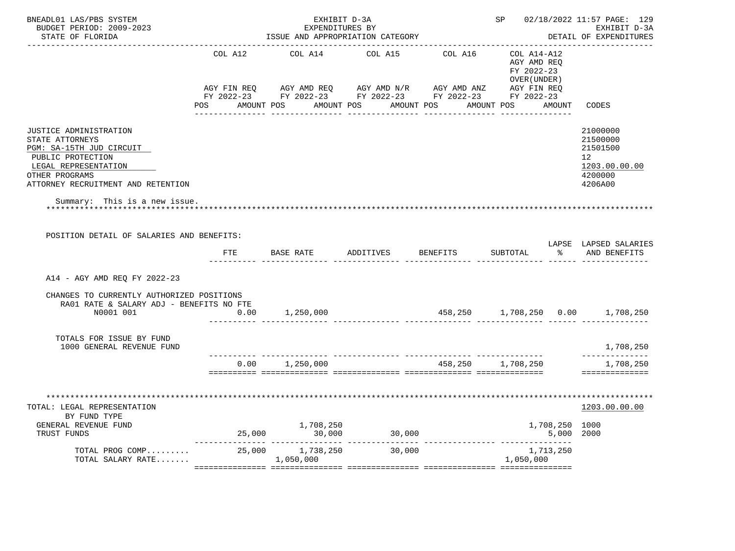BNEADL01 LAS/PBS SYSTEM
BUDGET PERIOD: 2009-2023
STATE OF FLORIDA

EXHIBIT D-3A
EXPENDITURES BY
ISSUE AND APPROPRIATION CATEGORY

SP 02/18/2022 11:57 PAGE: 129
EXHIBIT D-3A
DETAIL OF EXPENDITURES

| | COL A12 AGY FIN REQ FY 2022-23 POS AMOUNT | COL A14 AGY AMD REQ FY 2022-23 POS AMOUNT | COL A15 AGY AMD N/R FY 2022-23 POS AMOUNT | COL A16 AGY AMD ANZ FY 2022-23 POS AMOUNT | COL A14-A12 AGY AMD REQ FY 2022-23 OVER(UNDER) AGY FIN REQ FY 2022-23 POS AMOUNT | CODES |
|---|---|---|---|---|---|---|
| JUSTICE ADMINISTRATION | | | | | | 21000000 |
| STATE ATTORNEYS | | | | | | 21500000 |
| PGM: SA-15TH JUD CIRCUIT | | | | | | 21501500 |
| PUBLIC PROTECTION | | | | | | 12 |
| LEGAL REPRESENTATION | | | | | | 1203.00.00.00 |
| OTHER PROGRAMS | | | | | | 4200000 |
| ATTORNEY RECRUITMENT AND RETENTION | | | | | | 4206A00 |

Summary: This is a new issue.

POSITION DETAIL OF SALARIES AND BENEFITS:

| | FTE | BASE RATE | ADDITIVES | BENEFITS | SUBTOTAL | LAPSE % | LAPSED SALARIES AND BENEFITS |
|---|---|---|---|---|---|---|---|
| A14 - AGY AMD REQ FY 2022-23 | | | | | | | |
| CHANGES TO CURRENTLY AUTHORIZED POSITIONS | | | | | | | |
| RA01 RATE & SALARY ADJ - BENEFITS NO FTE | | | | | | | |
| N0001 001 | 0.00 | 1,250,000 | | 458,250 | 1,708,250 | 0.00 | 1,708,250 |
| TOTALS FOR ISSUE BY FUND | | | | | | | |
| 1000 GENERAL REVENUE FUND | | | | | | | 1,708,250 |
| | 0.00 | 1,250,000 | | 458,250 | 1,708,250 | | 1,708,250 |

| | COL A12 | COL A14 | COL A15 | COL A16 | COL A14-A12 | CODES |
|---|---|---|---|---|---|---|
| TOTAL: LEGAL REPRESENTATION | | | | | | 1203.00.00.00 |
| BY FUND TYPE | | | | | | |
| GENERAL REVENUE FUND | | 1,708,250 | | | 1,708,250 | 1000 |
| TRUST FUNDS | 25,000 | 30,000 | 30,000 | | 5,000 | 2000 |
| TOTAL PROG COMP......... | 25,000 | 1,738,250 | 30,000 | | 1,713,250 | |
| TOTAL SALARY RATE....... | | 1,050,000 | | | 1,050,000 | |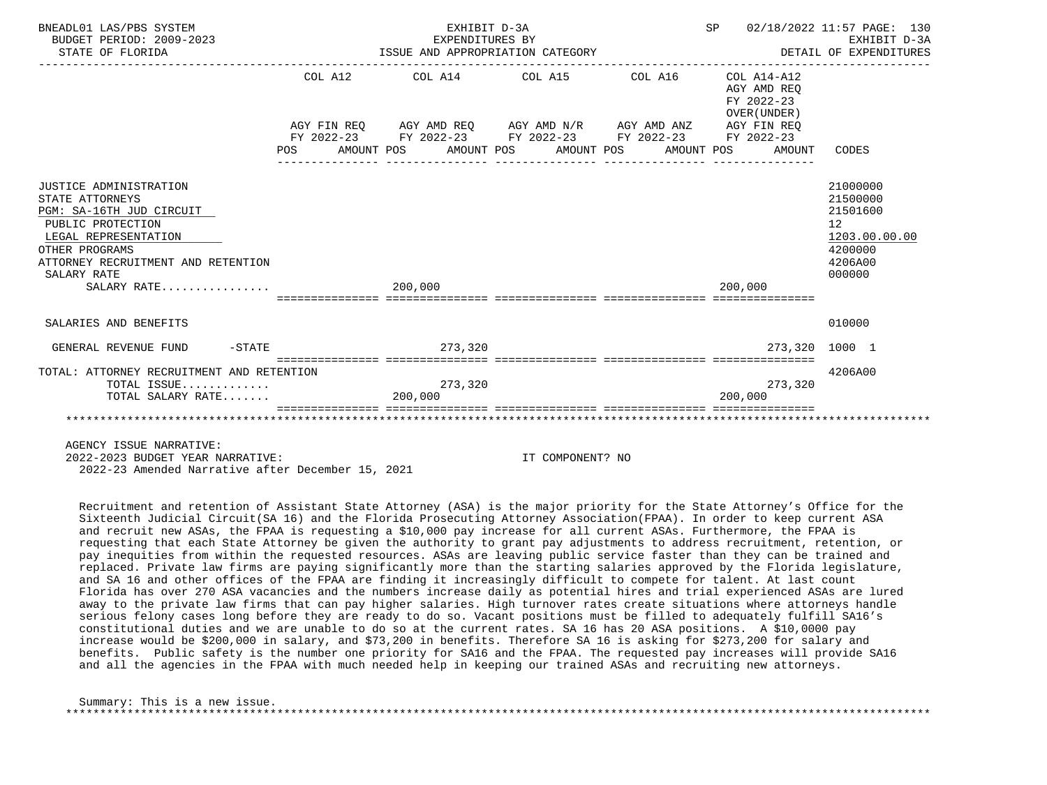BNEADL01 LAS/PBS SYSTEM — EXHIBIT D-3A — EXPENDITURES BY ISSUE AND APPROPRIATION CATEGORY — DETAIL OF EXPENDITURES
BUDGET PERIOD: 2009-2023
STATE OF FLORIDA
SP 02/18/2022 11:57

| | COL A12 AGY FIN REQ FY 2022-23 POS AMOUNT | COL A14 AGY AMD REQ FY 2022-23 POS AMOUNT | COL A15 AGY AMD N/R FY 2022-23 POS AMOUNT | COL A16 AGY AMD ANZ FY 2022-23 POS AMOUNT | COL A14-A12 AGY AMD REQ FY 2022-23 OVER(UNDER) AGY FIN REQ FY 2022-23 POS AMOUNT | CODES |
|---|---|---|---|---|---|---|
| JUSTICE ADMINISTRATION | | | | | | 21000000 |
| STATE ATTORNEYS | | | | | | 21500000 |
| PGM: SA-16TH JUD CIRCUIT | | | | | | 21501600 |
| PUBLIC PROTECTION | | | | | | 12 |
| LEGAL REPRESENTATION | | | | | | 1203.00.00.00 |
| OTHER PROGRAMS | | | | | | 4200000 |
| ATTORNEY RECRUITMENT AND RETENTION | | | | | | 4206A00 |
| SALARY RATE | | | | | | 000000 |
| SALARY RATE................ | | 200,000 | | | 200,000 | |
| SALARIES AND BENEFITS | | | | | | 010000 |
| GENERAL REVENUE FUND -STATE | | 273,320 | | | 273,320 | 1000 1 |
| TOTAL: ATTORNEY RECRUITMENT AND RETENTION | | | | | | 4206A00 |
| TOTAL ISSUE............. | | 273,320 | | | 273,320 | |
| TOTAL SALARY RATE....... | | 200,000 | | | 200,000 | |

AGENCY ISSUE NARRATIVE:
2022-2023 BUDGET YEAR NARRATIVE: IT COMPONENT? NO
2022-23 Amended Narrative after December 15, 2021

Recruitment and retention of Assistant State Attorney (ASA) is the major priority for the State Attorney's Office for the Sixteenth Judicial Circuit(SA 16) and the Florida Prosecuting Attorney Association(FPAA). In order to keep current ASA and recruit new ASAs, the FPAA is requesting a $10,000 pay increase for all current ASAs. Furthermore, the FPAA is requesting that each State Attorney be given the authority to grant pay adjustments to address recruitment, retention, or pay inequities from within the requested resources. ASAs are leaving public service faster than they can be trained and replaced. Private law firms are paying significantly more than the starting salaries approved by the Florida legislature, and SA 16 and other offices of the FPAA are finding it increasingly difficult to compete for talent. At last count Florida has over 270 ASA vacancies and the numbers increase daily as potential hires and trial experienced ASAs are lured away to the private law firms that can pay higher salaries. High turnover rates create situations where attorneys handle serious felony cases long before they are ready to do so. Vacant positions must be filled to adequately fulfill SA16's constitutional duties and we are unable to do so at the current rates. SA 16 has 20 ASA positions. A $10,0000 pay increase would be $200,000 in salary, and $73,200 in benefits. Therefore SA 16 is asking for $273,200 for salary and benefits. Public safety is the number one priority for SA16 and the FPAA. The requested pay increases will provide SA16 and all the agencies in the FPAA with much needed help in keeping our trained ASAs and recruiting new attorneys.

Summary: This is a new issue.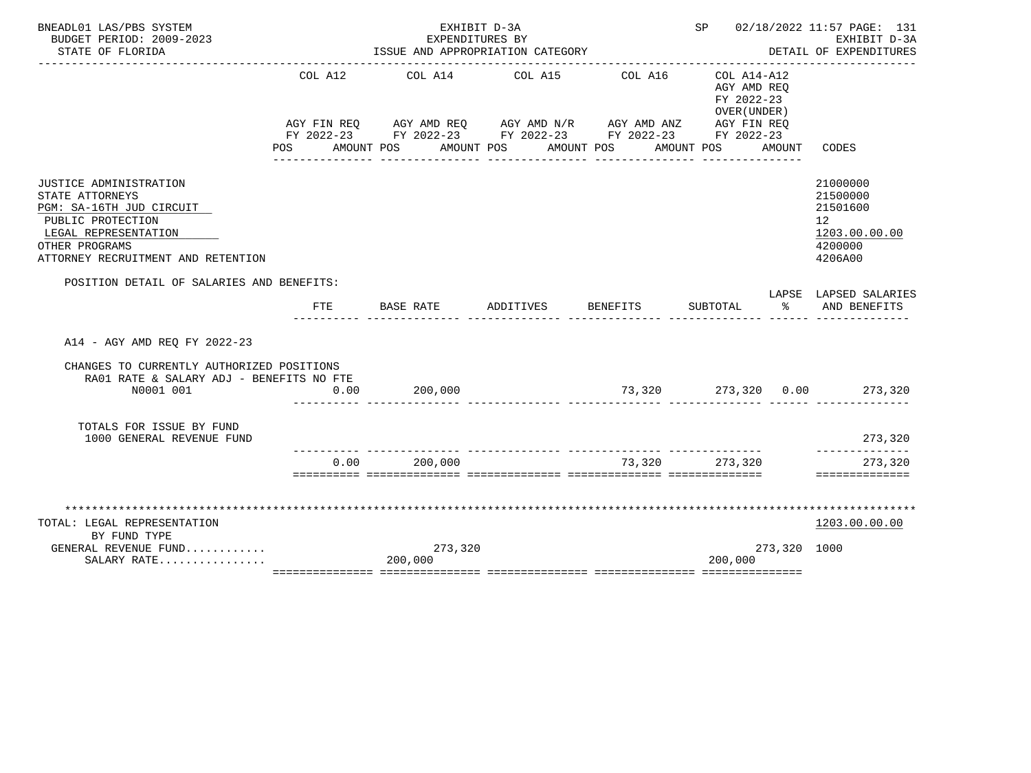BNEADL01 LAS/PBS SYSTEM — EXHIBIT D-3A — SP 02/18/2022 11:57 PAGE: 131
BUDGET PERIOD: 2009-2023 — EXPENDITURES BY — EXHIBIT D-3A
STATE OF FLORIDA — ISSUE AND APPROPRIATION CATEGORY — DETAIL OF EXPENDITURES

| | COL A12 AGY FIN REQ FY 2022-23 POS AMOUNT | COL A14 AGY AMD REQ FY 2022-23 POS AMOUNT | COL A15 AGY AMD N/R FY 2022-23 POS AMOUNT | COL A16 AGY AMD ANZ FY 2022-23 POS AMOUNT | COL A14-A12 AGY AMD REQ FY 2022-23 OVER(UNDER) AGY FIN REQ FY 2022-23 POS AMOUNT | CODES |
|---|---|---|---|---|---|---|
| JUSTICE ADMINISTRATION | | | | | | 21000000 |
| STATE ATTORNEYS | | | | | | 21500000 |
| PGM: SA-16TH JUD CIRCUIT | | | | | | 21501600 |
| PUBLIC PROTECTION | | | | | | 12 |
| LEGAL REPRESENTATION | | | | | | 1203.00.00.00 |
| OTHER PROGRAMS | | | | | | 4200000 |
| ATTORNEY RECRUITMENT AND RETENTION | | | | | | 4206A00 |

POSITION DETAIL OF SALARIES AND BENEFITS:

| | FTE | BASE RATE | ADDITIVES | BENEFITS | SUBTOTAL | LAPSE % | LAPSED SALARIES AND BENEFITS |
|---|---|---|---|---|---|---|---|
| A14 - AGY AMD REQ FY 2022-23 | | | | | | | |
| CHANGES TO CURRENTLY AUTHORIZED POSITIONS | | | | | | | |
| RA01 RATE & SALARY ADJ - BENEFITS NO FTE | | | | | | | |
| N0001 001 | 0.00 | 200,000 | | 73,320 | 273,320 | 0.00 | 273,320 |
| TOTALS FOR ISSUE BY FUND | | | | | | | |
| 1000 GENERAL REVENUE FUND | | | | | | | 273,320 |
| | 0.00 | 200,000 | | 73,320 | 273,320 | | 273,320 |

| | COL A12 | COL A14 | COL A15 | COL A16 | COL A14-A12 | CODES |
|---|---|---|---|---|---|---|
| TOTAL: LEGAL REPRESENTATION | | | | | | 1203.00.00.00 |
| BY FUND TYPE | | | | | | |
| GENERAL REVENUE FUND........... | | 273,320 | | | 273,320 | 1000 |
| SALARY RATE................ | | 200,000 | | | 200,000 | |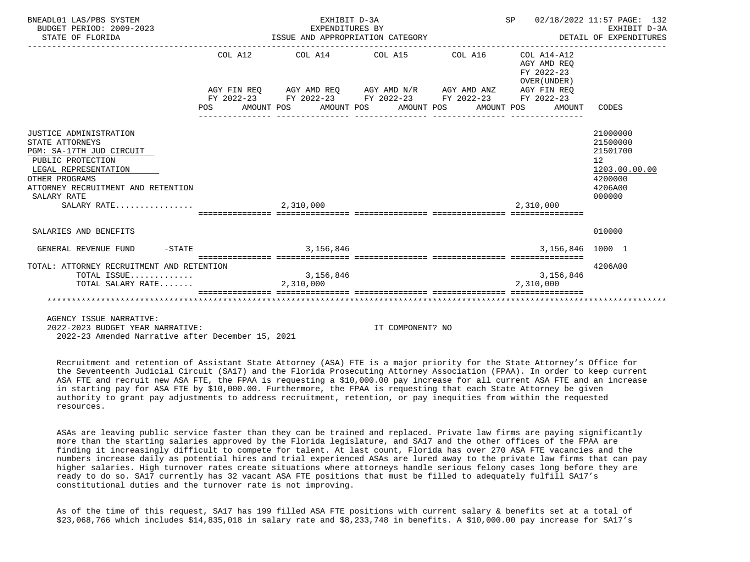BNEADL01 LAS/PBS SYSTEM | EXHIBIT D-3A | EXPENDITURES BY ISSUE AND APPROPRIATION CATEGORY | BUDGET PERIOD: 2009-2023 | STATE OF FLORIDA | SP 02/18/2022 11:57 | EXHIBIT D-3A DETAIL OF EXPENDITURES

| | COL A12 AGY FIN REQ FY 2022-23 POS AMOUNT | COL A14 AGY AMD REQ FY 2022-23 POS AMOUNT | COL A15 AGY AMD N/R FY 2022-23 POS AMOUNT | COL A16 AGY AMD ANZ FY 2022-23 POS AMOUNT | COL A14-A12 AGY AMD REQ FY 2022-23 OVER(UNDER) AGY FIN REQ FY 2022-23 POS AMOUNT | CODES |
|---|---|---|---|---|---|---|
| JUSTICE ADMINISTRATION | | | | | | 21000000 |
| STATE ATTORNEYS | | | | | | 21500000 |
| PGM: SA-17TH JUD CIRCUIT | | | | | | 21501700 |
| PUBLIC PROTECTION | | | | | | 12 |
| LEGAL REPRESENTATION | | | | | | 1203.00.00.00 |
| OTHER PROGRAMS | | | | | | 4200000 |
| ATTORNEY RECRUITMENT AND RETENTION | | | | | | 4206A00 |
| SALARY RATE | | | | | | 000000 |
| SALARY RATE................ | | 2,310,000 | | | 2,310,000 | |
| SALARIES AND BENEFITS | | | | | | 010000 |
| GENERAL REVENUE FUND -STATE | | 3,156,846 | | | 3,156,846 | 1000 1 |
| TOTAL: ATTORNEY RECRUITMENT AND RETENTION | | | | | | 4206A00 |
| TOTAL ISSUE............. | | 3,156,846 | | | 3,156,846 | |
| TOTAL SALARY RATE....... | | 2,310,000 | | | 2,310,000 | |

AGENCY ISSUE NARRATIVE:
2022-2023 BUDGET YEAR NARRATIVE: IT COMPONENT? NO
2022-23 Amended Narrative after December 15, 2021

Recruitment and retention of Assistant State Attorney (ASA) FTE is a major priority for the State Attorney's Office for the Seventeenth Judicial Circuit (SA17) and the Florida Prosecuting Attorney Association (FPAA). In order to keep current ASA FTE and recruit new ASA FTE, the FPAA is requesting a $10,000.00 pay increase for all current ASA FTE and an increase in starting pay for ASA FTE by $10,000.00. Furthermore, the FPAA is requesting that each State Attorney be given authority to grant pay adjustments to address recruitment, retention, or pay inequities from within the requested resources.

ASAs are leaving public service faster than they can be trained and replaced. Private law firms are paying significantly more than the starting salaries approved by the Florida legislature, and SA17 and the other offices of the FPAA are finding it increasingly difficult to compete for talent. At last count, Florida has over 270 ASA FTE vacancies and the numbers increase daily as potential hires and trial experienced ASAs are lured away to the private law firms that can pay higher salaries. High turnover rates create situations where attorneys handle serious felony cases long before they are ready to do so. SA17 currently has 32 vacant ASA FTE positions that must be filled to adequately fulfill SA17's constitutional duties and the turnover rate is not improving.

As of the time of this request, SA17 has 199 filled ASA FTE positions with current salary & benefits set at a total of $23,068,766 which includes $14,835,018 in salary rate and $8,233,748 in benefits. A $10,000.00 pay increase for SA17's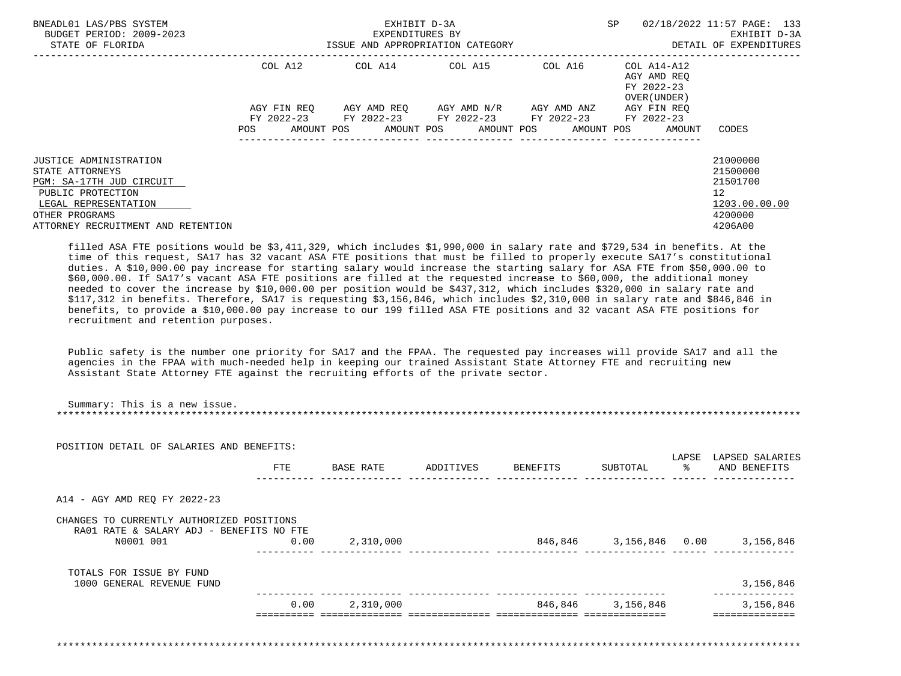| | COL A12 | | COL A14 | | COL A15 | | COL A16 | | COL A14-A12 AGY AMD REQ FY 2022-23 OVER(UNDER) | | |
|---|---|---|---|---|---|---|---|---|---|---|---|
| | AGY FIN REQ FY 2022-23 | | AGY AMD REQ FY 2022-23 | | AGY AMD N/R FY 2022-23 | | AGY AMD ANZ FY 2022-23 | | AGY FIN REQ FY 2022-23 | | |
| | POS | AMOUNT | POS | AMOUNT | POS | AMOUNT | POS | AMOUNT | POS | AMOUNT | CODES |

JUSTICE ADMINISTRATION — 21000000
STATE ATTORNEYS — 21500000
PGM: SA-17TH JUD CIRCUIT — 21501700
PUBLIC PROTECTION — 12
LEGAL REPRESENTATION — 1203.00.00.00
OTHER PROGRAMS — 4200000
ATTORNEY RECRUITMENT AND RETENTION — 4206A00

filled ASA FTE positions would be $3,411,329, which includes $1,990,000 in salary rate and $729,534 in benefits. At the time of this request, SA17 has 32 vacant ASA FTE positions that must be filled to properly execute SA17's constitutional duties. A $10,000.00 pay increase for starting salary would increase the starting salary for ASA FTE from $50,000.00 to $60,000.00. If SA17's vacant ASA FTE positions are filled at the requested increase to $60,000, the additional money needed to cover the increase by $10,000.00 per position would be $437,312, which includes $320,000 in salary rate and $117,312 in benefits. Therefore, SA17 is requesting $3,156,846, which includes $2,310,000 in salary rate and $846,846 in benefits, to provide a $10,000.00 pay increase to our 199 filled ASA FTE positions and 32 vacant ASA FTE positions for recruitment and retention purposes.

Public safety is the number one priority for SA17 and the FPAA. The requested pay increases will provide SA17 and all the agencies in the FPAA with much-needed help in keeping our trained Assistant State Attorney FTE and recruiting new Assistant State Attorney FTE against the recruiting efforts of the private sector.

Summary: This is a new issue.

POSITION DETAIL OF SALARIES AND BENEFITS:

| | FTE | BASE RATE | ADDITIVES | BENEFITS | SUBTOTAL | LAPSE % | LAPSED SALARIES AND BENEFITS |
|---|---|---|---|---|---|---|---|
| A14 - AGY AMD REQ FY 2022-23 | | | | | | | |
| CHANGES TO CURRENTLY AUTHORIZED POSITIONS | | | | | | | |
| RA01 RATE & SALARY ADJ - BENEFITS NO FTE | | | | | | | |
| N0001 001 | 0.00 | 2,310,000 | | 846,846 | 3,156,846 | 0.00 | 3,156,846 |
| TOTALS FOR ISSUE BY FUND | | | | | | | |
| 1000 GENERAL REVENUE FUND | | | | | | | 3,156,846 |
| | 0.00 | 2,310,000 | | 846,846 | 3,156,846 | | 3,156,846 |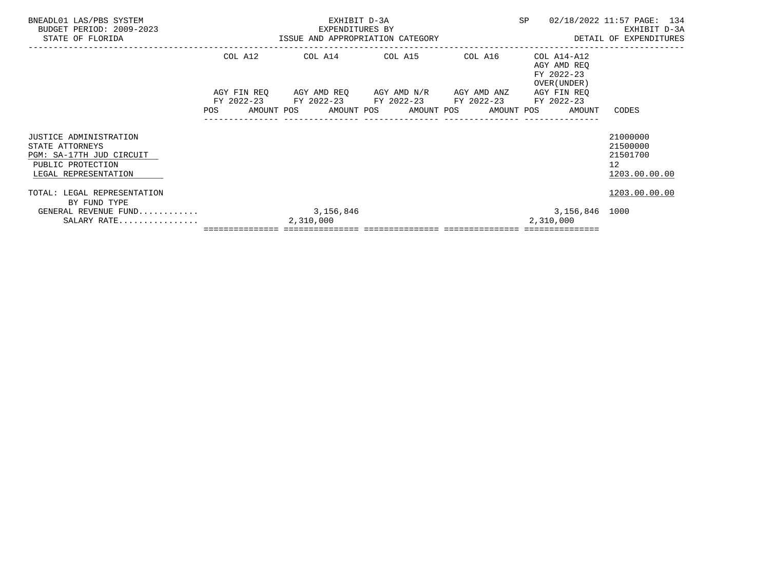BNEADL01 LAS/PBS SYSTEM
BUDGET PERIOD: 2009-2023
STATE OF FLORIDA

EXHIBIT D-3A
EXPENDITURES BY
ISSUE AND APPROPRIATION CATEGORY

SP 02/18/2022 11:57

EXHIBIT D-3A
DETAIL OF EXPENDITURES

| | COL A12 AGY FIN REQ FY 2022-23 POS | AMOUNT | COL A14 AGY AMD REQ FY 2022-23 POS | AMOUNT | COL A15 AGY AMD N/R FY 2022-23 POS | AMOUNT | COL A16 AGY AMD ANZ FY 2022-23 POS | AMOUNT | COL A14-A12 AGY AMD REQ FY 2022-23 OVER(UNDER) AGY FIN REQ FY 2022-23 POS | AMOUNT | CODES |
|---|---|---|---|---|---|---|---|---|---|---|---|
| JUSTICE ADMINISTRATION | | | | | | | | | | | 21000000 |
| STATE ATTORNEYS | | | | | | | | | | | 21500000 |
| PGM: SA-17TH JUD CIRCUIT | | | | | | | | | | | 21501700 |
| PUBLIC PROTECTION | | | | | | | | | | | 12 |
| LEGAL REPRESENTATION | | | | | | | | | | | 1203.00.00.00 |
| TOTAL: LEGAL REPRESENTATION | | | | | | | | | | | 1203.00.00.00 |
| BY FUND TYPE | | | | | | | | | | | |
| GENERAL REVENUE FUND............ | | | | 3,156,846 | | | | | | 3,156,846 | 1000 |
| SALARY RATE................ | | | | 2,310,000 | | | | | | 2,310,000 | |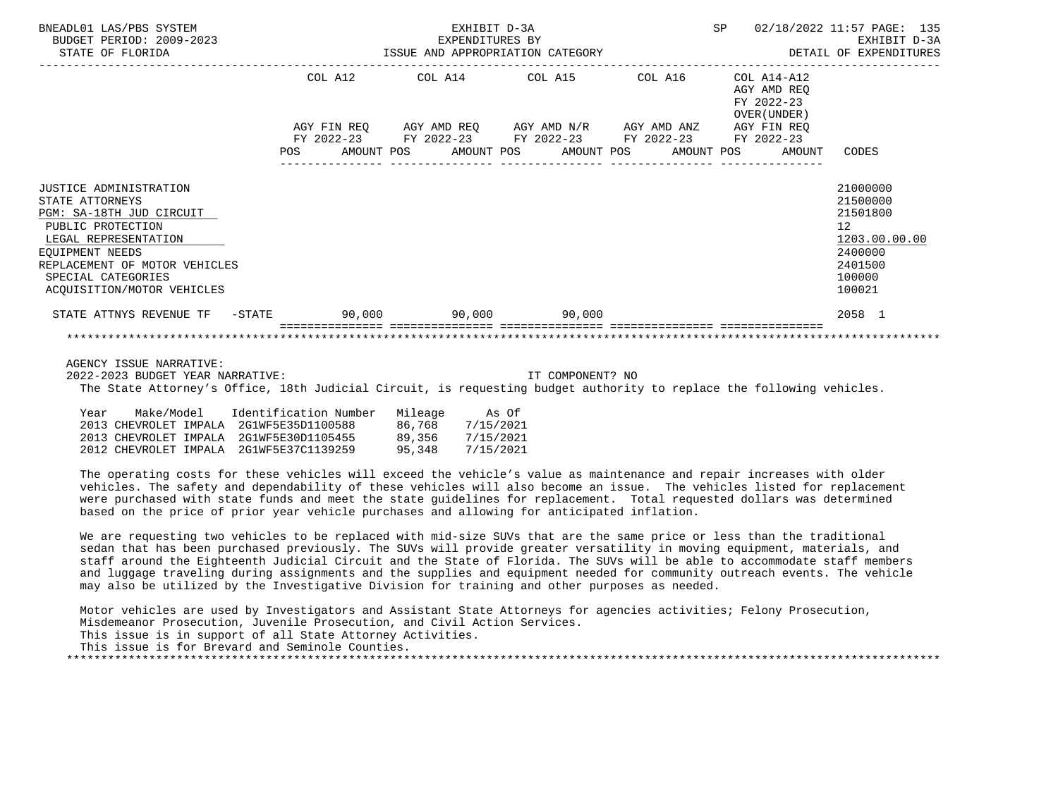BNEADL01 LAS/PBS SYSTEM — EXHIBIT D-3A — EXPENDITURES BY ISSUE AND APPROPRIATION CATEGORY — SP 02/18/2022 11:57

BUDGET PERIOD: 2009-2023 — STATE OF FLORIDA — EXHIBIT D-3A — DETAIL OF EXPENDITURES

| | COL A12 AGY FIN REQ FY 2022-23 POS AMOUNT | COL A14 AGY AMD REQ FY 2022-23 POS AMOUNT | COL A15 AGY AMD N/R FY 2022-23 POS AMOUNT | COL A16 AGY AMD ANZ FY 2022-23 POS AMOUNT | COL A14-A12 AGY AMD REQ FY 2022-23 OVER(UNDER) AGY FIN REQ FY 2022-23 POS AMOUNT | CODES |
|---|---|---|---|---|---|---|
| JUSTICE ADMINISTRATION | | | | | | 21000000 |
| STATE ATTORNEYS | | | | | | 21500000 |
| PGM: SA-18TH JUD CIRCUIT | | | | | | 21501800 |
| PUBLIC PROTECTION | | | | | | 12 |
| LEGAL REPRESENTATION | | | | | | 1203.00.00.00 |
| EQUIPMENT NEEDS | | | | | | 2400000 |
| REPLACEMENT OF MOTOR VEHICLES | | | | | | 2401500 |
| SPECIAL CATEGORIES | | | | | | 100000 |
| ACQUISITION/MOTOR VEHICLES | | | | | | 100021 |
| STATE ATTNYS REVENUE TF -STATE | 90,000 | 90,000 | 90,000 | | | 2058 1 |

AGENCY ISSUE NARRATIVE:

2022-2023 BUDGET YEAR NARRATIVE: IT COMPONENT? NO

The State Attorney's Office, 18th Judicial Circuit, is requesting budget authority to replace the following vehicles.

| Year | Make/Model | Identification Number | Mileage | As Of |
|---|---|---|---|---|
| 2013 | CHEVROLET IMPALA | 2G1WF5E35D1100588 | 86,768 | 7/15/2021 |
| 2013 | CHEVROLET IMPALA | 2G1WF5E30D1105455 | 89,356 | 7/15/2021 |
| 2012 | CHEVROLET IMPALA | 2G1WF5E37C1139259 | 95,348 | 7/15/2021 |

The operating costs for these vehicles will exceed the vehicle's value as maintenance and repair increases with older vehicles. The safety and dependability of these vehicles will also become an issue. The vehicles listed for replacement were purchased with state funds and meet the state guidelines for replacement. Total requested dollars was determined based on the price of prior year vehicle purchases and allowing for anticipated inflation.

We are requesting two vehicles to be replaced with mid-size SUVs that are the same price or less than the traditional sedan that has been purchased previously. The SUVs will provide greater versatility in moving equipment, materials, and staff around the Eighteenth Judicial Circuit and the State of Florida. The SUVs will be able to accommodate staff members and luggage traveling during assignments and the supplies and equipment needed for community outreach events. The vehicle may also be utilized by the Investigative Division for training and other purposes as needed.

Motor vehicles are used by Investigators and Assistant State Attorneys for agencies activities; Felony Prosecution, Misdemeanor Prosecution, Juvenile Prosecution, and Civil Action Services.
This issue is in support of all State Attorney Activities.
This issue is for Brevard and Seminole Counties.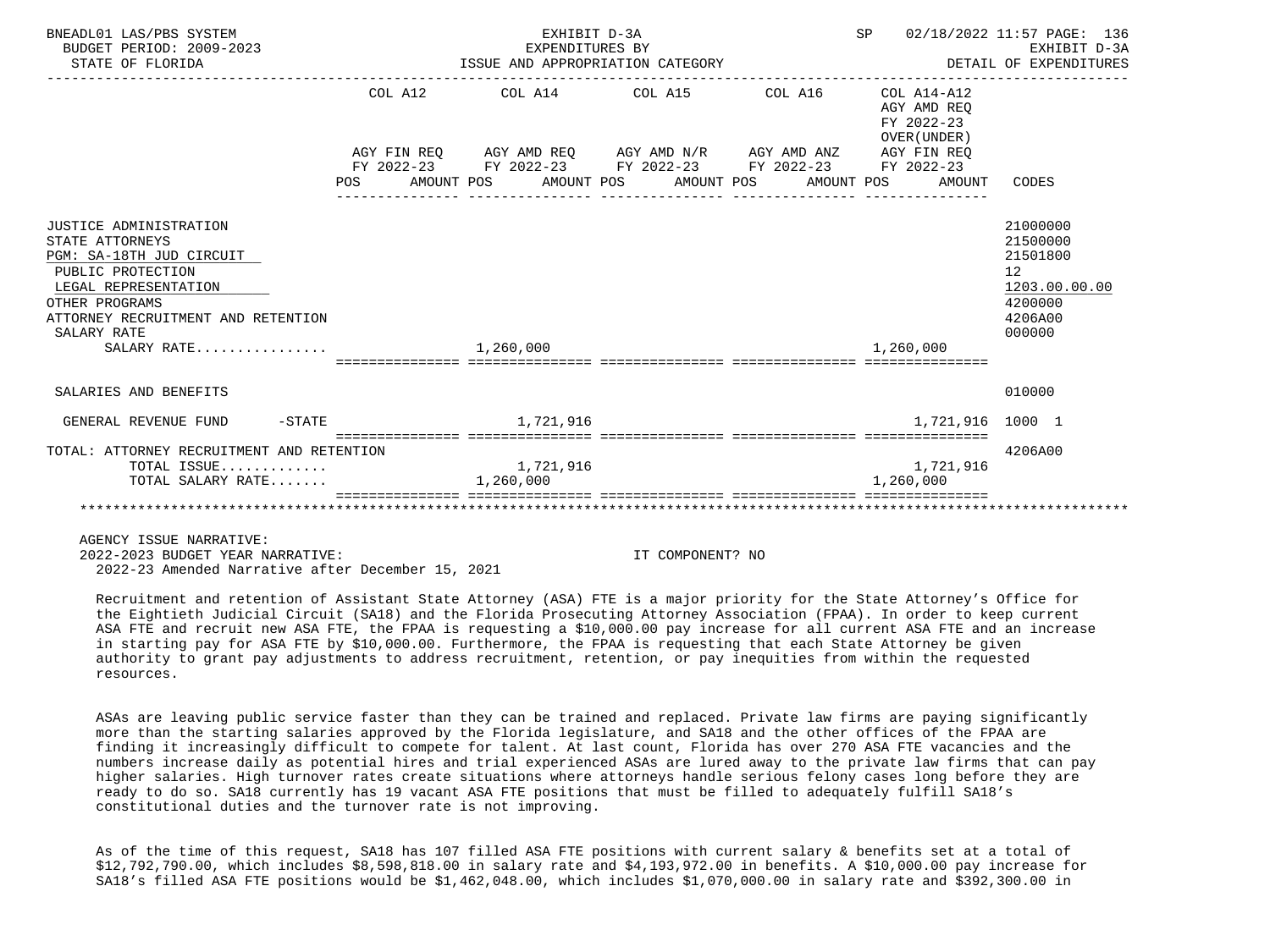BNEADL01 LAS/PBS SYSTEM — EXHIBIT D-3A — SP 02/18/2022 11:57

BUDGET PERIOD: 2009-2023 — EXPENDITURES BY ISSUE AND APPROPRIATION CATEGORY — EXHIBIT D-3A

STATE OF FLORIDA — DETAIL OF EXPENDITURES

| | COL A12 AGY FIN REQ FY 2022-23 POS AMOUNT | COL A14 AGY AMD REQ FY 2022-23 POS AMOUNT | COL A15 AGY AMD N/R FY 2022-23 POS AMOUNT | COL A16 AGY AMD ANZ FY 2022-23 POS AMOUNT | COL A14-A12 AGY AMD REQ FY 2022-23 OVER(UNDER) AGY FIN REQ FY 2022-23 POS AMOUNT | CODES |
|---|---|---|---|---|---|---|
| JUSTICE ADMINISTRATION | | | | | | 21000000 |
| STATE ATTORNEYS | | | | | | 21500000 |
| PGM: SA-18TH JUD CIRCUIT | | | | | | 21501800 |
| PUBLIC PROTECTION | | | | | | 12 |
| LEGAL REPRESENTATION | | | | | | 1203.00.00.00 |
| OTHER PROGRAMS | | | | | | 4200000 |
| ATTORNEY RECRUITMENT AND RETENTION | | | | | | 4206A00 |
| SALARY RATE | | | | | | 000000 |
| SALARY RATE................ | | 1,260,000 | | | 1,260,000 | |
| SALARIES AND BENEFITS | | | | | | 010000 |
| GENERAL REVENUE FUND -STATE | | 1,721,916 | | | 1,721,916 | 1000 1 |
| TOTAL: ATTORNEY RECRUITMENT AND RETENTION | | | | | | 4206A00 |
| TOTAL ISSUE............. | | 1,721,916 | | | 1,721,916 | |
| TOTAL SALARY RATE....... | | 1,260,000 | | | 1,260,000 | |

AGENCY ISSUE NARRATIVE:

2022-2023 BUDGET YEAR NARRATIVE: IT COMPONENT? NO

2022-23 Amended Narrative after December 15, 2021

Recruitment and retention of Assistant State Attorney (ASA) FTE is a major priority for the State Attorney's Office for the Eightieth Judicial Circuit (SA18) and the Florida Prosecuting Attorney Association (FPAA). In order to keep current ASA FTE and recruit new ASA FTE, the FPAA is requesting a $10,000.00 pay increase for all current ASA FTE and an increase in starting pay for ASA FTE by $10,000.00. Furthermore, the FPAA is requesting that each State Attorney be given authority to grant pay adjustments to address recruitment, retention, or pay inequities from within the requested resources.

ASAs are leaving public service faster than they can be trained and replaced. Private law firms are paying significantly more than the starting salaries approved by the Florida legislature, and SA18 and the other offices of the FPAA are finding it increasingly difficult to compete for talent. At last count, Florida has over 270 ASA FTE vacancies and the numbers increase daily as potential hires and trial experienced ASAs are lured away to the private law firms that can pay higher salaries. High turnover rates create situations where attorneys handle serious felony cases long before they are ready to do so. SA18 currently has 19 vacant ASA FTE positions that must be filled to adequately fulfill SA18's constitutional duties and the turnover rate is not improving.

As of the time of this request, SA18 has 107 filled ASA FTE positions with current salary & benefits set at a total of $12,792,790.00, which includes $8,598,818.00 in salary rate and $4,193,972.00 in benefits. A $10,000.00 pay increase for SA18's filled ASA FTE positions would be $1,462,048.00, which includes $1,070,000.00 in salary rate and $392,300.00 in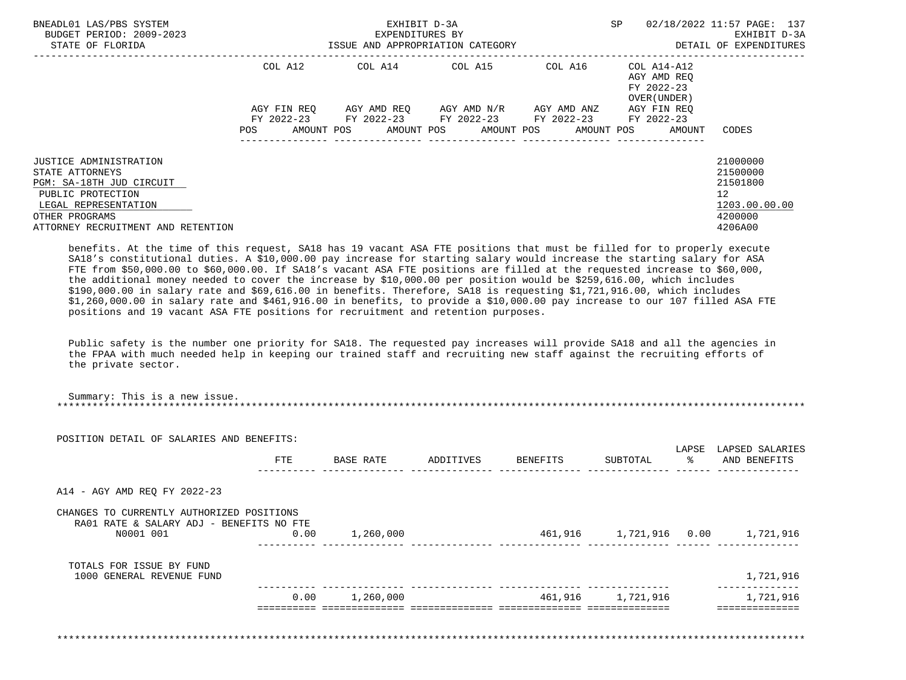| | COL A12 | COL A14 | COL A15 | COL A16 | COL A14-A12 AGY AMD REQ FY 2022-23 OVER(UNDER) | |
|---|---|---|---|---|---|---|
| | AGY FIN REQ FY 2022-23 | AGY AMD REQ FY 2022-23 | AGY AMD N/R FY 2022-23 | AGY AMD ANZ FY 2022-23 | AGY FIN REQ FY 2022-23 | |
| | POS AMOUNT | POS AMOUNT | POS AMOUNT | POS AMOUNT | POS AMOUNT | CODES |

JUSTICE ADMINISTRATION 21000000
STATE ATTORNEYS 21500000
PGM: SA-18TH JUD CIRCUIT 21501800
PUBLIC PROTECTION 12
LEGAL REPRESENTATION 1203.00.00.00
OTHER PROGRAMS 4200000
ATTORNEY RECRUITMENT AND RETENTION 4206A00

benefits. At the time of this request, SA18 has 19 vacant ASA FTE positions that must be filled for to properly execute SA18's constitutional duties. A $10,000.00 pay increase for starting salary would increase the starting salary for ASA FTE from $50,000.00 to $60,000.00. If SA18's vacant ASA FTE positions are filled at the requested increase to $60,000, the additional money needed to cover the increase by $10,000.00 per position would be $259,616.00, which includes $190,000.00 in salary rate and $69,616.00 in benefits. Therefore, SA18 is requesting $1,721,916.00, which includes $1,260,000.00 in salary rate and $461,916.00 in benefits, to provide a $10,000.00 pay increase to our 107 filled ASA FTE positions and 19 vacant ASA FTE positions for recruitment and retention purposes.

Public safety is the number one priority for SA18. The requested pay increases will provide SA18 and all the agencies in the FPAA with much needed help in keeping our trained staff and recruiting new staff against the recruiting efforts of the private sector.

Summary: This is a new issue.

******************************************************************************************************************************

POSITION DETAIL OF SALARIES AND BENEFITS:

| | FTE | BASE RATE | ADDITIVES | BENEFITS | SUBTOTAL | LAPSE % | LAPSED SALARIES AND BENEFITS |
|---|---|---|---|---|---|---|---|
| A14 - AGY AMD REQ FY 2022-23 | | | | | | | |
| CHANGES TO CURRENTLY AUTHORIZED POSITIONS | | | | | | | |
| RA01 RATE & SALARY ADJ - BENEFITS NO FTE | | | | | | | |
| N0001 001 | 0.00 | 1,260,000 | | 461,916 | 1,721,916 | 0.00 | 1,721,916 |
| TOTALS FOR ISSUE BY FUND | | | | | | | |
| 1000 GENERAL REVENUE FUND | | | | | | | 1,721,916 |
| | 0.00 | 1,260,000 | | 461,916 | 1,721,916 | | 1,721,916 |

******************************************************************************************************************************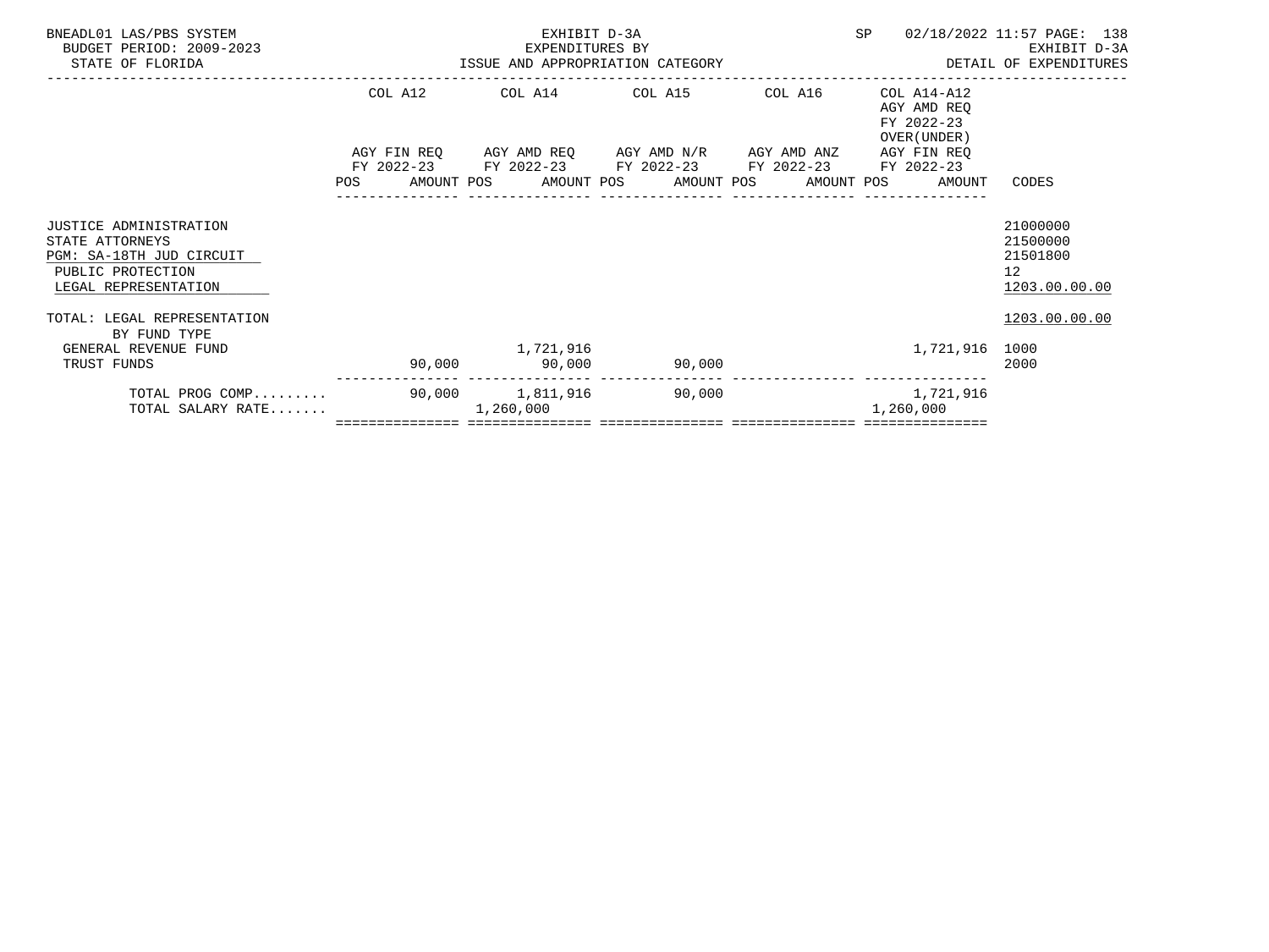BNEADL01 LAS/PBS SYSTEM
BUDGET PERIOD: 2009-2023
STATE OF FLORIDA

EXHIBIT D-3A
EXPENDITURES BY
ISSUE AND APPROPRIATION CATEGORY

SP 02/18/2022 11:57

EXHIBIT D-3A
DETAIL OF EXPENDITURES

| | COL A12 AGY FIN REQ FY 2022-23 POS AMOUNT | COL A14 AGY AMD REQ FY 2022-23 POS AMOUNT | COL A15 AGY AMD N/R FY 2022-23 POS AMOUNT | COL A16 AGY AMD ANZ FY 2022-23 POS AMOUNT | COL A14-A12 AGY AMD REQ FY 2022-23 OVER(UNDER) AGY FIN REQ FY 2022-23 POS AMOUNT | CODES |
|---|---|---|---|---|---|---|
| JUSTICE ADMINISTRATION | | | | | | 21000000 |
| STATE ATTORNEYS | | | | | | 21500000 |
| PGM: SA-18TH JUD CIRCUIT | | | | | | 21501800 |
| PUBLIC PROTECTION | | | | | | 12 |
| LEGAL REPRESENTATION | | | | | | 1203.00.00.00 |
| TOTAL: LEGAL REPRESENTATION | | | | | | 1203.00.00.00 |
| BY FUND TYPE | | | | | | |
| GENERAL REVENUE FUND | | 1,721,916 | | | 1,721,916 | 1000 |
| TRUST FUNDS | 90,000 | 90,000 | 90,000 | | | 2000 |
| TOTAL PROG COMP......... | 90,000 | 1,811,916 | 90,000 | | 1,721,916 | |
| TOTAL SALARY RATE....... | | 1,260,000 | | | 1,260,000 | |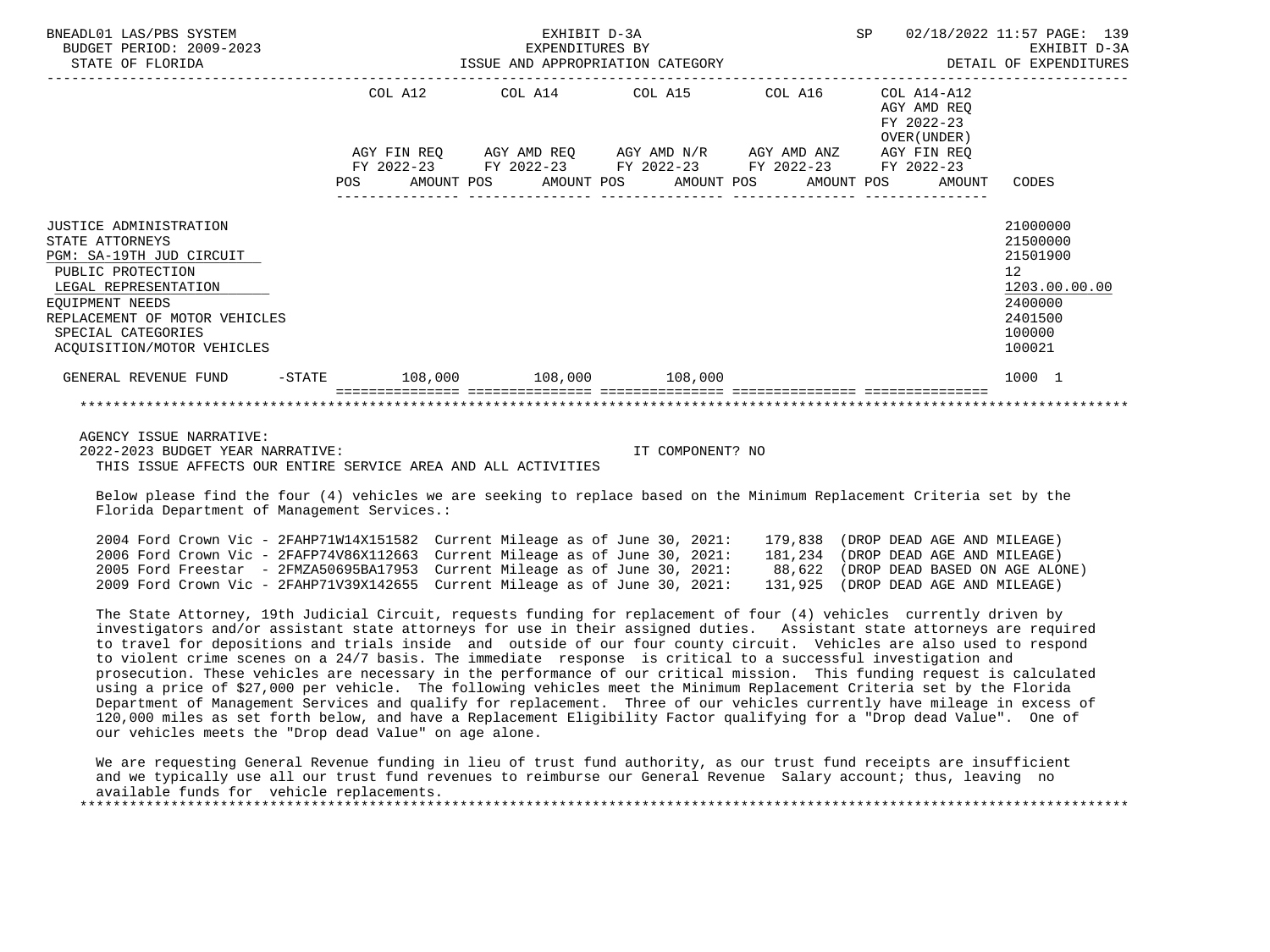BNEADL01 LAS/PBS SYSTEM — BUDGET PERIOD: 2009-2023 — STATE OF FLORIDA

EXHIBIT D-3A — EXPENDITURES BY ISSUE AND APPROPRIATION CATEGORY

SP 02/18/2022 11:57 — EXHIBIT D-3A — DETAIL OF EXPENDITURES

| | COL A12 AGY FIN REQ FY 2022-23 POS AMOUNT | COL A14 AGY AMD REQ FY 2022-23 POS AMOUNT | COL A15 AGY AMD N/R FY 2022-23 POS AMOUNT | COL A16 AGY AMD ANZ FY 2022-23 POS AMOUNT | COL A14-A12 AGY AMD REQ FY 2022-23 OVER(UNDER) AGY FIN REQ FY 2022-23 POS AMOUNT | CODES |
|---|---|---|---|---|---|---|
| JUSTICE ADMINISTRATION | | | | | | 21000000 |
| STATE ATTORNEYS | | | | | | 21500000 |
| PGM: SA-19TH JUD CIRCUIT | | | | | | 21501900 |
| PUBLIC PROTECTION | | | | | | 12 |
| LEGAL REPRESENTATION | | | | | | 1203.00.00.00 |
| EQUIPMENT NEEDS | | | | | | 2400000 |
| REPLACEMENT OF MOTOR VEHICLES | | | | | | 2401500 |
| SPECIAL CATEGORIES | | | | | | 100000 |
| ACQUISITION/MOTOR VEHICLES | | | | | | 100021 |
| GENERAL REVENUE FUND -STATE | 108,000 | 108,000 | 108,000 | | | 1000 1 |

AGENCY ISSUE NARRATIVE:

2022-2023 BUDGET YEAR NARRATIVE: IT COMPONENT? NO

THIS ISSUE AFFECTS OUR ENTIRE SERVICE AREA AND ALL ACTIVITIES

Below please find the four (4) vehicles we are seeking to replace based on the Minimum Replacement Criteria set by the Florida Department of Management Services.:

```
2004 Ford Crown Vic - 2FAHP71W14X151582  Current Mileage as of June 30, 2021:   179,838  (DROP DEAD AGE AND MILEAGE)
2006 Ford Crown Vic - 2FAFP74V86X112663  Current Mileage as of June 30, 2021:   181,234  (DROP DEAD AGE AND MILEAGE)
2005 Ford Freestar  - 2FMZA50695BA17953  Current Mileage as of June 30, 2021:    88,622  (DROP DEAD BASED ON AGE ALONE)
2009 Ford Crown Vic - 2FAHP71V39X142655  Current Mileage as of June 30, 2021:   131,925  (DROP DEAD AGE AND MILEAGE)
```

The State Attorney, 19th Judicial Circuit, requests funding for replacement of four (4) vehicles currently driven by investigators and/or assistant state attorneys for use in their assigned duties. Assistant state attorneys are required to travel for depositions and trials inside and outside of our four county circuit. Vehicles are also used to respond to violent crime scenes on a 24/7 basis. The immediate response is critical to a successful investigation and prosecution. These vehicles are necessary in the performance of our critical mission. This funding request is calculated using a price of $27,000 per vehicle. The following vehicles meet the Minimum Replacement Criteria set by the Florida Department of Management Services and qualify for replacement. Three of our vehicles currently have mileage in excess of 120,000 miles as set forth below, and have a Replacement Eligibility Factor qualifying for a "Drop dead Value". One of our vehicles meets the "Drop dead Value" on age alone.

We are requesting General Revenue funding in lieu of trust fund authority, as our trust fund receipts are insufficient and we typically use all our trust fund revenues to reimburse our General Revenue Salary account; thus, leaving no available funds for vehicle replacements.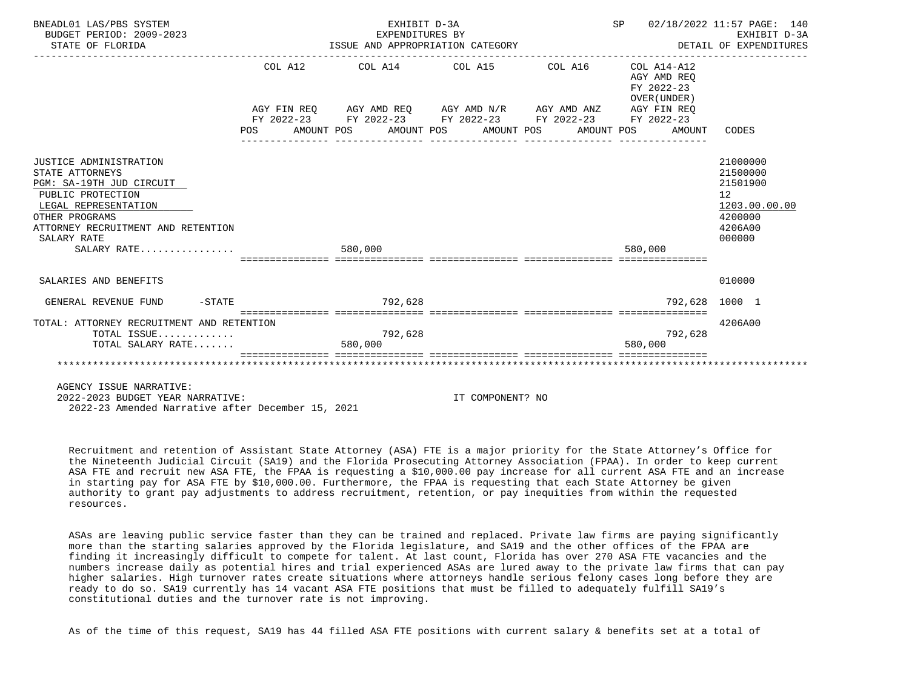BNEADL01 LAS/PBS SYSTEM | EXHIBIT D-3A | SP 02/18/2022 11:57

BUDGET PERIOD: 2009-2023 | EXPENDITURES BY | EXHIBIT D-3A

STATE OF FLORIDA | ISSUE AND APPROPRIATION CATEGORY | DETAIL OF EXPENDITURES

| | COL A12 AGY FIN REQ FY 2022-23 POS AMOUNT | COL A14 AGY AMD REQ FY 2022-23 POS AMOUNT | COL A15 AGY AMD N/R FY 2022-23 POS AMOUNT | COL A16 AGY AMD ANZ FY 2022-23 POS AMOUNT | COL A14-A12 AGY AMD REQ FY 2022-23 OVER(UNDER) AGY FIN REQ FY 2022-23 POS AMOUNT | CODES |
|---|---|---|---|---|---|---|
| JUSTICE ADMINISTRATION | | | | | | 21000000 |
| STATE ATTORNEYS | | | | | | 21500000 |
| PGM: SA-19TH JUD CIRCUIT | | | | | | 21501900 |
| PUBLIC PROTECTION | | | | | | 12 |
| LEGAL REPRESENTATION | | | | | | 1203.00.00.00 |
| OTHER PROGRAMS | | | | | | 4200000 |
| ATTORNEY RECRUITMENT AND RETENTION | | | | | | 4206A00 |
| SALARY RATE | | | | | | 000000 |
| SALARY RATE................ | | 580,000 | | | 580,000 | |
| SALARIES AND BENEFITS | | | | | | 010000 |
| GENERAL REVENUE FUND -STATE | | 792,628 | | | 792,628 | 1000 1 |
| TOTAL: ATTORNEY RECRUITMENT AND RETENTION | | | | | | 4206A00 |
| TOTAL ISSUE............. | | 792,628 | | | 792,628 | |
| TOTAL SALARY RATE....... | | 580,000 | | | 580,000 | |

AGENCY ISSUE NARRATIVE:
2022-2023 BUDGET YEAR NARRATIVE: IT COMPONENT? NO
2022-23 Amended Narrative after December 15, 2021

Recruitment and retention of Assistant State Attorney (ASA) FTE is a major priority for the State Attorney's Office for the Nineteenth Judicial Circuit (SA19) and the Florida Prosecuting Attorney Association (FPAA). In order to keep current ASA FTE and recruit new ASA FTE, the FPAA is requesting a $10,000.00 pay increase for all current ASA FTE and an increase in starting pay for ASA FTE by $10,000.00. Furthermore, the FPAA is requesting that each State Attorney be given authority to grant pay adjustments to address recruitment, retention, or pay inequities from within the requested resources.

ASAs are leaving public service faster than they can be trained and replaced. Private law firms are paying significantly more than the starting salaries approved by the Florida legislature, and SA19 and the other offices of the FPAA are finding it increasingly difficult to compete for talent. At last count, Florida has over 270 ASA FTE vacancies and the numbers increase daily as potential hires and trial experienced ASAs are lured away to the private law firms that can pay higher salaries. High turnover rates create situations where attorneys handle serious felony cases long before they are ready to do so. SA19 currently has 14 vacant ASA FTE positions that must be filled to adequately fulfill SA19's constitutional duties and the turnover rate is not improving.

As of the time of this request, SA19 has 44 filled ASA FTE positions with current salary & benefits set at a total of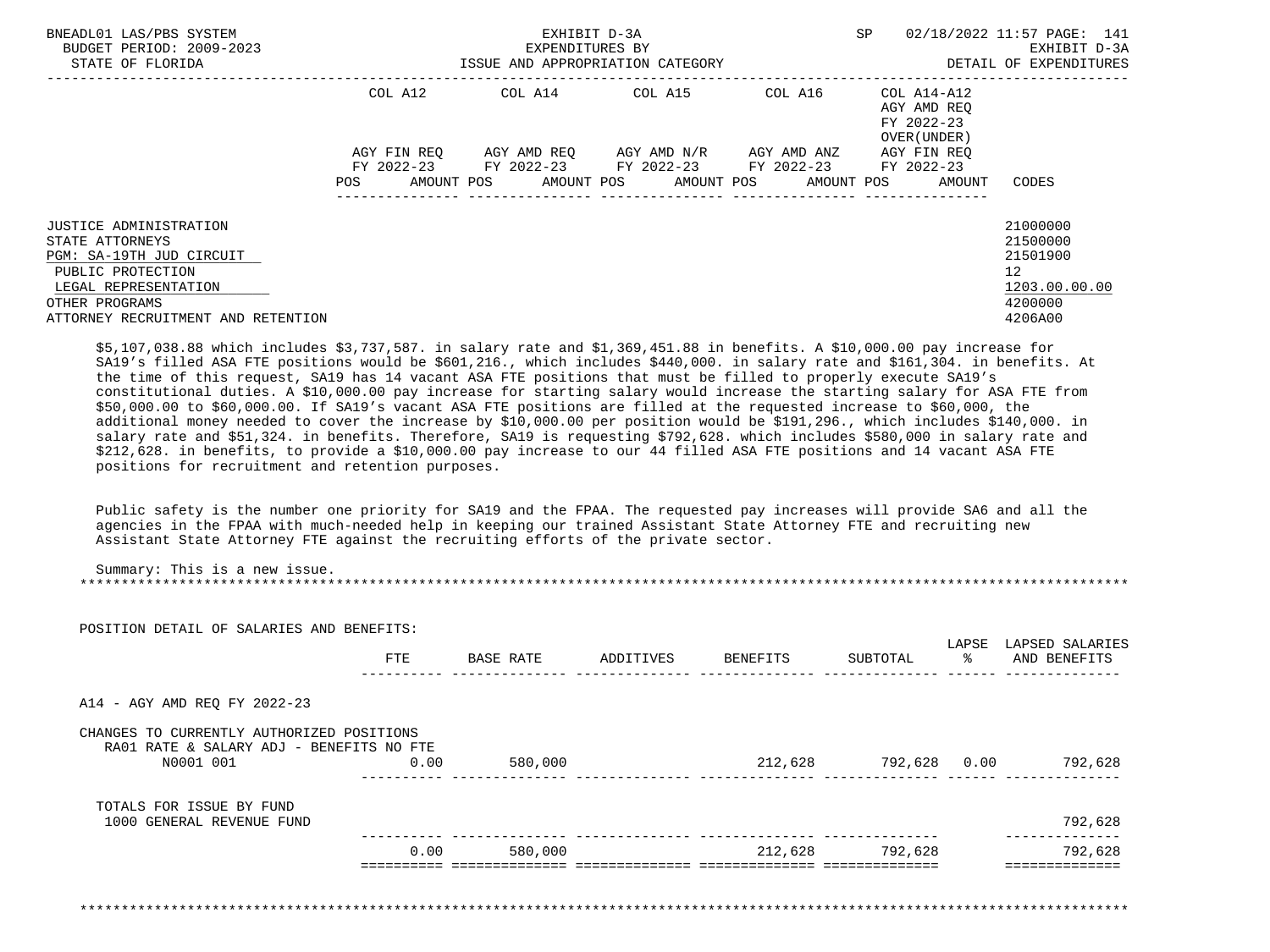BNEADL01 LAS/PBS SYSTEM | EXHIBIT D-3A | SP 02/18/2022 11:57
BUDGET PERIOD: 2009-2023 | EXPENDITURES BY | EXHIBIT D-3A
STATE OF FLORIDA | ISSUE AND APPROPRIATION CATEGORY | DETAIL OF EXPENDITURES

| | COL A12 AGY FIN REQ FY 2022-23 POS AMOUNT | COL A14 AGY AMD REQ FY 2022-23 POS AMOUNT | COL A15 AGY AMD N/R FY 2022-23 POS AMOUNT | COL A16 AGY AMD ANZ FY 2022-23 POS AMOUNT | COL A14-A12 AGY AMD REQ FY 2022-23 OVER(UNDER) AGY FIN REQ FY 2022-23 POS AMOUNT | CODES |
|---|---|---|---|---|---|---|
| JUSTICE ADMINISTRATION | | | | | | 21000000 |
| STATE ATTORNEYS | | | | | | 21500000 |
| PGM: SA-19TH JUD CIRCUIT | | | | | | 21501900 |
| PUBLIC PROTECTION | | | | | | 12 |
| LEGAL REPRESENTATION | | | | | | 1203.00.00.00 |
| OTHER PROGRAMS | | | | | | 4200000 |
| ATTORNEY RECRUITMENT AND RETENTION | | | | | | 4206A00 |

$5,107,038.88 which includes $3,737,587. in salary rate and $1,369,451.88 in benefits. A $10,000.00 pay increase for SA19's filled ASA FTE positions would be $601,216., which includes $440,000. in salary rate and $161,304. in benefits. At the time of this request, SA19 has 14 vacant ASA FTE positions that must be filled to properly execute SA19's constitutional duties. A $10,000.00 pay increase for starting salary would increase the starting salary for ASA FTE from $50,000.00 to $60,000.00. If SA19's vacant ASA FTE positions are filled at the requested increase to $60,000, the additional money needed to cover the increase by $10,000.00 per position would be $191,296., which includes $140,000. in salary rate and $51,324. in benefits. Therefore, SA19 is requesting $792,628. which includes $580,000 in salary rate and $212,628. in benefits, to provide a $10,000.00 pay increase to our 44 filled ASA FTE positions and 14 vacant ASA FTE positions for recruitment and retention purposes.

Public safety is the number one priority for SA19 and the FPAA. The requested pay increases will provide SA6 and all the agencies in the FPAA with much-needed help in keeping our trained Assistant State Attorney FTE and recruiting new Assistant State Attorney FTE against the recruiting efforts of the private sector.

Summary: This is a new issue.

*******************************************************************************************************************

POSITION DETAIL OF SALARIES AND BENEFITS:

| | FTE | BASE RATE | ADDITIVES | BENEFITS | SUBTOTAL | LAPSE % | LAPSED SALARIES AND BENEFITS |
|---|---|---|---|---|---|---|---|
| A14 - AGY AMD REQ FY 2022-23 | | | | | | | |
| CHANGES TO CURRENTLY AUTHORIZED POSITIONS | | | | | | | |
| RA01 RATE & SALARY ADJ - BENEFITS NO FTE | | | | | | | |
| N0001 001 | 0.00 | 580,000 | | 212,628 | 792,628 | 0.00 | 792,628 |
| TOTALS FOR ISSUE BY FUND | | | | | | | |
| 1000 GENERAL REVENUE FUND | | | | | | | 792,628 |
| | 0.00 | 580,000 | | 212,628 | 792,628 | | 792,628 |

*******************************************************************************************************************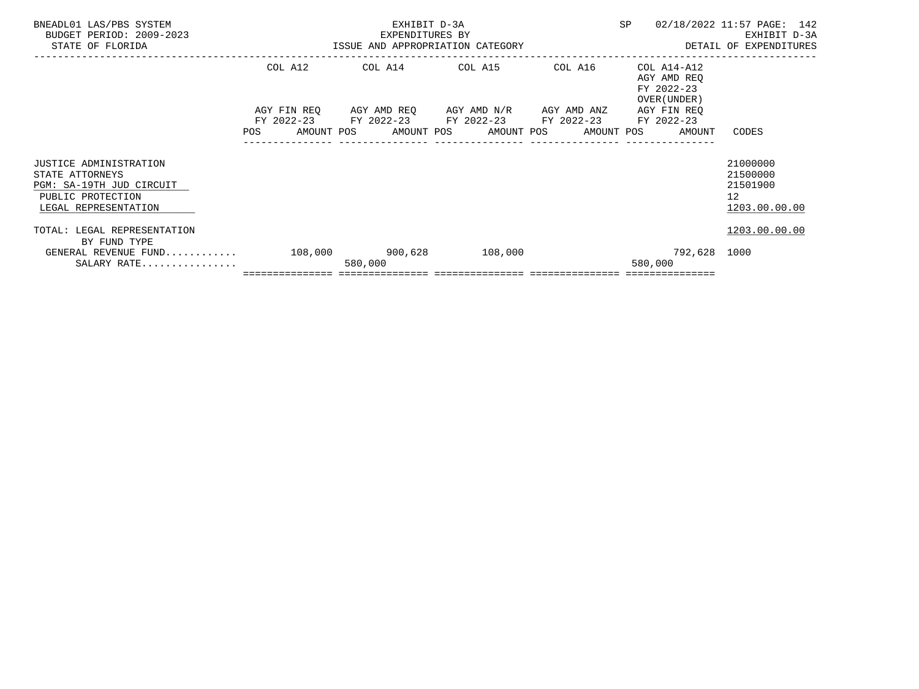BNEADL01 LAS/PBS SYSTEM — EXHIBIT D-3A — SP 02/18/2022 11:57

BUDGET PERIOD: 2009-2023 — EXPENDITURES BY — EXHIBIT D-3A

STATE OF FLORIDA — ISSUE AND APPROPRIATION CATEGORY — DETAIL OF EXPENDITURES

| | COL A12 AGY FIN REQ FY 2022-23 | | COL A14 AGY AMD REQ FY 2022-23 | | COL A15 AGY AMD N/R FY 2022-23 | | COL A16 AGY AMD ANZ FY 2022-23 | | COL A14-A12 AGY AMD REQ FY 2022-23 OVER(UNDER) AGY FIN REQ FY 2022-23 | | CODES |
|---|---|---|---|---|---|---|---|---|---|---|---|
| | POS | AMOUNT | POS | AMOUNT | POS | AMOUNT | POS | AMOUNT | POS | AMOUNT | |
| JUSTICE ADMINISTRATION | | | | | | | | | | | 21000000 |
| STATE ATTORNEYS | | | | | | | | | | | 21500000 |
| PGM: SA-19TH JUD CIRCUIT | | | | | | | | | | | 21501900 |
| PUBLIC PROTECTION | | | | | | | | | | | 12 |
| LEGAL REPRESENTATION | | | | | | | | | | | 1203.00.00.00 |
| TOTAL: LEGAL REPRESENTATION | | | | | | | | | | | 1203.00.00.00 |
| BY FUND TYPE | | | | | | | | | | | |
| GENERAL REVENUE FUND........... | | 108,000 | | 900,628 | | 108,000 | | | | 792,628 | 1000 |
| SALARY RATE................ | | | | 580,000 | | | | | | 580,000 | |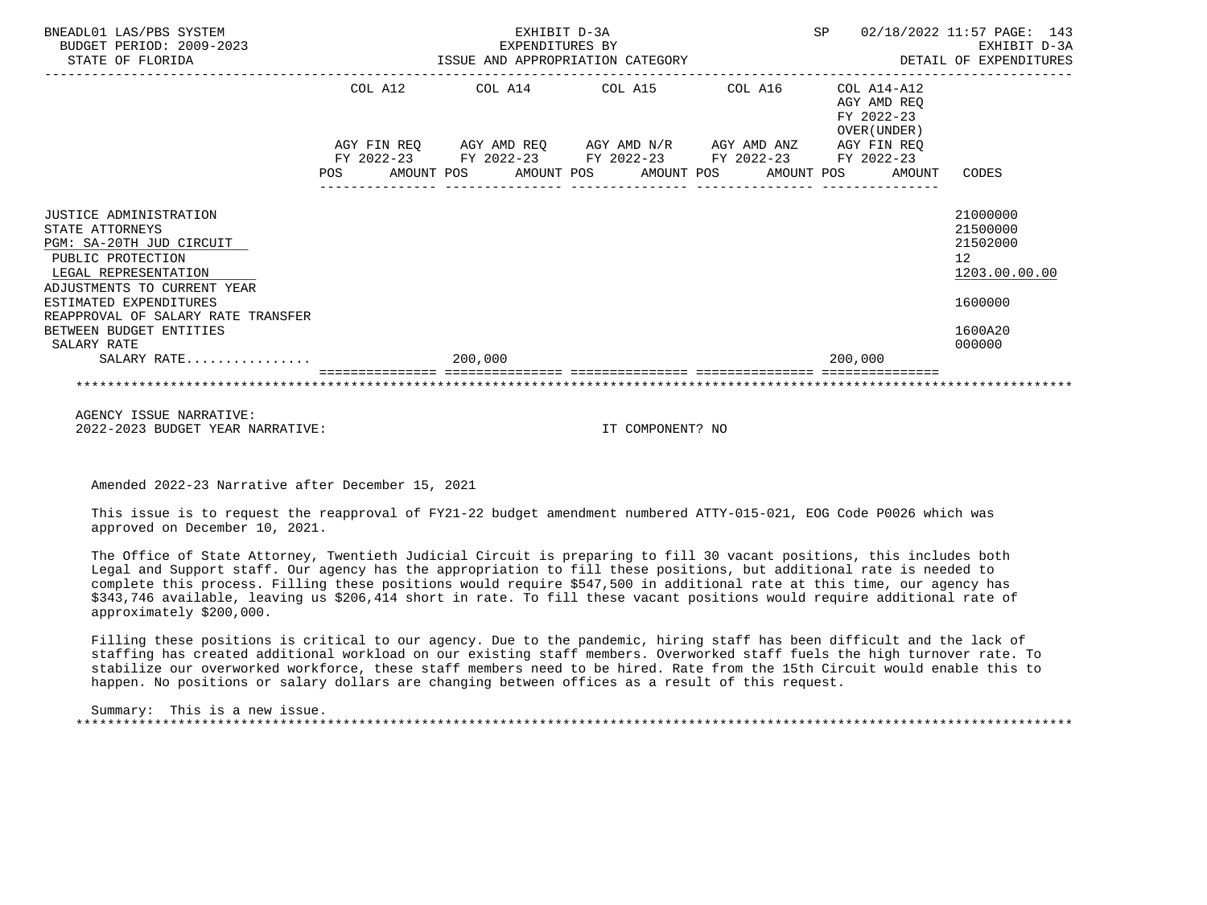BNEADL01 LAS/PBS SYSTEM | EXHIBIT D-3A | SP 02/18/2022 11:57 PAGE: 143
BUDGET PERIOD: 2009-2023 | EXPENDITURES BY | EXHIBIT D-3A
STATE OF FLORIDA | ISSUE AND APPROPRIATION CATEGORY | DETAIL OF EXPENDITURES

| | COL A12 AGY FIN REQ FY 2022-23 POS AMOUNT | COL A14 AGY AMD REQ FY 2022-23 POS AMOUNT | COL A15 AGY AMD N/R FY 2022-23 POS AMOUNT | COL A16 AGY AMD ANZ FY 2022-23 POS AMOUNT | COL A14-A12 AGY AMD REQ FY 2022-23 OVER(UNDER) AGY FIN REQ FY 2022-23 POS AMOUNT | CODES |
|---|---|---|---|---|---|---|
| JUSTICE ADMINISTRATION | | | | | | 21000000 |
| STATE ATTORNEYS | | | | | | 21500000 |
| PGM: SA-20TH JUD CIRCUIT | | | | | | 21502000 |
| PUBLIC PROTECTION | | | | | | 12 |
| LEGAL REPRESENTATION | | | | | | 1203.00.00.00 |
| ADJUSTMENTS TO CURRENT YEAR ESTIMATED EXPENDITURES | | | | | | 1600000 |
| REAPPROVAL OF SALARY RATE TRANSFER BETWEEN BUDGET ENTITIES | | | | | | 1600A20 |
| SALARY RATE | | | | | | 000000 |
| SALARY RATE................ | | 200,000 | | | 200,000 | |

AGENCY ISSUE NARRATIVE:
2022-2023 BUDGET YEAR NARRATIVE: IT COMPONENT? NO

Amended 2022-23 Narrative after December 15, 2021

This issue is to request the reapproval of FY21-22 budget amendment numbered ATTY-015-021, EOG Code P0026 which was approved on December 10, 2021.

The Office of State Attorney, Twentieth Judicial Circuit is preparing to fill 30 vacant positions, this includes both Legal and Support staff. Our agency has the appropriation to fill these positions, but additional rate is needed to complete this process. Filling these positions would require $547,500 in additional rate at this time, our agency has $343,746 available, leaving us $206,414 short in rate. To fill these vacant positions would require additional rate of approximately $200,000.

Filling these positions is critical to our agency. Due to the pandemic, hiring staff has been difficult and the lack of staffing has created additional workload on our existing staff members. Overworked staff fuels the high turnover rate. To stabilize our overworked workforce, these staff members need to be hired. Rate from the 15th Circuit would enable this to happen. No positions or salary dollars are changing between offices as a result of this request.

Summary: This is a new issue.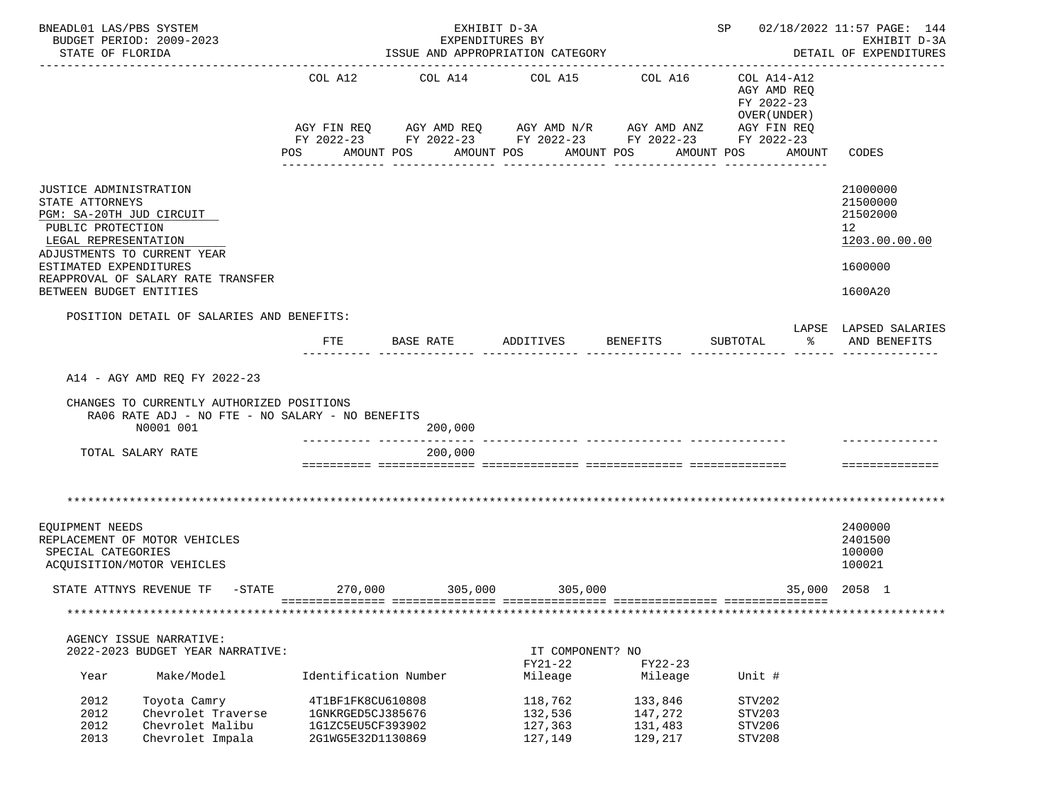BNEADL01 LAS/PBS SYSTEM — EXHIBIT D-3A — EXPENDITURES BY ISSUE AND APPROPRIATION CATEGORY — SP 02/18/2022 11:57 PAGE: 144
BUDGET PERIOD: 2009-2023 — EXHIBIT D-3A
STATE OF FLORIDA — DETAIL OF EXPENDITURES

| | COL A12 AGY FIN REQ FY 2022-23 POS AMOUNT | COL A14 AGY AMD REQ FY 2022-23 POS AMOUNT | COL A15 AGY AMD N/R FY 2022-23 POS AMOUNT | COL A16 AGY AMD ANZ FY 2022-23 POS AMOUNT | COL A14-A12 AGY AMD REQ FY 2022-23 OVER(UNDER) AGY FIN REQ FY 2022-23 POS AMOUNT | CODES |
|---|---|---|---|---|---|---|
| JUSTICE ADMINISTRATION | | | | | | 21000000 |
| STATE ATTORNEYS | | | | | | 21500000 |
| PGM: SA-20TH JUD CIRCUIT | | | | | | 21502000 |
| PUBLIC PROTECTION | | | | | | 12 |
| LEGAL REPRESENTATION | | | | | | 1203.00.00.00 |
| ADJUSTMENTS TO CURRENT YEAR ESTIMATED EXPENDITURES | | | | | | 1600000 |
| REAPPROVAL OF SALARY RATE TRANSFER BETWEEN BUDGET ENTITIES | | | | | | 1600A20 |

POSITION DETAIL OF SALARIES AND BENEFITS:

| | FTE | BASE RATE | ADDITIVES | BENEFITS | SUBTOTAL | LAPSE % | LAPSED SALARIES AND BENEFITS |
|---|---|---|---|---|---|---|---|
| A14 - AGY AMD REQ FY 2022-23 | | | | | | | |
| CHANGES TO CURRENTLY AUTHORIZED POSITIONS | | | | | | | |
| RA06 RATE ADJ - NO FTE - NO SALARY - NO BENEFITS | | | | | | | |
| N0001 001 | | 200,000 | | | | | |
| TOTAL SALARY RATE | | 200,000 | | | | | |

*******************************************************************************************************

| | COL A12 | COL A14 | COL A15 | COL A16 | COL A14-A12 | CODES |
|---|---|---|---|---|---|---|
| EQUIPMENT NEEDS | | | | | | 2400000 |
| REPLACEMENT OF MOTOR VEHICLES | | | | | | 2401500 |
| SPECIAL CATEGORIES | | | | | | 100000 |
| ACQUISITION/MOTOR VEHICLES | | | | | | 100021 |
| STATE ATTNYS REVENUE TF -STATE | 270,000 | 305,000 | 305,000 | | 35,000 | 2058 1 |

*******************************************************************************************************

AGENCY ISSUE NARRATIVE:
2022-2023 BUDGET YEAR NARRATIVE: IT COMPONENT? NO

| Year | Make/Model | Identification Number | FY21-22 Mileage | FY22-23 Mileage | Unit # |
|---|---|---|---|---|---|
| 2012 | Toyota Camry | 4T1BF1FK8CU610808 | 118,762 | 133,846 | STV202 |
| 2012 | Chevrolet Traverse | 1GNKRGED5CJ385676 | 132,536 | 147,272 | STV203 |
| 2012 | Chevrolet Malibu | 1G1ZC5EU5CF393902 | 127,363 | 131,483 | STV206 |
| 2013 | Chevrolet Impala | 2G1WG5E32D1130869 | 127,149 | 129,217 | STV208 |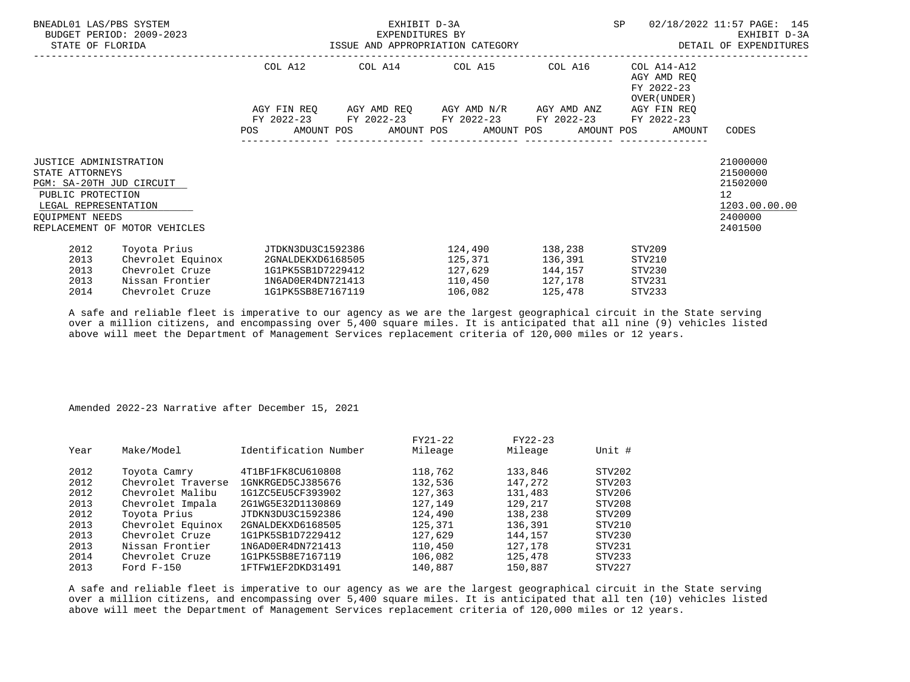BNEADL01 LAS/PBS SYSTEM — EXHIBIT D-3A — SP 02/18/2022 11:57
BUDGET PERIOD: 2009-2023 — EXPENDITURES BY — EXHIBIT D-3A
STATE OF FLORIDA — ISSUE AND APPROPRIATION CATEGORY — DETAIL OF EXPENDITURES

| | COL A12 AGY FIN REQ FY 2022-23 POS AMOUNT | COL A14 AGY AMD REQ FY 2022-23 POS AMOUNT | COL A15 AGY AMD N/R FY 2022-23 POS AMOUNT | COL A16 AGY AMD ANZ FY 2022-23 POS AMOUNT | COL A14-A12 AGY AMD REQ FY 2022-23 OVER(UNDER) AGY FIN REQ FY 2022-23 POS AMOUNT | CODES |
|---|---|---|---|---|---|---|
| JUSTICE ADMINISTRATION | | | | | | 21000000 |
| STATE ATTORNEYS | | | | | | 21500000 |
| PGM: SA-20TH JUD CIRCUIT | | | | | | 21502000 |
| PUBLIC PROTECTION | | | | | | 12 |
| LEGAL REPRESENTATION | | | | | | 1203.00.00.00 |
| EQUIPMENT NEEDS | | | | | | 2400000 |
| REPLACEMENT OF MOTOR VEHICLES | | | | | | 2401500 |

| Year | Make/Model | Identification Number | FY21-22 Mileage | FY22-23 Mileage | Unit # |
|---|---|---|---|---|---|
| 2012 | Toyota Prius | JTDKN3DU3C1592386 | 124,490 | 138,238 | STV209 |
| 2013 | Chevrolet Equinox | 2GNALDEKXD6168505 | 125,371 | 136,391 | STV210 |
| 2013 | Chevrolet Cruze | 1G1PK5SB1D7229412 | 127,629 | 144,157 | STV230 |
| 2013 | Nissan Frontier | 1N6AD0ER4DN721413 | 110,450 | 127,178 | STV231 |
| 2014 | Chevrolet Cruze | 1G1PK5SB8E7167119 | 106,082 | 125,478 | STV233 |

A safe and reliable fleet is imperative to our agency as we are the largest geographical circuit in the State serving over a million citizens, and encompassing over 5,400 square miles. It is anticipated that all nine (9) vehicles listed above will meet the Department of Management Services replacement criteria of 120,000 miles or 12 years.

Amended 2022-23 Narrative after December 15, 2021

| Year | Make/Model | Identification Number | FY21-22 Mileage | FY22-23 Mileage | Unit # |
|---|---|---|---|---|---|
| 2012 | Toyota Camry | 4T1BF1FK8CU610808 | 118,762 | 133,846 | STV202 |
| 2012 | Chevrolet Traverse | 1GNKRGED5CJ385676 | 132,536 | 147,272 | STV203 |
| 2012 | Chevrolet Malibu | 1G1ZC5EU5CF393902 | 127,363 | 131,483 | STV206 |
| 2013 | Chevrolet Impala | 2G1WG5E32D1130869 | 127,149 | 129,217 | STV208 |
| 2012 | Toyota Prius | JTDKN3DU3C1592386 | 124,490 | 138,238 | STV209 |
| 2013 | Chevrolet Equinox | 2GNALDEKXD6168505 | 125,371 | 136,391 | STV210 |
| 2013 | Chevrolet Cruze | 1G1PK5SB1D7229412 | 127,629 | 144,157 | STV230 |
| 2013 | Nissan Frontier | 1N6AD0ER4DN721413 | 110,450 | 127,178 | STV231 |
| 2014 | Chevrolet Cruze | 1G1PK5SB8E7167119 | 106,082 | 125,478 | STV233 |
| 2013 | Ford F-150 | 1FTFW1EF2DKD31491 | 140,887 | 150,887 | STV227 |

A safe and reliable fleet is imperative to our agency as we are the largest geographical circuit in the State serving over a million citizens, and encompassing over 5,400 square miles. It is anticipated that all ten (10) vehicles listed above will meet the Department of Management Services replacement criteria of 120,000 miles or 12 years.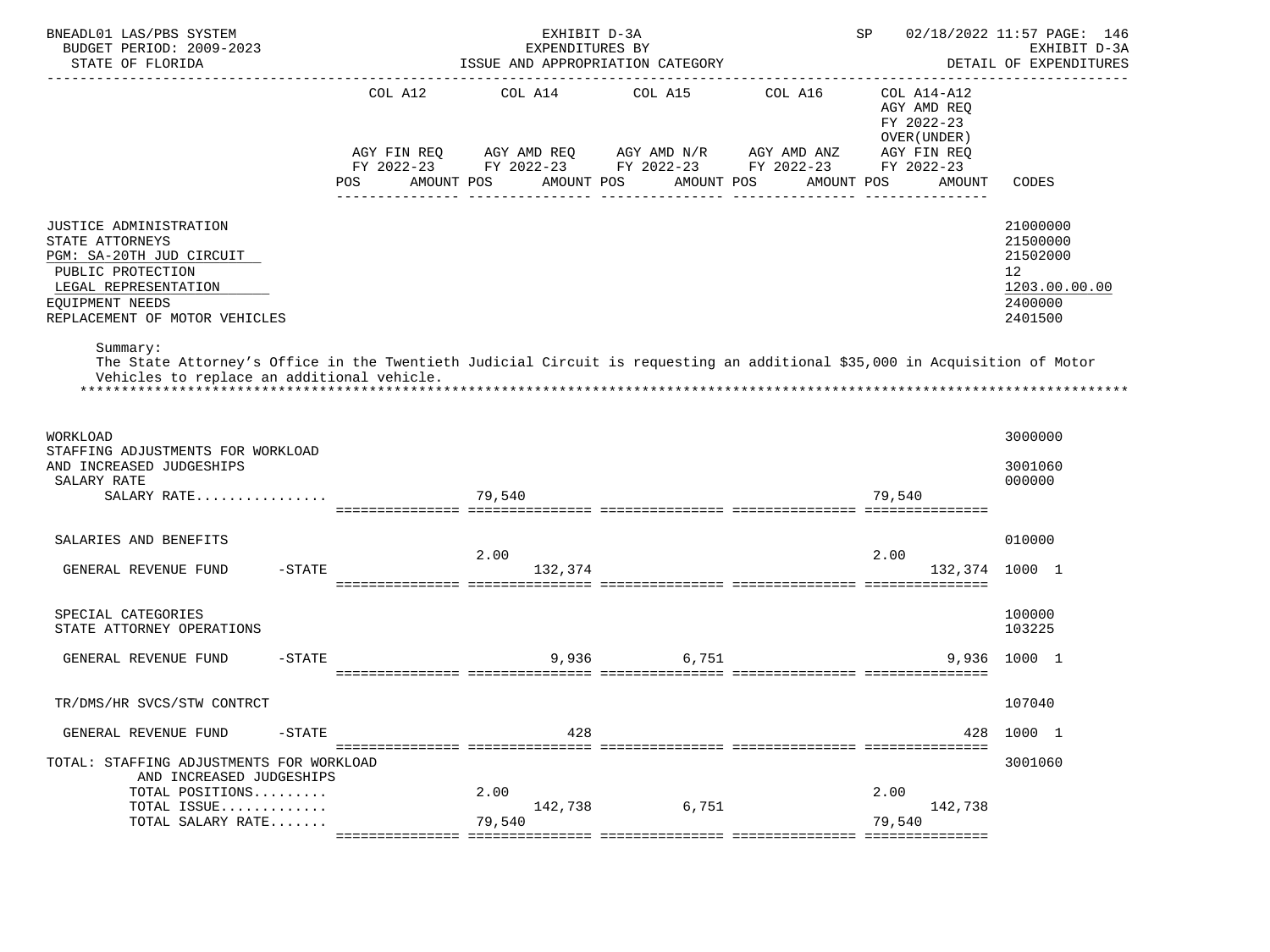| | COL A12 | | COL A14 | | COL A15 | | COL A16 | | COL A14-A12 AGY AMD REQ FY 2022-23 OVER(UNDER) | | |
|---|---|---|---|---|---|---|---|---|---|---|---|
| | AGY FIN REQ FY 2022-23 | | AGY AMD REQ FY 2022-23 | | AGY AMD N/R FY 2022-23 | | AGY AMD ANZ FY 2022-23 | | AGY FIN REQ FY 2022-23 | | |
| | POS | AMOUNT | POS | AMOUNT | POS | AMOUNT | POS | AMOUNT | POS | AMOUNT | CODES |
| JUSTICE ADMINISTRATION | | | | | | | | | | | 21000000 |
| STATE ATTORNEYS | | | | | | | | | | | 21500000 |
| PGM: SA-20TH JUD CIRCUIT | | | | | | | | | | | 21502000 |
| PUBLIC PROTECTION | | | | | | | | | | | 12 |
| LEGAL REPRESENTATION | | | | | | | | | | | 1203.00.00.00 |
| EQUIPMENT NEEDS | | | | | | | | | | | 2400000 |
| REPLACEMENT OF MOTOR VEHICLES | | | | | | | | | | | 2401500 |

Summary:
The State Attorney's Office in the Twentieth Judicial Circuit is requesting an additional $35,000 in Acquisition of Motor Vehicles to replace an additional vehicle.
*******************************************************************************************************************

| | COL A12 | | COL A14 | | COL A15 | | COL A16 | | COL A14-A12 | | |
|---|---|---|---|---|---|---|---|---|---|---|---|
| | POS | AMOUNT | POS | AMOUNT | POS | AMOUNT | POS | AMOUNT | POS | AMOUNT | CODES |
| WORKLOAD | | | | | | | | | | | 3000000 |
| STAFFING ADJUSTMENTS FOR WORKLOAD AND INCREASED JUDGESHIPS | | | | | | | | | | | 3001060 |
| SALARY RATE | | | | | | | | | | | 000000 |
| SALARY RATE................ | | | 79,540 | | | | | | 79,540 | | |
| SALARIES AND BENEFITS | | | | | | | | | | | 010000 |
| GENERAL REVENUE FUND -STATE | | | 2.00 | 132,374 | | | | | 2.00 | 132,374 | 1000 1 |
| SPECIAL CATEGORIES | | | | | | | | | | | 100000 |
| STATE ATTORNEY OPERATIONS | | | | | | | | | | | 103225 |
| GENERAL REVENUE FUND -STATE | | | | 9,936 | | 6,751 | | | | 9,936 | 1000 1 |
| TR/DMS/HR SVCS/STW CONTRCT | | | | | | | | | | | 107040 |
| GENERAL REVENUE FUND -STATE | | | | 428 | | | | | | 428 | 1000 1 |
| TOTAL: STAFFING ADJUSTMENTS FOR WORKLOAD AND INCREASED JUDGESHIPS | | | | | | | | | | | 3001060 |
| TOTAL POSITIONS......... | | | 2.00 | | | | | | 2.00 | | |
| TOTAL ISSUE............. | | | | 142,738 | | 6,751 | | | | 142,738 | |
| TOTAL SALARY RATE....... | | | 79,540 | | | | | | 79,540 | | |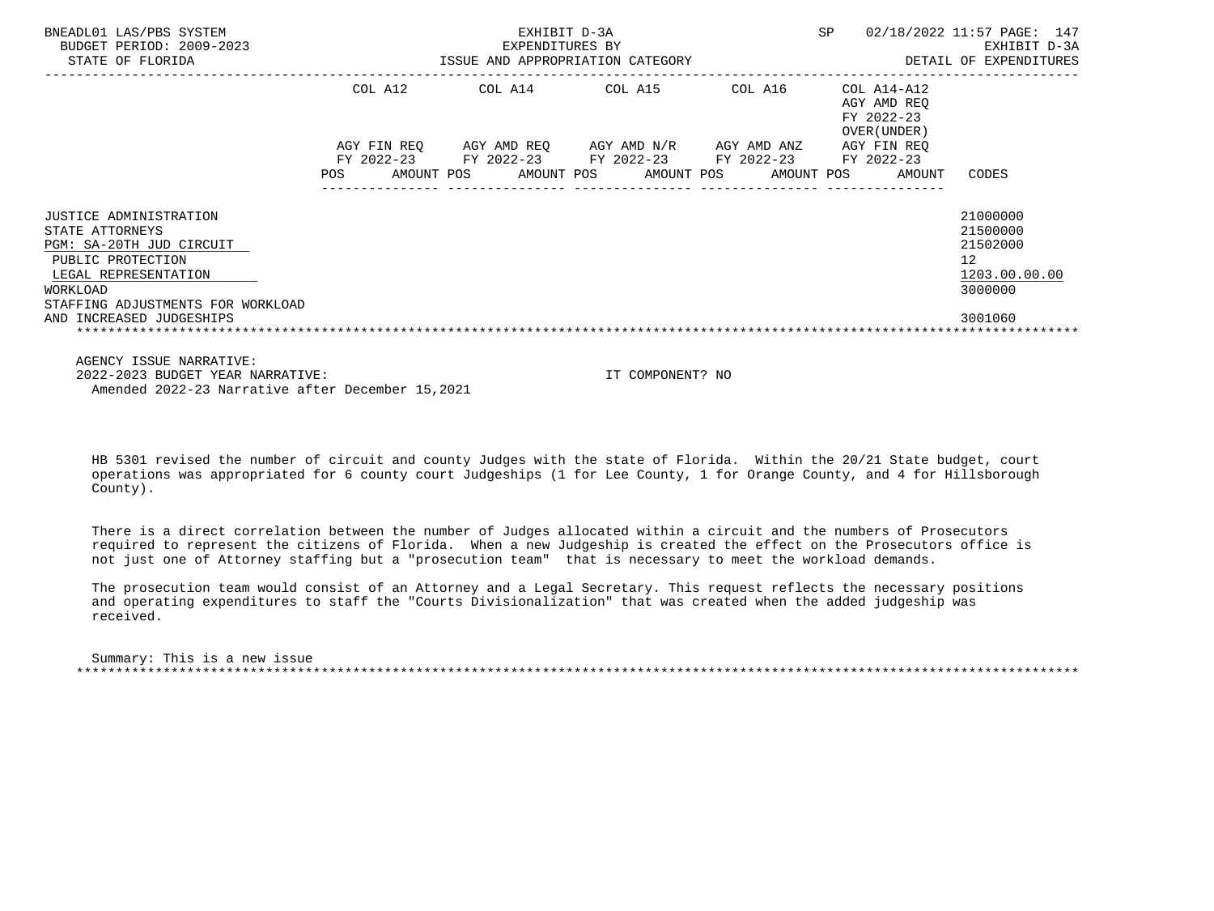BNEADL01 LAS/PBS SYSTEM | EXHIBIT D-3A | SP 02/18/2022 11:57
BUDGET PERIOD: 2009-2023 | EXPENDITURES BY | EXHIBIT D-3A
STATE OF FLORIDA | ISSUE AND APPROPRIATION CATEGORY | DETAIL OF EXPENDITURES

| | COL A12 | | COL A14 | | COL A15 | | COL A16 | | COL A14-A12 AGY AMD REQ FY 2022-23 OVER(UNDER) | | |
|---|---|---|---|---|---|---|---|---|---|---|---|
| | AGY FIN REQ FY 2022-23 | | AGY AMD REQ FY 2022-23 | | AGY AMD N/R FY 2022-23 | | AGY AMD ANZ FY 2022-23 | | AGY FIN REQ FY 2022-23 | | |
| | POS | AMOUNT | POS | AMOUNT | POS | AMOUNT | POS | AMOUNT | POS | AMOUNT | CODES |
| JUSTICE ADMINISTRATION | | | | | | | | | | | 21000000 |
| STATE ATTORNEYS | | | | | | | | | | | 21500000 |
| PGM: SA-20TH JUD CIRCUIT | | | | | | | | | | | 21502000 |
| PUBLIC PROTECTION | | | | | | | | | | | 12 |
| LEGAL REPRESENTATION | | | | | | | | | | | 1203.00.00.00 |
| WORKLOAD | | | | | | | | | | | 3000000 |
| STAFFING ADJUSTMENTS FOR WORKLOAD AND INCREASED JUDGESHIPS | | | | | | | | | | | 3001060 |

AGENCY ISSUE NARRATIVE:
2022-2023 BUDGET YEAR NARRATIVE: IT COMPONENT? NO
Amended 2022-23 Narrative after December 15,2021

HB 5301 revised the number of circuit and county Judges with the state of Florida. Within the 20/21 State budget, court operations was appropriated for 6 county court Judgeships (1 for Lee County, 1 for Orange County, and 4 for Hillsborough County).

There is a direct correlation between the number of Judges allocated within a circuit and the numbers of Prosecutors required to represent the citizens of Florida. When a new Judgeship is created the effect on the Prosecutors office is not just one of Attorney staffing but a "prosecution team" that is necessary to meet the workload demands.

The prosecution team would consist of an Attorney and a Legal Secretary. This request reflects the necessary positions and operating expenditures to staff the "Courts Divisionalization" that was created when the added judgeship was received.

Summary: This is a new issue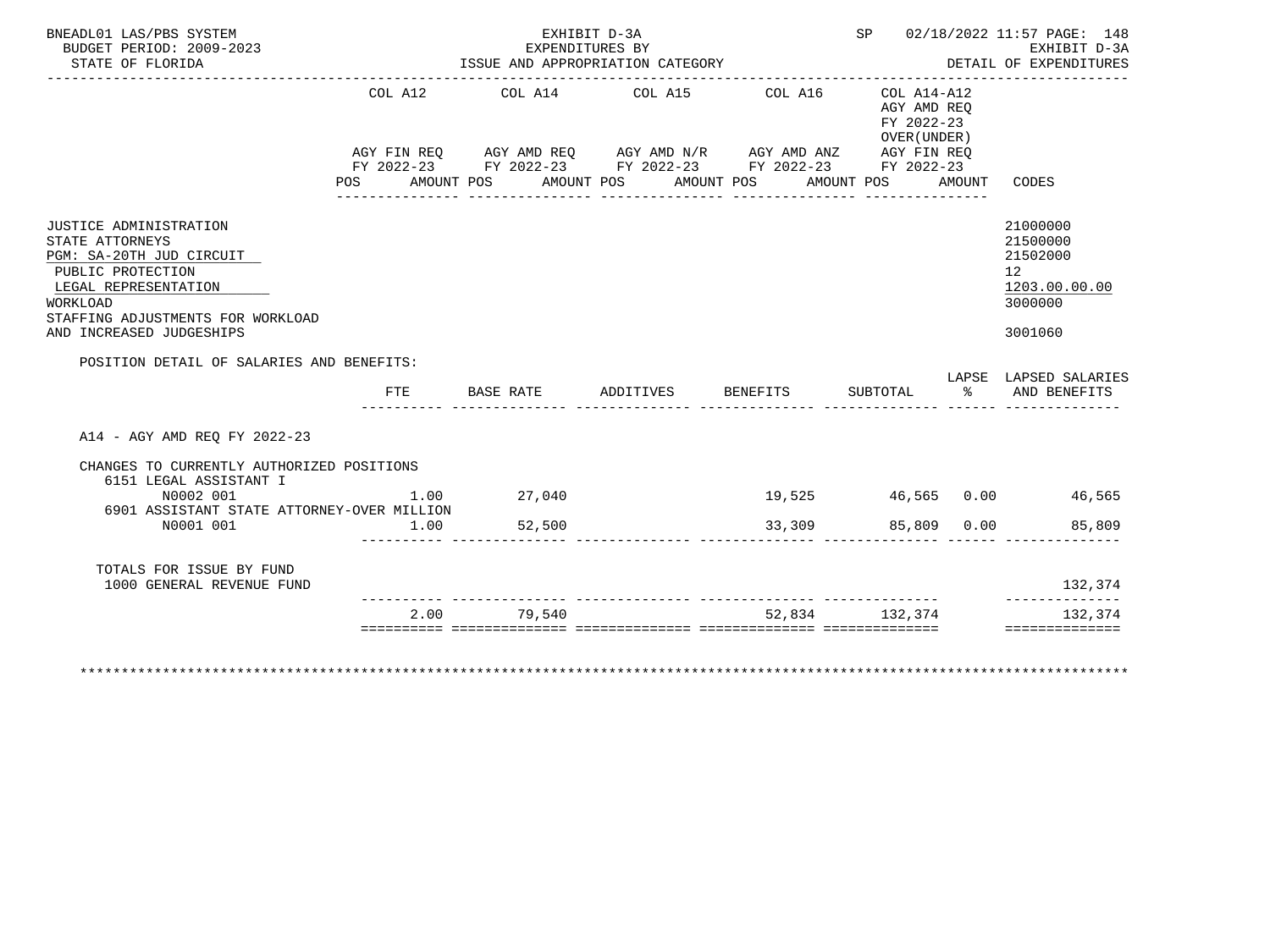BNEADL01 LAS/PBS SYSTEM
BUDGET PERIOD: 2009-2023
STATE OF FLORIDA

EXHIBIT D-3A
EXPENDITURES BY
ISSUE AND APPROPRIATION CATEGORY

SP 02/18/2022 11:57

EXHIBIT D-3A
DETAIL OF EXPENDITURES

| | COL A12 AGY FIN REQ FY 2022-23 POS AMOUNT | COL A14 AGY AMD REQ FY 2022-23 POS AMOUNT | COL A15 AGY AMD N/R FY 2022-23 POS AMOUNT | COL A16 AGY AMD ANZ FY 2022-23 POS AMOUNT | COL A14-A12 AGY AMD REQ FY 2022-23 OVER(UNDER) AGY FIN REQ FY 2022-23 POS AMOUNT | CODES |
|---|---|---|---|---|---|---|
| JUSTICE ADMINISTRATION | | | | | | 21000000 |
| STATE ATTORNEYS | | | | | | 21500000 |
| PGM: SA-20TH JUD CIRCUIT | | | | | | 21502000 |
| PUBLIC PROTECTION | | | | | | 12 |
| LEGAL REPRESENTATION | | | | | | 1203.00.00.00 |
| WORKLOAD | | | | | | 3000000 |
| STAFFING ADJUSTMENTS FOR WORKLOAD AND INCREASED JUDGESHIPS | | | | | | 3001060 |

POSITION DETAIL OF SALARIES AND BENEFITS:

| | FTE | BASE RATE | ADDITIVES | BENEFITS | SUBTOTAL | LAPSE % | LAPSED SALARIES AND BENEFITS |
|---|---|---|---|---|---|---|---|
| A14 - AGY AMD REQ FY 2022-23 | | | | | | | |
| CHANGES TO CURRENTLY AUTHORIZED POSITIONS | | | | | | | |
| 6151 LEGAL ASSISTANT I | | | | | | | |
| N0002 001 | 1.00 | 27,040 | | 19,525 | 46,565 | 0.00 | 46,565 |
| 6901 ASSISTANT STATE ATTORNEY-OVER MILLION | | | | | | | |
| N0001 001 | 1.00 | 52,500 | | 33,309 | 85,809 | 0.00 | 85,809 |
| TOTALS FOR ISSUE BY FUND | | | | | | | |
| 1000 GENERAL REVENUE FUND | | | | | | | 132,374 |
| | 2.00 | 79,540 | | 52,834 | 132,374 | | 132,374 |

************************************************************************************************************************************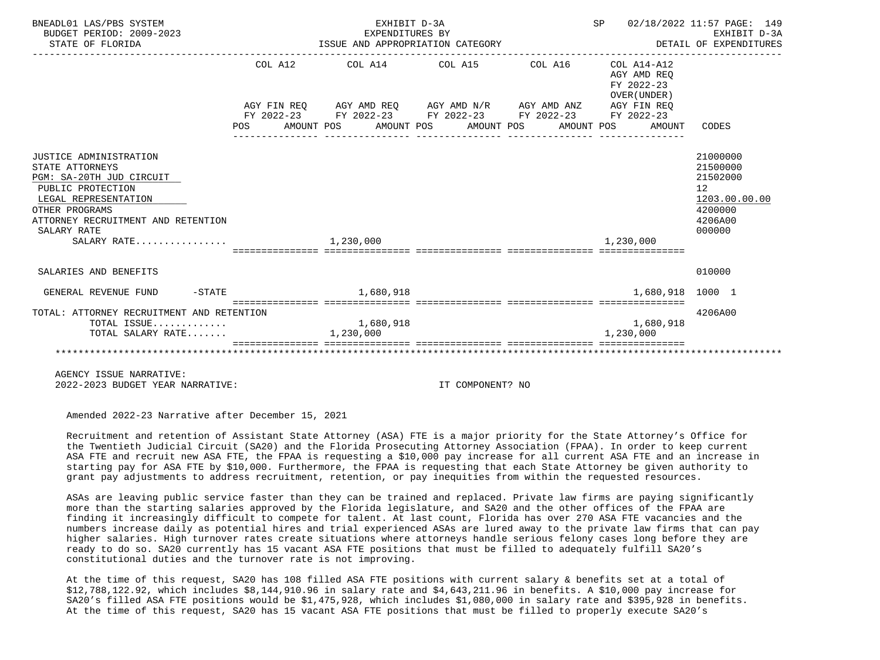BNEADL01 LAS/PBS SYSTEM — EXHIBIT D-3A — EXPENDITURES BY ISSUE AND APPROPRIATION CATEGORY — DETAIL OF EXPENDITURES
BUDGET PERIOD: 2009-2023
STATE OF FLORIDA
SP 02/18/2022 11:57

| | COL A12 AGY FIN REQ FY 2022-23 POS AMOUNT | COL A14 AGY AMD REQ FY 2022-23 POS AMOUNT | COL A15 AGY AMD N/R FY 2022-23 POS AMOUNT | COL A16 AGY AMD ANZ FY 2022-23 POS AMOUNT | COL A14-A12 AGY AMD REQ FY 2022-23 OVER(UNDER) AGY FIN REQ FY 2022-23 POS AMOUNT | CODES |
|---|---|---|---|---|---|---|
| JUSTICE ADMINISTRATION | | | | | | 21000000 |
| STATE ATTORNEYS | | | | | | 21500000 |
| PGM: SA-20TH JUD CIRCUIT | | | | | | 21502000 |
| PUBLIC PROTECTION | | | | | | 12 |
| LEGAL REPRESENTATION | | | | | | 1203.00.00.00 |
| OTHER PROGRAMS | | | | | | 4200000 |
| ATTORNEY RECRUITMENT AND RETENTION | | | | | | 4206A00 |
| SALARY RATE | | | | | | 000000 |
| SALARY RATE................ | | 1,230,000 | | | 1,230,000 | |
| SALARIES AND BENEFITS | | | | | | 010000 |
| GENERAL REVENUE FUND -STATE | | 1,680,918 | | | 1,680,918 | 1000 1 |
| TOTAL: ATTORNEY RECRUITMENT AND RETENTION | | | | | | 4206A00 |
| TOTAL ISSUE............ | | 1,680,918 | | | 1,680,918 | |
| TOTAL SALARY RATE....... | | 1,230,000 | | | 1,230,000 | |

AGENCY ISSUE NARRATIVE:
2022-2023 BUDGET YEAR NARRATIVE: IT COMPONENT? NO

Amended 2022-23 Narrative after December 15, 2021

Recruitment and retention of Assistant State Attorney (ASA) FTE is a major priority for the State Attorney's Office for the Twentieth Judicial Circuit (SA20) and the Florida Prosecuting Attorney Association (FPAA). In order to keep current ASA FTE and recruit new ASA FTE, the FPAA is requesting a $10,000 pay increase for all current ASA FTE and an increase in starting pay for ASA FTE by $10,000. Furthermore, the FPAA is requesting that each State Attorney be given authority to grant pay adjustments to address recruitment, retention, or pay inequities from within the requested resources.

ASAs are leaving public service faster than they can be trained and replaced. Private law firms are paying significantly more than the starting salaries approved by the Florida legislature, and SA20 and the other offices of the FPAA are finding it increasingly difficult to compete for talent. At last count, Florida has over 270 ASA FTE vacancies and the numbers increase daily as potential hires and trial experienced ASAs are lured away to the private law firms that can pay higher salaries. High turnover rates create situations where attorneys handle serious felony cases long before they are ready to do so. SA20 currently has 15 vacant ASA FTE positions that must be filled to adequately fulfill SA20's constitutional duties and the turnover rate is not improving.

At the time of this request, SA20 has 108 filled ASA FTE positions with current salary & benefits set at a total of $12,788,122.92, which includes $8,144,910.96 in salary rate and $4,643,211.96 in benefits. A $10,000 pay increase for SA20's filled ASA FTE positions would be $1,475,928, which includes $1,080,000 in salary rate and $395,928 in benefits. At the time of this request, SA20 has 15 vacant ASA FTE positions that must be filled to properly execute SA20's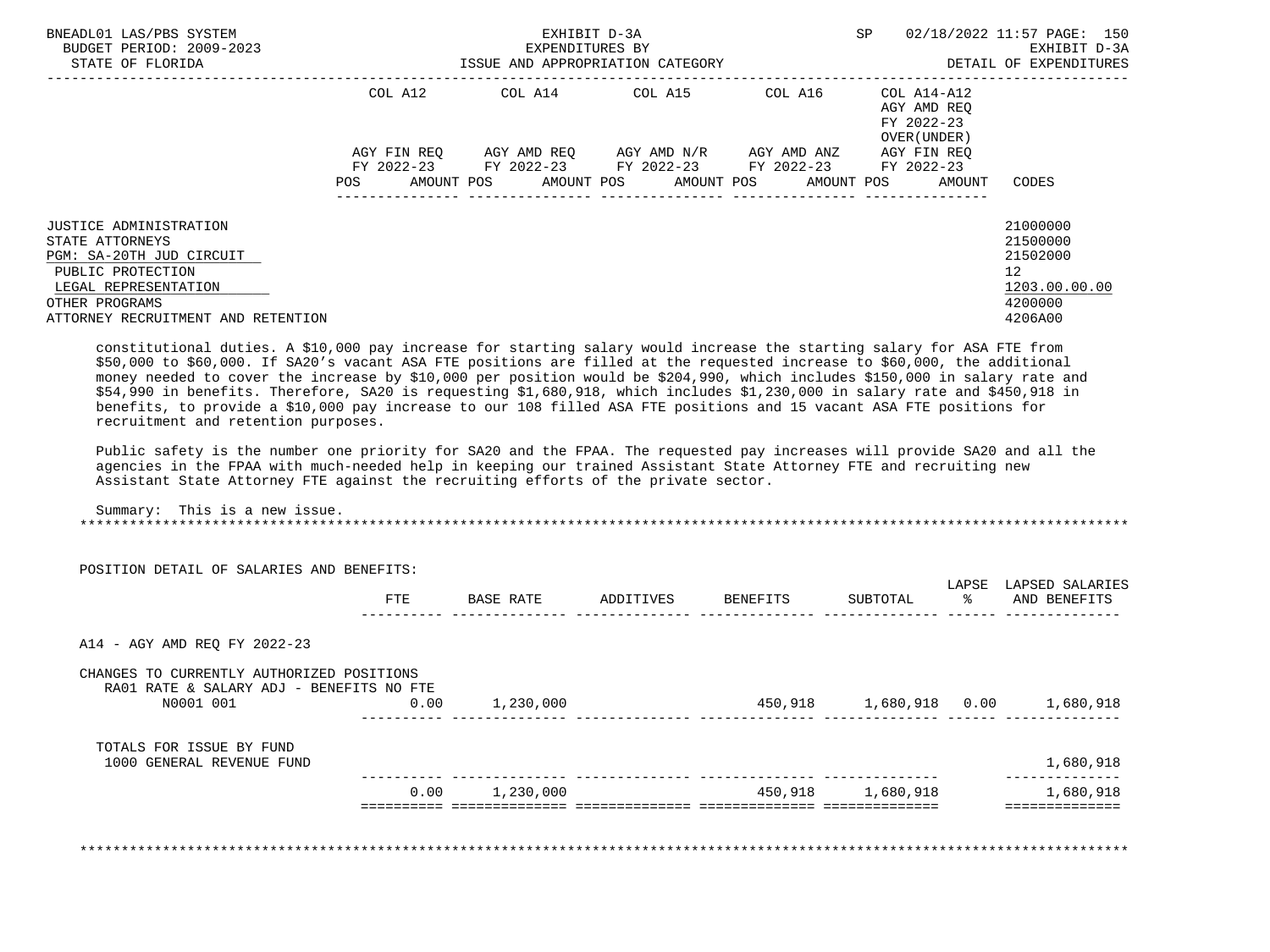| | COL A12 | COL A14 | COL A15 | COL A16 | COL A14-A12 AGY AMD REQ FY 2022-23 OVER(UNDER) | |
|---|---|---|---|---|---|---|
| | AGY FIN REQ FY 2022-23 | AGY AMD REQ FY 2022-23 | AGY AMD N/R FY 2022-23 | AGY AMD ANZ FY 2022-23 | AGY FIN REQ FY 2022-23 | |
| | POS AMOUNT | POS AMOUNT | POS AMOUNT | POS AMOUNT | POS AMOUNT | CODES |

JUSTICE ADMINISTRATION 21000000
STATE ATTORNEYS 21500000
PGM: SA-20TH JUD CIRCUIT 21502000
PUBLIC PROTECTION 12
LEGAL REPRESENTATION 1203.00.00.00
OTHER PROGRAMS 4200000
ATTORNEY RECRUITMENT AND RETENTION 4206A00

constitutional duties. A $10,000 pay increase for starting salary would increase the starting salary for ASA FTE from $50,000 to $60,000. If SA20's vacant ASA FTE positions are filled at the requested increase to $60,000, the additional money needed to cover the increase by $10,000 per position would be $204,990, which includes $150,000 in salary rate and $54,990 in benefits. Therefore, SA20 is requesting $1,680,918, which includes $1,230,000 in salary rate and $450,918 in benefits, to provide a $10,000 pay increase to our 108 filled ASA FTE positions and 15 vacant ASA FTE positions for recruitment and retention purposes.

Public safety is the number one priority for SA20 and the FPAA. The requested pay increases will provide SA20 and all the agencies in the FPAA with much-needed help in keeping our trained Assistant State Attorney FTE and recruiting new Assistant State Attorney FTE against the recruiting efforts of the private sector.

Summary: This is a new issue.

POSITION DETAIL OF SALARIES AND BENEFITS:

| | FTE | BASE RATE | ADDITIVES | BENEFITS | SUBTOTAL | LAPSE % | LAPSED SALARIES AND BENEFITS |
|---|---|---|---|---|---|---|---|
| A14 - AGY AMD REQ FY 2022-23 | | | | | | | |
| CHANGES TO CURRENTLY AUTHORIZED POSITIONS | | | | | | | |
| RA01 RATE & SALARY ADJ - BENEFITS NO FTE | | | | | | | |
| N0001 001 | 0.00 | 1,230,000 | | 450,918 | 1,680,918 | 0.00 | 1,680,918 |
| TOTALS FOR ISSUE BY FUND | | | | | | | |
| 1000 GENERAL REVENUE FUND | | | | | | | 1,680,918 |
| | 0.00 | 1,230,000 | | 450,918 | 1,680,918 | | 1,680,918 |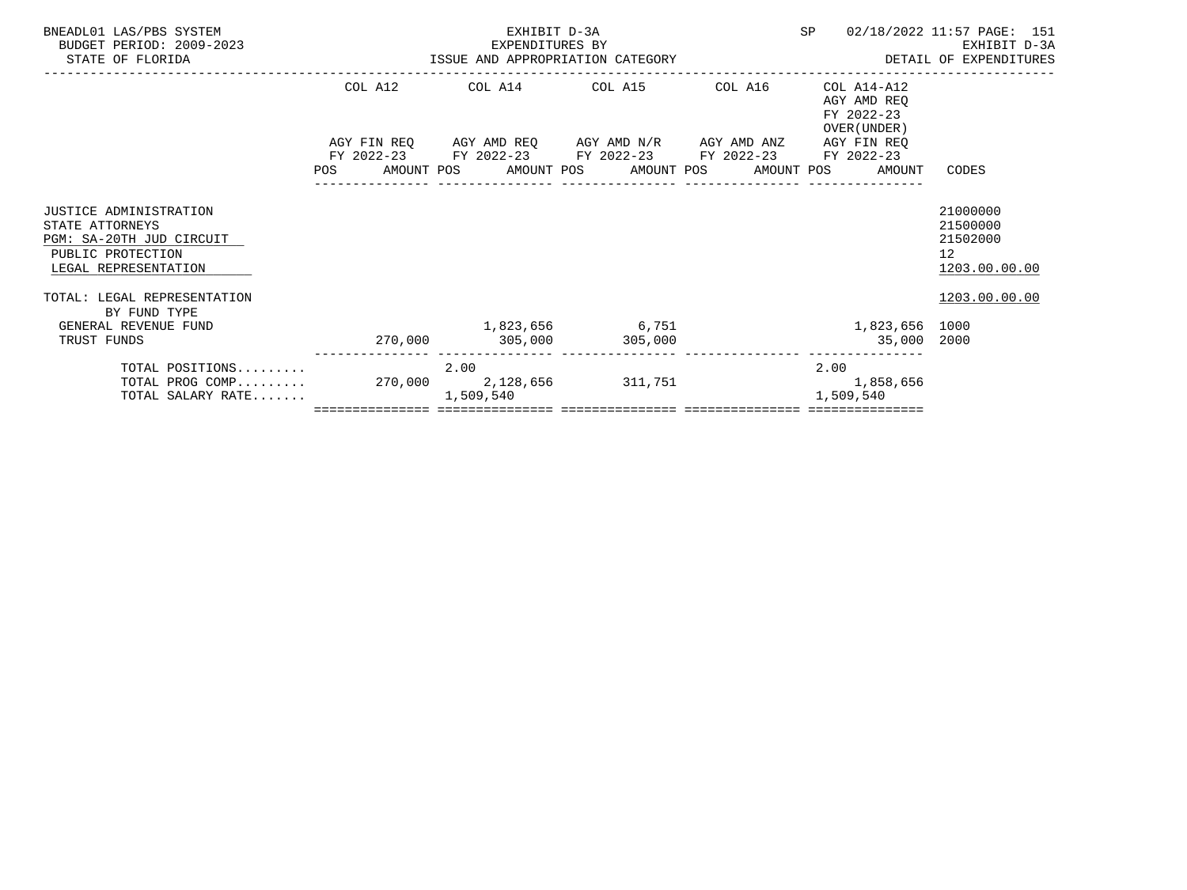BNEADL01 LAS/PBS SYSTEM
BUDGET PERIOD: 2009-2023
STATE OF FLORIDA

EXHIBIT D-3A
EXPENDITURES BY
ISSUE AND APPROPRIATION CATEGORY

SP 02/18/2022 11:57 PAGE: 151
EXHIBIT D-3A
DETAIL OF EXPENDITURES

| | COL A12 AGY FIN REQ FY 2022-23 POS AMOUNT | COL A14 AGY AMD REQ FY 2022-23 POS AMOUNT | COL A15 AGY AMD N/R FY 2022-23 POS AMOUNT | COL A16 AGY AMD ANZ FY 2022-23 POS AMOUNT | COL A14-A12 AGY AMD REQ FY 2022-23 OVER(UNDER) AGY FIN REQ FY 2022-23 POS AMOUNT | CODES |
|---|---|---|---|---|---|---|
| JUSTICE ADMINISTRATION | | | | | | 21000000 |
| STATE ATTORNEYS | | | | | | 21500000 |
| PGM: SA-20TH JUD CIRCUIT | | | | | | 21502000 |
| PUBLIC PROTECTION | | | | | | 12 |
| LEGAL REPRESENTATION | | | | | | 1203.00.00.00 |
| TOTAL: LEGAL REPRESENTATION | | | | | | 1203.00.00.00 |
| BY FUND TYPE | | | | | | |
| GENERAL REVENUE FUND | | 1,823,656 | 6,751 | | 1,823,656 | 1000 |
| TRUST FUNDS | 270,000 | 305,000 | 305,000 | | 35,000 | 2000 |
| TOTAL POSITIONS......... | | 2.00 | | | 2.00 | |
| TOTAL PROG COMP......... | 270,000 | 2,128,656 | 311,751 | | 1,858,656 | |
| TOTAL SALARY RATE....... | | 1,509,540 | | | 1,509,540 | |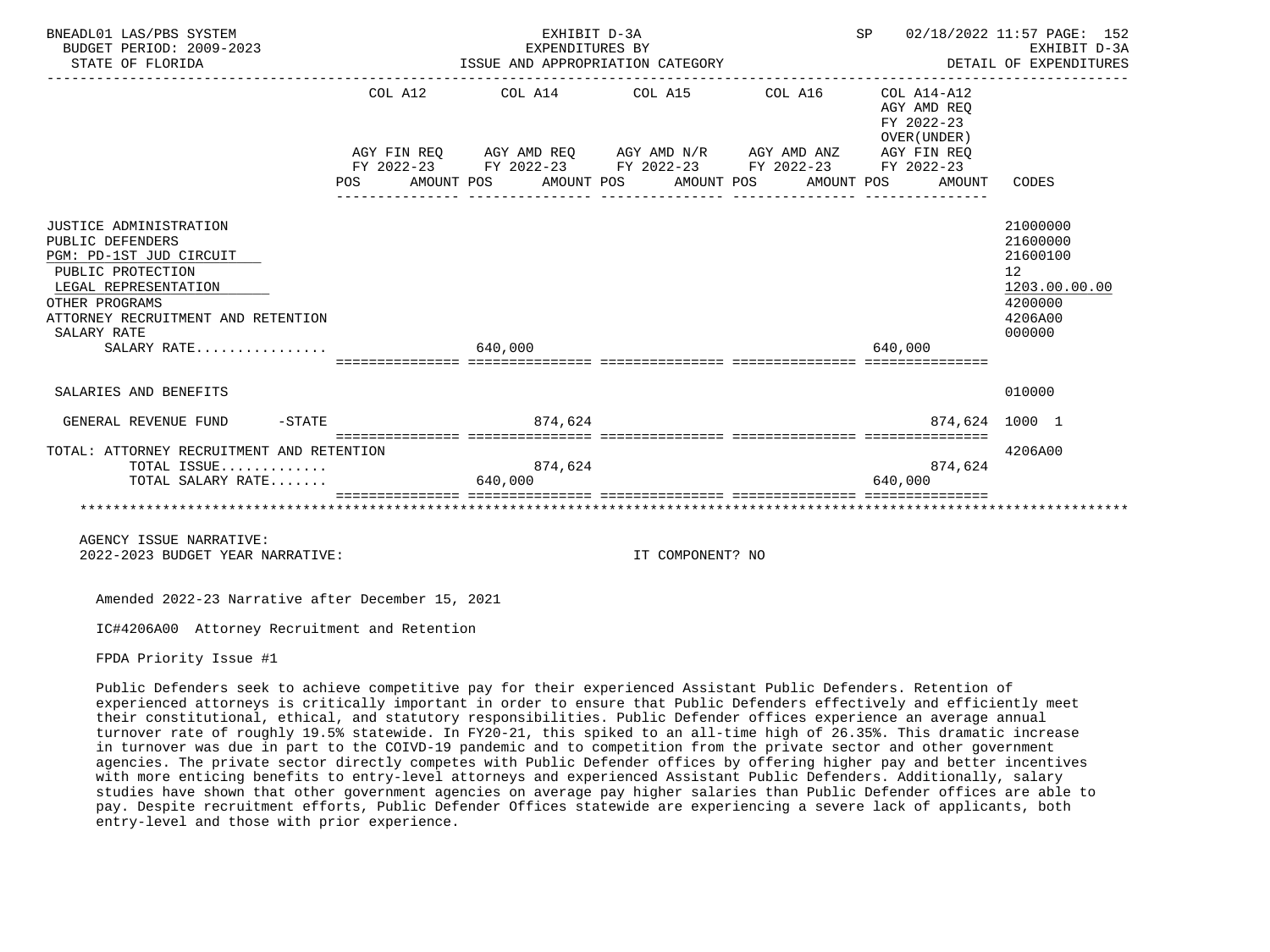BNEADL01 LAS/PBS SYSTEM | EXHIBIT D-3A | SP 02/18/2022 11:57 PAGE: 152
BUDGET PERIOD: 2009-2023 | EXPENDITURES BY | EXHIBIT D-3A
STATE OF FLORIDA | ISSUE AND APPROPRIATION CATEGORY | DETAIL OF EXPENDITURES

| | COL A12 AGY FIN REQ FY 2022-23 POS AMOUNT | COL A14 AGY AMD REQ FY 2022-23 POS AMOUNT | COL A15 AGY AMD N/R FY 2022-23 POS AMOUNT | COL A16 AGY AMD ANZ FY 2022-23 POS AMOUNT | COL A14-A12 AGY AMD REQ FY 2022-23 OVER(UNDER) AGY FIN REQ FY 2022-23 POS AMOUNT | CODES |
|---|---|---|---|---|---|---|
| JUSTICE ADMINISTRATION | | | | | | 21000000 |
| PUBLIC DEFENDERS | | | | | | 21600000 |
| PGM: PD-1ST JUD CIRCUIT | | | | | | 21600100 |
| PUBLIC PROTECTION | | | | | | 12 |
| LEGAL REPRESENTATION | | | | | | 1203.00.00.00 |
| OTHER PROGRAMS | | | | | | 4200000 |
| ATTORNEY RECRUITMENT AND RETENTION | | | | | | 4206A00 |
| SALARY RATE | | | | | | 000000 |
| SALARY RATE................ | | 640,000 | | | 640,000 | |
| SALARIES AND BENEFITS | | | | | | 010000 |
| GENERAL REVENUE FUND -STATE | | 874,624 | | | 874,624 | 1000 1 |
| TOTAL: ATTORNEY RECRUITMENT AND RETENTION | | | | | | 4206A00 |
| TOTAL ISSUE............. | | 874,624 | | | 874,624 | |
| TOTAL SALARY RATE....... | | 640,000 | | | 640,000 | |

AGENCY ISSUE NARRATIVE:
2022-2023 BUDGET YEAR NARRATIVE: IT COMPONENT? NO

Amended 2022-23 Narrative after December 15, 2021

IC#4206A00 Attorney Recruitment and Retention

FPDA Priority Issue #1

Public Defenders seek to achieve competitive pay for their experienced Assistant Public Defenders. Retention of experienced attorneys is critically important in order to ensure that Public Defenders effectively and efficiently meet their constitutional, ethical, and statutory responsibilities. Public Defender offices experience an average annual turnover rate of roughly 19.5% statewide. In FY20-21, this spiked to an all-time high of 26.35%. This dramatic increase in turnover was due in part to the COIVD-19 pandemic and to competition from the private sector and other government agencies. The private sector directly competes with Public Defender offices by offering higher pay and better incentives with more enticing benefits to entry-level attorneys and experienced Assistant Public Defenders. Additionally, salary studies have shown that other government agencies on average pay higher salaries than Public Defender offices are able to pay. Despite recruitment efforts, Public Defender Offices statewide are experiencing a severe lack of applicants, both entry-level and those with prior experience.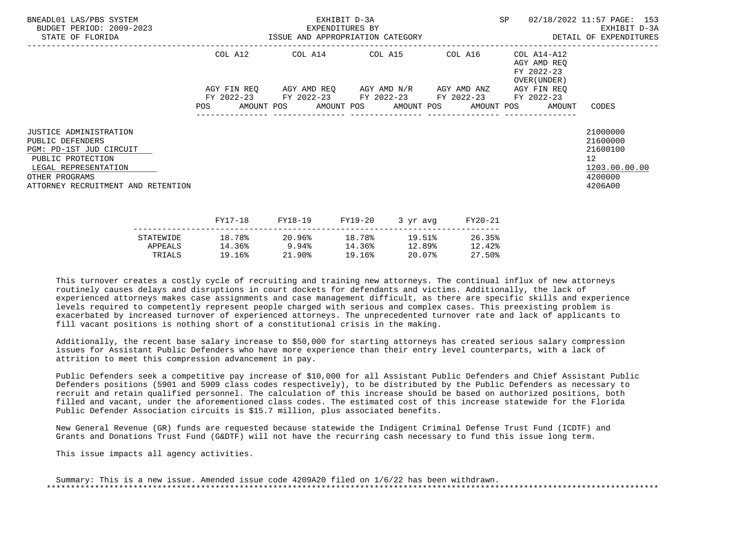BNEADL01 LAS/PBS SYSTEM — EXHIBIT D-3A — SP 02/18/2022 11:57

BUDGET PERIOD: 2009-2023 — EXPENDITURES BY — EXHIBIT D-3A

STATE OF FLORIDA — ISSUE AND APPROPRIATION CATEGORY — DETAIL OF EXPENDITURES

| | COL A12 AGY FIN REQ FY 2022-23 POS AMOUNT | COL A14 AGY AMD REQ FY 2022-23 POS AMOUNT | COL A15 AGY AMD N/R FY 2022-23 POS AMOUNT | COL A16 AGY AMD ANZ FY 2022-23 POS AMOUNT | COL A14-A12 AGY AMD REQ FY 2022-23 OVER(UNDER) AGY FIN REQ FY 2022-23 POS AMOUNT | CODES |
|---|---|---|---|---|---|---|
| JUSTICE ADMINISTRATION | | | | | | 21000000 |
| PUBLIC DEFENDERS | | | | | | 21600000 |
| PGM: PD-1ST JUD CIRCUIT | | | | | | 21600100 |
| PUBLIC PROTECTION | | | | | | 12 |
| LEGAL REPRESENTATION | | | | | | 1203.00.00.00 |
| OTHER PROGRAMS | | | | | | 4200000 |
| ATTORNEY RECRUITMENT AND RETENTION | | | | | | 4206A00 |

| | FY17-18 | FY18-19 | FY19-20 | 3 yr avg | FY20-21 |
|---|---|---|---|---|---|
| STATEWIDE | 18.78% | 20.96% | 18.78% | 19.51% | 26.35% |
| APPEALS | 14.36% | 9.94% | 14.36% | 12.89% | 12.42% |
| TRIALS | 19.16% | 21.90% | 19.16% | 20.07% | 27.50% |

This turnover creates a costly cycle of recruiting and training new attorneys. The continual influx of new attorneys routinely causes delays and disruptions in court dockets for defendants and victims. Additionally, the lack of experienced attorneys makes case assignments and case management difficult, as there are specific skills and experience levels required to competently represent people charged with serious and complex cases. This preexisting problem is exacerbated by increased turnover of experienced attorneys. The unprecedented turnover rate and lack of applicants to fill vacant positions is nothing short of a constitutional crisis in the making.

Additionally, the recent base salary increase to $50,000 for starting attorneys has created serious salary compression issues for Assistant Public Defenders who have more experience than their entry level counterparts, with a lack of attrition to meet this compression advancement in pay.

Public Defenders seek a competitive pay increase of $10,000 for all Assistant Public Defenders and Chief Assistant Public Defenders positions (5901 and 5909 class codes respectively), to be distributed by the Public Defenders as necessary to recruit and retain qualified personnel. The calculation of this increase should be based on authorized positions, both filled and vacant, under the aforementioned class codes. The estimated cost of this increase statewide for the Florida Public Defender Association circuits is $15.7 million, plus associated benefits.

New General Revenue (GR) funds are requested because statewide the Indigent Criminal Defense Trust Fund (ICDTF) and Grants and Donations Trust Fund (G&DTF) will not have the recurring cash necessary to fund this issue long term.

This issue impacts all agency activities.

Summary: This is a new issue. Amended issue code 4209A20 filed on 1/6/22 has been withdrawn.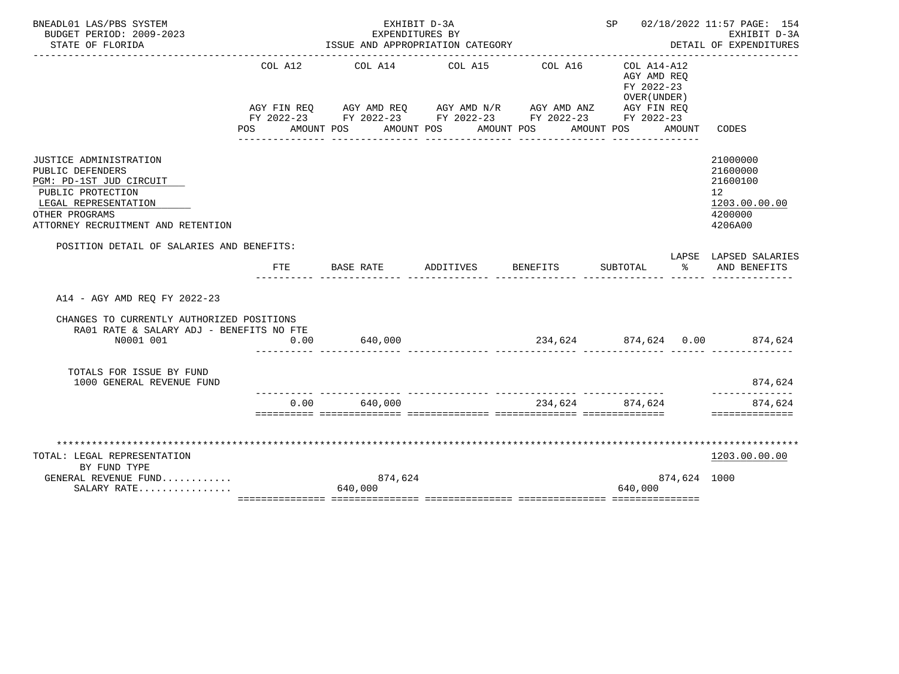BNEADL01 LAS/PBS SYSTEM — EXHIBIT D-3A — SP 02/18/2022 11:57 PAGE: 154
BUDGET PERIOD: 2009-2023 — EXPENDITURES BY — EXHIBIT D-3A
STATE OF FLORIDA — ISSUE AND APPROPRIATION CATEGORY — DETAIL OF EXPENDITURES

| | COL A12 AGY FIN REQ FY 2022-23 POS AMOUNT | COL A14 AGY AMD REQ FY 2022-23 POS AMOUNT | COL A15 AGY AMD N/R FY 2022-23 POS AMOUNT | COL A16 AGY AMD ANZ FY 2022-23 POS AMOUNT | COL A14-A12 AGY AMD REQ FY 2022-23 OVER(UNDER) AGY FIN REQ FY 2022-23 POS AMOUNT | CODES |
|---|---|---|---|---|---|---|
| JUSTICE ADMINISTRATION | | | | | | 21000000 |
| PUBLIC DEFENDERS | | | | | | 21600000 |
| PGM: PD-1ST JUD CIRCUIT | | | | | | 21600100 |
| PUBLIC PROTECTION | | | | | | 12 |
| LEGAL REPRESENTATION | | | | | | 1203.00.00.00 |
| OTHER PROGRAMS | | | | | | 4200000 |
| ATTORNEY RECRUITMENT AND RETENTION | | | | | | 4206A00 |

POSITION DETAIL OF SALARIES AND BENEFITS:

| | FTE | BASE RATE | ADDITIVES | BENEFITS | SUBTOTAL | LAPSE % | LAPSED SALARIES AND BENEFITS |
|---|---|---|---|---|---|---|---|
| A14 - AGY AMD REQ FY 2022-23 | | | | | | | |
| CHANGES TO CURRENTLY AUTHORIZED POSITIONS | | | | | | | |
| RA01 RATE & SALARY ADJ - BENEFITS NO FTE | | | | | | | |
| N0001 001 | 0.00 | 640,000 | | 234,624 | 874,624 | 0.00 | 874,624 |
| TOTALS FOR ISSUE BY FUND | | | | | | | |
| 1000 GENERAL REVENUE FUND | | | | | | | 874,624 |
| | 0.00 | 640,000 | | 234,624 | 874,624 | | 874,624 |

| TOTAL: LEGAL REPRESENTATION BY FUND TYPE | COL A12 | COL A14 | COL A15 | COL A16 | COL A14-A12 | CODES |
|---|---|---|---|---|---|---|
| | | | | | | 1203.00.00.00 |
| GENERAL REVENUE FUND........... | | 874,624 | | | 874,624 | 1000 |
| SALARY RATE................ | | 640,000 | | | 640,000 | |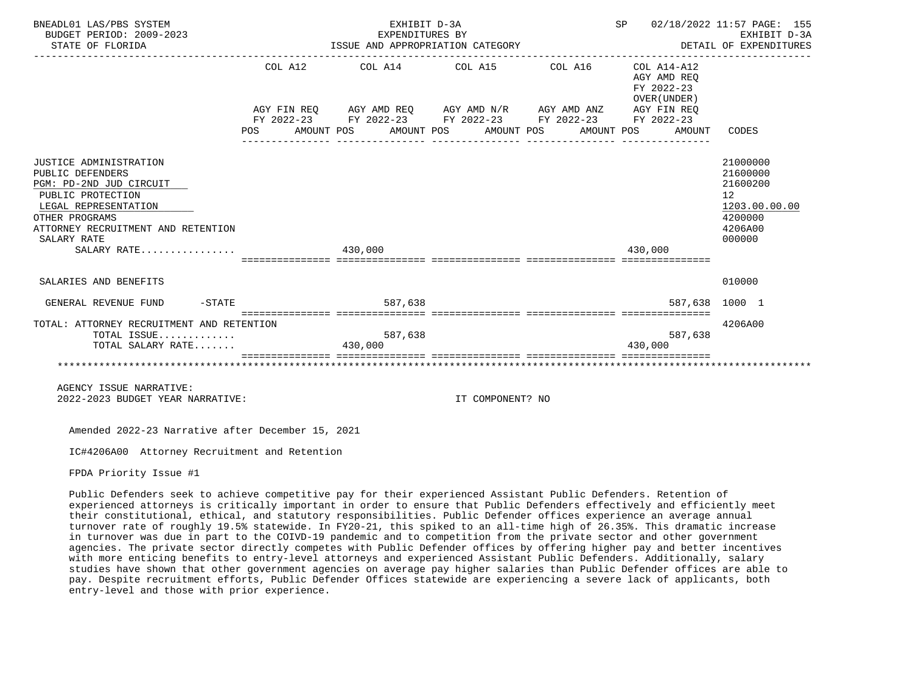BNEADL01 LAS/PBS SYSTEM — EXHIBIT D-3A — EXPENDITURES BY ISSUE AND APPROPRIATION CATEGORY — SP 02/18/2022 11:57

BUDGET PERIOD: 2009-2023 — STATE OF FLORIDA — EXHIBIT D-3A — DETAIL OF EXPENDITURES

| | COL A12 AGY FIN REQ FY 2022-23 POS | AMOUNT | COL A14 AGY AMD REQ FY 2022-23 POS | AMOUNT | COL A15 AGY AMD N/R FY 2022-23 POS | AMOUNT | COL A16 AGY AMD ANZ FY 2022-23 POS | AMOUNT | COL A14-A12 AGY AMD REQ FY 2022-23 OVER(UNDER) AGY FIN REQ FY 2022-23 POS | AMOUNT | CODES |
|---|---|---|---|---|---|---|---|---|---|---|---|
| JUSTICE ADMINISTRATION | | | | | | | | | | | 21000000 |
| PUBLIC DEFENDERS | | | | | | | | | | | 21600000 |
| PGM: PD-2ND JUD CIRCUIT | | | | | | | | | | | 21600200 |
| PUBLIC PROTECTION | | | | | | | | | | | 12 |
| LEGAL REPRESENTATION | | | | | | | | | | | 1203.00.00.00 |
| OTHER PROGRAMS | | | | | | | | | | | 4200000 |
| ATTORNEY RECRUITMENT AND RETENTION | | | | | | | | | | | 4206A00 |
| SALARY RATE | | | | | | | | | | | 000000 |
| SALARY RATE................ | | | 430,000 | | | | | | 430,000 | | |
| SALARIES AND BENEFITS | | | | | | | | | | | 010000 |
| GENERAL REVENUE FUND -STATE | | | | 587,638 | | | | | | 587,638 | 1000 1 |
| TOTAL: ATTORNEY RECRUITMENT AND RETENTION | | | | | | | | | | | 4206A00 |
| TOTAL ISSUE............. | | | | 587,638 | | | | | | 587,638 | |
| TOTAL SALARY RATE....... | | | 430,000 | | | | | | 430,000 | | |

AGENCY ISSUE NARRATIVE:

2022-2023 BUDGET YEAR NARRATIVE: IT COMPONENT? NO

Amended 2022-23 Narrative after December 15, 2021

IC#4206A00 Attorney Recruitment and Retention

FPDA Priority Issue #1

Public Defenders seek to achieve competitive pay for their experienced Assistant Public Defenders. Retention of experienced attorneys is critically important in order to ensure that Public Defenders effectively and efficiently meet their constitutional, ethical, and statutory responsibilities. Public Defender offices experience an average annual turnover rate of roughly 19.5% statewide. In FY20-21, this spiked to an all-time high of 26.35%. This dramatic increase in turnover was due in part to the COIVD-19 pandemic and to competition from the private sector and other government agencies. The private sector directly competes with Public Defender offices by offering higher pay and better incentives with more enticing benefits to entry-level attorneys and experienced Assistant Public Defenders. Additionally, salary studies have shown that other government agencies on average pay higher salaries than Public Defender offices are able to pay. Despite recruitment efforts, Public Defender Offices statewide are experiencing a severe lack of applicants, both entry-level and those with prior experience.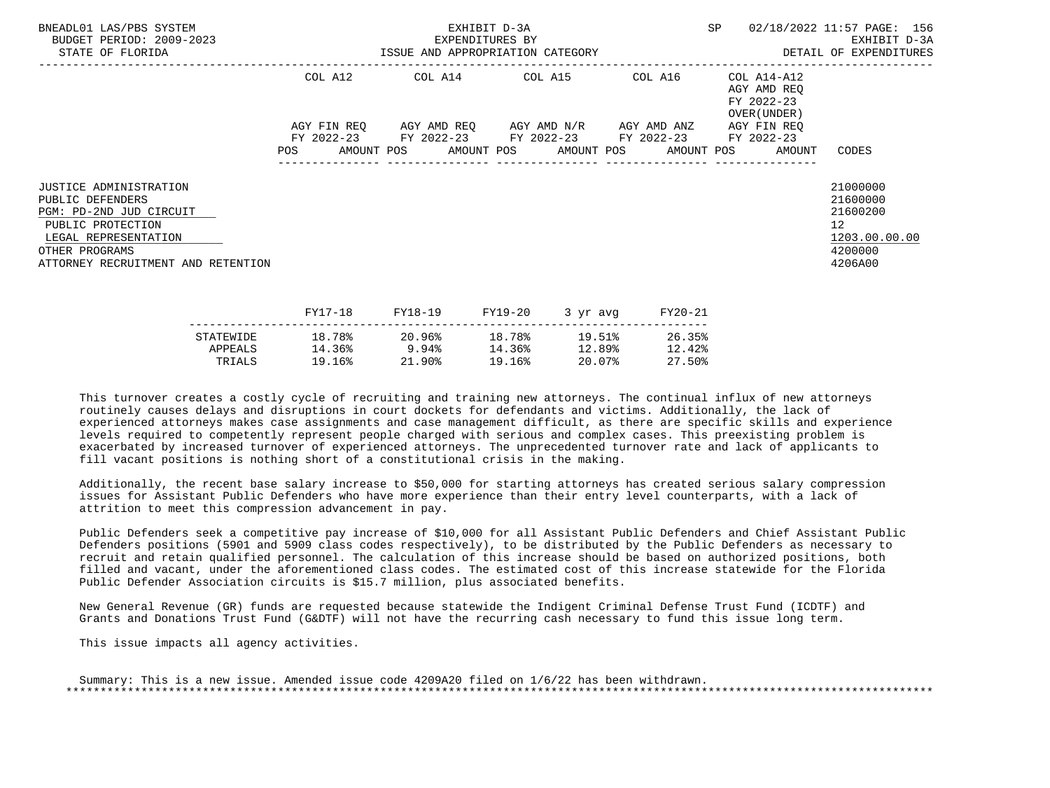| | COL A12 | | COL A14 | | COL A15 | | COL A16 | | COL A14-A12 AGY AMD REQ FY 2022-23 OVER(UNDER) | |
|---|---|---|---|---|---|---|---|---|---|---|
| | AGY FIN REQ FY 2022-23 | | AGY AMD REQ FY 2022-23 | | AGY AMD N/R FY 2022-23 | | AGY AMD ANZ FY 2022-23 | | AGY FIN REQ FY 2022-23 | |
| | POS | AMOUNT | POS | AMOUNT | POS | AMOUNT | POS | AMOUNT | POS | AMOUNT | CODES |

JUSTICE ADMINISTRATION — 21000000
PUBLIC DEFENDERS — 21600000
PGM: PD-2ND JUD CIRCUIT — 21600200
PUBLIC PROTECTION — 12
LEGAL REPRESENTATION — 1203.00.00.00
OTHER PROGRAMS — 4200000
ATTORNEY RECRUITMENT AND RETENTION — 4206A00

| | FY17-18 | FY18-19 | FY19-20 | 3 yr avg | FY20-21 |
|---|---|---|---|---|---|
| STATEWIDE | 18.78% | 20.96% | 18.78% | 19.51% | 26.35% |
| APPEALS | 14.36% | 9.94% | 14.36% | 12.89% | 12.42% |
| TRIALS | 19.16% | 21.90% | 19.16% | 20.07% | 27.50% |

This turnover creates a costly cycle of recruiting and training new attorneys. The continual influx of new attorneys routinely causes delays and disruptions in court dockets for defendants and victims. Additionally, the lack of experienced attorneys makes case assignments and case management difficult, as there are specific skills and experience levels required to competently represent people charged with serious and complex cases. This preexisting problem is exacerbated by increased turnover of experienced attorneys. The unprecedented turnover rate and lack of applicants to fill vacant positions is nothing short of a constitutional crisis in the making.

Additionally, the recent base salary increase to $50,000 for starting attorneys has created serious salary compression issues for Assistant Public Defenders who have more experience than their entry level counterparts, with a lack of attrition to meet this compression advancement in pay.

Public Defenders seek a competitive pay increase of $10,000 for all Assistant Public Defenders and Chief Assistant Public Defenders positions (5901 and 5909 class codes respectively), to be distributed by the Public Defenders as necessary to recruit and retain qualified personnel. The calculation of this increase should be based on authorized positions, both filled and vacant, under the aforementioned class codes. The estimated cost of this increase statewide for the Florida Public Defender Association circuits is $15.7 million, plus associated benefits.

New General Revenue (GR) funds are requested because statewide the Indigent Criminal Defense Trust Fund (ICDTF) and Grants and Donations Trust Fund (G&DTF) will not have the recurring cash necessary to fund this issue long term.

This issue impacts all agency activities.

Summary: This is a new issue. Amended issue code 4209A20 filed on 1/6/22 has been withdrawn.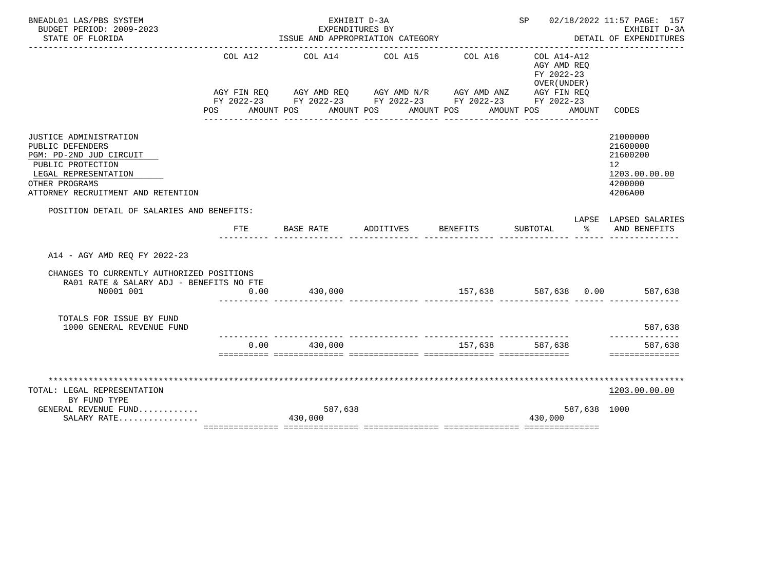BNEADL01 LAS/PBS SYSTEM — EXHIBIT D-3A — SP 02/18/2022 11:57
BUDGET PERIOD: 2009-2023 — EXPENDITURES BY — EXHIBIT D-3A
STATE OF FLORIDA — ISSUE AND APPROPRIATION CATEGORY — DETAIL OF EXPENDITURES

| | COL A12 AGY FIN REQ FY 2022-23 POS AMOUNT | COL A14 AGY AMD REQ FY 2022-23 POS AMOUNT | COL A15 AGY AMD N/R FY 2022-23 POS AMOUNT | COL A16 AGY AMD ANZ FY 2022-23 POS AMOUNT | COL A14-A12 AGY AMD REQ FY 2022-23 OVER(UNDER) AGY FIN REQ FY 2022-23 POS AMOUNT | CODES |
|---|---|---|---|---|---|---|
| JUSTICE ADMINISTRATION | | | | | | 21000000 |
| PUBLIC DEFENDERS | | | | | | 21600000 |
| PGM: PD-2ND JUD CIRCUIT | | | | | | 21600200 |
| PUBLIC PROTECTION | | | | | | 12 |
| LEGAL REPRESENTATION | | | | | | 1203.00.00.00 |
| OTHER PROGRAMS | | | | | | 4200000 |
| ATTORNEY RECRUITMENT AND RETENTION | | | | | | 4206A00 |

POSITION DETAIL OF SALARIES AND BENEFITS:

| | FTE | BASE RATE | ADDITIVES | BENEFITS | SUBTOTAL | LAPSE % | LAPSED SALARIES AND BENEFITS |
|---|---|---|---|---|---|---|---|
| A14 - AGY AMD REQ FY 2022-23 | | | | | | | |
| CHANGES TO CURRENTLY AUTHORIZED POSITIONS | | | | | | | |
| RA01 RATE & SALARY ADJ - BENEFITS NO FTE | | | | | | | |
| N0001 001 | 0.00 | 430,000 | | 157,638 | 587,638 | 0.00 | 587,638 |
| TOTALS FOR ISSUE BY FUND | | | | | | | |
| 1000 GENERAL REVENUE FUND | | | | | | | 587,638 |
| | 0.00 | 430,000 | | 157,638 | 587,638 | | 587,638 |

| | COL A12 | COL A14 | COL A15 | COL A16 | COL A14-A12 | CODES |
|---|---|---|---|---|---|---|
| TOTAL: LEGAL REPRESENTATION | | | | | | 1203.00.00.00 |
| BY FUND TYPE | | | | | | |
| GENERAL REVENUE FUND........... | | 587,638 | | | 587,638 | 1000 |
| SALARY RATE................ | | 430,000 | | | 430,000 | |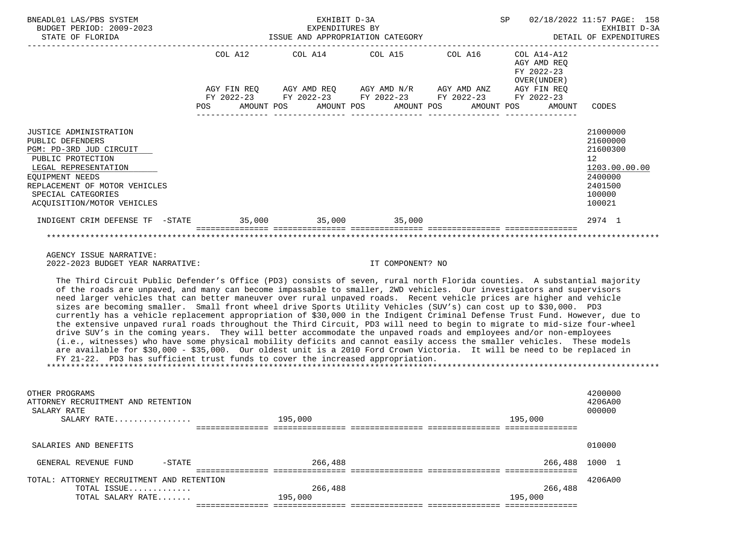BNEADL01 LAS/PBS SYSTEM | EXHIBIT D-3A | SP 02/18/2022 11:57
BUDGET PERIOD: 2009-2023 | EXPENDITURES BY | EXHIBIT D-3A
STATE OF FLORIDA | ISSUE AND APPROPRIATION CATEGORY | DETAIL OF EXPENDITURES

| | COL A12 AGY FIN REQ FY 2022-23 POS AMOUNT | COL A14 AGY AMD REQ FY 2022-23 POS AMOUNT | COL A15 AGY AMD N/R FY 2022-23 POS AMOUNT | COL A16 AGY AMD ANZ FY 2022-23 POS AMOUNT | COL A14-A12 AGY AMD REQ FY 2022-23 OVER(UNDER) AGY FIN REQ FY 2022-23 POS AMOUNT | CODES |
|---|---|---|---|---|---|---|
| JUSTICE ADMINISTRATION | | | | | | 21000000 |
| PUBLIC DEFENDERS | | | | | | 21600000 |
| PGM: PD-3RD JUD CIRCUIT | | | | | | 21600300 |
| PUBLIC PROTECTION | | | | | | 12 |
| LEGAL REPRESENTATION | | | | | | 1203.00.00.00 |
| EQUIPMENT NEEDS | | | | | | 2400000 |
| REPLACEMENT OF MOTOR VEHICLES | | | | | | 2401500 |
| SPECIAL CATEGORIES | | | | | | 100000 |
| ACQUISITION/MOTOR VEHICLES | | | | | | 100021 |
| INDIGENT CRIM DEFENSE TF -STATE | 35,000 | 35,000 | 35,000 | | | 2974 1 |

AGENCY ISSUE NARRATIVE:
2022-2023 BUDGET YEAR NARRATIVE: IT COMPONENT? NO

The Third Circuit Public Defender's Office (PD3) consists of seven, rural north Florida counties. A substantial majority of the roads are unpaved, and many can become impassable to smaller, 2WD vehicles. Our investigators and supervisors need larger vehicles that can better maneuver over rural unpaved roads. Recent vehicle prices are higher and vehicle sizes are becoming smaller. Small front wheel drive Sports Utility Vehicles (SUV's) can cost up to $30,000. PD3 currently has a vehicle replacement appropriation of $30,000 in the Indigent Criminal Defense Trust Fund. However, due to the extensive unpaved rural roads throughout the Third Circuit, PD3 will need to begin to migrate to mid-size four-wheel drive SUV's in the coming years. They will better accommodate the unpaved roads and employees and/or non-employees (i.e., witnesses) who have some physical mobility deficits and cannot easily access the smaller vehicles. These models are available for $30,000 - $35,000. Our oldest unit is a 2010 Ford Crown Victoria. It will be need to be replaced in FY 21-22. PD3 has sufficient trust funds to cover the increased appropriation.

| | COL A12 | COL A14 | COL A15 | COL A16 | COL A14-A12 | CODES |
|---|---|---|---|---|---|---|
| OTHER PROGRAMS | | | | | | 4200000 |
| ATTORNEY RECRUITMENT AND RETENTION | | | | | | 4206A00 |
| SALARY RATE | | | | | | 000000 |
| SALARY RATE................ | | 195,000 | | | 195,000 | |
| SALARIES AND BENEFITS | | | | | | 010000 |
| GENERAL REVENUE FUND -STATE | | 266,488 | | | 266,488 | 1000 1 |
| TOTAL: ATTORNEY RECRUITMENT AND RETENTION | | | | | | 4206A00 |
| TOTAL ISSUE............. | | 266,488 | | | 266,488 | |
| TOTAL SALARY RATE....... | | 195,000 | | | 195,000 | |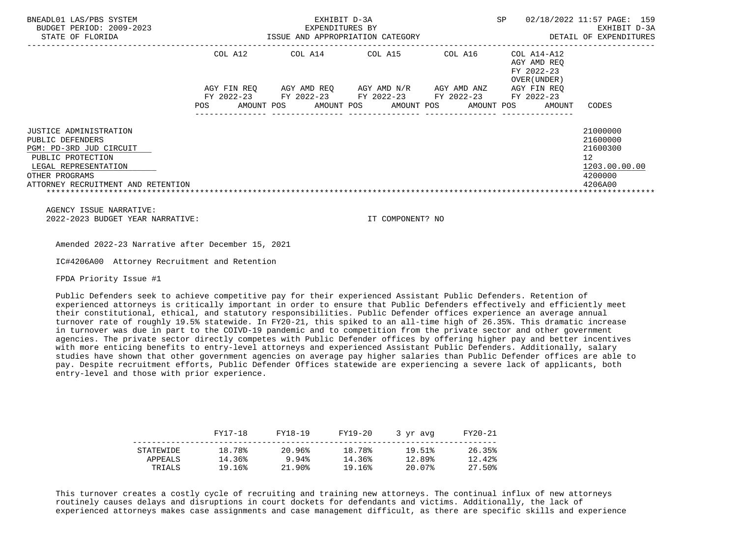| | COL A12 | COL A14 | COL A15 | COL A16 | COL A14-A12 AGY AMD REQ FY 2022-23 OVER(UNDER) | |
|---|---|---|---|---|---|---|
| | AGY FIN REQ FY 2022-23 | AGY AMD REQ FY 2022-23 | AGY AMD N/R FY 2022-23 | AGY AMD ANZ FY 2022-23 | AGY FIN REQ FY 2022-23 | |
| | POS AMOUNT | POS AMOUNT | POS AMOUNT | POS AMOUNT | POS AMOUNT | CODES |

JUSTICE ADMINISTRATION 21000000
PUBLIC DEFENDERS 21600000
PGM: PD-3RD JUD CIRCUIT 21600300
PUBLIC PROTECTION 12
LEGAL REPRESENTATION 1203.00.00.00
OTHER PROGRAMS 4200000
ATTORNEY RECRUITMENT AND RETENTION 4206A00

AGENCY ISSUE NARRATIVE:
2022-2023 BUDGET YEAR NARRATIVE: IT COMPONENT? NO

Amended 2022-23 Narrative after December 15, 2021

IC#4206A00 Attorney Recruitment and Retention

FPDA Priority Issue #1

Public Defenders seek to achieve competitive pay for their experienced Assistant Public Defenders. Retention of experienced attorneys is critically important in order to ensure that Public Defenders effectively and efficiently meet their constitutional, ethical, and statutory responsibilities. Public Defender offices experience an average annual turnover rate of roughly 19.5% statewide. In FY20-21, this spiked to an all-time high of 26.35%. This dramatic increase in turnover was due in part to the COIVD-19 pandemic and to competition from the private sector and other government agencies. The private sector directly competes with Public Defender offices by offering higher pay and better incentives with more enticing benefits to entry-level attorneys and experienced Assistant Public Defenders. Additionally, salary studies have shown that other government agencies on average pay higher salaries than Public Defender offices are able to pay. Despite recruitment efforts, Public Defender Offices statewide are experiencing a severe lack of applicants, both entry-level and those with prior experience.

| | FY17-18 | FY18-19 | FY19-20 | 3 yr avg | FY20-21 |
|---|---|---|---|---|---|
| STATEWIDE | 18.78% | 20.96% | 18.78% | 19.51% | 26.35% |
| APPEALS | 14.36% | 9.94% | 14.36% | 12.89% | 12.42% |
| TRIALS | 19.16% | 21.90% | 19.16% | 20.07% | 27.50% |

This turnover creates a costly cycle of recruiting and training new attorneys. The continual influx of new attorneys routinely causes delays and disruptions in court dockets for defendants and victims. Additionally, the lack of experienced attorneys makes case assignments and case management difficult, as there are specific skills and experience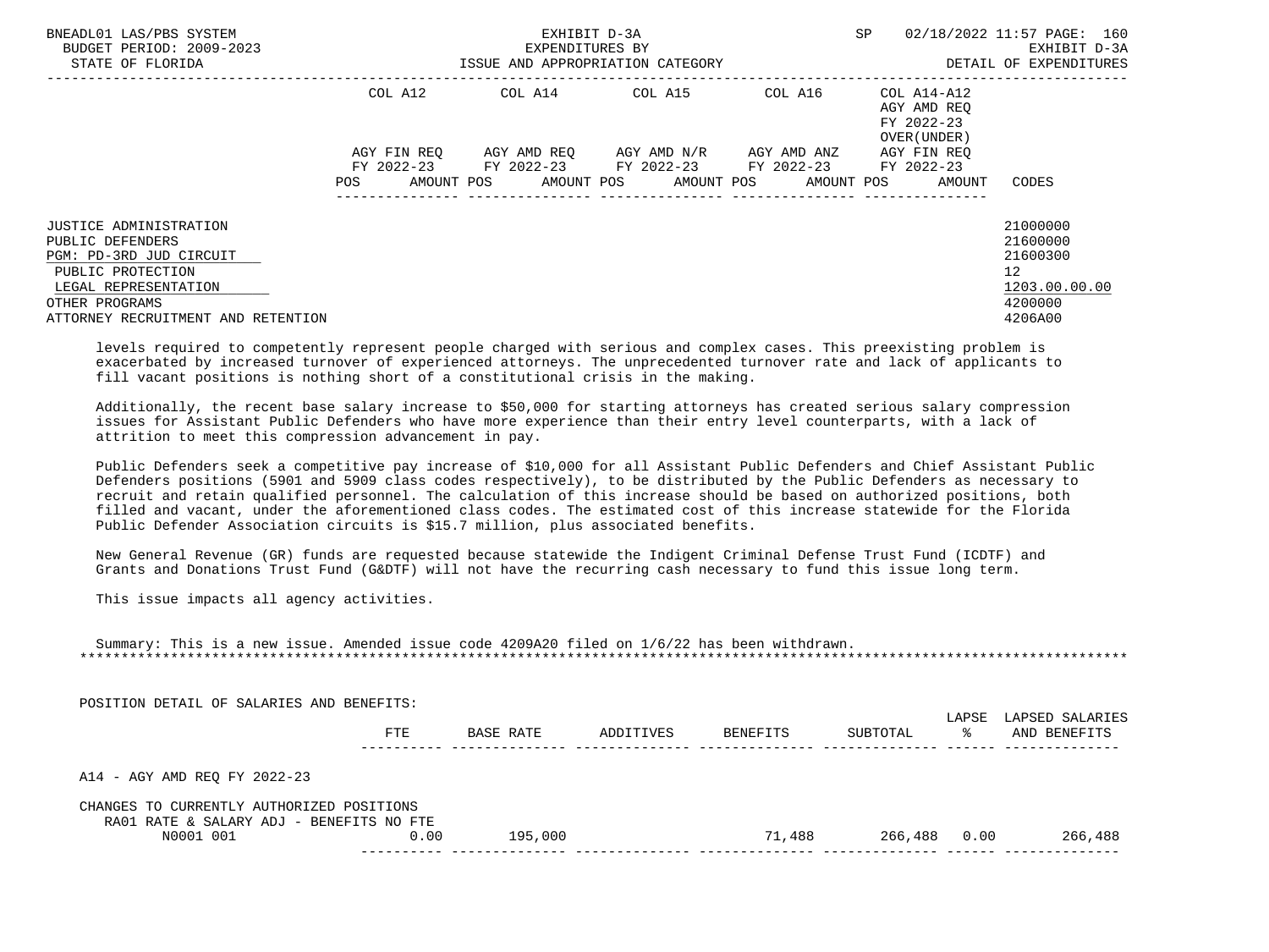| | COL A12 | COL A14 | COL A15 | COL A16 | COL A14-A12 AGY AMD REQ FY 2022-23 OVER(UNDER) | |
|---|---|---|---|---|---|---|
| | AGY FIN REQ FY 2022-23 | AGY AMD REQ FY 2022-23 | AGY AMD N/R FY 2022-23 | AGY AMD ANZ FY 2022-23 | AGY FIN REQ FY 2022-23 | |
| | POS AMOUNT | POS AMOUNT | POS AMOUNT | POS AMOUNT | POS AMOUNT | CODES |
| JUSTICE ADMINISTRATION | | | | | | 21000000 |
| PUBLIC DEFENDERS | | | | | | 21600000 |
| PGM: PD-3RD JUD CIRCUIT | | | | | | 21600300 |
| PUBLIC PROTECTION | | | | | | 12 |
| LEGAL REPRESENTATION | | | | | | 1203.00.00.00 |
| OTHER PROGRAMS | | | | | | 4200000 |
| ATTORNEY RECRUITMENT AND RETENTION | | | | | | 4206A00 |

levels required to competently represent people charged with serious and complex cases. This preexisting problem is exacerbated by increased turnover of experienced attorneys. The unprecedented turnover rate and lack of applicants to fill vacant positions is nothing short of a constitutional crisis in the making.

Additionally, the recent base salary increase to $50,000 for starting attorneys has created serious salary compression issues for Assistant Public Defenders who have more experience than their entry level counterparts, with a lack of attrition to meet this compression advancement in pay.

Public Defenders seek a competitive pay increase of $10,000 for all Assistant Public Defenders and Chief Assistant Public Defenders positions (5901 and 5909 class codes respectively), to be distributed by the Public Defenders as necessary to recruit and retain qualified personnel. The calculation of this increase should be based on authorized positions, both filled and vacant, under the aforementioned class codes. The estimated cost of this increase statewide for the Florida Public Defender Association circuits is $15.7 million, plus associated benefits.

New General Revenue (GR) funds are requested because statewide the Indigent Criminal Defense Trust Fund (ICDTF) and Grants and Donations Trust Fund (G&DTF) will not have the recurring cash necessary to fund this issue long term.

This issue impacts all agency activities.

Summary: This is a new issue. Amended issue code 4209A20 filed on 1/6/22 has been withdrawn.

*******************************************************************************************************************************

POSITION DETAIL OF SALARIES AND BENEFITS:

| | FTE | BASE RATE | ADDITIVES | BENEFITS | SUBTOTAL | LAPSE % | LAPSED SALARIES AND BENEFITS |
|---|---|---|---|---|---|---|---|
| A14 - AGY AMD REQ FY 2022-23 | | | | | | | |
| CHANGES TO CURRENTLY AUTHORIZED POSITIONS | | | | | | | |
| RA01 RATE & SALARY ADJ - BENEFITS NO FTE | | | | | | | |
| N0001 001 | 0.00 | 195,000 | | 71,488 | 266,488 | 0.00 | 266,488 |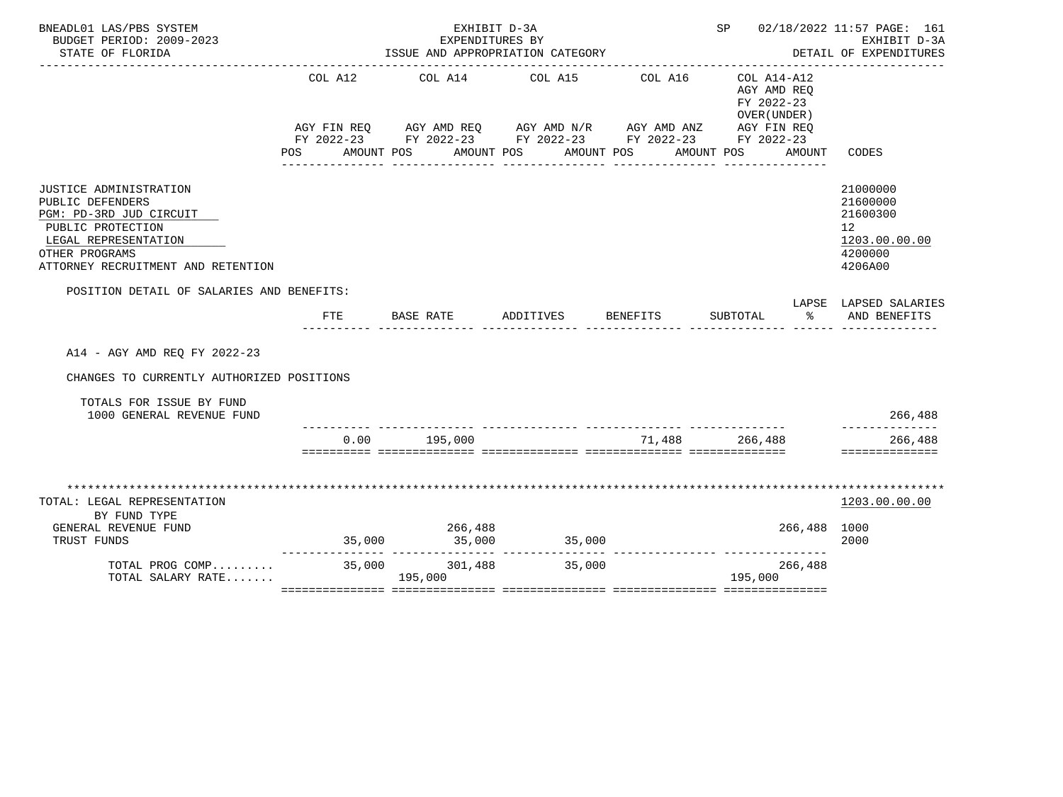BNEADL01 LAS/PBS SYSTEM — EXHIBIT D-3A — EXPENDITURES BY ISSUE AND APPROPRIATION CATEGORY — SP 02/18/2022 11:57 PAGE: 161
BUDGET PERIOD: 2009-2023 — EXHIBIT D-3A
STATE OF FLORIDA — DETAIL OF EXPENDITURES

| | COL A12 AGY FIN REQ FY 2022-23 POS AMOUNT | COL A14 AGY AMD REQ FY 2022-23 POS AMOUNT | COL A15 AGY AMD N/R FY 2022-23 POS AMOUNT | COL A16 AGY AMD ANZ FY 2022-23 POS AMOUNT | COL A14-A12 AGY AMD REQ FY 2022-23 OVER(UNDER) AGY FIN REQ FY 2022-23 POS AMOUNT | CODES |
|---|---|---|---|---|---|---|
| JUSTICE ADMINISTRATION | | | | | | 21000000 |
| PUBLIC DEFENDERS | | | | | | 21600000 |
| PGM: PD-3RD JUD CIRCUIT | | | | | | 21600300 |
| PUBLIC PROTECTION | | | | | | 12 |
| LEGAL REPRESENTATION | | | | | | 1203.00.00.00 |
| OTHER PROGRAMS | | | | | | 4200000 |
| ATTORNEY RECRUITMENT AND RETENTION | | | | | | 4206A00 |

POSITION DETAIL OF SALARIES AND BENEFITS:

| | FTE | BASE RATE | ADDITIVES | BENEFITS | SUBTOTAL | LAPSE % | LAPSED SALARIES AND BENEFITS |
|---|---|---|---|---|---|---|---|
| A14 - AGY AMD REQ FY 2022-23 | | | | | | | |
| CHANGES TO CURRENTLY AUTHORIZED POSITIONS | | | | | | | |
| TOTALS FOR ISSUE BY FUND | | | | | | | |
| 1000 GENERAL REVENUE FUND | | | | | | | 266,488 |
| | 0.00 | 195,000 | | 71,488 | 266,488 | | 266,488 |

| TOTAL: LEGAL REPRESENTATION | COL A12 | COL A14 | COL A15 | COL A16 | COL A14-A12 | 1203.00.00.00 |
|---|---|---|---|---|---|---|
| BY FUND TYPE | | | | | | |
| GENERAL REVENUE FUND | | 266,488 | | | 266,488 | 1000 |
| TRUST FUNDS | 35,000 | 35,000 | 35,000 | | | 2000 |
| TOTAL PROG COMP......... | 35,000 | 301,488 | 35,000 | | 266,488 | |
| TOTAL SALARY RATE....... | | 195,000 | | | 195,000 | |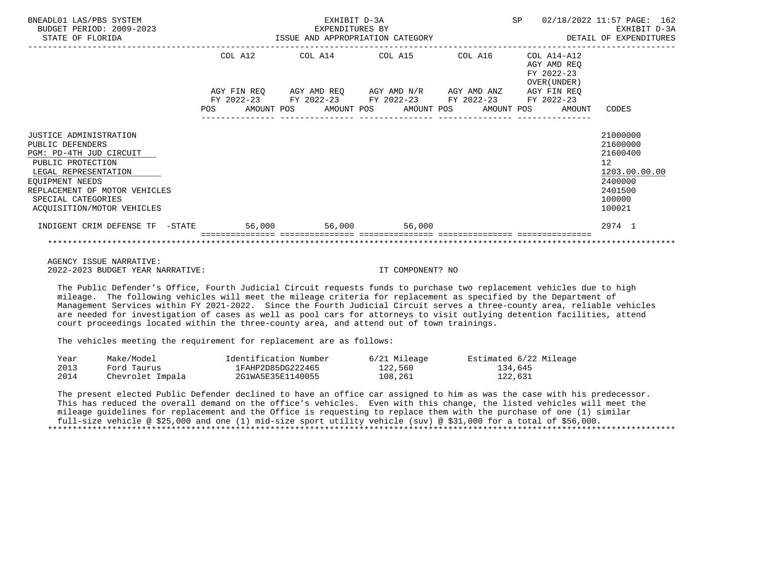BNEADL01 LAS/PBS SYSTEM | BUDGET PERIOD: 2009-2023 | STATE OF FLORIDA

EXHIBIT D-3A
EXPENDITURES BY
ISSUE AND APPROPRIATION CATEGORY

SP 02/18/2022 11:57 | EXHIBIT D-3A | DETAIL OF EXPENDITURES

| | COL A12 AGY FIN REQ FY 2022-23 POS AMOUNT | COL A14 AGY AMD REQ FY 2022-23 POS AMOUNT | COL A15 AGY AMD N/R FY 2022-23 POS AMOUNT | COL A16 AGY AMD ANZ FY 2022-23 POS AMOUNT | COL A14-A12 AGY AMD REQ FY 2022-23 OVER(UNDER) AGY FIN REQ FY 2022-23 POS AMOUNT | CODES |
|---|---|---|---|---|---|---|
| JUSTICE ADMINISTRATION | | | | | | 21000000 |
| PUBLIC DEFENDERS | | | | | | 21600000 |
| PGM: PD-4TH JUD CIRCUIT | | | | | | 21600400 |
| PUBLIC PROTECTION | | | | | | 12 |
| LEGAL REPRESENTATION | | | | | | 1203.00.00.00 |
| EQUIPMENT NEEDS | | | | | | 2400000 |
| REPLACEMENT OF MOTOR VEHICLES | | | | | | 2401500 |
| SPECIAL CATEGORIES | | | | | | 100000 |
| ACQUISITION/MOTOR VEHICLES | | | | | | 100021 |
| INDIGENT CRIM DEFENSE TF -STATE | 56,000 | 56,000 | 56,000 | | | 2974 1 |

AGENCY ISSUE NARRATIVE:
2022-2023 BUDGET YEAR NARRATIVE: IT COMPONENT? NO

The Public Defender's Office, Fourth Judicial Circuit requests funds to purchase two replacement vehicles due to high mileage. The following vehicles will meet the mileage criteria for replacement as specified by the Department of Management Services within FY 2021-2022. Since the Fourth Judicial Circuit serves a three-county area, reliable vehicles are needed for investigation of cases as well as pool cars for attorneys to visit outlying detention facilities, attend court proceedings located within the three-county area, and attend out of town trainings.

The vehicles meeting the requirement for replacement are as follows:

| Year | Make/Model | Identification Number | 6/21 Mileage | Estimated 6/22 Mileage |
|---|---|---|---|---|
| 2013 | Ford Taurus | 1FAHP2D85DG222465 | 122,560 | 134,645 |
| 2014 | Chevrolet Impala | 2G1WA5E35E1140055 | 108,261 | 122,631 |

The present elected Public Defender declined to have an office car assigned to him as was the case with his predecessor. This has reduced the overall demand on the office's vehicles. Even with this change, the listed vehicles will meet the mileage guidelines for replacement and the Office is requesting to replace them with the purchase of one (1) similar full-size vehicle @ $25,000 and one (1) mid-size sport utility vehicle (suv) @ $31,000 for a total of $56,000.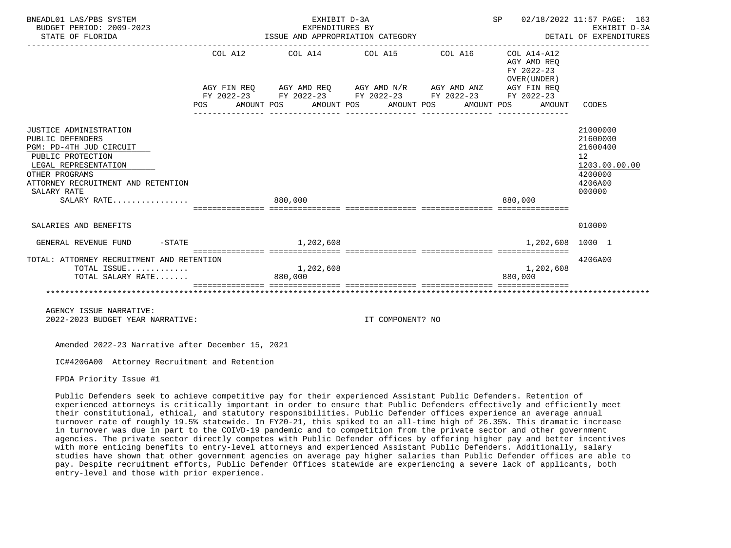BNEADL01 LAS/PBS SYSTEM — EXHIBIT D-3A — EXPENDITURES BY ISSUE AND APPROPRIATION CATEGORY — SP 02/18/2022 11:57

BUDGET PERIOD: 2009-2023 — STATE OF FLORIDA — EXHIBIT D-3A DETAIL OF EXPENDITURES

| | COL A12 AGY FIN REQ FY 2022-23 POS AMOUNT | COL A14 AGY AMD REQ FY 2022-23 POS AMOUNT | COL A15 AGY AMD N/R FY 2022-23 POS AMOUNT | COL A16 AGY AMD ANZ FY 2022-23 POS AMOUNT | COL A14-A12 AGY AMD REQ FY 2022-23 OVER(UNDER) AGY FIN REQ FY 2022-23 POS AMOUNT | CODES |
|---|---|---|---|---|---|---|
| JUSTICE ADMINISTRATION | | | | | | 21000000 |
| PUBLIC DEFENDERS | | | | | | 21600000 |
| PGM: PD-4TH JUD CIRCUIT | | | | | | 21600400 |
| PUBLIC PROTECTION | | | | | | 12 |
| LEGAL REPRESENTATION | | | | | | 1203.00.00.00 |
| OTHER PROGRAMS | | | | | | 4200000 |
| ATTORNEY RECRUITMENT AND RETENTION | | | | | | 4206A00 |
| SALARY RATE | | | | | | 000000 |
| SALARY RATE................ | | 880,000 | | | 880,000 | |
| SALARIES AND BENEFITS | | | | | | 010000 |
| GENERAL REVENUE FUND -STATE | | 1,202,608 | | | 1,202,608 | 1000 1 |
| TOTAL: ATTORNEY RECRUITMENT AND RETENTION | | | | | | 4206A00 |
| TOTAL ISSUE............. | | 1,202,608 | | | 1,202,608 | |
| TOTAL SALARY RATE....... | | 880,000 | | | 880,000 | |

AGENCY ISSUE NARRATIVE:
2022-2023 BUDGET YEAR NARRATIVE: IT COMPONENT? NO

Amended 2022-23 Narrative after December 15, 2021

IC#4206A00 Attorney Recruitment and Retention

FPDA Priority Issue #1

Public Defenders seek to achieve competitive pay for their experienced Assistant Public Defenders. Retention of experienced attorneys is critically important in order to ensure that Public Defenders effectively and efficiently meet their constitutional, ethical, and statutory responsibilities. Public Defender offices experience an average annual turnover rate of roughly 19.5% statewide. In FY20-21, this spiked to an all-time high of 26.35%. This dramatic increase in turnover was due in part to the COIVD-19 pandemic and to competition from the private sector and other government agencies. The private sector directly competes with Public Defender offices by offering higher pay and better incentives with more enticing benefits to entry-level attorneys and experienced Assistant Public Defenders. Additionally, salary studies have shown that other government agencies on average pay higher salaries than Public Defender offices are able to pay. Despite recruitment efforts, Public Defender Offices statewide are experiencing a severe lack of applicants, both entry-level and those with prior experience.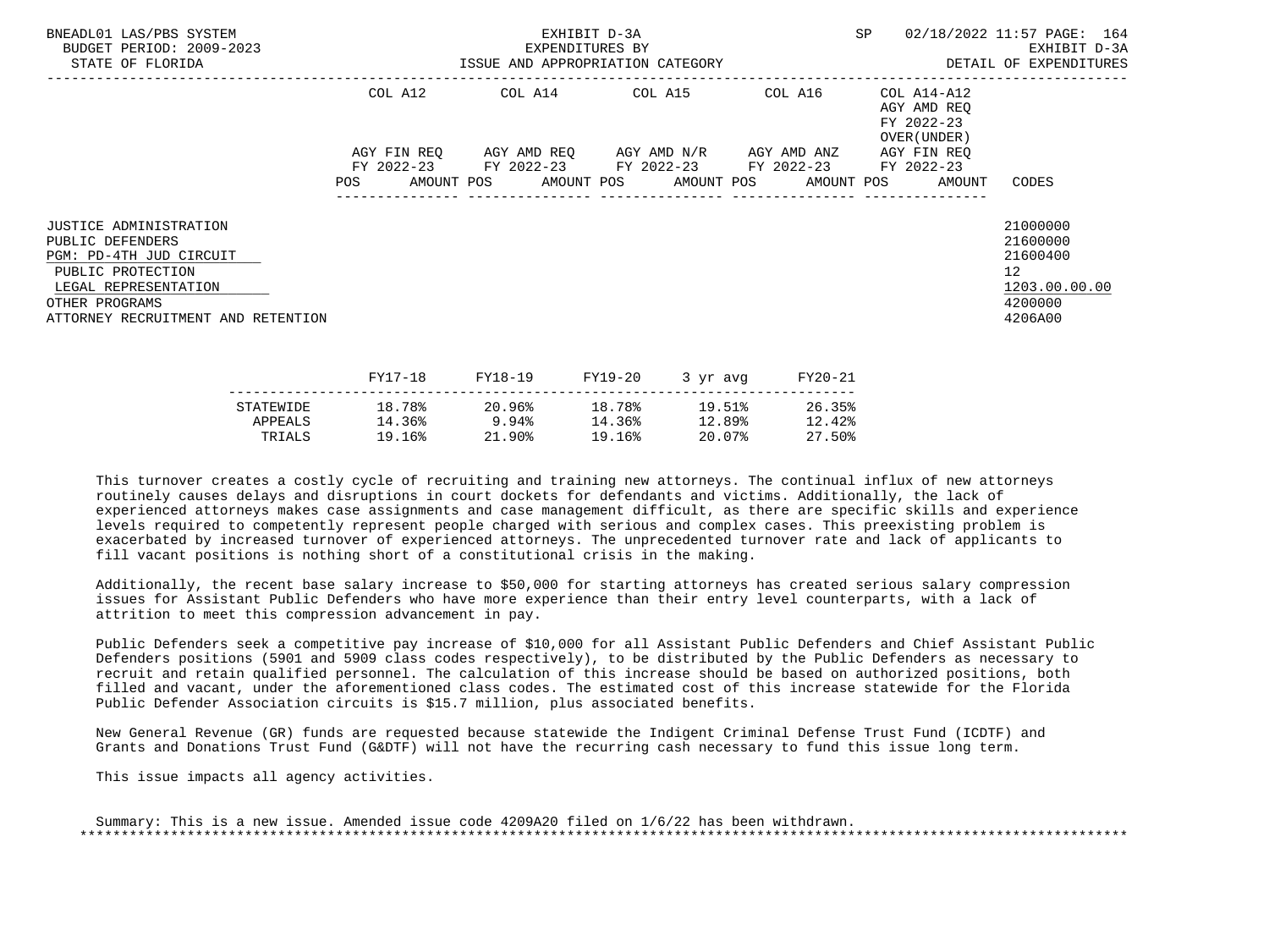BNEADL01 LAS/PBS SYSTEM
BUDGET PERIOD: 2009-2023
STATE OF FLORIDA

EXHIBIT D-3A
EXPENDITURES BY
ISSUE AND APPROPRIATION CATEGORY

SP 02/18/2022 11:57

EXHIBIT D-3A
DETAIL OF EXPENDITURES

| | COL A12 AGY FIN REQ FY 2022-23 POS AMOUNT | COL A14 AGY AMD REQ FY 2022-23 POS AMOUNT | COL A15 AGY AMD N/R FY 2022-23 POS AMOUNT | COL A16 AGY AMD ANZ FY 2022-23 POS AMOUNT | COL A14-A12 AGY AMD REQ FY 2022-23 OVER(UNDER) AGY FIN REQ FY 2022-23 POS AMOUNT | CODES |
|---|---|---|---|---|---|---|
| JUSTICE ADMINISTRATION | | | | | | 21000000 |
| PUBLIC DEFENDERS | | | | | | 21600000 |
| PGM: PD-4TH JUD CIRCUIT | | | | | | 21600400 |
| PUBLIC PROTECTION | | | | | | 12 |
| LEGAL REPRESENTATION | | | | | | 1203.00.00.00 |
| OTHER PROGRAMS | | | | | | 4200000 |
| ATTORNEY RECRUITMENT AND RETENTION | | | | | | 4206A00 |

| | FY17-18 | FY18-19 | FY19-20 | 3 yr avg | FY20-21 |
|---|---|---|---|---|---|
| STATEWIDE | 18.78% | 20.96% | 18.78% | 19.51% | 26.35% |
| APPEALS | 14.36% | 9.94% | 14.36% | 12.89% | 12.42% |
| TRIALS | 19.16% | 21.90% | 19.16% | 20.07% | 27.50% |

This turnover creates a costly cycle of recruiting and training new attorneys. The continual influx of new attorneys routinely causes delays and disruptions in court dockets for defendants and victims. Additionally, the lack of experienced attorneys makes case assignments and case management difficult, as there are specific skills and experience levels required to competently represent people charged with serious and complex cases. This preexisting problem is exacerbated by increased turnover of experienced attorneys. The unprecedented turnover rate and lack of applicants to fill vacant positions is nothing short of a constitutional crisis in the making.

Additionally, the recent base salary increase to $50,000 for starting attorneys has created serious salary compression issues for Assistant Public Defenders who have more experience than their entry level counterparts, with a lack of attrition to meet this compression advancement in pay.

Public Defenders seek a competitive pay increase of $10,000 for all Assistant Public Defenders and Chief Assistant Public Defenders positions (5901 and 5909 class codes respectively), to be distributed by the Public Defenders as necessary to recruit and retain qualified personnel. The calculation of this increase should be based on authorized positions, both filled and vacant, under the aforementioned class codes. The estimated cost of this increase statewide for the Florida Public Defender Association circuits is $15.7 million, plus associated benefits.

New General Revenue (GR) funds are requested because statewide the Indigent Criminal Defense Trust Fund (ICDTF) and Grants and Donations Trust Fund (G&DTF) will not have the recurring cash necessary to fund this issue long term.

This issue impacts all agency activities.

Summary: This is a new issue. Amended issue code 4209A20 filed on 1/6/22 has been withdrawn.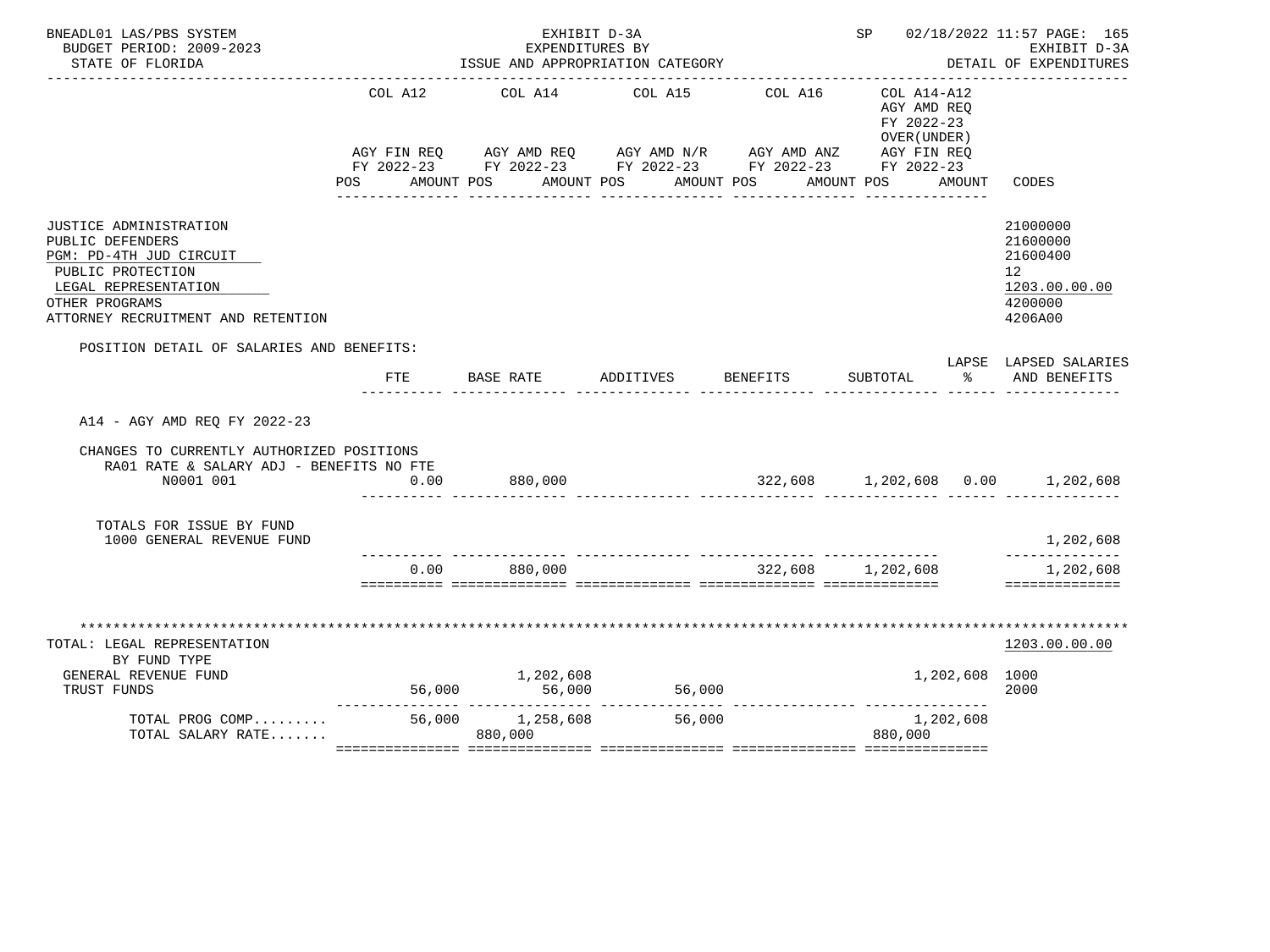BNEADL01 LAS/PBS SYSTEM — EXHIBIT D-3A — SP 02/18/2022 11:57

BUDGET PERIOD: 2009-2023 — EXPENDITURES BY — EXHIBIT D-3A

STATE OF FLORIDA — ISSUE AND APPROPRIATION CATEGORY — DETAIL OF EXPENDITURES

| | COL A12 AGY FIN REQ FY 2022-23 POS AMOUNT | COL A14 AGY AMD REQ FY 2022-23 POS AMOUNT | COL A15 AGY AMD N/R FY 2022-23 POS AMOUNT | COL A16 AGY AMD ANZ FY 2022-23 POS AMOUNT | COL A14-A12 AGY AMD REQ FY 2022-23 OVER(UNDER) AGY FIN REQ FY 2022-23 POS AMOUNT | CODES |
|---|---|---|---|---|---|---|
| JUSTICE ADMINISTRATION | | | | | | 21000000 |
| PUBLIC DEFENDERS | | | | | | 21600000 |
| PGM: PD-4TH JUD CIRCUIT | | | | | | 21600400 |
| PUBLIC PROTECTION | | | | | | 12 |
| LEGAL REPRESENTATION | | | | | | 1203.00.00.00 |
| OTHER PROGRAMS | | | | | | 4200000 |
| ATTORNEY RECRUITMENT AND RETENTION | | | | | | 4206A00 |

POSITION DETAIL OF SALARIES AND BENEFITS:

| | FTE | BASE RATE | ADDITIVES | BENEFITS | SUBTOTAL | LAPSE % | LAPSED SALARIES AND BENEFITS |
|---|---|---|---|---|---|---|---|
| A14 - AGY AMD REQ FY 2022-23 | | | | | | | |
| CHANGES TO CURRENTLY AUTHORIZED POSITIONS | | | | | | | |
| RA01 RATE & SALARY ADJ - BENEFITS NO FTE | | | | | | | |
| N0001 001 | 0.00 | 880,000 | | 322,608 | 1,202,608 | 0.00 | 1,202,608 |
| TOTALS FOR ISSUE BY FUND | | | | | | | |
| 1000 GENERAL REVENUE FUND | | | | | | | 1,202,608 |
| | 0.00 | 880,000 | | 322,608 | 1,202,608 | | 1,202,608 |

| | COL A12 | COL A14 | COL A15 | COL A16 | COL A14-A12 | CODES |
|---|---|---|---|---|---|---|
| TOTAL: LEGAL REPRESENTATION | | | | | | 1203.00.00.00 |
| BY FUND TYPE | | | | | | |
| GENERAL REVENUE FUND | | 1,202,608 | | | 1,202,608 | 1000 |
| TRUST FUNDS | 56,000 | 56,000 | 56,000 | | | 2000 |
| TOTAL PROG COMP......... | 56,000 | 1,258,608 | 56,000 | | 1,202,608 | |
| TOTAL SALARY RATE....... | | 880,000 | | | 880,000 | |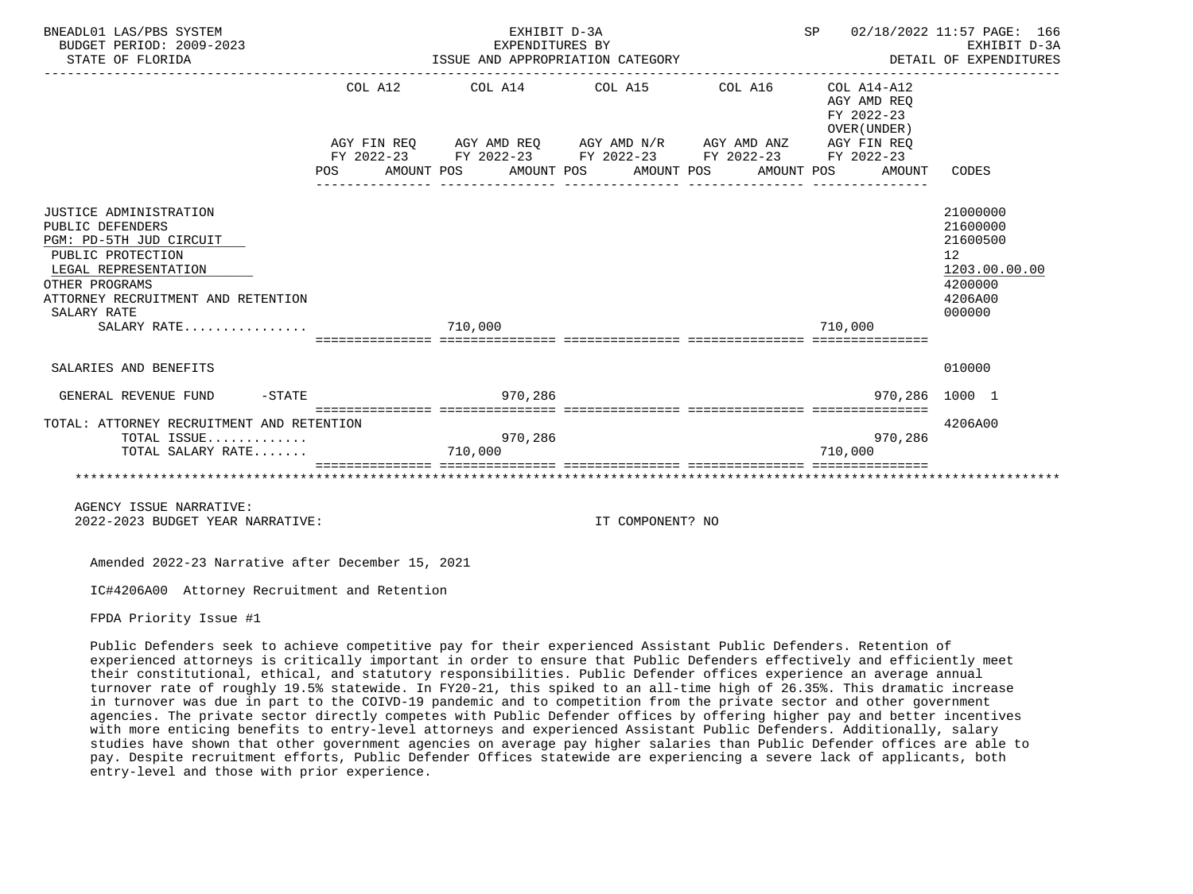BNEADL01 LAS/PBS SYSTEM — EXHIBIT D-3A — SP 02/18/2022 11:57
BUDGET PERIOD: 2009-2023 — EXPENDITURES BY ISSUE AND APPROPRIATION CATEGORY — EXHIBIT D-3A
STATE OF FLORIDA — DETAIL OF EXPENDITURES

| | COL A12 AGY FIN REQ FY 2022-23 POS AMOUNT | COL A14 AGY AMD REQ FY 2022-23 POS AMOUNT | COL A15 AGY AMD N/R FY 2022-23 POS AMOUNT | COL A16 AGY AMD ANZ FY 2022-23 POS AMOUNT | COL A14-A12 AGY AMD REQ FY 2022-23 OVER(UNDER) AGY FIN REQ FY 2022-23 POS AMOUNT | CODES |
|---|---|---|---|---|---|---|
| JUSTICE ADMINISTRATION | | | | | | 21000000 |
| PUBLIC DEFENDERS | | | | | | 21600000 |
| PGM: PD-5TH JUD CIRCUIT | | | | | | 21600500 |
| PUBLIC PROTECTION | | | | | | 12 |
| LEGAL REPRESENTATION | | | | | | 1203.00.00.00 |
| OTHER PROGRAMS | | | | | | 4200000 |
| ATTORNEY RECRUITMENT AND RETENTION | | | | | | 4206A00 |
| SALARY RATE | | | | | | 000000 |
| SALARY RATE................ | | 710,000 | | | 710,000 | |
| SALARIES AND BENEFITS | | | | | | 010000 |
| GENERAL REVENUE FUND -STATE | | 970,286 | | | 970,286 | 1000 1 |
| TOTAL: ATTORNEY RECRUITMENT AND RETENTION | | | | | | 4206A00 |
| TOTAL ISSUE............. | | 970,286 | | | 970,286 | |
| TOTAL SALARY RATE....... | | 710,000 | | | 710,000 | |

AGENCY ISSUE NARRATIVE:
2022-2023 BUDGET YEAR NARRATIVE: IT COMPONENT? NO

Amended 2022-23 Narrative after December 15, 2021

IC#4206A00 Attorney Recruitment and Retention

FPDA Priority Issue #1

Public Defenders seek to achieve competitive pay for their experienced Assistant Public Defenders. Retention of experienced attorneys is critically important in order to ensure that Public Defenders effectively and efficiently meet their constitutional, ethical, and statutory responsibilities. Public Defender offices experience an average annual turnover rate of roughly 19.5% statewide. In FY20-21, this spiked to an all-time high of 26.35%. This dramatic increase in turnover was due in part to the COIVD-19 pandemic and to competition from the private sector and other government agencies. The private sector directly competes with Public Defender offices by offering higher pay and better incentives with more enticing benefits to entry-level attorneys and experienced Assistant Public Defenders. Additionally, salary studies have shown that other government agencies on average pay higher salaries than Public Defender offices are able to pay. Despite recruitment efforts, Public Defender Offices statewide are experiencing a severe lack of applicants, both entry-level and those with prior experience.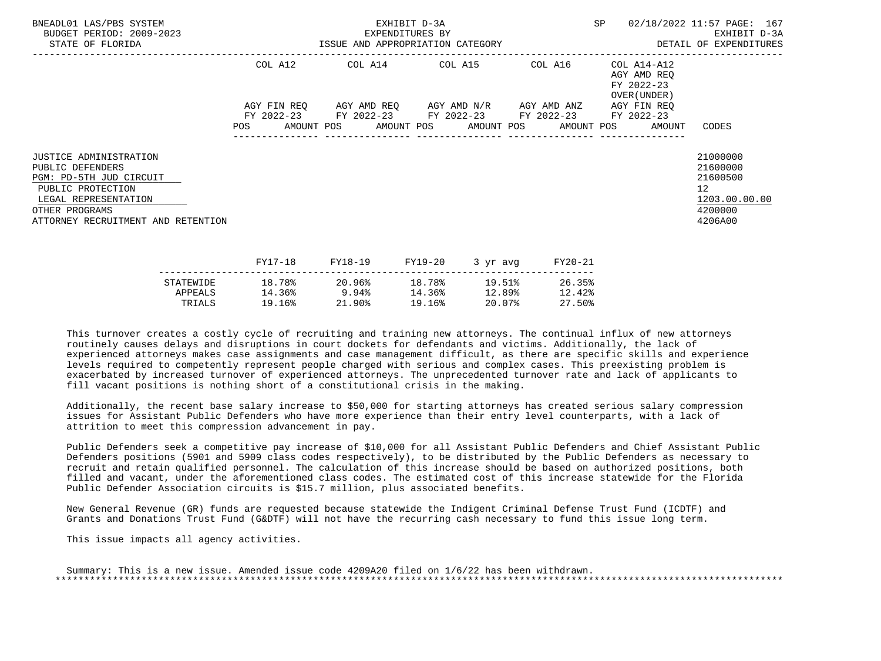| | COL A12 | | COL A14 | | COL A15 | | COL A16 | | COL A14-A12 AGY AMD REQ FY 2022-23 OVER(UNDER) | | |
|---|---|---|---|---|---|---|---|---|---|---|---|
| | AGY FIN REQ FY 2022-23 | | AGY AMD REQ FY 2022-23 | | AGY AMD N/R FY 2022-23 | | AGY AMD ANZ FY 2022-23 | | AGY FIN REQ FY 2022-23 | | |
| | POS | AMOUNT | POS | AMOUNT | POS | AMOUNT | POS | AMOUNT | POS | AMOUNT | CODES |
| JUSTICE ADMINISTRATION | | | | | | | | | | | 21000000 |
| PUBLIC DEFENDERS | | | | | | | | | | | 21600000 |
| PGM: PD-5TH JUD CIRCUIT | | | | | | | | | | | 21600500 |
| PUBLIC PROTECTION | | | | | | | | | | | 12 |
| LEGAL REPRESENTATION | | | | | | | | | | | 1203.00.00.00 |
| OTHER PROGRAMS | | | | | | | | | | | 4200000 |
| ATTORNEY RECRUITMENT AND RETENTION | | | | | | | | | | | 4206A00 |

| | FY17-18 | FY18-19 | FY19-20 | 3 yr avg | FY20-21 |
|---|---|---|---|---|---|
| STATEWIDE | 18.78% | 20.96% | 18.78% | 19.51% | 26.35% |
| APPEALS | 14.36% | 9.94% | 14.36% | 12.89% | 12.42% |
| TRIALS | 19.16% | 21.90% | 19.16% | 20.07% | 27.50% |

This turnover creates a costly cycle of recruiting and training new attorneys. The continual influx of new attorneys routinely causes delays and disruptions in court dockets for defendants and victims. Additionally, the lack of experienced attorneys makes case assignments and case management difficult, as there are specific skills and experience levels required to competently represent people charged with serious and complex cases. This preexisting problem is exacerbated by increased turnover of experienced attorneys. The unprecedented turnover rate and lack of applicants to fill vacant positions is nothing short of a constitutional crisis in the making.

Additionally, the recent base salary increase to $50,000 for starting attorneys has created serious salary compression issues for Assistant Public Defenders who have more experience than their entry level counterparts, with a lack of attrition to meet this compression advancement in pay.

Public Defenders seek a competitive pay increase of $10,000 for all Assistant Public Defenders and Chief Assistant Public Defenders positions (5901 and 5909 class codes respectively), to be distributed by the Public Defenders as necessary to recruit and retain qualified personnel. The calculation of this increase should be based on authorized positions, both filled and vacant, under the aforementioned class codes. The estimated cost of this increase statewide for the Florida Public Defender Association circuits is $15.7 million, plus associated benefits.

New General Revenue (GR) funds are requested because statewide the Indigent Criminal Defense Trust Fund (ICDTF) and Grants and Donations Trust Fund (G&DTF) will not have the recurring cash necessary to fund this issue long term.

This issue impacts all agency activities.

Summary: This is a new issue. Amended issue code 4209A20 filed on 1/6/22 has been withdrawn.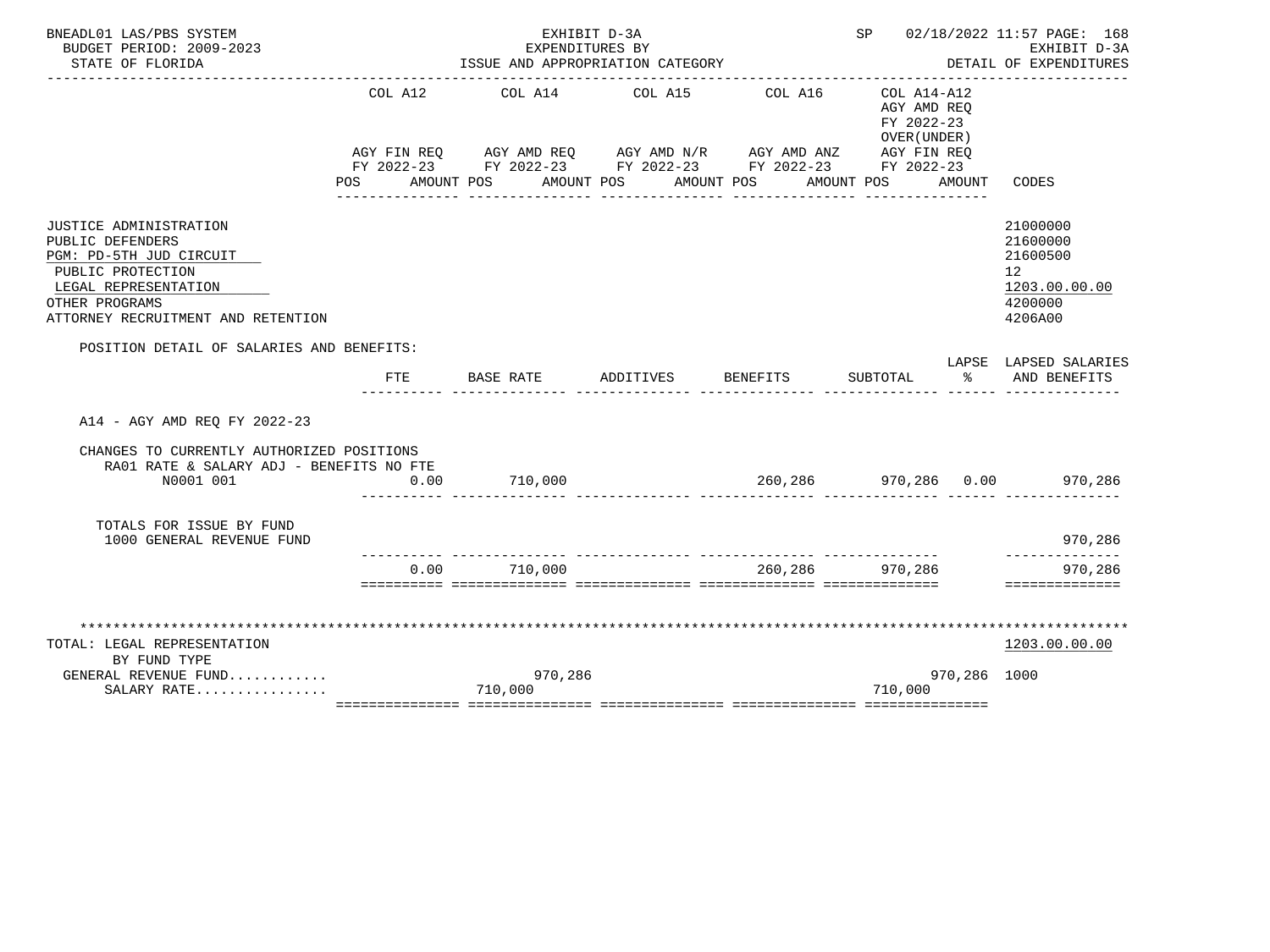BNEADL01 LAS/PBS SYSTEM — EXHIBIT D-3A — SP 02/18/2022 11:57

BUDGET PERIOD: 2009-2023 — EXPENDITURES BY — EXHIBIT D-3A

STATE OF FLORIDA — ISSUE AND APPROPRIATION CATEGORY — DETAIL OF EXPENDITURES

| | COL A12 AGY FIN REQ FY 2022-23 POS AMOUNT | COL A14 AGY AMD REQ FY 2022-23 POS AMOUNT | COL A15 AGY AMD N/R FY 2022-23 POS AMOUNT | COL A16 AGY AMD ANZ FY 2022-23 POS AMOUNT | COL A14-A12 AGY AMD REQ FY 2022-23 OVER(UNDER) AGY FIN REQ FY 2022-23 POS AMOUNT | CODES |
|---|---|---|---|---|---|---|

| | CODES |
|---|---|
| JUSTICE ADMINISTRATION | 21000000 |
| PUBLIC DEFENDERS | 21600000 |
| PGM: PD-5TH JUD CIRCUIT | 21600500 |
| PUBLIC PROTECTION | 12 |
| LEGAL REPRESENTATION | 1203.00.00.00 |
| OTHER PROGRAMS | 4200000 |
| ATTORNEY RECRUITMENT AND RETENTION | 4206A00 |

POSITION DETAIL OF SALARIES AND BENEFITS:

| | FTE | BASE RATE | ADDITIVES | BENEFITS | SUBTOTAL | LAPSE % | LAPSED SALARIES AND BENEFITS |
|---|---|---|---|---|---|---|---|
| A14 - AGY AMD REQ FY 2022-23 | | | | | | | |
| CHANGES TO CURRENTLY AUTHORIZED POSITIONS | | | | | | | |
| RA01 RATE & SALARY ADJ - BENEFITS NO FTE | | | | | | | |
| N0001 001 | 0.00 | 710,000 | | 260,286 | 970,286 | 0.00 | 970,286 |
| TOTALS FOR ISSUE BY FUND | | | | | | | |
| 1000 GENERAL REVENUE FUND | | | | | | | 970,286 |
| | 0.00 | 710,000 | | 260,286 | 970,286 | | 970,286 |

| TOTAL: LEGAL REPRESENTATION | COL A12 | COL A14 | COL A15 | COL A16 | COL A14-A12 | 1203.00.00.00 |
|---|---|---|---|---|---|---|
| BY FUND TYPE | | | | | | |
| GENERAL REVENUE FUND........... | | 970,286 | | | 970,286 | 1000 |
| SALARY RATE................ | | 710,000 | | | 710,000 | |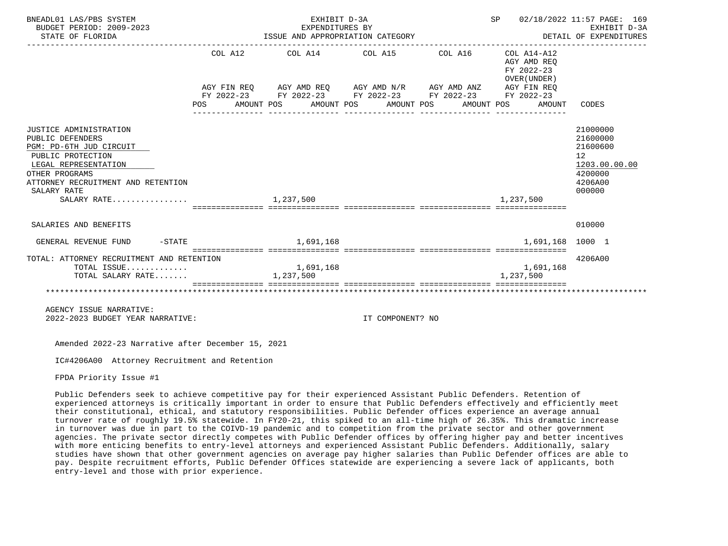BNEADL01 LAS/PBS SYSTEM — EXHIBIT D-3A — EXPENDITURES BY ISSUE AND APPROPRIATION CATEGORY — SP 02/18/2022 11:57
BUDGET PERIOD: 2009-2023 — STATE OF FLORIDA — EXHIBIT D-3A — DETAIL OF EXPENDITURES

| | COL A12 AGY FIN REQ FY 2022-23 POS AMOUNT | COL A14 AGY AMD REQ FY 2022-23 POS AMOUNT | COL A15 AGY AMD N/R FY 2022-23 POS AMOUNT | COL A16 AGY AMD ANZ FY 2022-23 POS AMOUNT | COL A14-A12 AGY AMD REQ FY 2022-23 OVER(UNDER) AGY FIN REQ FY 2022-23 POS AMOUNT | CODES |
|---|---|---|---|---|---|---|
| JUSTICE ADMINISTRATION | | | | | | 21000000 |
| PUBLIC DEFENDERS | | | | | | 21600000 |
| PGM: PD-6TH JUD CIRCUIT | | | | | | 21600600 |
| PUBLIC PROTECTION | | | | | | 12 |
| LEGAL REPRESENTATION | | | | | | 1203.00.00.00 |
| OTHER PROGRAMS | | | | | | 4200000 |
| ATTORNEY RECRUITMENT AND RETENTION | | | | | | 4206A00 |
| SALARY RATE | | | | | | 000000 |
| SALARY RATE................ | | 1,237,500 | | | 1,237,500 | |
| SALARIES AND BENEFITS | | | | | | 010000 |
| GENERAL REVENUE FUND -STATE | | 1,691,168 | | | 1,691,168 | 1000 1 |
| TOTAL: ATTORNEY RECRUITMENT AND RETENTION | | | | | | 4206A00 |
| TOTAL ISSUE............. | | 1,691,168 | | | 1,691,168 | |
| TOTAL SALARY RATE....... | | 1,237,500 | | | 1,237,500 | |

AGENCY ISSUE NARRATIVE:
2022-2023 BUDGET YEAR NARRATIVE: IT COMPONENT? NO

Amended 2022-23 Narrative after December 15, 2021

IC#4206A00 Attorney Recruitment and Retention

FPDA Priority Issue #1

Public Defenders seek to achieve competitive pay for their experienced Assistant Public Defenders. Retention of experienced attorneys is critically important in order to ensure that Public Defenders effectively and efficiently meet their constitutional, ethical, and statutory responsibilities. Public Defender offices experience an average annual turnover rate of roughly 19.5% statewide. In FY20-21, this spiked to an all-time high of 26.35%. This dramatic increase in turnover was due in part to the COIVD-19 pandemic and to competition from the private sector and other government agencies. The private sector directly competes with Public Defender offices by offering higher pay and better incentives with more enticing benefits to entry-level attorneys and experienced Assistant Public Defenders. Additionally, salary studies have shown that other government agencies on average pay higher salaries than Public Defender offices are able to pay. Despite recruitment efforts, Public Defender Offices statewide are experiencing a severe lack of applicants, both entry-level and those with prior experience.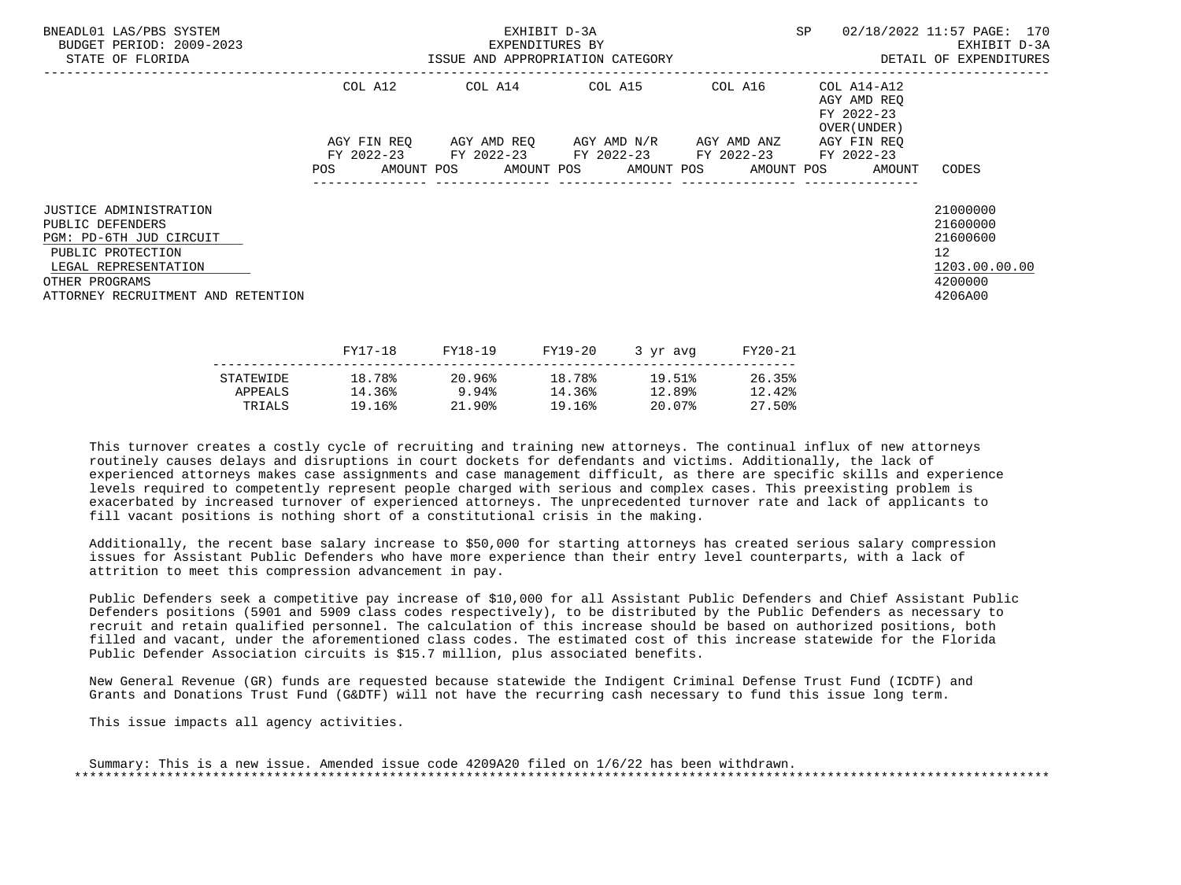| | COL A12 | COL A14 | COL A15 | COL A16 | COL A14-A12 AGY AMD REQ FY 2022-23 OVER(UNDER) | |
|---|---|---|---|---|---|---|
| | AGY FIN REQ FY 2022-23 | AGY AMD REQ FY 2022-23 | AGY AMD N/R FY 2022-23 | AGY AMD ANZ FY 2022-23 | AGY FIN REQ FY 2022-23 | |
| | POS AMOUNT | POS AMOUNT | POS AMOUNT | POS AMOUNT | POS AMOUNT | CODES |
| JUSTICE ADMINISTRATION | | | | | | 21000000 |
| PUBLIC DEFENDERS | | | | | | 21600000 |
| PGM: PD-6TH JUD CIRCUIT | | | | | | 21600600 |
| PUBLIC PROTECTION | | | | | | 12 |
| LEGAL REPRESENTATION | | | | | | 1203.00.00.00 |
| OTHER PROGRAMS | | | | | | 4200000 |
| ATTORNEY RECRUITMENT AND RETENTION | | | | | | 4206A00 |

| | FY17-18 | FY18-19 | FY19-20 | 3 yr avg | FY20-21 |
|---|---|---|---|---|---|
| STATEWIDE | 18.78% | 20.96% | 18.78% | 19.51% | 26.35% |
| APPEALS | 14.36% | 9.94% | 14.36% | 12.89% | 12.42% |
| TRIALS | 19.16% | 21.90% | 19.16% | 20.07% | 27.50% |

This turnover creates a costly cycle of recruiting and training new attorneys. The continual influx of new attorneys routinely causes delays and disruptions in court dockets for defendants and victims. Additionally, the lack of experienced attorneys makes case assignments and case management difficult, as there are specific skills and experience levels required to competently represent people charged with serious and complex cases. This preexisting problem is exacerbated by increased turnover of experienced attorneys. The unprecedented turnover rate and lack of applicants to fill vacant positions is nothing short of a constitutional crisis in the making.

Additionally, the recent base salary increase to $50,000 for starting attorneys has created serious salary compression issues for Assistant Public Defenders who have more experience than their entry level counterparts, with a lack of attrition to meet this compression advancement in pay.

Public Defenders seek a competitive pay increase of $10,000 for all Assistant Public Defenders and Chief Assistant Public Defenders positions (5901 and 5909 class codes respectively), to be distributed by the Public Defenders as necessary to recruit and retain qualified personnel. The calculation of this increase should be based on authorized positions, both filled and vacant, under the aforementioned class codes. The estimated cost of this increase statewide for the Florida Public Defender Association circuits is $15.7 million, plus associated benefits.

New General Revenue (GR) funds are requested because statewide the Indigent Criminal Defense Trust Fund (ICDTF) and Grants and Donations Trust Fund (G&DTF) will not have the recurring cash necessary to fund this issue long term.

This issue impacts all agency activities.

Summary: This is a new issue. Amended issue code 4209A20 filed on 1/6/22 has been withdrawn.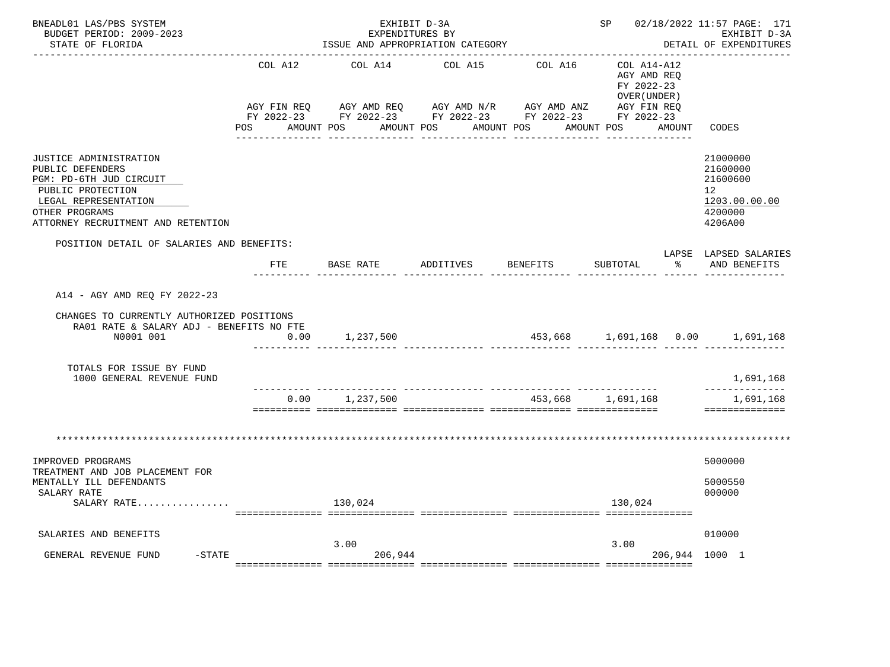BNEADL01 LAS/PBS SYSTEM — EXHIBIT D-3A — EXPENDITURES BY ISSUE AND APPROPRIATION CATEGORY — SP 02/18/2022 11:57 PAGE: 171
BUDGET PERIOD: 2009-2023 — EXHIBIT D-3A
STATE OF FLORIDA — DETAIL OF EXPENDITURES

| | COL A12 AGY FIN REQ FY 2022-23 POS AMOUNT | COL A14 AGY AMD REQ FY 2022-23 POS AMOUNT | COL A15 AGY AMD N/R FY 2022-23 POS AMOUNT | COL A16 AGY AMD ANZ FY 2022-23 POS AMOUNT | COL A14-A12 AGY AMD REQ FY 2022-23 OVER(UNDER) AGY FIN REQ FY 2022-23 POS AMOUNT | CODES |
|---|---|---|---|---|---|---|
| JUSTICE ADMINISTRATION | | | | | | 21000000 |
| PUBLIC DEFENDERS | | | | | | 21600000 |
| PGM: PD-6TH JUD CIRCUIT | | | | | | 21600600 |
| PUBLIC PROTECTION | | | | | | 12 |
| LEGAL REPRESENTATION | | | | | | 1203.00.00.00 |
| OTHER PROGRAMS | | | | | | 4200000 |
| ATTORNEY RECRUITMENT AND RETENTION | | | | | | 4206A00 |

POSITION DETAIL OF SALARIES AND BENEFITS:

| | FTE | BASE RATE | ADDITIVES | BENEFITS | SUBTOTAL | LAPSE % | LAPSED SALARIES AND BENEFITS |
|---|---|---|---|---|---|---|---|
| A14 - AGY AMD REQ FY 2022-23 | | | | | | | |
| CHANGES TO CURRENTLY AUTHORIZED POSITIONS | | | | | | | |
| RA01 RATE & SALARY ADJ - BENEFITS NO FTE | | | | | | | |
| N0001 001 | 0.00 | 1,237,500 | | 453,668 | 1,691,168 | 0.00 | 1,691,168 |
| TOTALS FOR ISSUE BY FUND | | | | | | | |
| 1000 GENERAL REVENUE FUND | | | | | | | 1,691,168 |
| | 0.00 | 1,237,500 | | 453,668 | 1,691,168 | | 1,691,168 |

| | COL A12 | COL A14 | COL A15 | COL A16 | COL A14-A12 | CODES |
|---|---|---|---|---|---|---|
| IMPROVED PROGRAMS | | | | | | 5000000 |
| TREATMENT AND JOB PLACEMENT FOR MENTALLY ILL DEFENDANTS | | | | | | 5000550 |
| SALARY RATE | | | | | | 000000 |
| SALARY RATE................ | | 130,024 | | | 130,024 | |
| SALARIES AND BENEFITS | | | | | | 010000 |
| GENERAL REVENUE FUND -STATE | | 3.00 206,944 | | | 3.00 206,944 | 1000 1 |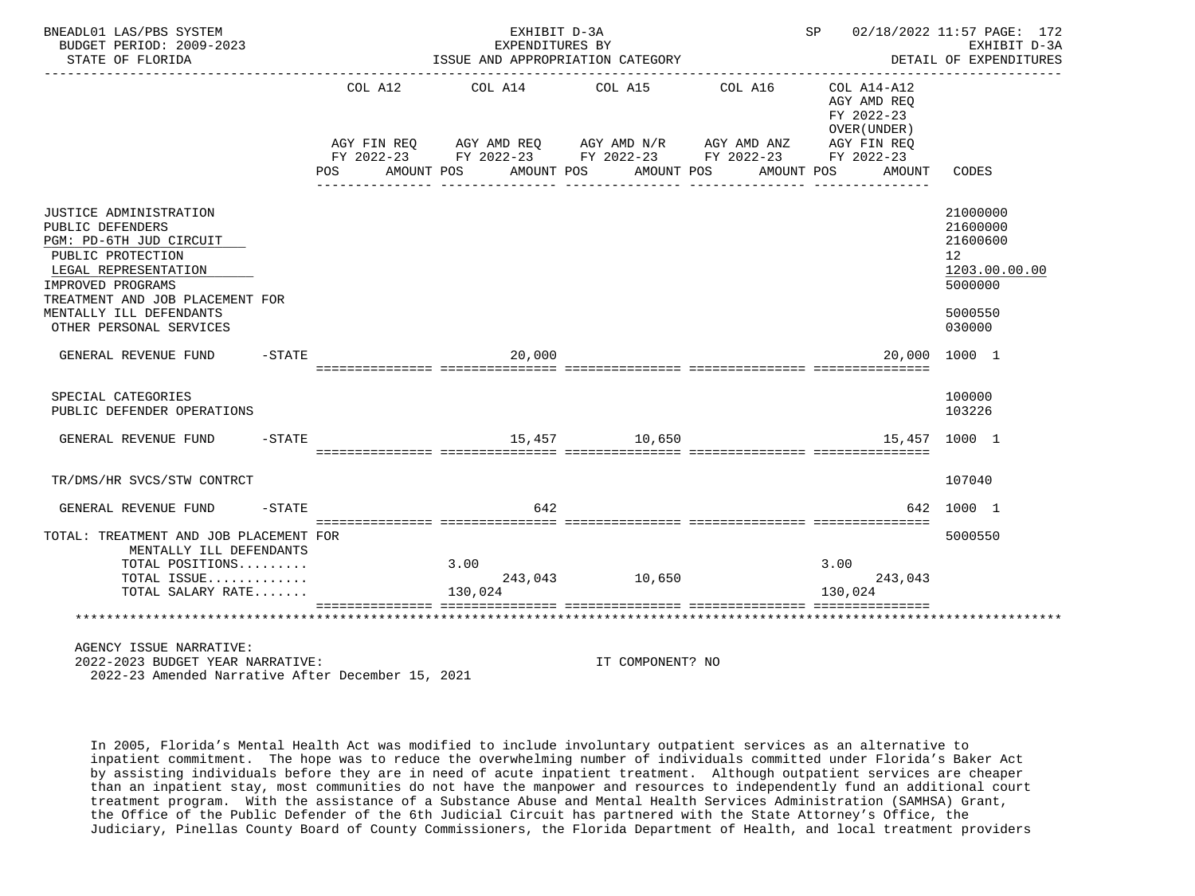BNEADL01 LAS/PBS SYSTEM — EXHIBIT D-3A — EXPENDITURES BY ISSUE AND APPROPRIATION CATEGORY — SP 02/18/2022 11:57 PAGE: 172
BUDGET PERIOD: 2009-2023 — EXHIBIT D-3A
STATE OF FLORIDA — DETAIL OF EXPENDITURES

| | COL A12 AGY FIN REQ FY 2022-23 POS AMOUNT | COL A14 AGY AMD REQ FY 2022-23 POS AMOUNT | COL A15 AGY AMD N/R FY 2022-23 POS AMOUNT | COL A16 AGY AMD ANZ FY 2022-23 POS AMOUNT | COL A14-A12 AGY AMD REQ FY 2022-23 OVER(UNDER) AGY FIN REQ FY 2022-23 POS AMOUNT | CODES |
|---|---|---|---|---|---|---|
| JUSTICE ADMINISTRATION | | | | | | 21000000 |
| PUBLIC DEFENDERS | | | | | | 21600000 |
| PGM: PD-6TH JUD CIRCUIT | | | | | | 21600600 |
| PUBLIC PROTECTION | | | | | | 12 |
| LEGAL REPRESENTATION | | | | | | 1203.00.00.00 |
| IMPROVED PROGRAMS | | | | | | 5000000 |
| TREATMENT AND JOB PLACEMENT FOR MENTALLY ILL DEFENDANTS | | | | | | 5000550 |
| OTHER PERSONAL SERVICES | | | | | | 030000 |
| GENERAL REVENUE FUND -STATE | | 20,000 | | | 20,000 | 1000 1 |
| SPECIAL CATEGORIES | | | | | | 100000 |
| PUBLIC DEFENDER OPERATIONS | | | | | | 103226 |
| GENERAL REVENUE FUND -STATE | | 15,457 | 10,650 | | 15,457 | 1000 1 |
| TR/DMS/HR SVCS/STW CONTRCT | | | | | | 107040 |
| GENERAL REVENUE FUND -STATE | | 642 | | | 642 | 1000 1 |
| TOTAL: TREATMENT AND JOB PLACEMENT FOR MENTALLY ILL DEFENDANTS | | | | | | 5000550 |
| TOTAL POSITIONS......... | | 3.00 | | | 3.00 | |
| TOTAL ISSUE............. | | 243,043 | 10,650 | | 243,043 | |
| TOTAL SALARY RATE....... | | 130,024 | | | 130,024 | |

AGENCY ISSUE NARRATIVE:
2022-2023 BUDGET YEAR NARRATIVE: IT COMPONENT? NO
2022-23 Amended Narrative After December 15, 2021

In 2005, Florida's Mental Health Act was modified to include involuntary outpatient services as an alternative to inpatient commitment. The hope was to reduce the overwhelming number of individuals committed under Florida's Baker Act by assisting individuals before they are in need of acute inpatient treatment. Although outpatient services are cheaper than an inpatient stay, most communities do not have the manpower and resources to independently fund an additional court treatment program. With the assistance of a Substance Abuse and Mental Health Services Administration (SAMHSA) Grant, the Office of the Public Defender of the 6th Judicial Circuit has partnered with the State Attorney's Office, the Judiciary, Pinellas County Board of County Commissioners, the Florida Department of Health, and local treatment providers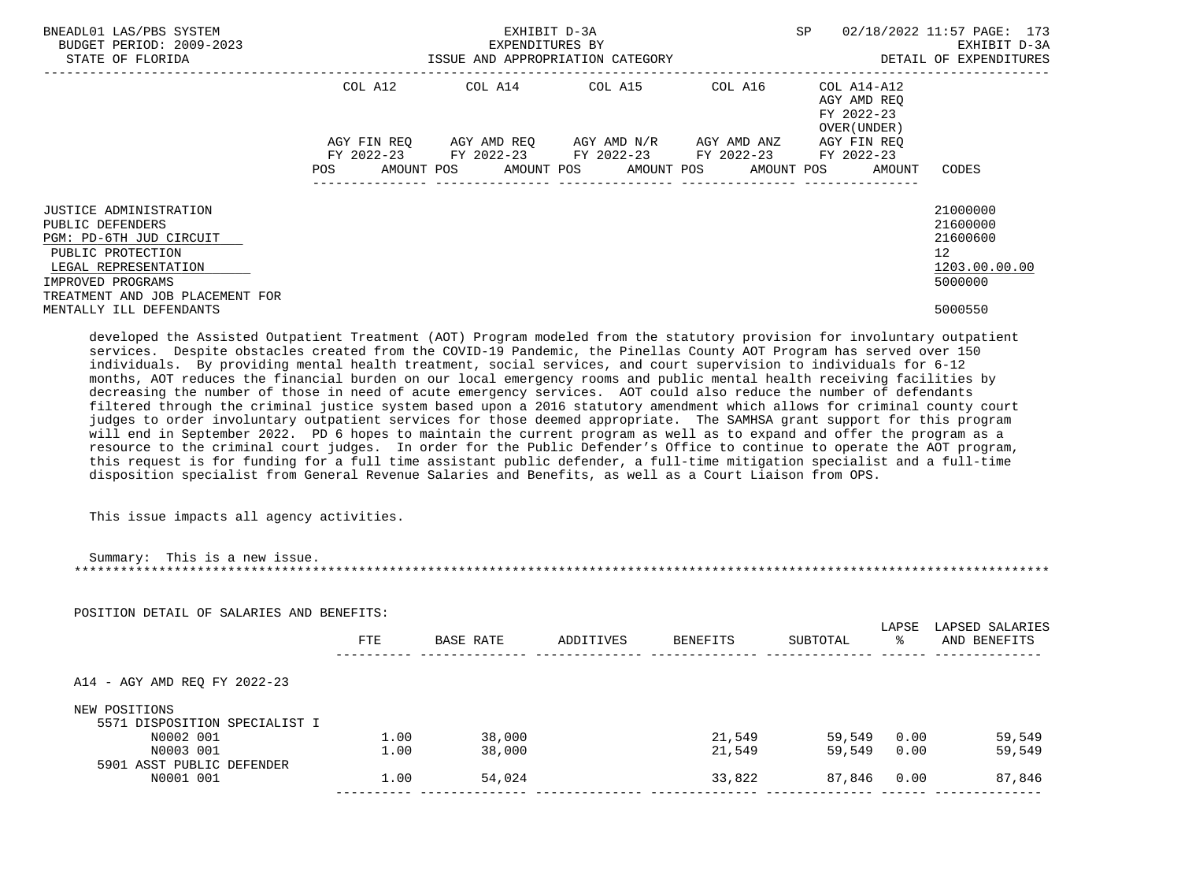| | COL A12 | COL A14 | COL A15 | COL A16 | COL A14-A12 AGY AMD REQ FY 2022-23 OVER(UNDER) | |
|---|---|---|---|---|---|---|
| | AGY FIN REQ FY 2022-23 | AGY AMD REQ FY 2022-23 | AGY AMD N/R FY 2022-23 | AGY AMD ANZ FY 2022-23 | AGY FIN REQ FY 2022-23 | |
| | POS AMOUNT | POS AMOUNT | POS AMOUNT | POS AMOUNT | POS AMOUNT | CODES |
| JUSTICE ADMINISTRATION | | | | | | 21000000 |
| PUBLIC DEFENDERS | | | | | | 21600000 |
| PGM: PD-6TH JUD CIRCUIT | | | | | | 21600600 |
| PUBLIC PROTECTION | | | | | | 12 |
| LEGAL REPRESENTATION | | | | | | 1203.00.00.00 |
| IMPROVED PROGRAMS | | | | | | 5000000 |
| TREATMENT AND JOB PLACEMENT FOR MENTALLY ILL DEFENDANTS | | | | | | 5000550 |

developed the Assisted Outpatient Treatment (AOT) Program modeled from the statutory provision for involuntary outpatient services. Despite obstacles created from the COVID-19 Pandemic, the Pinellas County AOT Program has served over 150 individuals. By providing mental health treatment, social services, and court supervision to individuals for 6-12 months, AOT reduces the financial burden on our local emergency rooms and public mental health receiving facilities by decreasing the number of those in need of acute emergency services. AOT could also reduce the number of defendants filtered through the criminal justice system based upon a 2016 statutory amendment which allows for criminal county court judges to order involuntary outpatient services for those deemed appropriate. The SAMHSA grant support for this program will end in September 2022. PD 6 hopes to maintain the current program as well as to expand and offer the program as a resource to the criminal court judges. In order for the Public Defender's Office to continue to operate the AOT program, this request is for funding for a full time assistant public defender, a full-time mitigation specialist and a full-time disposition specialist from General Revenue Salaries and Benefits, as well as a Court Liaison from OPS.

This issue impacts all agency activities.

Summary: This is a new issue.

*******************************************************************************************************************

POSITION DETAIL OF SALARIES AND BENEFITS:

| | FTE | BASE RATE | ADDITIVES | BENEFITS | SUBTOTAL | LAPSE % | LAPSED SALARIES AND BENEFITS |
|---|---|---|---|---|---|---|---|
| A14 - AGY AMD REQ FY 2022-23 | | | | | | | |
| NEW POSITIONS | | | | | | | |
| 5571 DISPOSITION SPECIALIST I | | | | | | | |
| N0002 001 | 1.00 | 38,000 | | 21,549 | 59,549 | 0.00 | 59,549 |
| N0003 001 | 1.00 | 38,000 | | 21,549 | 59,549 | 0.00 | 59,549 |
| 5901 ASST PUBLIC DEFENDER | | | | | | | |
| N0001 001 | 1.00 | 54,024 | | 33,822 | 87,846 | 0.00 | 87,846 |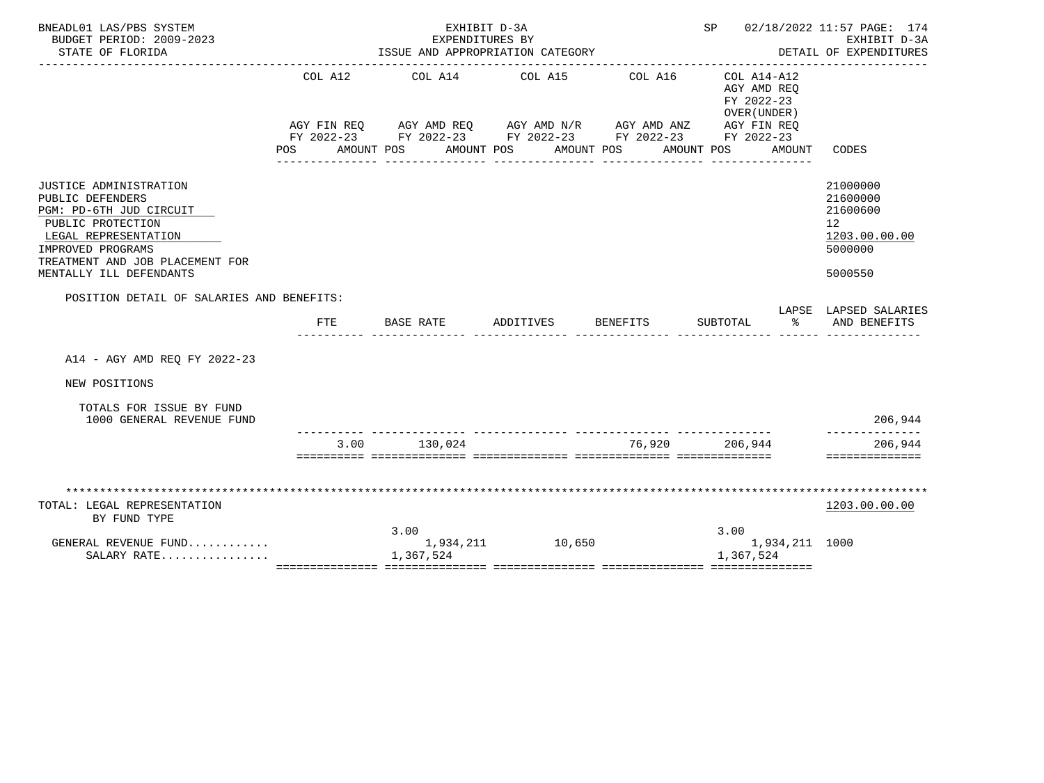BNEADL01 LAS/PBS SYSTEM — EXHIBIT D-3A — SP 02/18/2022 11:57
BUDGET PERIOD: 2009-2023 — EXPENDITURES BY — EXHIBIT D-3A
STATE OF FLORIDA — ISSUE AND APPROPRIATION CATEGORY — DETAIL OF EXPENDITURES

| | COL A12 AGY FIN REQ FY 2022-23 POS AMOUNT | COL A14 AGY AMD REQ FY 2022-23 POS AMOUNT | COL A15 AGY AMD N/R FY 2022-23 POS AMOUNT | COL A16 AGY AMD ANZ FY 2022-23 POS AMOUNT | COL A14-A12 AGY AMD REQ FY 2022-23 OVER(UNDER) AGY FIN REQ FY 2022-23 POS AMOUNT | CODES |
|---|---|---|---|---|---|---|
| JUSTICE ADMINISTRATION | | | | | | 21000000 |
| PUBLIC DEFENDERS | | | | | | 21600000 |
| PGM: PD-6TH JUD CIRCUIT | | | | | | 21600600 |
| PUBLIC PROTECTION | | | | | | 12 |
| LEGAL REPRESENTATION | | | | | | 1203.00.00.00 |
| IMPROVED PROGRAMS | | | | | | 5000000 |
| TREATMENT AND JOB PLACEMENT FOR MENTALLY ILL DEFENDANTS | | | | | | 5000550 |

POSITION DETAIL OF SALARIES AND BENEFITS:

| | FTE | BASE RATE | ADDITIVES | BENEFITS | SUBTOTAL | LAPSE % | LAPSED SALARIES AND BENEFITS |
|---|---|---|---|---|---|---|---|
| A14 - AGY AMD REQ FY 2022-23 | | | | | | | |
| NEW POSITIONS | | | | | | | |
| TOTALS FOR ISSUE BY FUND | | | | | | | |
| 1000 GENERAL REVENUE FUND | | | | | | | 206,944 |
| | 3.00 | 130,024 | | 76,920 | 206,944 | | 206,944 |

********************************************************************************

| TOTAL: LEGAL REPRESENTATION BY FUND TYPE | COL A12 | COL A14 | COL A15 | COL A16 | COL A14-A12 | CODES |
|---|---|---|---|---|---|---|
| | | | | | | 1203.00.00.00 |
| GENERAL REVENUE FUND............ | | 3.00 / 1,934,211 | 10,650 | | 3.00 / 1,934,211 | 1000 |
| SALARY RATE................ | | 1,367,524 | | | 1,367,524 | |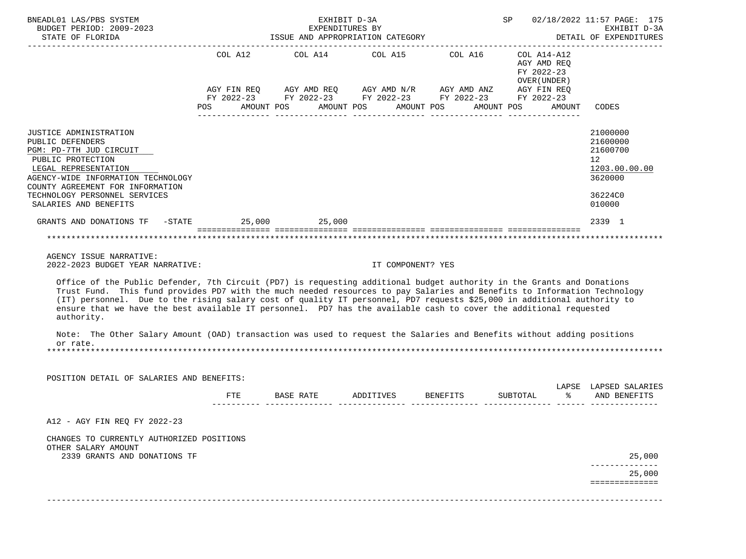BNEADL01 LAS/PBS SYSTEM | EXHIBIT D-3A | SP 02/18/2022 11:57 PAGE: 175
BUDGET PERIOD: 2009-2023 | EXPENDITURES BY | EXHIBIT D-3A
STATE OF FLORIDA | ISSUE AND APPROPRIATION CATEGORY | DETAIL OF EXPENDITURES

| | COL A12 AGY FIN REQ FY 2022-23 POS AMOUNT | COL A14 AGY AMD REQ FY 2022-23 POS AMOUNT | COL A15 AGY AMD N/R FY 2022-23 POS AMOUNT | COL A16 AGY AMD ANZ FY 2022-23 POS AMOUNT | COL A14-A12 AGY AMD REQ FY 2022-23 OVER(UNDER) AGY FIN REQ FY 2022-23 POS AMOUNT | CODES |
|---|---|---|---|---|---|---|
| JUSTICE ADMINISTRATION | | | | | | 21000000 |
| PUBLIC DEFENDERS | | | | | | 21600000 |
| PGM: PD-7TH JUD CIRCUIT | | | | | | 21600700 |
| PUBLIC PROTECTION | | | | | | 12 |
| LEGAL REPRESENTATION | | | | | | 1203.00.00.00 |
| AGENCY-WIDE INFORMATION TECHNOLOGY | | | | | | 3620000 |
| COUNTY AGREEMENT FOR INFORMATION TECHNOLOGY PERSONNEL SERVICES | | | | | | 36224C0 |
| SALARIES AND BENEFITS | | | | | | 010000 |
| GRANTS AND DONATIONS TF -STATE | 25,000 | 25,000 | | | | 2339 1 |

AGENCY ISSUE NARRATIVE:

2022-2023 BUDGET YEAR NARRATIVE: IT COMPONENT? YES

Office of the Public Defender, 7th Circuit (PD7) is requesting additional budget authority in the Grants and Donations Trust Fund. This fund provides PD7 with the much needed resources to pay Salaries and Benefits to Information Technology (IT) personnel. Due to the rising salary cost of quality IT personnel, PD7 requests $25,000 in additional authority to ensure that we have the best available IT personnel. PD7 has the available cash to cover the additional requested authority.

Note: The Other Salary Amount (OAD) transaction was used to request the Salaries and Benefits without adding positions or rate.

POSITION DETAIL OF SALARIES AND BENEFITS:

| | FTE | BASE RATE | ADDITIVES | BENEFITS | SUBTOTAL | LAPSE % | LAPSED SALARIES AND BENEFITS |
|---|---|---|---|---|---|---|---|
| A12 - AGY FIN REQ FY 2022-23 | | | | | | | |
| CHANGES TO CURRENTLY AUTHORIZED POSITIONS | | | | | | | |
| OTHER SALARY AMOUNT | | | | | | | |
| 2339 GRANTS AND DONATIONS TF | | | | | | | 25,000 |
| | | | | | | | 25,000 |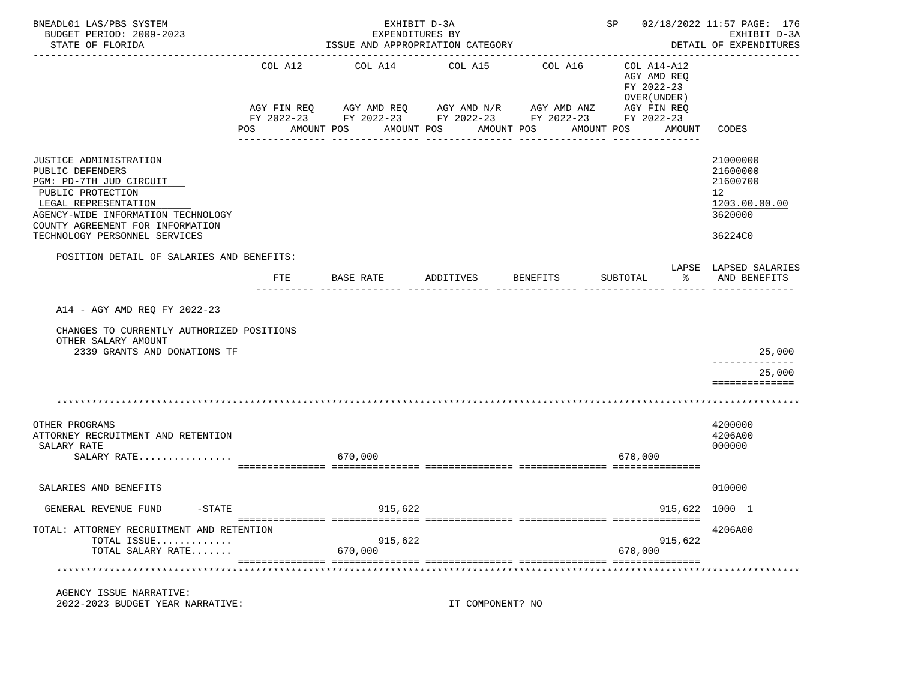EXHIBIT D-3A
EXPENDITURES BY
ISSUE AND APPROPRIATION CATEGORY

BNEADL01 LAS/PBS SYSTEM — BUDGET PERIOD: 2009-2023 — STATE OF FLORIDA — SP 02/18/2022 11:57 — EXHIBIT D-3A DETAIL OF EXPENDITURES

| | COL A12 AGY FIN REQ FY 2022-23 POS AMOUNT | COL A14 AGY AMD REQ FY 2022-23 POS AMOUNT | COL A15 AGY AMD N/R FY 2022-23 POS AMOUNT | COL A16 AGY AMD ANZ FY 2022-23 POS AMOUNT | COL A14-A12 AGY AMD REQ FY 2022-23 OVER(UNDER) AGY FIN REQ FY 2022-23 POS AMOUNT | CODES |
|---|---|---|---|---|---|---|
| JUSTICE ADMINISTRATION | | | | | | 21000000 |
| PUBLIC DEFENDERS | | | | | | 21600000 |
| PGM: PD-7TH JUD CIRCUIT | | | | | | 21600700 |
| PUBLIC PROTECTION | | | | | | 12 |
| LEGAL REPRESENTATION | | | | | | 1203.00.00.00 |
| AGENCY-WIDE INFORMATION TECHNOLOGY | | | | | | 3620000 |
| COUNTY AGREEMENT FOR INFORMATION TECHNOLOGY PERSONNEL SERVICES | | | | | | 36224C0 |

POSITION DETAIL OF SALARIES AND BENEFITS:

| | FTE | BASE RATE | ADDITIVES | BENEFITS | SUBTOTAL | LAPSE % | LAPSED SALARIES AND BENEFITS |
|---|---|---|---|---|---|---|---|
| A14 - AGY AMD REQ FY 2022-23 | | | | | | | |
| CHANGES TO CURRENTLY AUTHORIZED POSITIONS | | | | | | | |
| OTHER SALARY AMOUNT | | | | | | | |
| 2339 GRANTS AND DONATIONS TF | | | | | | | 25,000 |
| | | | | | | | 25,000 |

| | COL A12 | COL A14 | COL A15 | COL A16 | COL A14-A12 | CODES |
|---|---|---|---|---|---|---|
| OTHER PROGRAMS | | | | | | 4200000 |
| ATTORNEY RECRUITMENT AND RETENTION | | | | | | 4206A00 |
| SALARY RATE | | | | | | 000000 |
| SALARY RATE................ | | 670,000 | | | 670,000 | |
| SALARIES AND BENEFITS | | | | | | 010000 |
| GENERAL REVENUE FUND -STATE | | 915,622 | | | 915,622 | 1000 1 |
| TOTAL: ATTORNEY RECRUITMENT AND RETENTION | | | | | | 4206A00 |
| TOTAL ISSUE............. | | 915,622 | | | 915,622 | |
| TOTAL SALARY RATE....... | | 670,000 | | | 670,000 | |

AGENCY ISSUE NARRATIVE:
2022-2023 BUDGET YEAR NARRATIVE: IT COMPONENT? NO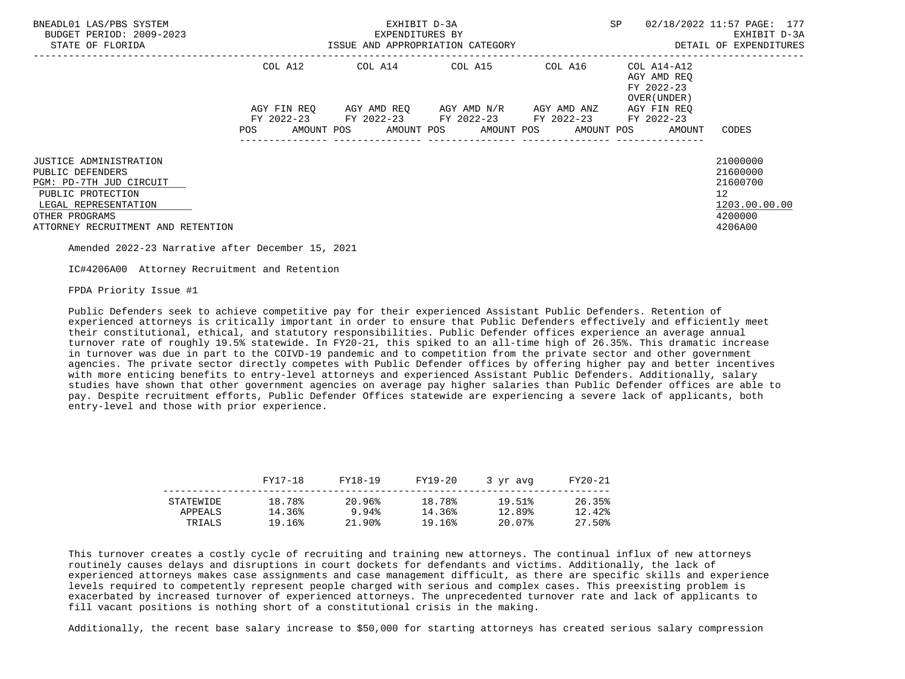| | COL A12 | | COL A14 | | COL A15 | | COL A16 | | COL A14-A12 AGY AMD REQ FY 2022-23 OVER(UNDER) | |
|---|---|---|---|---|---|---|---|---|---|---|
| | AGY FIN REQ FY 2022-23 | | AGY AMD REQ FY 2022-23 | | AGY AMD N/R FY 2022-23 | | AGY AMD ANZ FY 2022-23 | | AGY FIN REQ FY 2022-23 | |
| | POS | AMOUNT | POS | AMOUNT | POS | AMOUNT | POS | AMOUNT | POS | AMOUNT | CODES |

JUSTICE ADMINISTRATION — 21000000
PUBLIC DEFENDERS — 21600000
PGM: PD-7TH JUD CIRCUIT — 21600700
PUBLIC PROTECTION — 12
LEGAL REPRESENTATION — 1203.00.00.00
OTHER PROGRAMS — 4200000
ATTORNEY RECRUITMENT AND RETENTION — 4206A00

Amended 2022-23 Narrative after December 15, 2021

IC#4206A00 Attorney Recruitment and Retention

FPDA Priority Issue #1

Public Defenders seek to achieve competitive pay for their experienced Assistant Public Defenders. Retention of experienced attorneys is critically important in order to ensure that Public Defenders effectively and efficiently meet their constitutional, ethical, and statutory responsibilities. Public Defender offices experience an average annual turnover rate of roughly 19.5% statewide. In FY20-21, this spiked to an all-time high of 26.35%. This dramatic increase in turnover was due in part to the COIVD-19 pandemic and to competition from the private sector and other government agencies. The private sector directly competes with Public Defender offices by offering higher pay and better incentives with more enticing benefits to entry-level attorneys and experienced Assistant Public Defenders. Additionally, salary studies have shown that other government agencies on average pay higher salaries than Public Defender offices are able to pay. Despite recruitment efforts, Public Defender Offices statewide are experiencing a severe lack of applicants, both entry-level and those with prior experience.

| | FY17-18 | FY18-19 | FY19-20 | 3 yr avg | FY20-21 |
|---|---|---|---|---|---|
| STATEWIDE | 18.78% | 20.96% | 18.78% | 19.51% | 26.35% |
| APPEALS | 14.36% | 9.94% | 14.36% | 12.89% | 12.42% |
| TRIALS | 19.16% | 21.90% | 19.16% | 20.07% | 27.50% |

This turnover creates a costly cycle of recruiting and training new attorneys. The continual influx of new attorneys routinely causes delays and disruptions in court dockets for defendants and victims. Additionally, the lack of experienced attorneys makes case assignments and case management difficult, as there are specific skills and experience levels required to competently represent people charged with serious and complex cases. This preexisting problem is exacerbated by increased turnover of experienced attorneys. The unprecedented turnover rate and lack of applicants to fill vacant positions is nothing short of a constitutional crisis in the making.

Additionally, the recent base salary increase to $50,000 for starting attorneys has created serious salary compression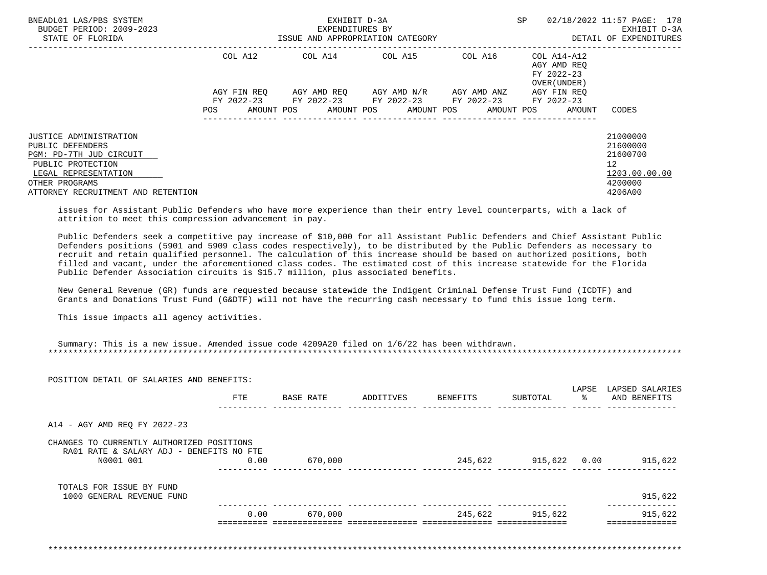| | COL A12 | COL A14 | COL A15 | COL A16 | COL A14-A12 AGY AMD REQ FY 2022-23 OVER(UNDER) | |
|---|---|---|---|---|---|---|
| | AGY FIN REQ FY 2022-23 | AGY AMD REQ FY 2022-23 | AGY AMD N/R FY 2022-23 | AGY AMD ANZ FY 2022-23 | AGY FIN REQ FY 2022-23 | |
| | POS AMOUNT | POS AMOUNT | POS AMOUNT | POS AMOUNT | POS AMOUNT | CODES |
| JUSTICE ADMINISTRATION | | | | | | 21000000 |
| PUBLIC DEFENDERS | | | | | | 21600000 |
| PGM: PD-7TH JUD CIRCUIT | | | | | | 21600700 |
| PUBLIC PROTECTION | | | | | | 12 |
| LEGAL REPRESENTATION | | | | | | 1203.00.00.00 |
| OTHER PROGRAMS | | | | | | 4200000 |
| ATTORNEY RECRUITMENT AND RETENTION | | | | | | 4206A00 |

issues for Assistant Public Defenders who have more experience than their entry level counterparts, with a lack of attrition to meet this compression advancement in pay.

Public Defenders seek a competitive pay increase of $10,000 for all Assistant Public Defenders and Chief Assistant Public Defenders positions (5901 and 5909 class codes respectively), to be distributed by the Public Defenders as necessary to recruit and retain qualified personnel. The calculation of this increase should be based on authorized positions, both filled and vacant, under the aforementioned class codes. The estimated cost of this increase statewide for the Florida Public Defender Association circuits is $15.7 million, plus associated benefits.

New General Revenue (GR) funds are requested because statewide the Indigent Criminal Defense Trust Fund (ICDTF) and Grants and Donations Trust Fund (G&DTF) will not have the recurring cash necessary to fund this issue long term.

This issue impacts all agency activities.

Summary: This is a new issue. Amended issue code 4209A20 filed on 1/6/22 has been withdrawn.

POSITION DETAIL OF SALARIES AND BENEFITS:

| | FTE | BASE RATE | ADDITIVES | BENEFITS | SUBTOTAL | LAPSE % | LAPSED SALARIES AND BENEFITS |
|---|---|---|---|---|---|---|---|
| A14 - AGY AMD REQ FY 2022-23 | | | | | | | |
| CHANGES TO CURRENTLY AUTHORIZED POSITIONS | | | | | | | |
| RA01 RATE & SALARY ADJ - BENEFITS NO FTE | | | | | | | |
| N0001 001 | 0.00 | 670,000 | | 245,622 | 915,622 | 0.00 | 915,622 |
| TOTALS FOR ISSUE BY FUND | | | | | | | |
| 1000 GENERAL REVENUE FUND | | | | | | | 915,622 |
| | 0.00 | 670,000 | | 245,622 | 915,622 | | 915,622 |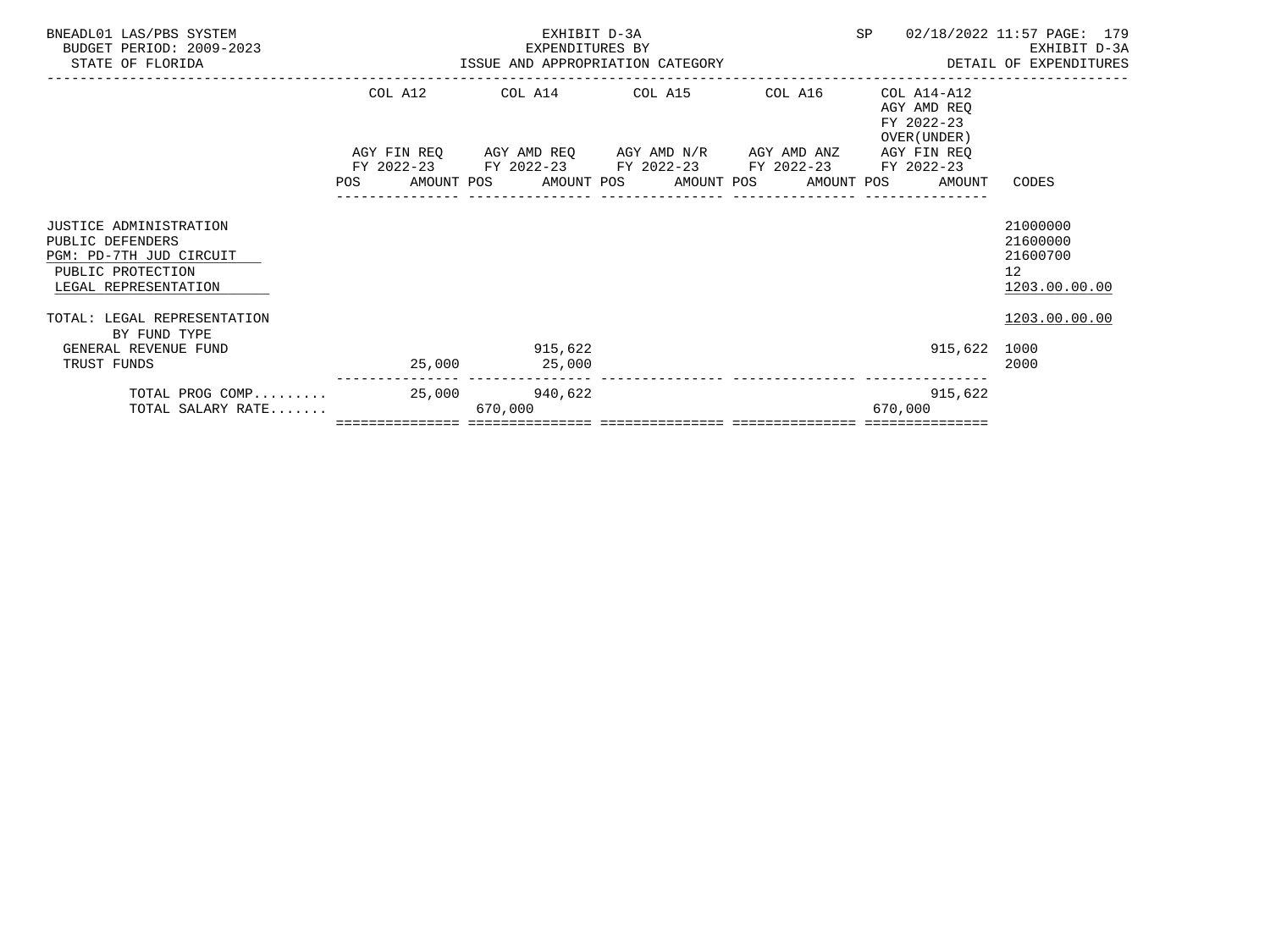BNEADL01 LAS/PBS SYSTEM
BUDGET PERIOD: 2009-2023
STATE OF FLORIDA

EXHIBIT D-3A
EXPENDITURES BY
ISSUE AND APPROPRIATION CATEGORY

SP 02/18/2022 11:57

EXHIBIT D-3A
DETAIL OF EXPENDITURES

| | COL A12 AGY FIN REQ FY 2022-23 POS | AMOUNT | COL A14 AGY AMD REQ FY 2022-23 POS | AMOUNT | COL A15 AGY AMD N/R FY 2022-23 POS | AMOUNT | COL A16 AGY AMD ANZ FY 2022-23 POS | AMOUNT | COL A14-A12 AGY AMD REQ FY 2022-23 OVER(UNDER) AGY FIN REQ FY 2022-23 POS | AMOUNT | CODES |
|---|---|---|---|---|---|---|---|---|---|---|---|
| JUSTICE ADMINISTRATION | | | | | | | | | | | 21000000 |
| PUBLIC DEFENDERS | | | | | | | | | | | 21600000 |
| PGM: PD-7TH JUD CIRCUIT | | | | | | | | | | | 21600700 |
| PUBLIC PROTECTION | | | | | | | | | | | 12 |
| LEGAL REPRESENTATION | | | | | | | | | | | 1203.00.00.00 |
| TOTAL: LEGAL REPRESENTATION | | | | | | | | | | | 1203.00.00.00 |
| BY FUND TYPE | | | | | | | | | | | |
| GENERAL REVENUE FUND | | | | 915,622 | | | | | | 915,622 | 1000 |
| TRUST FUNDS | | 25,000 | | 25,000 | | | | | | | 2000 |
| TOTAL PROG COMP......... | | 25,000 | | 940,622 | | | | | | 915,622 | |
| TOTAL SALARY RATE....... | | | 670,000 | | | | | | 670,000 | | |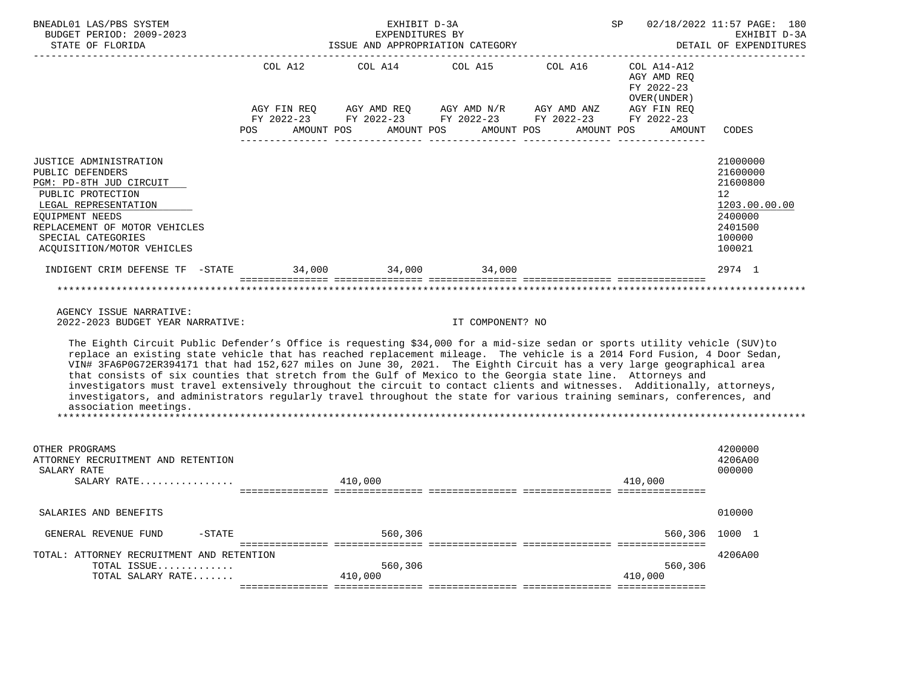BNEADL01 LAS/PBS SYSTEM — EXHIBIT D-3A — SP 02/18/2022 11:57 PAGE: 180
BUDGET PERIOD: 2009-2023 — EXPENDITURES BY — EXHIBIT D-3A
STATE OF FLORIDA — ISSUE AND APPROPRIATION CATEGORY — DETAIL OF EXPENDITURES

| | COL A12 AGY FIN REQ FY 2022-23 POS AMOUNT | COL A14 AGY AMD REQ FY 2022-23 POS AMOUNT | COL A15 AGY AMD N/R FY 2022-23 POS AMOUNT | COL A16 AGY AMD ANZ FY 2022-23 POS AMOUNT | COL A14-A12 AGY AMD REQ FY 2022-23 OVER(UNDER) AGY FIN REQ FY 2022-23 POS AMOUNT | CODES |
|---|---|---|---|---|---|---|
| JUSTICE ADMINISTRATION | | | | | | 21000000 |
| PUBLIC DEFENDERS | | | | | | 21600000 |
| PGM: PD-8TH JUD CIRCUIT | | | | | | 21600800 |
| PUBLIC PROTECTION | | | | | | 12 |
| LEGAL REPRESENTATION | | | | | | 1203.00.00.00 |
| EQUIPMENT NEEDS | | | | | | 2400000 |
| REPLACEMENT OF MOTOR VEHICLES | | | | | | 2401500 |
| SPECIAL CATEGORIES | | | | | | 100000 |
| ACQUISITION/MOTOR VEHICLES | | | | | | 100021 |
| INDIGENT CRIM DEFENSE TF -STATE | 34,000 | 34,000 | 34,000 | | | 2974 1 |

AGENCY ISSUE NARRATIVE:
2022-2023 BUDGET YEAR NARRATIVE: IT COMPONENT? NO

The Eighth Circuit Public Defender's Office is requesting $34,000 for a mid-size sedan or sports utility vehicle (SUV)to replace an existing state vehicle that has reached replacement mileage. The vehicle is a 2014 Ford Fusion, 4 Door Sedan, VIN# 3FA6P0G72ER394171 that had 152,627 miles on June 30, 2021. The Eighth Circuit has a very large geographical area that consists of six counties that stretch from the Gulf of Mexico to the Georgia state line. Attorneys and investigators must travel extensively throughout the circuit to contact clients and witnesses. Additionally, attorneys, investigators, and administrators regularly travel throughout the state for various training seminars, conferences, and association meetings.

| | COL A12 | COL A14 | COL A15 | COL A16 | COL A14-A12 | CODES |
|---|---|---|---|---|---|---|
| OTHER PROGRAMS | | | | | | 4200000 |
| ATTORNEY RECRUITMENT AND RETENTION | | | | | | 4206A00 |
| SALARY RATE | | | | | | 000000 |
| SALARY RATE................ | | 410,000 | | | 410,000 | |
| SALARIES AND BENEFITS | | | | | | 010000 |
| GENERAL REVENUE FUND -STATE | | 560,306 | | | 560,306 | 1000 1 |
| TOTAL: ATTORNEY RECRUITMENT AND RETENTION | | | | | | 4206A00 |
| TOTAL ISSUE............. | | 560,306 | | | 560,306 | |
| TOTAL SALARY RATE....... | | 410,000 | | | 410,000 | |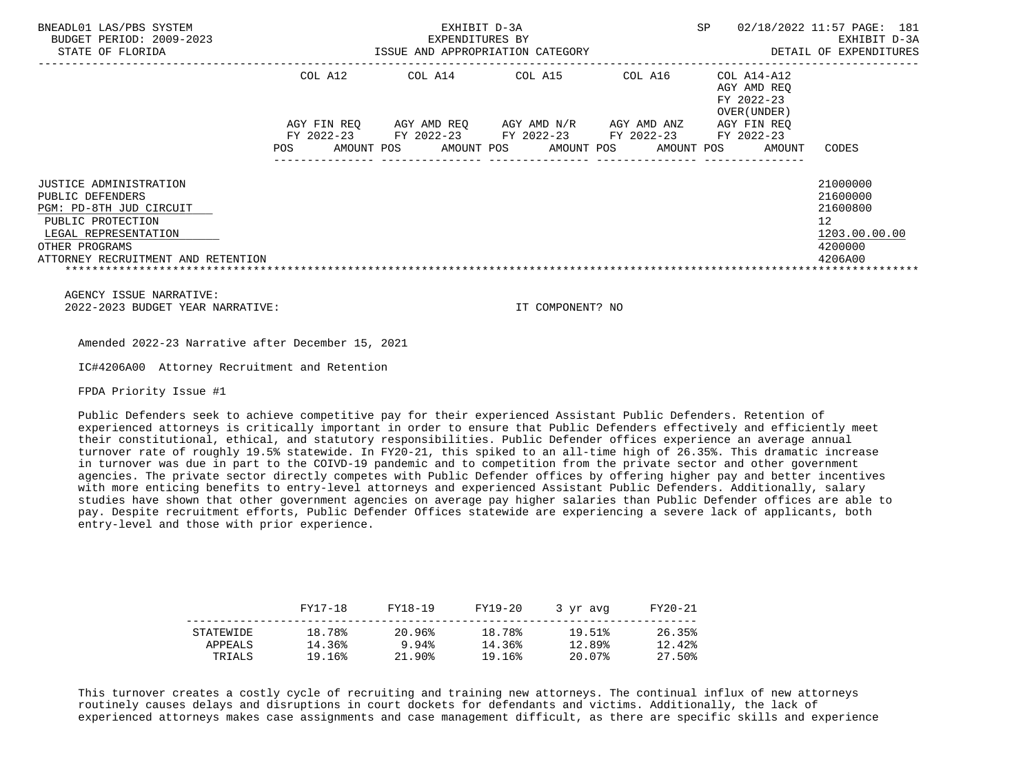| | COL A12 | | COL A14 | | COL A15 | | COL A16 | | COL A14-A12 AGY AMD REQ FY 2022-23 OVER(UNDER) | | |
|---|---|---|---|---|---|---|---|---|---|---|---|
| | AGY FIN REQ FY 2022-23 | | AGY AMD REQ FY 2022-23 | | AGY AMD N/R FY 2022-23 | | AGY AMD ANZ FY 2022-23 | | AGY FIN REQ FY 2022-23 | | |
| | POS | AMOUNT | POS | AMOUNT | POS | AMOUNT | POS | AMOUNT | POS | AMOUNT | CODES |
| JUSTICE ADMINISTRATION | | | | | | | | | | | 21000000 |
| PUBLIC DEFENDERS | | | | | | | | | | | 21600000 |
| PGM: PD-8TH JUD CIRCUIT | | | | | | | | | | | 21600800 |
| PUBLIC PROTECTION | | | | | | | | | | | 12 |
| LEGAL REPRESENTATION | | | | | | | | | | | 1203.00.00.00 |
| OTHER PROGRAMS | | | | | | | | | | | 4200000 |
| ATTORNEY RECRUITMENT AND RETENTION | | | | | | | | | | | 4206A00 |

AGENCY ISSUE NARRATIVE:
2022-2023 BUDGET YEAR NARRATIVE: IT COMPONENT? NO

Amended 2022-23 Narrative after December 15, 2021

IC#4206A00 Attorney Recruitment and Retention

FPDA Priority Issue #1

Public Defenders seek to achieve competitive pay for their experienced Assistant Public Defenders. Retention of experienced attorneys is critically important in order to ensure that Public Defenders effectively and efficiently meet their constitutional, ethical, and statutory responsibilities. Public Defender offices experience an average annual turnover rate of roughly 19.5% statewide. In FY20-21, this spiked to an all-time high of 26.35%. This dramatic increase in turnover was due in part to the COIVD-19 pandemic and to competition from the private sector and other government agencies. The private sector directly competes with Public Defender offices by offering higher pay and better incentives with more enticing benefits to entry-level attorneys and experienced Assistant Public Defenders. Additionally, salary studies have shown that other government agencies on average pay higher salaries than Public Defender offices are able to pay. Despite recruitment efforts, Public Defender Offices statewide are experiencing a severe lack of applicants, both entry-level and those with prior experience.

| | FY17-18 | FY18-19 | FY19-20 | 3 yr avg | FY20-21 |
|---|---|---|---|---|---|
| STATEWIDE | 18.78% | 20.96% | 18.78% | 19.51% | 26.35% |
| APPEALS | 14.36% | 9.94% | 14.36% | 12.89% | 12.42% |
| TRIALS | 19.16% | 21.90% | 19.16% | 20.07% | 27.50% |

This turnover creates a costly cycle of recruiting and training new attorneys. The continual influx of new attorneys routinely causes delays and disruptions in court dockets for defendants and victims. Additionally, the lack of experienced attorneys makes case assignments and case management difficult, as there are specific skills and experience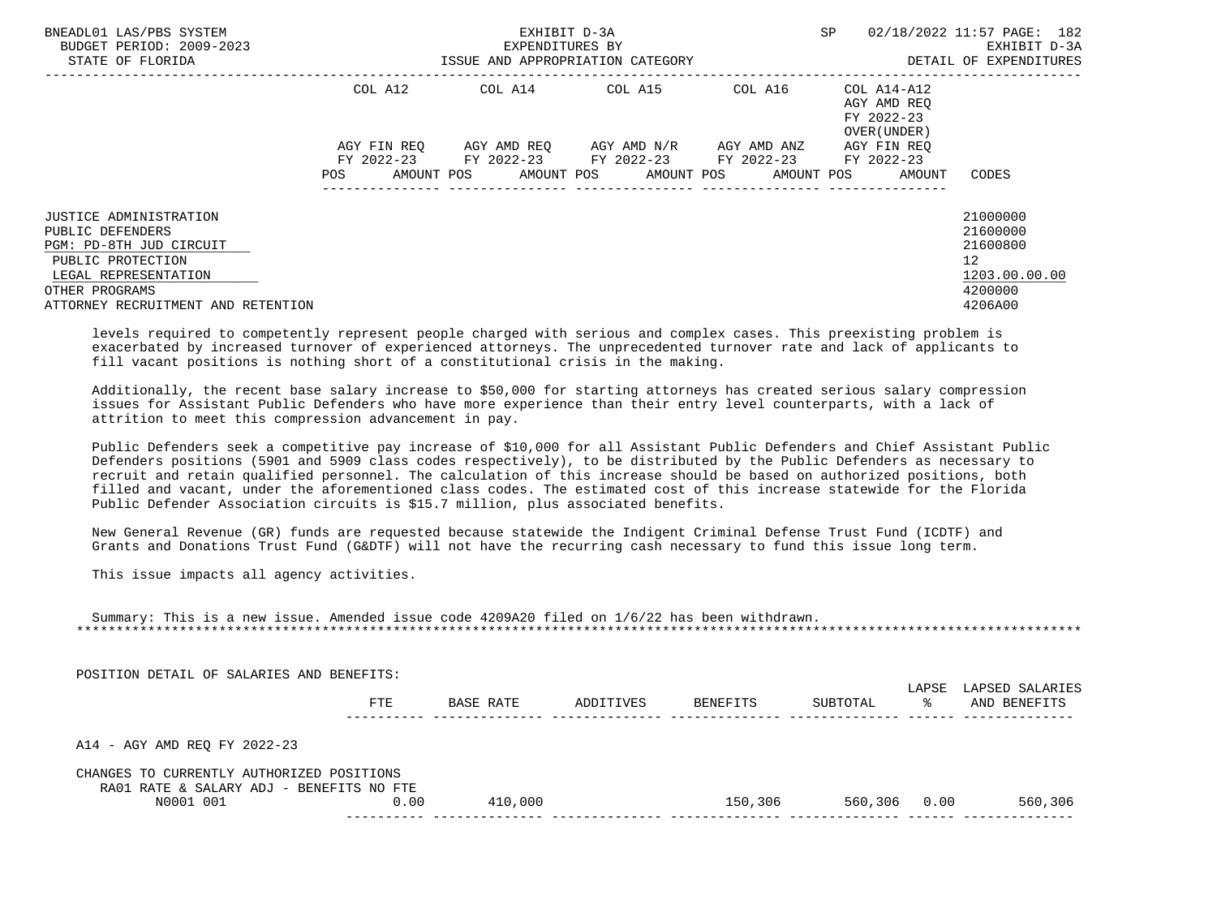| | COL A12 | COL A14 | COL A15 | COL A16 | COL A14-A12 AGY AMD REQ FY 2022-23 OVER(UNDER) | |
|---|---|---|---|---|---|---|
| | AGY FIN REQ FY 2022-23 | AGY AMD REQ FY 2022-23 | AGY AMD N/R FY 2022-23 | AGY AMD ANZ FY 2022-23 | AGY FIN REQ FY 2022-23 | |
| | POS AMOUNT | POS AMOUNT | POS AMOUNT | POS AMOUNT | POS AMOUNT | CODES |
| JUSTICE ADMINISTRATION | | | | | | 21000000 |
| PUBLIC DEFENDERS | | | | | | 21600000 |
| PGM: PD-8TH JUD CIRCUIT | | | | | | 21600800 |
| PUBLIC PROTECTION | | | | | | 12 |
| LEGAL REPRESENTATION | | | | | | 1203.00.00.00 |
| OTHER PROGRAMS | | | | | | 4200000 |
| ATTORNEY RECRUITMENT AND RETENTION | | | | | | 4206A00 |

levels required to competently represent people charged with serious and complex cases. This preexisting problem is exacerbated by increased turnover of experienced attorneys. The unprecedented turnover rate and lack of applicants to fill vacant positions is nothing short of a constitutional crisis in the making.

Additionally, the recent base salary increase to $50,000 for starting attorneys has created serious salary compression issues for Assistant Public Defenders who have more experience than their entry level counterparts, with a lack of attrition to meet this compression advancement in pay.

Public Defenders seek a competitive pay increase of $10,000 for all Assistant Public Defenders and Chief Assistant Public Defenders positions (5901 and 5909 class codes respectively), to be distributed by the Public Defenders as necessary to recruit and retain qualified personnel. The calculation of this increase should be based on authorized positions, both filled and vacant, under the aforementioned class codes. The estimated cost of this increase statewide for the Florida Public Defender Association circuits is $15.7 million, plus associated benefits.

New General Revenue (GR) funds are requested because statewide the Indigent Criminal Defense Trust Fund (ICDTF) and Grants and Donations Trust Fund (G&DTF) will not have the recurring cash necessary to fund this issue long term.

This issue impacts all agency activities.

Summary: This is a new issue. Amended issue code 4209A20 filed on 1/6/22 has been withdrawn.

*****************************************************************************************************************************

POSITION DETAIL OF SALARIES AND BENEFITS:

| | FTE | BASE RATE | ADDITIVES | BENEFITS | SUBTOTAL | LAPSE % | LAPSED SALARIES AND BENEFITS |
|---|---|---|---|---|---|---|---|
| A14 - AGY AMD REQ FY 2022-23 | | | | | | | |
| CHANGES TO CURRENTLY AUTHORIZED POSITIONS | | | | | | | |
| RA01 RATE & SALARY ADJ - BENEFITS NO FTE | | | | | | | |
| N0001 001 | 0.00 | 410,000 | | 150,306 | 560,306 | 0.00 | 560,306 |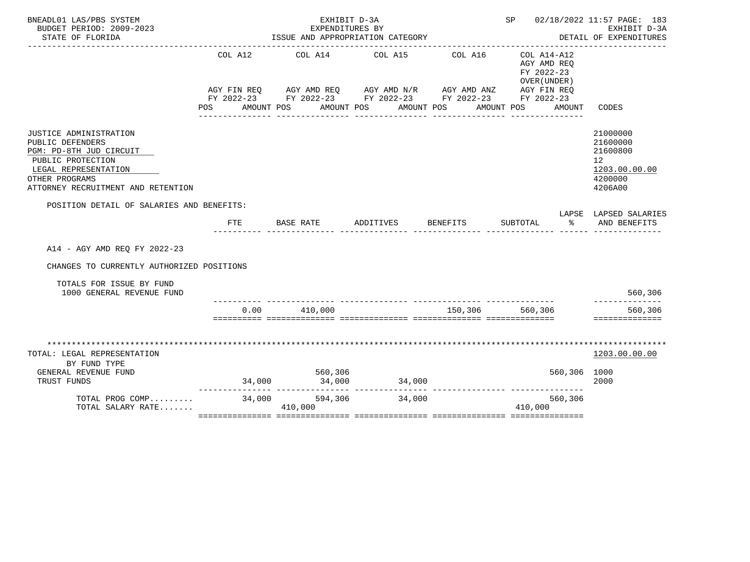BNEADL01 LAS/PBS SYSTEM
BUDGET PERIOD: 2009-2023
STATE OF FLORIDA

EXHIBIT D-3A
EXPENDITURES BY
ISSUE AND APPROPRIATION CATEGORY

SP 02/18/2022 11:57

EXHIBIT D-3A
DETAIL OF EXPENDITURES

| | COL A12 AGY FIN REQ FY 2022-23 POS AMOUNT | COL A14 AGY AMD REQ FY 2022-23 POS AMOUNT | COL A15 AGY AMD N/R FY 2022-23 POS AMOUNT | COL A16 AGY AMD ANZ FY 2022-23 POS AMOUNT | COL A14-A12 AGY AMD REQ FY 2022-23 OVER(UNDER) AGY FIN REQ FY 2022-23 POS AMOUNT | CODES |
|---|---|---|---|---|---|---|
| JUSTICE ADMINISTRATION | | | | | | 21000000 |
| PUBLIC DEFENDERS | | | | | | 21600000 |
| PGM: PD-8TH JUD CIRCUIT | | | | | | 21600800 |
| PUBLIC PROTECTION | | | | | | 12 |
| LEGAL REPRESENTATION | | | | | | 1203.00.00.00 |
| OTHER PROGRAMS | | | | | | 4200000 |
| ATTORNEY RECRUITMENT AND RETENTION | | | | | | 4206A00 |

POSITION DETAIL OF SALARIES AND BENEFITS:

| | FTE | BASE RATE | ADDITIVES | BENEFITS | SUBTOTAL | LAPSE % | LAPSED SALARIES AND BENEFITS |
|---|---|---|---|---|---|---|---|
| A14 - AGY AMD REQ FY 2022-23 | | | | | | | |
| CHANGES TO CURRENTLY AUTHORIZED POSITIONS | | | | | | | |
| TOTALS FOR ISSUE BY FUND | | | | | | | |
| 1000 GENERAL REVENUE FUND | | | | | | | 560,306 |
| | 0.00 | 410,000 | | 150,306 | 560,306 | | 560,306 |

***************************************************************************************************************

| | COL A12 | COL A14 | COL A15 | COL A16 | COL A14-A12 | CODES |
|---|---|---|---|---|---|---|
| TOTAL: LEGAL REPRESENTATION | | | | | | 1203.00.00.00 |
| BY FUND TYPE | | | | | | |
| GENERAL REVENUE FUND | | 560,306 | | | 560,306 | 1000 |
| TRUST FUNDS | 34,000 | 34,000 | 34,000 | | | 2000 |
| TOTAL PROG COMP......... | 34,000 | 594,306 | 34,000 | | 560,306 | |
| TOTAL SALARY RATE....... | | 410,000 | | | 410,000 | |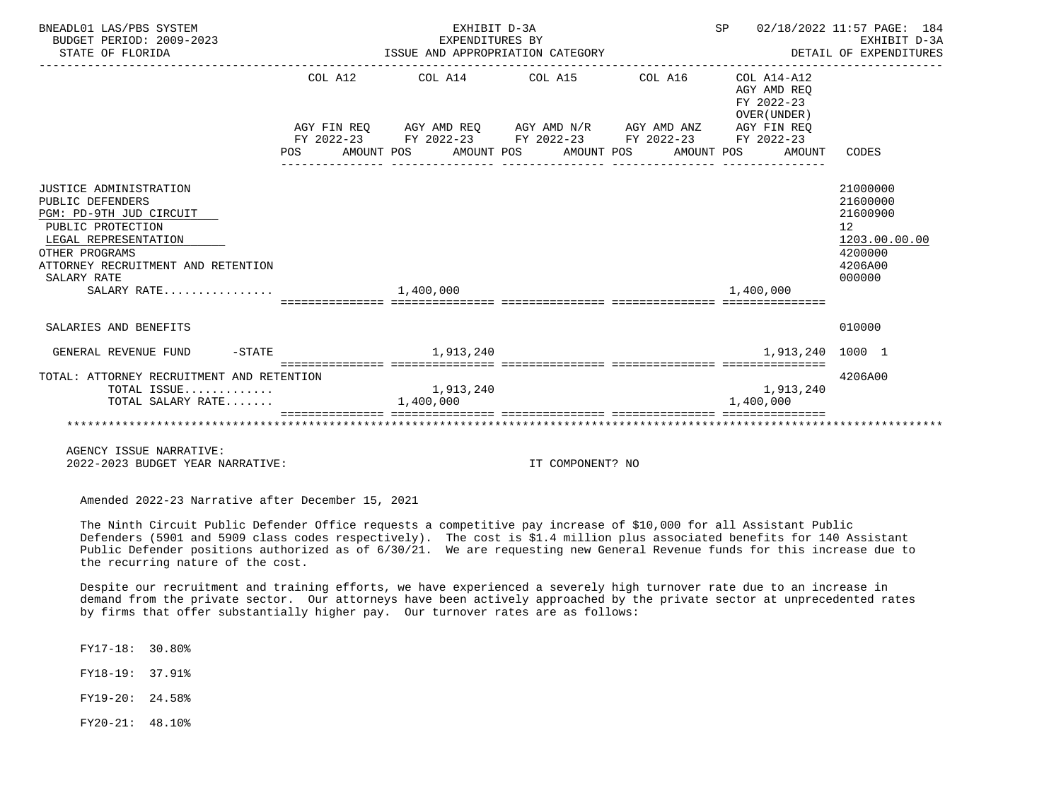| | COL A12 | | COL A14 | | COL A15 | | COL A16 | | COL A14-A12 AGY AMD REQ FY 2022-23 OVER(UNDER) | | |
|---|---|---|---|---|---|---|---|---|---|---|---|
| | AGY FIN REQ FY 2022-23 | | AGY AMD REQ FY 2022-23 | | AGY AMD N/R FY 2022-23 | | AGY AMD ANZ FY 2022-23 | | AGY FIN REQ FY 2022-23 | | |
| | POS | AMOUNT | POS | AMOUNT | POS | AMOUNT | POS | AMOUNT | POS | AMOUNT | CODES |
| JUSTICE ADMINISTRATION | | | | | | | | | | | 21000000 |
| PUBLIC DEFENDERS | | | | | | | | | | | 21600000 |
| PGM: PD-9TH JUD CIRCUIT | | | | | | | | | | | 21600900 |
| PUBLIC PROTECTION | | | | | | | | | | | 12 |
| LEGAL REPRESENTATION | | | | | | | | | | | 1203.00.00.00 |
| OTHER PROGRAMS | | | | | | | | | | | 4200000 |
| ATTORNEY RECRUITMENT AND RETENTION | | | | | | | | | | | 4206A00 |
| SALARY RATE | | | | | | | | | | | 000000 |
| SALARY RATE................ | | | 1,400,000 | | | | | | 1,400,000 | | |
| SALARIES AND BENEFITS | | | | | | | | | | | 010000 |
| GENERAL REVENUE FUND -STATE | | | | 1,913,240 | | | | | | 1,913,240 | 1000 1 |
| TOTAL: ATTORNEY RECRUITMENT AND RETENTION | | | | | | | | | | | 4206A00 |
| TOTAL ISSUE............. | | | | 1,913,240 | | | | | | 1,913,240 | |
| TOTAL SALARY RATE....... | | | 1,400,000 | | | | | | 1,400,000 | | |

AGENCY ISSUE NARRATIVE:
2022-2023 BUDGET YEAR NARRATIVE: IT COMPONENT? NO

Amended 2022-23 Narrative after December 15, 2021

The Ninth Circuit Public Defender Office requests a competitive pay increase of $10,000 for all Assistant Public Defenders (5901 and 5909 class codes respectively). The cost is $1.4 million plus associated benefits for 140 Assistant Public Defender positions authorized as of 6/30/21. We are requesting new General Revenue funds for this increase due to the recurring nature of the cost.

Despite our recruitment and training efforts, we have experienced a severely high turnover rate due to an increase in demand from the private sector. Our attorneys have been actively approached by the private sector at unprecedented rates by firms that offer substantially higher pay. Our turnover rates are as follows:

FY17-18: 30.80%

FY18-19: 37.91%

FY19-20: 24.58%

FY20-21: 48.10%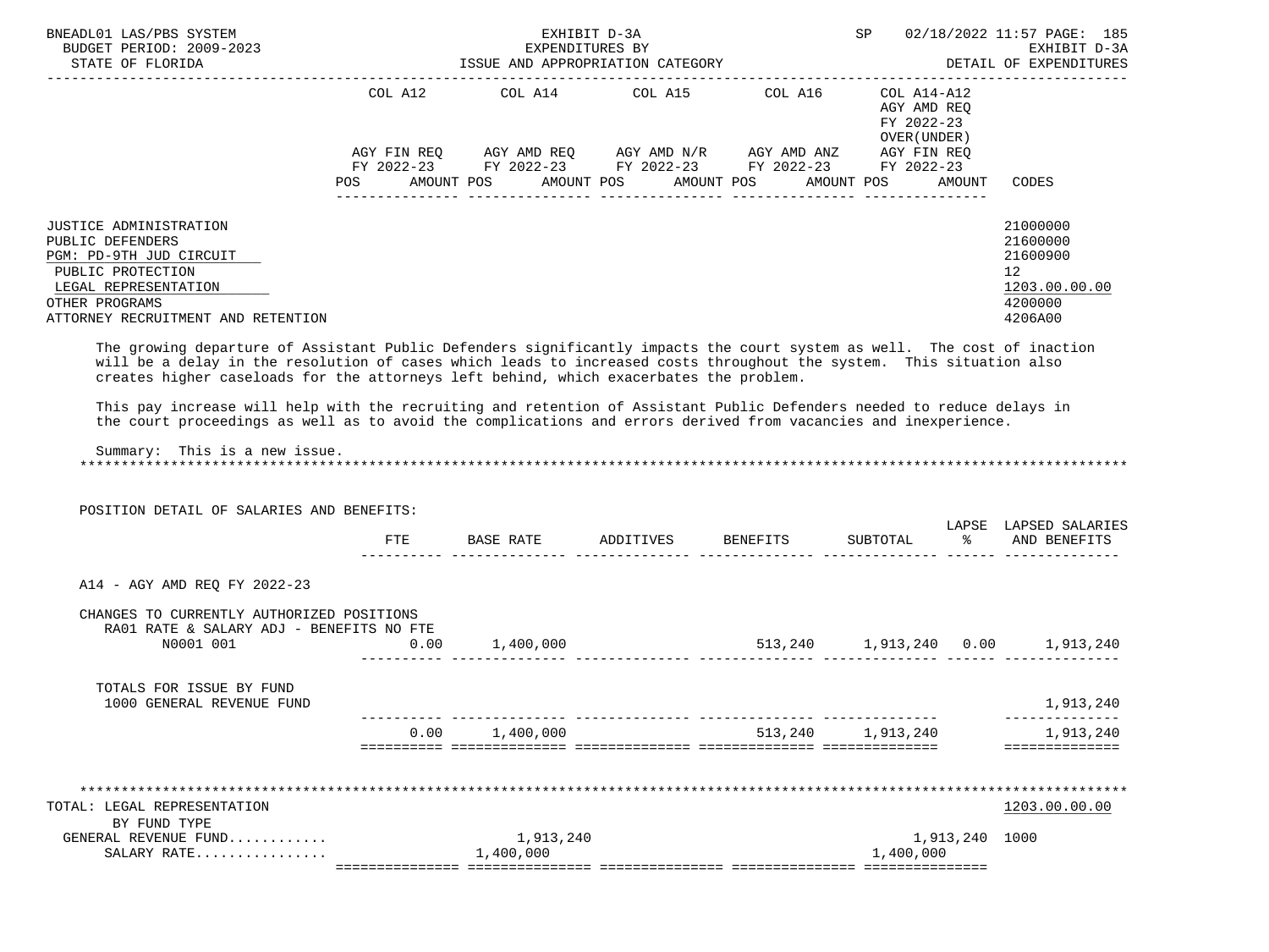BNEADL01 LAS/PBS SYSTEM — EXHIBIT D-3A — SP 02/18/2022 11:57
BUDGET PERIOD: 2009-2023 — EXPENDITURES BY — EXHIBIT D-3A
STATE OF FLORIDA — ISSUE AND APPROPRIATION CATEGORY — DETAIL OF EXPENDITURES

| | COL A12 AGY FIN REQ FY 2022-23 POS AMOUNT | COL A14 AGY AMD REQ FY 2022-23 POS AMOUNT | COL A15 AGY AMD N/R FY 2022-23 POS AMOUNT | COL A16 AGY AMD ANZ FY 2022-23 POS AMOUNT | COL A14-A12 AGY AMD REQ FY 2022-23 OVER(UNDER) AGY FIN REQ FY 2022-23 POS AMOUNT | CODES |
|---|---|---|---|---|---|---|
| JUSTICE ADMINISTRATION | | | | | | 21000000 |
| PUBLIC DEFENDERS | | | | | | 21600000 |
| PGM: PD-9TH JUD CIRCUIT | | | | | | 21600900 |
| PUBLIC PROTECTION | | | | | | 12 |
| LEGAL REPRESENTATION | | | | | | 1203.00.00.00 |
| OTHER PROGRAMS | | | | | | 4200000 |
| ATTORNEY RECRUITMENT AND RETENTION | | | | | | 4206A00 |

The growing departure of Assistant Public Defenders significantly impacts the court system as well. The cost of inaction will be a delay in the resolution of cases which leads to increased costs throughout the system. This situation also creates higher caseloads for the attorneys left behind, which exacerbates the problem.

This pay increase will help with the recruiting and retention of Assistant Public Defenders needed to reduce delays in the court proceedings as well as to avoid the complications and errors derived from vacancies and inexperience.

Summary: This is a new issue.

*******************************************************************************************************************

POSITION DETAIL OF SALARIES AND BENEFITS:

| | FTE | BASE RATE | ADDITIVES | BENEFITS | SUBTOTAL | LAPSE % | LAPSED SALARIES AND BENEFITS |
|---|---|---|---|---|---|---|---|
| A14 - AGY AMD REQ FY 2022-23 | | | | | | | |
| CHANGES TO CURRENTLY AUTHORIZED POSITIONS | | | | | | | |
| RA01 RATE & SALARY ADJ - BENEFITS NO FTE | | | | | | | |
| N0001 001 | 0.00 | 1,400,000 | | 513,240 | 1,913,240 | 0.00 | 1,913,240 |
| TOTALS FOR ISSUE BY FUND | | | | | | | |
| 1000 GENERAL REVENUE FUND | | | | | | | 1,913,240 |
| | 0.00 | 1,400,000 | | 513,240 | 1,913,240 | | 1,913,240 |

*******************************************************************************************************************

| TOTAL: LEGAL REPRESENTATION | COL A12 | COL A14 | COL A15 | COL A16 | COL A14-A12 | CODES |
|---|---|---|---|---|---|---|
| BY FUND TYPE | | | | | | 1203.00.00.00 |
| GENERAL REVENUE FUND | | 1,913,240 | | | 1,913,240 | 1000 |
| SALARY RATE | | 1,400,000 | | | 1,400,000 | |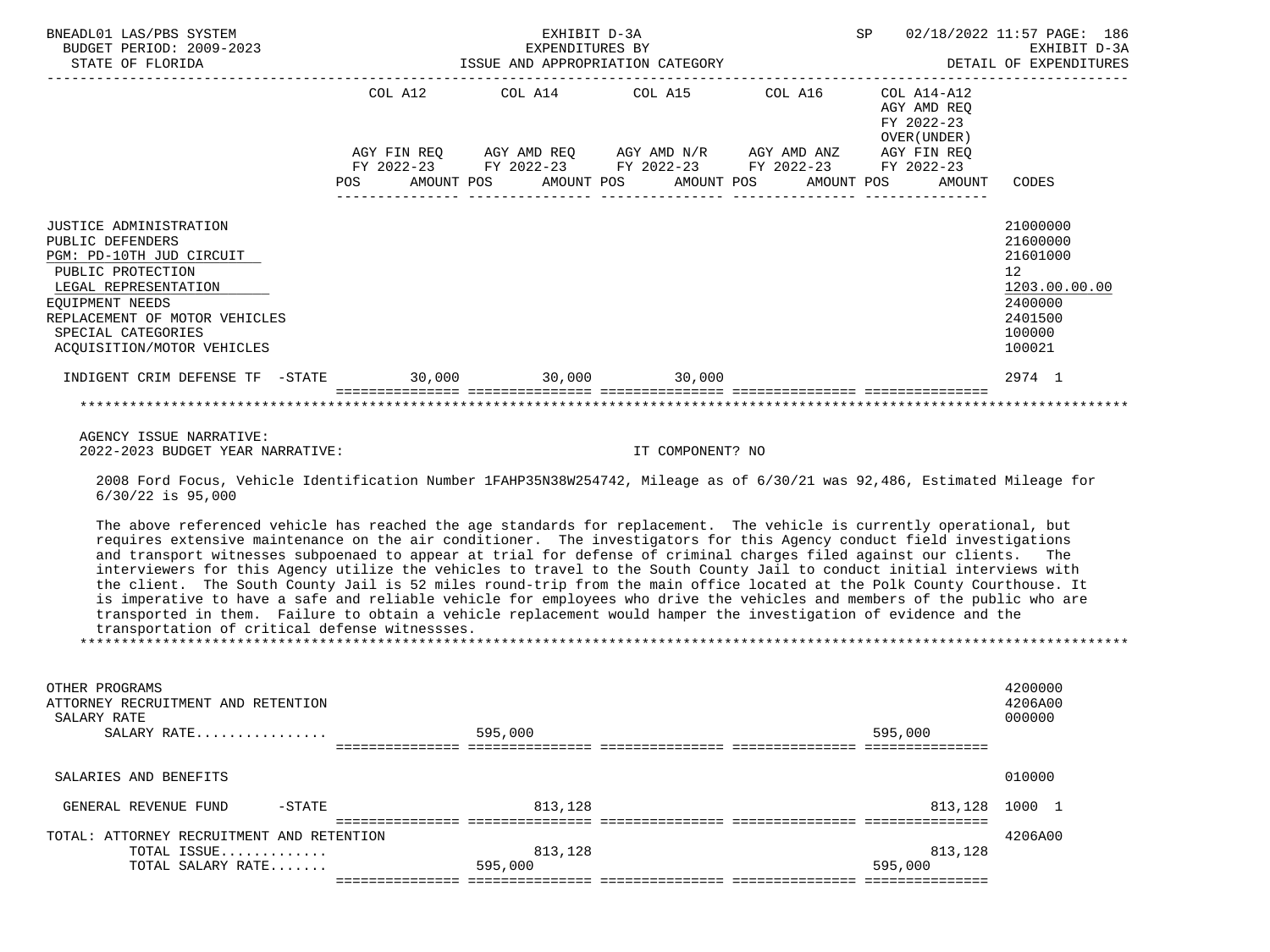BNEADL01 LAS/PBS SYSTEM — EXHIBIT D-3A — SP 02/18/2022 11:57

BUDGET PERIOD: 2009-2023 — EXPENDITURES BY — EXHIBIT D-3A

STATE OF FLORIDA — ISSUE AND APPROPRIATION CATEGORY — DETAIL OF EXPENDITURES

| | COL A12 AGY FIN REQ FY 2022-23 POS AMOUNT | COL A14 AGY AMD REQ FY 2022-23 POS AMOUNT | COL A15 AGY AMD N/R FY 2022-23 POS AMOUNT | COL A16 AGY AMD ANZ FY 2022-23 POS AMOUNT | COL A14-A12 AGY AMD REQ FY 2022-23 OVER(UNDER) AGY FIN REQ FY 2022-23 POS AMOUNT | CODES |
|---|---|---|---|---|---|---|
| JUSTICE ADMINISTRATION | | | | | | 21000000 |
| PUBLIC DEFENDERS | | | | | | 21600000 |
| PGM: PD-10TH JUD CIRCUIT | | | | | | 21601000 |
| PUBLIC PROTECTION | | | | | | 12 |
| LEGAL REPRESENTATION | | | | | | 1203.00.00.00 |
| EQUIPMENT NEEDS | | | | | | 2400000 |
| REPLACEMENT OF MOTOR VEHICLES | | | | | | 2401500 |
| SPECIAL CATEGORIES | | | | | | 100000 |
| ACQUISITION/MOTOR VEHICLES | | | | | | 100021 |
| INDIGENT CRIM DEFENSE TF -STATE | 30,000 | 30,000 | 30,000 | | | 2974 1 |

AGENCY ISSUE NARRATIVE:

2022-2023 BUDGET YEAR NARRATIVE: IT COMPONENT? NO

2008 Ford Focus, Vehicle Identification Number 1FAHP35N38W254742, Mileage as of 6/30/21 was 92,486, Estimated Mileage for 6/30/22 is 95,000

The above referenced vehicle has reached the age standards for replacement. The vehicle is currently operational, but requires extensive maintenance on the air conditioner. The investigators for this Agency conduct field investigations and transport witnesses subpoenaed to appear at trial for defense of criminal charges filed against our clients. The interviewers for this Agency utilize the vehicles to travel to the South County Jail to conduct initial interviews with the client. The South County Jail is 52 miles round-trip from the main office located at the Polk County Courthouse. It is imperative to have a safe and reliable vehicle for employees who drive the vehicles and members of the public who are transported in them. Failure to obtain a vehicle replacement would hamper the investigation of evidence and the transportation of critical defense witnessses.

| | COL A12 | COL A14 | COL A15 | COL A16 | COL A14-A12 | CODES |
|---|---|---|---|---|---|---|
| OTHER PROGRAMS | | | | | | 4200000 |
| ATTORNEY RECRUITMENT AND RETENTION | | | | | | 4206A00 |
| SALARY RATE | | | | | | 000000 |
| SALARY RATE................ | | 595,000 | | | 595,000 | |
| SALARIES AND BENEFITS | | | | | | 010000 |
| GENERAL REVENUE FUND -STATE | | 813,128 | | | 813,128 | 1000 1 |
| TOTAL: ATTORNEY RECRUITMENT AND RETENTION | | | | | | 4206A00 |
| TOTAL ISSUE............. | | 813,128 | | | 813,128 | |
| TOTAL SALARY RATE....... | | 595,000 | | | 595,000 | |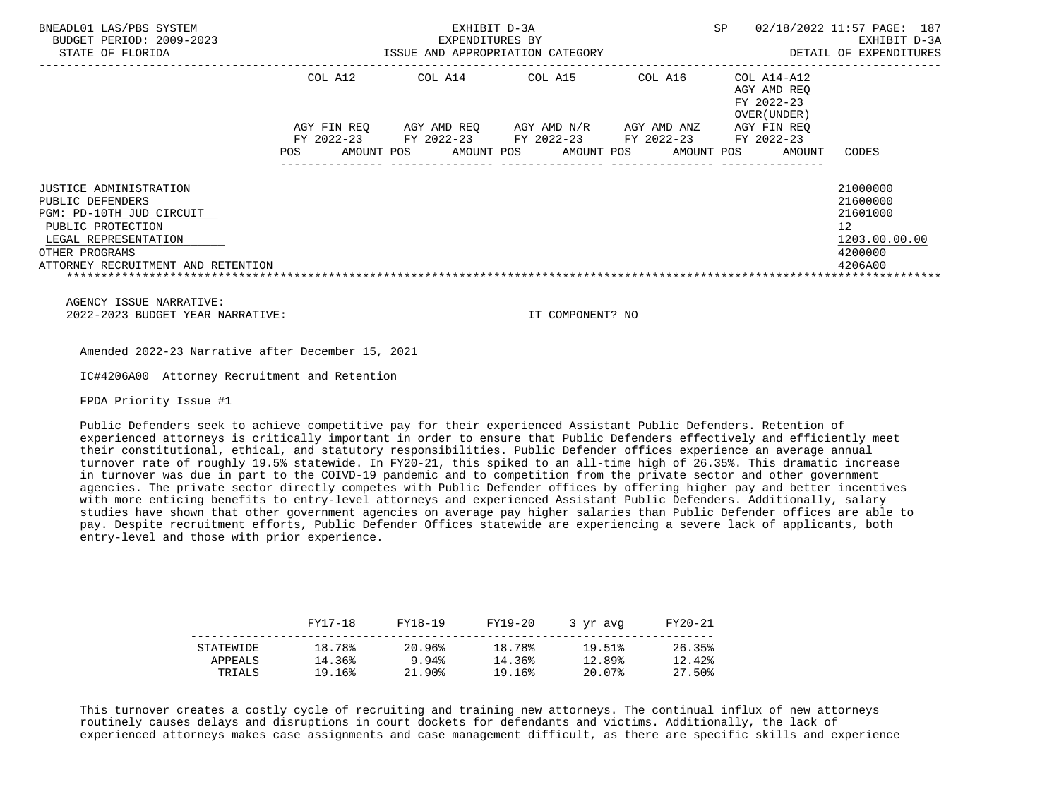| | COL A12 | | COL A14 | | COL A15 | | COL A16 | | COL A14-A12 AGY AMD REQ FY 2022-23 OVER(UNDER) | |
|---|---|---|---|---|---|---|---|---|---|---|
| | AGY FIN REQ FY 2022-23 | | AGY AMD REQ FY 2022-23 | | AGY AMD N/R FY 2022-23 | | AGY AMD ANZ FY 2022-23 | | AGY FIN REQ FY 2022-23 | |
| | POS | AMOUNT | POS | AMOUNT | POS | AMOUNT | POS | AMOUNT | POS | AMOUNT | CODES |

| | CODES |
|---|---|
| JUSTICE ADMINISTRATION | 21000000 |
| PUBLIC DEFENDERS | 21600000 |
| PGM: PD-10TH JUD CIRCUIT | 21601000 |
| PUBLIC PROTECTION | 12 |
| LEGAL REPRESENTATION | 1203.00.00.00 |
| OTHER PROGRAMS | 4200000 |
| ATTORNEY RECRUITMENT AND RETENTION | 4206A00 |

AGENCY ISSUE NARRATIVE:
2022-2023 BUDGET YEAR NARRATIVE: IT COMPONENT? NO

Amended 2022-23 Narrative after December 15, 2021

IC#4206A00 Attorney Recruitment and Retention

FPDA Priority Issue #1

Public Defenders seek to achieve competitive pay for their experienced Assistant Public Defenders. Retention of experienced attorneys is critically important in order to ensure that Public Defenders effectively and efficiently meet their constitutional, ethical, and statutory responsibilities. Public Defender offices experience an average annual turnover rate of roughly 19.5% statewide. In FY20-21, this spiked to an all-time high of 26.35%. This dramatic increase in turnover was due in part to the COIVD-19 pandemic and to competition from the private sector and other government agencies. The private sector directly competes with Public Defender offices by offering higher pay and better incentives with more enticing benefits to entry-level attorneys and experienced Assistant Public Defenders. Additionally, salary studies have shown that other government agencies on average pay higher salaries than Public Defender offices are able to pay. Despite recruitment efforts, Public Defender Offices statewide are experiencing a severe lack of applicants, both entry-level and those with prior experience.

| | FY17-18 | FY18-19 | FY19-20 | 3 yr avg | FY20-21 |
|---|---|---|---|---|---|
| STATEWIDE | 18.78% | 20.96% | 18.78% | 19.51% | 26.35% |
| APPEALS | 14.36% | 9.94% | 14.36% | 12.89% | 12.42% |
| TRIALS | 19.16% | 21.90% | 19.16% | 20.07% | 27.50% |

This turnover creates a costly cycle of recruiting and training new attorneys. The continual influx of new attorneys routinely causes delays and disruptions in court dockets for defendants and victims. Additionally, the lack of experienced attorneys makes case assignments and case management difficult, as there are specific skills and experience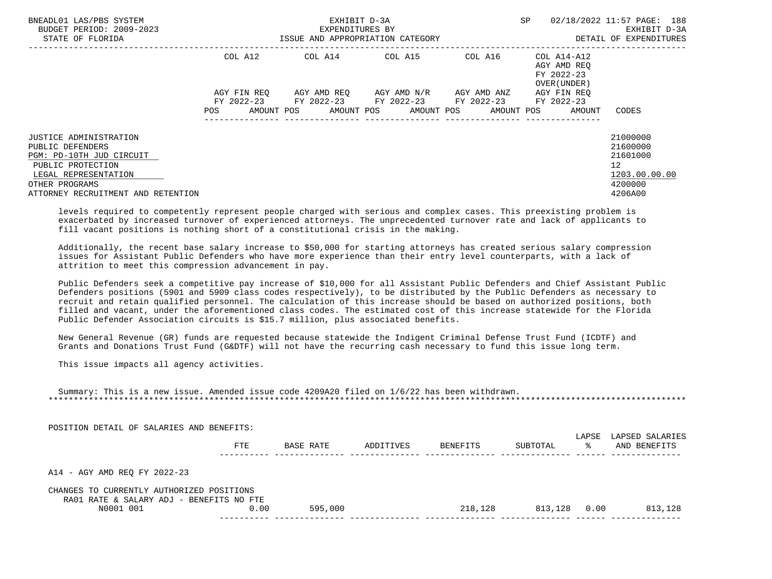| | COL A12 | COL A14 | COL A15 | COL A16 | COL A14-A12 AGY AMD REQ FY 2022-23 OVER(UNDER) | |
|---|---|---|---|---|---|---|
| | AGY FIN REQ FY 2022-23 | AGY AMD REQ FY 2022-23 | AGY AMD N/R FY 2022-23 | AGY AMD ANZ FY 2022-23 | AGY FIN REQ FY 2022-23 | |
| | POS AMOUNT | POS AMOUNT | POS AMOUNT | POS AMOUNT | POS AMOUNT | CODES |
| JUSTICE ADMINISTRATION | | | | | | 21000000 |
| PUBLIC DEFENDERS | | | | | | 21600000 |
| PGM: PD-10TH JUD CIRCUIT | | | | | | 21601000 |
| PUBLIC PROTECTION | | | | | | 12 |
| LEGAL REPRESENTATION | | | | | | 1203.00.00.00 |
| OTHER PROGRAMS | | | | | | 4200000 |
| ATTORNEY RECRUITMENT AND RETENTION | | | | | | 4206A00 |

levels required to competently represent people charged with serious and complex cases. This preexisting problem is exacerbated by increased turnover of experienced attorneys. The unprecedented turnover rate and lack of applicants to fill vacant positions is nothing short of a constitutional crisis in the making.

Additionally, the recent base salary increase to $50,000 for starting attorneys has created serious salary compression issues for Assistant Public Defenders who have more experience than their entry level counterparts, with a lack of attrition to meet this compression advancement in pay.

Public Defenders seek a competitive pay increase of $10,000 for all Assistant Public Defenders and Chief Assistant Public Defenders positions (5901 and 5909 class codes respectively), to be distributed by the Public Defenders as necessary to recruit and retain qualified personnel. The calculation of this increase should be based on authorized positions, both filled and vacant, under the aforementioned class codes. The estimated cost of this increase statewide for the Florida Public Defender Association circuits is $15.7 million, plus associated benefits.

New General Revenue (GR) funds are requested because statewide the Indigent Criminal Defense Trust Fund (ICDTF) and Grants and Donations Trust Fund (G&DTF) will not have the recurring cash necessary to fund this issue long term.

This issue impacts all agency activities.

Summary: This is a new issue. Amended issue code 4209A20 filed on 1/6/22 has been withdrawn.

POSITION DETAIL OF SALARIES AND BENEFITS:

| | FTE | BASE RATE | ADDITIVES | BENEFITS | SUBTOTAL | LAPSE % | LAPSED SALARIES AND BENEFITS |
|---|---|---|---|---|---|---|---|
| A14 - AGY AMD REQ FY 2022-23 | | | | | | | |
| CHANGES TO CURRENTLY AUTHORIZED POSITIONS | | | | | | | |
| RA01 RATE & SALARY ADJ - BENEFITS NO FTE | | | | | | | |
| N0001 001 | 0.00 | 595,000 | | 218,128 | 813,128 | 0.00 | 813,128 |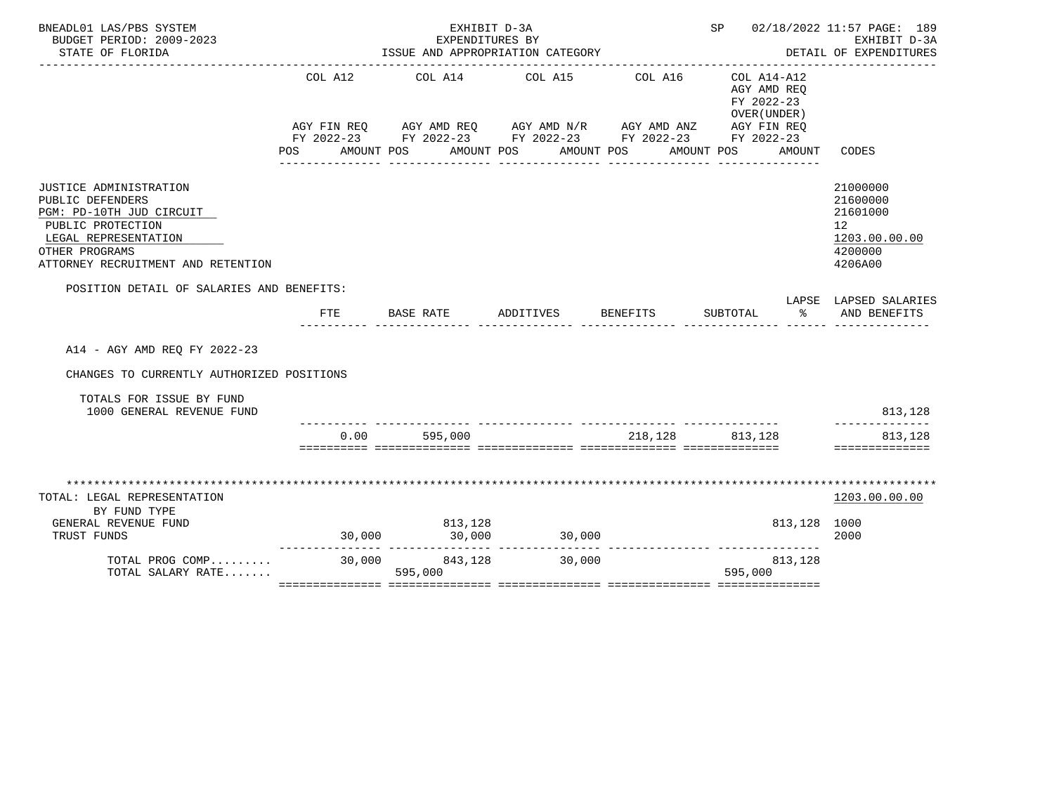BNEADL01 LAS/PBS SYSTEM
BUDGET PERIOD: 2009-2023
STATE OF FLORIDA

EXHIBIT D-3A
EXPENDITURES BY
ISSUE AND APPROPRIATION CATEGORY

SP 02/18/2022 11:57 PAGE: 189
EXHIBIT D-3A
DETAIL OF EXPENDITURES

| | COL A12 AGY FIN REQ FY 2022-23 POS AMOUNT | COL A14 AGY AMD REQ FY 2022-23 POS AMOUNT | COL A15 AGY AMD N/R FY 2022-23 POS AMOUNT | COL A16 AGY AMD ANZ FY 2022-23 POS AMOUNT | COL A14-A12 AGY AMD REQ FY 2022-23 OVER(UNDER) AGY FIN REQ FY 2022-23 POS AMOUNT | CODES |
|---|---|---|---|---|---|---|
| JUSTICE ADMINISTRATION | | | | | | 21000000 |
| PUBLIC DEFENDERS | | | | | | 21600000 |
| PGM: PD-10TH JUD CIRCUIT | | | | | | 21601000 |
| PUBLIC PROTECTION | | | | | | 12 |
| LEGAL REPRESENTATION | | | | | | 1203.00.00.00 |
| OTHER PROGRAMS | | | | | | 4200000 |
| ATTORNEY RECRUITMENT AND RETENTION | | | | | | 4206A00 |

POSITION DETAIL OF SALARIES AND BENEFITS:

| | FTE | BASE RATE | ADDITIVES | BENEFITS | SUBTOTAL | LAPSE % | LAPSED SALARIES AND BENEFITS |
|---|---|---|---|---|---|---|---|
| A14 - AGY AMD REQ FY 2022-23 | | | | | | | |
| CHANGES TO CURRENTLY AUTHORIZED POSITIONS | | | | | | | |
| TOTALS FOR ISSUE BY FUND | | | | | | | |
| 1000 GENERAL REVENUE FUND | | | | | | | 813,128 |
| | 0.00 | 595,000 | | 218,128 | 813,128 | | 813,128 |

************************************************************************************************************************

| | COL A12 | COL A14 | COL A15 | COL A16 | COL A14-A12 | CODES |
|---|---|---|---|---|---|---|
| TOTAL: LEGAL REPRESENTATION | | | | | | 1203.00.00.00 |
| BY FUND TYPE | | | | | | |
| GENERAL REVENUE FUND | | 813,128 | | | 813,128 | 1000 |
| TRUST FUNDS | 30,000 | 30,000 | 30,000 | | | 2000 |
| TOTAL PROG COMP......... | 30,000 | 843,128 | 30,000 | | 813,128 | |
| TOTAL SALARY RATE....... | | 595,000 | | | 595,000 | |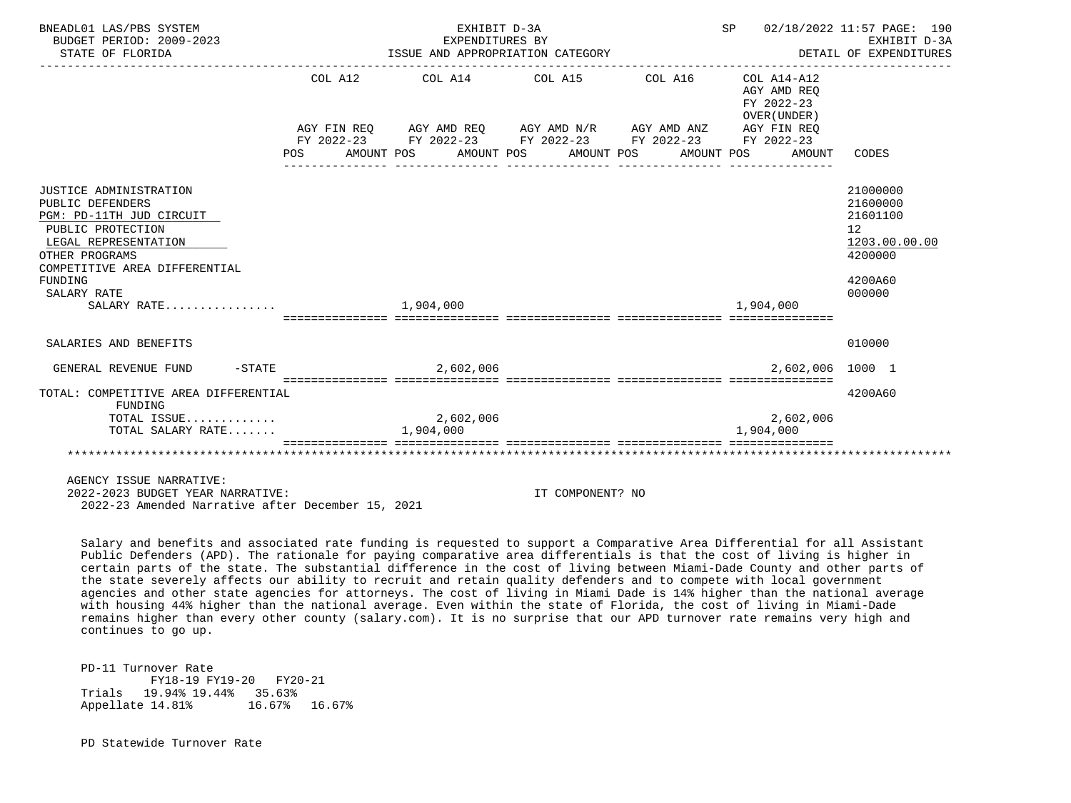BNEADL01 LAS/PBS SYSTEM | EXHIBIT D-3A | SP 02/18/2022 11:57 PAGE: 190
BUDGET PERIOD: 2009-2023 | EXPENDITURES BY | EXHIBIT D-3A
STATE OF FLORIDA | ISSUE AND APPROPRIATION CATEGORY | DETAIL OF EXPENDITURES

| | COL A12 AGY FIN REQ FY 2022-23 POS AMOUNT | COL A14 AGY AMD REQ FY 2022-23 POS AMOUNT | COL A15 AGY AMD N/R FY 2022-23 POS AMOUNT | COL A16 AGY AMD ANZ FY 2022-23 POS AMOUNT | COL A14-A12 AGY AMD REQ FY 2022-23 OVER(UNDER) AGY FIN REQ FY 2022-23 POS AMOUNT | CODES |
|---|---|---|---|---|---|---|
| JUSTICE ADMINISTRATION | | | | | | 21000000 |
| PUBLIC DEFENDERS | | | | | | 21600000 |
| PGM: PD-11TH JUD CIRCUIT | | | | | | 21601100 |
| PUBLIC PROTECTION | | | | | | 12 |
| LEGAL REPRESENTATION | | | | | | 1203.00.00.00 |
| OTHER PROGRAMS | | | | | | 4200000 |
| COMPETITIVE AREA DIFFERENTIAL FUNDING | | | | | | 4200A60 |
| SALARY RATE | | | | | | 000000 |
| SALARY RATE................ | | 1,904,000 | | | 1,904,000 | |
| SALARIES AND BENEFITS | | | | | | 010000 |
| GENERAL REVENUE FUND -STATE | | 2,602,006 | | | 2,602,006 | 1000 1 |
| TOTAL: COMPETITIVE AREA DIFFERENTIAL FUNDING | | | | | | 4200A60 |
| TOTAL ISSUE............ | | 2,602,006 | | | 2,602,006 | |
| TOTAL SALARY RATE....... | | 1,904,000 | | | 1,904,000 | |

AGENCY ISSUE NARRATIVE:
2022-2023 BUDGET YEAR NARRATIVE: IT COMPONENT? NO
2022-23 Amended Narrative after December 15, 2021

Salary and benefits and associated rate funding is requested to support a Comparative Area Differential for all Assistant Public Defenders (APD). The rationale for paying comparative area differentials is that the cost of living is higher in certain parts of the state. The substantial difference in the cost of living between Miami-Dade County and other parts of the state severely affects our ability to recruit and retain quality defenders and to compete with local government agencies and other state agencies for attorneys. The cost of living in Miami Dade is 14% higher than the national average with housing 44% higher than the national average. Even within the state of Florida, the cost of living in Miami-Dade remains higher than every other county (salary.com). It is no surprise that our APD turnover rate remains very high and continues to go up.

PD-11 Turnover Rate

| | FY18-19 | FY19-20 | FY20-21 |
|---|---|---|---|
| Trials | 19.94% | 19.44% | 35.63% |
| Appellate | 14.81% | 16.67% | 16.67% |

PD Statewide Turnover Rate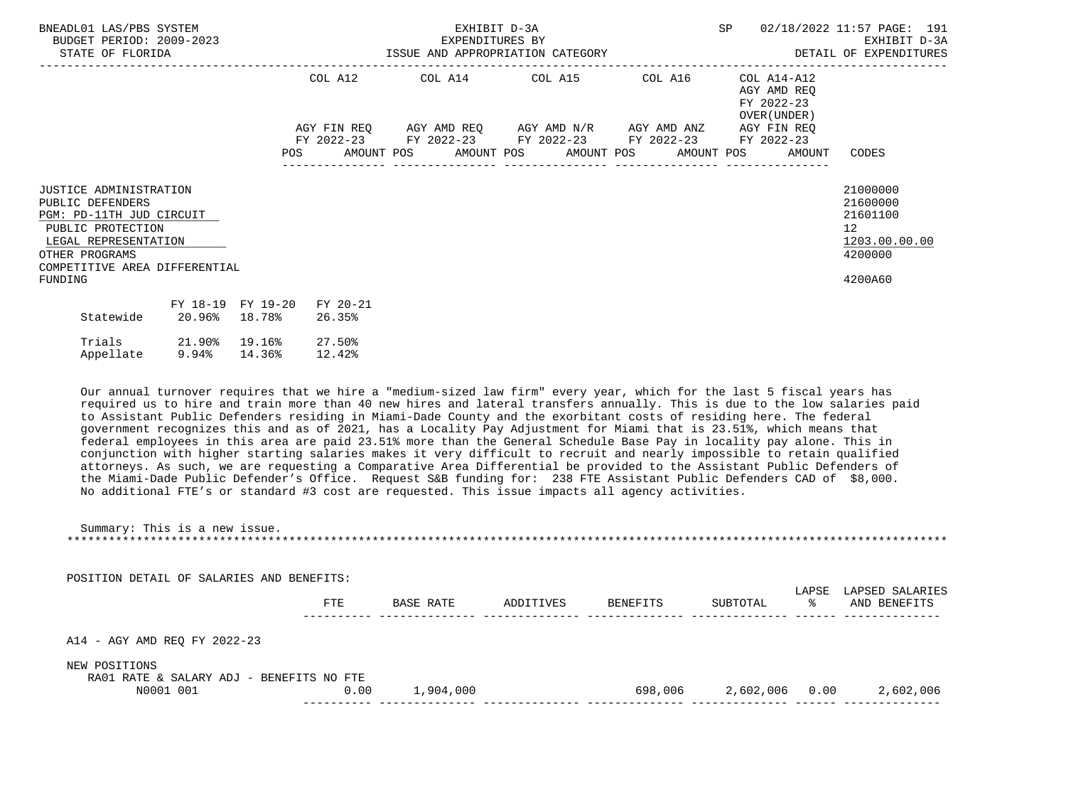BNEADL01 LAS/PBS SYSTEM | EXHIBIT D-3A | SP 02/18/2022 11:57 PAGE: 191
BUDGET PERIOD: 2009-2023 | EXPENDITURES BY | EXHIBIT D-3A
STATE OF FLORIDA | ISSUE AND APPROPRIATION CATEGORY | DETAIL OF EXPENDITURES

| | COL A12 AGY FIN REQ FY 2022-23 POS AMOUNT | COL A14 AGY AMD REQ FY 2022-23 POS AMOUNT | COL A15 AGY AMD N/R FY 2022-23 POS AMOUNT | COL A16 AGY AMD ANZ FY 2022-23 POS AMOUNT | COL A14-A12 AGY AMD REQ FY 2022-23 OVER(UNDER) AGY FIN REQ FY 2022-23 POS AMOUNT | CODES |
|---|---|---|---|---|---|---|
| JUSTICE ADMINISTRATION | | | | | | 21000000 |
| PUBLIC DEFENDERS | | | | | | 21600000 |
| PGM: PD-11TH JUD CIRCUIT | | | | | | 21601100 |
| PUBLIC PROTECTION | | | | | | 12 |
| LEGAL REPRESENTATION | | | | | | 1203.00.00.00 |
| OTHER PROGRAMS | | | | | | 4200000 |
| COMPETITIVE AREA DIFFERENTIAL FUNDING | | | | | | 4200A60 |

| | FY 18-19 | FY 19-20 | FY 20-21 |
|---|---|---|---|
| Statewide | 20.96% | 18.78% | 26.35% |
| Trials | 21.90% | 19.16% | 27.50% |
| Appellate | 9.94% | 14.36% | 12.42% |

Our annual turnover requires that we hire a "medium-sized law firm" every year, which for the last 5 fiscal years has required us to hire and train more than 40 new hires and lateral transfers annually. This is due to the low salaries paid to Assistant Public Defenders residing in Miami-Dade County and the exorbitant costs of residing here. The federal government recognizes this and as of 2021, has a Locality Pay Adjustment for Miami that is 23.51%, which means that federal employees in this area are paid 23.51% more than the General Schedule Base Pay in locality pay alone. This in conjunction with higher starting salaries makes it very difficult to recruit and nearly impossible to retain qualified attorneys. As such, we are requesting a Comparative Area Differential be provided to the Assistant Public Defenders of the Miami-Dade Public Defender's Office. Request S&B funding for: 238 FTE Assistant Public Defenders CAD of $8,000. No additional FTE's or standard #3 cost are requested. This issue impacts all agency activities.

Summary: This is a new issue.

*******************************************************************************************************************************

POSITION DETAIL OF SALARIES AND BENEFITS:

| | FTE | BASE RATE | ADDITIVES | BENEFITS | SUBTOTAL | LAPSE % | LAPSED SALARIES AND BENEFITS |
|---|---|---|---|---|---|---|---|
| A14 - AGY AMD REQ FY 2022-23 | | | | | | | |
| NEW POSITIONS | | | | | | | |
| RA01 RATE & SALARY ADJ - BENEFITS NO FTE | | | | | | | |
| N0001 001 | 0.00 | 1,904,000 | | 698,006 | 2,602,006 | 0.00 | 2,602,006 |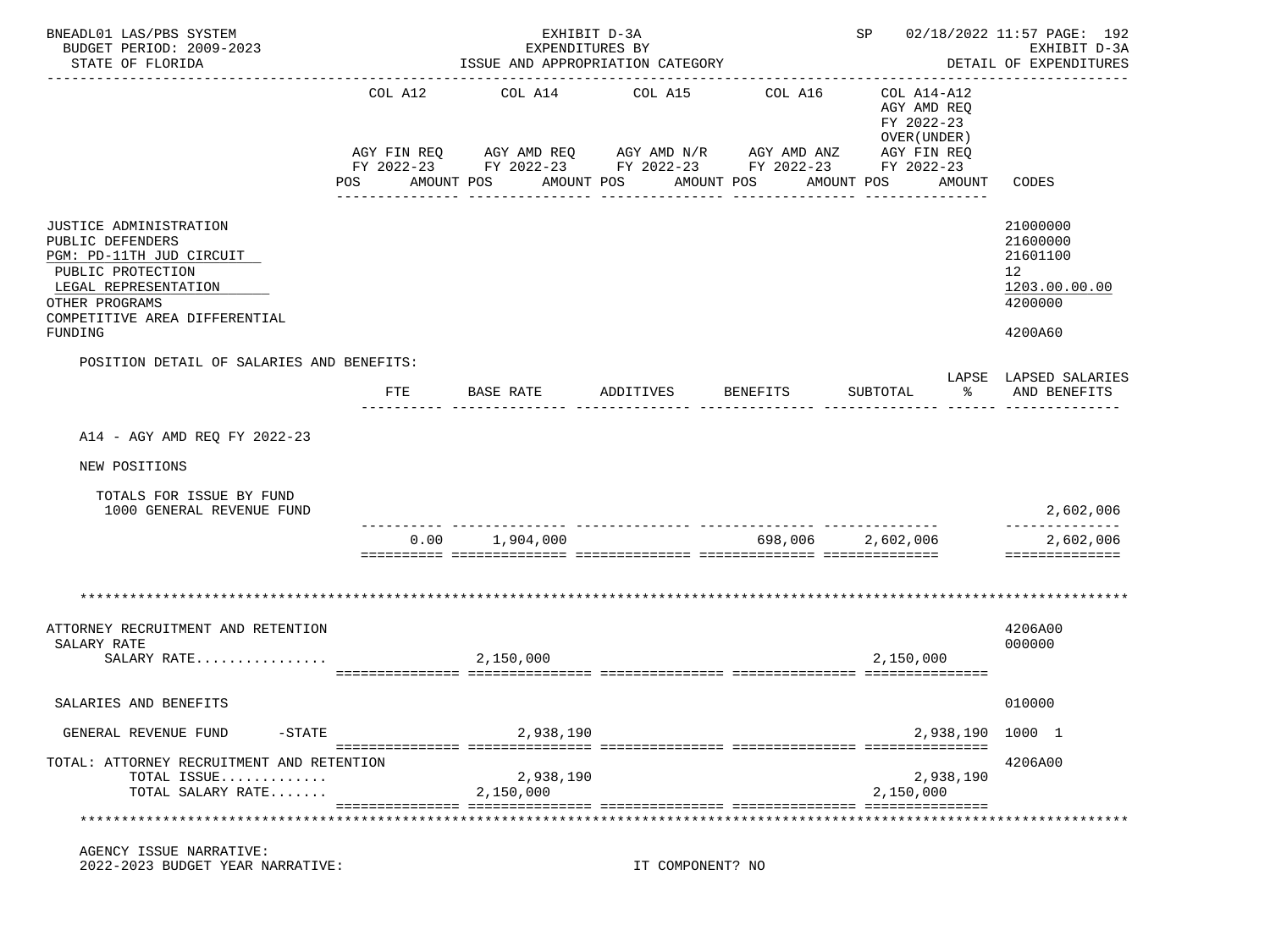EXHIBIT D-3A
EXPENDITURES BY
ISSUE AND APPROPRIATION CATEGORY

BUDGET PERIOD: 2009-2023
STATE OF FLORIDA

| | COL A12 AGY FIN REQ FY 2022-23 POS AMOUNT | COL A14 AGY AMD REQ FY 2022-23 POS AMOUNT | COL A15 AGY AMD N/R FY 2022-23 POS AMOUNT | COL A16 AGY AMD ANZ FY 2022-23 POS AMOUNT | COL A14-A12 AGY AMD REQ FY 2022-23 OVER(UNDER) AGY FIN REQ FY 2022-23 POS AMOUNT | CODES |
|---|---|---|---|---|---|---|
| JUSTICE ADMINISTRATION | | | | | | 21000000 |
| PUBLIC DEFENDERS | | | | | | 21600000 |
| PGM: PD-11TH JUD CIRCUIT | | | | | | 21601100 |
| PUBLIC PROTECTION | | | | | | 12 |
| LEGAL REPRESENTATION | | | | | | 1203.00.00.00 |
| OTHER PROGRAMS | | | | | | 4200000 |
| COMPETITIVE AREA DIFFERENTIAL FUNDING | | | | | | 4200A60 |

POSITION DETAIL OF SALARIES AND BENEFITS:

| | FTE | BASE RATE | ADDITIVES | BENEFITS | SUBTOTAL | LAPSE % | LAPSED SALARIES AND BENEFITS |
|---|---|---|---|---|---|---|---|
| A14 - AGY AMD REQ FY 2022-23 | | | | | | | |
| NEW POSITIONS | | | | | | | |
| TOTALS FOR ISSUE BY FUND | | | | | | | |
| 1000 GENERAL REVENUE FUND | | | | | | | 2,602,006 |
| | 0.00 | 1,904,000 | | 698,006 | 2,602,006 | | 2,602,006 |

| | COL A12 | COL A14 | COL A15 | COL A16 | COL A14-A12 | CODES |
|---|---|---|---|---|---|---|
| ATTORNEY RECRUITMENT AND RETENTION | | | | | | 4206A00 |
| SALARY RATE | | | | | | 000000 |
| SALARY RATE................ | | 2,150,000 | | | 2,150,000 | |
| SALARIES AND BENEFITS | | | | | | 010000 |
| GENERAL REVENUE FUND -STATE | | 2,938,190 | | | 2,938,190 | 1000 1 |
| TOTAL: ATTORNEY RECRUITMENT AND RETENTION | | | | | | 4206A00 |
| TOTAL ISSUE............. | | 2,938,190 | | | 2,938,190 | |
| TOTAL SALARY RATE....... | | 2,150,000 | | | 2,150,000 | |

AGENCY ISSUE NARRATIVE:
2022-2023 BUDGET YEAR NARRATIVE: IT COMPONENT? NO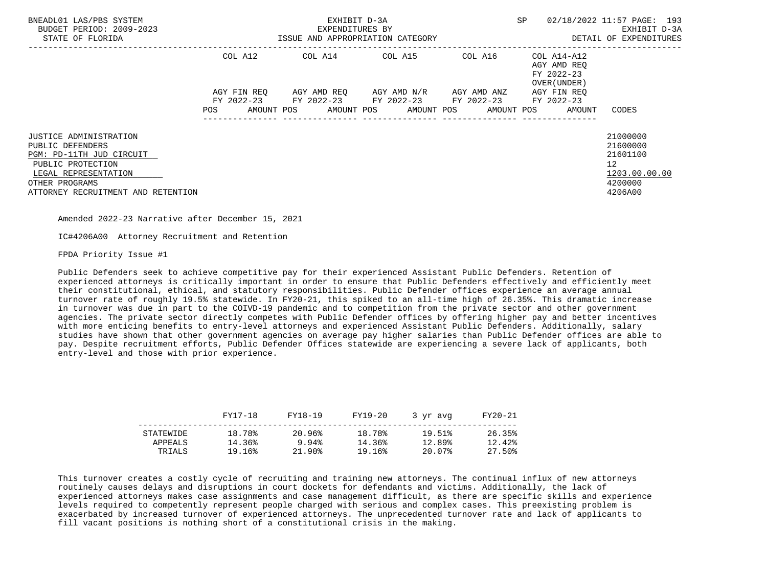| | COL A12 | | COL A14 | | COL A15 | | COL A16 | | COL A14-A12 AGY AMD REQ FY 2022-23 OVER(UNDER) | | |
|---|---|---|---|---|---|---|---|---|---|---|---|
| | AGY FIN REQ FY 2022-23 | | AGY AMD REQ FY 2022-23 | | AGY AMD N/R FY 2022-23 | | AGY AMD ANZ FY 2022-23 | | AGY FIN REQ FY 2022-23 | | |
| | POS | AMOUNT | POS | AMOUNT | POS | AMOUNT | POS | AMOUNT | POS | AMOUNT | CODES |
| JUSTICE ADMINISTRATION | | | | | | | | | | | 21000000 |
| PUBLIC DEFENDERS | | | | | | | | | | | 21600000 |
| PGM: PD-11TH JUD CIRCUIT | | | | | | | | | | | 21601100 |
| PUBLIC PROTECTION | | | | | | | | | | | 12 |
| LEGAL REPRESENTATION | | | | | | | | | | | 1203.00.00.00 |
| OTHER PROGRAMS | | | | | | | | | | | 4200000 |
| ATTORNEY RECRUITMENT AND RETENTION | | | | | | | | | | | 4206A00 |

Amended 2022-23 Narrative after December 15, 2021

IC#4206A00 Attorney Recruitment and Retention

FPDA Priority Issue #1

Public Defenders seek to achieve competitive pay for their experienced Assistant Public Defenders. Retention of experienced attorneys is critically important in order to ensure that Public Defenders effectively and efficiently meet their constitutional, ethical, and statutory responsibilities. Public Defender offices experience an average annual turnover rate of roughly 19.5% statewide. In FY20-21, this spiked to an all-time high of 26.35%. This dramatic increase in turnover was due in part to the COIVD-19 pandemic and to competition from the private sector and other government agencies. The private sector directly competes with Public Defender offices by offering higher pay and better incentives with more enticing benefits to entry-level attorneys and experienced Assistant Public Defenders. Additionally, salary studies have shown that other government agencies on average pay higher salaries than Public Defender offices are able to pay. Despite recruitment efforts, Public Defender Offices statewide are experiencing a severe lack of applicants, both entry-level and those with prior experience.

| | FY17-18 | FY18-19 | FY19-20 | 3 yr avg | FY20-21 |
|---|---|---|---|---|---|
| STATEWIDE | 18.78% | 20.96% | 18.78% | 19.51% | 26.35% |
| APPEALS | 14.36% | 9.94% | 14.36% | 12.89% | 12.42% |
| TRIALS | 19.16% | 21.90% | 19.16% | 20.07% | 27.50% |

This turnover creates a costly cycle of recruiting and training new attorneys. The continual influx of new attorneys routinely causes delays and disruptions in court dockets for defendants and victims. Additionally, the lack of experienced attorneys makes case assignments and case management difficult, as there are specific skills and experience levels required to competently represent people charged with serious and complex cases. This preexisting problem is exacerbated by increased turnover of experienced attorneys. The unprecedented turnover rate and lack of applicants to fill vacant positions is nothing short of a constitutional crisis in the making.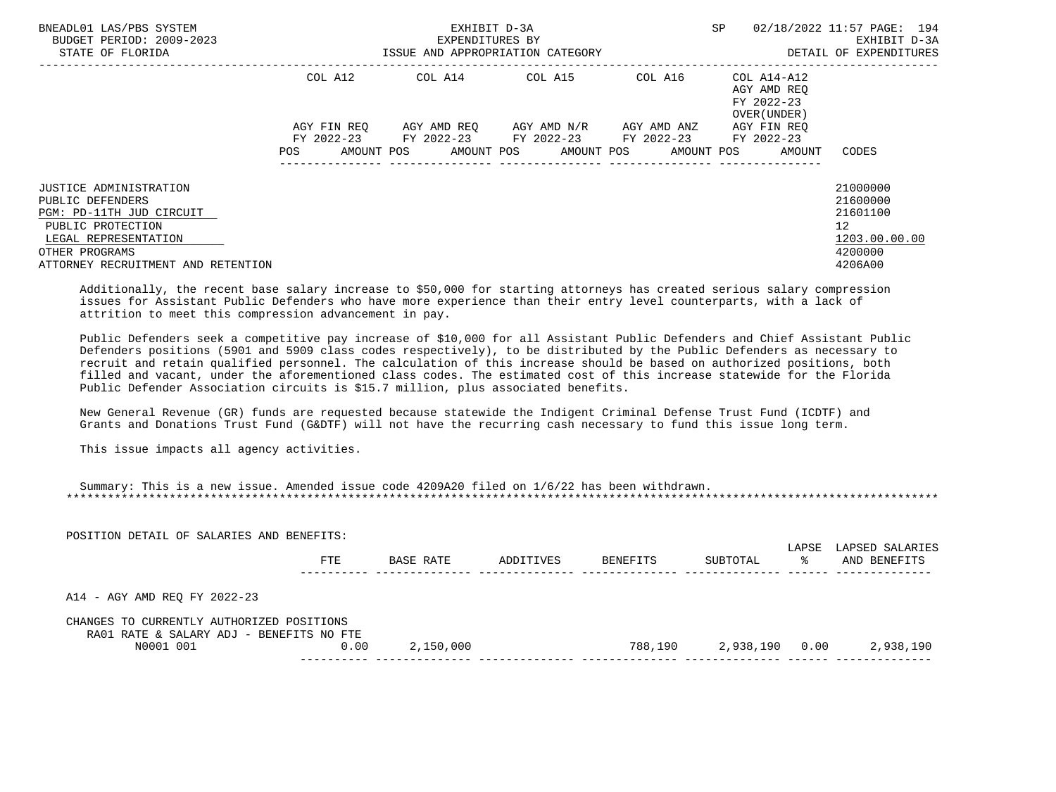BNEADL01 LAS/PBS SYSTEM — EXHIBIT D-3A — SP 02/18/2022 11:57

BUDGET PERIOD: 2009-2023 — EXPENDITURES BY — EXHIBIT D-3A

STATE OF FLORIDA — ISSUE AND APPROPRIATION CATEGORY — DETAIL OF EXPENDITURES

| | COL A12 AGY FIN REQ FY 2022-23 POS AMOUNT | COL A14 AGY AMD REQ FY 2022-23 POS AMOUNT | COL A15 AGY AMD N/R FY 2022-23 POS AMOUNT | COL A16 AGY AMD ANZ FY 2022-23 POS AMOUNT | COL A14-A12 AGY AMD REQ FY 2022-23 OVER(UNDER) AGY FIN REQ FY 2022-23 POS AMOUNT | CODES |
|---|---|---|---|---|---|---|
| JUSTICE ADMINISTRATION | | | | | | 21000000 |
| PUBLIC DEFENDERS | | | | | | 21600000 |
| PGM: PD-11TH JUD CIRCUIT | | | | | | 21601100 |
| PUBLIC PROTECTION | | | | | | 12 |
| LEGAL REPRESENTATION | | | | | | 1203.00.00.00 |
| OTHER PROGRAMS | | | | | | 4200000 |
| ATTORNEY RECRUITMENT AND RETENTION | | | | | | 4206A00 |

Additionally, the recent base salary increase to $50,000 for starting attorneys has created serious salary compression issues for Assistant Public Defenders who have more experience than their entry level counterparts, with a lack of attrition to meet this compression advancement in pay.

Public Defenders seek a competitive pay increase of $10,000 for all Assistant Public Defenders and Chief Assistant Public Defenders positions (5901 and 5909 class codes respectively), to be distributed by the Public Defenders as necessary to recruit and retain qualified personnel. The calculation of this increase should be based on authorized positions, both filled and vacant, under the aforementioned class codes. The estimated cost of this increase statewide for the Florida Public Defender Association circuits is $15.7 million, plus associated benefits.

New General Revenue (GR) funds are requested because statewide the Indigent Criminal Defense Trust Fund (ICDTF) and Grants and Donations Trust Fund (G&DTF) will not have the recurring cash necessary to fund this issue long term.

This issue impacts all agency activities.

Summary: This is a new issue. Amended issue code 4209A20 filed on 1/6/22 has been withdrawn.

*******************************************************************************************************************************

POSITION DETAIL OF SALARIES AND BENEFITS:

| | FTE | BASE RATE | ADDITIVES | BENEFITS | SUBTOTAL | LAPSE % | LAPSED SALARIES AND BENEFITS |
|---|---|---|---|---|---|---|---|
| A14 - AGY AMD REQ FY 2022-23 | | | | | | | |
| CHANGES TO CURRENTLY AUTHORIZED POSITIONS | | | | | | | |
| RA01 RATE & SALARY ADJ - BENEFITS NO FTE | | | | | | | |
| N0001 001 | 0.00 | 2,150,000 | | 788,190 | 2,938,190 | 0.00 | 2,938,190 |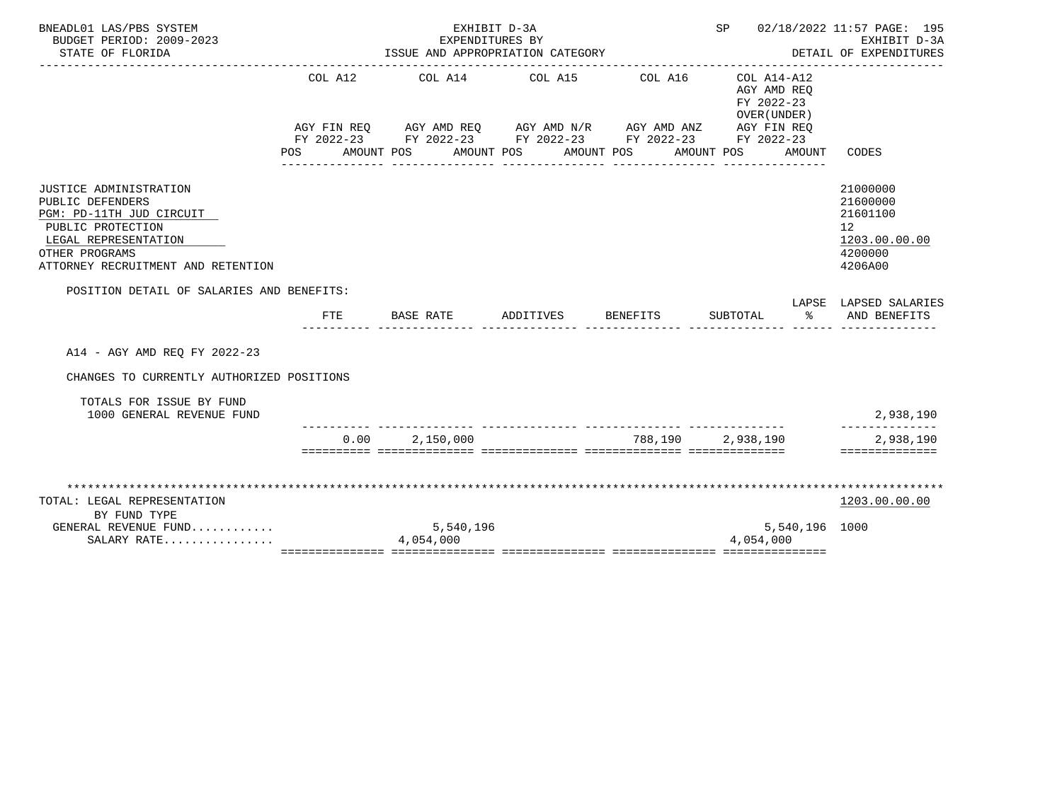BNEADL01 LAS/PBS SYSTEM — EXHIBIT D-3A — SP 02/18/2022 11:57

BUDGET PERIOD: 2009-2023 — EXPENDITURES BY ISSUE AND APPROPRIATION CATEGORY — EXHIBIT D-3A

STATE OF FLORIDA — DETAIL OF EXPENDITURES

| | COL A12 AGY FIN REQ FY 2022-23 POS AMOUNT | COL A14 AGY AMD REQ FY 2022-23 POS AMOUNT | COL A15 AGY AMD N/R FY 2022-23 POS AMOUNT | COL A16 AGY AMD ANZ FY 2022-23 POS AMOUNT | COL A14-A12 AGY AMD REQ FY 2022-23 OVER(UNDER) AGY FIN REQ FY 2022-23 POS AMOUNT | CODES |
|---|---|---|---|---|---|---|
| JUSTICE ADMINISTRATION | | | | | | 21000000 |
| PUBLIC DEFENDERS | | | | | | 21600000 |
| PGM: PD-11TH JUD CIRCUIT | | | | | | 21601100 |
| PUBLIC PROTECTION | | | | | | 12 |
| LEGAL REPRESENTATION | | | | | | 1203.00.00.00 |
| OTHER PROGRAMS | | | | | | 4200000 |
| ATTORNEY RECRUITMENT AND RETENTION | | | | | | 4206A00 |

POSITION DETAIL OF SALARIES AND BENEFITS:

| | FTE | BASE RATE | ADDITIVES | BENEFITS | SUBTOTAL | LAPSE % | LAPSED SALARIES AND BENEFITS |
|---|---|---|---|---|---|---|---|
| A14 - AGY AMD REQ FY 2022-23 | | | | | | | |
| CHANGES TO CURRENTLY AUTHORIZED POSITIONS | | | | | | | |
| TOTALS FOR ISSUE BY FUND | | | | | | | |
| 1000 GENERAL REVENUE FUND | | | | | | | 2,938,190 |
| | 0.00 | 2,150,000 | | 788,190 | 2,938,190 | | 2,938,190 |

*******************************************************************************************************************

| | COL A12 | COL A14 | COL A15 | COL A16 | COL A14-A12 | CODES |
|---|---|---|---|---|---|---|
| TOTAL: LEGAL REPRESENTATION | | | | | | 1203.00.00.00 |
| BY FUND TYPE | | | | | | |
| GENERAL REVENUE FUND............ | | 5,540,196 | | | 5,540,196 | 1000 |
| SALARY RATE................ | | 4,054,000 | | | 4,054,000 | |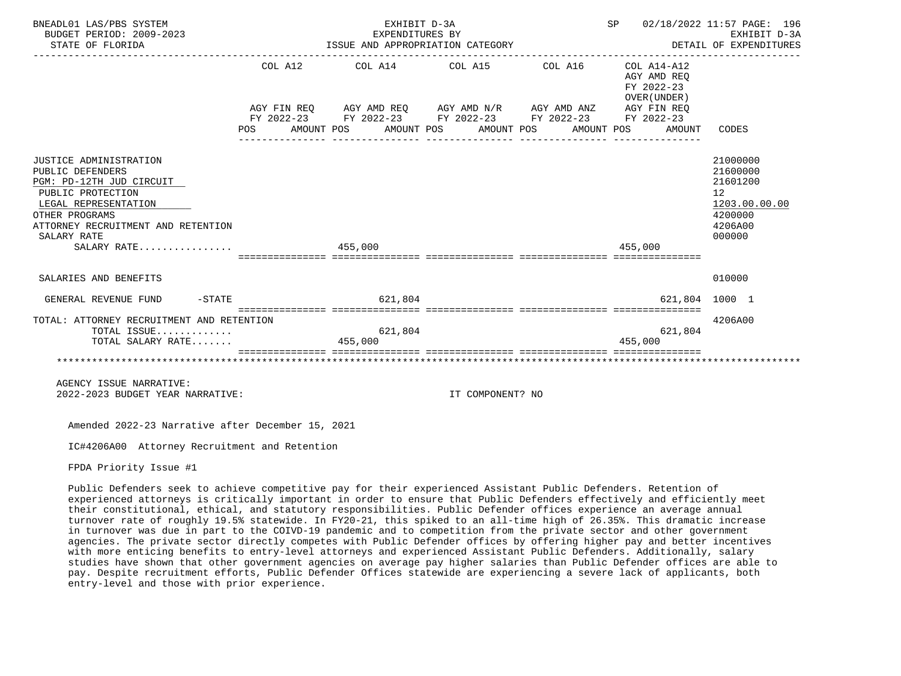BNEADL01 LAS/PBS SYSTEM — EXHIBIT D-3A — SP 02/18/2022 11:57

BUDGET PERIOD: 2009-2023 — EXPENDITURES BY — EXHIBIT D-3A

STATE OF FLORIDA — ISSUE AND APPROPRIATION CATEGORY — DETAIL OF EXPENDITURES

| | COL A12 AGY FIN REQ FY 2022-23 POS AMOUNT | COL A14 AGY AMD REQ FY 2022-23 POS AMOUNT | COL A15 AGY AMD N/R FY 2022-23 POS AMOUNT | COL A16 AGY AMD ANZ FY 2022-23 POS AMOUNT | COL A14-A12 AGY AMD REQ FY 2022-23 OVER(UNDER) AGY FIN REQ FY 2022-23 POS AMOUNT | CODES |
|---|---|---|---|---|---|---|
| JUSTICE ADMINISTRATION | | | | | | 21000000 |
| PUBLIC DEFENDERS | | | | | | 21600000 |
| PGM: PD-12TH JUD CIRCUIT | | | | | | 21601200 |
| PUBLIC PROTECTION | | | | | | 12 |
| LEGAL REPRESENTATION | | | | | | 1203.00.00.00 |
| OTHER PROGRAMS | | | | | | 4200000 |
| ATTORNEY RECRUITMENT AND RETENTION | | | | | | 4206A00 |
| SALARY RATE | | | | | | 000000 |
| SALARY RATE................ | | 455,000 | | | 455,000 | |
| SALARIES AND BENEFITS | | | | | | 010000 |
| GENERAL REVENUE FUND -STATE | | 621,804 | | | 621,804 | 1000 1 |
| TOTAL: ATTORNEY RECRUITMENT AND RETENTION | | | | | | 4206A00 |
| TOTAL ISSUE............. | | 621,804 | | | 621,804 | |
| TOTAL SALARY RATE....... | | 455,000 | | | 455,000 | |

AGENCY ISSUE NARRATIVE:

2022-2023 BUDGET YEAR NARRATIVE: IT COMPONENT? NO

Amended 2022-23 Narrative after December 15, 2021

IC#4206A00 Attorney Recruitment and Retention

FPDA Priority Issue #1

Public Defenders seek to achieve competitive pay for their experienced Assistant Public Defenders. Retention of experienced attorneys is critically important in order to ensure that Public Defenders effectively and efficiently meet their constitutional, ethical, and statutory responsibilities. Public Defender offices experience an average annual turnover rate of roughly 19.5% statewide. In FY20-21, this spiked to an all-time high of 26.35%. This dramatic increase in turnover was due in part to the COIVD-19 pandemic and to competition from the private sector and other government agencies. The private sector directly competes with Public Defender offices by offering higher pay and better incentives with more enticing benefits to entry-level attorneys and experienced Assistant Public Defenders. Additionally, salary studies have shown that other government agencies on average pay higher salaries than Public Defender offices are able to pay. Despite recruitment efforts, Public Defender Offices statewide are experiencing a severe lack of applicants, both entry-level and those with prior experience.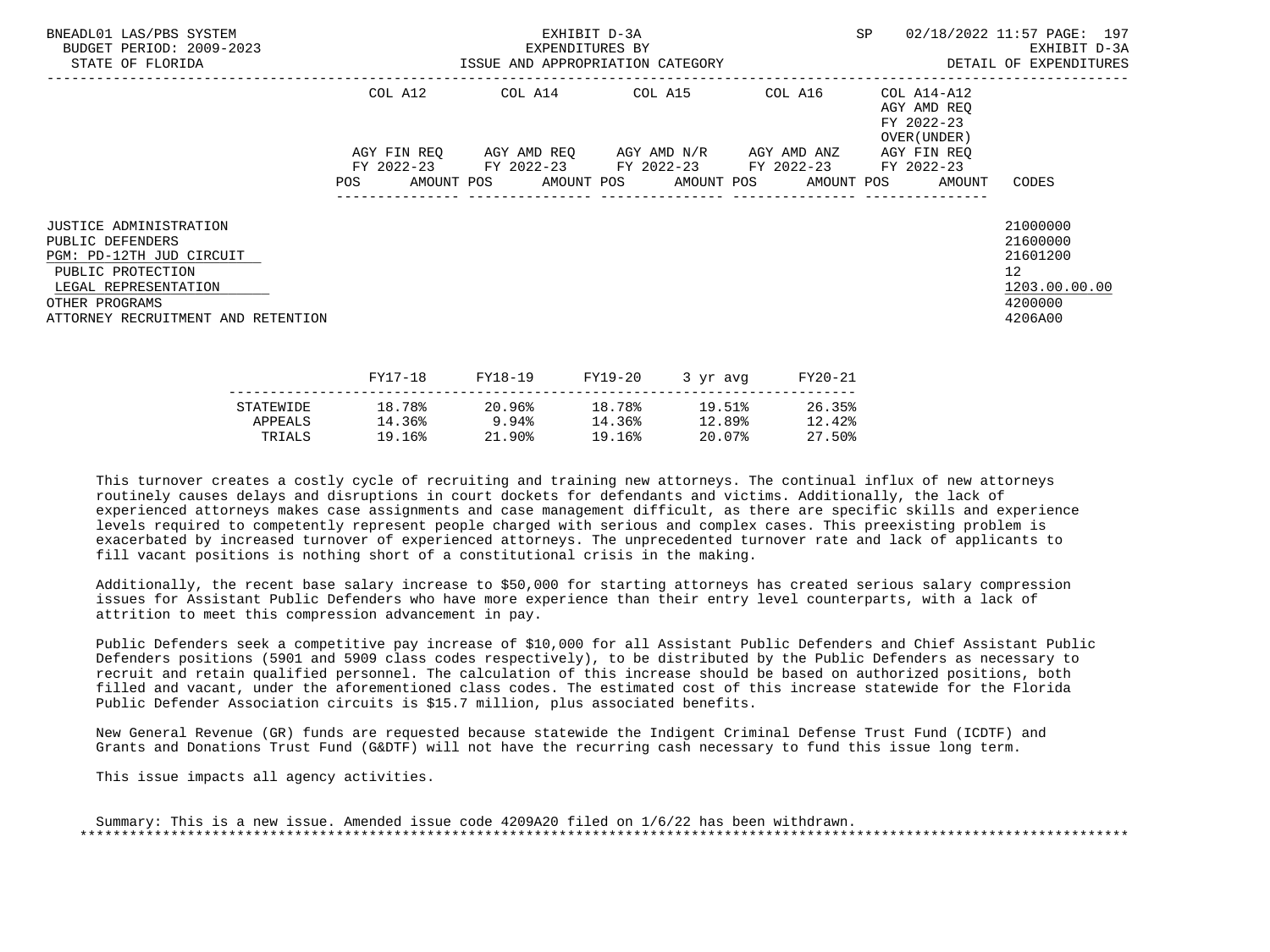| | COL A12 | COL A14 | COL A15 | COL A16 | COL A14-A12 AGY AMD REQ FY 2022-23 OVER(UNDER) | |
|---|---|---|---|---|---|---|
| | AGY FIN REQ FY 2022-23 | AGY AMD REQ FY 2022-23 | AGY AMD N/R FY 2022-23 | AGY AMD ANZ FY 2022-23 | AGY FIN REQ FY 2022-23 | |
| | POS AMOUNT | POS AMOUNT | POS AMOUNT | POS AMOUNT | POS AMOUNT | CODES |
| JUSTICE ADMINISTRATION | | | | | | 21000000 |
| PUBLIC DEFENDERS | | | | | | 21600000 |
| PGM: PD-12TH JUD CIRCUIT | | | | | | 21601200 |
| PUBLIC PROTECTION | | | | | | 12 |
| LEGAL REPRESENTATION | | | | | | 1203.00.00.00 |
| OTHER PROGRAMS | | | | | | 4200000 |
| ATTORNEY RECRUITMENT AND RETENTION | | | | | | 4206A00 |

| | FY17-18 | FY18-19 | FY19-20 | 3 yr avg | FY20-21 |
|---|---|---|---|---|---|
| STATEWIDE | 18.78% | 20.96% | 18.78% | 19.51% | 26.35% |
| APPEALS | 14.36% | 9.94% | 14.36% | 12.89% | 12.42% |
| TRIALS | 19.16% | 21.90% | 19.16% | 20.07% | 27.50% |

This turnover creates a costly cycle of recruiting and training new attorneys. The continual influx of new attorneys routinely causes delays and disruptions in court dockets for defendants and victims. Additionally, the lack of experienced attorneys makes case assignments and case management difficult, as there are specific skills and experience levels required to competently represent people charged with serious and complex cases. This preexisting problem is exacerbated by increased turnover of experienced attorneys. The unprecedented turnover rate and lack of applicants to fill vacant positions is nothing short of a constitutional crisis in the making.

Additionally, the recent base salary increase to $50,000 for starting attorneys has created serious salary compression issues for Assistant Public Defenders who have more experience than their entry level counterparts, with a lack of attrition to meet this compression advancement in pay.

Public Defenders seek a competitive pay increase of $10,000 for all Assistant Public Defenders and Chief Assistant Public Defenders positions (5901 and 5909 class codes respectively), to be distributed by the Public Defenders as necessary to recruit and retain qualified personnel. The calculation of this increase should be based on authorized positions, both filled and vacant, under the aforementioned class codes. The estimated cost of this increase statewide for the Florida Public Defender Association circuits is $15.7 million, plus associated benefits.

New General Revenue (GR) funds are requested because statewide the Indigent Criminal Defense Trust Fund (ICDTF) and Grants and Donations Trust Fund (G&DTF) will not have the recurring cash necessary to fund this issue long term.

This issue impacts all agency activities.

Summary: This is a new issue. Amended issue code 4209A20 filed on 1/6/22 has been withdrawn.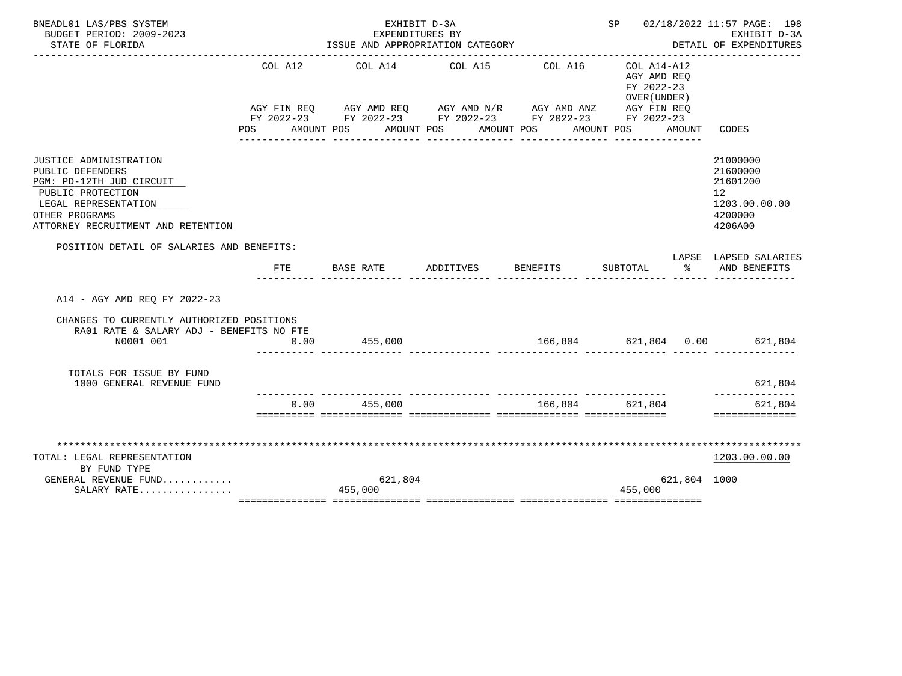BNEADL01 LAS/PBS SYSTEM — EXHIBIT D-3A — SP 02/18/2022 11:57 PAGE: 198
BUDGET PERIOD: 2009-2023 — EXPENDITURES BY — EXHIBIT D-3A
STATE OF FLORIDA — ISSUE AND APPROPRIATION CATEGORY — DETAIL OF EXPENDITURES

| | COL A12 AGY FIN REQ FY 2022-23 POS AMOUNT | COL A14 AGY AMD REQ FY 2022-23 POS AMOUNT | COL A15 AGY AMD N/R FY 2022-23 POS AMOUNT | COL A16 AGY AMD ANZ FY 2022-23 POS AMOUNT | COL A14-A12 AGY AMD REQ FY 2022-23 OVER(UNDER) AGY FIN REQ FY 2022-23 POS AMOUNT | CODES |
|---|---|---|---|---|---|---|

JUSTICE ADMINISTRATION — 21000000
PUBLIC DEFENDERS — 21600000
PGM: PD-12TH JUD CIRCUIT — 21601200
PUBLIC PROTECTION — 12
LEGAL REPRESENTATION — 1203.00.00.00
OTHER PROGRAMS — 4200000
ATTORNEY RECRUITMENT AND RETENTION — 4206A00

POSITION DETAIL OF SALARIES AND BENEFITS:

| | FTE | BASE RATE | ADDITIVES | BENEFITS | SUBTOTAL | LAPSE % | LAPSED SALARIES AND BENEFITS |
|---|---|---|---|---|---|---|---|
| A14 - AGY AMD REQ FY 2022-23 | | | | | | | |
| CHANGES TO CURRENTLY AUTHORIZED POSITIONS | | | | | | | |
| RA01 RATE & SALARY ADJ - BENEFITS NO FTE | | | | | | | |
| N0001 001 | 0.00 | 455,000 | | 166,804 | 621,804 | 0.00 | 621,804 |
| TOTALS FOR ISSUE BY FUND | | | | | | | |
| 1000 GENERAL REVENUE FUND | | | | | | | 621,804 |
| | 0.00 | 455,000 | | 166,804 | 621,804 | | 621,804 |

TOTAL: LEGAL REPRESENTATION — 1203.00.00.00
BY FUND TYPE

| | COL A12 | COL A14 | COL A15 | COL A16 | COL A14-A12 | CODES |
|---|---|---|---|---|---|---|
| GENERAL REVENUE FUND............ | | 621,804 | | | 621,804 | 1000 |
| SALARY RATE................ | | 455,000 | | | 455,000 | |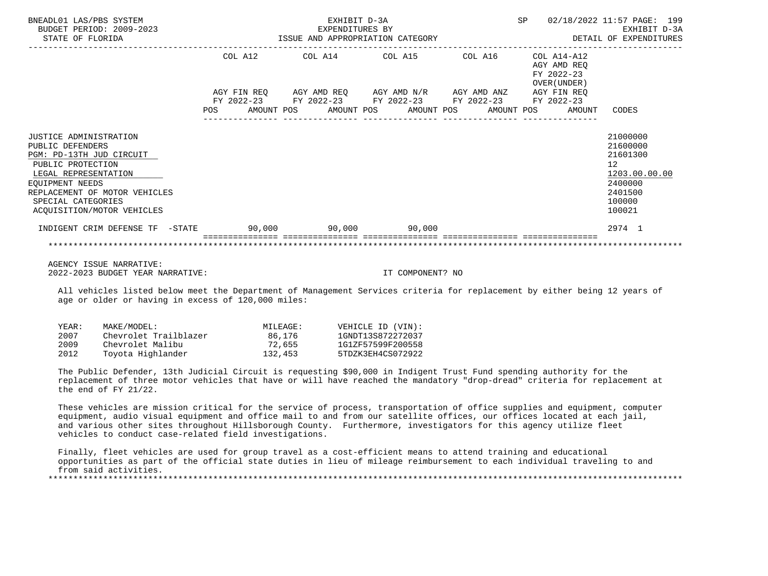BNEADL01 LAS/PBS SYSTEM | EXHIBIT D-3A | SP 02/18/2022 11:57

BUDGET PERIOD: 2009-2023 | EXPENDITURES BY | EXHIBIT D-3A

STATE OF FLORIDA | ISSUE AND APPROPRIATION CATEGORY | DETAIL OF EXPENDITURES

| | COL A12<br>AGY FIN REQ<br>FY 2022-23<br>POS AMOUNT | COL A14<br>AGY AMD REQ<br>FY 2022-23<br>POS AMOUNT | COL A15<br>AGY AMD N/R<br>FY 2022-23<br>POS AMOUNT | COL A16<br>AGY AMD ANZ<br>FY 2022-23<br>POS AMOUNT | COL A14-A12<br>AGY AMD REQ<br>FY 2022-23<br>OVER(UNDER)<br>AGY FIN REQ<br>FY 2022-23<br>POS AMOUNT | CODES |
|---|---|---|---|---|---|---|
| JUSTICE ADMINISTRATION | | | | | | 21000000 |
| PUBLIC DEFENDERS | | | | | | 21600000 |
| PGM: PD-13TH JUD CIRCUIT | | | | | | 21601300 |
| PUBLIC PROTECTION | | | | | | 12 |
| LEGAL REPRESENTATION | | | | | | 1203.00.00.00 |
| EQUIPMENT NEEDS | | | | | | 2400000 |
| REPLACEMENT OF MOTOR VEHICLES | | | | | | 2401500 |
| SPECIAL CATEGORIES | | | | | | 100000 |
| ACQUISITION/MOTOR VEHICLES | | | | | | 100021 |
| INDIGENT CRIM DEFENSE TF -STATE | 90,000 | 90,000 | 90,000 | | | 2974 1 |

AGENCY ISSUE NARRATIVE:

2022-2023 BUDGET YEAR NARRATIVE: IT COMPONENT? NO

All vehicles listed below meet the Department of Management Services criteria for replacement by either being 12 years of age or older or having in excess of 120,000 miles:

| YEAR: | MAKE/MODEL: | MILEAGE: | VEHICLE ID (VIN): |
|---|---|---|---|
| 2007 | Chevrolet Trailblazer | 86,176 | 1GNDT13S872272037 |
| 2009 | Chevrolet Malibu | 72,655 | 1G1ZF57599F200558 |
| 2012 | Toyota Highlander | 132,453 | 5TDZK3EH4CS072922 |

The Public Defender, 13th Judicial Circuit is requesting $90,000 in Indigent Trust Fund spending authority for the replacement of three motor vehicles that have or will have reached the mandatory "drop-dread" criteria for replacement at the end of FY 21/22.

These vehicles are mission critical for the service of process, transportation of office supplies and equipment, computer equipment, audio visual equipment and office mail to and from our satellite offices, our offices located at each jail, and various other sites throughout Hillsborough County. Furthermore, investigators for this agency utilize fleet vehicles to conduct case-related field investigations.

Finally, fleet vehicles are used for group travel as a cost-efficient means to attend training and educational opportunities as part of the official state duties in lieu of mileage reimbursement to each individual traveling to and from said activities.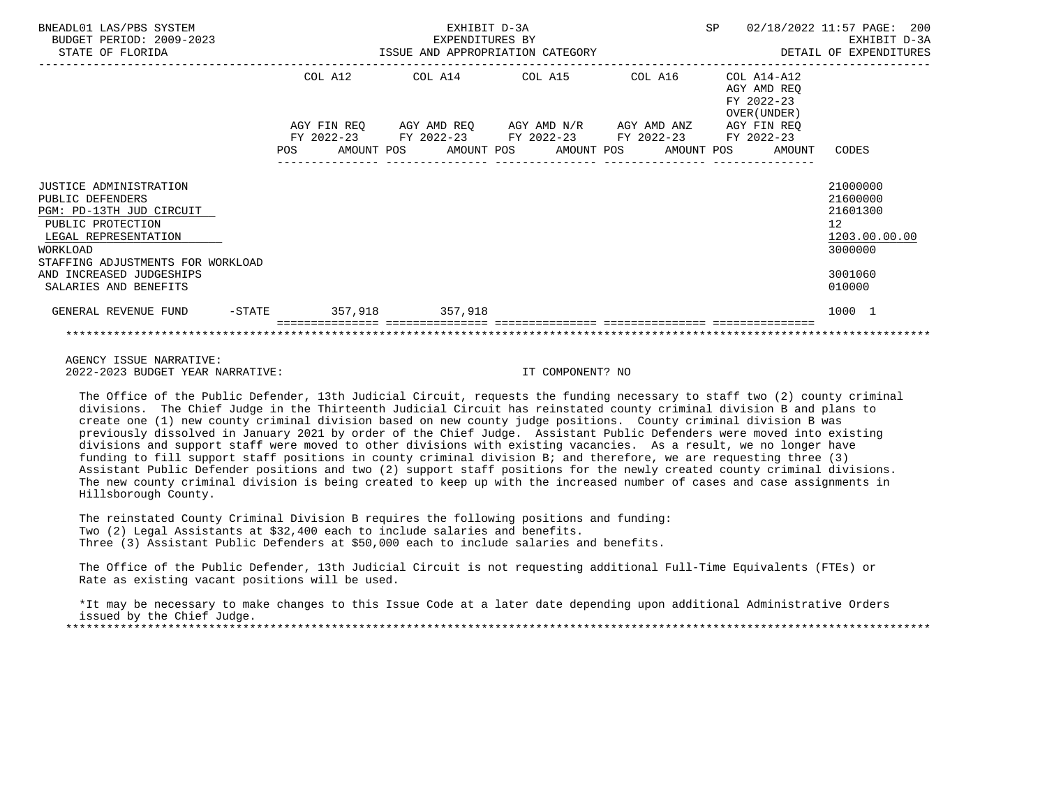BNEADL01 LAS/PBS SYSTEM — EXHIBIT D-3A — SP 02/18/2022 11:57
BUDGET PERIOD: 2009-2023 — EXPENDITURES BY — EXHIBIT D-3A
STATE OF FLORIDA — ISSUE AND APPROPRIATION CATEGORY — DETAIL OF EXPENDITURES

| | COL A12 AGY FIN REQ FY 2022-23 POS AMOUNT | COL A14 AGY AMD REQ FY 2022-23 POS AMOUNT | COL A15 AGY AMD N/R FY 2022-23 POS AMOUNT | COL A16 AGY AMD ANZ FY 2022-23 POS AMOUNT | COL A14-A12 AGY AMD REQ FY 2022-23 OVER(UNDER) AGY FIN REQ FY 2022-23 POS AMOUNT | CODES |
|---|---|---|---|---|---|---|
| JUSTICE ADMINISTRATION | | | | | | 21000000 |
| PUBLIC DEFENDERS | | | | | | 21600000 |
| PGM: PD-13TH JUD CIRCUIT | | | | | | 21601300 |
| PUBLIC PROTECTION | | | | | | 12 |
| LEGAL REPRESENTATION | | | | | | 1203.00.00.00 |
| WORKLOAD | | | | | | 3000000 |
| STAFFING ADJUSTMENTS FOR WORKLOAD AND INCREASED JUDGESHIPS | | | | | | 3001060 |
| SALARIES AND BENEFITS | | | | | | 010000 |
| GENERAL REVENUE FUND -STATE | 357,918 | 357,918 | | | | 1000 1 |

AGENCY ISSUE NARRATIVE:
2022-2023 BUDGET YEAR NARRATIVE: IT COMPONENT? NO

The Office of the Public Defender, 13th Judicial Circuit, requests the funding necessary to staff two (2) county criminal divisions. The Chief Judge in the Thirteenth Judicial Circuit has reinstated county criminal division B and plans to create one (1) new county criminal division based on new county judge positions. County criminal division B was previously dissolved in January 2021 by order of the Chief Judge. Assistant Public Defenders were moved into existing divisions and support staff were moved to other divisions with existing vacancies. As a result, we no longer have funding to fill support staff positions in county criminal division B; and therefore, we are requesting three (3) Assistant Public Defender positions and two (2) support staff positions for the newly created county criminal divisions. The new county criminal division is being created to keep up with the increased number of cases and case assignments in Hillsborough County.

The reinstated County Criminal Division B requires the following positions and funding:
Two (2) Legal Assistants at $32,400 each to include salaries and benefits.
Three (3) Assistant Public Defenders at $50,000 each to include salaries and benefits.

The Office of the Public Defender, 13th Judicial Circuit is not requesting additional Full-Time Equivalents (FTEs) or Rate as existing vacant positions will be used.

*It may be necessary to make changes to this Issue Code at a later date depending upon additional Administrative Orders issued by the Chief Judge.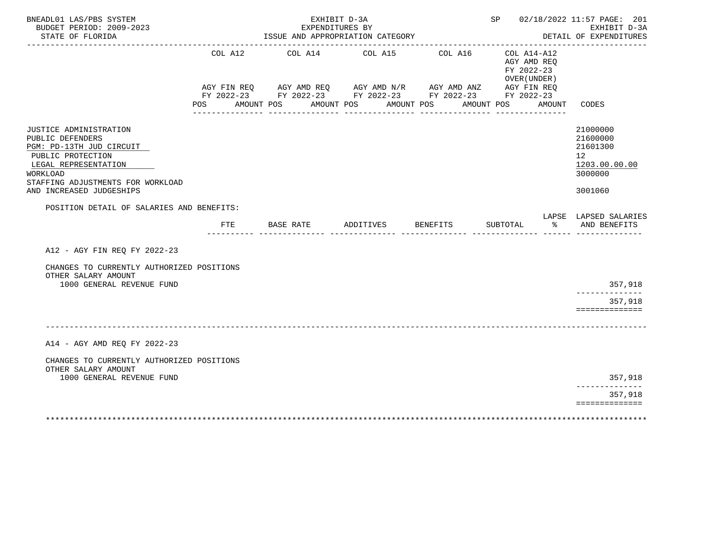BNEADL01 LAS/PBS SYSTEM
BUDGET PERIOD: 2009-2023
STATE OF FLORIDA

EXHIBIT D-3A
EXPENDITURES BY
ISSUE AND APPROPRIATION CATEGORY

SP 02/18/2022 11:57

EXHIBIT D-3A
DETAIL OF EXPENDITURES

| | COL A12 AGY FIN REQ FY 2022-23 POS AMOUNT | COL A14 AGY AMD REQ FY 2022-23 POS AMOUNT | COL A15 AGY AMD N/R FY 2022-23 POS AMOUNT | COL A16 AGY AMD ANZ FY 2022-23 POS AMOUNT | COL A14-A12 AGY AMD REQ FY 2022-23 OVER(UNDER) AGY FIN REQ FY 2022-23 POS AMOUNT | CODES |
|---|---|---|---|---|---|---|
| JUSTICE ADMINISTRATION | | | | | | 21000000 |
| PUBLIC DEFENDERS | | | | | | 21600000 |
| PGM: PD-13TH JUD CIRCUIT | | | | | | 21601300 |
| PUBLIC PROTECTION | | | | | | 12 |
| LEGAL REPRESENTATION | | | | | | 1203.00.00.00 |
| WORKLOAD | | | | | | 3000000 |
| STAFFING ADJUSTMENTS FOR WORKLOAD AND INCREASED JUDGESHIPS | | | | | | 3001060 |

POSITION DETAIL OF SALARIES AND BENEFITS:

| | FTE | BASE RATE | ADDITIVES | BENEFITS | SUBTOTAL | LAPSE % | LAPSED SALARIES AND BENEFITS |
|---|---|---|---|---|---|---|---|
| A12 - AGY FIN REQ FY 2022-23 | | | | | | | |
| CHANGES TO CURRENTLY AUTHORIZED POSITIONS | | | | | | | |
| OTHER SALARY AMOUNT | | | | | | | |
| 1000 GENERAL REVENUE FUND | | | | | | | 357,918 |
| | | | | | | | 357,918 |
| A14 - AGY AMD REQ FY 2022-23 | | | | | | | |
| CHANGES TO CURRENTLY AUTHORIZED POSITIONS | | | | | | | |
| OTHER SALARY AMOUNT | | | | | | | |
| 1000 GENERAL REVENUE FUND | | | | | | | 357,918 |
| | | | | | | | 357,918 |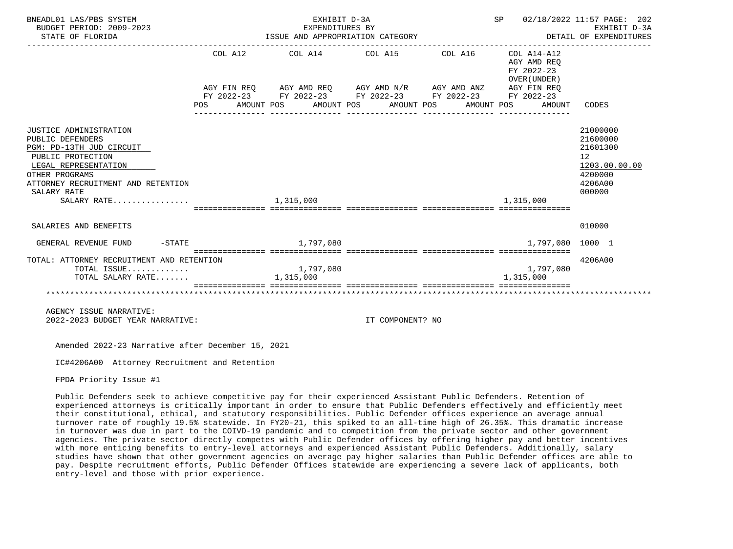BNEADL01 LAS/PBS SYSTEM — EXHIBIT D-3A — SP 02/18/2022 11:57

BUDGET PERIOD: 2009-2023 — EXPENDITURES BY ISSUE AND APPROPRIATION CATEGORY — EXHIBIT D-3A

STATE OF FLORIDA — DETAIL OF EXPENDITURES

| | COL A12 AGY FIN REQ FY 2022-23 POS AMOUNT | COL A14 AGY AMD REQ FY 2022-23 POS AMOUNT | COL A15 AGY AMD N/R FY 2022-23 POS AMOUNT | COL A16 AGY AMD ANZ FY 2022-23 POS AMOUNT | COL A14-A12 AGY AMD REQ FY 2022-23 OVER(UNDER) AGY FIN REQ FY 2022-23 POS AMOUNT | CODES |
|---|---|---|---|---|---|---|
| JUSTICE ADMINISTRATION | | | | | | 21000000 |
| PUBLIC DEFENDERS | | | | | | 21600000 |
| PGM: PD-13TH JUD CIRCUIT | | | | | | 21601300 |
| PUBLIC PROTECTION | | | | | | 12 |
| LEGAL REPRESENTATION | | | | | | 1203.00.00.00 |
| OTHER PROGRAMS | | | | | | 4200000 |
| ATTORNEY RECRUITMENT AND RETENTION | | | | | | 4206A00 |
| SALARY RATE | | | | | | 000000 |
| SALARY RATE................ | | 1,315,000 | | | 1,315,000 | |
| SALARIES AND BENEFITS | | | | | | 010000 |
| GENERAL REVENUE FUND -STATE | | 1,797,080 | | | 1,797,080 | 1000 1 |
| TOTAL: ATTORNEY RECRUITMENT AND RETENTION | | | | | | 4206A00 |
| TOTAL ISSUE............. | | 1,797,080 | | | 1,797,080 | |
| TOTAL SALARY RATE....... | | 1,315,000 | | | 1,315,000 | |

AGENCY ISSUE NARRATIVE:

2022-2023 BUDGET YEAR NARRATIVE: IT COMPONENT? NO

Amended 2022-23 Narrative after December 15, 2021

IC#4206A00 Attorney Recruitment and Retention

FPDA Priority Issue #1

Public Defenders seek to achieve competitive pay for their experienced Assistant Public Defenders. Retention of experienced attorneys is critically important in order to ensure that Public Defenders effectively and efficiently meet their constitutional, ethical, and statutory responsibilities. Public Defender offices experience an average annual turnover rate of roughly 19.5% statewide. In FY20-21, this spiked to an all-time high of 26.35%. This dramatic increase in turnover was due in part to the COIVD-19 pandemic and to competition from the private sector and other government agencies. The private sector directly competes with Public Defender offices by offering higher pay and better incentives with more enticing benefits to entry-level attorneys and experienced Assistant Public Defenders. Additionally, salary studies have shown that other government agencies on average pay higher salaries than Public Defender offices are able to pay. Despite recruitment efforts, Public Defender Offices statewide are experiencing a severe lack of applicants, both entry-level and those with prior experience.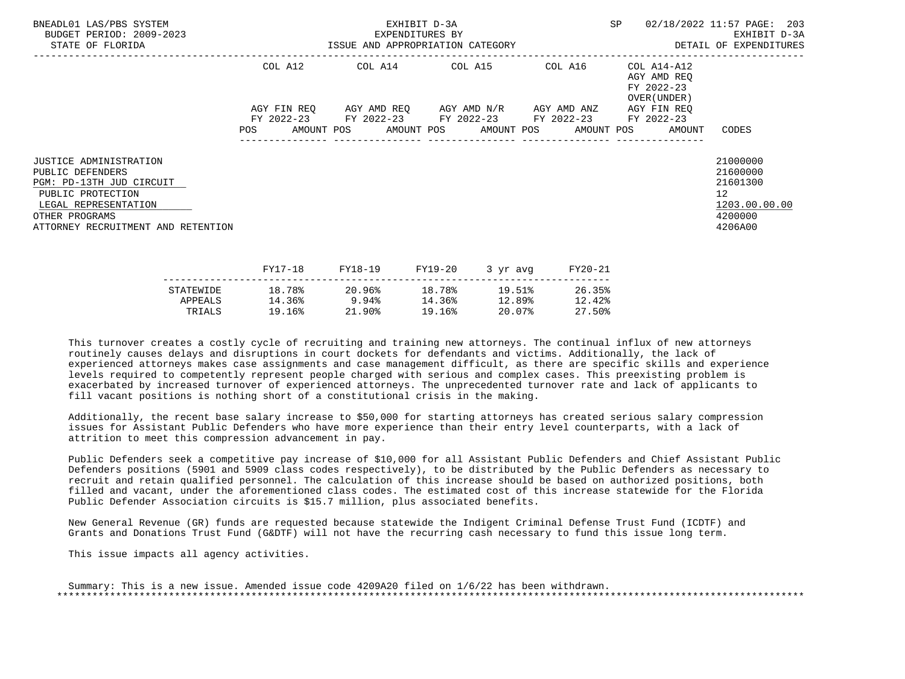| | COL A12 | COL A14 | COL A15 | COL A16 | COL A14-A12 AGY AMD REQ FY 2022-23 OVER(UNDER) | |
|---|---|---|---|---|---|---|
| | AGY FIN REQ FY 2022-23 | AGY AMD REQ FY 2022-23 | AGY AMD N/R FY 2022-23 | AGY AMD ANZ FY 2022-23 | AGY FIN REQ FY 2022-23 | |
| | POS AMOUNT | POS AMOUNT | POS AMOUNT | POS AMOUNT | POS AMOUNT | CODES |
| JUSTICE ADMINISTRATION | | | | | | 21000000 |
| PUBLIC DEFENDERS | | | | | | 21600000 |
| PGM: PD-13TH JUD CIRCUIT | | | | | | 21601300 |
| PUBLIC PROTECTION | | | | | | 12 |
| LEGAL REPRESENTATION | | | | | | 1203.00.00.00 |
| OTHER PROGRAMS | | | | | | 4200000 |
| ATTORNEY RECRUITMENT AND RETENTION | | | | | | 4206A00 |

| | FY17-18 | FY18-19 | FY19-20 | 3 yr avg | FY20-21 |
|---|---|---|---|---|---|
| STATEWIDE | 18.78% | 20.96% | 18.78% | 19.51% | 26.35% |
| APPEALS | 14.36% | 9.94% | 14.36% | 12.89% | 12.42% |
| TRIALS | 19.16% | 21.90% | 19.16% | 20.07% | 27.50% |

This turnover creates a costly cycle of recruiting and training new attorneys. The continual influx of new attorneys routinely causes delays and disruptions in court dockets for defendants and victims. Additionally, the lack of experienced attorneys makes case assignments and case management difficult, as there are specific skills and experience levels required to competently represent people charged with serious and complex cases. This preexisting problem is exacerbated by increased turnover of experienced attorneys. The unprecedented turnover rate and lack of applicants to fill vacant positions is nothing short of a constitutional crisis in the making.

Additionally, the recent base salary increase to $50,000 for starting attorneys has created serious salary compression issues for Assistant Public Defenders who have more experience than their entry level counterparts, with a lack of attrition to meet this compression advancement in pay.

Public Defenders seek a competitive pay increase of $10,000 for all Assistant Public Defenders and Chief Assistant Public Defenders positions (5901 and 5909 class codes respectively), to be distributed by the Public Defenders as necessary to recruit and retain qualified personnel. The calculation of this increase should be based on authorized positions, both filled and vacant, under the aforementioned class codes. The estimated cost of this increase statewide for the Florida Public Defender Association circuits is $15.7 million, plus associated benefits.

New General Revenue (GR) funds are requested because statewide the Indigent Criminal Defense Trust Fund (ICDTF) and Grants and Donations Trust Fund (G&DTF) will not have the recurring cash necessary to fund this issue long term.

This issue impacts all agency activities.

Summary: This is a new issue. Amended issue code 4209A20 filed on 1/6/22 has been withdrawn.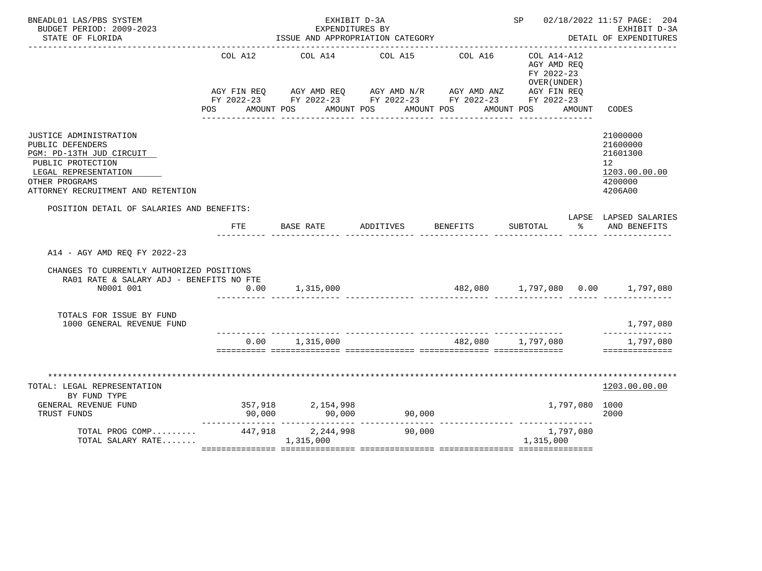BNEADL01 LAS/PBS SYSTEM — EXHIBIT D-3A — SP 02/18/2022 11:57

BUDGET PERIOD: 2009-2023 — EXPENDITURES BY ISSUE AND APPROPRIATION CATEGORY — EXHIBIT D-3A

STATE OF FLORIDA — DETAIL OF EXPENDITURES

| | COL A12 AGY FIN REQ FY 2022-23 POS AMOUNT | COL A14 AGY AMD REQ FY 2022-23 POS AMOUNT | COL A15 AGY AMD N/R FY 2022-23 POS AMOUNT | COL A16 AGY AMD ANZ FY 2022-23 POS AMOUNT | COL A14-A12 AGY AMD REQ FY 2022-23 OVER(UNDER) AGY FIN REQ FY 2022-23 POS AMOUNT | CODES |
|---|---|---|---|---|---|---|
| JUSTICE ADMINISTRATION | | | | | | 21000000 |
| PUBLIC DEFENDERS | | | | | | 21600000 |
| PGM: PD-13TH JUD CIRCUIT | | | | | | 21601300 |
| PUBLIC PROTECTION | | | | | | 12 |
| LEGAL REPRESENTATION | | | | | | 1203.00.00.00 |
| OTHER PROGRAMS | | | | | | 4200000 |
| ATTORNEY RECRUITMENT AND RETENTION | | | | | | 4206A00 |

POSITION DETAIL OF SALARIES AND BENEFITS:

| | FTE | BASE RATE | ADDITIVES | BENEFITS | SUBTOTAL | LAPSE % | LAPSED SALARIES AND BENEFITS |
|---|---|---|---|---|---|---|---|
| A14 - AGY AMD REQ FY 2022-23 | | | | | | | |
| CHANGES TO CURRENTLY AUTHORIZED POSITIONS | | | | | | | |
| RA01 RATE & SALARY ADJ - BENEFITS NO FTE | | | | | | | |
| N0001 001 | 0.00 | 1,315,000 | | 482,080 | 1,797,080 | 0.00 | 1,797,080 |
| TOTALS FOR ISSUE BY FUND | | | | | | | |
| 1000 GENERAL REVENUE FUND | | | | | | | 1,797,080 |
| | 0.00 | 1,315,000 | | 482,080 | 1,797,080 | | 1,797,080 |

| TOTAL: LEGAL REPRESENTATION BY FUND TYPE | COL A12 | COL A14 | COL A15 | COL A16 | COL A14-A12 | CODES |
|---|---|---|---|---|---|---|
| | | | | | | 1203.00.00.00 |
| GENERAL REVENUE FUND | 357,918 | 2,154,998 | | | 1,797,080 | 1000 |
| TRUST FUNDS | 90,000 | 90,000 | 90,000 | | | 2000 |
| TOTAL PROG COMP......... | 447,918 | 2,244,998 | 90,000 | | 1,797,080 | |
| TOTAL SALARY RATE....... | | 1,315,000 | | | 1,315,000 | |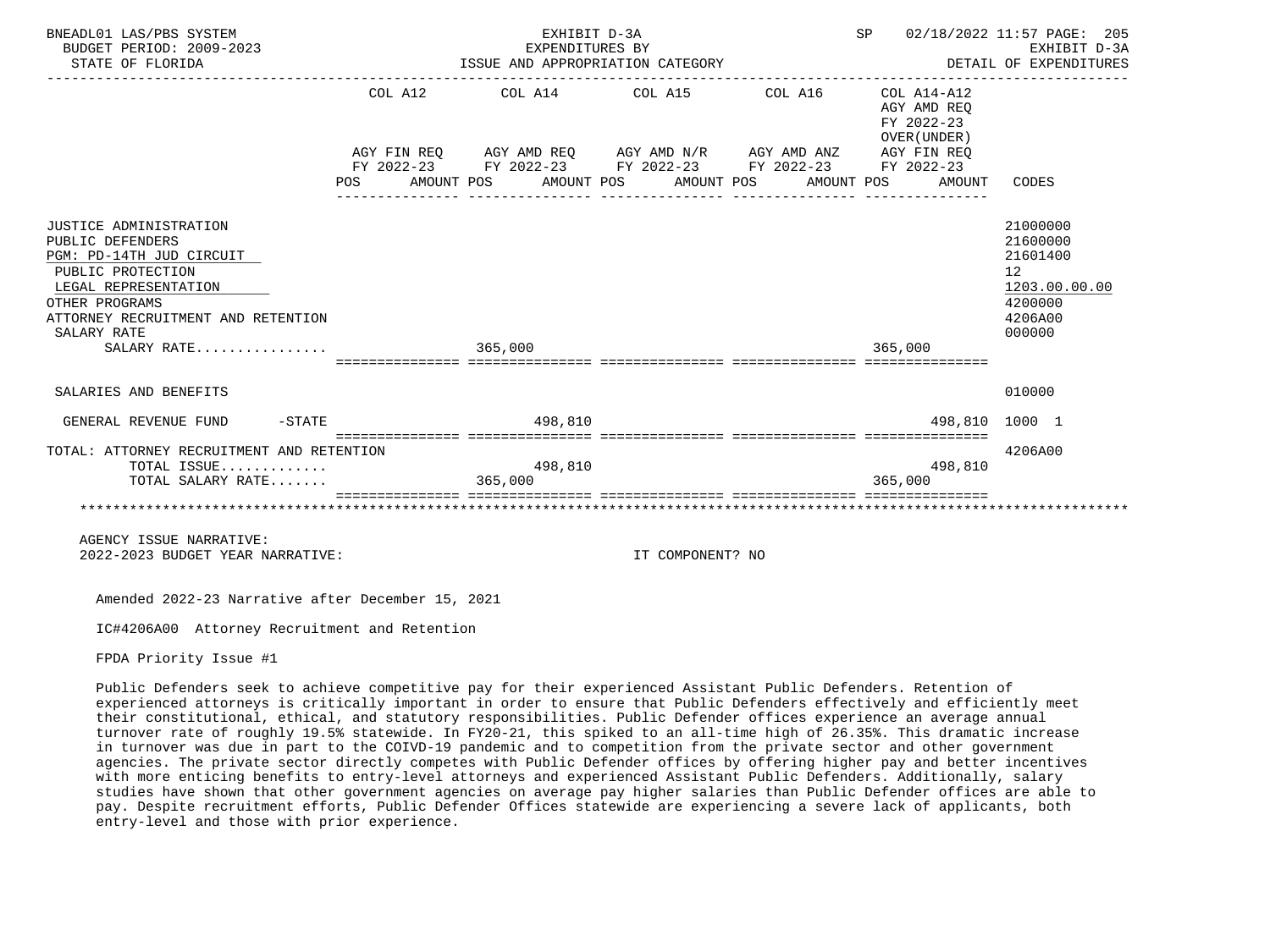BNEADL01 LAS/PBS SYSTEM — EXHIBIT D-3A — EXPENDITURES BY ISSUE AND APPROPRIATION CATEGORY
BUDGET PERIOD: 2009-2023 — STATE OF FLORIDA — SP 02/18/2022 11:57 — EXHIBIT D-3A DETAIL OF EXPENDITURES

| | COL A12 AGY FIN REQ FY 2022-23 POS | AMOUNT | COL A14 AGY AMD REQ FY 2022-23 POS | AMOUNT | COL A15 AGY AMD N/R FY 2022-23 POS | AMOUNT | COL A16 AGY AMD ANZ FY 2022-23 POS | AMOUNT | COL A14-A12 AGY AMD REQ FY 2022-23 OVER(UNDER) AGY FIN REQ FY 2022-23 POS | AMOUNT | CODES |
|---|---|---|---|---|---|---|---|---|---|---|---|
| JUSTICE ADMINISTRATION | | | | | | | | | | | 21000000 |
| PUBLIC DEFENDERS | | | | | | | | | | | 21600000 |
| PGM: PD-14TH JUD CIRCUIT | | | | | | | | | | | 21601400 |
| PUBLIC PROTECTION | | | | | | | | | | | 12 |
| LEGAL REPRESENTATION | | | | | | | | | | | 1203.00.00.00 |
| OTHER PROGRAMS | | | | | | | | | | | 4200000 |
| ATTORNEY RECRUITMENT AND RETENTION | | | | | | | | | | | 4206A00 |
| SALARY RATE | | | | | | | | | | | 000000 |
| SALARY RATE................ | | | 365,000 | | | | | | 365,000 | | |
| SALARIES AND BENEFITS | | | | | | | | | | | 010000 |
| GENERAL REVENUE FUND -STATE | | | | 498,810 | | | | | | 498,810 | 1000 1 |
| TOTAL: ATTORNEY RECRUITMENT AND RETENTION | | | | | | | | | | | 4206A00 |
| TOTAL ISSUE............. | | | | 498,810 | | | | | | 498,810 | |
| TOTAL SALARY RATE....... | | | 365,000 | | | | | | 365,000 | | |

AGENCY ISSUE NARRATIVE:
2022-2023 BUDGET YEAR NARRATIVE: IT COMPONENT? NO

Amended 2022-23 Narrative after December 15, 2021

IC#4206A00 Attorney Recruitment and Retention

FPDA Priority Issue #1

Public Defenders seek to achieve competitive pay for their experienced Assistant Public Defenders. Retention of experienced attorneys is critically important in order to ensure that Public Defenders effectively and efficiently meet their constitutional, ethical, and statutory responsibilities. Public Defender offices experience an average annual turnover rate of roughly 19.5% statewide. In FY20-21, this spiked to an all-time high of 26.35%. This dramatic increase in turnover was due in part to the COIVD-19 pandemic and to competition from the private sector and other government agencies. The private sector directly competes with Public Defender offices by offering higher pay and better incentives with more enticing benefits to entry-level attorneys and experienced Assistant Public Defenders. Additionally, salary studies have shown that other government agencies on average pay higher salaries than Public Defender offices are able to pay. Despite recruitment efforts, Public Defender Offices statewide are experiencing a severe lack of applicants, both entry-level and those with prior experience.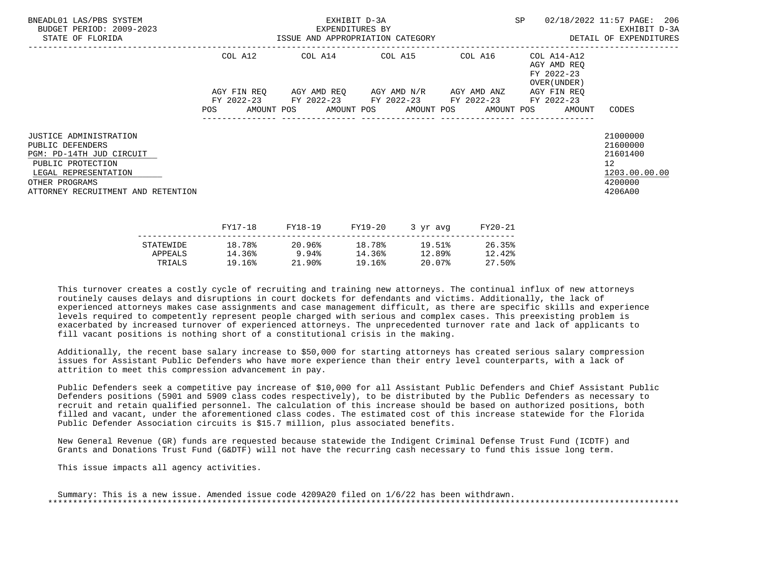BNEADL01 LAS/PBS SYSTEM — EXHIBIT D-3A — EXPENDITURES BY ISSUE AND APPROPRIATION CATEGORY
BUDGET PERIOD: 2009-2023 — STATE OF FLORIDA — SP 02/18/2022 11:57 — EXHIBIT D-3A DETAIL OF EXPENDITURES

| | COL A12 AGY FIN REQ FY 2022-23 POS AMOUNT | COL A14 AGY AMD REQ FY 2022-23 POS AMOUNT | COL A15 AGY AMD N/R FY 2022-23 POS AMOUNT | COL A16 AGY AMD ANZ FY 2022-23 POS AMOUNT | COL A14-A12 AGY AMD REQ FY 2022-23 OVER(UNDER) AGY FIN REQ FY 2022-23 POS AMOUNT | CODES |
|---|---|---|---|---|---|---|
| JUSTICE ADMINISTRATION | | | | | | 21000000 |
| PUBLIC DEFENDERS | | | | | | 21600000 |
| PGM: PD-14TH JUD CIRCUIT | | | | | | 21601400 |
| PUBLIC PROTECTION | | | | | | 12 |
| LEGAL REPRESENTATION | | | | | | 1203.00.00.00 |
| OTHER PROGRAMS | | | | | | 4200000 |
| ATTORNEY RECRUITMENT AND RETENTION | | | | | | 4206A00 |

| | FY17-18 | FY18-19 | FY19-20 | 3 yr avg | FY20-21 |
|---|---|---|---|---|---|
| STATEWIDE | 18.78% | 20.96% | 18.78% | 19.51% | 26.35% |
| APPEALS | 14.36% | 9.94% | 14.36% | 12.89% | 12.42% |
| TRIALS | 19.16% | 21.90% | 19.16% | 20.07% | 27.50% |

This turnover creates a costly cycle of recruiting and training new attorneys. The continual influx of new attorneys routinely causes delays and disruptions in court dockets for defendants and victims. Additionally, the lack of experienced attorneys makes case assignments and case management difficult, as there are specific skills and experience levels required to competently represent people charged with serious and complex cases. This preexisting problem is exacerbated by increased turnover of experienced attorneys. The unprecedented turnover rate and lack of applicants to fill vacant positions is nothing short of a constitutional crisis in the making.

Additionally, the recent base salary increase to $50,000 for starting attorneys has created serious salary compression issues for Assistant Public Defenders who have more experience than their entry level counterparts, with a lack of attrition to meet this compression advancement in pay.

Public Defenders seek a competitive pay increase of $10,000 for all Assistant Public Defenders and Chief Assistant Public Defenders positions (5901 and 5909 class codes respectively), to be distributed by the Public Defenders as necessary to recruit and retain qualified personnel. The calculation of this increase should be based on authorized positions, both filled and vacant, under the aforementioned class codes. The estimated cost of this increase statewide for the Florida Public Defender Association circuits is $15.7 million, plus associated benefits.

New General Revenue (GR) funds are requested because statewide the Indigent Criminal Defense Trust Fund (ICDTF) and Grants and Donations Trust Fund (G&DTF) will not have the recurring cash necessary to fund this issue long term.

This issue impacts all agency activities.

Summary: This is a new issue. Amended issue code 4209A20 filed on 1/6/22 has been withdrawn.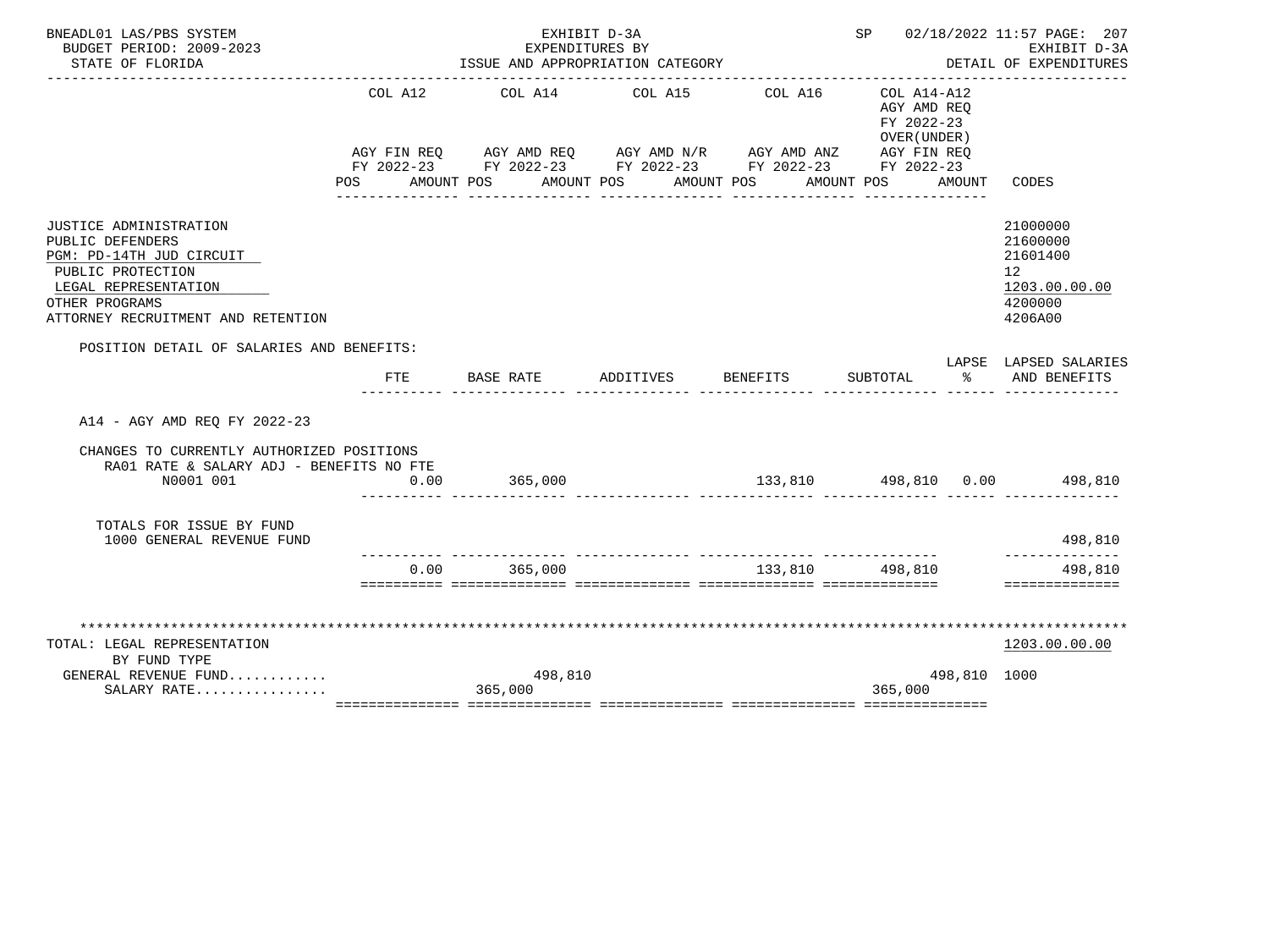BNEADL01 LAS/PBS SYSTEM — EXHIBIT D-3A — SP 02/18/2022 11:57
BUDGET PERIOD: 2009-2023 — EXPENDITURES BY — EXHIBIT D-3A
STATE OF FLORIDA — ISSUE AND APPROPRIATION CATEGORY — DETAIL OF EXPENDITURES

| | COL A12 AGY FIN REQ FY 2022-23 POS AMOUNT | COL A14 AGY AMD REQ FY 2022-23 POS AMOUNT | COL A15 AGY AMD N/R FY 2022-23 POS AMOUNT | COL A16 AGY AMD ANZ FY 2022-23 POS AMOUNT | COL A14-A12 AGY AMD REQ FY 2022-23 OVER(UNDER) AGY FIN REQ FY 2022-23 POS AMOUNT | CODES |
|---|---|---|---|---|---|---|
| JUSTICE ADMINISTRATION | | | | | | 21000000 |
| PUBLIC DEFENDERS | | | | | | 21600000 |
| PGM: PD-14TH JUD CIRCUIT | | | | | | 21601400 |
| PUBLIC PROTECTION | | | | | | 12 |
| LEGAL REPRESENTATION | | | | | | 1203.00.00.00 |
| OTHER PROGRAMS | | | | | | 4200000 |
| ATTORNEY RECRUITMENT AND RETENTION | | | | | | 4206A00 |

POSITION DETAIL OF SALARIES AND BENEFITS:

| | FTE | BASE RATE | ADDITIVES | BENEFITS | SUBTOTAL | LAPSE % | LAPSED SALARIES AND BENEFITS |
|---|---|---|---|---|---|---|---|
| A14 - AGY AMD REQ FY 2022-23 | | | | | | | |
| CHANGES TO CURRENTLY AUTHORIZED POSITIONS | | | | | | | |
| RA01 RATE & SALARY ADJ - BENEFITS NO FTE | | | | | | | |
| N0001 001 | 0.00 | 365,000 | | 133,810 | 498,810 | 0.00 | 498,810 |
| TOTALS FOR ISSUE BY FUND | | | | | | | |
| 1000 GENERAL REVENUE FUND | | | | | | | 498,810 |
| | 0.00 | 365,000 | | 133,810 | 498,810 | | 498,810 |

| TOTAL: LEGAL REPRESENTATION | COL A12 | COL A14 | COL A15 | COL A16 | COL A14-A12 | CODES |
|---|---|---|---|---|---|---|
| BY FUND TYPE | | | | | | 1203.00.00.00 |
| GENERAL REVENUE FUND........... | | 498,810 | | | 498,810 | 1000 |
| SALARY RATE................ | | 365,000 | | | 365,000 | |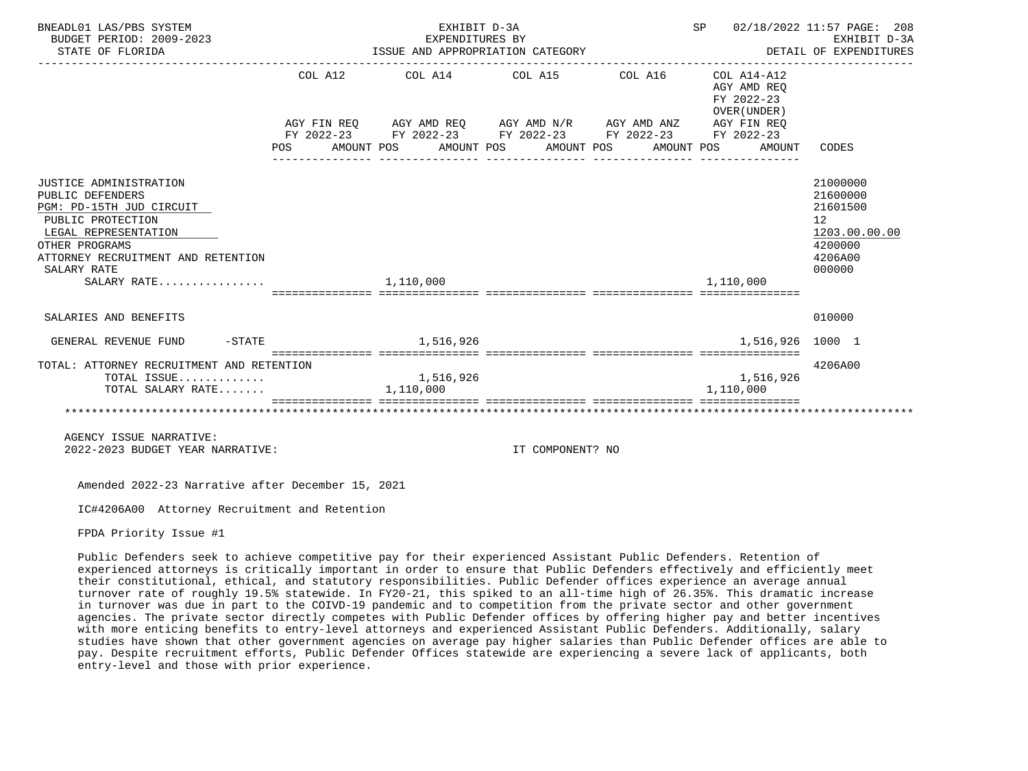BNEADL01 LAS/PBS SYSTEM — EXHIBIT D-3A — SP 02/18/2022 11:57

BUDGET PERIOD: 2009-2023 — EXPENDITURES BY — EXHIBIT D-3A

STATE OF FLORIDA — ISSUE AND APPROPRIATION CATEGORY — DETAIL OF EXPENDITURES

| | COL A12 AGY FIN REQ FY 2022-23 POS AMOUNT | COL A14 AGY AMD REQ FY 2022-23 POS AMOUNT | COL A15 AGY AMD N/R FY 2022-23 POS AMOUNT | COL A16 AGY AMD ANZ FY 2022-23 POS AMOUNT | COL A14-A12 AGY AMD REQ FY 2022-23 OVER(UNDER) AGY FIN REQ FY 2022-23 POS AMOUNT | CODES |
|---|---|---|---|---|---|---|
| JUSTICE ADMINISTRATION | | | | | | 21000000 |
| PUBLIC DEFENDERS | | | | | | 21600000 |
| PGM: PD-15TH JUD CIRCUIT | | | | | | 21601500 |
| PUBLIC PROTECTION | | | | | | 12 |
| LEGAL REPRESENTATION | | | | | | 1203.00.00.00 |
| OTHER PROGRAMS | | | | | | 4200000 |
| ATTORNEY RECRUITMENT AND RETENTION | | | | | | 4206A00 |
| SALARY RATE | | | | | | 000000 |
| SALARY RATE................ | | 1,110,000 | | | 1,110,000 | |
| SALARIES AND BENEFITS | | | | | | 010000 |
| GENERAL REVENUE FUND -STATE | | 1,516,926 | | | 1,516,926 | 1000 1 |
| TOTAL: ATTORNEY RECRUITMENT AND RETENTION | | | | | | 4206A00 |
| TOTAL ISSUE............. | | 1,516,926 | | | 1,516,926 | |
| TOTAL SALARY RATE....... | | 1,110,000 | | | 1,110,000 | |

AGENCY ISSUE NARRATIVE:

2022-2023 BUDGET YEAR NARRATIVE: IT COMPONENT? NO

Amended 2022-23 Narrative after December 15, 2021

IC#4206A00 Attorney Recruitment and Retention

FPDA Priority Issue #1

Public Defenders seek to achieve competitive pay for their experienced Assistant Public Defenders. Retention of experienced attorneys is critically important in order to ensure that Public Defenders effectively and efficiently meet their constitutional, ethical, and statutory responsibilities. Public Defender offices experience an average annual turnover rate of roughly 19.5% statewide. In FY20-21, this spiked to an all-time high of 26.35%. This dramatic increase in turnover was due in part to the COIVD-19 pandemic and to competition from the private sector and other government agencies. The private sector directly competes with Public Defender offices by offering higher pay and better incentives with more enticing benefits to entry-level attorneys and experienced Assistant Public Defenders. Additionally, salary studies have shown that other government agencies on average pay higher salaries than Public Defender offices are able to pay. Despite recruitment efforts, Public Defender Offices statewide are experiencing a severe lack of applicants, both entry-level and those with prior experience.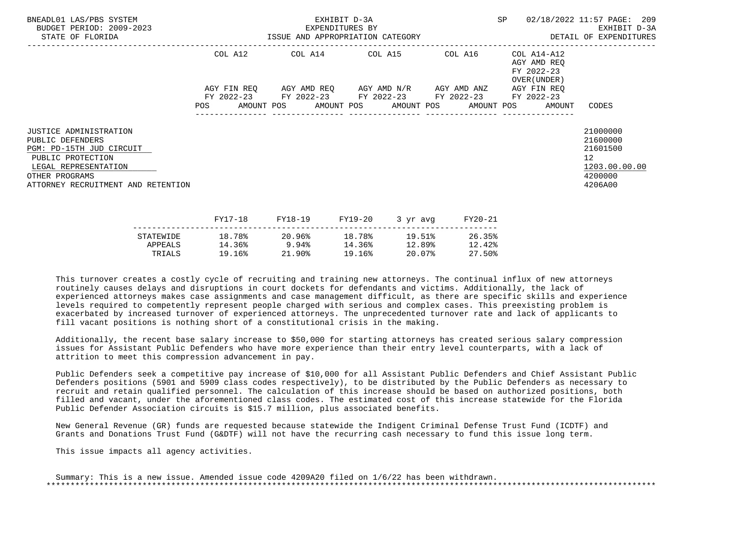BNEADL01 LAS/PBS SYSTEM — EXHIBIT D-3A — EXPENDITURES BY ISSUE AND APPROPRIATION CATEGORY — DETAIL OF EXPENDITURES
BUDGET PERIOD: 2009-2023
STATE OF FLORIDA

| | COL A12 AGY FIN REQ FY 2022-23 POS AMOUNT | COL A14 AGY AMD REQ FY 2022-23 POS AMOUNT | COL A15 AGY AMD N/R FY 2022-23 POS AMOUNT | COL A16 AGY AMD ANZ FY 2022-23 POS AMOUNT | COL A14-A12 AGY AMD REQ FY 2022-23 OVER(UNDER) AGY FIN REQ FY 2022-23 POS AMOUNT | CODES |
|---|---|---|---|---|---|---|
| JUSTICE ADMINISTRATION | | | | | | 21000000 |
| PUBLIC DEFENDERS | | | | | | 21600000 |
| PGM: PD-15TH JUD CIRCUIT | | | | | | 21601500 |
| PUBLIC PROTECTION | | | | | | 12 |
| LEGAL REPRESENTATION | | | | | | 1203.00.00.00 |
| OTHER PROGRAMS | | | | | | 4200000 |
| ATTORNEY RECRUITMENT AND RETENTION | | | | | | 4206A00 |

| | FY17-18 | FY18-19 | FY19-20 | 3 yr avg | FY20-21 |
|---|---|---|---|---|---|
| STATEWIDE | 18.78% | 20.96% | 18.78% | 19.51% | 26.35% |
| APPEALS | 14.36% | 9.94% | 14.36% | 12.89% | 12.42% |
| TRIALS | 19.16% | 21.90% | 19.16% | 20.07% | 27.50% |

This turnover creates a costly cycle of recruiting and training new attorneys. The continual influx of new attorneys routinely causes delays and disruptions in court dockets for defendants and victims. Additionally, the lack of experienced attorneys makes case assignments and case management difficult, as there are specific skills and experience levels required to competently represent people charged with serious and complex cases. This preexisting problem is exacerbated by increased turnover of experienced attorneys. The unprecedented turnover rate and lack of applicants to fill vacant positions is nothing short of a constitutional crisis in the making.

Additionally, the recent base salary increase to $50,000 for starting attorneys has created serious salary compression issues for Assistant Public Defenders who have more experience than their entry level counterparts, with a lack of attrition to meet this compression advancement in pay.

Public Defenders seek a competitive pay increase of $10,000 for all Assistant Public Defenders and Chief Assistant Public Defenders positions (5901 and 5909 class codes respectively), to be distributed by the Public Defenders as necessary to recruit and retain qualified personnel. The calculation of this increase should be based on authorized positions, both filled and vacant, under the aforementioned class codes. The estimated cost of this increase statewide for the Florida Public Defender Association circuits is $15.7 million, plus associated benefits.

New General Revenue (GR) funds are requested because statewide the Indigent Criminal Defense Trust Fund (ICDTF) and Grants and Donations Trust Fund (G&DTF) will not have the recurring cash necessary to fund this issue long term.

This issue impacts all agency activities.

Summary: This is a new issue. Amended issue code 4209A20 filed on 1/6/22 has been withdrawn.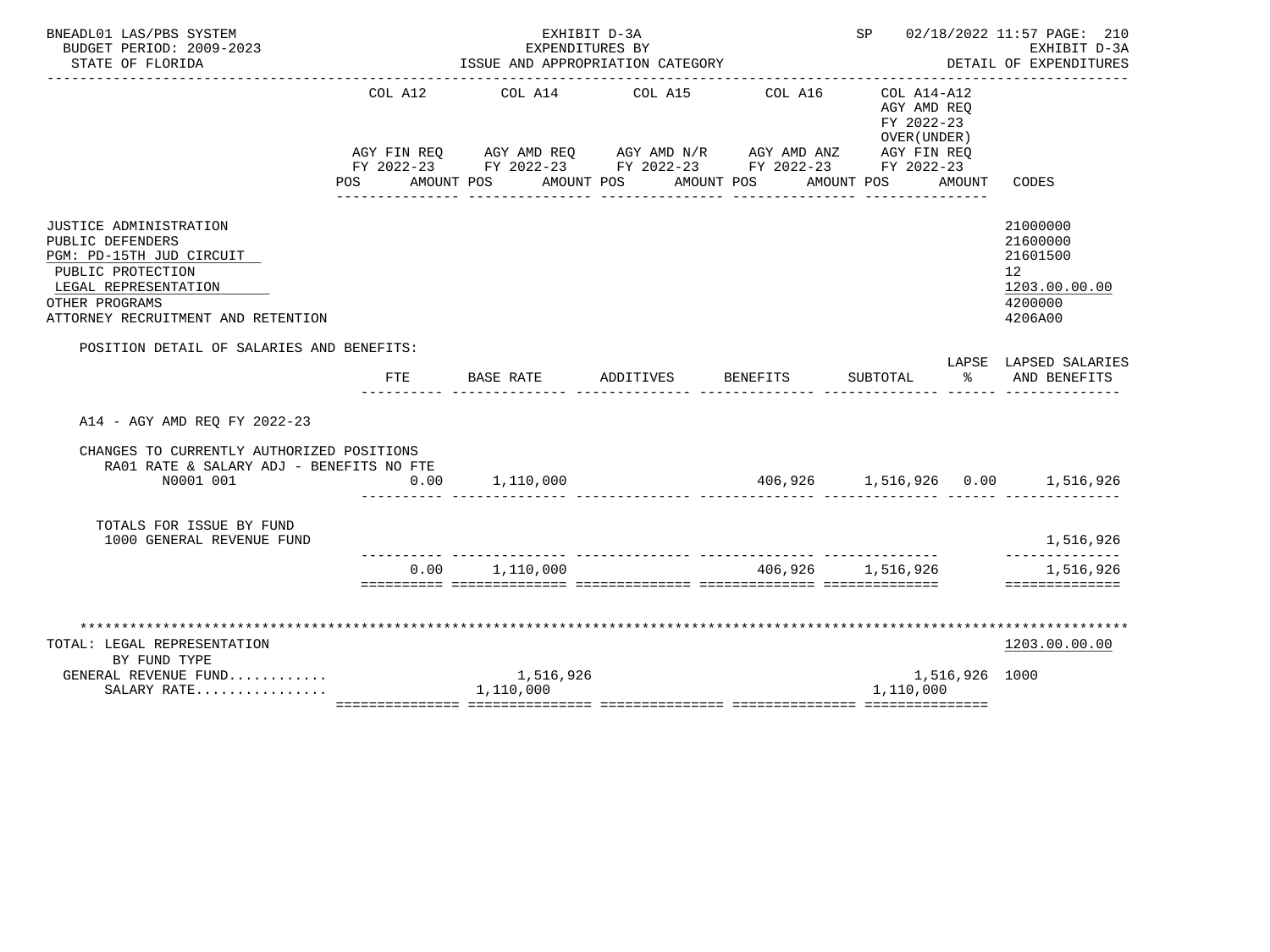BNEADL01 LAS/PBS SYSTEM | EXHIBIT D-3A | SP 02/18/2022 11:57
BUDGET PERIOD: 2009-2023 | EXPENDITURES BY | EXHIBIT D-3A
STATE OF FLORIDA | ISSUE AND APPROPRIATION CATEGORY | DETAIL OF EXPENDITURES

| | COL A12 AGY FIN REQ FY 2022-23 POS AMOUNT | COL A14 AGY AMD REQ FY 2022-23 POS AMOUNT | COL A15 AGY AMD N/R FY 2022-23 POS AMOUNT | COL A16 AGY AMD ANZ FY 2022-23 POS AMOUNT | COL A14-A12 AGY AMD REQ FY 2022-23 OVER(UNDER) AGY FIN REQ FY 2022-23 POS AMOUNT | CODES |
|---|---|---|---|---|---|---|
| JUSTICE ADMINISTRATION | | | | | | 21000000 |
| PUBLIC DEFENDERS | | | | | | 21600000 |
| PGM: PD-15TH JUD CIRCUIT | | | | | | 21601500 |
| PUBLIC PROTECTION | | | | | | 12 |
| LEGAL REPRESENTATION | | | | | | 1203.00.00.00 |
| OTHER PROGRAMS | | | | | | 4200000 |
| ATTORNEY RECRUITMENT AND RETENTION | | | | | | 4206A00 |

POSITION DETAIL OF SALARIES AND BENEFITS:

| | FTE | BASE RATE | ADDITIVES | BENEFITS | SUBTOTAL | LAPSE % | LAPSED SALARIES AND BENEFITS |
|---|---|---|---|---|---|---|---|
| A14 - AGY AMD REQ FY 2022-23 | | | | | | | |
| CHANGES TO CURRENTLY AUTHORIZED POSITIONS | | | | | | | |
| RA01 RATE & SALARY ADJ - BENEFITS NO FTE | | | | | | | |
| N0001 001 | 0.00 | 1,110,000 | | 406,926 | 1,516,926 | 0.00 | 1,516,926 |
| TOTALS FOR ISSUE BY FUND | | | | | | | |
| 1000 GENERAL REVENUE FUND | | | | | | | 1,516,926 |
| | 0.00 | 1,110,000 | | 406,926 | 1,516,926 | | 1,516,926 |

| | COL A12 | COL A14 | COL A15 | COL A16 | COL A14-A12 | CODES |
|---|---|---|---|---|---|---|
| TOTAL: LEGAL REPRESENTATION | | | | | | 1203.00.00.00 |
| BY FUND TYPE | | | | | | |
| GENERAL REVENUE FUND........... | | 1,516,926 | | | 1,516,926 | 1000 |
| SALARY RATE................ | | 1,110,000 | | | 1,110,000 | |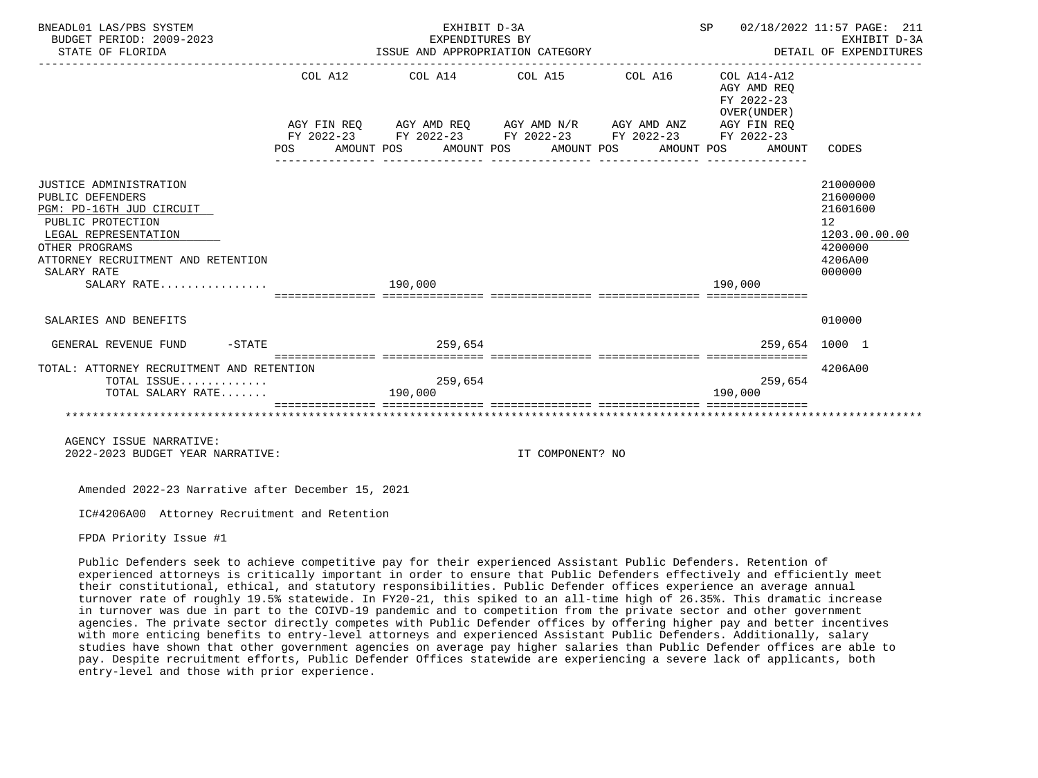BNEADL01 LAS/PBS SYSTEM — EXHIBIT D-3A — EXPENDITURES BY ISSUE AND APPROPRIATION CATEGORY — SP 02/18/2022 11:57 — BUDGET PERIOD: 2009-2023 — STATE OF FLORIDA — EXHIBIT D-3A DETAIL OF EXPENDITURES

| | COL A12 AGY FIN REQ FY 2022-23 POS AMOUNT | COL A14 AGY AMD REQ FY 2022-23 POS AMOUNT | COL A15 AGY AMD N/R FY 2022-23 POS AMOUNT | COL A16 AGY AMD ANZ FY 2022-23 POS AMOUNT | COL A14-A12 AGY AMD REQ FY 2022-23 OVER(UNDER) AGY FIN REQ FY 2022-23 POS AMOUNT | CODES |
|---|---|---|---|---|---|---|
| JUSTICE ADMINISTRATION | | | | | | 21000000 |
| PUBLIC DEFENDERS | | | | | | 21600000 |
| PGM: PD-16TH JUD CIRCUIT | | | | | | 21601600 |
| PUBLIC PROTECTION | | | | | | 12 |
| LEGAL REPRESENTATION | | | | | | 1203.00.00.00 |
| OTHER PROGRAMS | | | | | | 4200000 |
| ATTORNEY RECRUITMENT AND RETENTION | | | | | | 4206A00 |
| SALARY RATE | | | | | | 000000 |
| SALARY RATE................ | | 190,000 | | | 190,000 | |
| SALARIES AND BENEFITS | | | | | | 010000 |
| GENERAL REVENUE FUND -STATE | | 259,654 | | | 259,654 | 1000 1 |
| TOTAL: ATTORNEY RECRUITMENT AND RETENTION | | | | | | 4206A00 |
| TOTAL ISSUE............. | | 259,654 | | | 259,654 | |
| TOTAL SALARY RATE....... | | 190,000 | | | 190,000 | |

AGENCY ISSUE NARRATIVE:
2022-2023 BUDGET YEAR NARRATIVE: IT COMPONENT? NO

Amended 2022-23 Narrative after December 15, 2021

IC#4206A00 Attorney Recruitment and Retention

FPDA Priority Issue #1

Public Defenders seek to achieve competitive pay for their experienced Assistant Public Defenders. Retention of experienced attorneys is critically important in order to ensure that Public Defenders effectively and efficiently meet their constitutional, ethical, and statutory responsibilities. Public Defender offices experience an average annual turnover rate of roughly 19.5% statewide. In FY20-21, this spiked to an all-time high of 26.35%. This dramatic increase in turnover was due in part to the COIVD-19 pandemic and to competition from the private sector and other government agencies. The private sector directly competes with Public Defender offices by offering higher pay and better incentives with more enticing benefits to entry-level attorneys and experienced Assistant Public Defenders. Additionally, salary studies have shown that other government agencies on average pay higher salaries than Public Defender offices are able to pay. Despite recruitment efforts, Public Defender Offices statewide are experiencing a severe lack of applicants, both entry-level and those with prior experience.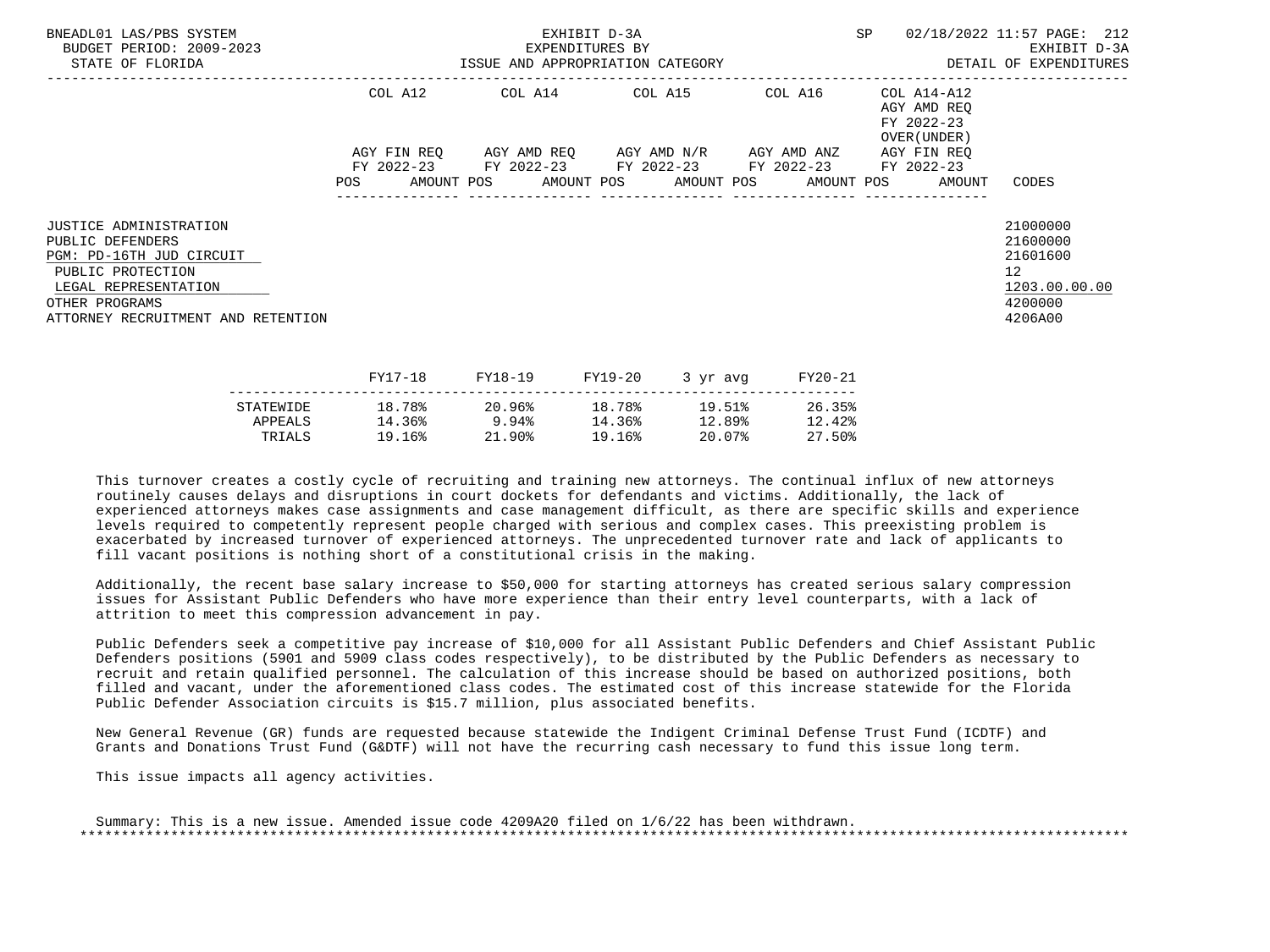| | COL A12 | | COL A14 | | COL A15 | | COL A16 | | COL A14-A12 AGY AMD REQ FY 2022-23 OVER(UNDER) | |
|---|---|---|---|---|---|---|---|---|---|---|
| | AGY FIN REQ FY 2022-23 | | AGY AMD REQ FY 2022-23 | | AGY AMD N/R FY 2022-23 | | AGY AMD ANZ FY 2022-23 | | AGY FIN REQ FY 2022-23 | |
| | POS | AMOUNT | POS | AMOUNT | POS | AMOUNT | POS | AMOUNT | POS | AMOUNT | CODES |

| | CODES |
|---|---|
| JUSTICE ADMINISTRATION | 21000000 |
| PUBLIC DEFENDERS | 21600000 |
| PGM: PD-16TH JUD CIRCUIT | 21601600 |
| PUBLIC PROTECTION | 12 |
| LEGAL REPRESENTATION | 1203.00.00.00 |
| OTHER PROGRAMS | 4200000 |
| ATTORNEY RECRUITMENT AND RETENTION | 4206A00 |

| | FY17-18 | FY18-19 | FY19-20 | 3 yr avg | FY20-21 |
|---|---|---|---|---|---|
| STATEWIDE | 18.78% | 20.96% | 18.78% | 19.51% | 26.35% |
| APPEALS | 14.36% | 9.94% | 14.36% | 12.89% | 12.42% |
| TRIALS | 19.16% | 21.90% | 19.16% | 20.07% | 27.50% |

This turnover creates a costly cycle of recruiting and training new attorneys. The continual influx of new attorneys routinely causes delays and disruptions in court dockets for defendants and victims. Additionally, the lack of experienced attorneys makes case assignments and case management difficult, as there are specific skills and experience levels required to competently represent people charged with serious and complex cases. This preexisting problem is exacerbated by increased turnover of experienced attorneys. The unprecedented turnover rate and lack of applicants to fill vacant positions is nothing short of a constitutional crisis in the making.

Additionally, the recent base salary increase to $50,000 for starting attorneys has created serious salary compression issues for Assistant Public Defenders who have more experience than their entry level counterparts, with a lack of attrition to meet this compression advancement in pay.

Public Defenders seek a competitive pay increase of $10,000 for all Assistant Public Defenders and Chief Assistant Public Defenders positions (5901 and 5909 class codes respectively), to be distributed by the Public Defenders as necessary to recruit and retain qualified personnel. The calculation of this increase should be based on authorized positions, both filled and vacant, under the aforementioned class codes. The estimated cost of this increase statewide for the Florida Public Defender Association circuits is $15.7 million, plus associated benefits.

New General Revenue (GR) funds are requested because statewide the Indigent Criminal Defense Trust Fund (ICDTF) and Grants and Donations Trust Fund (G&DTF) will not have the recurring cash necessary to fund this issue long term.

This issue impacts all agency activities.

Summary: This is a new issue. Amended issue code 4209A20 filed on 1/6/22 has been withdrawn.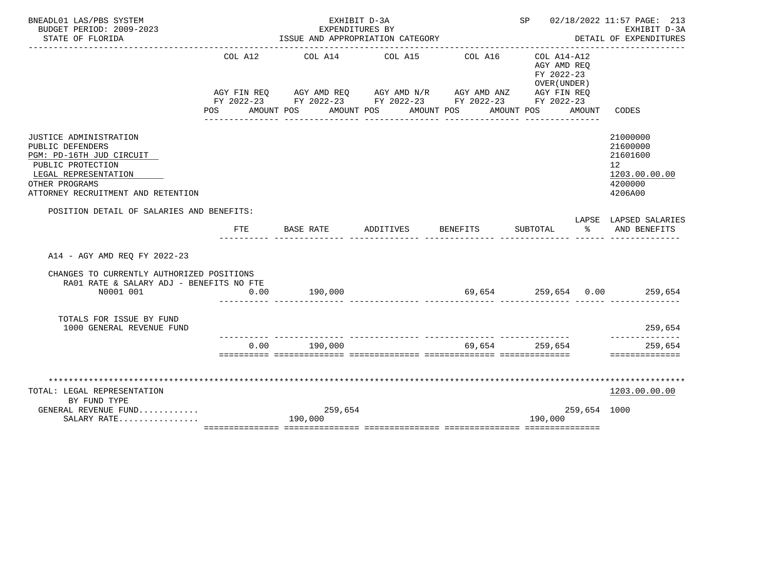BNEADL01 LAS/PBS SYSTEM | EXHIBIT D-3A | SP 02/18/2022 11:57

BUDGET PERIOD: 2009-2023 | EXPENDITURES BY | EXHIBIT D-3A

STATE OF FLORIDA | ISSUE AND APPROPRIATION CATEGORY | DETAIL OF EXPENDITURES

| | COL A12 AGY FIN REQ FY 2022-23 POS AMOUNT | COL A14 AGY AMD REQ FY 2022-23 POS AMOUNT | COL A15 AGY AMD N/R FY 2022-23 POS AMOUNT | COL A16 AGY AMD ANZ FY 2022-23 POS AMOUNT | COL A14-A12 AGY AMD REQ FY 2022-23 OVER(UNDER) AGY FIN REQ FY 2022-23 POS AMOUNT | CODES |
|---|---|---|---|---|---|---|
| JUSTICE ADMINISTRATION | | | | | | 21000000 |
| PUBLIC DEFENDERS | | | | | | 21600000 |
| PGM: PD-16TH JUD CIRCUIT | | | | | | 21601600 |
| PUBLIC PROTECTION | | | | | | 12 |
| LEGAL REPRESENTATION | | | | | | 1203.00.00.00 |
| OTHER PROGRAMS | | | | | | 4200000 |
| ATTORNEY RECRUITMENT AND RETENTION | | | | | | 4206A00 |

POSITION DETAIL OF SALARIES AND BENEFITS:

| | FTE | BASE RATE | ADDITIVES | BENEFITS | SUBTOTAL | LAPSE % | LAPSED SALARIES AND BENEFITS |
|---|---|---|---|---|---|---|---|
| A14 - AGY AMD REQ FY 2022-23 | | | | | | | |
| CHANGES TO CURRENTLY AUTHORIZED POSITIONS | | | | | | | |
| RA01 RATE & SALARY ADJ - BENEFITS NO FTE | | | | | | | |
| N0001 001 | 0.00 | 190,000 | | 69,654 | 259,654 | 0.00 | 259,654 |
| TOTALS FOR ISSUE BY FUND | | | | | | | |
| 1000 GENERAL REVENUE FUND | | | | | | | 259,654 |
| | 0.00 | 190,000 | | 69,654 | 259,654 | | 259,654 |

************************************************************

| | COL A12 | COL A14 | COL A15 | COL A16 | COL A14-A12 | CODES |
|---|---|---|---|---|---|---|
| TOTAL: LEGAL REPRESENTATION | | | | | | 1203.00.00.00 |
| BY FUND TYPE | | | | | | |
| GENERAL REVENUE FUND........... | | 259,654 | | | 259,654 | 1000 |
| SALARY RATE................ | | 190,000 | | | 190,000 | |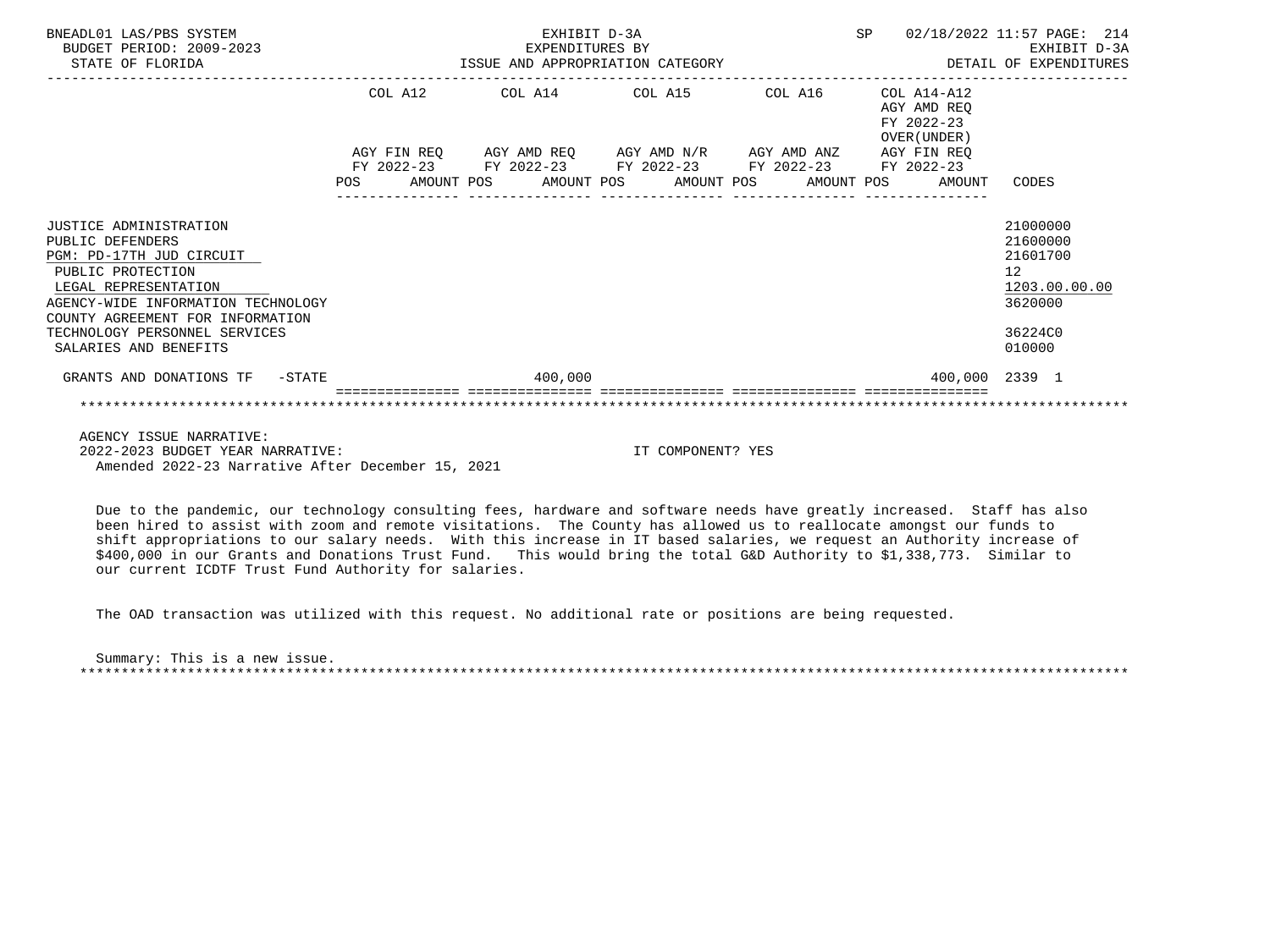BNEADL01 LAS/PBS SYSTEM | EXHIBIT D-3A | SP 02/18/2022 11:57 PAGE: 214
BUDGET PERIOD: 2009-2023 | EXPENDITURES BY | EXHIBIT D-3A
STATE OF FLORIDA | ISSUE AND APPROPRIATION CATEGORY | DETAIL OF EXPENDITURES

| | COL A12 AGY FIN REQ FY 2022-23 POS AMOUNT | COL A14 AGY AMD REQ FY 2022-23 POS AMOUNT | COL A15 AGY AMD N/R FY 2022-23 POS AMOUNT | COL A16 AGY AMD ANZ FY 2022-23 POS AMOUNT | COL A14-A12 AGY AMD REQ FY 2022-23 OVER(UNDER) AGY FIN REQ FY 2022-23 POS AMOUNT | CODES |
|---|---|---|---|---|---|---|
| JUSTICE ADMINISTRATION | | | | | | 21000000 |
| PUBLIC DEFENDERS | | | | | | 21600000 |
| PGM: PD-17TH JUD CIRCUIT | | | | | | 21601700 |
| PUBLIC PROTECTION | | | | | | 12 |
| LEGAL REPRESENTATION | | | | | | 1203.00.00.00 |
| AGENCY-WIDE INFORMATION TECHNOLOGY | | | | | | 3620000 |
| COUNTY AGREEMENT FOR INFORMATION TECHNOLOGY PERSONNEL SERVICES | | | | | | 36224C0 |
| SALARIES AND BENEFITS | | | | | | 010000 |
| GRANTS AND DONATIONS TF -STATE | | 400,000 | | | 400,000 | 2339 1 |

AGENCY ISSUE NARRATIVE:
2022-2023 BUDGET YEAR NARRATIVE: IT COMPONENT? YES
Amended 2022-23 Narrative After December 15, 2021

Due to the pandemic, our technology consulting fees, hardware and software needs have greatly increased. Staff has also been hired to assist with zoom and remote visitations. The County has allowed us to reallocate amongst our funds to shift appropriations to our salary needs. With this increase in IT based salaries, we request an Authority increase of $400,000 in our Grants and Donations Trust Fund. This would bring the total G&D Authority to $1,338,773. Similar to our current ICDTF Trust Fund Authority for salaries.

The OAD transaction was utilized with this request. No additional rate or positions are being requested.

Summary: This is a new issue.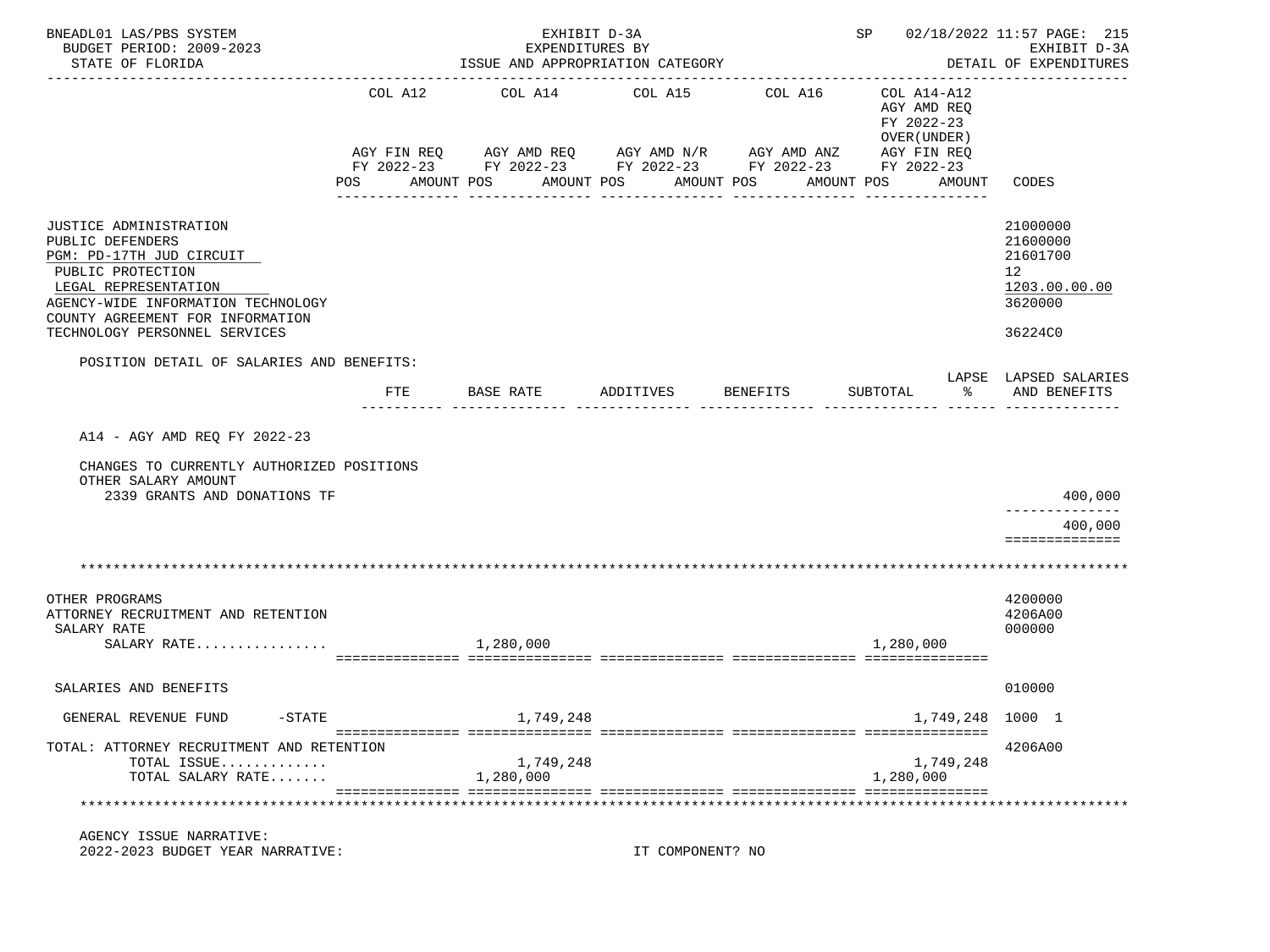BNEADL01 LAS/PBS SYSTEM | EXHIBIT D-3A | SP 02/18/2022 11:57 PAGE: 215
BUDGET PERIOD: 2009-2023 | EXPENDITURES BY | EXHIBIT D-3A
STATE OF FLORIDA | ISSUE AND APPROPRIATION CATEGORY | DETAIL OF EXPENDITURES

| | COL A12 AGY FIN REQ FY 2022-23 POS AMOUNT | COL A14 AGY AMD REQ FY 2022-23 POS AMOUNT | COL A15 AGY AMD N/R FY 2022-23 POS AMOUNT | COL A16 AGY AMD ANZ FY 2022-23 POS AMOUNT | COL A14-A12 AGY AMD REQ FY 2022-23 OVER(UNDER) AGY FIN REQ FY 2022-23 POS AMOUNT | CODES |
|---|---|---|---|---|---|---|
| JUSTICE ADMINISTRATION | | | | | | 21000000 |
| PUBLIC DEFENDERS | | | | | | 21600000 |
| PGM: PD-17TH JUD CIRCUIT | | | | | | 21601700 |
| PUBLIC PROTECTION | | | | | | 12 |
| LEGAL REPRESENTATION | | | | | | 1203.00.00.00 |
| AGENCY-WIDE INFORMATION TECHNOLOGY | | | | | | 3620000 |
| COUNTY AGREEMENT FOR INFORMATION TECHNOLOGY PERSONNEL SERVICES | | | | | | 36224C0 |

POSITION DETAIL OF SALARIES AND BENEFITS:

| | FTE | BASE RATE | ADDITIVES | BENEFITS | SUBTOTAL | LAPSE % | LAPSED SALARIES AND BENEFITS |
|---|---|---|---|---|---|---|---|
| A14 - AGY AMD REQ FY 2022-23 | | | | | | | |
| CHANGES TO CURRENTLY AUTHORIZED POSITIONS | | | | | | | |
| OTHER SALARY AMOUNT | | | | | | | |
| 2339 GRANTS AND DONATIONS TF | | | | | | | 400,000 |
| | | | | | | | 400,000 |

| | COL A12 | COL A14 | COL A15 | COL A16 | COL A14-A12 | CODES |
|---|---|---|---|---|---|---|
| OTHER PROGRAMS | | | | | | 4200000 |
| ATTORNEY RECRUITMENT AND RETENTION | | | | | | 4206A00 |
| SALARY RATE | | | | | | 000000 |
| SALARY RATE................ | | 1,280,000 | | | 1,280,000 | |
| SALARIES AND BENEFITS | | | | | | 010000 |
| GENERAL REVENUE FUND -STATE | | 1,749,248 | | | 1,749,248 | 1000 1 |
| TOTAL: ATTORNEY RECRUITMENT AND RETENTION | | | | | | 4206A00 |
| TOTAL ISSUE............. | | 1,749,248 | | | 1,749,248 | |
| TOTAL SALARY RATE....... | | 1,280,000 | | | 1,280,000 | |

AGENCY ISSUE NARRATIVE:
2022-2023 BUDGET YEAR NARRATIVE: IT COMPONENT? NO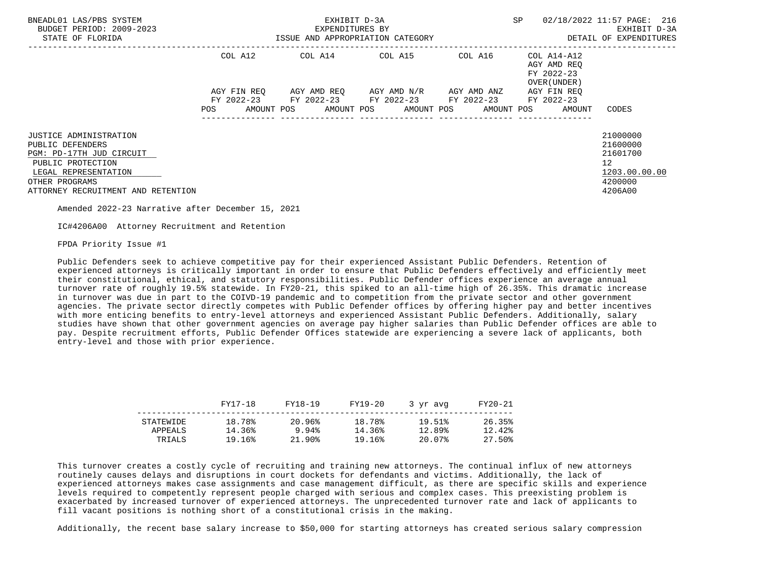| | COL A12 | | COL A14 | | COL A15 | | COL A16 | | COL A14-A12 AGY AMD REQ FY 2022-23 OVER(UNDER) | |
|---|---|---|---|---|---|---|---|---|---|---|
| | AGY FIN REQ FY 2022-23 | | AGY AMD REQ FY 2022-23 | | AGY AMD N/R FY 2022-23 | | AGY AMD ANZ FY 2022-23 | | AGY FIN REQ FY 2022-23 | |
| | POS | AMOUNT | POS | AMOUNT | POS | AMOUNT | POS | AMOUNT | POS | AMOUNT | CODES |

JUSTICE ADMINISTRATION — 21000000
PUBLIC DEFENDERS — 21600000
PGM: PD-17TH JUD CIRCUIT — 21601700
PUBLIC PROTECTION — 12
LEGAL REPRESENTATION — 1203.00.00.00
OTHER PROGRAMS — 4200000
ATTORNEY RECRUITMENT AND RETENTION — 4206A00

Amended 2022-23 Narrative after December 15, 2021

IC#4206A00 Attorney Recruitment and Retention

FPDA Priority Issue #1

Public Defenders seek to achieve competitive pay for their experienced Assistant Public Defenders. Retention of experienced attorneys is critically important in order to ensure that Public Defenders effectively and efficiently meet their constitutional, ethical, and statutory responsibilities. Public Defender offices experience an average annual turnover rate of roughly 19.5% statewide. In FY20-21, this spiked to an all-time high of 26.35%. This dramatic increase in turnover was due in part to the COIVD-19 pandemic and to competition from the private sector and other government agencies. The private sector directly competes with Public Defender offices by offering higher pay and better incentives with more enticing benefits to entry-level attorneys and experienced Assistant Public Defenders. Additionally, salary studies have shown that other government agencies on average pay higher salaries than Public Defender offices are able to pay. Despite recruitment efforts, Public Defender Offices statewide are experiencing a severe lack of applicants, both entry-level and those with prior experience.

| | FY17-18 | FY18-19 | FY19-20 | 3 yr avg | FY20-21 |
|---|---|---|---|---|---|
| STATEWIDE | 18.78% | 20.96% | 18.78% | 19.51% | 26.35% |
| APPEALS | 14.36% | 9.94% | 14.36% | 12.89% | 12.42% |
| TRIALS | 19.16% | 21.90% | 19.16% | 20.07% | 27.50% |

This turnover creates a costly cycle of recruiting and training new attorneys. The continual influx of new attorneys routinely causes delays and disruptions in court dockets for defendants and victims. Additionally, the lack of experienced attorneys makes case assignments and case management difficult, as there are specific skills and experience levels required to competently represent people charged with serious and complex cases. This preexisting problem is exacerbated by increased turnover of experienced attorneys. The unprecedented turnover rate and lack of applicants to fill vacant positions is nothing short of a constitutional crisis in the making.

Additionally, the recent base salary increase to $50,000 for starting attorneys has created serious salary compression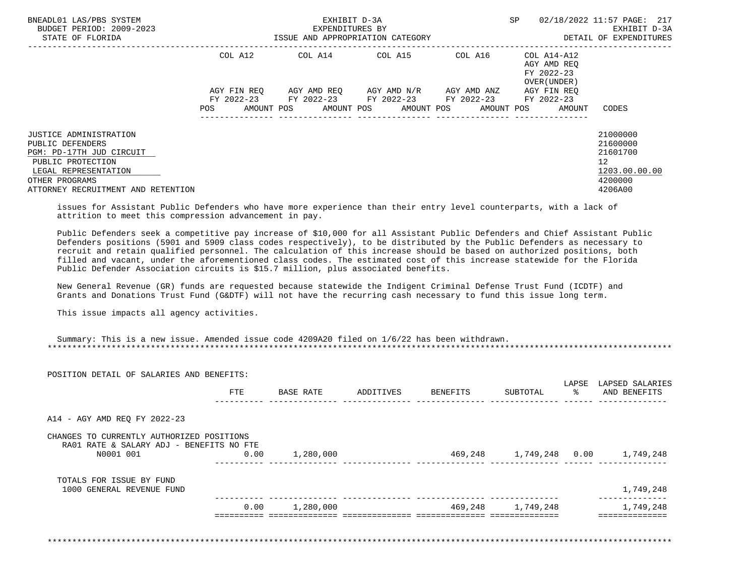| | COL A12 | COL A14 | COL A15 | COL A16 | COL A14-A12 AGY AMD REQ FY 2022-23 OVER(UNDER) | |
|---|---|---|---|---|---|---|
| | AGY FIN REQ FY 2022-23 | AGY AMD REQ FY 2022-23 | AGY AMD N/R FY 2022-23 | AGY AMD ANZ FY 2022-23 | AGY FIN REQ FY 2022-23 | |
| | POS AMOUNT | POS AMOUNT | POS AMOUNT | POS AMOUNT | POS AMOUNT | CODES |
| JUSTICE ADMINISTRATION | | | | | | 21000000 |
| PUBLIC DEFENDERS | | | | | | 21600000 |
| PGM: PD-17TH JUD CIRCUIT | | | | | | 21601700 |
| PUBLIC PROTECTION | | | | | | 12 |
| LEGAL REPRESENTATION | | | | | | 1203.00.00.00 |
| OTHER PROGRAMS | | | | | | 4200000 |
| ATTORNEY RECRUITMENT AND RETENTION | | | | | | 4206A00 |

issues for Assistant Public Defenders who have more experience than their entry level counterparts, with a lack of attrition to meet this compression advancement in pay.

Public Defenders seek a competitive pay increase of $10,000 for all Assistant Public Defenders and Chief Assistant Public Defenders positions (5901 and 5909 class codes respectively), to be distributed by the Public Defenders as necessary to recruit and retain qualified personnel. The calculation of this increase should be based on authorized positions, both filled and vacant, under the aforementioned class codes. The estimated cost of this increase statewide for the Florida Public Defender Association circuits is $15.7 million, plus associated benefits.

New General Revenue (GR) funds are requested because statewide the Indigent Criminal Defense Trust Fund (ICDTF) and Grants and Donations Trust Fund (G&DTF) will not have the recurring cash necessary to fund this issue long term.

This issue impacts all agency activities.

Summary: This is a new issue. Amended issue code 4209A20 filed on 1/6/22 has been withdrawn.

POSITION DETAIL OF SALARIES AND BENEFITS:

| | FTE | BASE RATE | ADDITIVES | BENEFITS | SUBTOTAL | LAPSE % | LAPSED SALARIES AND BENEFITS |
|---|---|---|---|---|---|---|---|
| A14 - AGY AMD REQ FY 2022-23 | | | | | | | |
| CHANGES TO CURRENTLY AUTHORIZED POSITIONS | | | | | | | |
| RA01 RATE & SALARY ADJ - BENEFITS NO FTE | | | | | | | |
| N0001 001 | 0.00 | 1,280,000 | | 469,248 | 1,749,248 | 0.00 | 1,749,248 |
| TOTALS FOR ISSUE BY FUND | | | | | | | |
| 1000 GENERAL REVENUE FUND | | | | | | | 1,749,248 |
| | 0.00 | 1,280,000 | | 469,248 | 1,749,248 | | 1,749,248 |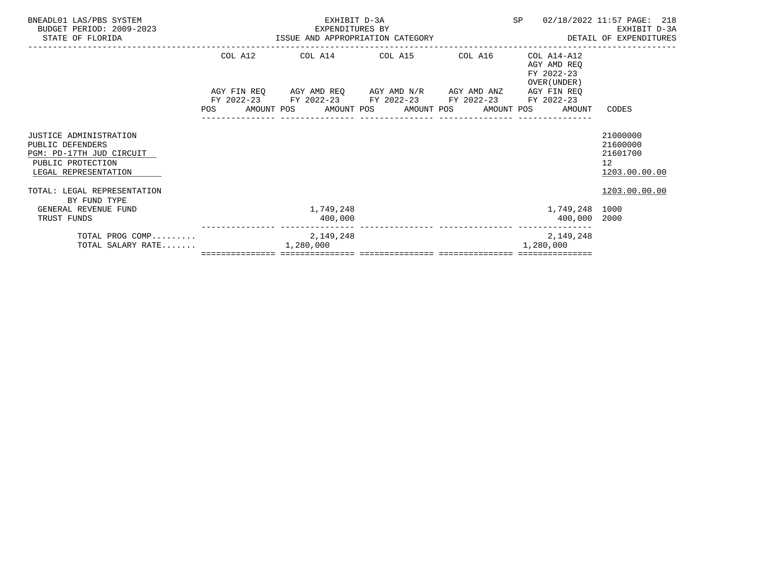BNEADL01 LAS/PBS SYSTEM
BUDGET PERIOD: 2009-2023
STATE OF FLORIDA

EXHIBIT D-3A
EXPENDITURES BY
ISSUE AND APPROPRIATION CATEGORY

SP 02/18/2022 11:57

EXHIBIT D-3A
DETAIL OF EXPENDITURES

| | COL A12 AGY FIN REQ FY 2022-23 POS | AMOUNT | COL A14 AGY AMD REQ FY 2022-23 POS | AMOUNT | COL A15 AGY AMD N/R FY 2022-23 POS | AMOUNT | COL A16 AGY AMD ANZ FY 2022-23 POS | AMOUNT | COL A14-A12 AGY AMD REQ FY 2022-23 OVER(UNDER) AGY FIN REQ FY 2022-23 POS | AMOUNT | CODES |
|---|---|---|---|---|---|---|---|---|---|---|---|
| JUSTICE ADMINISTRATION | | | | | | | | | | | 21000000 |
| PUBLIC DEFENDERS | | | | | | | | | | | 21600000 |
| PGM: PD-17TH JUD CIRCUIT | | | | | | | | | | | 21601700 |
| PUBLIC PROTECTION | | | | | | | | | | | 12 |
| LEGAL REPRESENTATION | | | | | | | | | | | 1203.00.00.00 |
| TOTAL: LEGAL REPRESENTATION | | | | | | | | | | | 1203.00.00.00 |
| BY FUND TYPE | | | | | | | | | | | |
| GENERAL REVENUE FUND | | | | 1,749,248 | | | | | | 1,749,248 | 1000 |
| TRUST FUNDS | | | | 400,000 | | | | | | 400,000 | 2000 |
| TOTAL PROG COMP......... | | | | 2,149,248 | | | | | | 2,149,248 | |
| TOTAL SALARY RATE....... | | | 1,280,000 | | | | | | 1,280,000 | | |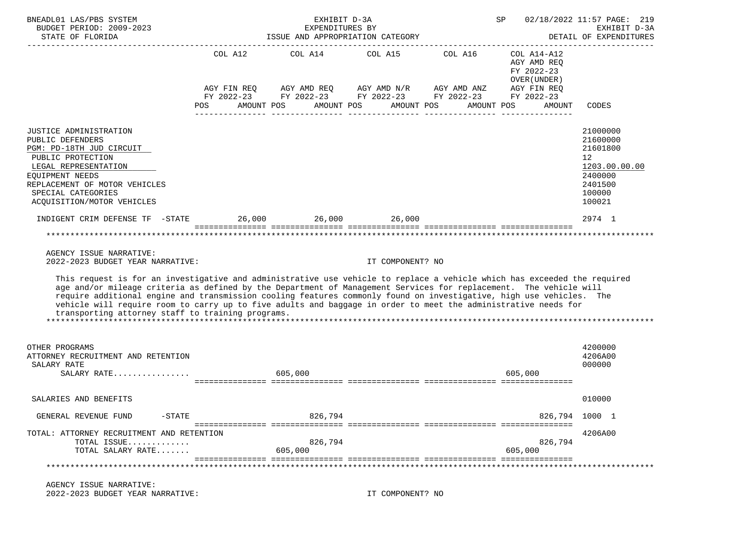| | COL A12 | COL A14 | COL A15 | COL A16 | COL A14-A12 AGY AMD REQ FY 2022-23 OVER(UNDER) | |
|---|---|---|---|---|---|---|
| | AGY FIN REQ FY 2022-23 | AGY AMD REQ FY 2022-23 | AGY AMD N/R FY 2022-23 | AGY AMD ANZ FY 2022-23 | AGY FIN REQ FY 2022-23 | |
| | POS AMOUNT | POS AMOUNT | POS AMOUNT | POS AMOUNT | POS AMOUNT | CODES |
| JUSTICE ADMINISTRATION | | | | | | 21000000 |
| PUBLIC DEFENDERS | | | | | | 21600000 |
| PGM: PD-18TH JUD CIRCUIT | | | | | | 21601800 |
| PUBLIC PROTECTION | | | | | | 12 |
| LEGAL REPRESENTATION | | | | | | 1203.00.00.00 |
| EQUIPMENT NEEDS | | | | | | 2400000 |
| REPLACEMENT OF MOTOR VEHICLES | | | | | | 2401500 |
| SPECIAL CATEGORIES | | | | | | 100000 |
| ACQUISITION/MOTOR VEHICLES | | | | | | 100021 |
| INDIGENT CRIM DEFENSE TF -STATE | 26,000 | 26,000 | 26,000 | | | 2974 1 |

AGENCY ISSUE NARRATIVE:

2022-2023 BUDGET YEAR NARRATIVE: IT COMPONENT? NO

This request is for an investigative and administrative use vehicle to replace a vehicle which has exceeded the required age and/or mileage criteria as defined by the Department of Management Services for replacement. The vehicle will require additional engine and transmission cooling features commonly found on investigative, high use vehicles. The vehicle will require room to carry up to five adults and baggage in order to meet the administrative needs for transporting attorney staff to training programs.

| | COL A12 | COL A14 | COL A15 | COL A16 | COL A14-A12 | CODES |
|---|---|---|---|---|---|---|
| OTHER PROGRAMS | | | | | | 4200000 |
| ATTORNEY RECRUITMENT AND RETENTION | | | | | | 4206A00 |
| SALARY RATE | | | | | | 000000 |
| SALARY RATE................ | | 605,000 | | | 605,000 | |
| SALARIES AND BENEFITS | | | | | | 010000 |
| GENERAL REVENUE FUND -STATE | | 826,794 | | | 826,794 | 1000 1 |
| TOTAL: ATTORNEY RECRUITMENT AND RETENTION | | | | | | 4206A00 |
| TOTAL ISSUE............. | | 826,794 | | | 826,794 | |
| TOTAL SALARY RATE....... | | 605,000 | | | 605,000 | |

AGENCY ISSUE NARRATIVE:

2022-2023 BUDGET YEAR NARRATIVE: IT COMPONENT? NO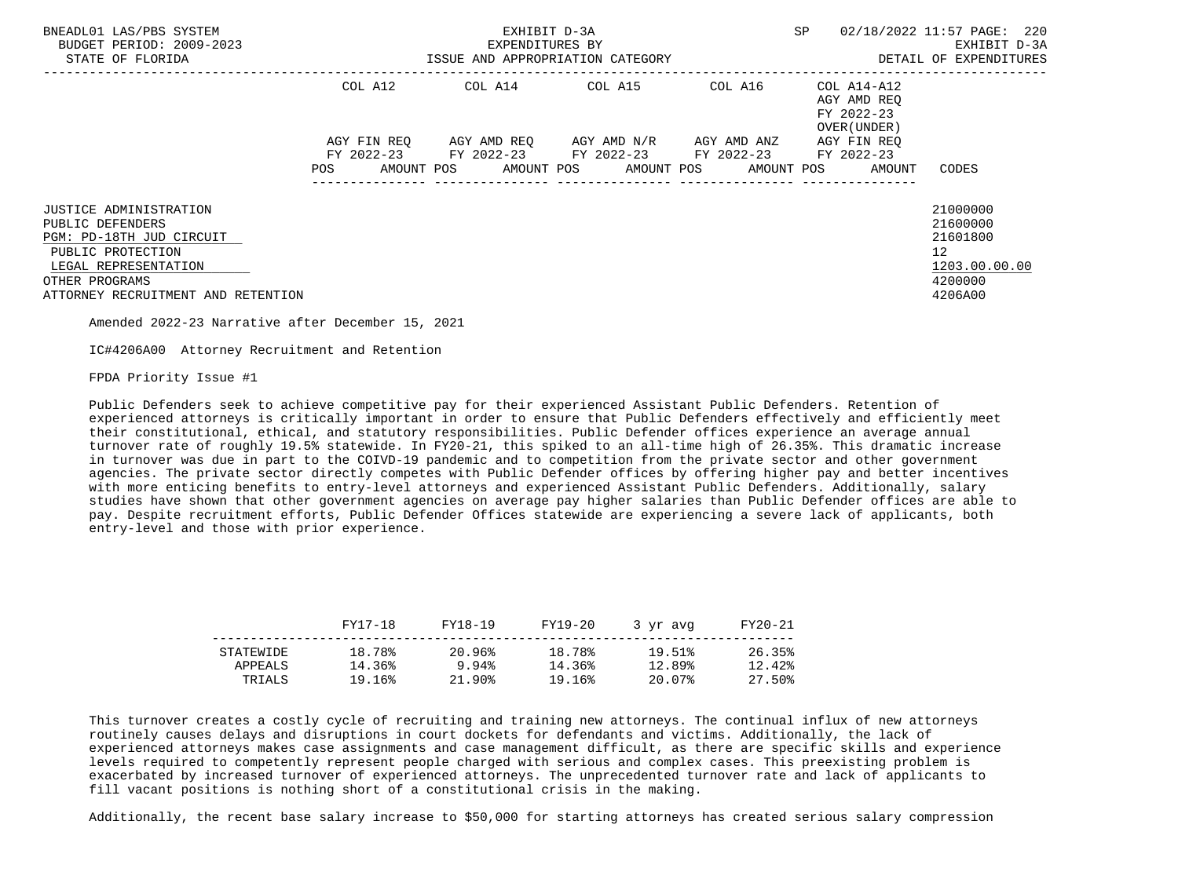| | COL A12 | | COL A14 | | COL A15 | | COL A16 | | COL A14-A12 AGY AMD REQ FY 2022-23 OVER(UNDER) | | |
|---|---|---|---|---|---|---|---|---|---|---|---|
| | AGY FIN REQ FY 2022-23 | | AGY AMD REQ FY 2022-23 | | AGY AMD N/R FY 2022-23 | | AGY AMD ANZ FY 2022-23 | | AGY FIN REQ FY 2022-23 | | |
| | POS | AMOUNT | POS | AMOUNT | POS | AMOUNT | POS | AMOUNT | POS | AMOUNT | CODES |
| JUSTICE ADMINISTRATION | | | | | | | | | | | 21000000 |
| PUBLIC DEFENDERS | | | | | | | | | | | 21600000 |
| PGM: PD-18TH JUD CIRCUIT | | | | | | | | | | | 21601800 |
| PUBLIC PROTECTION | | | | | | | | | | | 12 |
| LEGAL REPRESENTATION | | | | | | | | | | | 1203.00.00.00 |
| OTHER PROGRAMS | | | | | | | | | | | 4200000 |
| ATTORNEY RECRUITMENT AND RETENTION | | | | | | | | | | | 4206A00 |

Amended 2022-23 Narrative after December 15, 2021

IC#4206A00 Attorney Recruitment and Retention

FPDA Priority Issue #1

Public Defenders seek to achieve competitive pay for their experienced Assistant Public Defenders. Retention of experienced attorneys is critically important in order to ensure that Public Defenders effectively and efficiently meet their constitutional, ethical, and statutory responsibilities. Public Defender offices experience an average annual turnover rate of roughly 19.5% statewide. In FY20-21, this spiked to an all-time high of 26.35%. This dramatic increase in turnover was due in part to the COIVD-19 pandemic and to competition from the private sector and other government agencies. The private sector directly competes with Public Defender offices by offering higher pay and better incentives with more enticing benefits to entry-level attorneys and experienced Assistant Public Defenders. Additionally, salary studies have shown that other government agencies on average pay higher salaries than Public Defender offices are able to pay. Despite recruitment efforts, Public Defender Offices statewide are experiencing a severe lack of applicants, both entry-level and those with prior experience.

| | FY17-18 | FY18-19 | FY19-20 | 3 yr avg | FY20-21 |
|---|---|---|---|---|---|
| STATEWIDE | 18.78% | 20.96% | 18.78% | 19.51% | 26.35% |
| APPEALS | 14.36% | 9.94% | 14.36% | 12.89% | 12.42% |
| TRIALS | 19.16% | 21.90% | 19.16% | 20.07% | 27.50% |

This turnover creates a costly cycle of recruiting and training new attorneys. The continual influx of new attorneys routinely causes delays and disruptions in court dockets for defendants and victims. Additionally, the lack of experienced attorneys makes case assignments and case management difficult, as there are specific skills and experience levels required to competently represent people charged with serious and complex cases. This preexisting problem is exacerbated by increased turnover of experienced attorneys. The unprecedented turnover rate and lack of applicants to fill vacant positions is nothing short of a constitutional crisis in the making.

Additionally, the recent base salary increase to $50,000 for starting attorneys has created serious salary compression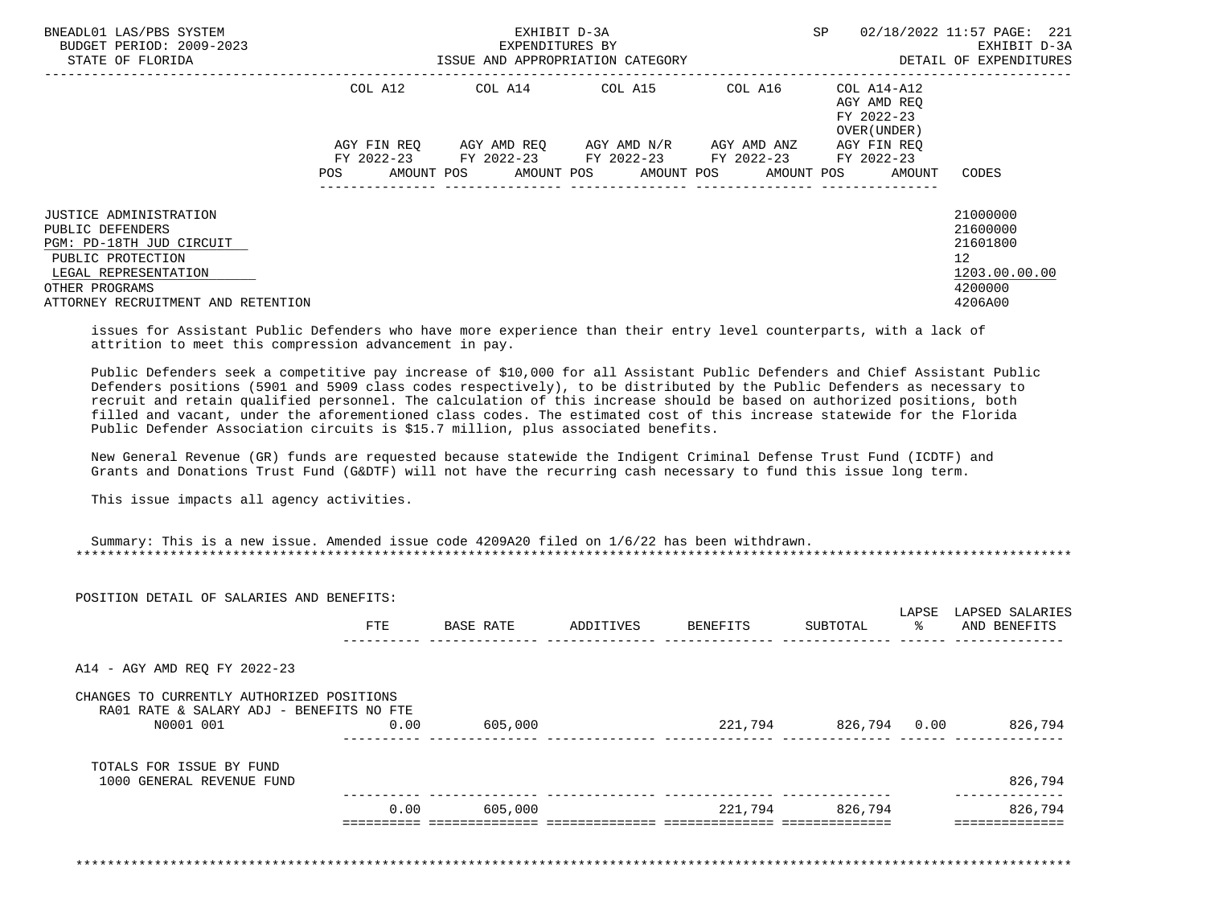| | COL A12 | COL A14 | COL A15 | COL A16 | COL A14-A12 AGY AMD REQ FY 2022-23 OVER(UNDER) | |
|---|---|---|---|---|---|---|
| | AGY FIN REQ FY 2022-23 | AGY AMD REQ FY 2022-23 | AGY AMD N/R FY 2022-23 | AGY AMD ANZ FY 2022-23 | AGY FIN REQ FY 2022-23 | |
| | POS AMOUNT | POS AMOUNT | POS AMOUNT | POS AMOUNT | POS AMOUNT | CODES |
| JUSTICE ADMINISTRATION | | | | | | 21000000 |
| PUBLIC DEFENDERS | | | | | | 21600000 |
| PGM: PD-18TH JUD CIRCUIT | | | | | | 21601800 |
| PUBLIC PROTECTION | | | | | | 12 |
| LEGAL REPRESENTATION | | | | | | 1203.00.00.00 |
| OTHER PROGRAMS | | | | | | 4200000 |
| ATTORNEY RECRUITMENT AND RETENTION | | | | | | 4206A00 |

issues for Assistant Public Defenders who have more experience than their entry level counterparts, with a lack of attrition to meet this compression advancement in pay.

Public Defenders seek a competitive pay increase of $10,000 for all Assistant Public Defenders and Chief Assistant Public Defenders positions (5901 and 5909 class codes respectively), to be distributed by the Public Defenders as necessary to recruit and retain qualified personnel. The calculation of this increase should be based on authorized positions, both filled and vacant, under the aforementioned class codes. The estimated cost of this increase statewide for the Florida Public Defender Association circuits is $15.7 million, plus associated benefits.

New General Revenue (GR) funds are requested because statewide the Indigent Criminal Defense Trust Fund (ICDTF) and Grants and Donations Trust Fund (G&DTF) will not have the recurring cash necessary to fund this issue long term.

This issue impacts all agency activities.

Summary: This is a new issue. Amended issue code 4209A20 filed on 1/6/22 has been withdrawn.

***

POSITION DETAIL OF SALARIES AND BENEFITS:

| | FTE | BASE RATE | ADDITIVES | BENEFITS | SUBTOTAL | LAPSE % | LAPSED SALARIES AND BENEFITS |
|---|---|---|---|---|---|---|---|
| A14 - AGY AMD REQ FY 2022-23 | | | | | | | |
| CHANGES TO CURRENTLY AUTHORIZED POSITIONS | | | | | | | |
| RA01 RATE & SALARY ADJ - BENEFITS NO FTE | | | | | | | |
| N0001 001 | 0.00 | 605,000 | | 221,794 | 826,794 | 0.00 | 826,794 |
| TOTALS FOR ISSUE BY FUND | | | | | | | |
| 1000 GENERAL REVENUE FUND | | | | | | | 826,794 |
| | 0.00 | 605,000 | | 221,794 | 826,794 | | 826,794 |

***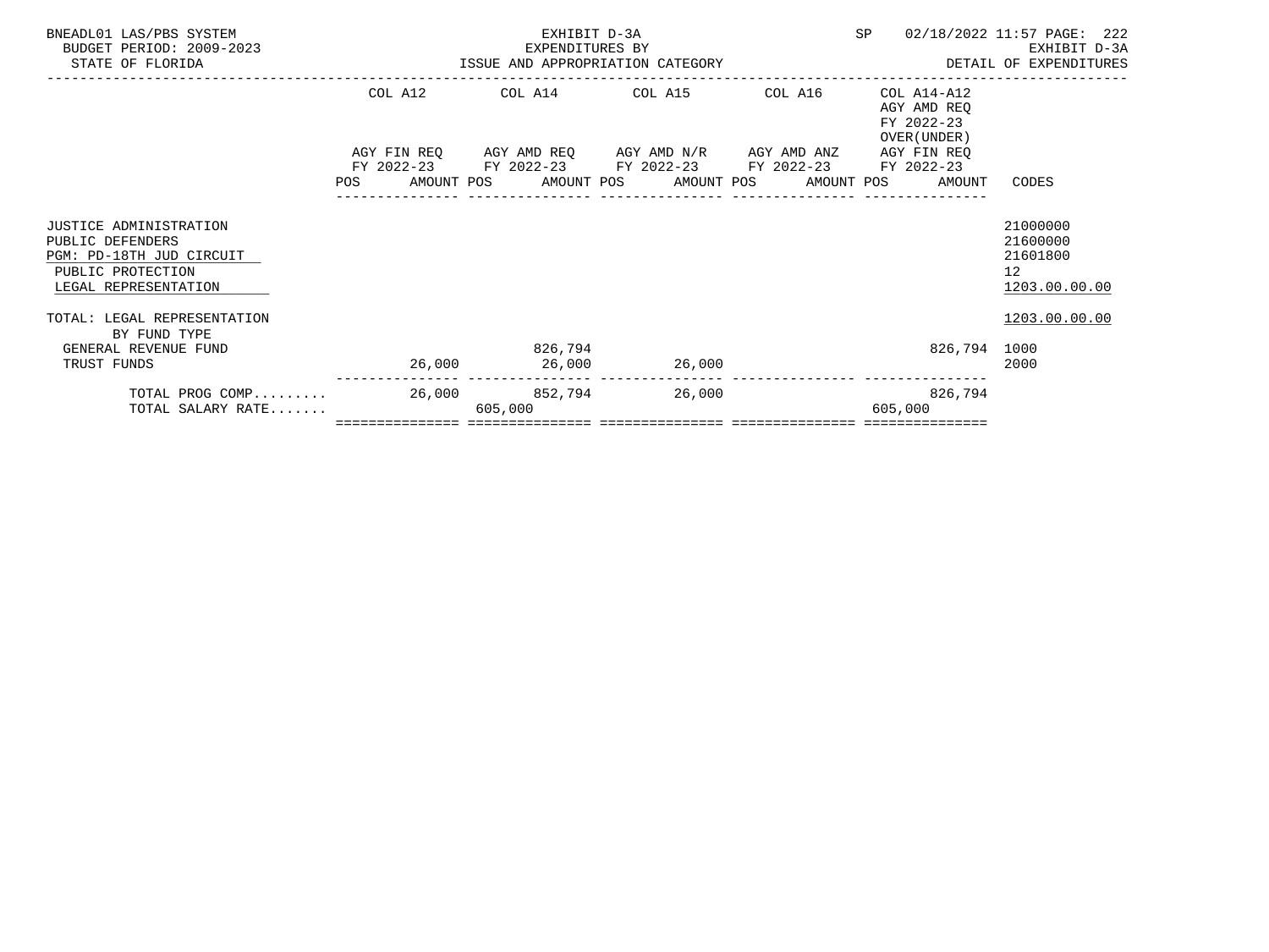BNEADL01 LAS/PBS SYSTEM
BUDGET PERIOD: 2009-2023
STATE OF FLORIDA

EXHIBIT D-3A
EXPENDITURES BY
ISSUE AND APPROPRIATION CATEGORY

SP 02/18/2022 11:57

EXHIBIT D-3A
DETAIL OF EXPENDITURES

| | COL A12 AGY FIN REQ FY 2022-23 POS | AMOUNT | COL A14 AGY AMD REQ FY 2022-23 POS | AMOUNT | COL A15 AGY AMD N/R FY 2022-23 POS | AMOUNT | COL A16 AGY AMD ANZ FY 2022-23 POS | AMOUNT | COL A14-A12 AGY AMD REQ FY 2022-23 OVER(UNDER) AGY FIN REQ FY 2022-23 POS | AMOUNT | CODES |
|---|---|---|---|---|---|---|---|---|---|---|---|
| JUSTICE ADMINISTRATION | | | | | | | | | | | 21000000 |
| PUBLIC DEFENDERS | | | | | | | | | | | 21600000 |
| PGM: PD-18TH JUD CIRCUIT | | | | | | | | | | | 21601800 |
| PUBLIC PROTECTION | | | | | | | | | | | 12 |
| LEGAL REPRESENTATION | | | | | | | | | | | 1203.00.00.00 |
| TOTAL: LEGAL REPRESENTATION | | | | | | | | | | | 1203.00.00.00 |
| BY FUND TYPE | | | | | | | | | | | |
| GENERAL REVENUE FUND | | | | 826,794 | | | | | | 826,794 | 1000 |
| TRUST FUNDS | | 26,000 | | 26,000 | | 26,000 | | | | | 2000 |
| TOTAL PROG COMP......... | | 26,000 | | 852,794 | | 26,000 | | | | 826,794 | |
| TOTAL SALARY RATE....... | | | 605,000 | | | | | | 605,000 | | |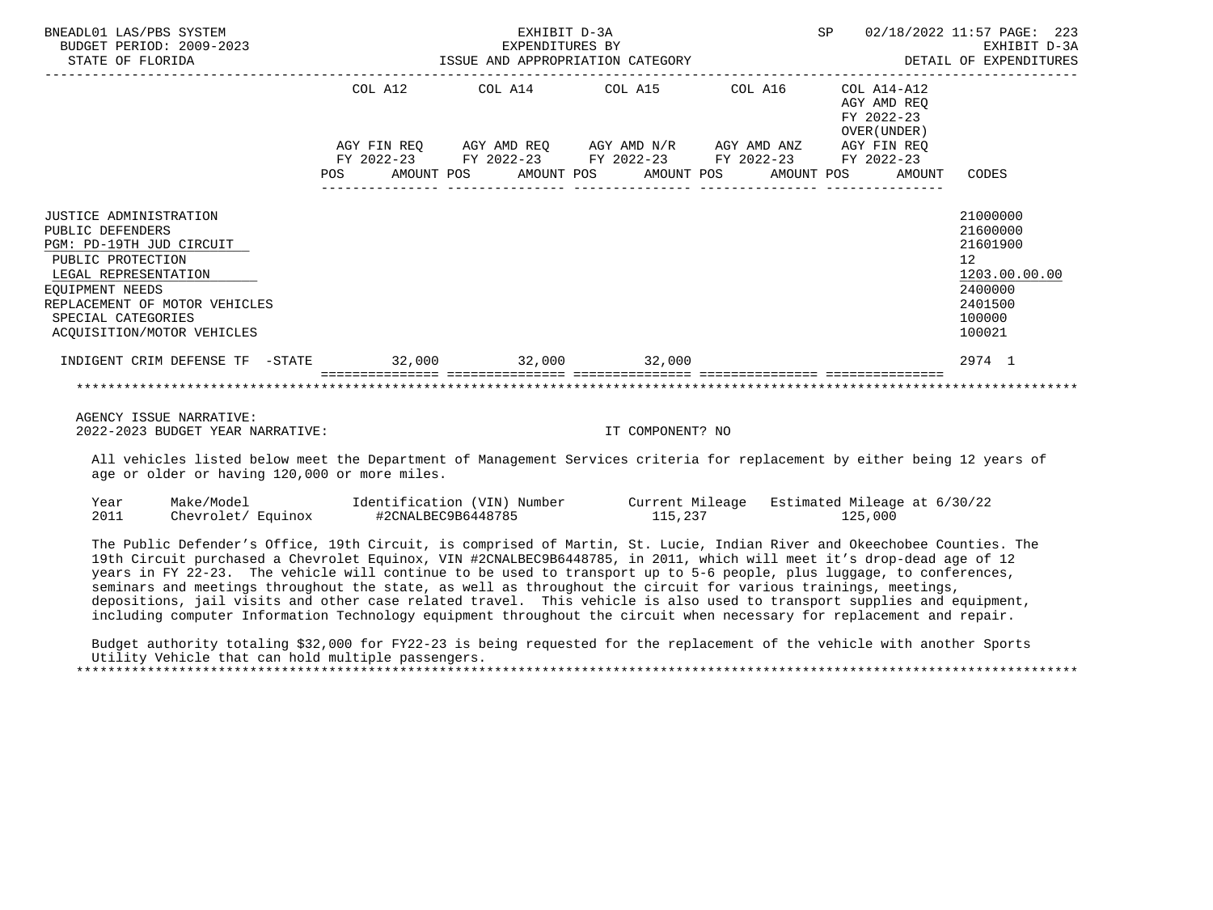BNEADL01 LAS/PBS SYSTEM — EXHIBIT D-3A — EXPENDITURES BY ISSUE AND APPROPRIATION CATEGORY — DETAIL OF EXPENDITURES
BUDGET PERIOD: 2009-2023
STATE OF FLORIDA
SP 02/18/2022 11:57

| | COL A12 AGY FIN REQ FY 2022-23 POS AMOUNT | COL A14 AGY AMD REQ FY 2022-23 POS AMOUNT | COL A15 AGY AMD N/R FY 2022-23 POS AMOUNT | COL A16 AGY AMD ANZ FY 2022-23 POS AMOUNT | COL A14-A12 AGY AMD REQ FY 2022-23 OVER(UNDER) AGY FIN REQ FY 2022-23 POS AMOUNT | CODES |
|---|---|---|---|---|---|---|
| JUSTICE ADMINISTRATION | | | | | | 21000000 |
| PUBLIC DEFENDERS | | | | | | 21600000 |
| PGM: PD-19TH JUD CIRCUIT | | | | | | 21601900 |
| PUBLIC PROTECTION | | | | | | 12 |
| LEGAL REPRESENTATION | | | | | | 1203.00.00.00 |
| EQUIPMENT NEEDS | | | | | | 2400000 |
| REPLACEMENT OF MOTOR VEHICLES | | | | | | 2401500 |
| SPECIAL CATEGORIES | | | | | | 100000 |
| ACQUISITION/MOTOR VEHICLES | | | | | | 100021 |
| INDIGENT CRIM DEFENSE TF -STATE | 32,000 | 32,000 | 32,000 | | | 2974 1 |

AGENCY ISSUE NARRATIVE:
2022-2023 BUDGET YEAR NARRATIVE: IT COMPONENT? NO

All vehicles listed below meet the Department of Management Services criteria for replacement by either being 12 years of age or older or having 120,000 or more miles.

| Year | Make/Model | Identification (VIN) Number | Current Mileage | Estimated Mileage at 6/30/22 |
|---|---|---|---|---|
| 2011 | Chevrolet/ Equinox | #2CNALBEC9B6448785 | 115,237 | 125,000 |

The Public Defender's Office, 19th Circuit, is comprised of Martin, St. Lucie, Indian River and Okeechobee Counties. The 19th Circuit purchased a Chevrolet Equinox, VIN #2CNALBEC9B6448785, in 2011, which will meet it's drop-dead age of 12 years in FY 22-23. The vehicle will continue to be used to transport up to 5-6 people, plus luggage, to conferences, seminars and meetings throughout the state, as well as throughout the circuit for various trainings, meetings, depositions, jail visits and other case related travel. This vehicle is also used to transport supplies and equipment, including computer Information Technology equipment throughout the circuit when necessary for replacement and repair.

Budget authority totaling $32,000 for FY22-23 is being requested for the replacement of the vehicle with another Sports Utility Vehicle that can hold multiple passengers.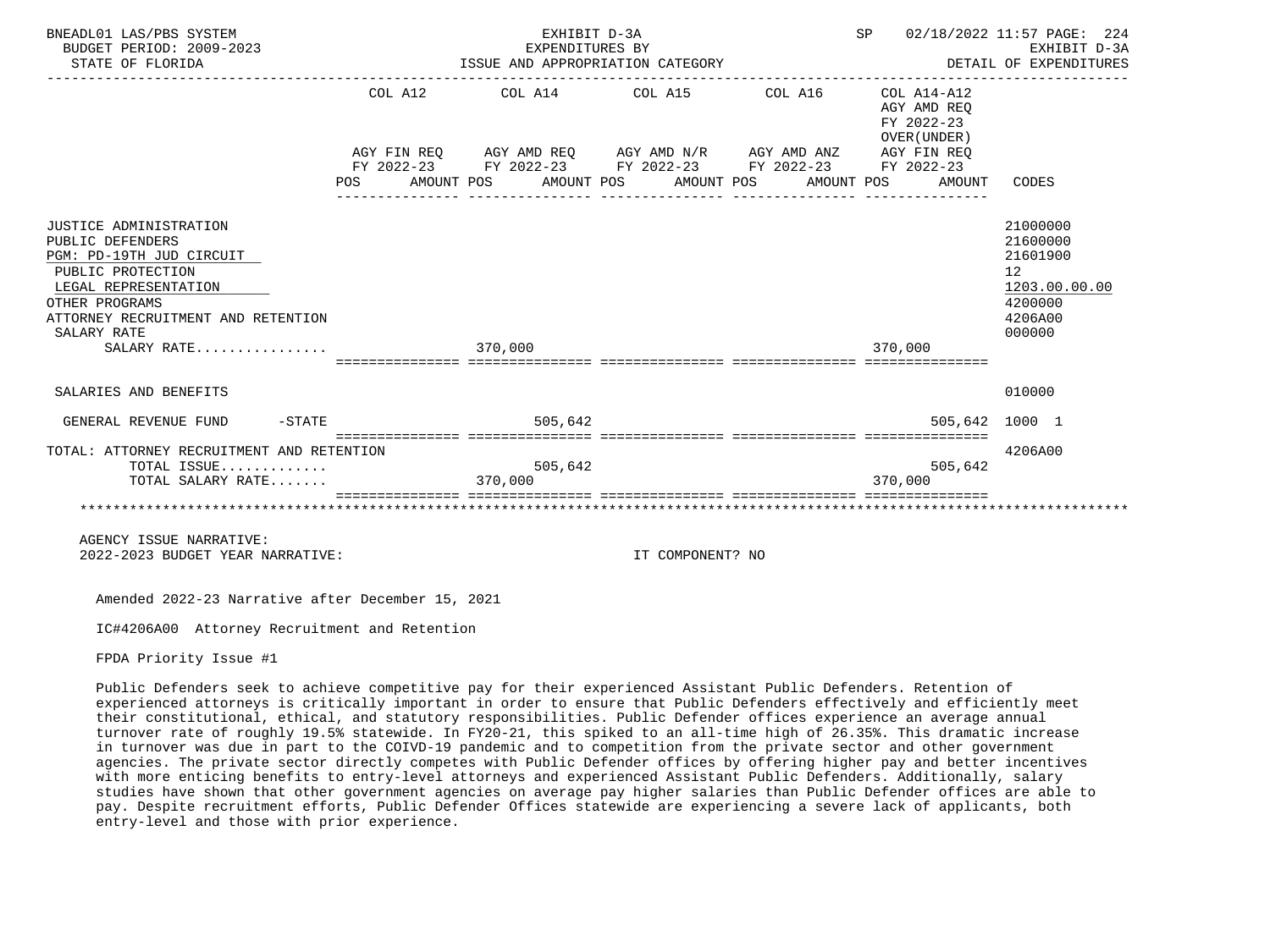BNEADL01 LAS/PBS SYSTEM — EXHIBIT D-3A — EXPENDITURES BY ISSUE AND APPROPRIATION CATEGORY — SP 02/18/2022 11:57 — EXHIBIT D-3A DETAIL OF EXPENDITURES

BUDGET PERIOD: 2009-2023

STATE OF FLORIDA

| | COL A12 AGY FIN REQ FY 2022-23 POS AMOUNT | COL A14 AGY AMD REQ FY 2022-23 POS AMOUNT | COL A15 AGY AMD N/R FY 2022-23 POS AMOUNT | COL A16 AGY AMD ANZ FY 2022-23 POS AMOUNT | COL A14-A12 AGY AMD REQ FY 2022-23 OVER(UNDER) AGY FIN REQ FY 2022-23 POS AMOUNT | CODES |
|---|---|---|---|---|---|---|
| JUSTICE ADMINISTRATION | | | | | | 21000000 |
| PUBLIC DEFENDERS | | | | | | 21600000 |
| PGM: PD-19TH JUD CIRCUIT | | | | | | 21601900 |
| PUBLIC PROTECTION | | | | | | 12 |
| LEGAL REPRESENTATION | | | | | | 1203.00.00.00 |
| OTHER PROGRAMS | | | | | | 4200000 |
| ATTORNEY RECRUITMENT AND RETENTION | | | | | | 4206A00 |
| SALARY RATE | | | | | | 000000 |
| SALARY RATE................ | | 370,000 | | | 370,000 | |
| SALARIES AND BENEFITS | | | | | | 010000 |
| GENERAL REVENUE FUND -STATE | | 505,642 | | | 505,642 | 1000 1 |
| TOTAL: ATTORNEY RECRUITMENT AND RETENTION | | | | | | 4206A00 |
| TOTAL ISSUE............ | | 505,642 | | | 505,642 | |
| TOTAL SALARY RATE....... | | 370,000 | | | 370,000 | |

AGENCY ISSUE NARRATIVE:

2022-2023 BUDGET YEAR NARRATIVE: IT COMPONENT? NO

Amended 2022-23 Narrative after December 15, 2021

IC#4206A00 Attorney Recruitment and Retention

FPDA Priority Issue #1

Public Defenders seek to achieve competitive pay for their experienced Assistant Public Defenders. Retention of experienced attorneys is critically important in order to ensure that Public Defenders effectively and efficiently meet their constitutional, ethical, and statutory responsibilities. Public Defender offices experience an average annual turnover rate of roughly 19.5% statewide. In FY20-21, this spiked to an all-time high of 26.35%. This dramatic increase in turnover was due in part to the COIVD-19 pandemic and to competition from the private sector and other government agencies. The private sector directly competes with Public Defender offices by offering higher pay and better incentives with more enticing benefits to entry-level attorneys and experienced Assistant Public Defenders. Additionally, salary studies have shown that other government agencies on average pay higher salaries than Public Defender offices are able to pay. Despite recruitment efforts, Public Defender Offices statewide are experiencing a severe lack of applicants, both entry-level and those with prior experience.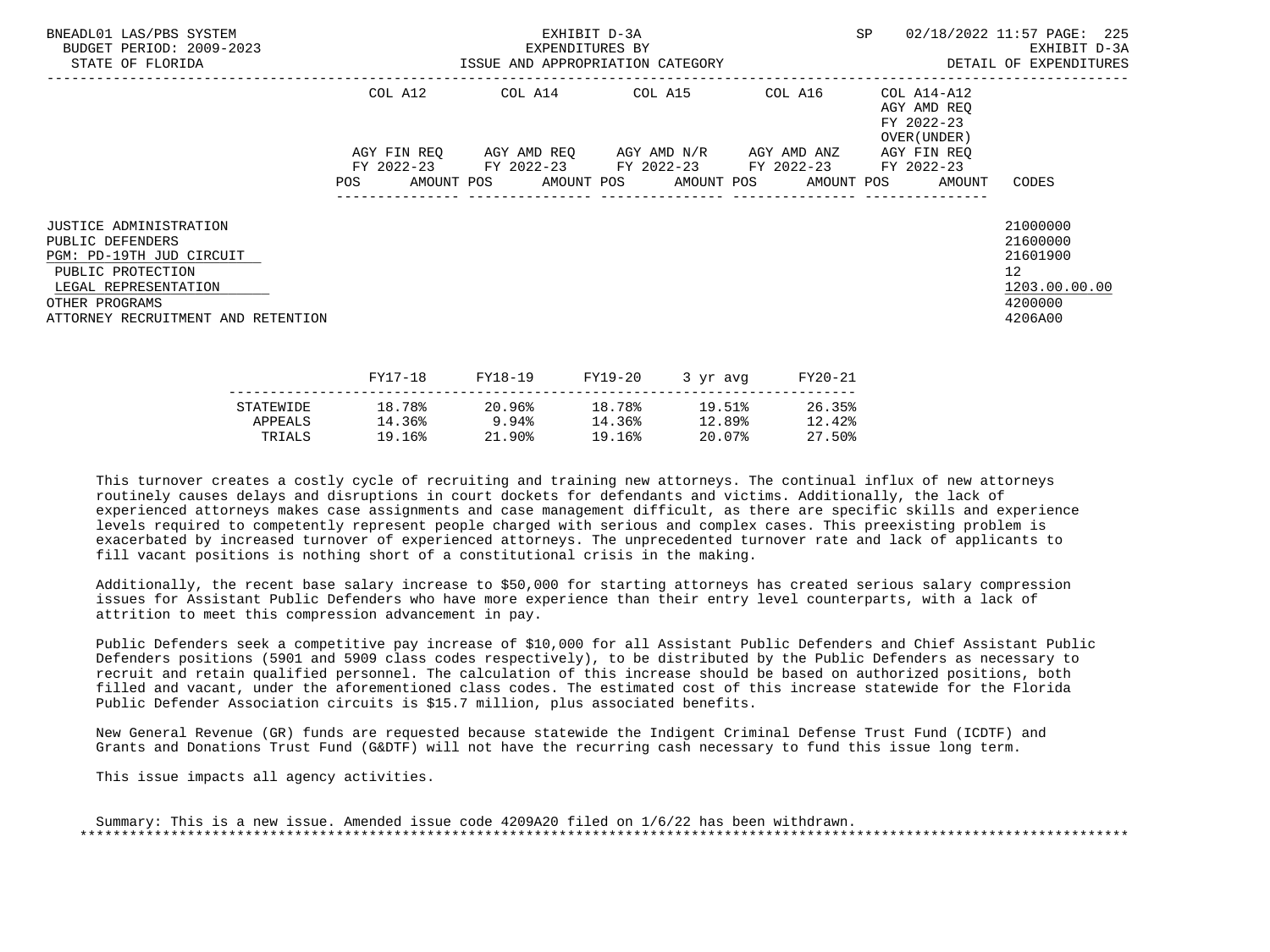BNEADL01 LAS/PBS SYSTEM | EXHIBIT D-3A | SP 02/18/2022 11:57
BUDGET PERIOD: 2009-2023 | EXPENDITURES BY | EXHIBIT D-3A
STATE OF FLORIDA | ISSUE AND APPROPRIATION CATEGORY | DETAIL OF EXPENDITURES

| | COL A12 AGY FIN REQ FY 2022-23 POS AMOUNT | COL A14 AGY AMD REQ FY 2022-23 POS AMOUNT | COL A15 AGY AMD N/R FY 2022-23 POS AMOUNT | COL A16 AGY AMD ANZ FY 2022-23 POS AMOUNT | COL A14-A12 AGY AMD REQ FY 2022-23 OVER(UNDER) AGY FIN REQ FY 2022-23 POS AMOUNT | CODES |
|---|---|---|---|---|---|---|
| JUSTICE ADMINISTRATION | | | | | | 21000000 |
| PUBLIC DEFENDERS | | | | | | 21600000 |
| PGM: PD-19TH JUD CIRCUIT | | | | | | 21601900 |
| PUBLIC PROTECTION | | | | | | 12 |
| LEGAL REPRESENTATION | | | | | | 1203.00.00.00 |
| OTHER PROGRAMS | | | | | | 4200000 |
| ATTORNEY RECRUITMENT AND RETENTION | | | | | | 4206A00 |

| | FY17-18 | FY18-19 | FY19-20 | 3 yr avg | FY20-21 |
|---|---|---|---|---|---|
| STATEWIDE | 18.78% | 20.96% | 18.78% | 19.51% | 26.35% |
| APPEALS | 14.36% | 9.94% | 14.36% | 12.89% | 12.42% |
| TRIALS | 19.16% | 21.90% | 19.16% | 20.07% | 27.50% |

This turnover creates a costly cycle of recruiting and training new attorneys. The continual influx of new attorneys routinely causes delays and disruptions in court dockets for defendants and victims. Additionally, the lack of experienced attorneys makes case assignments and case management difficult, as there are specific skills and experience levels required to competently represent people charged with serious and complex cases. This preexisting problem is exacerbated by increased turnover of experienced attorneys. The unprecedented turnover rate and lack of applicants to fill vacant positions is nothing short of a constitutional crisis in the making.

Additionally, the recent base salary increase to $50,000 for starting attorneys has created serious salary compression issues for Assistant Public Defenders who have more experience than their entry level counterparts, with a lack of attrition to meet this compression advancement in pay.

Public Defenders seek a competitive pay increase of $10,000 for all Assistant Public Defenders and Chief Assistant Public Defenders positions (5901 and 5909 class codes respectively), to be distributed by the Public Defenders as necessary to recruit and retain qualified personnel. The calculation of this increase should be based on authorized positions, both filled and vacant, under the aforementioned class codes. The estimated cost of this increase statewide for the Florida Public Defender Association circuits is $15.7 million, plus associated benefits.

New General Revenue (GR) funds are requested because statewide the Indigent Criminal Defense Trust Fund (ICDTF) and Grants and Donations Trust Fund (G&DTF) will not have the recurring cash necessary to fund this issue long term.

This issue impacts all agency activities.

Summary: This is a new issue. Amended issue code 4209A20 filed on 1/6/22 has been withdrawn.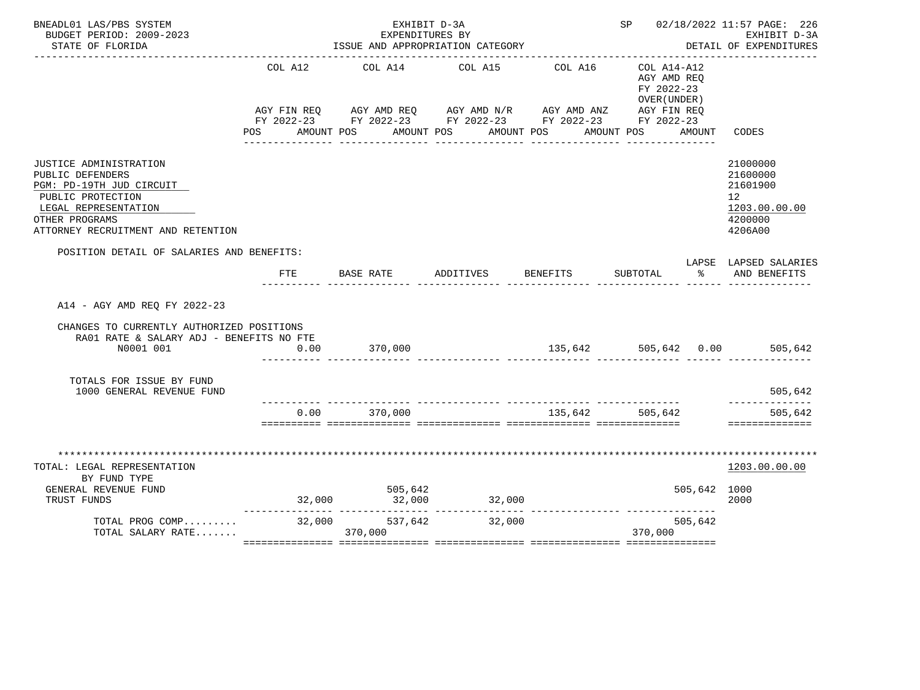BNEADL01 LAS/PBS SYSTEM
BUDGET PERIOD: 2009-2023
STATE OF FLORIDA

EXHIBIT D-3A
EXPENDITURES BY
ISSUE AND APPROPRIATION CATEGORY

SP 02/18/2022 11:57 PAGE: 226
EXHIBIT D-3A
DETAIL OF EXPENDITURES

| | COL A12 AGY FIN REQ FY 2022-23 POS AMOUNT | COL A14 AGY AMD REQ FY 2022-23 POS AMOUNT | COL A15 AGY AMD N/R FY 2022-23 POS AMOUNT | COL A16 AGY AMD ANZ FY 2022-23 POS AMOUNT | COL A14-A12 AGY AMD REQ FY 2022-23 OVER(UNDER) AGY FIN REQ FY 2022-23 POS AMOUNT | CODES |
|---|---|---|---|---|---|---|
| JUSTICE ADMINISTRATION | | | | | | 21000000 |
| PUBLIC DEFENDERS | | | | | | 21600000 |
| PGM: PD-19TH JUD CIRCUIT | | | | | | 21601900 |
| PUBLIC PROTECTION | | | | | | 12 |
| LEGAL REPRESENTATION | | | | | | 1203.00.00.00 |
| OTHER PROGRAMS | | | | | | 4200000 |
| ATTORNEY RECRUITMENT AND RETENTION | | | | | | 4206A00 |

POSITION DETAIL OF SALARIES AND BENEFITS:

| | FTE | BASE RATE | ADDITIVES | BENEFITS | SUBTOTAL | LAPSE % | LAPSED SALARIES AND BENEFITS |
|---|---|---|---|---|---|---|---|
| A14 - AGY AMD REQ FY 2022-23 | | | | | | | |
| CHANGES TO CURRENTLY AUTHORIZED POSITIONS | | | | | | | |
| RA01 RATE & SALARY ADJ - BENEFITS NO FTE | | | | | | | |
| N0001 001 | 0.00 | 370,000 | | 135,642 | 505,642 | 0.00 | 505,642 |
| TOTALS FOR ISSUE BY FUND | | | | | | | |
| 1000 GENERAL REVENUE FUND | | | | | | | 505,642 |
| | 0.00 | 370,000 | | 135,642 | 505,642 | | 505,642 |

| | COL A12 | COL A14 | COL A15 | COL A16 | COL A14-A12 | CODES |
|---|---|---|---|---|---|---|
| TOTAL: LEGAL REPRESENTATION | | | | | | 1203.00.00.00 |
| BY FUND TYPE | | | | | | |
| GENERAL REVENUE FUND | | 505,642 | | | 505,642 | 1000 |
| TRUST FUNDS | 32,000 | 32,000 | 32,000 | | | 2000 |
| TOTAL PROG COMP......... | 32,000 | 537,642 | 32,000 | | 505,642 | |
| TOTAL SALARY RATE....... | | 370,000 | | | 370,000 | |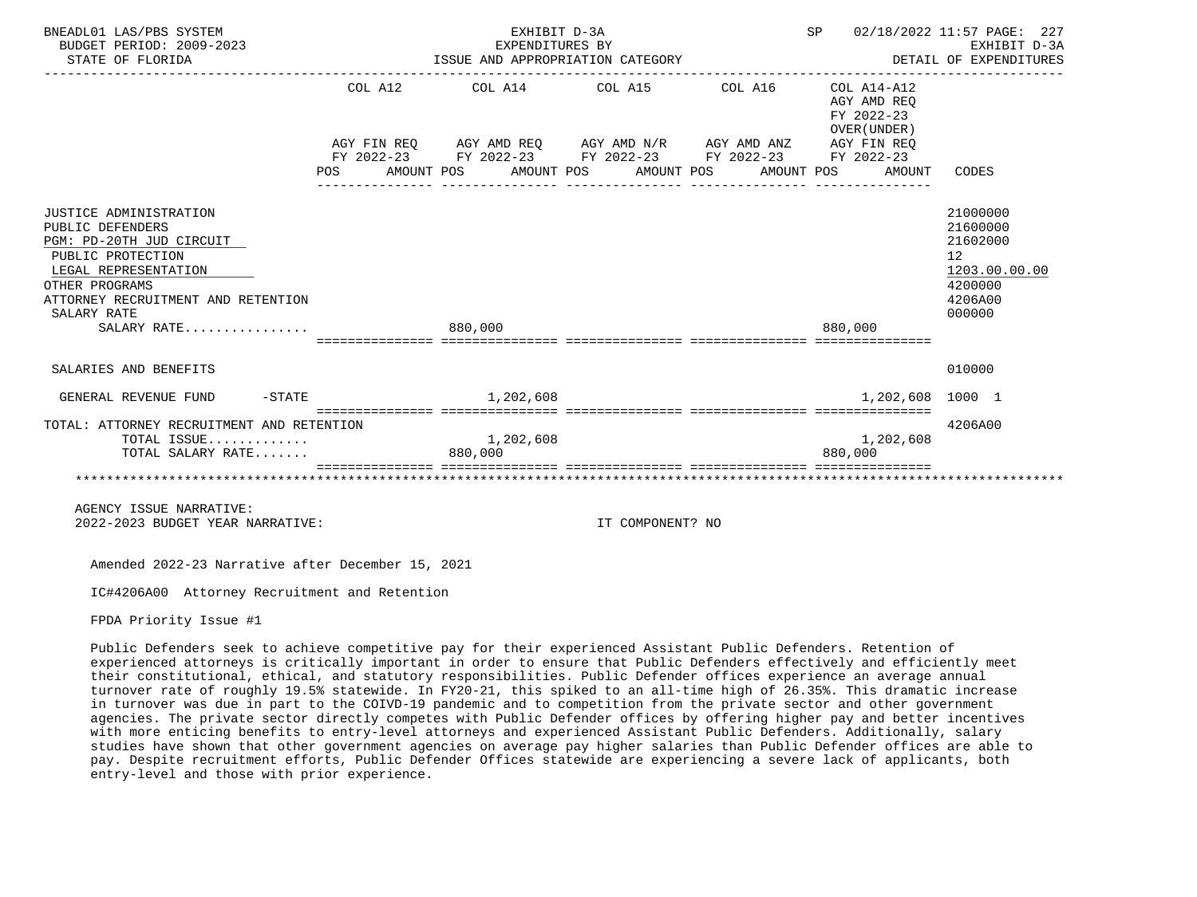BNEADL01 LAS/PBS SYSTEM — EXHIBIT D-3A — SP 02/18/2022 11:57
BUDGET PERIOD: 2009-2023 — EXPENDITURES BY — EXHIBIT D-3A
STATE OF FLORIDA — ISSUE AND APPROPRIATION CATEGORY — DETAIL OF EXPENDITURES

| | COL A12 AGY FIN REQ FY 2022-23 POS AMOUNT | COL A14 AGY AMD REQ FY 2022-23 POS AMOUNT | COL A15 AGY AMD N/R FY 2022-23 POS AMOUNT | COL A16 AGY AMD ANZ FY 2022-23 POS AMOUNT | COL A14-A12 AGY AMD REQ FY 2022-23 OVER(UNDER) AGY FIN REQ FY 2022-23 POS AMOUNT | CODES |
|---|---|---|---|---|---|---|
| JUSTICE ADMINISTRATION | | | | | | 21000000 |
| PUBLIC DEFENDERS | | | | | | 21600000 |
| PGM: PD-20TH JUD CIRCUIT | | | | | | 21602000 |
| PUBLIC PROTECTION | | | | | | 12 |
| LEGAL REPRESENTATION | | | | | | 1203.00.00.00 |
| OTHER PROGRAMS | | | | | | 4200000 |
| ATTORNEY RECRUITMENT AND RETENTION | | | | | | 4206A00 |
| SALARY RATE | | | | | | 000000 |
| SALARY RATE................ | | 880,000 | | | 880,000 | |
| SALARIES AND BENEFITS | | | | | | 010000 |
| GENERAL REVENUE FUND -STATE | | 1,202,608 | | | 1,202,608 | 1000 1 |
| TOTAL: ATTORNEY RECRUITMENT AND RETENTION | | | | | | 4206A00 |
| TOTAL ISSUE............. | | 1,202,608 | | | 1,202,608 | |
| TOTAL SALARY RATE....... | | 880,000 | | | 880,000 | |

AGENCY ISSUE NARRATIVE:
2022-2023 BUDGET YEAR NARRATIVE: IT COMPONENT? NO

Amended 2022-23 Narrative after December 15, 2021

IC#4206A00 Attorney Recruitment and Retention

FPDA Priority Issue #1

Public Defenders seek to achieve competitive pay for their experienced Assistant Public Defenders. Retention of experienced attorneys is critically important in order to ensure that Public Defenders effectively and efficiently meet their constitutional, ethical, and statutory responsibilities. Public Defender offices experience an average annual turnover rate of roughly 19.5% statewide. In FY20-21, this spiked to an all-time high of 26.35%. This dramatic increase in turnover was due in part to the COIVD-19 pandemic and to competition from the private sector and other government agencies. The private sector directly competes with Public Defender offices by offering higher pay and better incentives with more enticing benefits to entry-level attorneys and experienced Assistant Public Defenders. Additionally, salary studies have shown that other government agencies on average pay higher salaries than Public Defender offices are able to pay. Despite recruitment efforts, Public Defender Offices statewide are experiencing a severe lack of applicants, both entry-level and those with prior experience.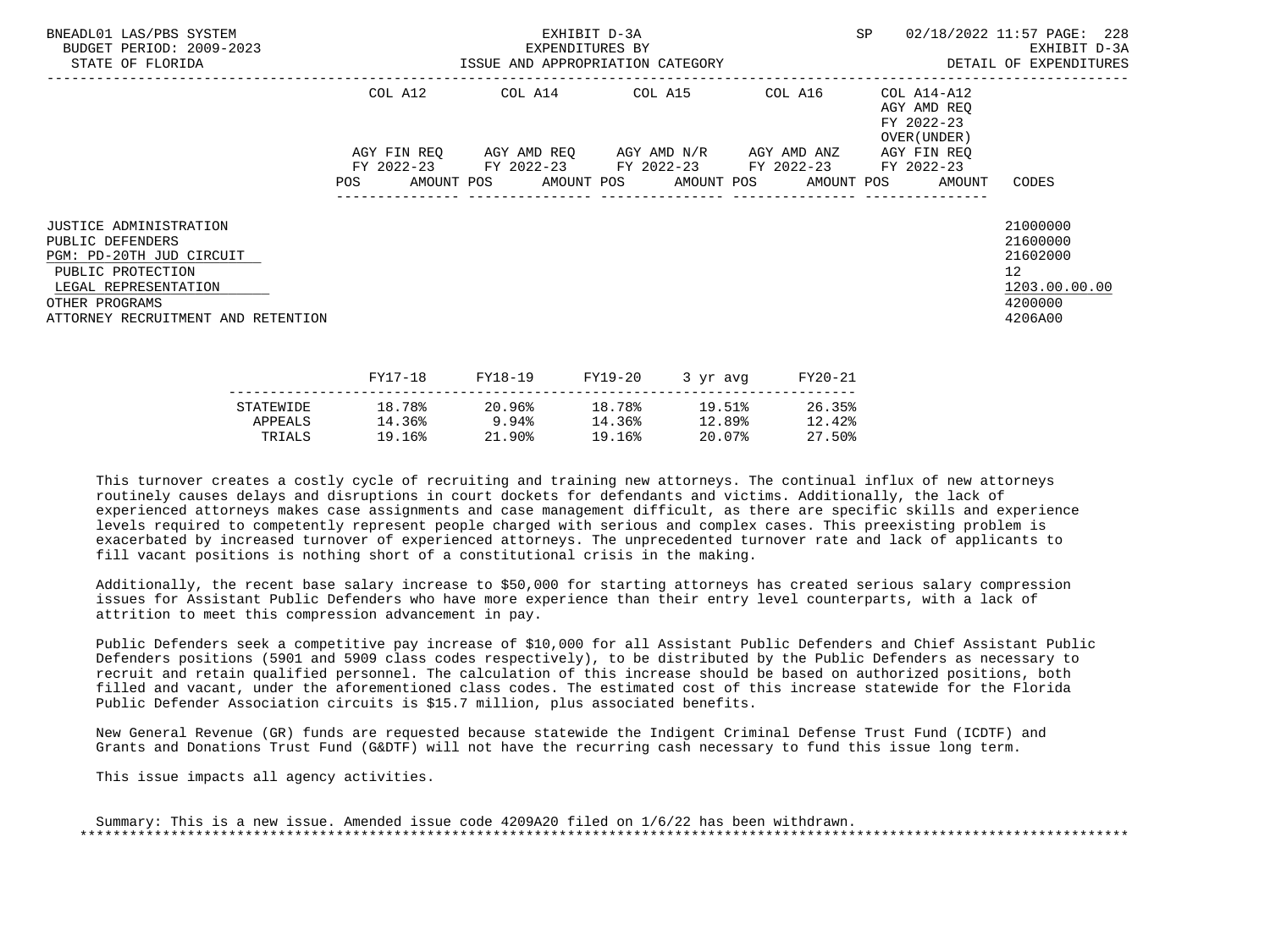| | COL A12 | COL A14 | COL A15 | COL A16 | COL A14-A12 AGY AMD REQ FY 2022-23 OVER(UNDER) | |
|---|---|---|---|---|---|---|
| | AGY FIN REQ FY 2022-23 | AGY AMD REQ FY 2022-23 | AGY AMD N/R FY 2022-23 | AGY AMD ANZ FY 2022-23 | AGY FIN REQ FY 2022-23 | |
| | POS AMOUNT | POS AMOUNT | POS AMOUNT | POS AMOUNT | POS AMOUNT | CODES |

JUSTICE ADMINISTRATION — 21000000
PUBLIC DEFENDERS — 21600000
PGM: PD-20TH JUD CIRCUIT — 21602000
PUBLIC PROTECTION — 12
LEGAL REPRESENTATION — 1203.00.00.00
OTHER PROGRAMS — 4200000
ATTORNEY RECRUITMENT AND RETENTION — 4206A00

| | FY17-18 | FY18-19 | FY19-20 | 3 yr avg | FY20-21 |
|---|---|---|---|---|---|
| STATEWIDE | 18.78% | 20.96% | 18.78% | 19.51% | 26.35% |
| APPEALS | 14.36% | 9.94% | 14.36% | 12.89% | 12.42% |
| TRIALS | 19.16% | 21.90% | 19.16% | 20.07% | 27.50% |

This turnover creates a costly cycle of recruiting and training new attorneys. The continual influx of new attorneys routinely causes delays and disruptions in court dockets for defendants and victims. Additionally, the lack of experienced attorneys makes case assignments and case management difficult, as there are specific skills and experience levels required to competently represent people charged with serious and complex cases. This preexisting problem is exacerbated by increased turnover of experienced attorneys. The unprecedented turnover rate and lack of applicants to fill vacant positions is nothing short of a constitutional crisis in the making.

Additionally, the recent base salary increase to $50,000 for starting attorneys has created serious salary compression issues for Assistant Public Defenders who have more experience than their entry level counterparts, with a lack of attrition to meet this compression advancement in pay.

Public Defenders seek a competitive pay increase of $10,000 for all Assistant Public Defenders and Chief Assistant Public Defenders positions (5901 and 5909 class codes respectively), to be distributed by the Public Defenders as necessary to recruit and retain qualified personnel. The calculation of this increase should be based on authorized positions, both filled and vacant, under the aforementioned class codes. The estimated cost of this increase statewide for the Florida Public Defender Association circuits is $15.7 million, plus associated benefits.

New General Revenue (GR) funds are requested because statewide the Indigent Criminal Defense Trust Fund (ICDTF) and Grants and Donations Trust Fund (G&DTF) will not have the recurring cash necessary to fund this issue long term.

This issue impacts all agency activities.

Summary: This is a new issue. Amended issue code 4209A20 filed on 1/6/22 has been withdrawn.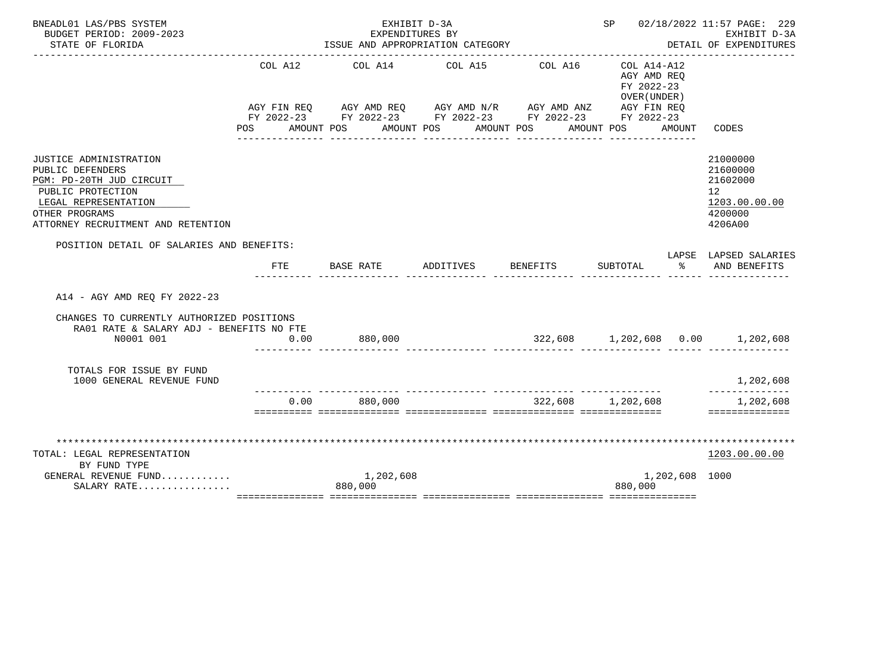BNEADL01 LAS/PBS SYSTEM — EXHIBIT D-3A — SP 02/18/2022 11:57 PAGE: 229
BUDGET PERIOD: 2009-2023 — EXPENDITURES BY — EXHIBIT D-3A
STATE OF FLORIDA — ISSUE AND APPROPRIATION CATEGORY — DETAIL OF EXPENDITURES

| | COL A12 AGY FIN REQ FY 2022-23 POS AMOUNT | COL A14 AGY AMD REQ FY 2022-23 POS AMOUNT | COL A15 AGY AMD N/R FY 2022-23 POS AMOUNT | COL A16 AGY AMD ANZ FY 2022-23 POS AMOUNT | COL A14-A12 AGY AMD REQ FY 2022-23 OVER(UNDER) AGY FIN REQ FY 2022-23 POS AMOUNT | CODES |
|---|---|---|---|---|---|---|
| JUSTICE ADMINISTRATION | | | | | | 21000000 |
| PUBLIC DEFENDERS | | | | | | 21600000 |
| PGM: PD-20TH JUD CIRCUIT | | | | | | 21602000 |
| PUBLIC PROTECTION | | | | | | 12 |
| LEGAL REPRESENTATION | | | | | | 1203.00.00.00 |
| OTHER PROGRAMS | | | | | | 4200000 |
| ATTORNEY RECRUITMENT AND RETENTION | | | | | | 4206A00 |

POSITION DETAIL OF SALARIES AND BENEFITS:

| | FTE | BASE RATE | ADDITIVES | BENEFITS | SUBTOTAL | LAPSE % | LAPSED SALARIES AND BENEFITS |
|---|---|---|---|---|---|---|---|
| A14 - AGY AMD REQ FY 2022-23 | | | | | | | |
| CHANGES TO CURRENTLY AUTHORIZED POSITIONS | | | | | | | |
| RA01 RATE & SALARY ADJ - BENEFITS NO FTE | | | | | | | |
| N0001 001 | 0.00 | 880,000 | | 322,608 | 1,202,608 | 0.00 | 1,202,608 |
| TOTALS FOR ISSUE BY FUND | | | | | | | |
| 1000 GENERAL REVENUE FUND | | | | | | | 1,202,608 |
| | 0.00 | 880,000 | | 322,608 | 1,202,608 | | 1,202,608 |

| | COL A12 | COL A14 | COL A15 | COL A16 | COL A14-A12 | CODES |
|---|---|---|---|---|---|---|
| TOTAL: LEGAL REPRESENTATION | | | | | | 1203.00.00.00 |
| BY FUND TYPE | | | | | | |
| GENERAL REVENUE FUND........... | | 1,202,608 | | | 1,202,608 | 1000 |
| SALARY RATE................ | | 880,000 | | | 880,000 | |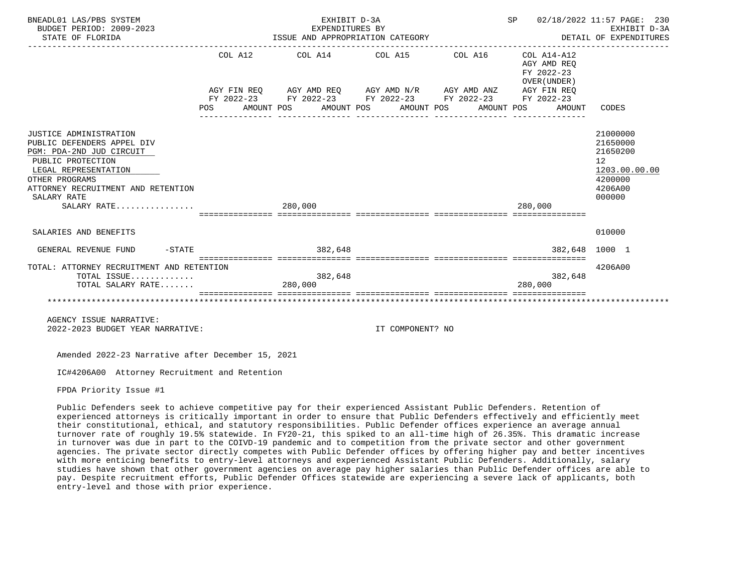BNEADL01 LAS/PBS SYSTEM — BUDGET PERIOD: 2009-2023 — STATE OF FLORIDA

EXHIBIT D-3A — EXPENDITURES BY ISSUE AND APPROPRIATION CATEGORY

SP 02/18/2022 11:57 — EXHIBIT D-3A — DETAIL OF EXPENDITURES

| | COL A12 AGY FIN REQ FY 2022-23 POS AMOUNT | COL A14 AGY AMD REQ FY 2022-23 POS AMOUNT | COL A15 AGY AMD N/R FY 2022-23 POS AMOUNT | COL A16 AGY AMD ANZ FY 2022-23 POS AMOUNT | COL A14-A12 AGY AMD REQ FY 2022-23 OVER(UNDER) AGY FIN REQ FY 2022-23 POS AMOUNT | CODES |
|---|---|---|---|---|---|---|
| JUSTICE ADMINISTRATION | | | | | | 21000000 |
| PUBLIC DEFENDERS APPEL DIV | | | | | | 21650000 |
| PGM: PDA-2ND JUD CIRCUIT | | | | | | 21650200 |
| PUBLIC PROTECTION | | | | | | 12 |
| LEGAL REPRESENTATION | | | | | | 1203.00.00.00 |
| OTHER PROGRAMS | | | | | | 4200000 |
| ATTORNEY RECRUITMENT AND RETENTION | | | | | | 4206A00 |
| SALARY RATE | | | | | | 000000 |
| SALARY RATE................ | | 280,000 | | | 280,000 | |
| SALARIES AND BENEFITS | | | | | | 010000 |
| GENERAL REVENUE FUND -STATE | | 382,648 | | | 382,648 | 1000 1 |
| TOTAL: ATTORNEY RECRUITMENT AND RETENTION | | | | | | 4206A00 |
| TOTAL ISSUE............. | | 382,648 | | | 382,648 | |
| TOTAL SALARY RATE....... | | 280,000 | | | 280,000 | |

AGENCY ISSUE NARRATIVE:
2022-2023 BUDGET YEAR NARRATIVE: IT COMPONENT? NO

Amended 2022-23 Narrative after December 15, 2021

IC#4206A00 Attorney Recruitment and Retention

FPDA Priority Issue #1

Public Defenders seek to achieve competitive pay for their experienced Assistant Public Defenders. Retention of experienced attorneys is critically important in order to ensure that Public Defenders effectively and efficiently meet their constitutional, ethical, and statutory responsibilities. Public Defender offices experience an average annual turnover rate of roughly 19.5% statewide. In FY20-21, this spiked to an all-time high of 26.35%. This dramatic increase in turnover was due in part to the COIVD-19 pandemic and to competition from the private sector and other government agencies. The private sector directly competes with Public Defender offices by offering higher pay and better incentives with more enticing benefits to entry-level attorneys and experienced Assistant Public Defenders. Additionally, salary studies have shown that other government agencies on average pay higher salaries than Public Defender offices are able to pay. Despite recruitment efforts, Public Defender Offices statewide are experiencing a severe lack of applicants, both entry-level and those with prior experience.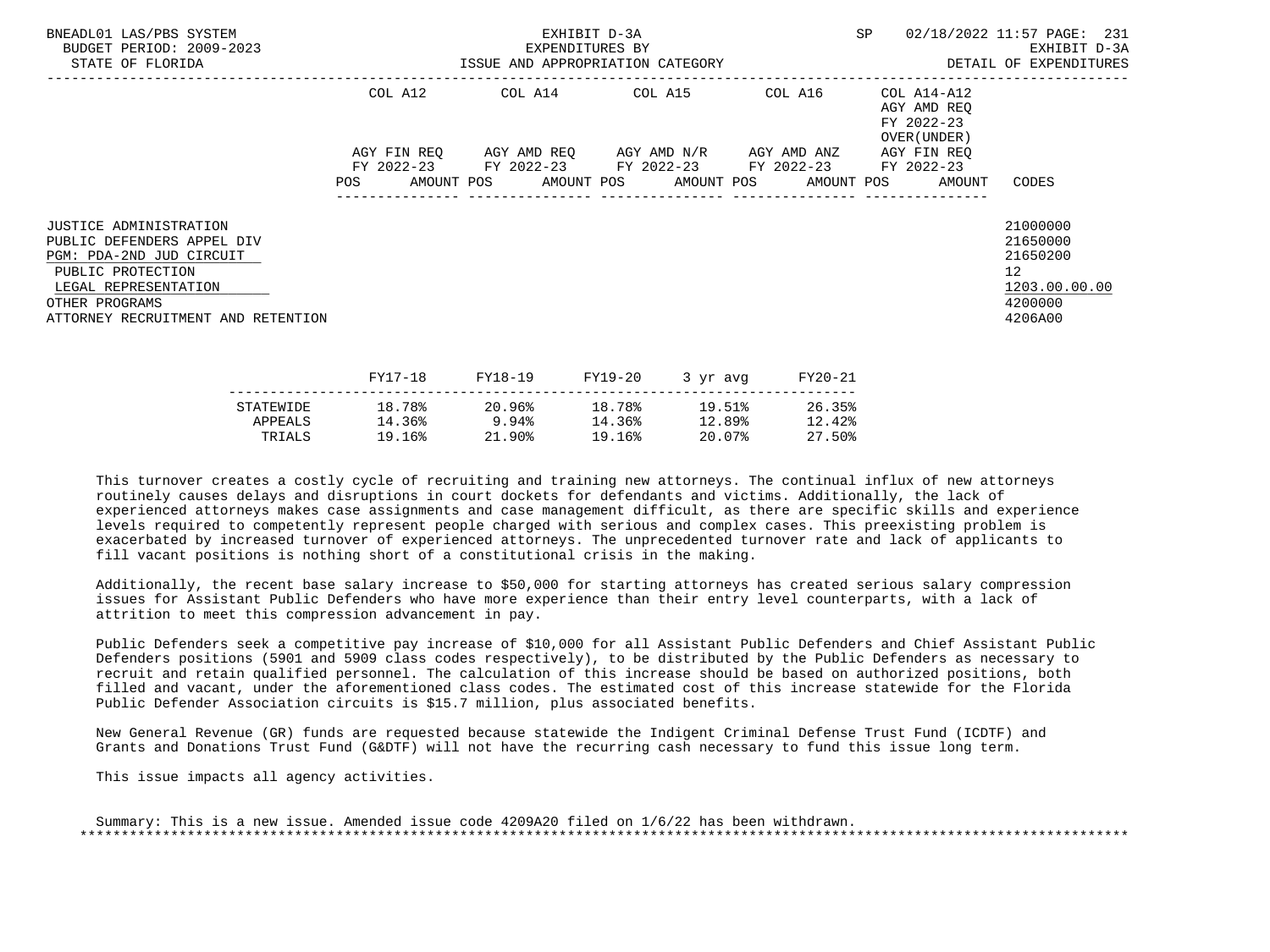| | COL A12 | | COL A14 | | COL A15 | | COL A16 | | COL A14-A12 AGY AMD REQ FY 2022-23 OVER(UNDER) AGY FIN REQ FY 2022-23 | |
|---|---|---|---|---|---|---|---|---|---|---|
| | AGY FIN REQ FY 2022-23 | | AGY AMD REQ FY 2022-23 | | AGY AMD N/R FY 2022-23 | | AGY AMD ANZ FY 2022-23 | | | |
| | POS | AMOUNT | POS | AMOUNT | POS | AMOUNT | POS | AMOUNT | POS AMOUNT | CODES |
| JUSTICE ADMINISTRATION | | | | | | | | | | 21000000 |
| PUBLIC DEFENDERS APPEL DIV | | | | | | | | | | 21650000 |
| PGM: PDA-2ND JUD CIRCUIT | | | | | | | | | | 21650200 |
| PUBLIC PROTECTION | | | | | | | | | | 12 |
| LEGAL REPRESENTATION | | | | | | | | | | 1203.00.00.00 |
| OTHER PROGRAMS | | | | | | | | | | 4200000 |
| ATTORNEY RECRUITMENT AND RETENTION | | | | | | | | | | 4206A00 |

| | FY17-18 | FY18-19 | FY19-20 | 3 yr avg | FY20-21 |
|---|---|---|---|---|---|
| STATEWIDE | 18.78% | 20.96% | 18.78% | 19.51% | 26.35% |
| APPEALS | 14.36% | 9.94% | 14.36% | 12.89% | 12.42% |
| TRIALS | 19.16% | 21.90% | 19.16% | 20.07% | 27.50% |

This turnover creates a costly cycle of recruiting and training new attorneys. The continual influx of new attorneys routinely causes delays and disruptions in court dockets for defendants and victims. Additionally, the lack of experienced attorneys makes case assignments and case management difficult, as there are specific skills and experience levels required to competently represent people charged with serious and complex cases. This preexisting problem is exacerbated by increased turnover of experienced attorneys. The unprecedented turnover rate and lack of applicants to fill vacant positions is nothing short of a constitutional crisis in the making.

Additionally, the recent base salary increase to $50,000 for starting attorneys has created serious salary compression issues for Assistant Public Defenders who have more experience than their entry level counterparts, with a lack of attrition to meet this compression advancement in pay.

Public Defenders seek a competitive pay increase of $10,000 for all Assistant Public Defenders and Chief Assistant Public Defenders positions (5901 and 5909 class codes respectively), to be distributed by the Public Defenders as necessary to recruit and retain qualified personnel. The calculation of this increase should be based on authorized positions, both filled and vacant, under the aforementioned class codes. The estimated cost of this increase statewide for the Florida Public Defender Association circuits is $15.7 million, plus associated benefits.

New General Revenue (GR) funds are requested because statewide the Indigent Criminal Defense Trust Fund (ICDTF) and Grants and Donations Trust Fund (G&DTF) will not have the recurring cash necessary to fund this issue long term.

This issue impacts all agency activities.

Summary: This is a new issue. Amended issue code 4209A20 filed on 1/6/22 has been withdrawn.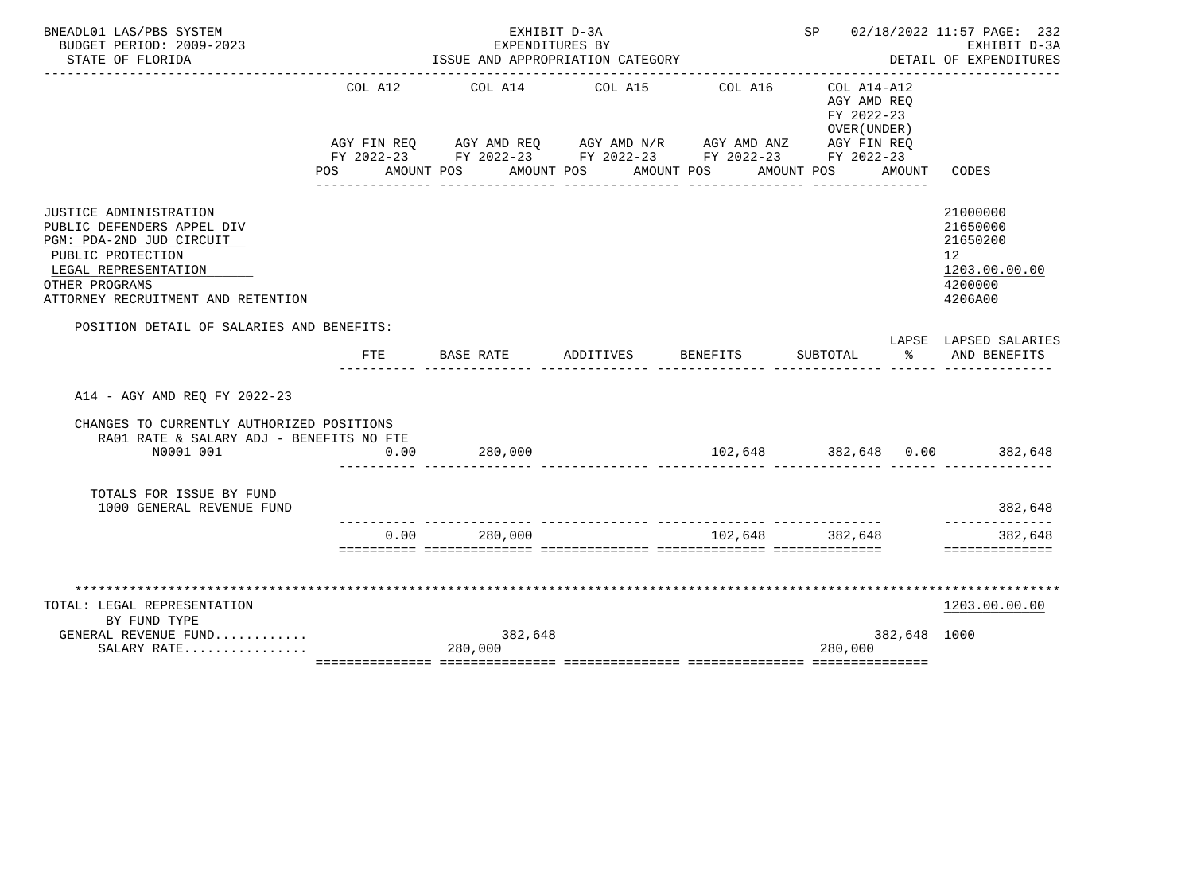BNEADL01 LAS/PBS SYSTEM — EXHIBIT D-3A — SP 02/18/2022 11:57 PAGE: 232
BUDGET PERIOD: 2009-2023 — EXPENDITURES BY — EXHIBIT D-3A
STATE OF FLORIDA — ISSUE AND APPROPRIATION CATEGORY — DETAIL OF EXPENDITURES

| | COL A12 AGY FIN REQ FY 2022-23 POS AMOUNT | COL A14 AGY AMD REQ FY 2022-23 POS AMOUNT | COL A15 AGY AMD N/R FY 2022-23 POS AMOUNT | COL A16 AGY AMD ANZ FY 2022-23 POS AMOUNT | COL A14-A12 AGY AMD REQ FY 2022-23 OVER(UNDER) AGY FIN REQ FY 2022-23 POS AMOUNT | CODES |
|---|---|---|---|---|---|---|
| JUSTICE ADMINISTRATION | | | | | | 21000000 |
| PUBLIC DEFENDERS APPEL DIV | | | | | | 21650000 |
| PGM: PDA-2ND JUD CIRCUIT | | | | | | 21650200 |
| PUBLIC PROTECTION | | | | | | 12 |
| LEGAL REPRESENTATION | | | | | | 1203.00.00.00 |
| OTHER PROGRAMS | | | | | | 4200000 |
| ATTORNEY RECRUITMENT AND RETENTION | | | | | | 4206A00 |

POSITION DETAIL OF SALARIES AND BENEFITS:

| | FTE | BASE RATE | ADDITIVES | BENEFITS | SUBTOTAL | LAPSE % | LAPSED SALARIES AND BENEFITS |
|---|---|---|---|---|---|---|---|
| A14 - AGY AMD REQ FY 2022-23 | | | | | | | |
| CHANGES TO CURRENTLY AUTHORIZED POSITIONS | | | | | | | |
| RA01 RATE & SALARY ADJ - BENEFITS NO FTE | | | | | | | |
| N0001 001 | 0.00 | 280,000 | | 102,648 | 382,648 | 0.00 | 382,648 |
| TOTALS FOR ISSUE BY FUND | | | | | | | |
| 1000 GENERAL REVENUE FUND | | | | | | | 382,648 |
| | 0.00 | 280,000 | | 102,648 | 382,648 | | 382,648 |

| TOTAL: LEGAL REPRESENTATION BY FUND TYPE | COL A12 | COL A14 | COL A15 | COL A16 | COL A14-A12 | CODES |
|---|---|---|---|---|---|---|
| | | | | | | 1203.00.00.00 |
| GENERAL REVENUE FUND........... | | 382,648 | | | 382,648 | 1000 |
| SALARY RATE................ | | 280,000 | | | 280,000 | |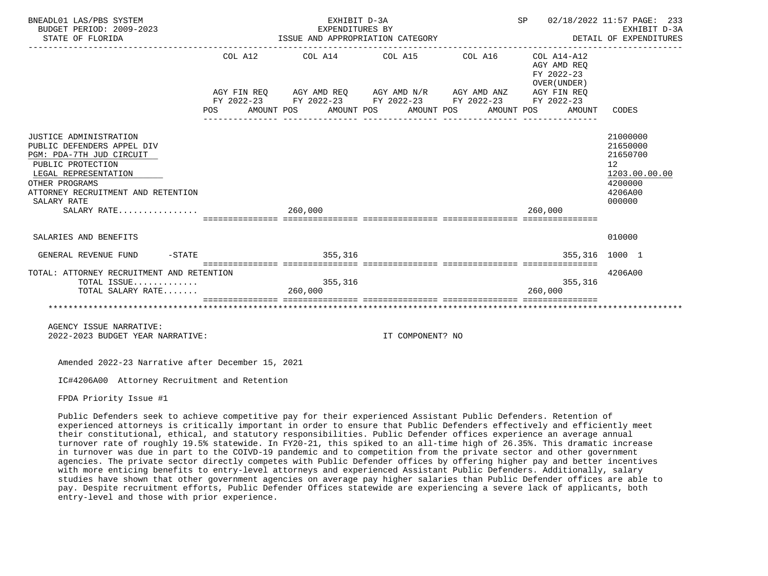BNEADL01 LAS/PBS SYSTEM — EXHIBIT D-3A — EXPENDITURES BY ISSUE AND APPROPRIATION CATEGORY — SP 02/18/2022 11:57

BUDGET PERIOD: 2009-2023 — STATE OF FLORIDA — EXHIBIT D-3A DETAIL OF EXPENDITURES

| | COL A12 AGY FIN REQ FY 2022-23 POS | AMOUNT | COL A14 AGY AMD REQ FY 2022-23 POS | AMOUNT | COL A15 AGY AMD N/R FY 2022-23 POS | AMOUNT | COL A16 AGY AMD ANZ FY 2022-23 POS | AMOUNT | COL A14-A12 AGY AMD REQ FY 2022-23 OVER(UNDER) AGY FIN REQ FY 2022-23 POS | AMOUNT | CODES |
|---|---|---|---|---|---|---|---|---|---|---|---|
| JUSTICE ADMINISTRATION | | | | | | | | | | | 21000000 |
| PUBLIC DEFENDERS APPEL DIV | | | | | | | | | | | 21650000 |
| PGM: PDA-7TH JUD CIRCUIT | | | | | | | | | | | 21650700 |
| PUBLIC PROTECTION | | | | | | | | | | | 12 |
| LEGAL REPRESENTATION | | | | | | | | | | | 1203.00.00.00 |
| OTHER PROGRAMS | | | | | | | | | | | 4200000 |
| ATTORNEY RECRUITMENT AND RETENTION | | | | | | | | | | | 4206A00 |
| SALARY RATE | | | | | | | | | | | 000000 |
| SALARY RATE................ | | | 260,000 | | | | | | 260,000 | | |
| SALARIES AND BENEFITS | | | | | | | | | | | 010000 |
| GENERAL REVENUE FUND -STATE | | | | 355,316 | | | | | | 355,316 | 1000 1 |
| TOTAL: ATTORNEY RECRUITMENT AND RETENTION | | | | | | | | | | | 4206A00 |
| TOTAL ISSUE............. | | | | 355,316 | | | | | | 355,316 | |
| TOTAL SALARY RATE....... | | | 260,000 | | | | | | 260,000 | | |

AGENCY ISSUE NARRATIVE:

2022-2023 BUDGET YEAR NARRATIVE: IT COMPONENT? NO

Amended 2022-23 Narrative after December 15, 2021

IC#4206A00 Attorney Recruitment and Retention

FPDA Priority Issue #1

Public Defenders seek to achieve competitive pay for their experienced Assistant Public Defenders. Retention of experienced attorneys is critically important in order to ensure that Public Defenders effectively and efficiently meet their constitutional, ethical, and statutory responsibilities. Public Defender offices experience an average annual turnover rate of roughly 19.5% statewide. In FY20-21, this spiked to an all-time high of 26.35%. This dramatic increase in turnover was due in part to the COIVD-19 pandemic and to competition from the private sector and other government agencies. The private sector directly competes with Public Defender offices by offering higher pay and better incentives with more enticing benefits to entry-level attorneys and experienced Assistant Public Defenders. Additionally, salary studies have shown that other government agencies on average pay higher salaries than Public Defender offices are able to pay. Despite recruitment efforts, Public Defender Offices statewide are experiencing a severe lack of applicants, both entry-level and those with prior experience.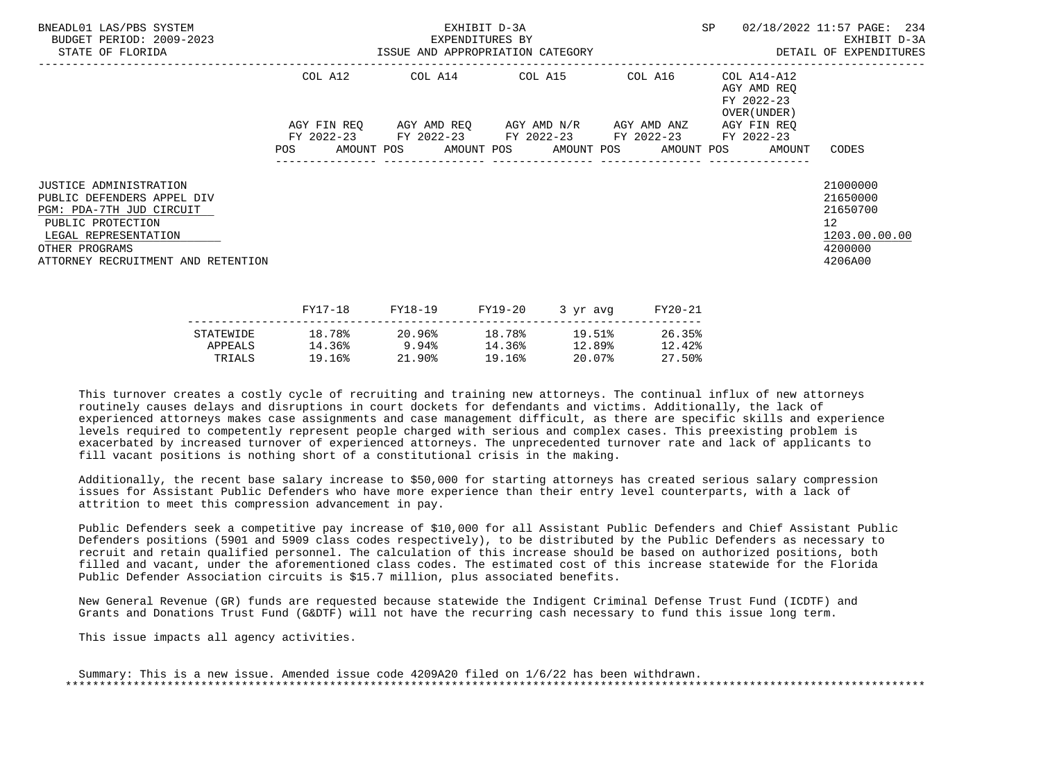BNEADL01 LAS/PBS SYSTEM | BUDGET PERIOD: 2009-2023 | STATE OF FLORIDA

EXHIBIT D-3A
EXPENDITURES BY
ISSUE AND APPROPRIATION CATEGORY

SP 02/18/2022 11:57 | EXHIBIT D-3A | DETAIL OF EXPENDITURES

| | COL A12 AGY FIN REQ FY 2022-23 POS AMOUNT | COL A14 AGY AMD REQ FY 2022-23 POS AMOUNT | COL A15 AGY AMD N/R FY 2022-23 POS AMOUNT | COL A16 AGY AMD ANZ FY 2022-23 POS AMOUNT | COL A14-A12 AGY AMD REQ FY 2022-23 OVER(UNDER) AGY FIN REQ FY 2022-23 POS AMOUNT | CODES |
|---|---|---|---|---|---|---|
| JUSTICE ADMINISTRATION | | | | | | 21000000 |
| PUBLIC DEFENDERS APPEL DIV | | | | | | 21650000 |
| PGM: PDA-7TH JUD CIRCUIT | | | | | | 21650700 |
| PUBLIC PROTECTION | | | | | | 12 |
| LEGAL REPRESENTATION | | | | | | 1203.00.00.00 |
| OTHER PROGRAMS | | | | | | 4200000 |
| ATTORNEY RECRUITMENT AND RETENTION | | | | | | 4206A00 |

| | FY17-18 | FY18-19 | FY19-20 | 3 yr avg | FY20-21 |
|---|---|---|---|---|---|
| STATEWIDE | 18.78% | 20.96% | 18.78% | 19.51% | 26.35% |
| APPEALS | 14.36% | 9.94% | 14.36% | 12.89% | 12.42% |
| TRIALS | 19.16% | 21.90% | 19.16% | 20.07% | 27.50% |

This turnover creates a costly cycle of recruiting and training new attorneys. The continual influx of new attorneys routinely causes delays and disruptions in court dockets for defendants and victims. Additionally, the lack of experienced attorneys makes case assignments and case management difficult, as there are specific skills and experience levels required to competently represent people charged with serious and complex cases. This preexisting problem is exacerbated by increased turnover of experienced attorneys. The unprecedented turnover rate and lack of applicants to fill vacant positions is nothing short of a constitutional crisis in the making.

Additionally, the recent base salary increase to $50,000 for starting attorneys has created serious salary compression issues for Assistant Public Defenders who have more experience than their entry level counterparts, with a lack of attrition to meet this compression advancement in pay.

Public Defenders seek a competitive pay increase of $10,000 for all Assistant Public Defenders and Chief Assistant Public Defenders positions (5901 and 5909 class codes respectively), to be distributed by the Public Defenders as necessary to recruit and retain qualified personnel. The calculation of this increase should be based on authorized positions, both filled and vacant, under the aforementioned class codes. The estimated cost of this increase statewide for the Florida Public Defender Association circuits is $15.7 million, plus associated benefits.

New General Revenue (GR) funds are requested because statewide the Indigent Criminal Defense Trust Fund (ICDTF) and Grants and Donations Trust Fund (G&DTF) will not have the recurring cash necessary to fund this issue long term.

This issue impacts all agency activities.

Summary: This is a new issue. Amended issue code 4209A20 filed on 1/6/22 has been withdrawn.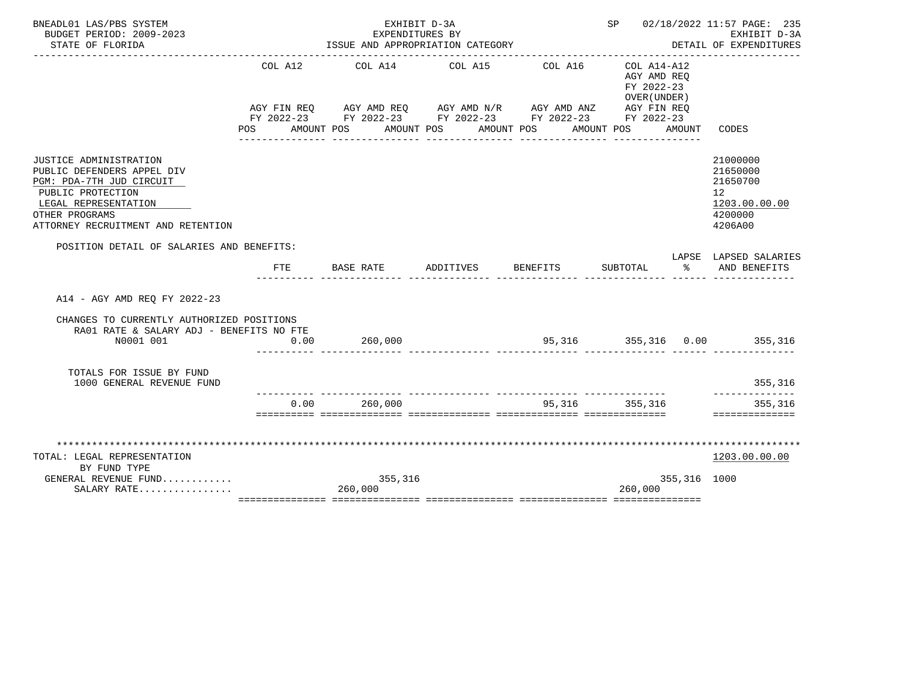BNEADL01 LAS/PBS SYSTEM — EXHIBIT D-3A — SP 02/18/2022 11:57 PAGE: 235
BUDGET PERIOD: 2009-2023 — EXPENDITURES BY — EXHIBIT D-3A
STATE OF FLORIDA — ISSUE AND APPROPRIATION CATEGORY — DETAIL OF EXPENDITURES

| | COL A12 AGY FIN REQ FY 2022-23 POS AMOUNT | COL A14 AGY AMD REQ FY 2022-23 POS AMOUNT | COL A15 AGY AMD N/R FY 2022-23 POS AMOUNT | COL A16 AGY AMD ANZ FY 2022-23 POS AMOUNT | COL A14-A12 AGY AMD REQ FY 2022-23 OVER(UNDER) AGY FIN REQ FY 2022-23 POS AMOUNT | CODES |
|---|---|---|---|---|---|---|
| JUSTICE ADMINISTRATION | | | | | | 21000000 |
| PUBLIC DEFENDERS APPEL DIV | | | | | | 21650000 |
| PGM: PDA-7TH JUD CIRCUIT | | | | | | 21650700 |
| PUBLIC PROTECTION | | | | | | 12 |
| LEGAL REPRESENTATION | | | | | | 1203.00.00.00 |
| OTHER PROGRAMS | | | | | | 4200000 |
| ATTORNEY RECRUITMENT AND RETENTION | | | | | | 4206A00 |

POSITION DETAIL OF SALARIES AND BENEFITS:

| | FTE | BASE RATE | ADDITIVES | BENEFITS | SUBTOTAL | LAPSE % | LAPSED SALARIES AND BENEFITS |
|---|---|---|---|---|---|---|---|
| A14 - AGY AMD REQ FY 2022-23 | | | | | | | |
| CHANGES TO CURRENTLY AUTHORIZED POSITIONS | | | | | | | |
| RA01 RATE & SALARY ADJ - BENEFITS NO FTE | | | | | | | |
| N0001 001 | 0.00 | 260,000 | | 95,316 | 355,316 | 0.00 | 355,316 |
| TOTALS FOR ISSUE BY FUND | | | | | | | |
| 1000 GENERAL REVENUE FUND | | | | | | | 355,316 |
| | 0.00 | 260,000 | | 95,316 | 355,316 | | 355,316 |

| TOTAL: LEGAL REPRESENTATION | COL A12 | COL A14 | COL A15 | COL A16 | COL A14-A12 | CODES |
|---|---|---|---|---|---|---|
| BY FUND TYPE | | | | | | 1203.00.00.00 |
| GENERAL REVENUE FUND............ | | 355,316 | | | 355,316 | 1000 |
| SALARY RATE................ | | 260,000 | | | 260,000 | |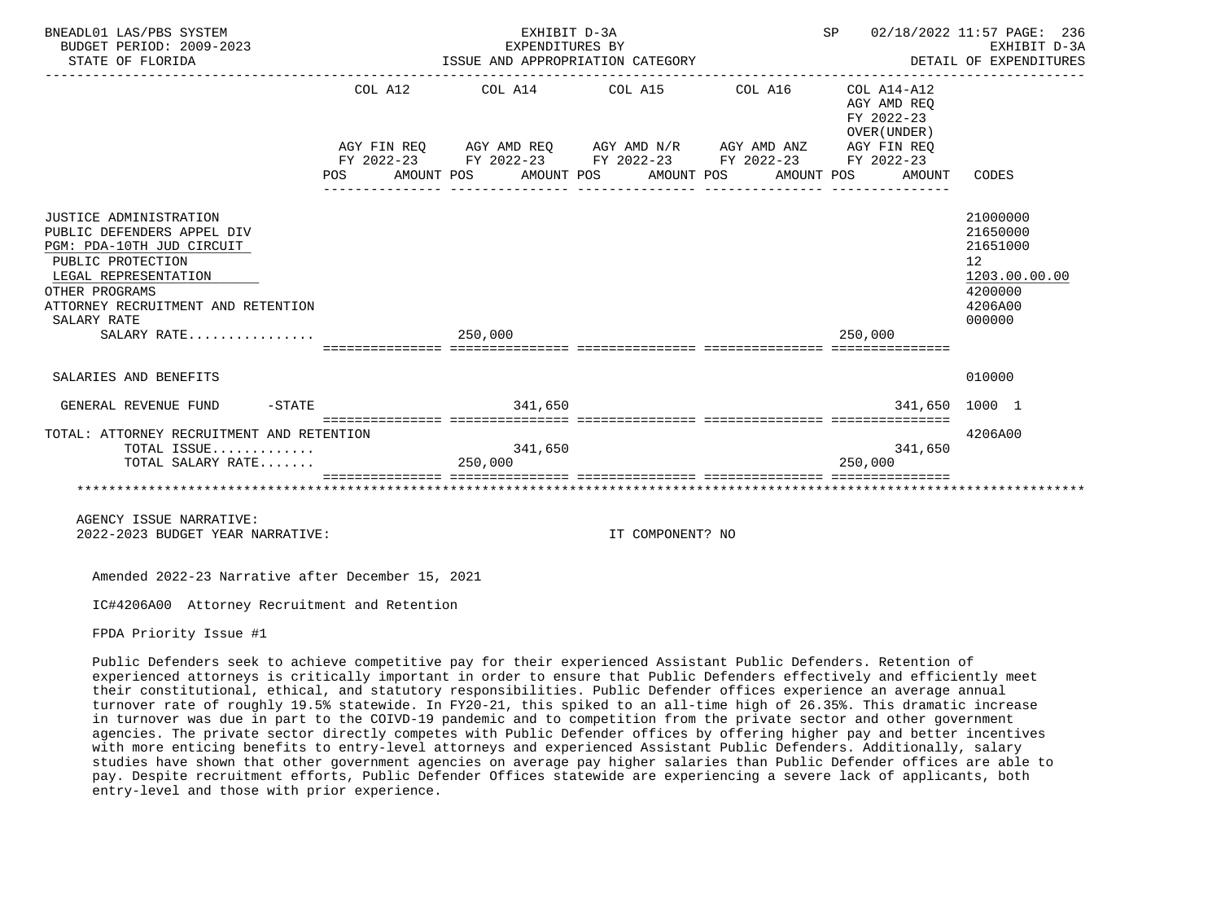BNEADL01 LAS/PBS SYSTEM — EXHIBIT D-3A — EXPENDITURES BY ISSUE AND APPROPRIATION CATEGORY — SP 02/18/2022 11:57
BUDGET PERIOD: 2009-2023 — STATE OF FLORIDA — EXHIBIT D-3A DETAIL OF EXPENDITURES

| | COL A12 AGY FIN REQ FY 2022-23 POS | AMOUNT | COL A14 AGY AMD REQ FY 2022-23 POS | AMOUNT | COL A15 AGY AMD N/R FY 2022-23 POS | AMOUNT | COL A16 AGY AMD ANZ FY 2022-23 POS | AMOUNT | COL A14-A12 AGY AMD REQ FY 2022-23 OVER(UNDER) AGY FIN REQ FY 2022-23 POS | AMOUNT | CODES |
|---|---|---|---|---|---|---|---|---|---|---|---|
| JUSTICE ADMINISTRATION | | | | | | | | | | | 21000000 |
| PUBLIC DEFENDERS APPEL DIV | | | | | | | | | | | 21650000 |
| PGM: PDA-10TH JUD CIRCUIT | | | | | | | | | | | 21651000 |
| PUBLIC PROTECTION | | | | | | | | | | | 12 |
| LEGAL REPRESENTATION | | | | | | | | | | | 1203.00.00.00 |
| OTHER PROGRAMS | | | | | | | | | | | 4200000 |
| ATTORNEY RECRUITMENT AND RETENTION | | | | | | | | | | | 4206A00 |
| SALARY RATE | | | | | | | | | | | 000000 |
| SALARY RATE................ | | | 250,000 | | | | | | 250,000 | | |
| SALARIES AND BENEFITS | | | | | | | | | | | 010000 |
| GENERAL REVENUE FUND -STATE | | | | 341,650 | | | | | | 341,650 | 1000 1 |
| TOTAL: ATTORNEY RECRUITMENT AND RETENTION | | | | | | | | | | | 4206A00 |
| TOTAL ISSUE............. | | | | 341,650 | | | | | | 341,650 | |
| TOTAL SALARY RATE....... | | | 250,000 | | | | | | 250,000 | | |

AGENCY ISSUE NARRATIVE:
2022-2023 BUDGET YEAR NARRATIVE: IT COMPONENT? NO

Amended 2022-23 Narrative after December 15, 2021

IC#4206A00 Attorney Recruitment and Retention

FPDA Priority Issue #1

Public Defenders seek to achieve competitive pay for their experienced Assistant Public Defenders. Retention of experienced attorneys is critically important in order to ensure that Public Defenders effectively and efficiently meet their constitutional, ethical, and statutory responsibilities. Public Defender offices experience an average annual turnover rate of roughly 19.5% statewide. In FY20-21, this spiked to an all-time high of 26.35%. This dramatic increase in turnover was due in part to the COIVD-19 pandemic and to competition from the private sector and other government agencies. The private sector directly competes with Public Defender offices by offering higher pay and better incentives with more enticing benefits to entry-level attorneys and experienced Assistant Public Defenders. Additionally, salary studies have shown that other government agencies on average pay higher salaries than Public Defender offices are able to pay. Despite recruitment efforts, Public Defender Offices statewide are experiencing a severe lack of applicants, both entry-level and those with prior experience.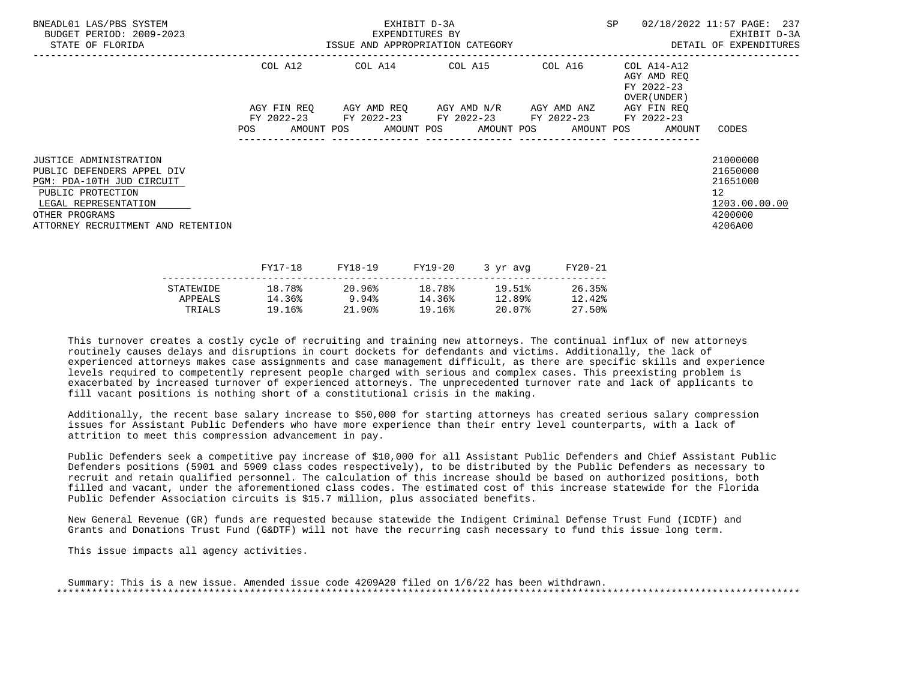BNEADL01 LAS/PBS SYSTEM
BUDGET PERIOD: 2009-2023
STATE OF FLORIDA

EXHIBIT D-3A
EXPENDITURES BY
ISSUE AND APPROPRIATION CATEGORY

SP 02/18/2022 11:57

EXHIBIT D-3A
DETAIL OF EXPENDITURES

| | COL A12 AGY FIN REQ FY 2022-23 POS AMOUNT | COL A14 AGY AMD REQ FY 2022-23 POS AMOUNT | COL A15 AGY AMD N/R FY 2022-23 POS AMOUNT | COL A16 AGY AMD ANZ FY 2022-23 POS AMOUNT | COL A14-A12 AGY AMD REQ FY 2022-23 OVER(UNDER) AGY FIN REQ FY 2022-23 POS AMOUNT | CODES |
|---|---|---|---|---|---|---|
| JUSTICE ADMINISTRATION | | | | | | 21000000 |
| PUBLIC DEFENDERS APPEL DIV | | | | | | 21650000 |
| PGM: PDA-10TH JUD CIRCUIT | | | | | | 21651000 |
| PUBLIC PROTECTION | | | | | | 12 |
| LEGAL REPRESENTATION | | | | | | 1203.00.00.00 |
| OTHER PROGRAMS | | | | | | 4200000 |
| ATTORNEY RECRUITMENT AND RETENTION | | | | | | 4206A00 |

| | FY17-18 | FY18-19 | FY19-20 | 3 yr avg | FY20-21 |
|---|---|---|---|---|---|
| STATEWIDE | 18.78% | 20.96% | 18.78% | 19.51% | 26.35% |
| APPEALS | 14.36% | 9.94% | 14.36% | 12.89% | 12.42% |
| TRIALS | 19.16% | 21.90% | 19.16% | 20.07% | 27.50% |

This turnover creates a costly cycle of recruiting and training new attorneys. The continual influx of new attorneys routinely causes delays and disruptions in court dockets for defendants and victims. Additionally, the lack of experienced attorneys makes case assignments and case management difficult, as there are specific skills and experience levels required to competently represent people charged with serious and complex cases. This preexisting problem is exacerbated by increased turnover of experienced attorneys. The unprecedented turnover rate and lack of applicants to fill vacant positions is nothing short of a constitutional crisis in the making.

Additionally, the recent base salary increase to $50,000 for starting attorneys has created serious salary compression issues for Assistant Public Defenders who have more experience than their entry level counterparts, with a lack of attrition to meet this compression advancement in pay.

Public Defenders seek a competitive pay increase of $10,000 for all Assistant Public Defenders and Chief Assistant Public Defenders positions (5901 and 5909 class codes respectively), to be distributed by the Public Defenders as necessary to recruit and retain qualified personnel. The calculation of this increase should be based on authorized positions, both filled and vacant, under the aforementioned class codes. The estimated cost of this increase statewide for the Florida Public Defender Association circuits is $15.7 million, plus associated benefits.

New General Revenue (GR) funds are requested because statewide the Indigent Criminal Defense Trust Fund (ICDTF) and Grants and Donations Trust Fund (G&DTF) will not have the recurring cash necessary to fund this issue long term.

This issue impacts all agency activities.

Summary: This is a new issue. Amended issue code 4209A20 filed on 1/6/22 has been withdrawn.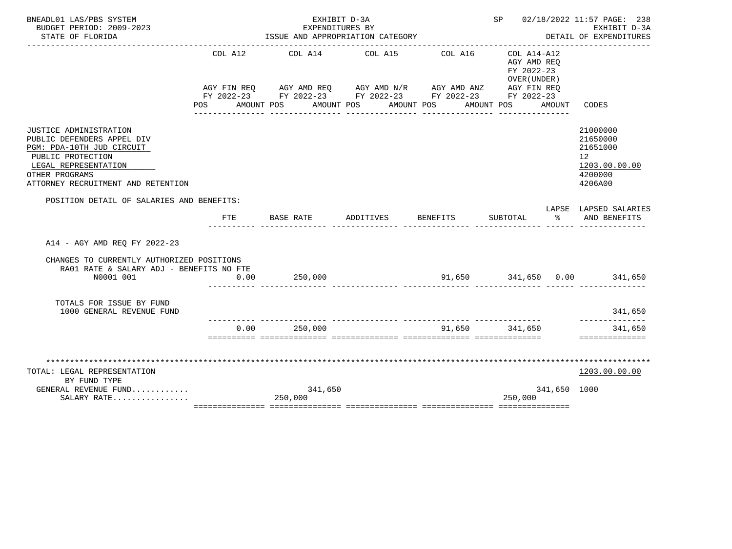BNEADL01 LAS/PBS SYSTEM | EXHIBIT D-3A | SP 02/18/2022 11:57 PAGE: 238
BUDGET PERIOD: 2009-2023 | EXPENDITURES BY | EXHIBIT D-3A
STATE OF FLORIDA | ISSUE AND APPROPRIATION CATEGORY | DETAIL OF EXPENDITURES

| | COL A12 AGY FIN REQ FY 2022-23 POS AMOUNT | COL A14 AGY AMD REQ FY 2022-23 POS AMOUNT | COL A15 AGY AMD N/R FY 2022-23 POS AMOUNT | COL A16 AGY AMD ANZ FY 2022-23 POS AMOUNT | COL A14-A12 AGY AMD REQ FY 2022-23 OVER(UNDER) AGY FIN REQ FY 2022-23 POS AMOUNT | CODES |
|---|---|---|---|---|---|---|
| JUSTICE ADMINISTRATION | | | | | | 21000000 |
| PUBLIC DEFENDERS APPEL DIV | | | | | | 21650000 |
| PGM: PDA-10TH JUD CIRCUIT | | | | | | 21651000 |
| PUBLIC PROTECTION | | | | | | 12 |
| LEGAL REPRESENTATION | | | | | | 1203.00.00.00 |
| OTHER PROGRAMS | | | | | | 4200000 |
| ATTORNEY RECRUITMENT AND RETENTION | | | | | | 4206A00 |

POSITION DETAIL OF SALARIES AND BENEFITS:

| | FTE | BASE RATE | ADDITIVES | BENEFITS | SUBTOTAL | LAPSE % | LAPSED SALARIES AND BENEFITS |
|---|---|---|---|---|---|---|---|
| A14 - AGY AMD REQ FY 2022-23 | | | | | | | |
| CHANGES TO CURRENTLY AUTHORIZED POSITIONS | | | | | | | |
| RA01 RATE & SALARY ADJ - BENEFITS NO FTE | | | | | | | |
| N0001 001 | 0.00 | 250,000 | | 91,650 | 341,650 | 0.00 | 341,650 |
| TOTALS FOR ISSUE BY FUND | | | | | | | |
| 1000 GENERAL REVENUE FUND | | | | | | | 341,650 |
| | 0.00 | 250,000 | | 91,650 | 341,650 | | 341,650 |

| | COL A12 | COL A14 | COL A15 | COL A16 | COL A14-A12 | CODES |
|---|---|---|---|---|---|---|
| TOTAL: LEGAL REPRESENTATION | | | | | | 1203.00.00.00 |
| BY FUND TYPE | | | | | | |
| GENERAL REVENUE FUND........... | | 341,650 | | | 341,650 | 1000 |
| SALARY RATE................ | | 250,000 | | | 250,000 | |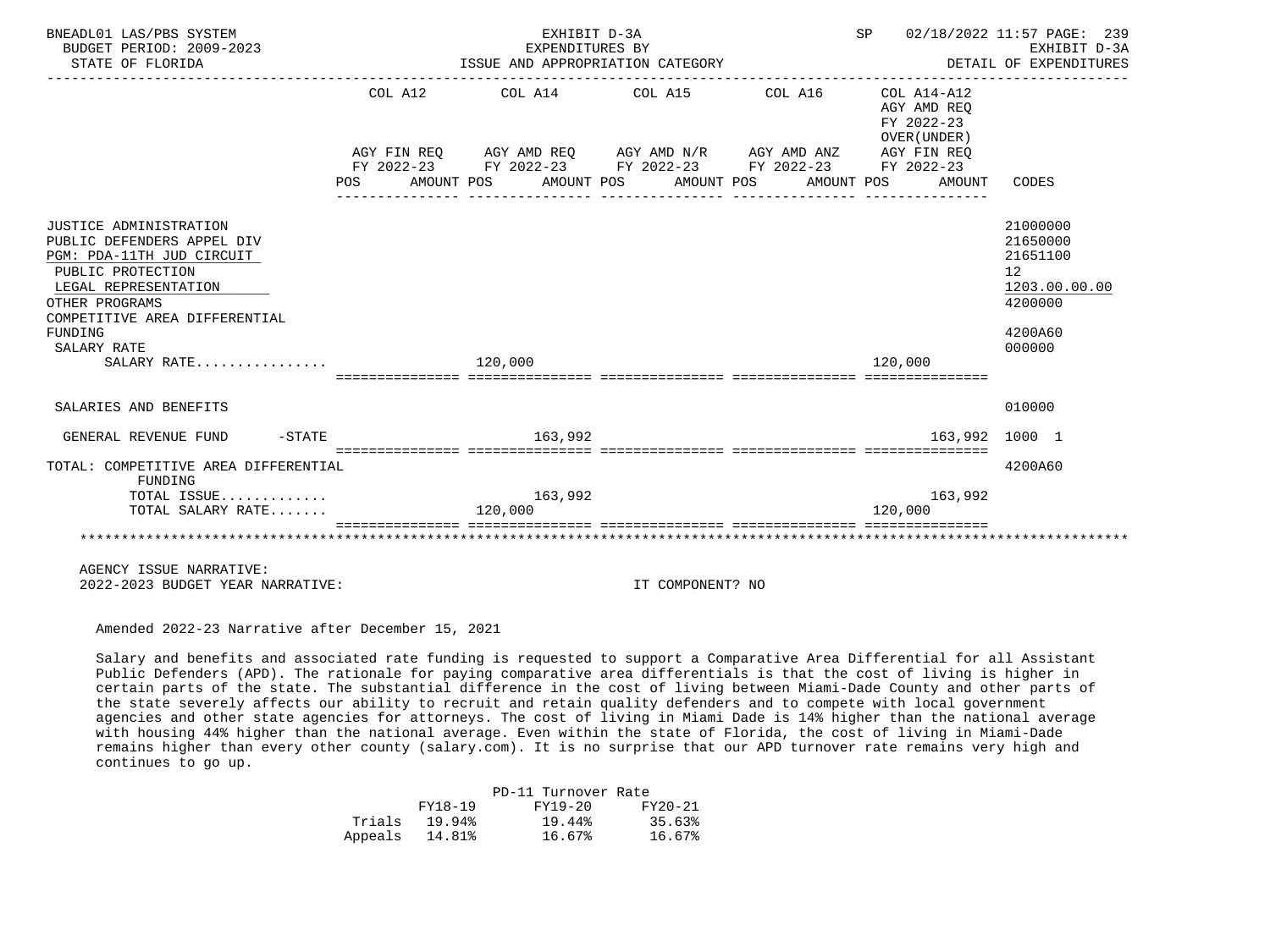| | COL A12 AGY FIN REQ FY 2022-23 POS AMOUNT | COL A14 AGY AMD REQ FY 2022-23 POS AMOUNT | COL A15 AGY AMD N/R FY 2022-23 POS AMOUNT | COL A16 AGY AMD ANZ FY 2022-23 POS AMOUNT | COL A14-A12 AGY AMD REQ FY 2022-23 OVER(UNDER) AGY FIN REQ FY 2022-23 POS AMOUNT | CODES |
|---|---|---|---|---|---|---|
| JUSTICE ADMINISTRATION | | | | | | 21000000 |
| PUBLIC DEFENDERS APPEL DIV | | | | | | 21650000 |
| PGM: PDA-11TH JUD CIRCUIT | | | | | | 21651100 |
| PUBLIC PROTECTION | | | | | | 12 |
| LEGAL REPRESENTATION | | | | | | 1203.00.00.00 |
| OTHER PROGRAMS | | | | | | 4200000 |
| COMPETITIVE AREA DIFFERENTIAL FUNDING | | | | | | 4200A60 |
| SALARY RATE | | | | | | 000000 |
| SALARY RATE................ | | 120,000 | | | 120,000 | |
| SALARIES AND BENEFITS | | | | | | 010000 |
| GENERAL REVENUE FUND -STATE | | 163,992 | | | 163,992 | 1000 1 |
| TOTAL: COMPETITIVE AREA DIFFERENTIAL FUNDING | | | | | | 4200A60 |
| TOTAL ISSUE............. | | 163,992 | | | 163,992 | |
| TOTAL SALARY RATE....... | | 120,000 | | | 120,000 | |

AGENCY ISSUE NARRATIVE:

2022-2023 BUDGET YEAR NARRATIVE: IT COMPONENT? NO

Amended 2022-23 Narrative after December 15, 2021

Salary and benefits and associated rate funding is requested to support a Comparative Area Differential for all Assistant Public Defenders (APD). The rationale for paying comparative area differentials is that the cost of living is higher in certain parts of the state. The substantial difference in the cost of living between Miami-Dade County and other parts of the state severely affects our ability to recruit and retain quality defenders and to compete with local government agencies and other state agencies for attorneys. The cost of living in Miami Dade is 14% higher than the national average with housing 44% higher than the national average. Even within the state of Florida, the cost of living in Miami-Dade remains higher than every other county (salary.com). It is no surprise that our APD turnover rate remains very high and continues to go up.

PD-11 Turnover Rate

| | FY18-19 | FY19-20 | FY20-21 |
|---|---|---|---|
| Trials | 19.94% | 19.44% | 35.63% |
| Appeals | 14.81% | 16.67% | 16.67% |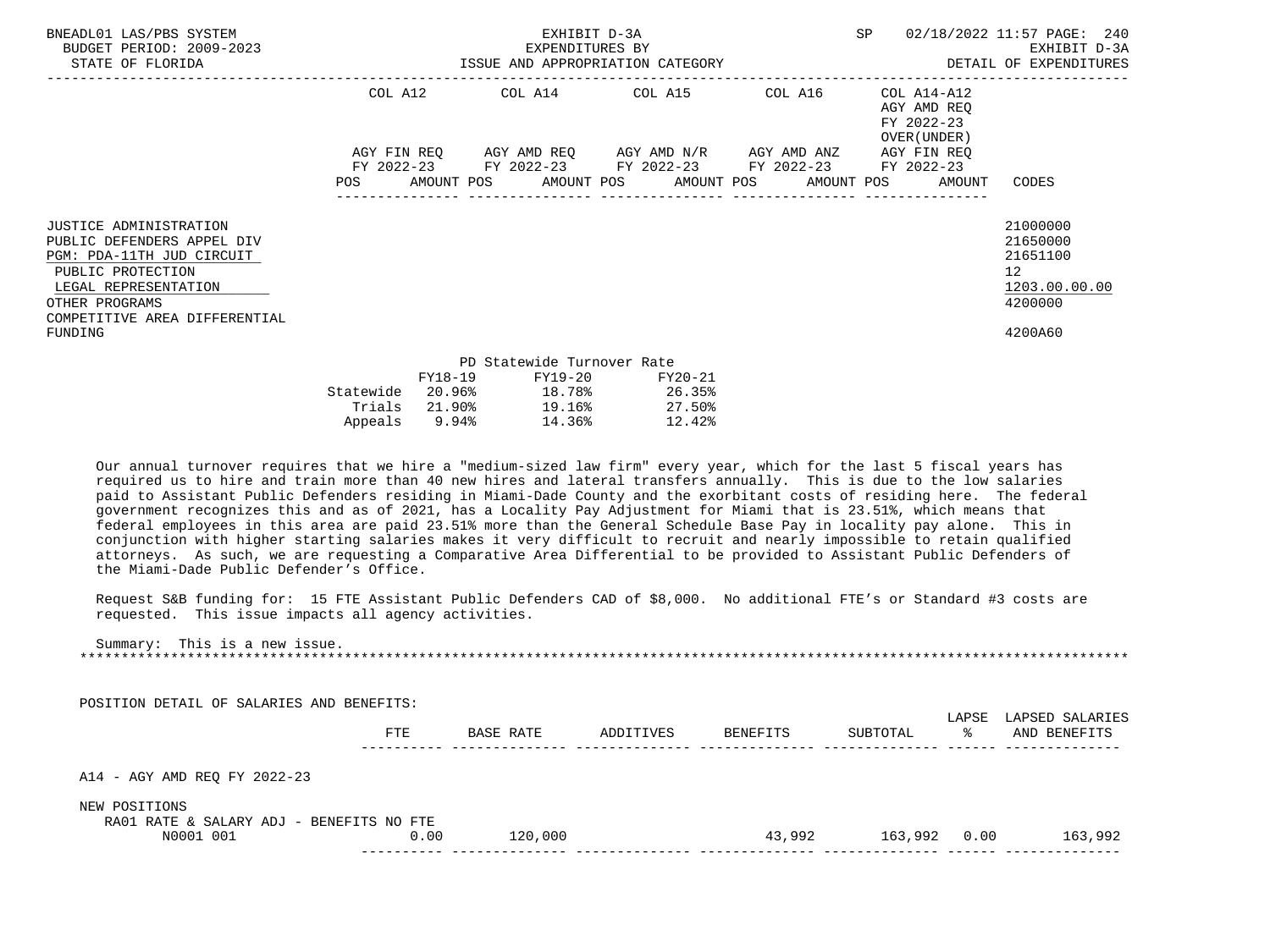| | COL A12 | | COL A14 | | COL A15 | | COL A16 | | COL A14-A12 AGY AMD REQ FY 2022-23 OVER(UNDER) | | |
|---|---|---|---|---|---|---|---|---|---|---|---|
| | AGY FIN REQ FY 2022-23 | | AGY AMD REQ FY 2022-23 | | AGY AMD N/R FY 2022-23 | | AGY AMD ANZ FY 2022-23 | | AGY FIN REQ FY 2022-23 | | |
| | POS | AMOUNT | POS | AMOUNT | POS | AMOUNT | POS | AMOUNT | POS | AMOUNT | CODES |
| JUSTICE ADMINISTRATION | | | | | | | | | | | 21000000 |
| PUBLIC DEFENDERS APPEL DIV | | | | | | | | | | | 21650000 |
| PGM: PDA-11TH JUD CIRCUIT | | | | | | | | | | | 21651100 |
| PUBLIC PROTECTION | | | | | | | | | | | 12 |
| LEGAL REPRESENTATION | | | | | | | | | | | 1203.00.00.00 |
| OTHER PROGRAMS | | | | | | | | | | | 4200000 |
| COMPETITIVE AREA DIFFERENTIAL FUNDING | | | | | | | | | | | 4200A60 |

PD Statewide Turnover Rate

| | FY18-19 | FY19-20 | FY20-21 |
|---|---|---|---|
| Statewide | 20.96% | 18.78% | 26.35% |
| Trials | 21.90% | 19.16% | 27.50% |
| Appeals | 9.94% | 14.36% | 12.42% |

Our annual turnover requires that we hire a "medium-sized law firm" every year, which for the last 5 fiscal years has required us to hire and train more than 40 new hires and lateral transfers annually. This is due to the low salaries paid to Assistant Public Defenders residing in Miami-Dade County and the exorbitant costs of residing here. The federal government recognizes this and as of 2021, has a Locality Pay Adjustment for Miami that is 23.51%, which means that federal employees in this area are paid 23.51% more than the General Schedule Base Pay in locality pay alone. This in conjunction with higher starting salaries makes it very difficult to recruit and nearly impossible to retain qualified attorneys. As such, we are requesting a Comparative Area Differential to be provided to Assistant Public Defenders of the Miami-Dade Public Defender's Office.

Request S&B funding for: 15 FTE Assistant Public Defenders CAD of $8,000. No additional FTE's or Standard #3 costs are requested. This issue impacts all agency activities.

Summary: This is a new issue.

*****************************************************************************************************************

POSITION DETAIL OF SALARIES AND BENEFITS:

| | FTE | BASE RATE | ADDITIVES | BENEFITS | SUBTOTAL | LAPSE % | LAPSED SALARIES AND BENEFITS |
|---|---|---|---|---|---|---|---|
| A14 - AGY AMD REQ FY 2022-23 | | | | | | | |
| NEW POSITIONS | | | | | | | |
| RA01 RATE & SALARY ADJ - BENEFITS NO FTE | | | | | | | |
| N0001 001 | 0.00 | 120,000 | | 43,992 | 163,992 | 0.00 | 163,992 |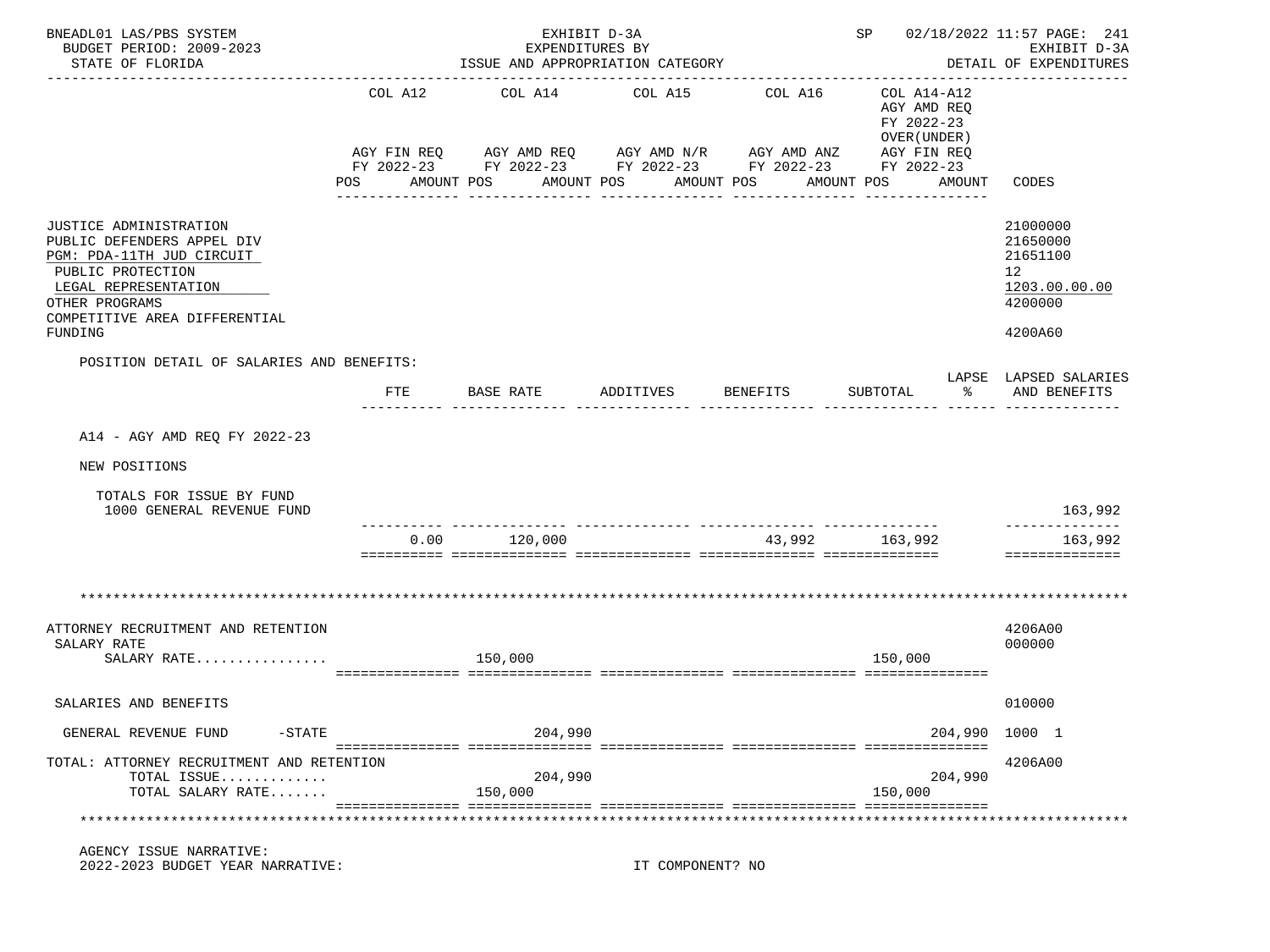BNEADL01 LAS/PBS SYSTEM — EXHIBIT D-3A — EXPENDITURES BY ISSUE AND APPROPRIATION CATEGORY — SP 02/18/2022 11:57

BUDGET PERIOD: 2009-2023

STATE OF FLORIDA

EXHIBIT D-3A DETAIL OF EXPENDITURES

| | COL A12 AGY FIN REQ FY 2022-23 POS AMOUNT | COL A14 AGY AMD REQ FY 2022-23 POS AMOUNT | COL A15 AGY AMD N/R FY 2022-23 POS AMOUNT | COL A16 AGY AMD ANZ FY 2022-23 POS AMOUNT | COL A14-A12 AGY AMD REQ FY 2022-23 OVER(UNDER) AGY FIN REQ FY 2022-23 POS AMOUNT | CODES |
|---|---|---|---|---|---|---|
| JUSTICE ADMINISTRATION | | | | | | 21000000 |
| PUBLIC DEFENDERS APPEL DIV | | | | | | 21650000 |
| PGM: PDA-11TH JUD CIRCUIT | | | | | | 21651100 |
| PUBLIC PROTECTION | | | | | | 12 |
| LEGAL REPRESENTATION | | | | | | 1203.00.00.00 |
| OTHER PROGRAMS | | | | | | 4200000 |
| COMPETITIVE AREA DIFFERENTIAL FUNDING | | | | | | 4200A60 |

POSITION DETAIL OF SALARIES AND BENEFITS:

| | FTE | BASE RATE | ADDITIVES | BENEFITS | SUBTOTAL | LAPSE % | LAPSED SALARIES AND BENEFITS |
|---|---|---|---|---|---|---|---|
| A14 - AGY AMD REQ FY 2022-23 | | | | | | | |
| NEW POSITIONS | | | | | | | |
| TOTALS FOR ISSUE BY FUND | | | | | | | |
| 1000 GENERAL REVENUE FUND | | | | | | | 163,992 |
| | 0.00 | 120,000 | | 43,992 | 163,992 | | 163,992 |

| | COL A12 | COL A14 | COL A15 | COL A16 | COL A14-A12 | CODES |
|---|---|---|---|---|---|---|
| ATTORNEY RECRUITMENT AND RETENTION | | | | | | 4206A00 |
| SALARY RATE | | | | | | 000000 |
| SALARY RATE................ | | 150,000 | | | 150,000 | |
| SALARIES AND BENEFITS | | | | | | 010000 |
| GENERAL REVENUE FUND -STATE | | 204,990 | | | 204,990 | 1000 1 |
| TOTAL: ATTORNEY RECRUITMENT AND RETENTION | | | | | | 4206A00 |
| TOTAL ISSUE............. | | 204,990 | | | 204,990 | |
| TOTAL SALARY RATE....... | | 150,000 | | | 150,000 | |

AGENCY ISSUE NARRATIVE:

2022-2023 BUDGET YEAR NARRATIVE: IT COMPONENT? NO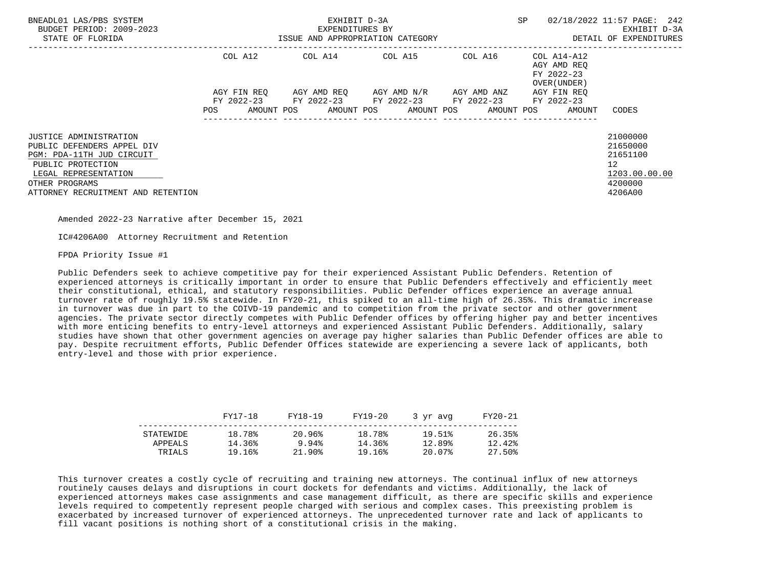BNEADL01 LAS/PBS SYSTEM | EXHIBIT D-3A | SP 02/18/2022 11:57
BUDGET PERIOD: 2009-2023 | EXPENDITURES BY | EXHIBIT D-3A
STATE OF FLORIDA | ISSUE AND APPROPRIATION CATEGORY | DETAIL OF EXPENDITURES

| | COL A12 AGY FIN REQ FY 2022-23 POS AMOUNT | COL A14 AGY AMD REQ FY 2022-23 POS AMOUNT | COL A15 AGY AMD N/R FY 2022-23 POS AMOUNT | COL A16 AGY AMD ANZ FY 2022-23 POS AMOUNT | COL A14-A12 AGY AMD REQ FY 2022-23 OVER(UNDER) AGY FIN REQ FY 2022-23 POS AMOUNT | CODES |
|---|---|---|---|---|---|---|
| JUSTICE ADMINISTRATION | | | | | | 21000000 |
| PUBLIC DEFENDERS APPEL DIV | | | | | | 21650000 |
| PGM: PDA-11TH JUD CIRCUIT | | | | | | 21651100 |
| PUBLIC PROTECTION | | | | | | 12 |
| LEGAL REPRESENTATION | | | | | | 1203.00.00.00 |
| OTHER PROGRAMS | | | | | | 4200000 |
| ATTORNEY RECRUITMENT AND RETENTION | | | | | | 4206A00 |

Amended 2022-23 Narrative after December 15, 2021

IC#4206A00 Attorney Recruitment and Retention

FPDA Priority Issue #1

Public Defenders seek to achieve competitive pay for their experienced Assistant Public Defenders. Retention of experienced attorneys is critically important in order to ensure that Public Defenders effectively and efficiently meet their constitutional, ethical, and statutory responsibilities. Public Defender offices experience an average annual turnover rate of roughly 19.5% statewide. In FY20-21, this spiked to an all-time high of 26.35%. This dramatic increase in turnover was due in part to the COIVD-19 pandemic and to competition from the private sector and other government agencies. The private sector directly competes with Public Defender offices by offering higher pay and better incentives with more enticing benefits to entry-level attorneys and experienced Assistant Public Defenders. Additionally, salary studies have shown that other government agencies on average pay higher salaries than Public Defender offices are able to pay. Despite recruitment efforts, Public Defender Offices statewide are experiencing a severe lack of applicants, both entry-level and those with prior experience.

| | FY17-18 | FY18-19 | FY19-20 | 3 yr avg | FY20-21 |
|---|---|---|---|---|---|
| STATEWIDE | 18.78% | 20.96% | 18.78% | 19.51% | 26.35% |
| APPEALS | 14.36% | 9.94% | 14.36% | 12.89% | 12.42% |
| TRIALS | 19.16% | 21.90% | 19.16% | 20.07% | 27.50% |

This turnover creates a costly cycle of recruiting and training new attorneys. The continual influx of new attorneys routinely causes delays and disruptions in court dockets for defendants and victims. Additionally, the lack of experienced attorneys makes case assignments and case management difficult, as there are specific skills and experience levels required to competently represent people charged with serious and complex cases. This preexisting problem is exacerbated by increased turnover of experienced attorneys. The unprecedented turnover rate and lack of applicants to fill vacant positions is nothing short of a constitutional crisis in the making.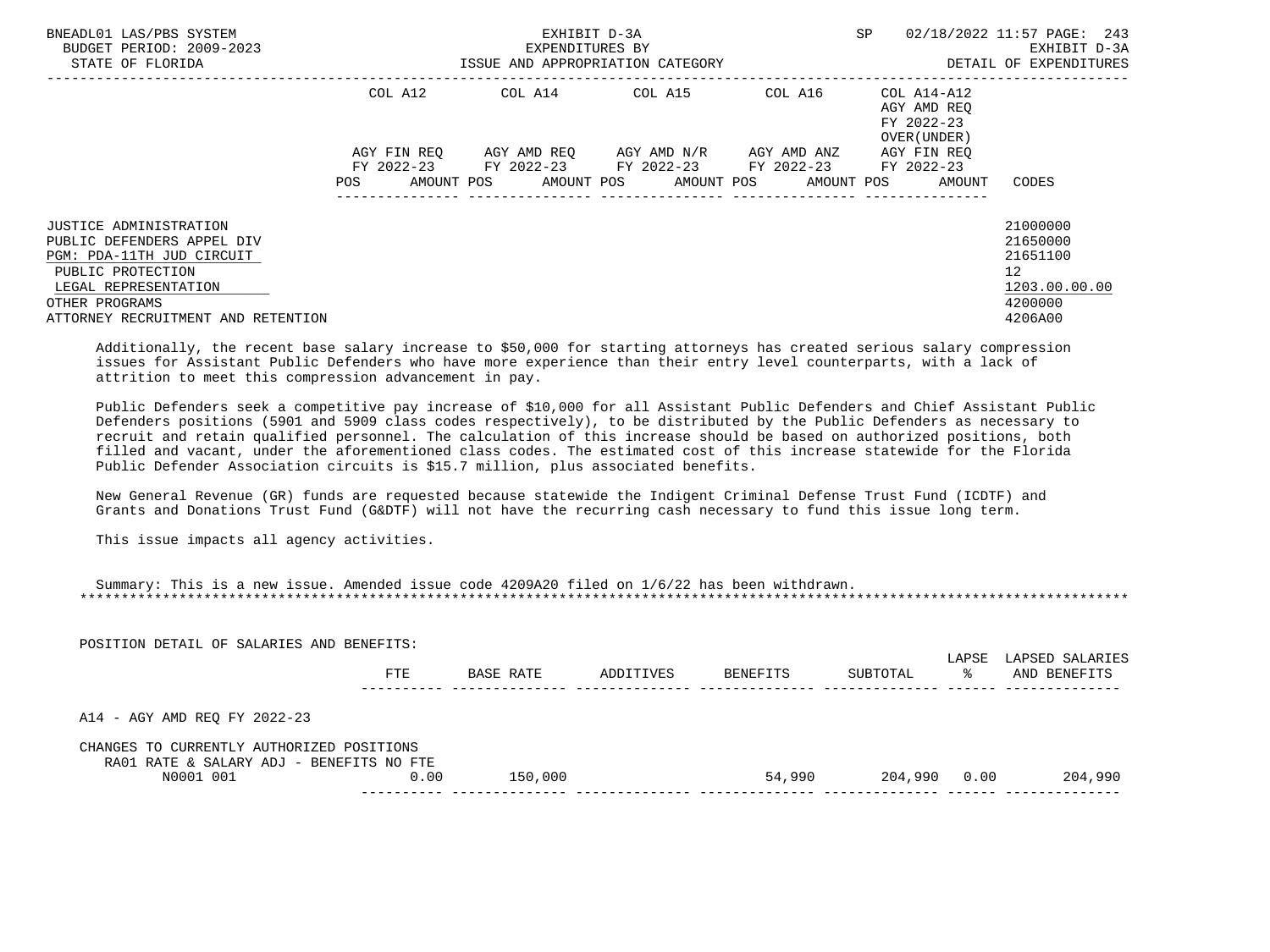| | COL A12 | | COL A14 | | COL A15 | | COL A16 | | COL A14-A12 AGY AMD REQ FY 2022-23 OVER(UNDER) | |
|---|---|---|---|---|---|---|---|---|---|---|
| | AGY FIN REQ FY 2022-23 | | AGY AMD REQ FY 2022-23 | | AGY AMD N/R FY 2022-23 | | AGY AMD ANZ FY 2022-23 | | AGY FIN REQ FY 2022-23 | |
| | POS | AMOUNT | POS | AMOUNT | POS | AMOUNT | POS | AMOUNT | POS | AMOUNT | CODES |

| | CODES |
|---|---|
| JUSTICE ADMINISTRATION | 21000000 |
| PUBLIC DEFENDERS APPEL DIV | 21650000 |
| PGM: PDA-11TH JUD CIRCUIT | 21651100 |
| PUBLIC PROTECTION | 12 |
| LEGAL REPRESENTATION | 1203.00.00.00 |
| OTHER PROGRAMS | 4200000 |
| ATTORNEY RECRUITMENT AND RETENTION | 4206A00 |

Additionally, the recent base salary increase to $50,000 for starting attorneys has created serious salary compression issues for Assistant Public Defenders who have more experience than their entry level counterparts, with a lack of attrition to meet this compression advancement in pay.

Public Defenders seek a competitive pay increase of $10,000 for all Assistant Public Defenders and Chief Assistant Public Defenders positions (5901 and 5909 class codes respectively), to be distributed by the Public Defenders as necessary to recruit and retain qualified personnel. The calculation of this increase should be based on authorized positions, both filled and vacant, under the aforementioned class codes. The estimated cost of this increase statewide for the Florida Public Defender Association circuits is $15.7 million, plus associated benefits.

New General Revenue (GR) funds are requested because statewide the Indigent Criminal Defense Trust Fund (ICDTF) and Grants and Donations Trust Fund (G&DTF) will not have the recurring cash necessary to fund this issue long term.

This issue impacts all agency activities.

Summary: This is a new issue. Amended issue code 4209A20 filed on 1/6/22 has been withdrawn.

*****************************************************************************************************************************

POSITION DETAIL OF SALARIES AND BENEFITS:

| | FTE | BASE RATE | ADDITIVES | BENEFITS | SUBTOTAL | LAPSE % | LAPSED SALARIES AND BENEFITS |
|---|---|---|---|---|---|---|---|
| A14 - AGY AMD REQ FY 2022-23 | | | | | | | |
| CHANGES TO CURRENTLY AUTHORIZED POSITIONS | | | | | | | |
| RA01 RATE & SALARY ADJ - BENEFITS NO FTE | | | | | | | |
| N0001 001 | 0.00 | 150,000 | | 54,990 | 204,990 | 0.00 | 204,990 |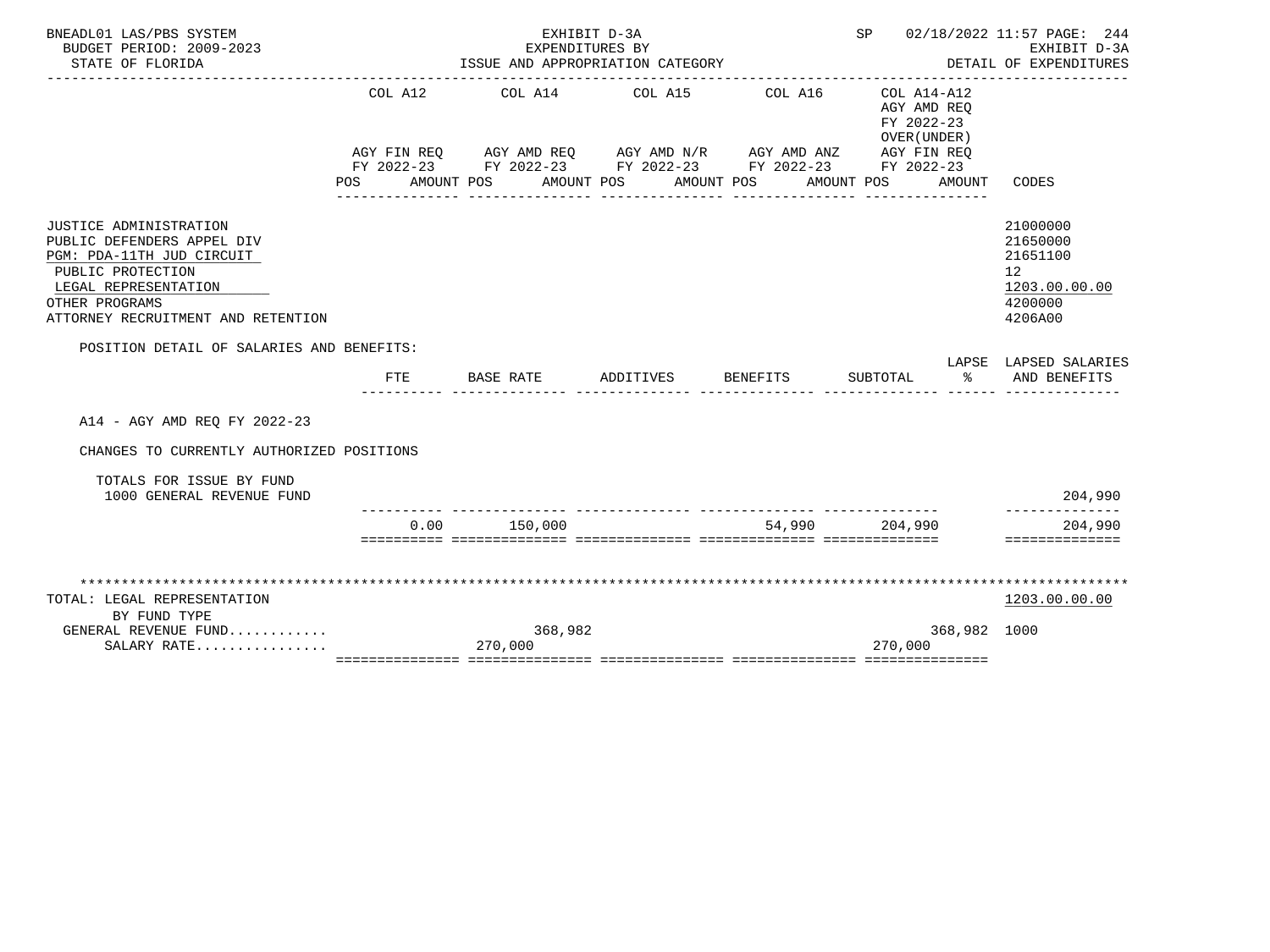BNEADL01 LAS/PBS SYSTEM — EXHIBIT D-3A — EXPENDITURES BY ISSUE AND APPROPRIATION CATEGORY — SP 02/18/2022 11:57
BUDGET PERIOD: 2009-2023 — STATE OF FLORIDA — EXHIBIT D-3A DETAIL OF EXPENDITURES

| | COL A12 AGY FIN REQ FY 2022-23 POS AMOUNT | COL A14 AGY AMD REQ FY 2022-23 POS AMOUNT | COL A15 AGY AMD N/R FY 2022-23 POS AMOUNT | COL A16 AGY AMD ANZ FY 2022-23 POS AMOUNT | COL A14-A12 AGY AMD REQ FY 2022-23 OVER(UNDER) AGY FIN REQ FY 2022-23 POS AMOUNT | CODES |
|---|---|---|---|---|---|---|
| JUSTICE ADMINISTRATION | | | | | | 21000000 |
| PUBLIC DEFENDERS APPEL DIV | | | | | | 21650000 |
| PGM: PDA-11TH JUD CIRCUIT | | | | | | 21651100 |
| PUBLIC PROTECTION | | | | | | 12 |
| LEGAL REPRESENTATION | | | | | | 1203.00.00.00 |
| OTHER PROGRAMS | | | | | | 4200000 |
| ATTORNEY RECRUITMENT AND RETENTION | | | | | | 4206A00 |

POSITION DETAIL OF SALARIES AND BENEFITS:

| | FTE | BASE RATE | ADDITIVES | BENEFITS | SUBTOTAL | LAPSE % | LAPSED SALARIES AND BENEFITS |
|---|---|---|---|---|---|---|---|
| A14 - AGY AMD REQ FY 2022-23 | | | | | | | |
| CHANGES TO CURRENTLY AUTHORIZED POSITIONS | | | | | | | |
| TOTALS FOR ISSUE BY FUND | | | | | | | |
| 1000 GENERAL REVENUE FUND | | | | | | | 204,990 |
| | 0.00 | 150,000 | | 54,990 | 204,990 | | 204,990 |

*******************************************************************************************************************

| TOTAL: LEGAL REPRESENTATION | COL A12 | COL A14 | COL A15 | COL A16 | COL A14-A12 | 1203.00.00.00 |
|---|---|---|---|---|---|---|
| BY FUND TYPE | | | | | | |
| GENERAL REVENUE FUND........... | | 368,982 | | | 368,982 | 1000 |
| SALARY RATE................ | | 270,000 | | | 270,000 | |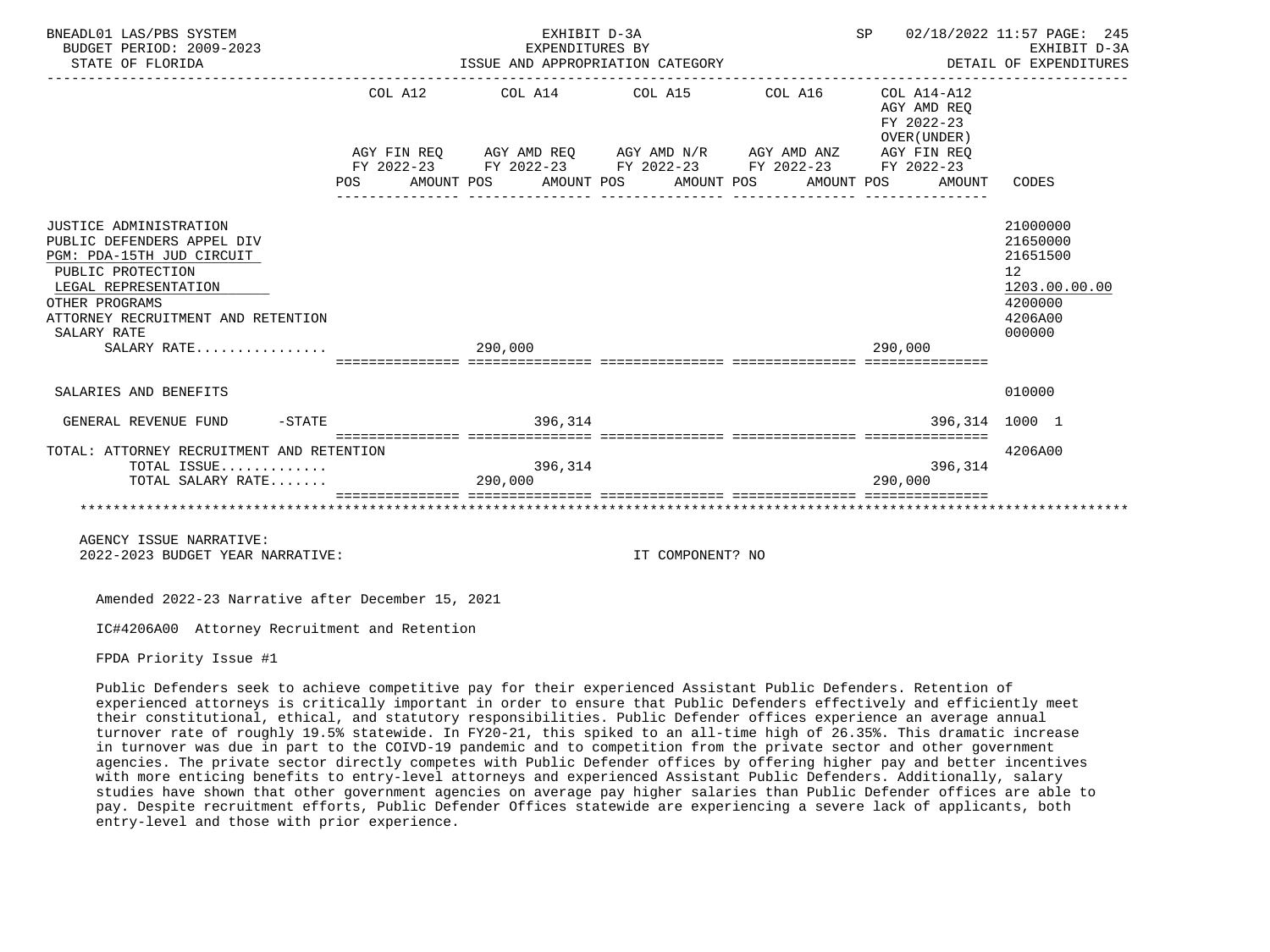BNEADL01 LAS/PBS SYSTEM — EXHIBIT D-3A — SP 02/18/2022 11:57 PAGE: 245
BUDGET PERIOD: 2009-2023 — EXPENDITURES BY — EXHIBIT D-3A
STATE OF FLORIDA — ISSUE AND APPROPRIATION CATEGORY — DETAIL OF EXPENDITURES

| | COL A12 AGY FIN REQ FY 2022-23 POS AMOUNT | COL A14 AGY AMD REQ FY 2022-23 POS AMOUNT | COL A15 AGY AMD N/R FY 2022-23 POS AMOUNT | COL A16 AGY AMD ANZ FY 2022-23 POS AMOUNT | COL A14-A12 AGY AMD REQ FY 2022-23 OVER(UNDER) AGY FIN REQ FY 2022-23 POS AMOUNT | CODES |
|---|---|---|---|---|---|---|
| JUSTICE ADMINISTRATION | | | | | | 21000000 |
| PUBLIC DEFENDERS APPEL DIV | | | | | | 21650000 |
| PGM: PDA-15TH JUD CIRCUIT | | | | | | 21651500 |
| PUBLIC PROTECTION | | | | | | 12 |
| LEGAL REPRESENTATION | | | | | | 1203.00.00.00 |
| OTHER PROGRAMS | | | | | | 4200000 |
| ATTORNEY RECRUITMENT AND RETENTION | | | | | | 4206A00 |
| SALARY RATE | | | | | | 000000 |
| SALARY RATE................ | | 290,000 | | | 290,000 | |
| SALARIES AND BENEFITS | | | | | | 010000 |
| GENERAL REVENUE FUND -STATE | | 396,314 | | | 396,314 | 1000 1 |
| TOTAL: ATTORNEY RECRUITMENT AND RETENTION | | | | | | 4206A00 |
| TOTAL ISSUE............. | | 396,314 | | | 396,314 | |
| TOTAL SALARY RATE....... | | 290,000 | | | 290,000 | |

AGENCY ISSUE NARRATIVE:
2022-2023 BUDGET YEAR NARRATIVE: IT COMPONENT? NO

Amended 2022-23 Narrative after December 15, 2021

IC#4206A00 Attorney Recruitment and Retention

FPDA Priority Issue #1

Public Defenders seek to achieve competitive pay for their experienced Assistant Public Defenders. Retention of experienced attorneys is critically important in order to ensure that Public Defenders effectively and efficiently meet their constitutional, ethical, and statutory responsibilities. Public Defender offices experience an average annual turnover rate of roughly 19.5% statewide. In FY20-21, this spiked to an all-time high of 26.35%. This dramatic increase in turnover was due in part to the COIVD-19 pandemic and to competition from the private sector and other government agencies. The private sector directly competes with Public Defender offices by offering higher pay and better incentives with more enticing benefits to entry-level attorneys and experienced Assistant Public Defenders. Additionally, salary studies have shown that other government agencies on average pay higher salaries than Public Defender offices are able to pay. Despite recruitment efforts, Public Defender Offices statewide are experiencing a severe lack of applicants, both entry-level and those with prior experience.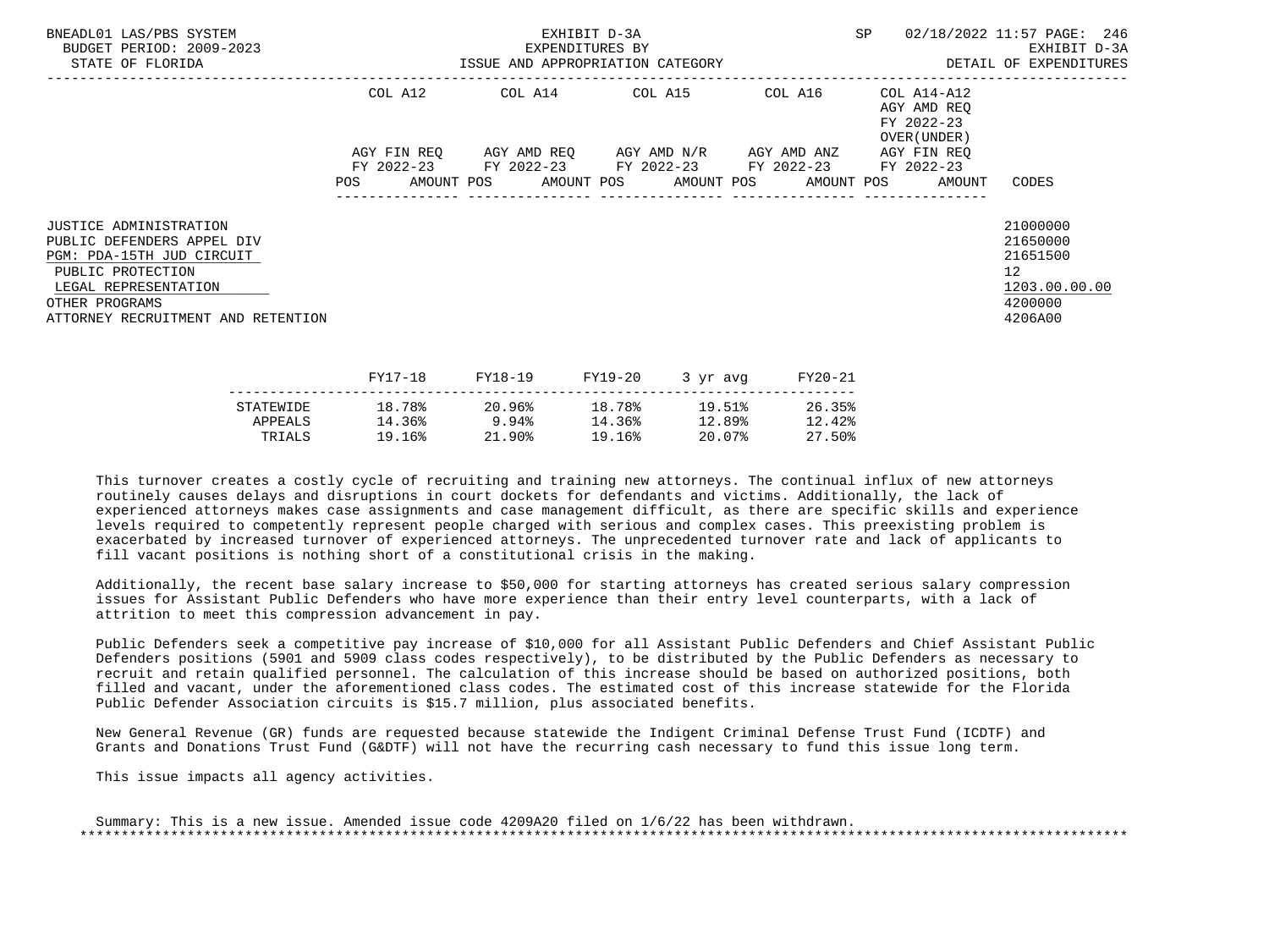BNEADL01 LAS/PBS SYSTEM | EXHIBIT D-3A | SP 02/18/2022 11:57
BUDGET PERIOD: 2009-2023 | EXPENDITURES BY | EXHIBIT D-3A
STATE OF FLORIDA | ISSUE AND APPROPRIATION CATEGORY | DETAIL OF EXPENDITURES

| | COL A12 AGY FIN REQ FY 2022-23 | | COL A14 AGY AMD REQ FY 2022-23 | | COL A15 AGY AMD N/R FY 2022-23 | | COL A16 AGY AMD ANZ FY 2022-23 | | COL A14-A12 AGY AMD REQ FY 2022-23 OVER(UNDER) AGY FIN REQ FY 2022-23 | |
|---|---|---|---|---|---|---|---|---|---|---|
| | POS | AMOUNT | POS | AMOUNT | POS | AMOUNT | POS | AMOUNT | POS | AMOUNT | CODES |

| | CODES |
|---|---|
| JUSTICE ADMINISTRATION | 21000000 |
| PUBLIC DEFENDERS APPEL DIV | 21650000 |
| PGM: PDA-15TH JUD CIRCUIT | 21651500 |
| PUBLIC PROTECTION | 12 |
| LEGAL REPRESENTATION | 1203.00.00.00 |
| OTHER PROGRAMS | 4200000 |
| ATTORNEY RECRUITMENT AND RETENTION | 4206A00 |

| | FY17-18 | FY18-19 | FY19-20 | 3 yr avg | FY20-21 |
|---|---|---|---|---|---|
| STATEWIDE | 18.78% | 20.96% | 18.78% | 19.51% | 26.35% |
| APPEALS | 14.36% | 9.94% | 14.36% | 12.89% | 12.42% |
| TRIALS | 19.16% | 21.90% | 19.16% | 20.07% | 27.50% |

This turnover creates a costly cycle of recruiting and training new attorneys. The continual influx of new attorneys routinely causes delays and disruptions in court dockets for defendants and victims. Additionally, the lack of experienced attorneys makes case assignments and case management difficult, as there are specific skills and experience levels required to competently represent people charged with serious and complex cases. This preexisting problem is exacerbated by increased turnover of experienced attorneys. The unprecedented turnover rate and lack of applicants to fill vacant positions is nothing short of a constitutional crisis in the making.

Additionally, the recent base salary increase to $50,000 for starting attorneys has created serious salary compression issues for Assistant Public Defenders who have more experience than their entry level counterparts, with a lack of attrition to meet this compression advancement in pay.

Public Defenders seek a competitive pay increase of $10,000 for all Assistant Public Defenders and Chief Assistant Public Defenders positions (5901 and 5909 class codes respectively), to be distributed by the Public Defenders as necessary to recruit and retain qualified personnel. The calculation of this increase should be based on authorized positions, both filled and vacant, under the aforementioned class codes. The estimated cost of this increase statewide for the Florida Public Defender Association circuits is $15.7 million, plus associated benefits.

New General Revenue (GR) funds are requested because statewide the Indigent Criminal Defense Trust Fund (ICDTF) and Grants and Donations Trust Fund (G&DTF) will not have the recurring cash necessary to fund this issue long term.

This issue impacts all agency activities.

Summary: This is a new issue. Amended issue code 4209A20 filed on 1/6/22 has been withdrawn.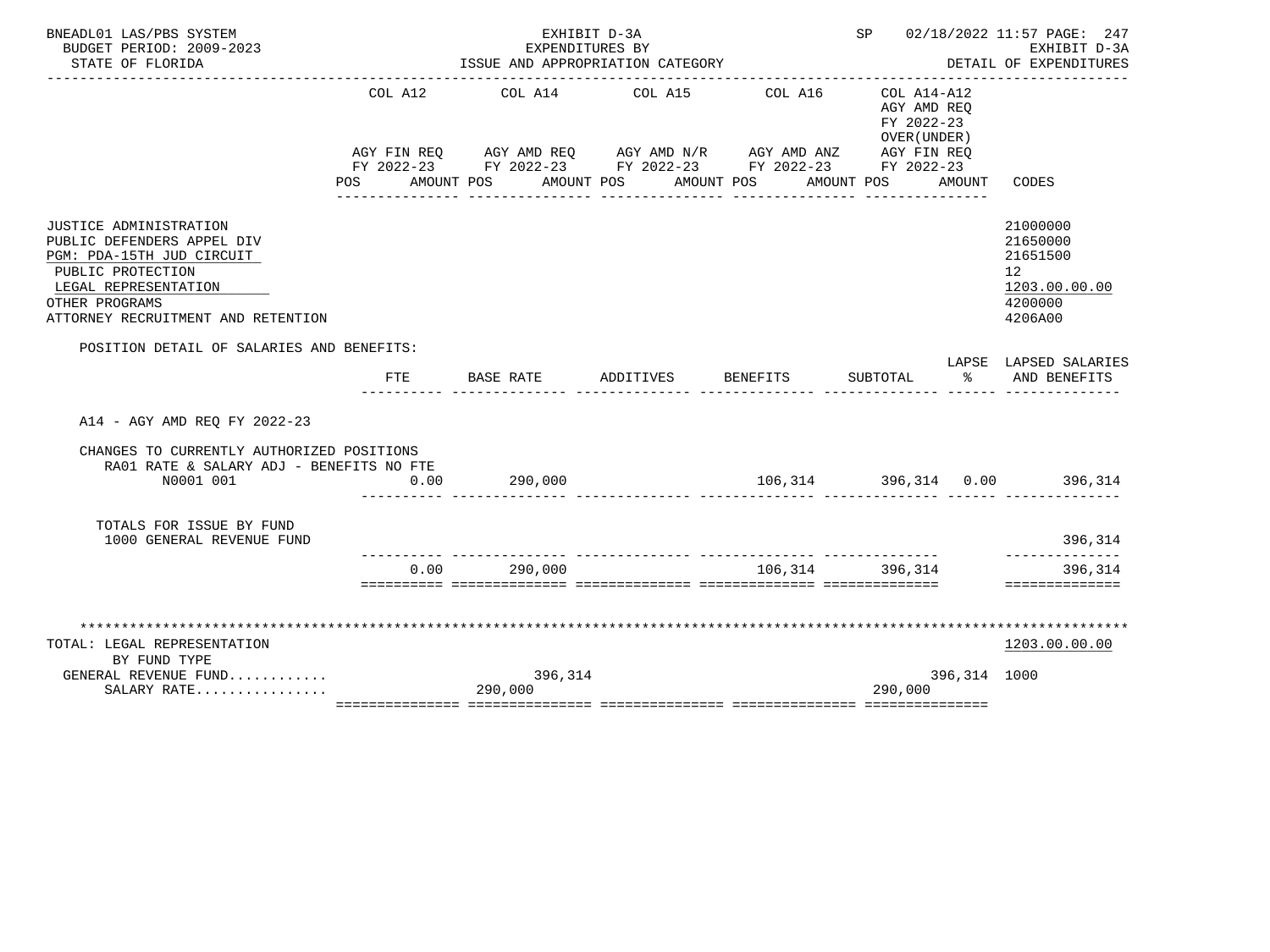BNEADL01 LAS/PBS SYSTEM — EXHIBIT D-3A — SP 02/18/2022 11:57 PAGE: 247
BUDGET PERIOD: 2009-2023 — EXPENDITURES BY — EXHIBIT D-3A
STATE OF FLORIDA — ISSUE AND APPROPRIATION CATEGORY — DETAIL OF EXPENDITURES

| | COL A12 AGY FIN REQ FY 2022-23 POS AMOUNT | COL A14 AGY AMD REQ FY 2022-23 POS AMOUNT | COL A15 AGY AMD N/R FY 2022-23 POS AMOUNT | COL A16 AGY AMD ANZ FY 2022-23 POS AMOUNT | COL A14-A12 AGY AMD REQ FY 2022-23 OVER(UNDER) AGY FIN REQ FY 2022-23 POS AMOUNT | CODES |
|---|---|---|---|---|---|---|

JUSTICE ADMINISTRATION — 21000000
PUBLIC DEFENDERS APPEL DIV — 21650000
PGM: PDA-15TH JUD CIRCUIT — 21651500
PUBLIC PROTECTION — 12
LEGAL REPRESENTATION — 1203.00.00.00
OTHER PROGRAMS — 4200000
ATTORNEY RECRUITMENT AND RETENTION — 4206A00

POSITION DETAIL OF SALARIES AND BENEFITS:

| | FTE | BASE RATE | ADDITIVES | BENEFITS | SUBTOTAL | LAPSE % | LAPSED SALARIES AND BENEFITS |
|---|---|---|---|---|---|---|---|
| A14 - AGY AMD REQ FY 2022-23 | | | | | | | |
| CHANGES TO CURRENTLY AUTHORIZED POSITIONS | | | | | | | |
| RA01 RATE & SALARY ADJ - BENEFITS NO FTE | | | | | | | |
| N0001 001 | 0.00 | 290,000 | | 106,314 | 396,314 | 0.00 | 396,314 |
| TOTALS FOR ISSUE BY FUND | | | | | | | |
| 1000 GENERAL REVENUE FUND | | | | | | | 396,314 |
| | 0.00 | 290,000 | | 106,314 | 396,314 | | 396,314 |

TOTAL: LEGAL REPRESENTATION — 1203.00.00.00

| BY FUND TYPE | COL A12 | COL A14 | COL A15 | COL A16 | COL A14-A12 | CODES |
|---|---|---|---|---|---|---|
| GENERAL REVENUE FUND........... | | 396,314 | | | 396,314 | 1000 |
| SALARY RATE................ | | 290,000 | | | 290,000 | |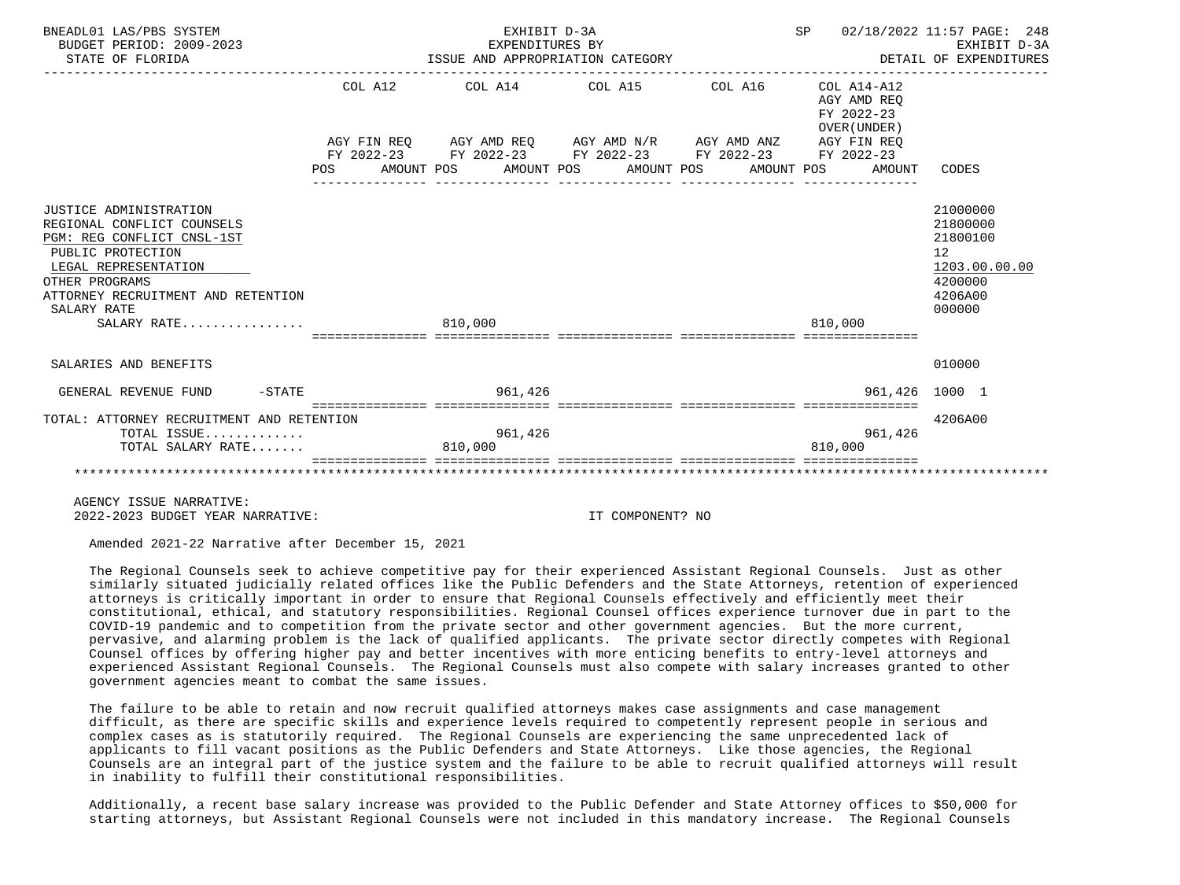| | COL A12 AGY FIN REQ FY 2022-23 POS | AMOUNT | COL A14 AGY AMD REQ FY 2022-23 POS | AMOUNT | COL A15 AGY AMD N/R FY 2022-23 POS | AMOUNT | COL A16 AGY AMD ANZ FY 2022-23 POS | AMOUNT | COL A14-A12 AGY AMD REQ FY 2022-23 OVER(UNDER) AGY FIN REQ FY 2022-23 POS | AMOUNT | CODES |
|---|---|---|---|---|---|---|---|---|---|---|---|
| JUSTICE ADMINISTRATION | | | | | | | | | | | 21000000 |
| REGIONAL CONFLICT COUNSELS | | | | | | | | | | | 21800000 |
| PGM: REG CONFLICT CNSL-1ST | | | | | | | | | | | 21800100 |
| PUBLIC PROTECTION | | | | | | | | | | | 12 |
| LEGAL REPRESENTATION | | | | | | | | | | | 1203.00.00.00 |
| OTHER PROGRAMS | | | | | | | | | | | 4200000 |
| ATTORNEY RECRUITMENT AND RETENTION | | | | | | | | | | | 4206A00 |
| SALARY RATE | | | | | | | | | | | 000000 |
| SALARY RATE................ | | | 810,000 | | | | | | 810,000 | | |
| SALARIES AND BENEFITS | | | | | | | | | | | 010000 |
| GENERAL REVENUE FUND -STATE | | | | 961,426 | | | | | | 961,426 | 1000 1 |
| TOTAL: ATTORNEY RECRUITMENT AND RETENTION | | | | | | | | | | | 4206A00 |
| TOTAL ISSUE............. | | | | 961,426 | | | | | | 961,426 | |
| TOTAL SALARY RATE....... | | | 810,000 | | | | | | 810,000 | | |

AGENCY ISSUE NARRATIVE:
2022-2023 BUDGET YEAR NARRATIVE: IT COMPONENT? NO

Amended 2021-22 Narrative after December 15, 2021

The Regional Counsels seek to achieve competitive pay for their experienced Assistant Regional Counsels. Just as other similarly situated judicially related offices like the Public Defenders and the State Attorneys, retention of experienced attorneys is critically important in order to ensure that Regional Counsels effectively and efficiently meet their constitutional, ethical, and statutory responsibilities. Regional Counsel offices experience turnover due in part to the COVID-19 pandemic and to competition from the private sector and other government agencies. But the more current, pervasive, and alarming problem is the lack of qualified applicants. The private sector directly competes with Regional Counsel offices by offering higher pay and better incentives with more enticing benefits to entry-level attorneys and experienced Assistant Regional Counsels. The Regional Counsels must also compete with salary increases granted to other government agencies meant to combat the same issues.

The failure to be able to retain and now recruit qualified attorneys makes case assignments and case management difficult, as there are specific skills and experience levels required to competently represent people in serious and complex cases as is statutorily required. The Regional Counsels are experiencing the same unprecedented lack of applicants to fill vacant positions as the Public Defenders and State Attorneys. Like those agencies, the Regional Counsels are an integral part of the justice system and the failure to be able to recruit qualified attorneys will result in inability to fulfill their constitutional responsibilities.

Additionally, a recent base salary increase was provided to the Public Defender and State Attorney offices to $50,000 for starting attorneys, but Assistant Regional Counsels were not included in this mandatory increase. The Regional Counsels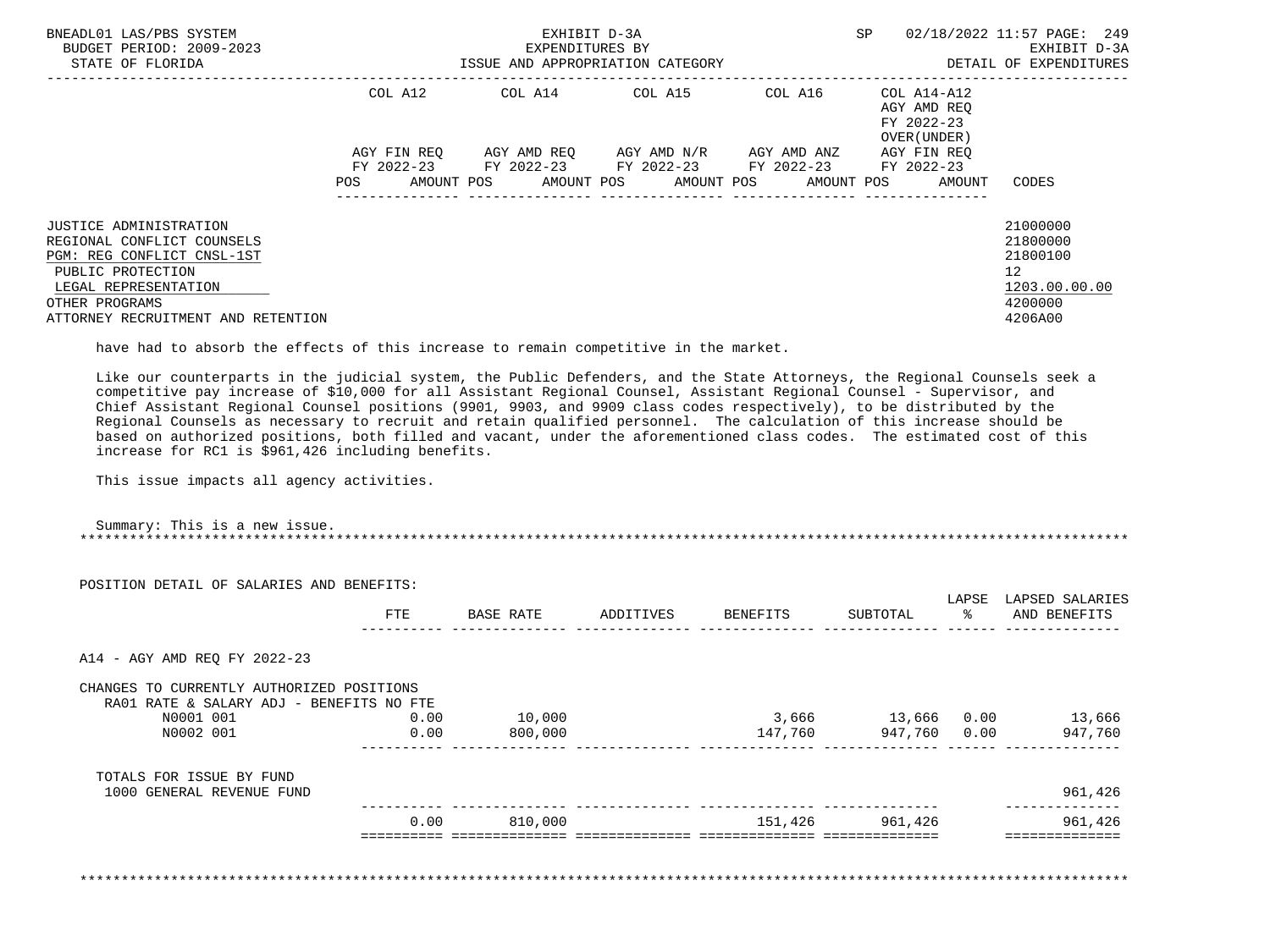BNEADL01 LAS/PBS SYSTEM — BUDGET PERIOD: 2009-2023 — STATE OF FLORIDA

EXHIBIT D-3A — EXPENDITURES BY ISSUE AND APPROPRIATION CATEGORY

SP 02/18/2022 11:57 — EXHIBIT D-3A — DETAIL OF EXPENDITURES

| | COL A12 AGY FIN REQ FY 2022-23 POS AMOUNT | COL A14 AGY AMD REQ FY 2022-23 POS AMOUNT | COL A15 AGY AMD N/R FY 2022-23 POS AMOUNT | COL A16 AGY AMD ANZ FY 2022-23 POS AMOUNT | COL A14-A12 AGY AMD REQ FY 2022-23 OVER(UNDER) AGY FIN REQ FY 2022-23 POS AMOUNT | CODES |
|---|---|---|---|---|---|---|
| JUSTICE ADMINISTRATION | | | | | | 21000000 |
| REGIONAL CONFLICT COUNSELS | | | | | | 21800000 |
| PGM: REG CONFLICT CNSL-1ST | | | | | | 21800100 |
| PUBLIC PROTECTION | | | | | | 12 |
| LEGAL REPRESENTATION | | | | | | 1203.00.00.00 |
| OTHER PROGRAMS | | | | | | 4200000 |
| ATTORNEY RECRUITMENT AND RETENTION | | | | | | 4206A00 |

have had to absorb the effects of this increase to remain competitive in the market.

Like our counterparts in the judicial system, the Public Defenders, and the State Attorneys, the Regional Counsels seek a competitive pay increase of $10,000 for all Assistant Regional Counsel, Assistant Regional Counsel - Supervisor, and Chief Assistant Regional Counsel positions (9901, 9903, and 9909 class codes respectively), to be distributed by the Regional Counsels as necessary to recruit and retain qualified personnel. The calculation of this increase should be based on authorized positions, both filled and vacant, under the aforementioned class codes. The estimated cost of this increase for RC1 is $961,426 including benefits.

This issue impacts all agency activities.

Summary: This is a new issue.

******************************************************************************************************************

POSITION DETAIL OF SALARIES AND BENEFITS:

| | FTE | BASE RATE | ADDITIVES | BENEFITS | SUBTOTAL | LAPSE % | LAPSED SALARIES AND BENEFITS |
|---|---|---|---|---|---|---|---|
| A14 - AGY AMD REQ FY 2022-23 | | | | | | | |
| CHANGES TO CURRENTLY AUTHORIZED POSITIONS | | | | | | | |
| RA01 RATE & SALARY ADJ - BENEFITS NO FTE | | | | | | | |
| N0001 001 | 0.00 | 10,000 | | 3,666 | 13,666 | 0.00 | 13,666 |
| N0002 001 | 0.00 | 800,000 | | 147,760 | 947,760 | 0.00 | 947,760 |
| TOTALS FOR ISSUE BY FUND | | | | | | | |
| 1000 GENERAL REVENUE FUND | | | | | | | 961,426 |
| | 0.00 | 810,000 | | 151,426 | 961,426 | | 961,426 |

******************************************************************************************************************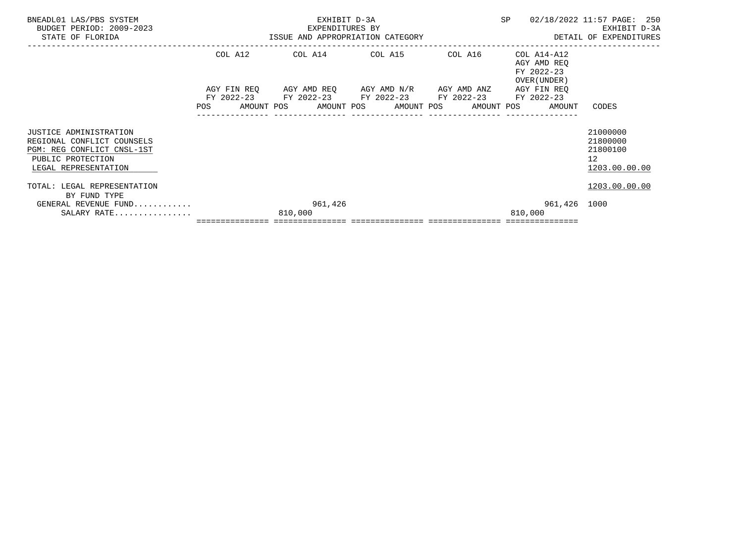BNEADL01 LAS/PBS SYSTEM
BUDGET PERIOD: 2009-2023
STATE OF FLORIDA

EXHIBIT D-3A
EXPENDITURES BY
ISSUE AND APPROPRIATION CATEGORY

SP 02/18/2022 11:57 PAGE: 250
EXHIBIT D-3A
DETAIL OF EXPENDITURES

| | COL A12 AGY FIN REQ FY 2022-23 | | COL A14 AGY AMD REQ FY 2022-23 | | COL A15 AGY AMD N/R FY 2022-23 | | COL A16 AGY AMD ANZ FY 2022-23 | | COL A14-A12 AGY AMD REQ FY 2022-23 OVER(UNDER) AGY FIN REQ FY 2022-23 | | |
|---|---|---|---|---|---|---|---|---|---|---|---|
| | POS | AMOUNT | POS | AMOUNT | POS | AMOUNT | POS | AMOUNT | POS | AMOUNT | CODES |
| JUSTICE ADMINISTRATION | | | | | | | | | | | 21000000 |
| REGIONAL CONFLICT COUNSELS | | | | | | | | | | | 21800000 |
| PGM: REG CONFLICT CNSL-1ST | | | | | | | | | | | 21800100 |
| PUBLIC PROTECTION | | | | | | | | | | | 12 |
| LEGAL REPRESENTATION | | | | | | | | | | | 1203.00.00.00 |
| TOTAL: LEGAL REPRESENTATION | | | | | | | | | | | 1203.00.00.00 |
| BY FUND TYPE | | | | | | | | | | | |
| GENERAL REVENUE FUND............ | | | | 961,426 | | | | | | 961,426 | 1000 |
| SALARY RATE................ | | | 810,000 | | | | | | 810,000 | | |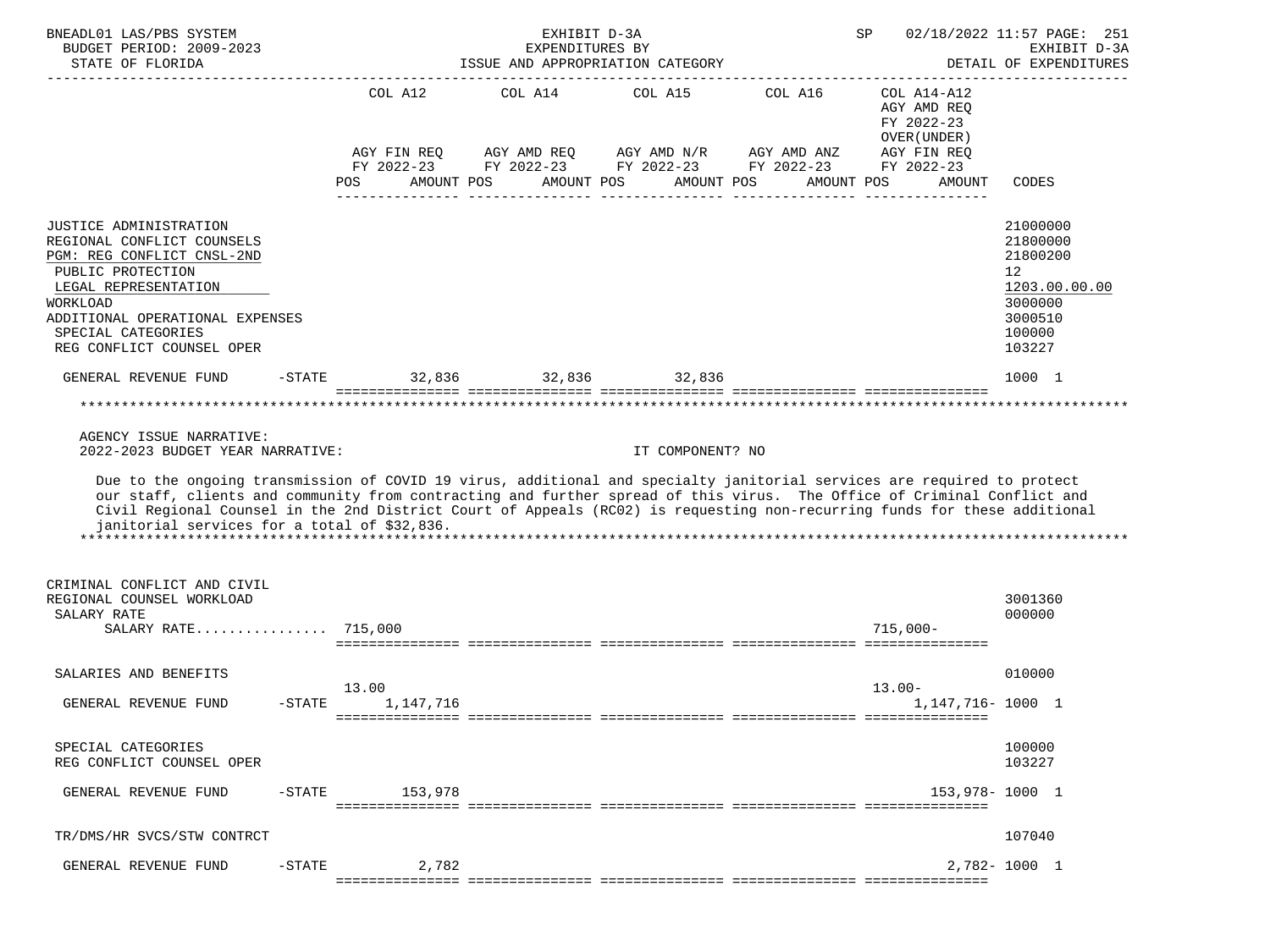| | COL A12 AGY FIN REQ FY 2022-23 POS AMOUNT | COL A14 AGY AMD REQ FY 2022-23 POS AMOUNT | COL A15 AGY AMD N/R FY 2022-23 POS AMOUNT | COL A16 AGY AMD ANZ FY 2022-23 POS AMOUNT | COL A14-A12 AGY AMD REQ FY 2022-23 OVER(UNDER) AGY FIN REQ FY 2022-23 POS AMOUNT | CODES |
|---|---|---|---|---|---|---|
| JUSTICE ADMINISTRATION | | | | | | 21000000 |
| REGIONAL CONFLICT COUNSELS | | | | | | 21800000 |
| PGM: REG CONFLICT CNSL-2ND | | | | | | 21800200 |
| PUBLIC PROTECTION | | | | | | 12 |
| LEGAL REPRESENTATION | | | | | | 1203.00.00.00 |
| WORKLOAD | | | | | | 3000000 |
| ADDITIONAL OPERATIONAL EXPENSES | | | | | | 3000510 |
| SPECIAL CATEGORIES | | | | | | 100000 |
| REG CONFLICT COUNSEL OPER | | | | | | 103227 |
| GENERAL REVENUE FUND -STATE | 32,836 | 32,836 | 32,836 | | | 1000 1 |

AGENCY ISSUE NARRATIVE:

2022-2023 BUDGET YEAR NARRATIVE: IT COMPONENT? NO

Due to the ongoing transmission of COVID 19 virus, additional and specialty janitorial services are required to protect our staff, clients and community from contracting and further spread of this virus. The Office of Criminal Conflict and Civil Regional Counsel in the 2nd District Court of Appeals (RC02) is requesting non-recurring funds for these additional janitorial services for a total of $32,836.

| | COL A12 | COL A14 | COL A15 | COL A16 | COL A14-A12 | CODES |
|---|---|---|---|---|---|---|
| CRIMINAL CONFLICT AND CIVIL REGIONAL COUNSEL WORKLOAD | | | | | | 3001360 |
| SALARY RATE | | | | | | 000000 |
| SALARY RATE............... | 715,000 | | | | 715,000- | |
| SALARIES AND BENEFITS | | | | | | 010000 |
| GENERAL REVENUE FUND -STATE | 13.00 1,147,716 | | | | 13.00- 1,147,716- | 1000 1 |
| SPECIAL CATEGORIES | | | | | | 100000 |
| REG CONFLICT COUNSEL OPER | | | | | | 103227 |
| GENERAL REVENUE FUND -STATE | 153,978 | | | | 153,978- | 1000 1 |
| TR/DMS/HR SVCS/STW CONTRCT | | | | | | 107040 |
| GENERAL REVENUE FUND -STATE | 2,782 | | | | 2,782- | 1000 1 |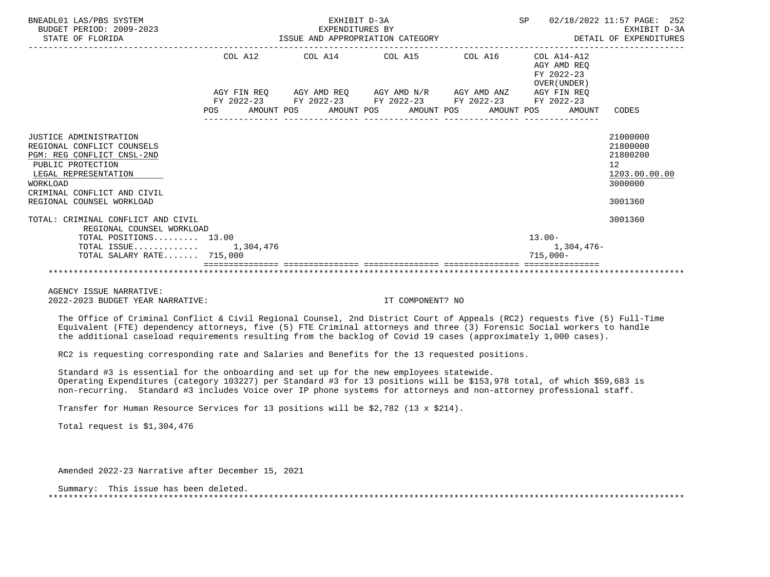| | COL A12 AGY FIN REQ FY 2022-23 POS AMOUNT | COL A14 AGY AMD REQ FY 2022-23 POS AMOUNT | COL A15 AGY AMD N/R FY 2022-23 POS AMOUNT | COL A16 AGY AMD ANZ FY 2022-23 POS AMOUNT | COL A14-A12 AGY AMD REQ FY 2022-23 OVER(UNDER) AGY FIN REQ FY 2022-23 POS AMOUNT | CODES |
|---|---|---|---|---|---|---|
| JUSTICE ADMINISTRATION | | | | | | 21000000 |
| REGIONAL CONFLICT COUNSELS | | | | | | 21800000 |
| PGM: REG CONFLICT CNSL-2ND | | | | | | 21800200 |
| PUBLIC PROTECTION | | | | | | 12 |
| LEGAL REPRESENTATION | | | | | | 1203.00.00.00 |
| WORKLOAD | | | | | | 3000000 |
| CRIMINAL CONFLICT AND CIVIL REGIONAL COUNSEL WORKLOAD | | | | | | 3001360 |
| TOTAL: CRIMINAL CONFLICT AND CIVIL REGIONAL COUNSEL WORKLOAD | | | | | | 3001360 |
| TOTAL POSITIONS......... | 13.00 | | | | 13.00- | |
| TOTAL ISSUE............. | 1,304,476 | | | | 1,304,476- | |
| TOTAL SALARY RATE....... | 715,000 | | | | 715,000- | |

AGENCY ISSUE NARRATIVE:
2022-2023 BUDGET YEAR NARRATIVE: IT COMPONENT? NO

The Office of Criminal Conflict & Civil Regional Counsel, 2nd District Court of Appeals (RC2) requests five (5) Full-Time Equivalent (FTE) dependency attorneys, five (5) FTE Criminal attorneys and three (3) Forensic Social workers to handle the additional caseload requirements resulting from the backlog of Covid 19 cases (approximately 1,000 cases).

RC2 is requesting corresponding rate and Salaries and Benefits for the 13 requested positions.

Standard #3 is essential for the onboarding and set up for the new employees statewide.
Operating Expenditures (category 103227) per Standard #3 for 13 positions will be $153,978 total, of which $59,683 is non-recurring. Standard #3 includes Voice over IP phone systems for attorneys and non-attorney professional staff.

Transfer for Human Resource Services for 13 positions will be $2,782 (13 x $214).

Total request is $1,304,476

Amended 2022-23 Narrative after December 15, 2021

Summary: This issue has been deleted.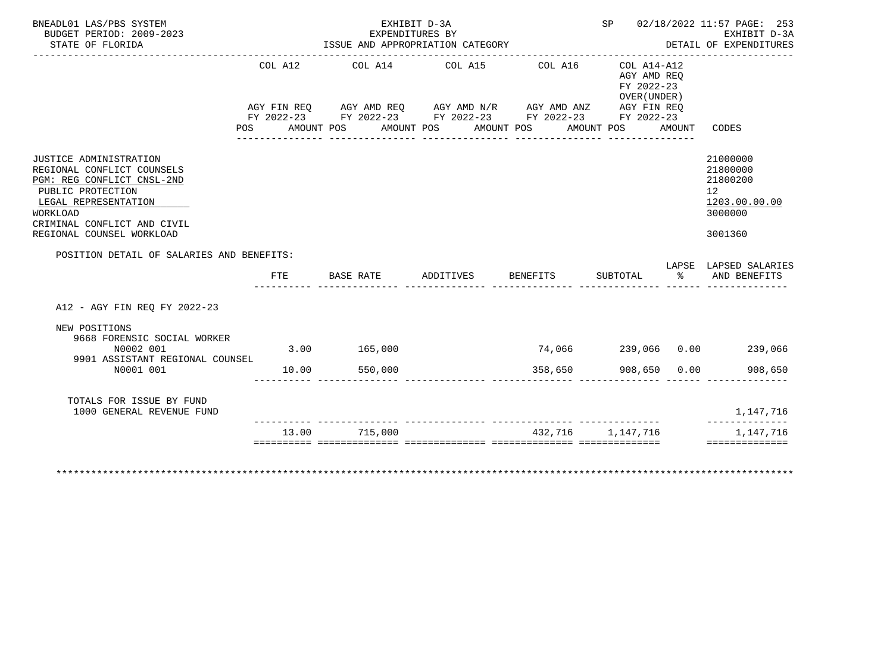BNEADL01 LAS/PBS SYSTEM
BUDGET PERIOD: 2009-2023
STATE OF FLORIDA

EXHIBIT D-3A
EXPENDITURES BY
ISSUE AND APPROPRIATION CATEGORY

SP 02/18/2022 11:57 PAGE: 253
EXHIBIT D-3A
DETAIL OF EXPENDITURES

| | COL A12 AGY FIN REQ FY 2022-23 | | COL A14 AGY AMD REQ FY 2022-23 | | COL A15 AGY AMD N/R FY 2022-23 | | COL A16 AGY AMD ANZ FY 2022-23 | | COL A14-A12 AGY AMD REQ FY 2022-23 OVER(UNDER) AGY FIN REQ FY 2022-23 | | |
|---|---|---|---|---|---|---|---|---|---|---|---|
| | POS | AMOUNT | POS | AMOUNT | POS | AMOUNT | POS | AMOUNT | POS | AMOUNT | CODES |

JUSTICE ADMINISTRATION — 21000000
REGIONAL CONFLICT COUNSELS — 21800000
PGM: REG CONFLICT CNSL-2ND — 21800200
PUBLIC PROTECTION — 12
LEGAL REPRESENTATION — 1203.00.00.00
WORKLOAD — 3000000
CRIMINAL CONFLICT AND CIVIL REGIONAL COUNSEL WORKLOAD — 3001360

POSITION DETAIL OF SALARIES AND BENEFITS:

| | FTE | BASE RATE | ADDITIVES | BENEFITS | SUBTOTAL | LAPSE % | LAPSED SALARIES AND BENEFITS |
|---|---|---|---|---|---|---|---|
| A12 - AGY FIN REQ FY 2022-23 | | | | | | | |
| NEW POSITIONS | | | | | | | |
| 9668 FORENSIC SOCIAL WORKER N0002 001 | 3.00 | 165,000 | | 74,066 | 239,066 | 0.00 | 239,066 |
| 9901 ASSISTANT REGIONAL COUNSEL N0001 001 | 10.00 | 550,000 | | 358,650 | 908,650 | 0.00 | 908,650 |
| TOTALS FOR ISSUE BY FUND | | | | | | | |
| 1000 GENERAL REVENUE FUND | | | | | | | 1,147,716 |
| | 13.00 | 715,000 | | 432,716 | 1,147,716 | | 1,147,716 |

************************************************************************************************************************************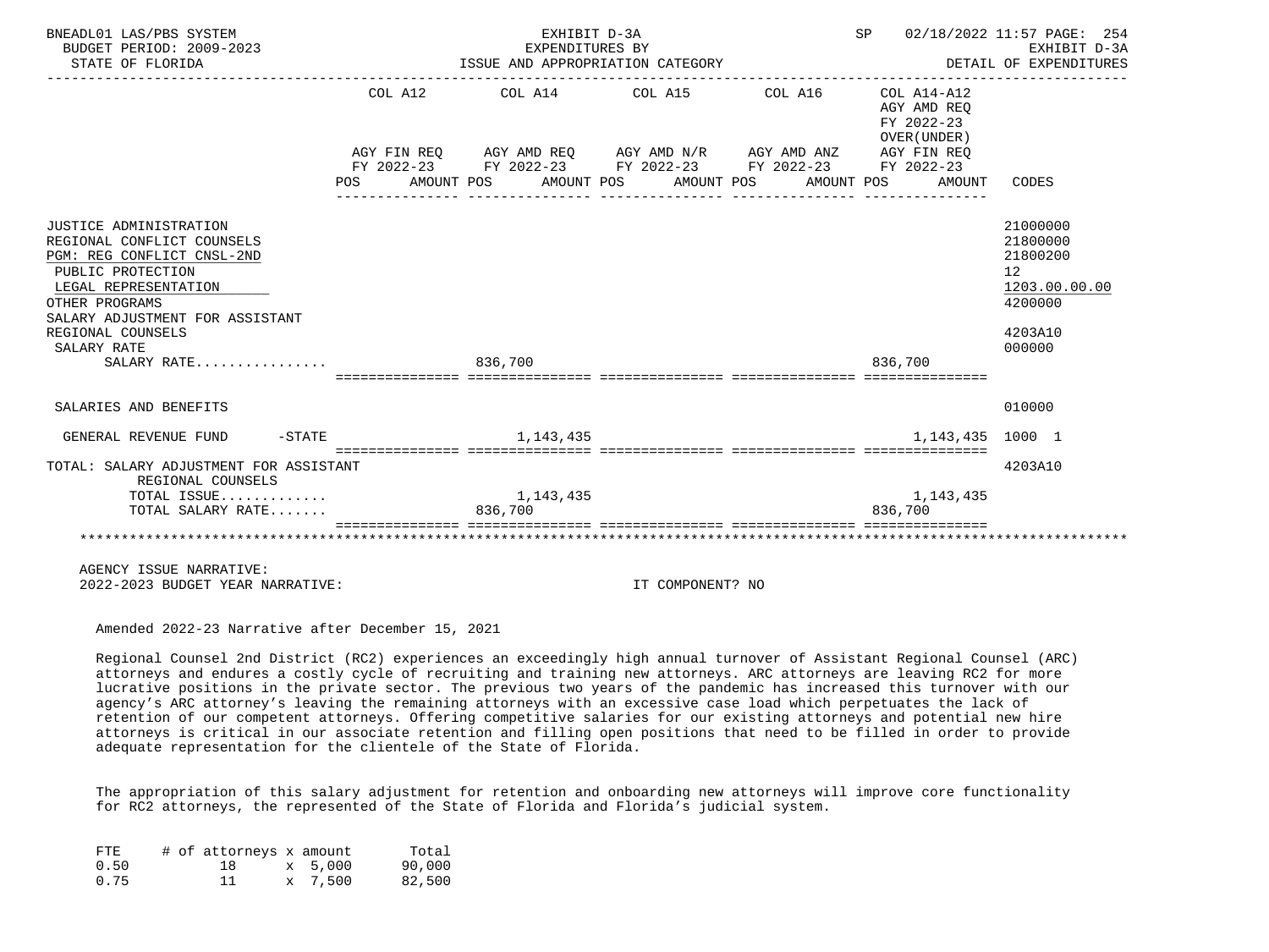BNEADL01 LAS/PBS SYSTEM — BUDGET PERIOD: 2009-2023 — STATE OF FLORIDA

EXHIBIT D-3A — EXPENDITURES BY ISSUE AND APPROPRIATION CATEGORY

SP 02/18/2022 11:57 — EXHIBIT D-3A — DETAIL OF EXPENDITURES

| | COL A12 AGY FIN REQ FY 2022-23 POS AMOUNT | COL A14 AGY AMD REQ FY 2022-23 POS AMOUNT | COL A15 AGY AMD N/R FY 2022-23 POS AMOUNT | COL A16 AGY AMD ANZ FY 2022-23 POS AMOUNT | COL A14-A12 AGY AMD REQ FY 2022-23 OVER(UNDER) AGY FIN REQ FY 2022-23 POS AMOUNT | CODES |
|---|---|---|---|---|---|---|
| JUSTICE ADMINISTRATION | | | | | | 21000000 |
| REGIONAL CONFLICT COUNSELS | | | | | | 21800000 |
| PGM: REG CONFLICT CNSL-2ND | | | | | | 21800200 |
| PUBLIC PROTECTION | | | | | | 12 |
| LEGAL REPRESENTATION | | | | | | 1203.00.00.00 |
| OTHER PROGRAMS | | | | | | 4200000 |
| SALARY ADJUSTMENT FOR ASSISTANT REGIONAL COUNSELS | | | | | | 4203A10 |
| SALARY RATE | | | | | | 000000 |
| SALARY RATE................ | | 836,700 | | | 836,700 | |
| SALARIES AND BENEFITS | | | | | | 010000 |
| GENERAL REVENUE FUND -STATE | | 1,143,435 | | | 1,143,435 | 1000 1 |
| TOTAL: SALARY ADJUSTMENT FOR ASSISTANT REGIONAL COUNSELS | | | | | | 4203A10 |
| TOTAL ISSUE............. | | 1,143,435 | | | 1,143,435 | |
| TOTAL SALARY RATE....... | | 836,700 | | | 836,700 | |

AGENCY ISSUE NARRATIVE:

2022-2023 BUDGET YEAR NARRATIVE: IT COMPONENT? NO

Amended 2022-23 Narrative after December 15, 2021

Regional Counsel 2nd District (RC2) experiences an exceedingly high annual turnover of Assistant Regional Counsel (ARC) attorneys and endures a costly cycle of recruiting and training new attorneys. ARC attorneys are leaving RC2 for more lucrative positions in the private sector. The previous two years of the pandemic has increased this turnover with our agency's ARC attorney's leaving the remaining attorneys with an excessive case load which perpetuates the lack of retention of our competent attorneys. Offering competitive salaries for our existing attorneys and potential new hire attorneys is critical in our associate retention and filling open positions that need to be filled in order to provide adequate representation for the clientele of the State of Florida.

The appropriation of this salary adjustment for retention and onboarding new attorneys will improve core functionality for RC2 attorneys, the represented of the State of Florida and Florida's judicial system.

| FTE | # of attorneys x amount | | Total |
|---|---|---|---|
| 0.50 | 18 | x 5,000 | 90,000 |
| 0.75 | 11 | x 7,500 | 82,500 |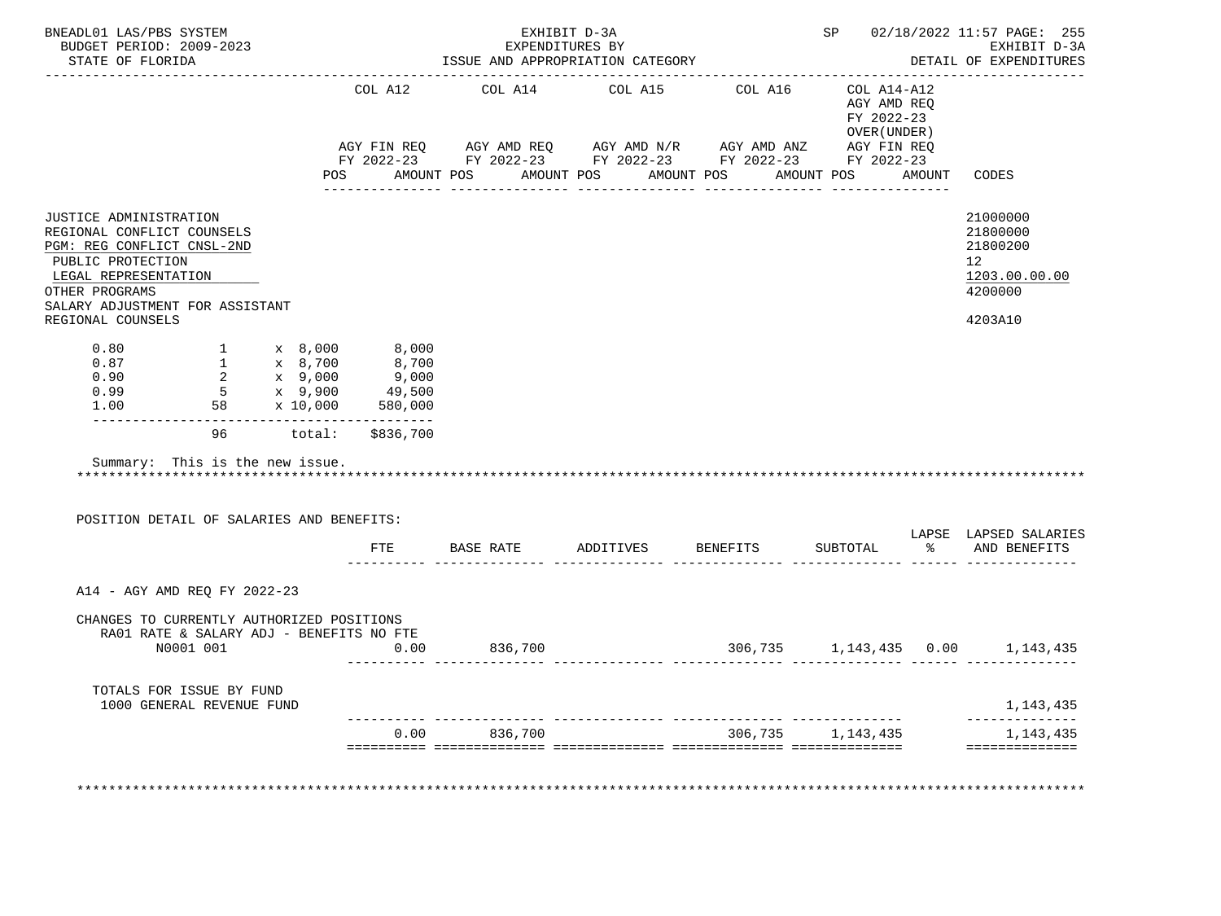BNEADL01 LAS/PBS SYSTEM | EXHIBIT D-3A | SP 02/18/2022 11:57

BUDGET PERIOD: 2009-2023 | EXPENDITURES BY | EXHIBIT D-3A

STATE OF FLORIDA | ISSUE AND APPROPRIATION CATEGORY | DETAIL OF EXPENDITURES

| | COL A12 AGY FIN REQ FY 2022-23 POS AMOUNT | COL A14 AGY AMD REQ FY 2022-23 POS AMOUNT | COL A15 AGY AMD N/R FY 2022-23 POS AMOUNT | COL A16 AGY AMD ANZ FY 2022-23 POS AMOUNT | COL A14-A12 AGY AMD REQ FY 2022-23 OVER(UNDER) AGY FIN REQ FY 2022-23 POS AMOUNT | CODES |
|---|---|---|---|---|---|---|
| JUSTICE ADMINISTRATION | | | | | | 21000000 |
| REGIONAL CONFLICT COUNSELS | | | | | | 21800000 |
| PGM: REG CONFLICT CNSL-2ND | | | | | | 21800200 |
| PUBLIC PROTECTION | | | | | | 12 |
| LEGAL REPRESENTATION | | | | | | 1203.00.00.00 |
| OTHER PROGRAMS | | | | | | 4200000 |
| SALARY ADJUSTMENT FOR ASSISTANT REGIONAL COUNSELS | | | | | | 4203A10 |

```
0.80       1     x 8,000      8,000
0.87       1     x 8,700      8,700
0.90       2     x 9,000      9,000
0.99       5     x 9,900     49,500
1.00      58     x 10,000   580,000
------------------------------------
          96      total:   $836,700
```

Summary: This is the new issue.

************************************************************************************************************************

POSITION DETAIL OF SALARIES AND BENEFITS:

| | FTE | BASE RATE | ADDITIVES | BENEFITS | SUBTOTAL | LAPSE % | LAPSED SALARIES AND BENEFITS |
|---|---|---|---|---|---|---|---|
| A14 - AGY AMD REQ FY 2022-23 | | | | | | | |
| CHANGES TO CURRENTLY AUTHORIZED POSITIONS | | | | | | | |
| RA01 RATE & SALARY ADJ - BENEFITS NO FTE | | | | | | | |
| N0001 001 | 0.00 | 836,700 | | 306,735 | 1,143,435 | 0.00 | 1,143,435 |
| TOTALS FOR ISSUE BY FUND | | | | | | | |
| 1000 GENERAL REVENUE FUND | | | | | | | 1,143,435 |
| | 0.00 | 836,700 | | 306,735 | 1,143,435 | | 1,143,435 |

************************************************************************************************************************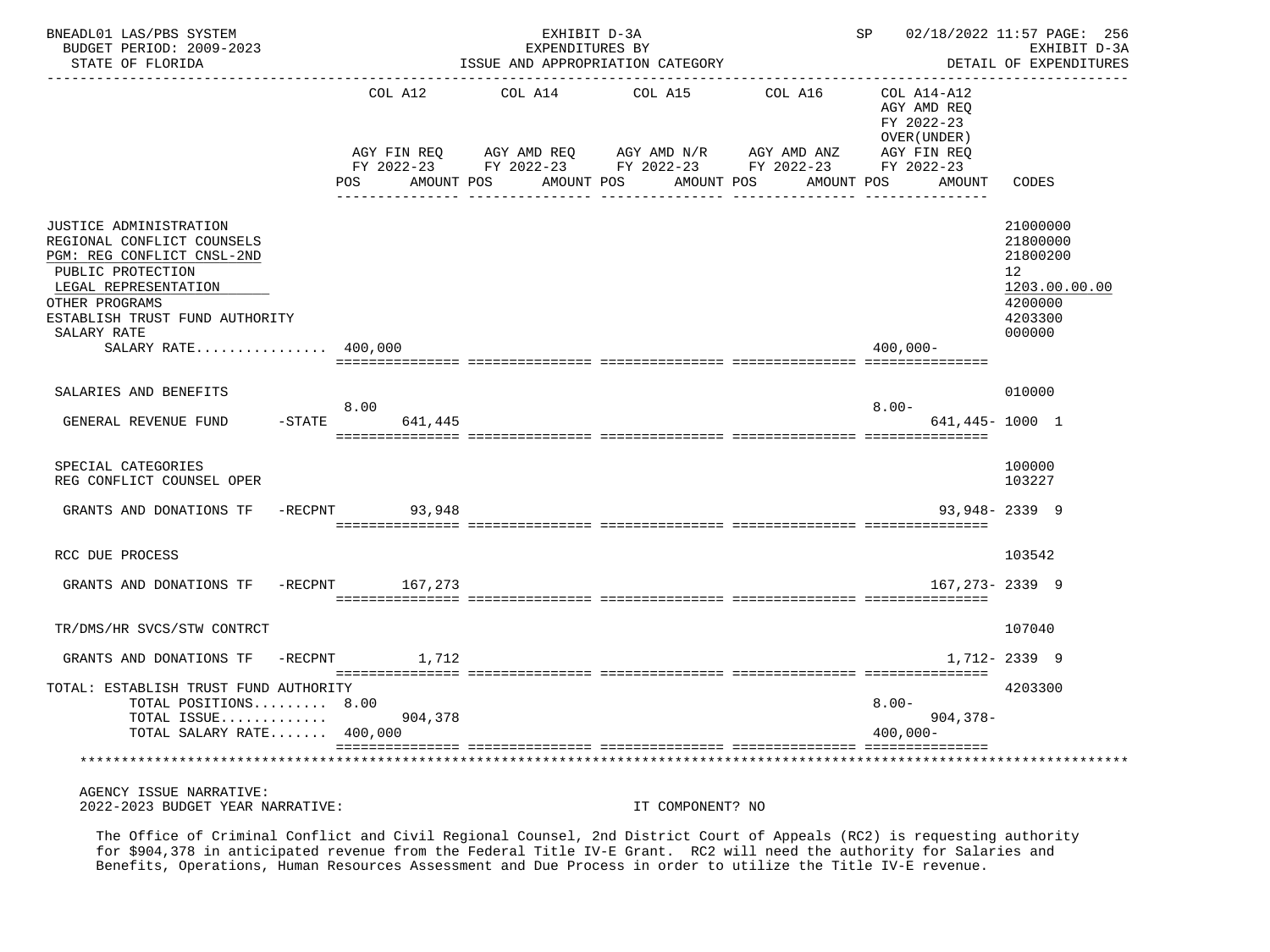BNEADL01 LAS/PBS SYSTEM | BUDGET PERIOD: 2009-2023 | STATE OF FLORIDA

EXHIBIT D-3A
EXPENDITURES BY
ISSUE AND APPROPRIATION CATEGORY

SP 02/18/2022 11:57 | EXHIBIT D-3A | DETAIL OF EXPENDITURES

| | COL A12 AGY FIN REQ FY 2022-23 POS | AMOUNT | COL A14 AGY AMD REQ FY 2022-23 POS | AMOUNT | COL A15 AGY AMD N/R FY 2022-23 POS | AMOUNT | COL A16 AGY AMD ANZ FY 2022-23 POS | AMOUNT | COL A14-A12 AGY AMD REQ FY 2022-23 OVER(UNDER) AGY FIN REQ FY 2022-23 POS | AMOUNT | CODES |
|---|---|---|---|---|---|---|---|---|---|---|---|
| JUSTICE ADMINISTRATION | | | | | | | | | | | 21000000 |
| REGIONAL CONFLICT COUNSELS | | | | | | | | | | | 21800000 |
| PGM: REG CONFLICT CNSL-2ND | | | | | | | | | | | 21800200 |
| PUBLIC PROTECTION | | | | | | | | | | | 12 |
| LEGAL REPRESENTATION | | | | | | | | | | | 1203.00.00.00 |
| OTHER PROGRAMS | | | | | | | | | | | 4200000 |
| ESTABLISH TRUST FUND AUTHORITY | | | | | | | | | | | 4203300 |
| SALARY RATE | | | | | | | | | | | 000000 |
| SALARY RATE................ | 400,000 | | | | | | | | 400,000- | | |
| SALARIES AND BENEFITS | | | | | | | | | | | 010000 |
| GENERAL REVENUE FUND -STATE | 8.00 | 641,445 | | | | | | | 8.00- | 641,445- | 1000 1 |
| SPECIAL CATEGORIES | | | | | | | | | | | 100000 |
| REG CONFLICT COUNSEL OPER | | | | | | | | | | | 103227 |
| GRANTS AND DONATIONS TF -RECPNT | | 93,948 | | | | | | | | 93,948- | 2339 9 |
| RCC DUE PROCESS | | | | | | | | | | | 103542 |
| GRANTS AND DONATIONS TF -RECPNT | | 167,273 | | | | | | | | 167,273- | 2339 9 |
| TR/DMS/HR SVCS/STW CONTRCT | | | | | | | | | | | 107040 |
| GRANTS AND DONATIONS TF -RECPNT | | 1,712 | | | | | | | | 1,712- | 2339 9 |
| TOTAL: ESTABLISH TRUST FUND AUTHORITY | | | | | | | | | | | 4203300 |
| TOTAL POSITIONS......... | 8.00 | | | | | | | | 8.00- | | |
| TOTAL ISSUE............. | | 904,378 | | | | | | | | 904,378- | |
| TOTAL SALARY RATE....... | 400,000 | | | | | | | | 400,000- | | |

AGENCY ISSUE NARRATIVE:
2022-2023 BUDGET YEAR NARRATIVE: IT COMPONENT? NO

The Office of Criminal Conflict and Civil Regional Counsel, 2nd District Court of Appeals (RC2) is requesting authority for $904,378 in anticipated revenue from the Federal Title IV-E Grant. RC2 will need the authority for Salaries and Benefits, Operations, Human Resources Assessment and Due Process in order to utilize the Title IV-E revenue.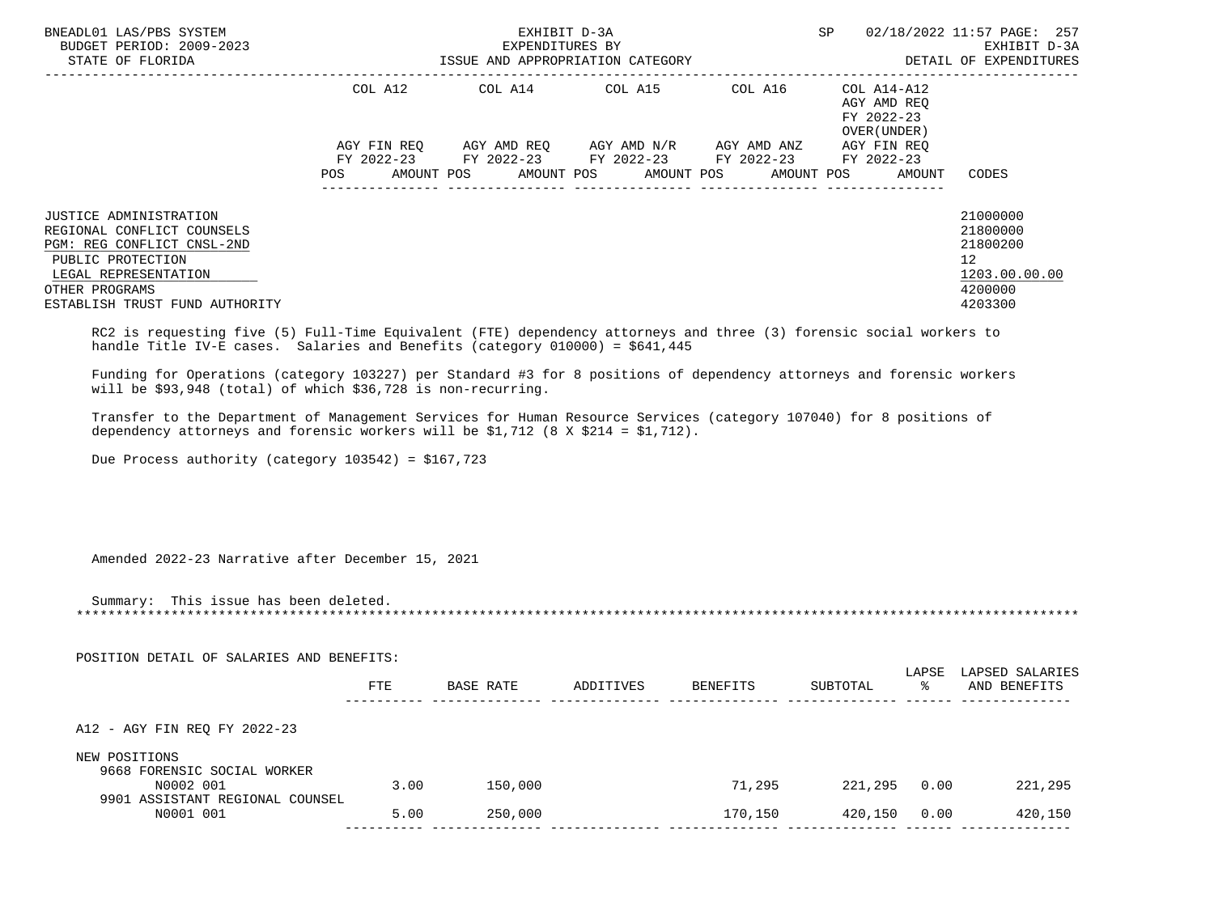| | COL A12 | | COL A14 | | COL A15 | | COL A16 | | COL A14-A12 AGY AMD REQ FY 2022-23 OVER(UNDER) | | |
|---|---|---|---|---|---|---|---|---|---|---|---|
| | AGY FIN REQ FY 2022-23 | | AGY AMD REQ FY 2022-23 | | AGY AMD N/R FY 2022-23 | | AGY AMD ANZ FY 2022-23 | | AGY FIN REQ FY 2022-23 | | |
| | POS | AMOUNT | POS | AMOUNT | POS | AMOUNT | POS | AMOUNT | POS | AMOUNT | CODES |
| JUSTICE ADMINISTRATION | | | | | | | | | | | 21000000 |
| REGIONAL CONFLICT COUNSELS | | | | | | | | | | | 21800000 |
| PGM: REG CONFLICT CNSL-2ND | | | | | | | | | | | 21800200 |
| PUBLIC PROTECTION | | | | | | | | | | | 12 |
| LEGAL REPRESENTATION | | | | | | | | | | | 1203.00.00.00 |
| OTHER PROGRAMS | | | | | | | | | | | 4200000 |
| ESTABLISH TRUST FUND AUTHORITY | | | | | | | | | | | 4203300 |

RC2 is requesting five (5) Full-Time Equivalent (FTE) dependency attorneys and three (3) forensic social workers to handle Title IV-E cases. Salaries and Benefits (category 010000) = $641,445

Funding for Operations (category 103227) per Standard #3 for 8 positions of dependency attorneys and forensic workers will be $93,948 (total) of which $36,728 is non-recurring.

Transfer to the Department of Management Services for Human Resource Services (category 107040) for 8 positions of dependency attorneys and forensic workers will be $1,712 (8 X $214 = $1,712).

Due Process authority (category 103542) = $167,723

Amended 2022-23 Narrative after December 15, 2021

Summary: This issue has been deleted.

*******************************************************************************************************************

POSITION DETAIL OF SALARIES AND BENEFITS:

| | FTE | BASE RATE | ADDITIVES | BENEFITS | SUBTOTAL | LAPSE % | LAPSED SALARIES AND BENEFITS |
|---|---|---|---|---|---|---|---|
| A12 - AGY FIN REQ FY 2022-23 | | | | | | | |
| NEW POSITIONS | | | | | | | |
| 9668 FORENSIC SOCIAL WORKER | | | | | | | |
| N0002 001 | 3.00 | 150,000 | | 71,295 | 221,295 | 0.00 | 221,295 |
| 9901 ASSISTANT REGIONAL COUNSEL | | | | | | | |
| N0001 001 | 5.00 | 250,000 | | 170,150 | 420,150 | 0.00 | 420,150 |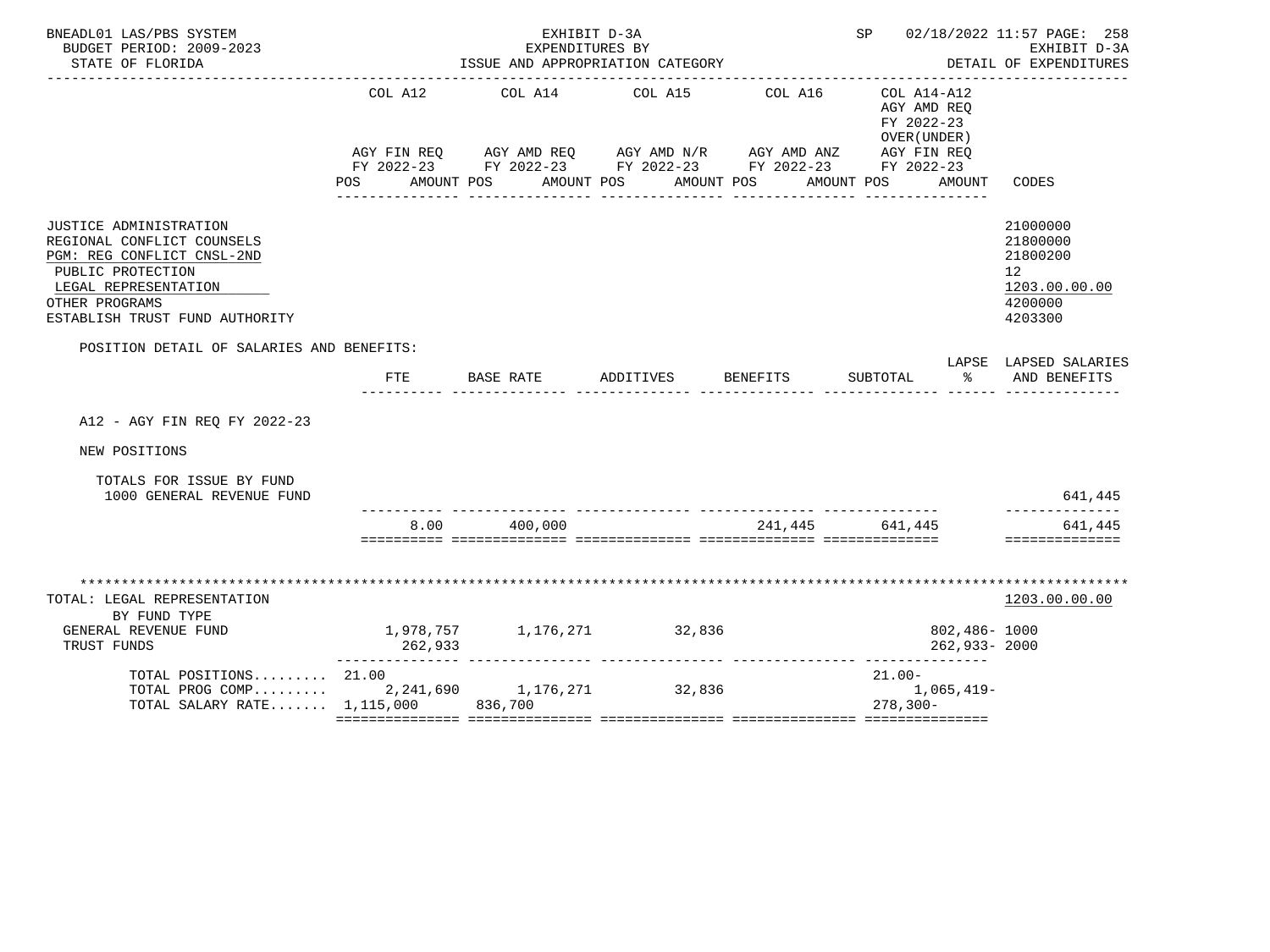BNEADL01 LAS/PBS SYSTEM — BUDGET PERIOD: 2009-2023 — STATE OF FLORIDA

EXHIBIT D-3A — EXPENDITURES BY ISSUE AND APPROPRIATION CATEGORY

SP 02/18/2022 11:57 — EXHIBIT D-3A — DETAIL OF EXPENDITURES

| | COL A12 AGY FIN REQ FY 2022-23 POS AMOUNT | COL A14 AGY AMD REQ FY 2022-23 POS AMOUNT | COL A15 AGY AMD N/R FY 2022-23 POS AMOUNT | COL A16 AGY AMD ANZ FY 2022-23 POS AMOUNT | COL A14-A12 AGY AMD REQ FY 2022-23 OVER(UNDER) AGY FIN REQ FY 2022-23 POS AMOUNT | CODES |
|---|---|---|---|---|---|---|
| JUSTICE ADMINISTRATION | | | | | | 21000000 |
| REGIONAL CONFLICT COUNSELS | | | | | | 21800000 |
| PGM: REG CONFLICT CNSL-2ND | | | | | | 21800200 |
| PUBLIC PROTECTION | | | | | | 12 |
| LEGAL REPRESENTATION | | | | | | 1203.00.00.00 |
| OTHER PROGRAMS | | | | | | 4200000 |
| ESTABLISH TRUST FUND AUTHORITY | | | | | | 4203300 |

POSITION DETAIL OF SALARIES AND BENEFITS:

| | FTE | BASE RATE | ADDITIVES | BENEFITS | SUBTOTAL | LAPSE % | LAPSED SALARIES AND BENEFITS |
|---|---|---|---|---|---|---|---|
| A12 - AGY FIN REQ FY 2022-23 | | | | | | | |
| NEW POSITIONS | | | | | | | |
| TOTALS FOR ISSUE BY FUND | | | | | | | |
| 1000 GENERAL REVENUE FUND | | | | | | | 641,445 |
| | 8.00 | 400,000 | | 241,445 | 641,445 | | 641,445 |

************************************************************

| TOTAL: LEGAL REPRESENTATION | COL A12 | COL A14 | COL A15 | COL A16 | COL A14-A12 | CODES |
|---|---|---|---|---|---|---|
| BY FUND TYPE | | | | | | 1203.00.00.00 |
| GENERAL REVENUE FUND | 1,978,757 | 1,176,271 | 32,836 | | 802,486- | 1000 |
| TRUST FUNDS | 262,933 | | | | 262,933- | 2000 |
| TOTAL POSITIONS......... | 21.00 | | | | 21.00- | |
| TOTAL PROG COMP......... | 2,241,690 | 1,176,271 | 32,836 | | 1,065,419- | |
| TOTAL SALARY RATE....... | 1,115,000 | 836,700 | | | 278,300- | |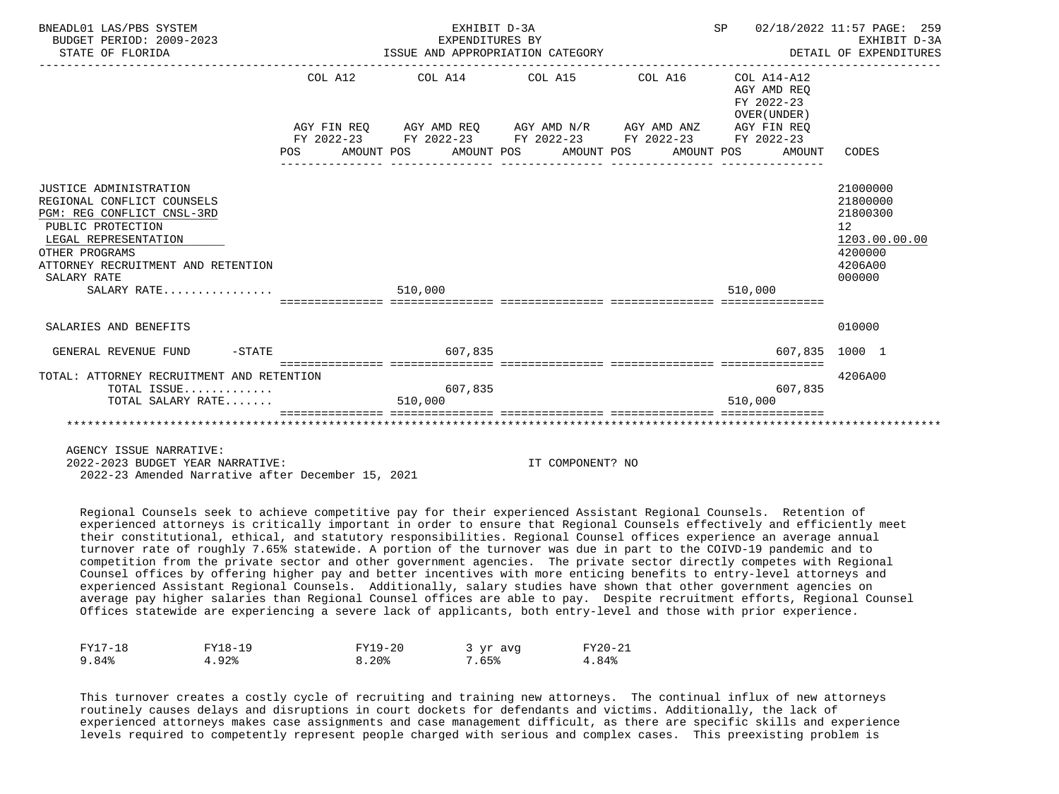| | COL A12 AGY FIN REQ FY 2022-23 POS AMOUNT | COL A14 AGY AMD REQ FY 2022-23 POS AMOUNT | COL A15 AGY AMD N/R FY 2022-23 POS AMOUNT | COL A16 AGY AMD ANZ FY 2022-23 POS AMOUNT | COL A14-A12 AGY AMD REQ FY 2022-23 OVER(UNDER) AGY FIN REQ FY 2022-23 POS AMOUNT | CODES |
|---|---|---|---|---|---|---|
| JUSTICE ADMINISTRATION | | | | | | 21000000 |
| REGIONAL CONFLICT COUNSELS | | | | | | 21800000 |
| PGM: REG CONFLICT CNSL-3RD | | | | | | 21800300 |
| PUBLIC PROTECTION | | | | | | 12 |
| LEGAL REPRESENTATION | | | | | | 1203.00.00.00 |
| OTHER PROGRAMS | | | | | | 4200000 |
| ATTORNEY RECRUITMENT AND RETENTION | | | | | | 4206A00 |
| SALARY RATE | | | | | | 000000 |
| SALARY RATE................ | | 510,000 | | | 510,000 | |
| SALARIES AND BENEFITS | | | | | | 010000 |
| GENERAL REVENUE FUND -STATE | | 607,835 | | | 607,835 | 1000 1 |
| TOTAL: ATTORNEY RECRUITMENT AND RETENTION | | | | | | 4206A00 |
| TOTAL ISSUE............. | | 607,835 | | | 607,835 | |
| TOTAL SALARY RATE....... | | 510,000 | | | 510,000 | |

AGENCY ISSUE NARRATIVE:
2022-2023 BUDGET YEAR NARRATIVE: IT COMPONENT? NO
2022-23 Amended Narrative after December 15, 2021

Regional Counsels seek to achieve competitive pay for their experienced Assistant Regional Counsels. Retention of experienced attorneys is critically important in order to ensure that Regional Counsels effectively and efficiently meet their constitutional, ethical, and statutory responsibilities. Regional Counsel offices experience an average annual turnover rate of roughly 7.65% statewide. A portion of the turnover was due in part to the COIVD-19 pandemic and to competition from the private sector and other government agencies. The private sector directly competes with Regional Counsel offices by offering higher pay and better incentives with more enticing benefits to entry-level attorneys and experienced Assistant Regional Counsels. Additionally, salary studies have shown that other government agencies on average pay higher salaries than Regional Counsel offices are able to pay. Despite recruitment efforts, Regional Counsel Offices statewide are experiencing a severe lack of applicants, both entry-level and those with prior experience.

| FY17-18 | FY18-19 | FY19-20 | 3 yr avg | FY20-21 |
|---|---|---|---|---|
| 9.84% | 4.92% | 8.20% | 7.65% | 4.84% |

This turnover creates a costly cycle of recruiting and training new attorneys. The continual influx of new attorneys routinely causes delays and disruptions in court dockets for defendants and victims. Additionally, the lack of experienced attorneys makes case assignments and case management difficult, as there are specific skills and experience levels required to competently represent people charged with serious and complex cases. This preexisting problem is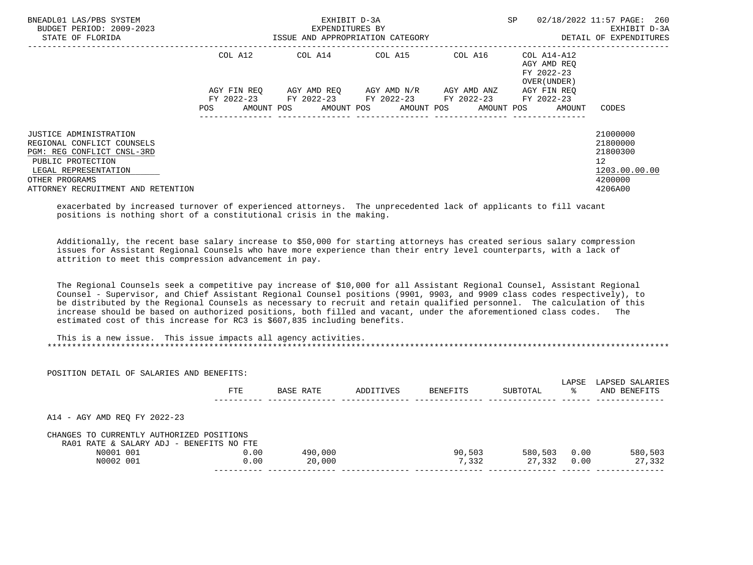| | COL A12 | COL A14 | COL A15 | COL A16 | COL A14-A12 AGY AMD REQ FY 2022-23 OVER(UNDER) | |
|---|---|---|---|---|---|---|
| | AGY FIN REQ FY 2022-23 | AGY AMD REQ FY 2022-23 | AGY AMD N/R FY 2022-23 | AGY AMD ANZ FY 2022-23 | AGY FIN REQ FY 2022-23 | |
| | POS AMOUNT | POS AMOUNT | POS AMOUNT | POS AMOUNT | POS AMOUNT | CODES |

| | CODES |
|---|---|
| JUSTICE ADMINISTRATION | 21000000 |
| REGIONAL CONFLICT COUNSELS | 21800000 |
| PGM: REG CONFLICT CNSL-3RD | 21800300 |
| PUBLIC PROTECTION | 12 |
| LEGAL REPRESENTATION | 1203.00.00.00 |
| OTHER PROGRAMS | 4200000 |
| ATTORNEY RECRUITMENT AND RETENTION | 4206A00 |

exacerbated by increased turnover of experienced attorneys. The unprecedented lack of applicants to fill vacant positions is nothing short of a constitutional crisis in the making.

Additionally, the recent base salary increase to $50,000 for starting attorneys has created serious salary compression issues for Assistant Regional Counsels who have more experience than their entry level counterparts, with a lack of attrition to meet this compression advancement in pay.

The Regional Counsels seek a competitive pay increase of $10,000 for all Assistant Regional Counsel, Assistant Regional Counsel - Supervisor, and Chief Assistant Regional Counsel positions (9901, 9903, and 9909 class codes respectively), to be distributed by the Regional Counsels as necessary to recruit and retain qualified personnel. The calculation of this increase should be based on authorized positions, both filled and vacant, under the aforementioned class codes. The estimated cost of this increase for RC3 is $607,835 including benefits.

This is a new issue. This issue impacts all agency activities.

*******************************************************************************************************************************

POSITION DETAIL OF SALARIES AND BENEFITS:

| | FTE | BASE RATE | ADDITIVES | BENEFITS | SUBTOTAL | LAPSE % | LAPSED SALARIES AND BENEFITS |
|---|---|---|---|---|---|---|---|
| A14 - AGY AMD REQ FY 2022-23 | | | | | | | |
| CHANGES TO CURRENTLY AUTHORIZED POSITIONS | | | | | | | |
| RA01 RATE & SALARY ADJ - BENEFITS NO FTE | | | | | | | |
| N0001 001 | 0.00 | 490,000 | | 90,503 | 580,503 | 0.00 | 580,503 |
| N0002 001 | 0.00 | 20,000 | | 7,332 | 27,332 | 0.00 | 27,332 |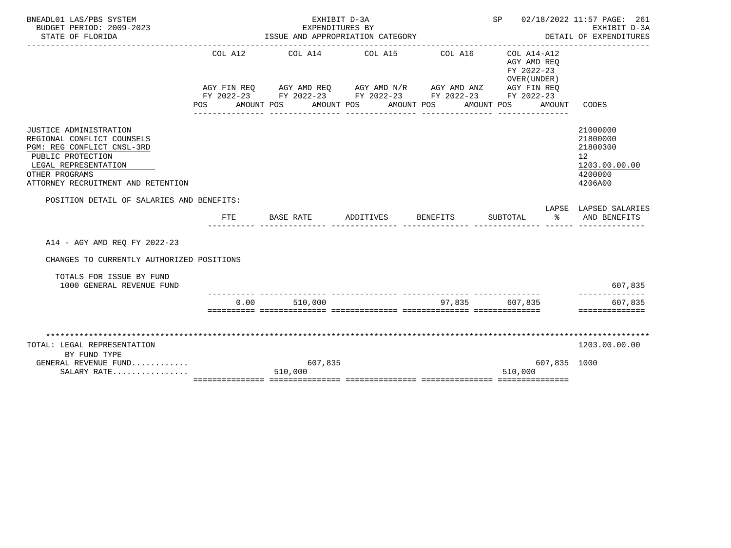BNEADL01 LAS/PBS SYSTEM — EXHIBIT D-3A — EXPENDITURES BY ISSUE AND APPROPRIATION CATEGORY — SP 02/18/2022 11:57
BUDGET PERIOD: 2009-2023 — EXHIBIT D-3A
STATE OF FLORIDA — DETAIL OF EXPENDITURES

| | COL A12 AGY FIN REQ FY 2022-23 | | COL A14 AGY AMD REQ FY 2022-23 | | COL A15 AGY AMD N/R FY 2022-23 | | COL A16 AGY AMD ANZ FY 2022-23 | | COL A14-A12 AGY AMD REQ FY 2022-23 OVER(UNDER) AGY FIN REQ FY 2022-23 | | CODES |
|---|---|---|---|---|---|---|---|---|---|---|---|
| | POS | AMOUNT | POS | AMOUNT | POS | AMOUNT | POS | AMOUNT | POS | AMOUNT | |
| JUSTICE ADMINISTRATION | | | | | | | | | | | 21000000 |
| REGIONAL CONFLICT COUNSELS | | | | | | | | | | | 21800000 |
| PGM: REG CONFLICT CNSL-3RD | | | | | | | | | | | 21800300 |
| PUBLIC PROTECTION | | | | | | | | | | | 12 |
| LEGAL REPRESENTATION | | | | | | | | | | | 1203.00.00.00 |
| OTHER PROGRAMS | | | | | | | | | | | 4200000 |
| ATTORNEY RECRUITMENT AND RETENTION | | | | | | | | | | | 4206A00 |

POSITION DETAIL OF SALARIES AND BENEFITS:

| | FTE | BASE RATE | ADDITIVES | BENEFITS | SUBTOTAL | LAPSE % | LAPSED SALARIES AND BENEFITS |
|---|---|---|---|---|---|---|---|
| A14 - AGY AMD REQ FY 2022-23 | | | | | | | |
| CHANGES TO CURRENTLY AUTHORIZED POSITIONS | | | | | | | |
| TOTALS FOR ISSUE BY FUND | | | | | | | |
| 1000 GENERAL REVENUE FUND | | | | | | | 607,835 |
| | 0.00 | 510,000 | | 97,835 | 607,835 | | 607,835 |

| TOTAL: LEGAL REPRESENTATION | COL A12 | COL A14 | COL A15 | COL A16 | COL A14-A12 | CODES |
|---|---|---|---|---|---|---|
| BY FUND TYPE | | | | | | 1203.00.00.00 |
| GENERAL REVENUE FUND........... | | 607,835 | | | 607,835 | 1000 |
| SALARY RATE................ | | 510,000 | | | 510,000 | |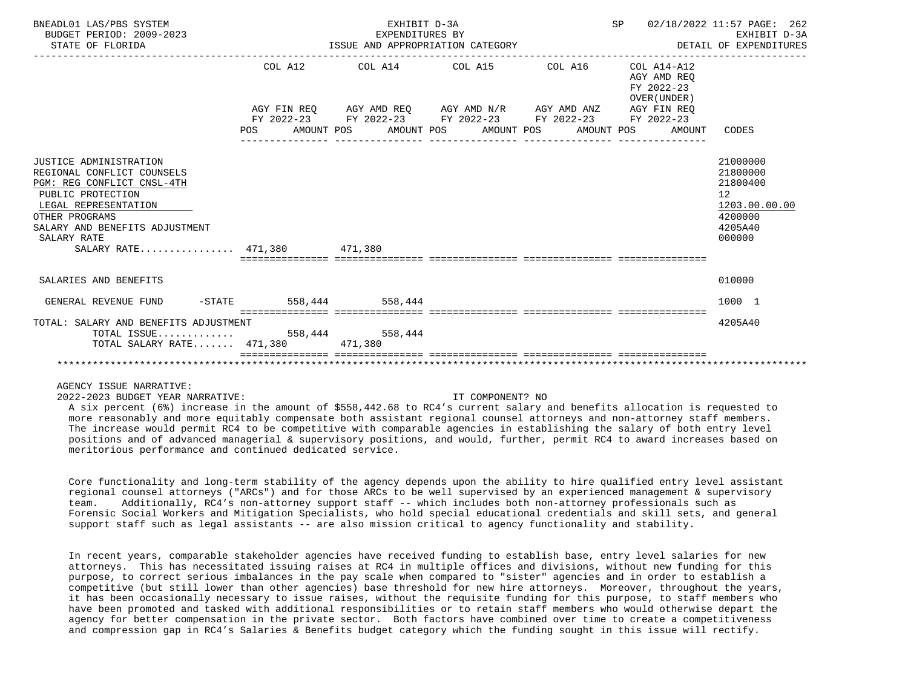BNEADL01 LAS/PBS SYSTEM — EXHIBIT D-3A — EXPENDITURES BY ISSUE AND APPROPRIATION CATEGORY
BUDGET PERIOD: 2009-2023 — STATE OF FLORIDA — SP 02/18/2022 11:57 — EXHIBIT D-3A DETAIL OF EXPENDITURES

| | COL A12 AGY FIN REQ FY 2022-23 POS AMOUNT | COL A14 AGY AMD REQ FY 2022-23 POS AMOUNT | COL A15 AGY AMD N/R FY 2022-23 POS AMOUNT | COL A16 AGY AMD ANZ FY 2022-23 POS AMOUNT | COL A14-A12 AGY AMD REQ FY 2022-23 OVER(UNDER) AGY FIN REQ FY 2022-23 POS AMOUNT | CODES |
|---|---|---|---|---|---|---|
| JUSTICE ADMINISTRATION | | | | | | 21000000 |
| REGIONAL CONFLICT COUNSELS | | | | | | 21800000 |
| PGM: REG CONFLICT CNSL-4TH | | | | | | 21800400 |
| PUBLIC PROTECTION | | | | | | 12 |
| LEGAL REPRESENTATION | | | | | | 1203.00.00.00 |
| OTHER PROGRAMS | | | | | | 4200000 |
| SALARY AND BENEFITS ADJUSTMENT | | | | | | 4205A40 |
| SALARY RATE | | | | | | 000000 |
| SALARY RATE................ | 471,380 | 471,380 | | | | |
| SALARIES AND BENEFITS | | | | | | 010000 |
| GENERAL REVENUE FUND -STATE | 558,444 | 558,444 | | | | 1000 1 |
| TOTAL: SALARY AND BENEFITS ADJUSTMENT | | | | | | 4205A40 |
| TOTAL ISSUE............. | 558,444 | 558,444 | | | | |
| TOTAL SALARY RATE....... | 471,380 | 471,380 | | | | |

AGENCY ISSUE NARRATIVE:

2022-2023 BUDGET YEAR NARRATIVE: IT COMPONENT? NO

A six percent (6%) increase in the amount of $558,442.68 to RC4's current salary and benefits allocation is requested to more reasonably and more equitably compensate both assistant regional counsel attorneys and non-attorney staff members. The increase would permit RC4 to be competitive with comparable agencies in establishing the salary of both entry level positions and of advanced managerial & supervisory positions, and would, further, permit RC4 to award increases based on meritorious performance and continued dedicated service.

Core functionality and long-term stability of the agency depends upon the ability to hire qualified entry level assistant regional counsel attorneys ("ARCs") and for those ARCs to be well supervised by an experienced management & supervisory team. Additionally, RC4's non-attorney support staff -- which includes both non-attorney professionals such as Forensic Social Workers and Mitigation Specialists, who hold special educational credentials and skill sets, and general support staff such as legal assistants -- are also mission critical to agency functionality and stability.

In recent years, comparable stakeholder agencies have received funding to establish base, entry level salaries for new attorneys. This has necessitated issuing raises at RC4 in multiple offices and divisions, without new funding for this purpose, to correct serious imbalances in the pay scale when compared to "sister" agencies and in order to establish a competitive (but still lower than other agencies) base threshold for new hire attorneys. Moreover, throughout the years, it has been occasionally necessary to issue raises, without the requisite funding for this purpose, to staff members who have been promoted and tasked with additional responsibilities or to retain staff members who would otherwise depart the agency for better compensation in the private sector. Both factors have combined over time to create a competitiveness and compression gap in RC4's Salaries & Benefits budget category which the funding sought in this issue will rectify.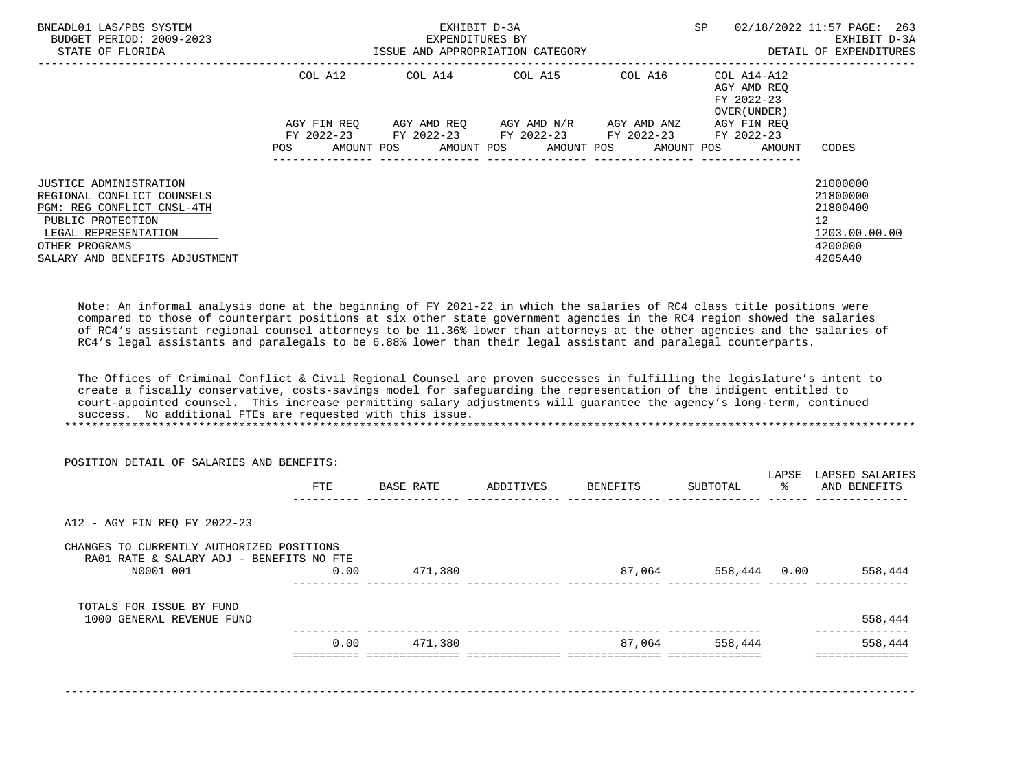| | COL A12 | | COL A14 | | COL A15 | | COL A16 | | COL A14-A12 AGY AMD REQ FY 2022-23 OVER(UNDER) | | |
|---|---|---|---|---|---|---|---|---|---|---|---|
| | AGY FIN REQ FY 2022-23 | | AGY AMD REQ FY 2022-23 | | AGY AMD N/R FY 2022-23 | | AGY AMD ANZ FY 2022-23 | | AGY FIN REQ FY 2022-23 | | |
| | POS | AMOUNT | POS | AMOUNT | POS | AMOUNT | POS | AMOUNT | POS | AMOUNT | CODES |
| JUSTICE ADMINISTRATION | | | | | | | | | | | 21000000 |
| REGIONAL CONFLICT COUNSELS | | | | | | | | | | | 21800000 |
| PGM: REG CONFLICT CNSL-4TH | | | | | | | | | | | 21800400 |
| PUBLIC PROTECTION | | | | | | | | | | | 12 |
| LEGAL REPRESENTATION | | | | | | | | | | | 1203.00.00.00 |
| OTHER PROGRAMS | | | | | | | | | | | 4200000 |
| SALARY AND BENEFITS ADJUSTMENT | | | | | | | | | | | 4205A40 |

Note: An informal analysis done at the beginning of FY 2021-22 in which the salaries of RC4 class title positions were compared to those of counterpart positions at six other state government agencies in the RC4 region showed the salaries of RC4's assistant regional counsel attorneys to be 11.36% lower than attorneys at the other agencies and the salaries of RC4's legal assistants and paralegals to be 6.88% lower than their legal assistant and paralegal counterparts.

The Offices of Criminal Conflict & Civil Regional Counsel are proven successes in fulfilling the legislature's intent to create a fiscally conservative, costs-savings model for safeguarding the representation of the indigent entitled to court-appointed counsel. This increase permitting salary adjustments will guarantee the agency's long-term, continued success. No additional FTEs are requested with this issue.

POSITION DETAIL OF SALARIES AND BENEFITS:

| | FTE | BASE RATE | ADDITIVES | BENEFITS | SUBTOTAL | LAPSE % | LAPSED SALARIES AND BENEFITS |
|---|---|---|---|---|---|---|---|
| A12 - AGY FIN REQ FY 2022-23 | | | | | | | |
| CHANGES TO CURRENTLY AUTHORIZED POSITIONS | | | | | | | |
| RA01 RATE & SALARY ADJ - BENEFITS NO FTE | | | | | | | |
| N0001 001 | 0.00 | 471,380 | | 87,064 | 558,444 | 0.00 | 558,444 |
| TOTALS FOR ISSUE BY FUND | | | | | | | |
| 1000 GENERAL REVENUE FUND | | | | | | | 558,444 |
| | 0.00 | 471,380 | | 87,064 | 558,444 | | 558,444 |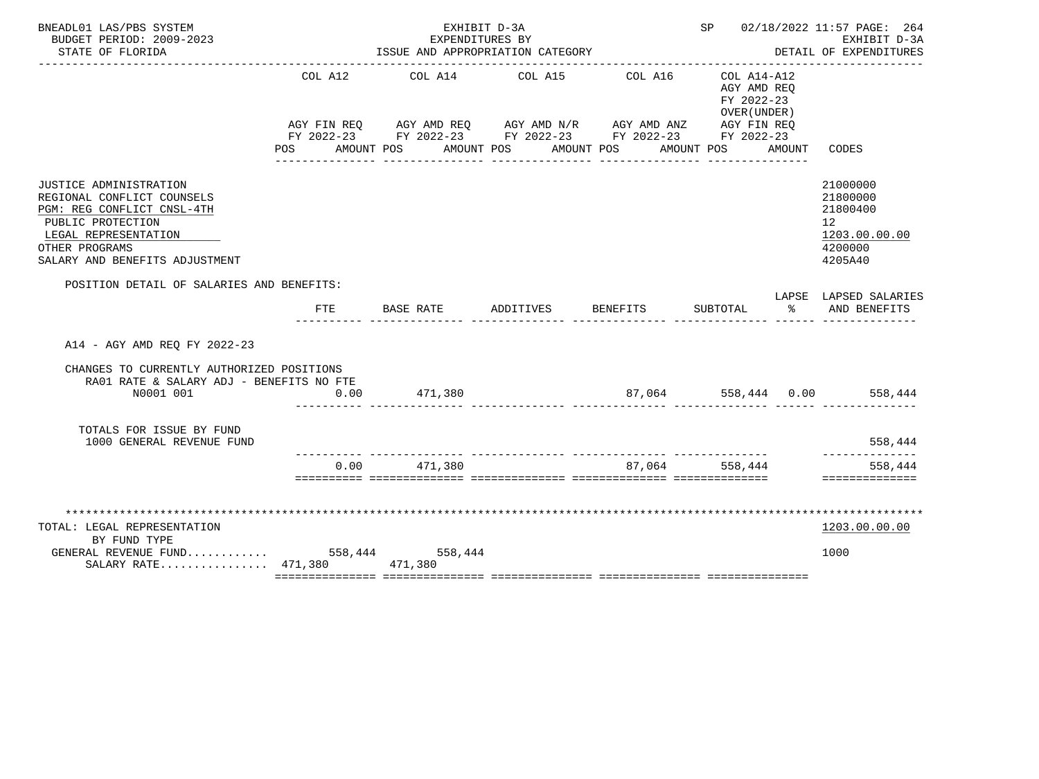BNEADL01 LAS/PBS SYSTEM — EXHIBIT D-3A — SP 02/18/2022 11:57

BUDGET PERIOD: 2009-2023 — EXPENDITURES BY — EXHIBIT D-3A

STATE OF FLORIDA — ISSUE AND APPROPRIATION CATEGORY — DETAIL OF EXPENDITURES

| | COL A12 AGY FIN REQ FY 2022-23 POS AMOUNT | COL A14 AGY AMD REQ FY 2022-23 POS AMOUNT | COL A15 AGY AMD N/R FY 2022-23 POS AMOUNT | COL A16 AGY AMD ANZ FY 2022-23 POS AMOUNT | COL A14-A12 AGY AMD REQ FY 2022-23 OVER(UNDER) AGY FIN REQ FY 2022-23 POS AMOUNT | CODES |
|---|---|---|---|---|---|---|
| JUSTICE ADMINISTRATION | | | | | | 21000000 |
| REGIONAL CONFLICT COUNSELS | | | | | | 21800000 |
| PGM: REG CONFLICT CNSL-4TH | | | | | | 21800400 |
| PUBLIC PROTECTION | | | | | | 12 |
| LEGAL REPRESENTATION | | | | | | 1203.00.00.00 |
| OTHER PROGRAMS | | | | | | 4200000 |
| SALARY AND BENEFITS ADJUSTMENT | | | | | | 4205A40 |

POSITION DETAIL OF SALARIES AND BENEFITS:

| | FTE | BASE RATE | ADDITIVES | BENEFITS | SUBTOTAL | LAPSE % | LAPSED SALARIES AND BENEFITS |
|---|---|---|---|---|---|---|---|
| A14 - AGY AMD REQ FY 2022-23 | | | | | | | |
| CHANGES TO CURRENTLY AUTHORIZED POSITIONS | | | | | | | |
| RA01 RATE & SALARY ADJ - BENEFITS NO FTE | | | | | | | |
| N0001 001 | 0.00 | 471,380 | | 87,064 | 558,444 | 0.00 | 558,444 |
| TOTALS FOR ISSUE BY FUND | | | | | | | |
| 1000 GENERAL REVENUE FUND | | | | | | | 558,444 |
| | 0.00 | 471,380 | | 87,064 | 558,444 | | 558,444 |

| TOTAL: LEGAL REPRESENTATION BY FUND TYPE | COL A12 | COL A14 | COL A15 | COL A16 | COL A14-A12 | CODES |
|---|---|---|---|---|---|---|
| | | | | | | 1203.00.00.00 |
| GENERAL REVENUE FUND | 558,444 | 558,444 | | | | 1000 |
| SALARY RATE | 471,380 | 471,380 | | | | |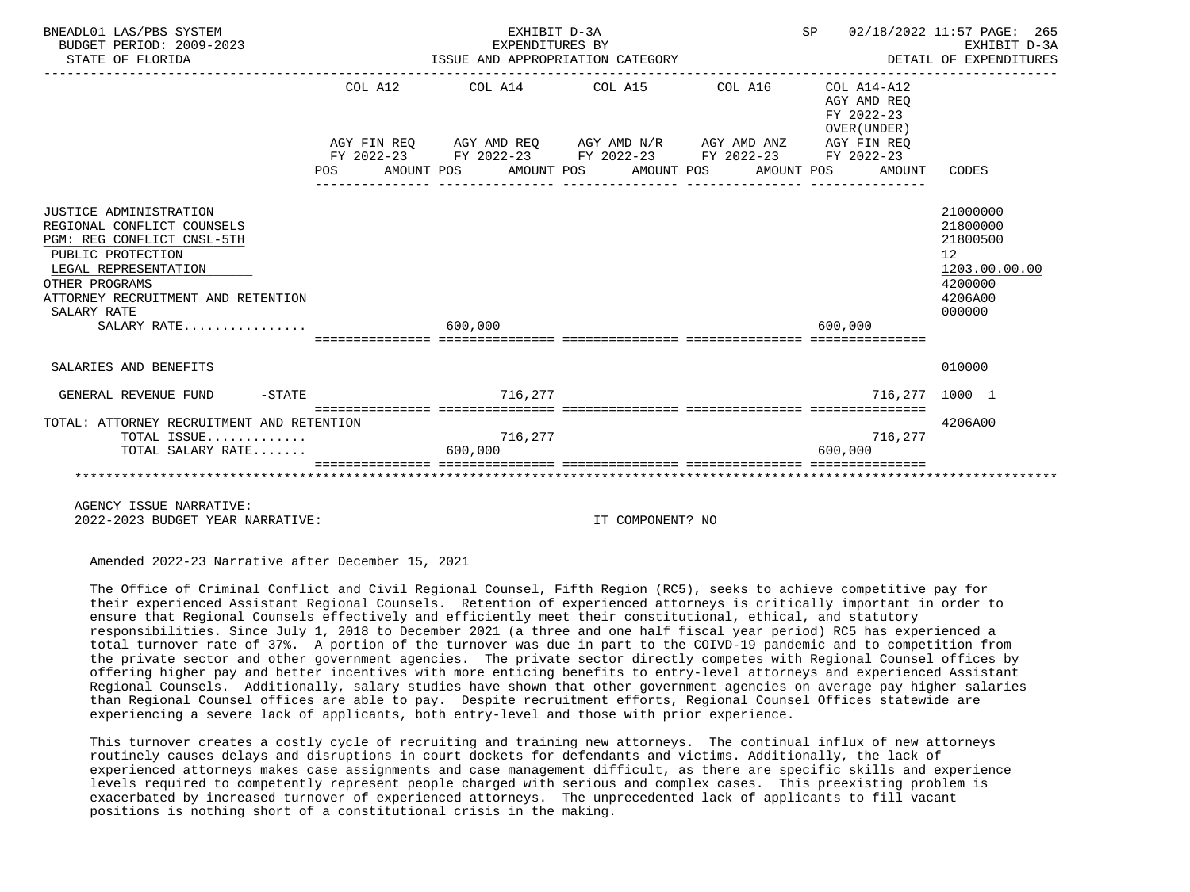BNEADL01 LAS/PBS SYSTEM — EXHIBIT D-3A — EXPENDITURES BY ISSUE AND APPROPRIATION CATEGORY
BUDGET PERIOD: 2009-2023 — STATE OF FLORIDA — SP 02/18/2022 11:57 — EXHIBIT D-3A DETAIL OF EXPENDITURES

| | COL A12 AGY FIN REQ FY 2022-23 POS AMOUNT | COL A14 AGY AMD REQ FY 2022-23 POS AMOUNT | COL A15 AGY AMD N/R FY 2022-23 POS AMOUNT | COL A16 AGY AMD ANZ FY 2022-23 POS AMOUNT | COL A14-A12 AGY AMD REQ FY 2022-23 OVER(UNDER) AGY FIN REQ FY 2022-23 POS AMOUNT | CODES |
|---|---|---|---|---|---|---|
| JUSTICE ADMINISTRATION | | | | | | 21000000 |
| REGIONAL CONFLICT COUNSELS | | | | | | 21800000 |
| PGM: REG CONFLICT CNSL-5TH | | | | | | 21800500 |
| PUBLIC PROTECTION | | | | | | 12 |
| LEGAL REPRESENTATION | | | | | | 1203.00.00.00 |
| OTHER PROGRAMS | | | | | | 4200000 |
| ATTORNEY RECRUITMENT AND RETENTION | | | | | | 4206A00 |
| SALARY RATE | | | | | | 000000 |
| SALARY RATE................ | | 600,000 | | | 600,000 | |
| SALARIES AND BENEFITS | | | | | | 010000 |
| GENERAL REVENUE FUND -STATE | | 716,277 | | | 716,277 | 1000 1 |
| TOTAL: ATTORNEY RECRUITMENT AND RETENTION | | | | | | 4206A00 |
| TOTAL ISSUE............. | | 716,277 | | | 716,277 | |
| TOTAL SALARY RATE....... | | 600,000 | | | 600,000 | |

AGENCY ISSUE NARRATIVE:
2022-2023 BUDGET YEAR NARRATIVE: IT COMPONENT? NO

Amended 2022-23 Narrative after December 15, 2021

The Office of Criminal Conflict and Civil Regional Counsel, Fifth Region (RC5), seeks to achieve competitive pay for their experienced Assistant Regional Counsels. Retention of experienced attorneys is critically important in order to ensure that Regional Counsels effectively and efficiently meet their constitutional, ethical, and statutory responsibilities. Since July 1, 2018 to December 2021 (a three and one half fiscal year period) RC5 has experienced a total turnover rate of 37%. A portion of the turnover was due in part to the COIVD-19 pandemic and to competition from the private sector and other government agencies. The private sector directly competes with Regional Counsel offices by offering higher pay and better incentives with more enticing benefits to entry-level attorneys and experienced Assistant Regional Counsels. Additionally, salary studies have shown that other government agencies on average pay higher salaries than Regional Counsel offices are able to pay. Despite recruitment efforts, Regional Counsel Offices statewide are experiencing a severe lack of applicants, both entry-level and those with prior experience.

This turnover creates a costly cycle of recruiting and training new attorneys. The continual influx of new attorneys routinely causes delays and disruptions in court dockets for defendants and victims. Additionally, the lack of experienced attorneys makes case assignments and case management difficult, as there are specific skills and experience levels required to competently represent people charged with serious and complex cases. This preexisting problem is exacerbated by increased turnover of experienced attorneys. The unprecedented lack of applicants to fill vacant positions is nothing short of a constitutional crisis in the making.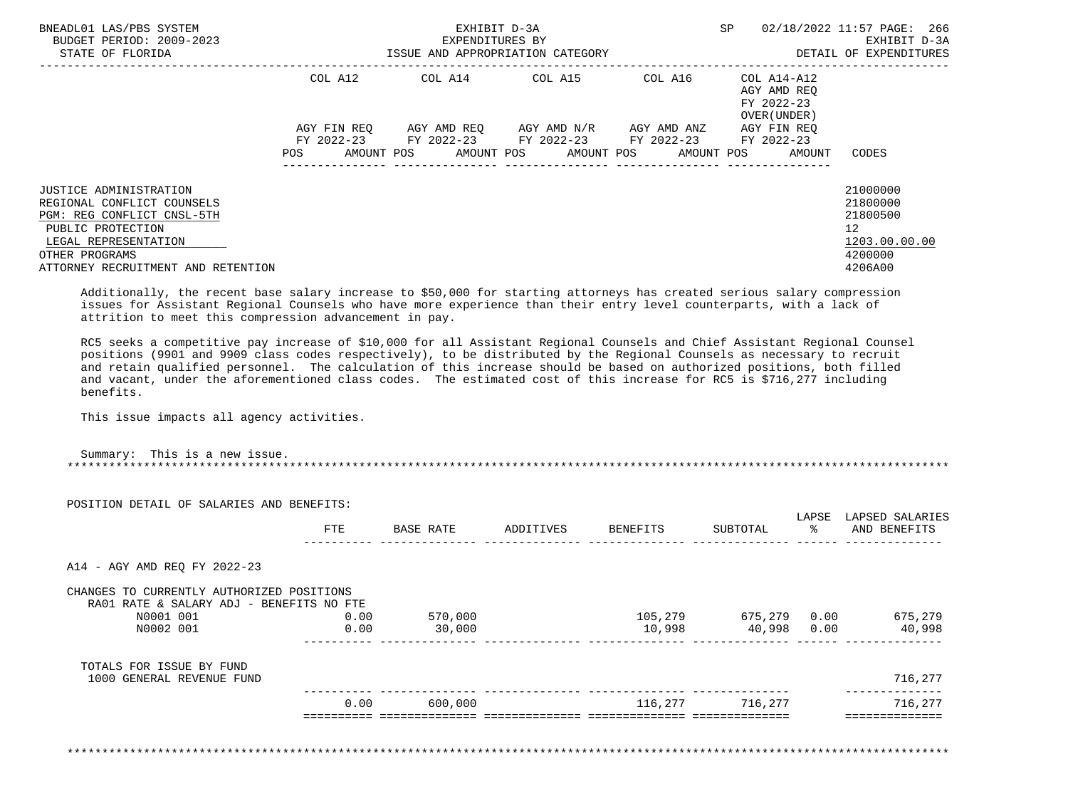| | COL A12 | COL A14 | COL A15 | COL A16 | COL A14-A12 AGY AMD REQ FY 2022-23 OVER(UNDER) | |
|---|---|---|---|---|---|---|
| | AGY FIN REQ FY 2022-23 | AGY AMD REQ FY 2022-23 | AGY AMD N/R FY 2022-23 | AGY AMD ANZ FY 2022-23 | AGY FIN REQ FY 2022-23 | |
| | POS AMOUNT | POS AMOUNT | POS AMOUNT | POS AMOUNT | POS AMOUNT | CODES |

| | |
|---|---|
| JUSTICE ADMINISTRATION | 21000000 |
| REGIONAL CONFLICT COUNSELS | 21800000 |
| PGM: REG CONFLICT CNSL-5TH | 21800500 |
| PUBLIC PROTECTION | 12 |
| LEGAL REPRESENTATION | 1203.00.00.00 |
| OTHER PROGRAMS | 4200000 |
| ATTORNEY RECRUITMENT AND RETENTION | 4206A00 |

Additionally, the recent base salary increase to $50,000 for starting attorneys has created serious salary compression issues for Assistant Regional Counsels who have more experience than their entry level counterparts, with a lack of attrition to meet this compression advancement in pay.

RC5 seeks a competitive pay increase of $10,000 for all Assistant Regional Counsels and Chief Assistant Regional Counsel positions (9901 and 9909 class codes respectively), to be distributed by the Regional Counsels as necessary to recruit and retain qualified personnel. The calculation of this increase should be based on authorized positions, both filled and vacant, under the aforementioned class codes. The estimated cost of this increase for RC5 is $716,277 including benefits.

This issue impacts all agency activities.

Summary: This is a new issue.

POSITION DETAIL OF SALARIES AND BENEFITS:

| | FTE | BASE RATE | ADDITIVES | BENEFITS | SUBTOTAL | LAPSE % | LAPSED SALARIES AND BENEFITS |
|---|---|---|---|---|---|---|---|
| A14 - AGY AMD REQ FY 2022-23 | | | | | | | |
| CHANGES TO CURRENTLY AUTHORIZED POSITIONS | | | | | | | |
| RA01 RATE & SALARY ADJ - BENEFITS NO FTE | | | | | | | |
| N0001 001 | 0.00 | 570,000 | | 105,279 | 675,279 | 0.00 | 675,279 |
| N0002 001 | 0.00 | 30,000 | | 10,998 | 40,998 | 0.00 | 40,998 |
| TOTALS FOR ISSUE BY FUND | | | | | | | |
| 1000 GENERAL REVENUE FUND | | | | | | | 716,277 |
| | 0.00 | 600,000 | | 116,277 | 716,277 | | 716,277 |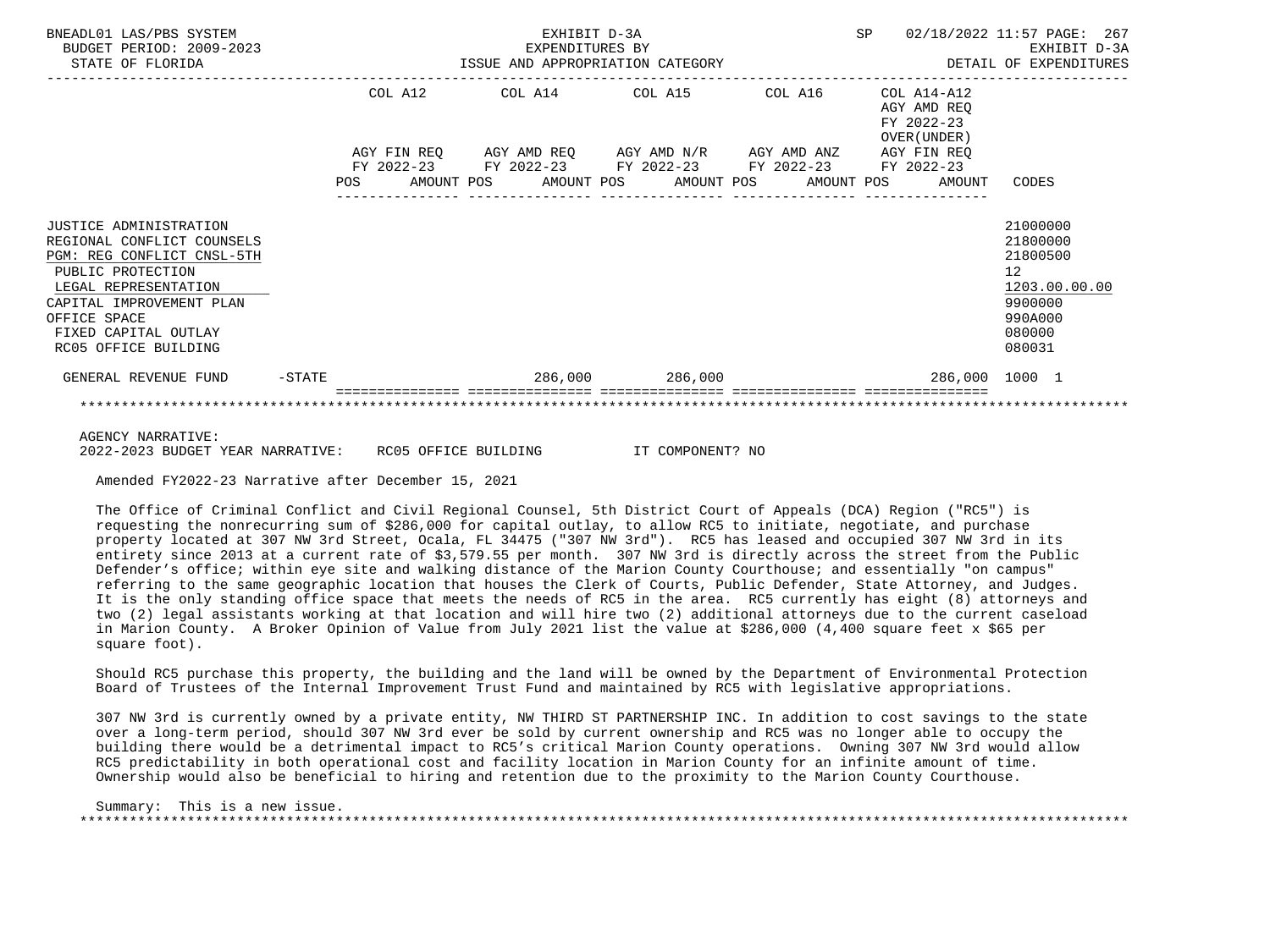BNEADL01 LAS/PBS SYSTEM — EXHIBIT D-3A — EXPENDITURES BY ISSUE AND APPROPRIATION CATEGORY

BUDGET PERIOD: 2009-2023 — STATE OF FLORIDA — DETAIL OF EXPENDITURES

| | COL A12 AGY FIN REQ FY 2022-23 POS AMOUNT | COL A14 AGY AMD REQ FY 2022-23 POS AMOUNT | COL A15 AGY AMD N/R FY 2022-23 POS AMOUNT | COL A16 AGY AMD ANZ FY 2022-23 POS AMOUNT | COL A14-A12 AGY AMD REQ FY 2022-23 OVER(UNDER) AGY FIN REQ FY 2022-23 POS AMOUNT | CODES |
|---|---|---|---|---|---|---|
| JUSTICE ADMINISTRATION | | | | | | 21000000 |
| REGIONAL CONFLICT COUNSELS | | | | | | 21800000 |
| PGM: REG CONFLICT CNSL-5TH | | | | | | 21800500 |
| PUBLIC PROTECTION | | | | | | 12 |
| LEGAL REPRESENTATION | | | | | | 1203.00.00.00 |
| CAPITAL IMPROVEMENT PLAN | | | | | | 9900000 |
| OFFICE SPACE | | | | | | 990A000 |
| FIXED CAPITAL OUTLAY | | | | | | 080000 |
| RC05 OFFICE BUILDING | | | | | | 080031 |
| GENERAL REVENUE FUND -STATE | | 286,000 | 286,000 | | 286,000 | 1000 1 |

AGENCY NARRATIVE:

2022-2023 BUDGET YEAR NARRATIVE: RC05 OFFICE BUILDING IT COMPONENT? NO

Amended FY2022-23 Narrative after December 15, 2021

The Office of Criminal Conflict and Civil Regional Counsel, 5th District Court of Appeals (DCA) Region ("RC5") is requesting the nonrecurring sum of $286,000 for capital outlay, to allow RC5 to initiate, negotiate, and purchase property located at 307 NW 3rd Street, Ocala, FL 34475 ("307 NW 3rd"). RC5 has leased and occupied 307 NW 3rd in its entirety since 2013 at a current rate of $3,579.55 per month. 307 NW 3rd is directly across the street from the Public Defender's office; within eye site and walking distance of the Marion County Courthouse; and essentially "on campus" referring to the same geographic location that houses the Clerk of Courts, Public Defender, State Attorney, and Judges. It is the only standing office space that meets the needs of RC5 in the area. RC5 currently has eight (8) attorneys and two (2) legal assistants working at that location and will hire two (2) additional attorneys due to the current caseload in Marion County. A Broker Opinion of Value from July 2021 list the value at $286,000 (4,400 square feet x $65 per square foot).

Should RC5 purchase this property, the building and the land will be owned by the Department of Environmental Protection Board of Trustees of the Internal Improvement Trust Fund and maintained by RC5 with legislative appropriations.

307 NW 3rd is currently owned by a private entity, NW THIRD ST PARTNERSHIP INC. In addition to cost savings to the state over a long-term period, should 307 NW 3rd ever be sold by current ownership and RC5 was no longer able to occupy the building there would be a detrimental impact to RC5's critical Marion County operations. Owning 307 NW 3rd would allow RC5 predictability in both operational cost and facility location in Marion County for an infinite amount of time. Ownership would also be beneficial to hiring and retention due to the proximity to the Marion County Courthouse.

Summary: This is a new issue.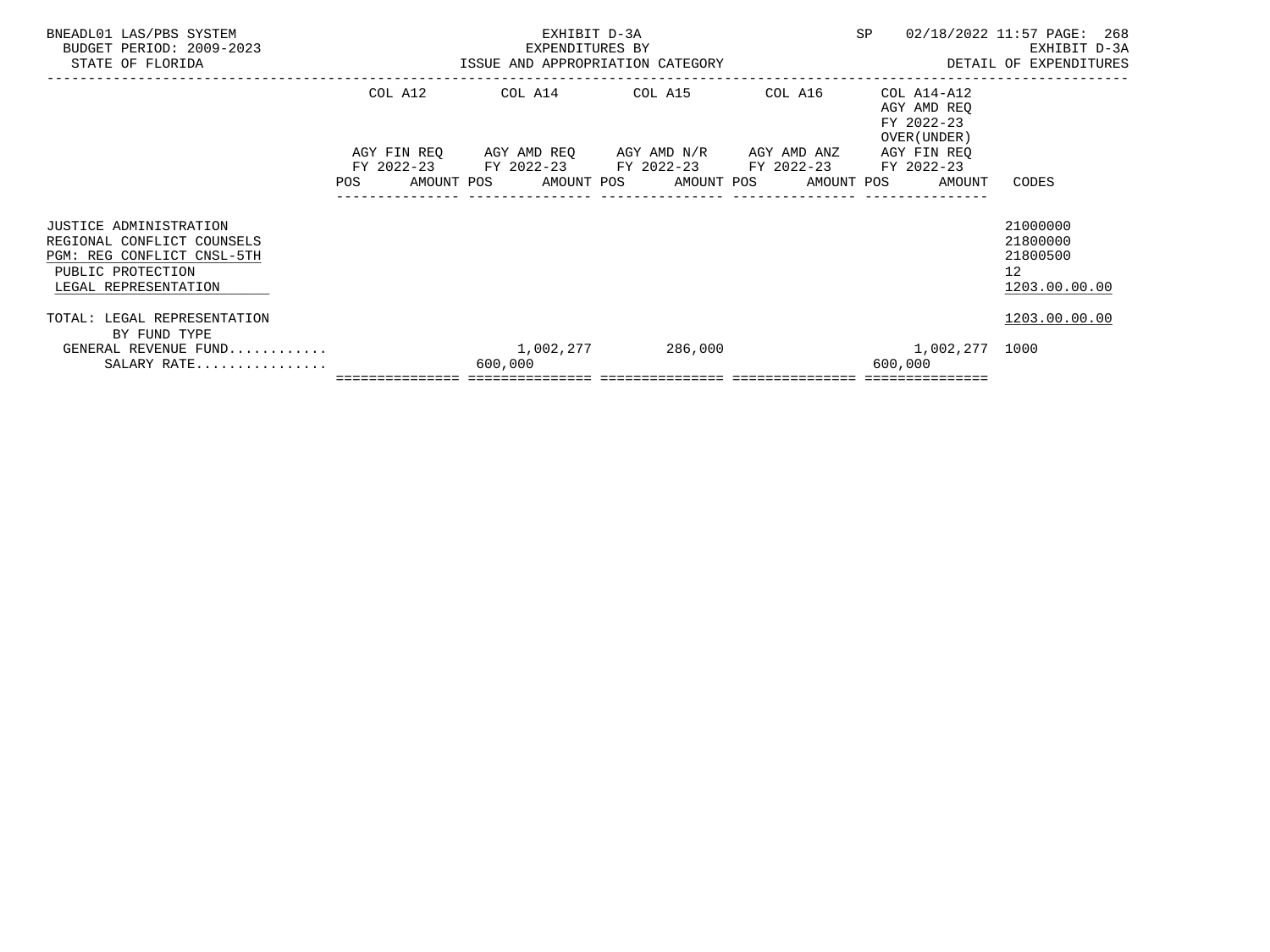BNEADL01 LAS/PBS SYSTEM
BUDGET PERIOD: 2009-2023
STATE OF FLORIDA

EXHIBIT D-3A
EXPENDITURES BY
ISSUE AND APPROPRIATION CATEGORY

SP 02/18/2022 11:57
EXHIBIT D-3A
DETAIL OF EXPENDITURES

| | COL A12 AGY FIN REQ FY 2022-23 POS AMOUNT | COL A14 AGY AMD REQ FY 2022-23 POS AMOUNT | COL A15 AGY AMD N/R FY 2022-23 POS AMOUNT | COL A16 AGY AMD ANZ FY 2022-23 POS AMOUNT | COL A14-A12 AGY AMD REQ FY 2022-23 OVER(UNDER) AGY FIN REQ FY 2022-23 POS AMOUNT | CODES |
|---|---|---|---|---|---|---|
| JUSTICE ADMINISTRATION | | | | | | 21000000 |
| REGIONAL CONFLICT COUNSELS | | | | | | 21800000 |
| PGM: REG CONFLICT CNSL-5TH | | | | | | 21800500 |
| PUBLIC PROTECTION | | | | | | 12 |
| LEGAL REPRESENTATION | | | | | | 1203.00.00.00 |
| TOTAL: LEGAL REPRESENTATION | | | | | | 1203.00.00.00 |
| BY FUND TYPE | | | | | | |
| GENERAL REVENUE FUND............ | | 1,002,277 | 286,000 | | 1,002,277 | 1000 |
| SALARY RATE................ | | 600,000 | | | 600,000 | |